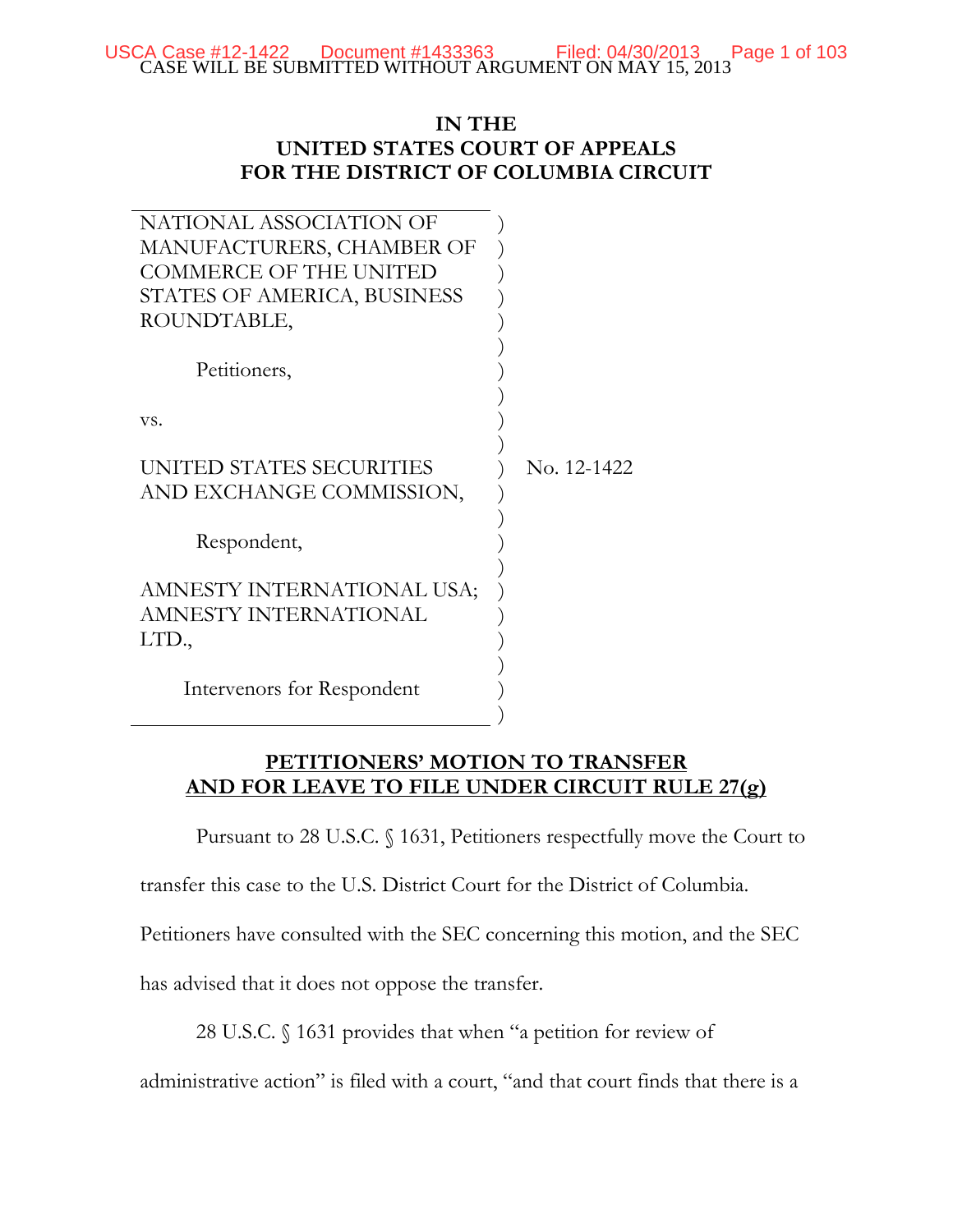CASE WILL BE SUBMITTED WITHOUT ARGUMENT ON MAY 15, 2013

# IN THE UNITED STATES COURT OF APPEALS FOR THE DISTRICT OF COLUMBIA CIRCUIT

NATIONAL ASSOCIATION OF MANUFACTURERS, CHAMBER OF COMMERCE OF THE UNITED STATES OF AMERICA, BUSINESS ROUNDTABLE,

Petitioners,

vs.

UNITED STATES SECURITIES AND EXCHANGE COMMISSION,

Respondent,

AMNESTY INTERNATIONAL USA; AMNESTY INTERNATIONAL LTD.,

Intervenors for Respondent

No. 12-1422

## PETITIONERS' MOTION TO TRANSFER AND FOR LEAVE TO FILE UNDER CIRCUIT RULE 27(g)

Pursuant to 28 U.S.C. § 1631, Petitioners respectfully move the Court to transfer this case to the U.S. District Court for the District of Columbia. Petitioners have consulted with the SEC concerning this motion, and the SEC has advised that it does not oppose the transfer.

28 U.S.C. § 1631 provides that when "a petition for review of administrative action" is filed with a court, "and that court finds that there is a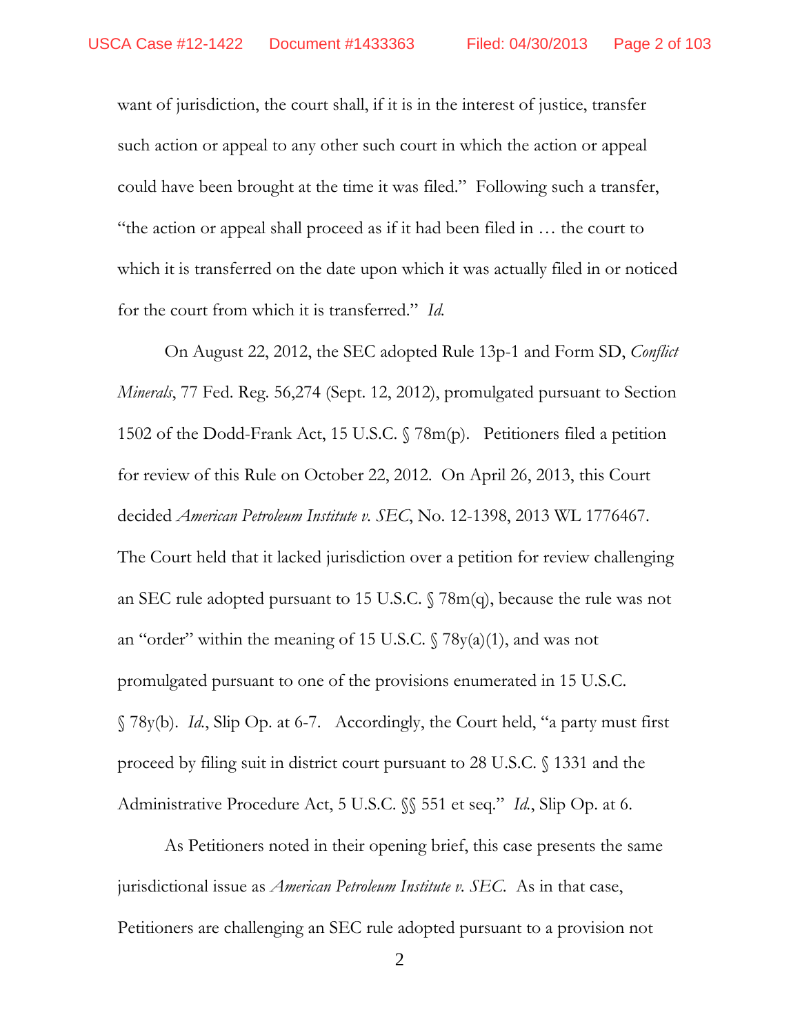want of jurisdiction, the court shall, if it is in the interest of justice, transfer such action or appeal to any other such court in which the action or appeal could have been brought at the time it was filed." Following such a transfer, "the action or appeal shall proceed as if it had been filed in … the court to which it is transferred on the date upon which it was actually filed in or noticed for the court from which it is transferred." *Id.*

On August 22, 2012, the SEC adopted Rule 13p-1 and Form SD, *Conflict Minerals*, 77 Fed. Reg. 56,274 (Sept. 12, 2012), promulgated pursuant to Section 1502 of the Dodd-Frank Act, 15 U.S.C. § 78m(p). Petitioners filed a petition for review of this Rule on October 22, 2012. On April 26, 2013, this Court decided *American Petroleum Institute v. SEC*, No. 12-1398, 2013 WL 1776467. The Court held that it lacked jurisdiction over a petition for review challenging an SEC rule adopted pursuant to 15 U.S.C. § 78m(q), because the rule was not an "order" within the meaning of 15 U.S.C. § 78y(a)(1), and was not promulgated pursuant to one of the provisions enumerated in 15 U.S.C. § 78y(b). *Id.*, Slip Op. at 6-7. Accordingly, the Court held, "a party must first proceed by filing suit in district court pursuant to 28 U.S.C. § 1331 and the Administrative Procedure Act, 5 U.S.C. §§ 551 et seq." *Id.*, Slip Op. at 6.

As Petitioners noted in their opening brief, this case presents the same jurisdictional issue as *American Petroleum Institute v. SEC*. As in that case, Petitioners are challenging an SEC rule adopted pursuant to a provision not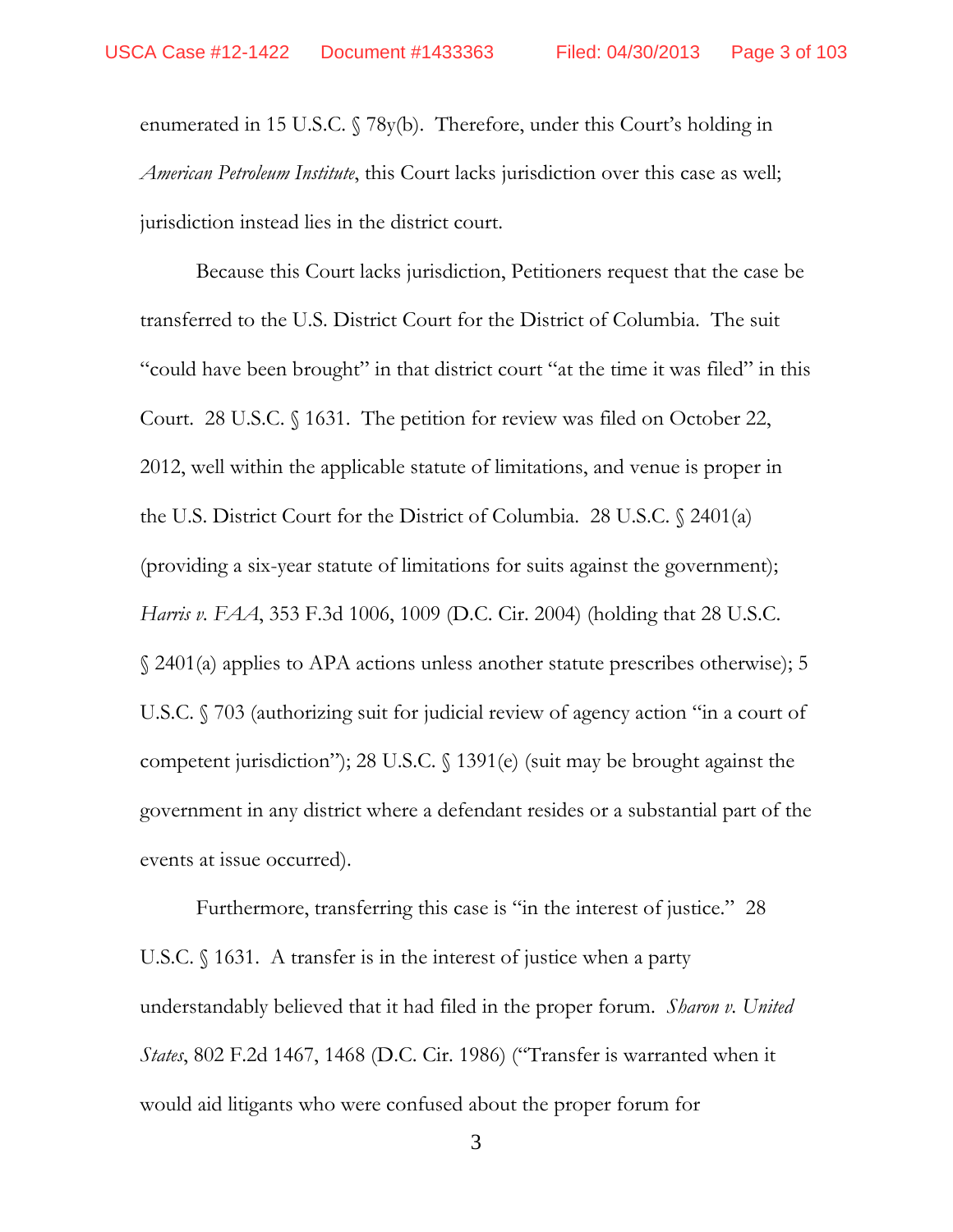enumerated in 15 U.S.C. § 78y(b). Therefore, under this Court's holding in *American Petroleum Institute*, this Court lacks jurisdiction over this case as well; jurisdiction instead lies in the district court.

Because this Court lacks jurisdiction, Petitioners request that the case be transferred to the U.S. District Court for the District of Columbia. The suit "could have been brought" in that district court "at the time it was filed" in this Court. 28 U.S.C. § 1631. The petition for review was filed on October 22, 2012, well within the applicable statute of limitations, and venue is proper in the U.S. District Court for the District of Columbia. 28 U.S.C. § 2401(a) (providing a six-year statute of limitations for suits against the government); *Harris v. FAA*, 353 F.3d 1006, 1009 (D.C. Cir. 2004) (holding that 28 U.S.C. § 2401(a) applies to APA actions unless another statute prescribes otherwise); 5 U.S.C. § 703 (authorizing suit for judicial review of agency action "in a court of competent jurisdiction"); 28 U.S.C. § 1391(e) (suit may be brought against the government in any district where a defendant resides or a substantial part of the events at issue occurred).

Furthermore, transferring this case is "in the interest of justice." 28 U.S.C. § 1631. A transfer is in the interest of justice when a party understandably believed that it had filed in the proper forum. *Sharon v. United States*, 802 F.2d 1467, 1468 (D.C. Cir. 1986) ("Transfer is warranted when it would aid litigants who were confused about the proper forum for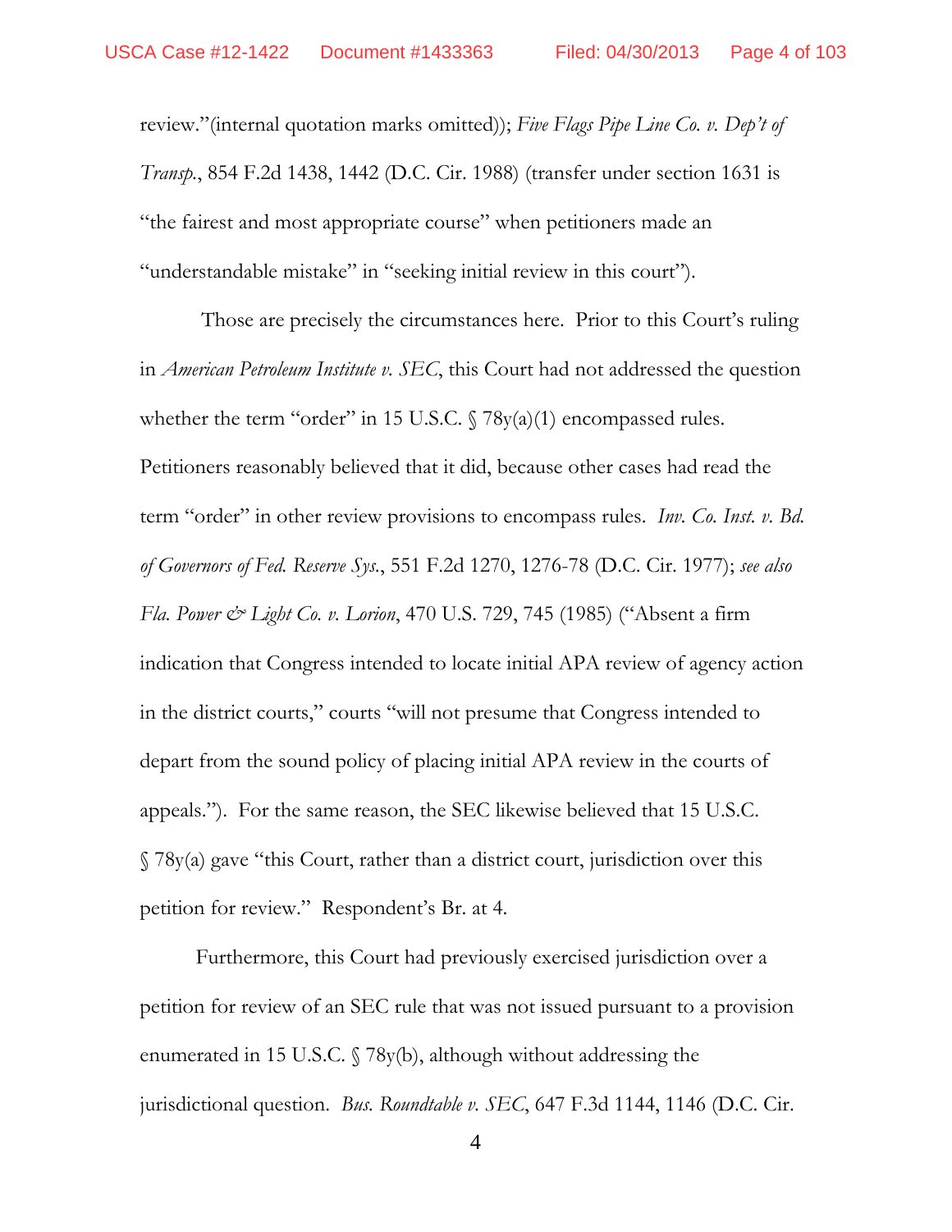review."(internal quotation marks omitted)); *Five Flags Pipe Line Co. v. Dep't of Transp.*, 854 F.2d 1438, 1442 (D.C. Cir. 1988) (transfer under section 1631 is "the fairest and most appropriate course" when petitioners made an "understandable mistake" in "seeking initial review in this court").

Those are precisely the circumstances here. Prior to this Court's ruling in *American Petroleum Institute v. SEC*, this Court had not addressed the question whether the term "order" in 15 U.S.C. § 78y(a)(1) encompassed rules. Petitioners reasonably believed that it did, because other cases had read the term "order" in other review provisions to encompass rules. *Inv. Co. Inst. v. Bd. of Governors of Fed. Reserve Sys.*, 551 F.2d 1270, 1276-78 (D.C. Cir. 1977); *see also Fla. Power & Light Co. v. Lorion*, 470 U.S. 729, 745 (1985) ("Absent a firm indication that Congress intended to locate initial APA review of agency action in the district courts," courts "will not presume that Congress intended to depart from the sound policy of placing initial APA review in the courts of appeals."). For the same reason, the SEC likewise believed that 15 U.S.C. § 78y(a) gave "this Court, rather than a district court, jurisdiction over this petition for review." Respondent's Br. at 4.

Furthermore, this Court had previously exercised jurisdiction over a petition for review of an SEC rule that was not issued pursuant to a provision enumerated in 15 U.S.C. § 78y(b), although without addressing the jurisdictional question. *Bus. Roundtable v. SEC*, 647 F.3d 1144, 1146 (D.C. Cir.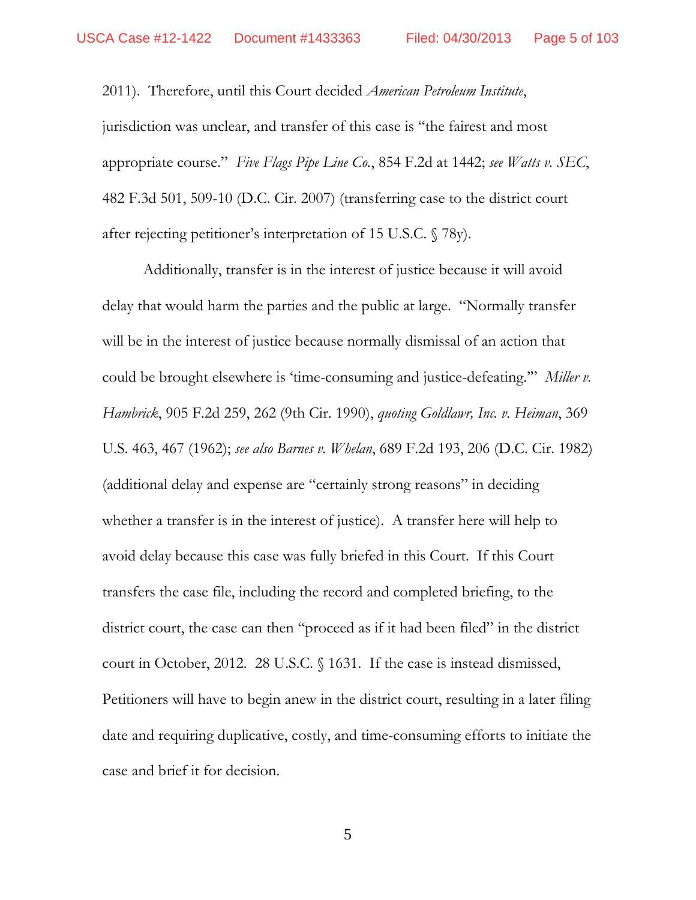2011). Therefore, until this Court decided *American Petroleum Institute*, jurisdiction was unclear, and transfer of this case is "the fairest and most appropriate course." *Five Flags Pipe Line Co.*, 854 F.2d at 1442; *see Watts v. SEC*, 482 F.3d 501, 509-10 (D.C. Cir. 2007) (transferring case to the district court after rejecting petitioner's interpretation of 15 U.S.C. § 78y).

Additionally, transfer is in the interest of justice because it will avoid delay that would harm the parties and the public at large. "Normally transfer will be in the interest of justice because normally dismissal of an action that could be brought elsewhere is 'time-consuming and justice-defeating.'" *Miller v. Hambrick*, 905 F.2d 259, 262 (9th Cir. 1990), *quoting Goldlawr, Inc. v. Heiman*, 369 U.S. 463, 467 (1962); *see also Barnes v. Whelan*, 689 F.2d 193, 206 (D.C. Cir. 1982) (additional delay and expense are "certainly strong reasons" in deciding whether a transfer is in the interest of justice). A transfer here will help to avoid delay because this case was fully briefed in this Court. If this Court transfers the case file, including the record and completed briefing, to the district court, the case can then "proceed as if it had been filed" in the district court in October, 2012. 28 U.S.C. § 1631. If the case is instead dismissed, Petitioners will have to begin anew in the district court, resulting in a later filing date and requiring duplicative, costly, and time-consuming efforts to initiate the case and brief it for decision.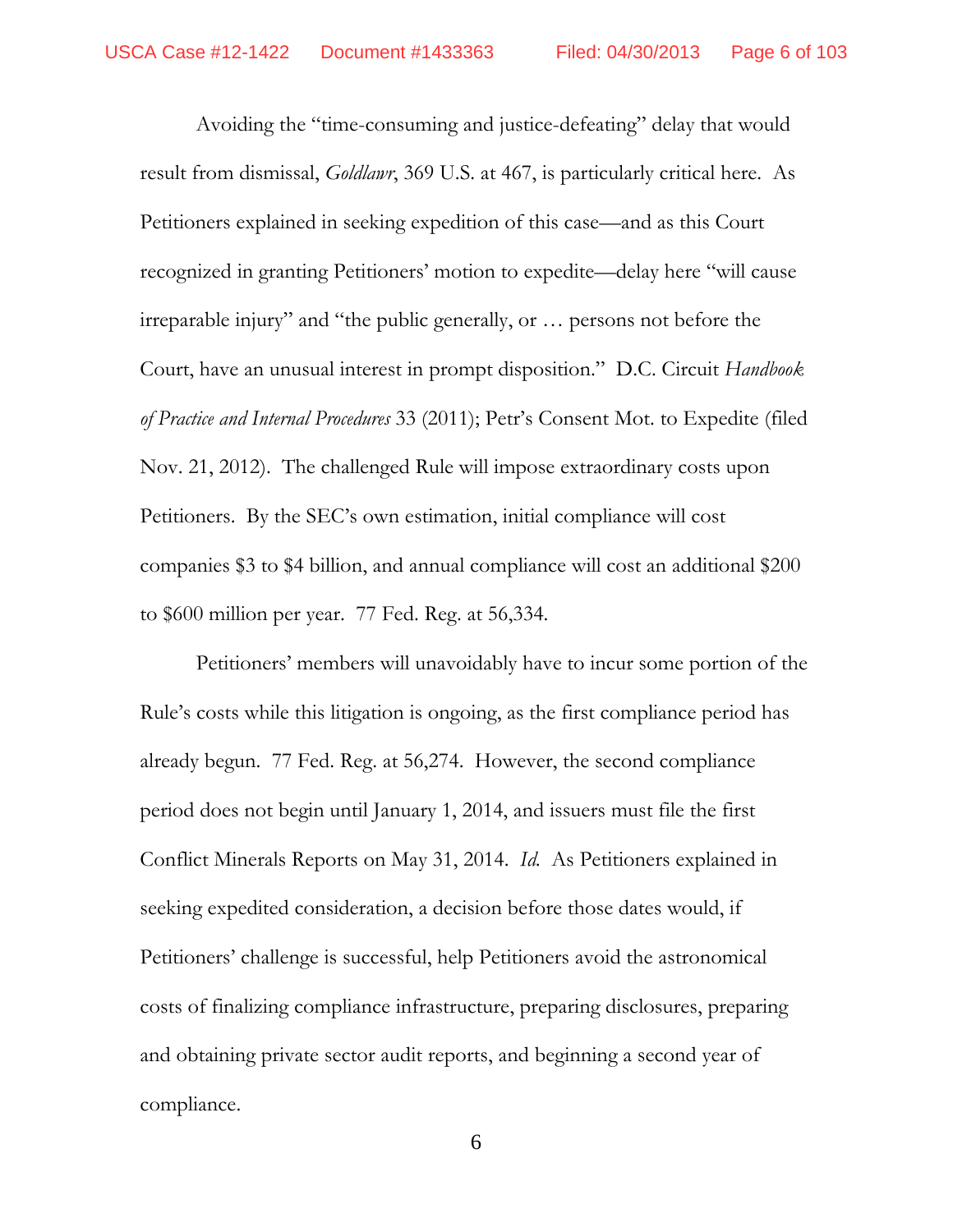Avoiding the "time-consuming and justice-defeating" delay that would result from dismissal, *Goldlawr*, 369 U.S. at 467, is particularly critical here. As Petitioners explained in seeking expedition of this case—and as this Court recognized in granting Petitioners' motion to expedite—delay here "will cause irreparable injury" and "the public generally, or … persons not before the Court, have an unusual interest in prompt disposition." D.C. Circuit *Handbook of Practice and Internal Procedures* 33 (2011); Petr's Consent Mot. to Expedite (filed Nov. 21, 2012). The challenged Rule will impose extraordinary costs upon Petitioners. By the SEC's own estimation, initial compliance will cost companies $3 to $4 billion, and annual compliance will cost an additional $200 to $600 million per year. 77 Fed. Reg. at 56,334.

Petitioners' members will unavoidably have to incur some portion of the Rule's costs while this litigation is ongoing, as the first compliance period has already begun. 77 Fed. Reg. at 56,274. However, the second compliance period does not begin until January 1, 2014, and issuers must file the first Conflict Minerals Reports on May 31, 2014. *Id.* As Petitioners explained in seeking expedited consideration, a decision before those dates would, if Petitioners' challenge is successful, help Petitioners avoid the astronomical costs of finalizing compliance infrastructure, preparing disclosures, preparing and obtaining private sector audit reports, and beginning a second year of compliance.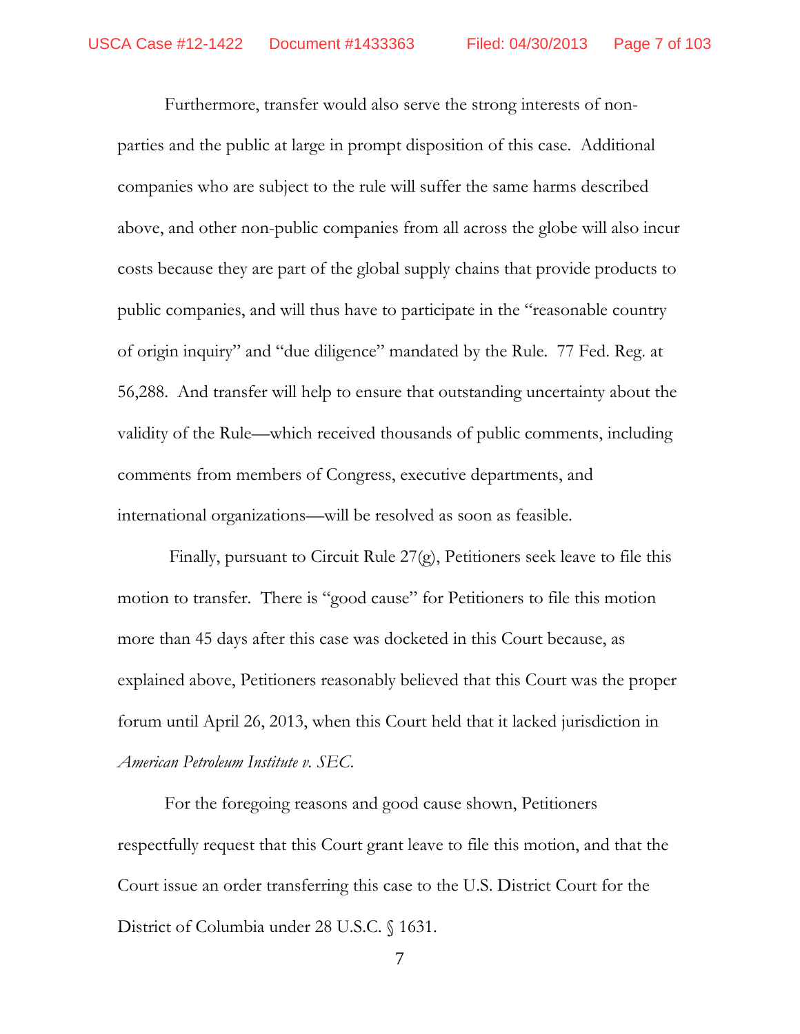Furthermore, transfer would also serve the strong interests of non-parties and the public at large in prompt disposition of this case. Additional companies who are subject to the rule will suffer the same harms described above, and other non-public companies from all across the globe will also incur costs because they are part of the global supply chains that provide products to public companies, and will thus have to participate in the "reasonable country of origin inquiry" and "due diligence" mandated by the Rule. 77 Fed. Reg. at 56,288. And transfer will help to ensure that outstanding uncertainty about the validity of the Rule—which received thousands of public comments, including comments from members of Congress, executive departments, and international organizations—will be resolved as soon as feasible.

Finally, pursuant to Circuit Rule 27(g), Petitioners seek leave to file this motion to transfer. There is "good cause" for Petitioners to file this motion more than 45 days after this case was docketed in this Court because, as explained above, Petitioners reasonably believed that this Court was the proper forum until April 26, 2013, when this Court held that it lacked jurisdiction in *American Petroleum Institute v. SEC*.

For the foregoing reasons and good cause shown, Petitioners respectfully request that this Court grant leave to file this motion, and that the Court issue an order transferring this case to the U.S. District Court for the District of Columbia under 28 U.S.C. § 1631.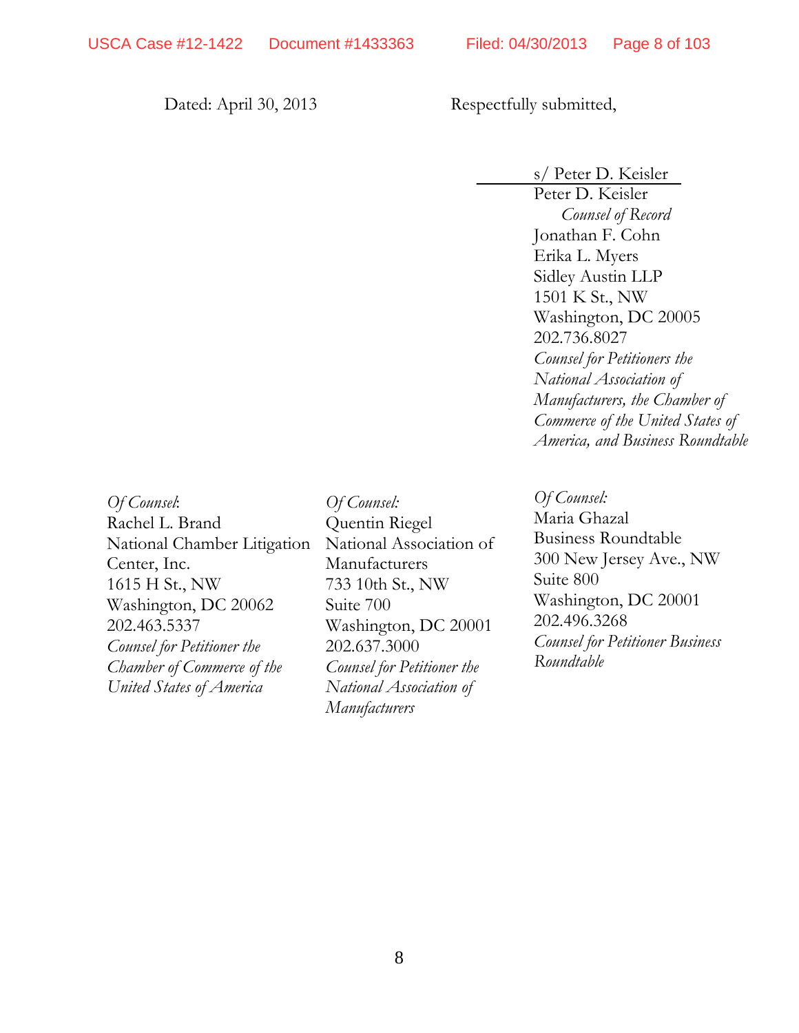Dated: April 30, 2013

Respectfully submitted,

s/ Peter D. Keisler
Peter D. Keisler
*Counsel of Record*
Jonathan F. Cohn
Erika L. Myers
Sidley Austin LLP
1501 K St., NW
Washington, DC 20005
202.736.8027
*Counsel for Petitioners the National Association of Manufacturers, the Chamber of Commerce of the United States of America, and Business Roundtable*

*Of Counsel*:
Rachel L. Brand
National Chamber Litigation Center, Inc.
1615 H St., NW
Washington, DC 20062
202.463.5337
*Counsel for Petitioner the Chamber of Commerce of the United States of America*

*Of Counsel:*
Quentin Riegel
National Association of Manufacturers
733 10th St., NW
Suite 700
Washington, DC 20001
202.637.3000
*Counsel for Petitioner the National Association of Manufacturers*

*Of Counsel:*
Maria Ghazal
Business Roundtable
300 New Jersey Ave., NW
Suite 800
Washington, DC 20001
202.496.3268
*Counsel for Petitioner Business Roundtable*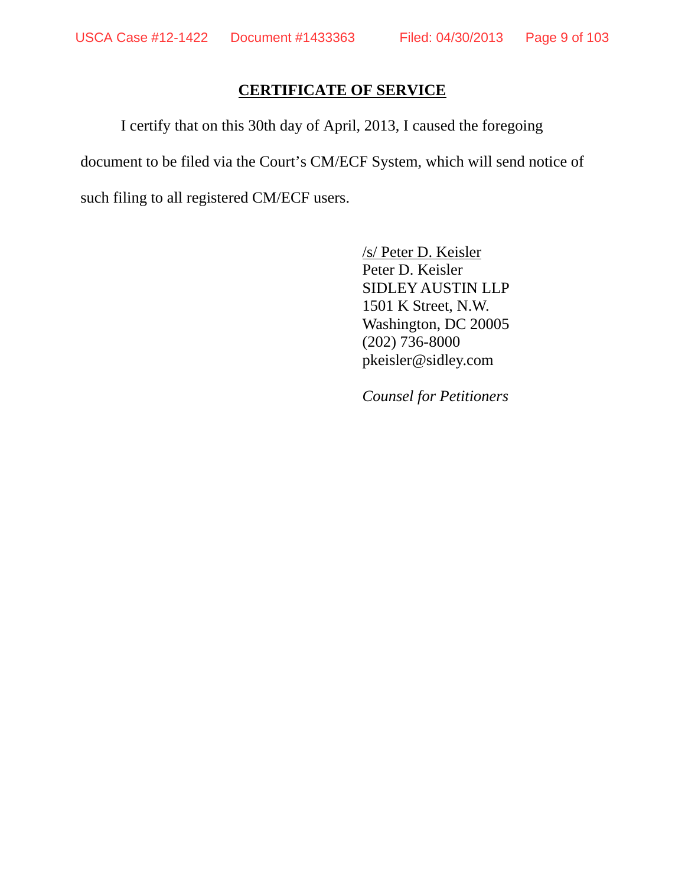## CERTIFICATE OF SERVICE

I certify that on this 30th day of April, 2013, I caused the foregoing document to be filed via the Court's CM/ECF System, which will send notice of such filing to all registered CM/ECF users.

/s/ Peter D. Keisler
Peter D. Keisler
SIDLEY AUSTIN LLP
1501 K Street, N.W.
Washington, DC 20005
(202) 736-8000
pkeisler@sidley.com

*Counsel for Petitioners*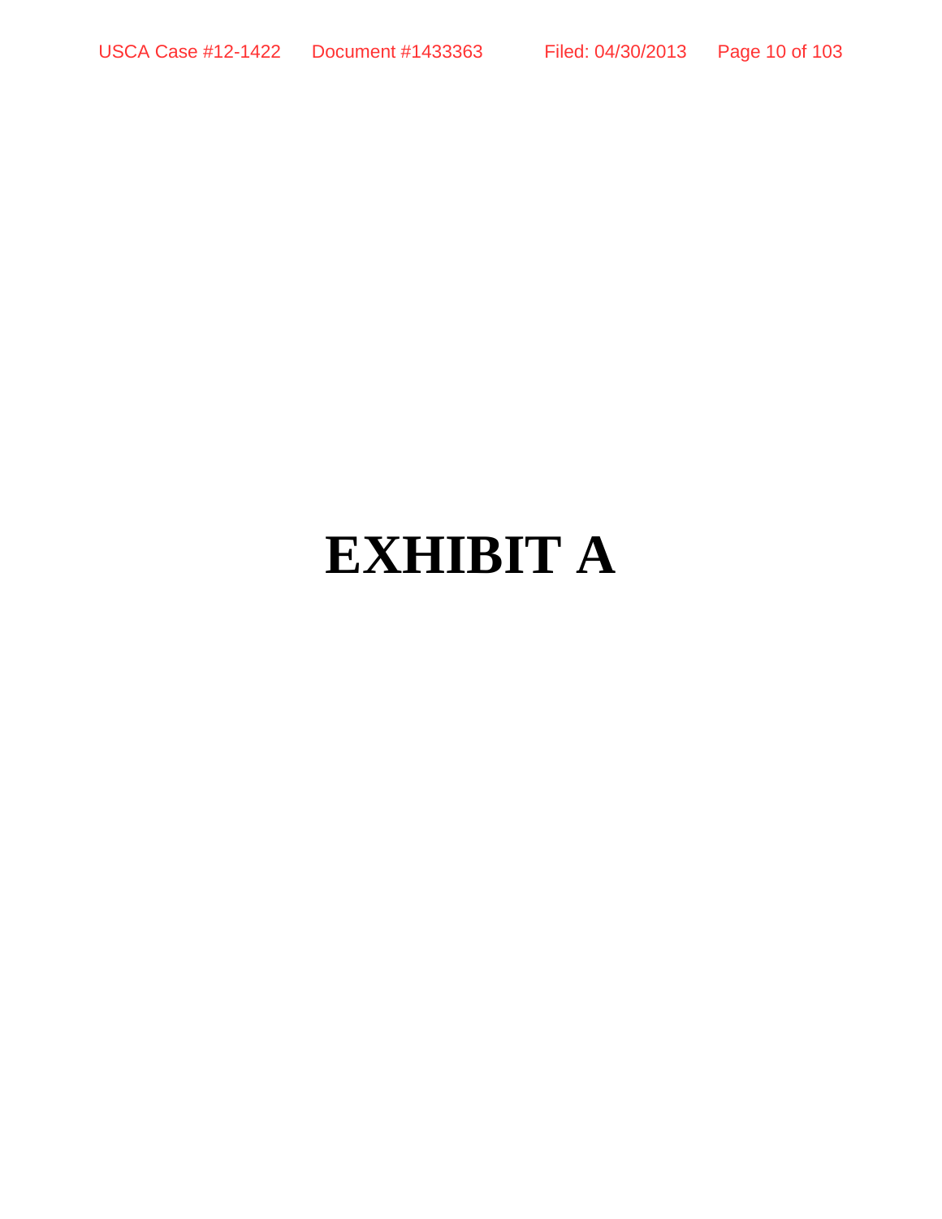# EXHIBIT A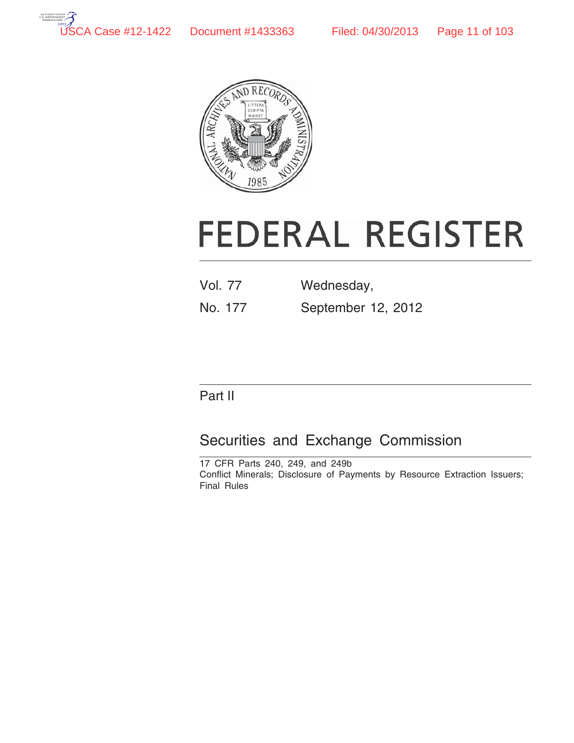# FEDERAL REGISTER

Vol. 77 Wednesday,

No. 177 September 12, 2012

Part II

## Securities and Exchange Commission

17 CFR Parts 240, 249, and 249b

Conflict Minerals; Disclosure of Payments by Resource Extraction Issuers; Final Rules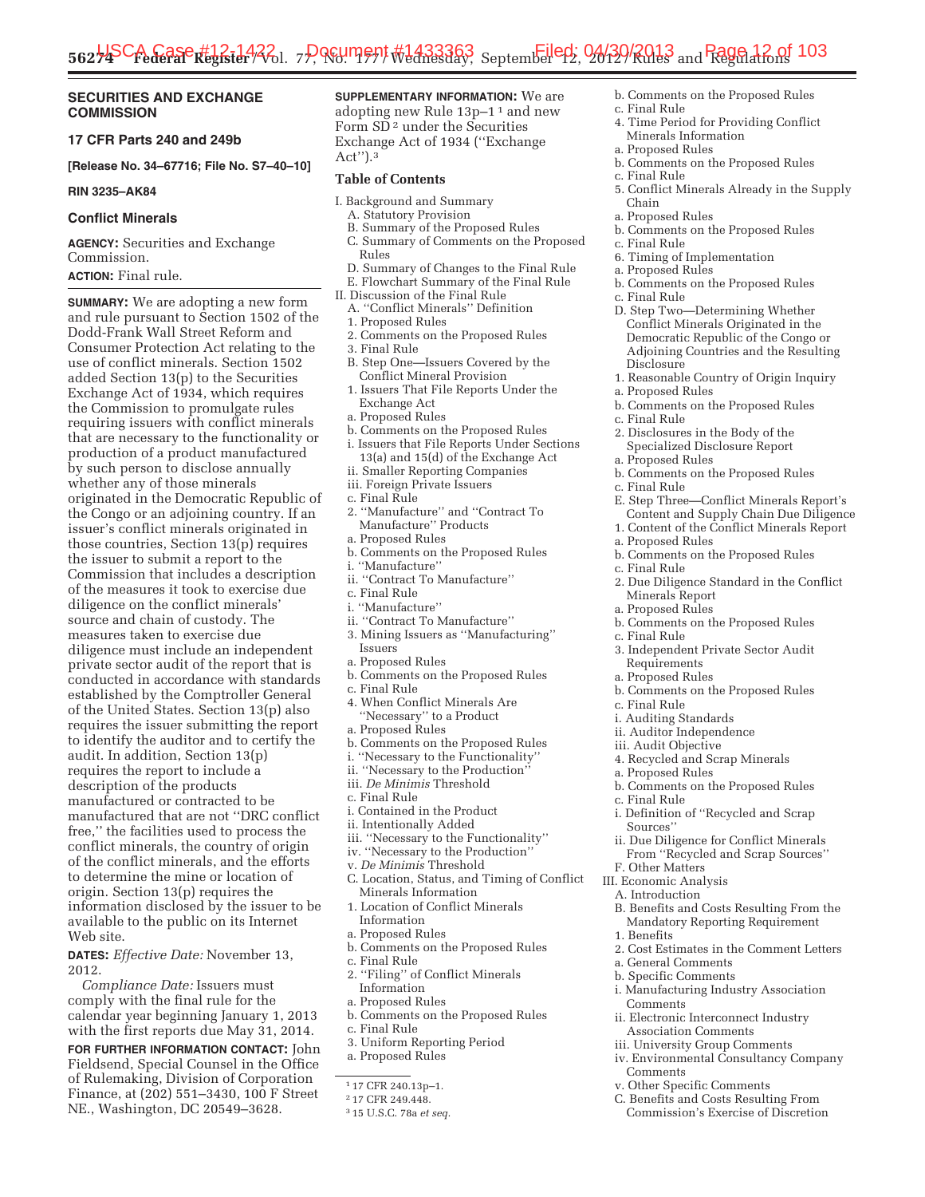## SECURITIES AND EXCHANGE COMMISSION

### 17 CFR Parts 240 and 249b

**[Release No. 34–67716; File No. S7–40–10]**

**RIN 3235–AK84**

### Conflict Minerals

**AGENCY:** Securities and Exchange Commission.

**ACTION:** Final rule.

**SUMMARY:** We are adopting a new form and rule pursuant to Section 1502 of the Dodd-Frank Wall Street Reform and Consumer Protection Act relating to the use of conflict minerals. Section 1502 added Section 13(p) to the Securities Exchange Act of 1934, which requires the Commission to promulgate rules requiring issuers with conflict minerals that are necessary to the functionality or production of a product manufactured by such person to disclose annually whether any of those minerals originated in the Democratic Republic of the Congo or an adjoining country. If an issuer's conflict minerals originated in those countries, Section 13(p) requires the issuer to submit a report to the Commission that includes a description of the measures it took to exercise due diligence on the conflict minerals' source and chain of custody. The measures taken to exercise due diligence must include an independent private sector audit of the report that is conducted in accordance with standards established by the Comptroller General of the United States. Section 13(p) also requires the issuer submitting the report to identify the auditor and to certify the audit. In addition, Section 13(p) requires the report to include a description of the products manufactured or contracted to be manufactured that are not "DRC conflict free," the facilities used to process the conflict minerals, the country of origin of the conflict minerals, and the efforts to determine the mine or location of origin. Section 13(p) requires the information disclosed by the issuer to be available to the public on its Internet Web site.

**DATES:** *Effective Date:* November 13, 2012.

*Compliance Date:* Issuers must comply with the final rule for the calendar year beginning January 1, 2013 with the first reports due May 31, 2014.

**FOR FURTHER INFORMATION CONTACT:** John Fieldsend, Special Counsel in the Office of Rulemaking, Division of Corporation Finance, at (202) 551–3430, 100 F Street NE., Washington, DC 20549–3628.

**SUPPLEMENTARY INFORMATION:** We are adopting new Rule 13p–1 [1] and new Form SD [2] under the Securities Exchange Act of 1934 ("Exchange Act").[3]

**Table of Contents**

I. Background and Summary
  A. Statutory Provision
  B. Summary of the Proposed Rules
  C. Summary of Comments on the Proposed Rules
  D. Summary of Changes to the Final Rule
  E. Flowchart Summary of the Final Rule
II. Discussion of the Final Rule
  A. "Conflict Minerals" Definition
  1. Proposed Rules
  2. Comments on the Proposed Rules
  3. Final Rule
  B. Step One—Issuers Covered by the Conflict Mineral Provision
  1. Issuers That File Reports Under the Exchange Act
  a. Proposed Rules
  b. Comments on the Proposed Rules
  i. Issuers that File Reports Under Sections 13(a) and 15(d) of the Exchange Act
  ii. Smaller Reporting Companies
  iii. Foreign Private Issuers
  c. Final Rule
  2. "Manufacture" and "Contract To Manufacture" Products
  a. Proposed Rules
  b. Comments on the Proposed Rules
  i. "Manufacture"
  ii. "Contract To Manufacture"
  c. Final Rule
  i. "Manufacture"
  ii. "Contract To Manufacture"
  3. Mining Issuers as "Manufacturing" Issuers
  a. Proposed Rules
  b. Comments on the Proposed Rules
  c. Final Rule
  4. When Conflict Minerals Are "Necessary" to a Product
  a. Proposed Rules
  b. Comments on the Proposed Rules
  i. "Necessary to the Functionality"
  ii. "Necessary to the Production"
  iii. *De Minimis* Threshold
  c. Final Rule
  i. Contained in the Product
  ii. Intentionally Added
  iii. "Necessary to the Functionality"
  iv. "Necessary to the Production"
  v. *De Minimis* Threshold
  C. Location, Status, and Timing of Conflict Minerals Information
  1. Location of Conflict Minerals Information
  a. Proposed Rules
  b. Comments on the Proposed Rules
  c. Final Rule
  2. "Filing" of Conflict Minerals Information
  a. Proposed Rules
  b. Comments on the Proposed Rules
  c. Final Rule
  3. Uniform Reporting Period
  a. Proposed Rules
  b. Comments on the Proposed Rules
  c. Final Rule
  4. Time Period for Providing Conflict Minerals Information
  a. Proposed Rules
  b. Comments on the Proposed Rules
  c. Final Rule
  5. Conflict Minerals Already in the Supply Chain
  a. Proposed Rules
  b. Comments on the Proposed Rules
  c. Final Rule
  6. Timing of Implementation
  a. Proposed Rules
  b. Comments on the Proposed Rules
  c. Final Rule
  D. Step Two—Determining Whether Conflict Minerals Originated in the Democratic Republic of the Congo or Adjoining Countries and the Resulting Disclosure
  1. Reasonable Country of Origin Inquiry
  a. Proposed Rules
  b. Comments on the Proposed Rules
  c. Final Rule
  2. Disclosures in the Body of the Specialized Disclosure Report
  a. Proposed Rules
  b. Comments on the Proposed Rules
  c. Final Rule
  E. Step Three—Conflict Minerals Report's Content and Supply Chain Due Diligence
  1. Content of the Conflict Minerals Report
  a. Proposed Rules
  b. Comments on the Proposed Rules
  c. Final Rule
  2. Due Diligence Standard in the Conflict Minerals Report
  a. Proposed Rules
  b. Comments on the Proposed Rules
  c. Final Rule
  3. Independent Private Sector Audit Requirements
  a. Proposed Rules
  b. Comments on the Proposed Rules
  c. Final Rule
  i. Auditing Standards
  ii. Auditor Independence
  iii. Audit Objective
  4. Recycled and Scrap Minerals
  a. Proposed Rules
  b. Comments on the Proposed Rules
  c. Final Rule
  i. Definition of "Recycled and Scrap Sources"
  ii. Due Diligence for Conflict Minerals From "Recycled and Scrap Sources"
  F. Other Matters
III. Economic Analysis
  A. Introduction
  B. Benefits and Costs Resulting From the Mandatory Reporting Requirement
  1. Benefits
  2. Cost Estimates in the Comment Letters
  a. General Comments
  b. Specific Comments
  i. Manufacturing Industry Association Comments
  ii. Electronic Interconnect Industry Association Comments
  iii. University Group Comments
  iv. Environmental Consultancy Company Comments
  v. Other Specific Comments
  C. Benefits and Costs Resulting From Commission's Exercise of Discretion

---

[1] 17 CFR 240.13p–1.

[2] 17 CFR 249.448.

[3] 15 U.S.C. 78a *et seq.*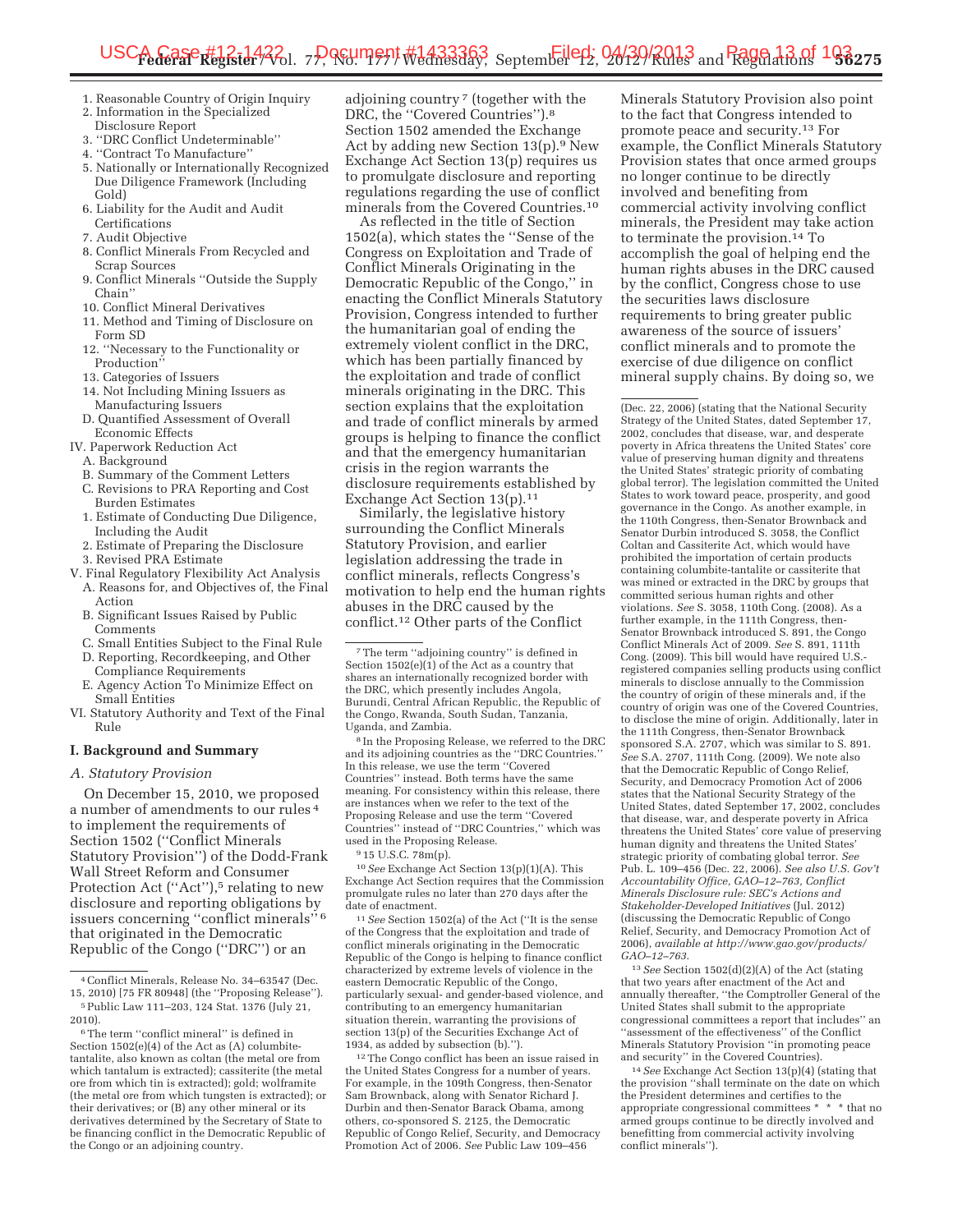1. Reasonable Country of Origin Inquiry
2. Information in the Specialized Disclosure Report
3. "DRC Conflict Undeterminable"
4. "Contract To Manufacture"
5. Nationally or Internationally Recognized Due Diligence Framework (Including Gold)
6. Liability for the Audit and Audit Certifications
7. Audit Objective
8. Conflict Minerals From Recycled and Scrap Sources
9. Conflict Minerals "Outside the Supply Chain"
10. Conflict Mineral Derivatives
11. Method and Timing of Disclosure on Form SD
12. "Necessary to the Functionality or Production"
13. Categories of Issuers
14. Not Including Mining Issuers as Manufacturing Issuers

D. Quantified Assessment of Overall Economic Effects

IV. Paperwork Reduction Act
- A. Background
- B. Summary of the Comment Letters
- C. Revisions to PRA Reporting and Cost Burden Estimates
  1. Estimate of Conducting Due Diligence, Including the Audit
  2. Estimate of Preparing the Disclosure
  3. Revised PRA Estimate

V. Final Regulatory Flexibility Act Analysis
- A. Reasons for, and Objectives of, the Final Action
- B. Significant Issues Raised by Public Comments
- C. Small Entities Subject to the Final Rule
- D. Reporting, Recordkeeping, and Other Compliance Requirements
- E. Agency Action To Minimize Effect on Small Entities

VI. Statutory Authority and Text of the Final Rule

## I. Background and Summary

### A. Statutory Provision

On December 15, 2010, we proposed a number of amendments to our rules [4] to implement the requirements of Section 1502 ("Conflict Minerals Statutory Provision") of the Dodd-Frank Wall Street Reform and Consumer Protection Act ("Act"),[5] relating to new disclosure and reporting obligations by issuers concerning "conflict minerals" [6] that originated in the Democratic Republic of the Congo ("DRC") or an adjoining country [7] (together with the DRC, the "Covered Countries").[8] Section 1502 amended the Exchange Act by adding new Section 13(p).[9] New Exchange Act Section 13(p) requires us to promulgate disclosure and reporting regulations regarding the use of conflict minerals from the Covered Countries.[10]

As reflected in the title of Section 1502(a), which states the "Sense of the Congress on Exploitation and Trade of Conflict Minerals Originating in the Democratic Republic of the Congo," in enacting the Conflict Minerals Statutory Provision, Congress intended to further the humanitarian goal of ending the extremely violent conflict in the DRC, which has been partially financed by the exploitation and trade of conflict minerals originating in the DRC. This section explains that the exploitation and trade of conflict minerals by armed groups is helping to finance the conflict and that the emergency humanitarian crisis in the region warrants the disclosure requirements established by Exchange Act Section 13(p).[11]

Similarly, the legislative history surrounding the Conflict Minerals Statutory Provision, and earlier legislation addressing the trade in conflict minerals, reflects Congress's motivation to help end the human rights abuses in the DRC caused by the conflict.[12] Other parts of the Conflict Minerals Statutory Provision also point to the fact that Congress intended to promote peace and security.[13] For example, the Conflict Minerals Statutory Provision states that once armed groups no longer continue to be directly involved and benefiting from commercial activity involving conflict minerals, the President may take action to terminate the provision.[14] To accomplish the goal of helping end the human rights abuses in the DRC caused by the conflict, Congress chose to use the securities laws disclosure requirements to bring greater public awareness of the source of issuers' conflict minerals and to promote the exercise of due diligence on conflict mineral supply chains. By doing so, we

---

[4] Conflict Minerals, Release No. 34–63547 (Dec. 15, 2010) [75 FR 80948] (the "Proposing Release").

[5] Public Law 111–203, 124 Stat. 1376 (July 21, 2010).

[6] The term "conflict mineral" is defined in Section 1502(e)(4) of the Act as (A) columbite-tantalite, also known as coltan (the metal ore from which tantalum is extracted); cassiterite (the metal ore from which tin is extracted); gold; wolframite (the metal ore from which tungsten is extracted); or their derivatives; or (B) any other mineral or its derivatives determined by the Secretary of State to be financing conflict in the Democratic Republic of the Congo or an adjoining country.

[7] The term "adjoining country" is defined in Section 1502(e)(1) of the Act as a country that shares an internationally recognized border with the DRC, which presently includes Angola, Burundi, Central African Republic, the Republic of the Congo, Rwanda, South Sudan, Tanzania, Uganda, and Zambia.

[8] In the Proposing Release, we referred to the DRC and its adjoining countries as the "DRC Countries." In this release, we use the term "Covered Countries" instead. Both terms have the same meaning. For consistency within this release, there are instances when we refer to the text of the Proposing Release and use the term "Covered Countries" instead of "DRC Countries," which was used in the Proposing Release.

[9] 15 U.S.C. 78m(p).

[10] *See* Exchange Act Section 13(p)(1)(A). This Exchange Act Section requires that the Commission promulgate rules no later than 270 days after the date of enactment.

[11] *See* Section 1502(a) of the Act ("It is the sense of the Congress that the exploitation and trade of conflict minerals originating in the Democratic Republic of the Congo is helping to finance conflict characterized by extreme levels of violence in the eastern Democratic Republic of the Congo, particularly sexual- and gender-based violence, and contributing to an emergency humanitarian situation therein, warranting the provisions of section 13(p) of the Securities Exchange Act of 1934, as added by subsection (b).").

[12] The Congo conflict has been an issue raised in the United States Congress for a number of years. For example, in the 109th Congress, then-Senator Sam Brownback, along with Senator Richard J. Durbin and then-Senator Barack Obama, among others, co-sponsored S. 2125, the Democratic Republic of Congo Relief, Security, and Democracy Promotion Act of 2006. *See* Public Law 109–456 (Dec. 22, 2006) (stating that the National Security Strategy of the United States, dated September 17, 2002, concludes that disease, war, and desperate poverty in Africa threatens the United States' core value of preserving human dignity and threatens the United States' strategic priority of combating global terror). The legislation committed the United States to work toward peace, prosperity, and good governance in the Congo. As another example, in the 110th Congress, then-Senator Brownback and Senator Durbin introduced S. 3058, the Conflict Coltan and Cassiterite Act, which would have prohibited the importation of certain products containing columbite-tantalite or cassiterite that was mined or extracted in the DRC by groups that committed serious human rights and other violations. *See* S. 3058, 110th Cong. (2008). As a further example, in the 111th Congress, then-Senator Brownback introduced S. 891, the Congo Conflict Minerals Act of 2009. *See* S. 891, 111th Cong. (2009). This bill would have required U.S.-registered companies selling products using conflict minerals to disclose annually to the Commission the country of origin of these minerals and, if the country of origin was one of the Covered Countries, to disclose the mine of origin. Additionally, later in the 111th Congress, then-Senator Brownback sponsored S.A. 2707, which was similar to S. 891. *See* S.A. 2707, 111th Cong. (2009). We note also that the Democratic Republic of Congo Relief, Security, and Democracy Promotion Act of 2006 states that the National Security Strategy of the United States, dated September 17, 2002, concludes that disease, war, and desperate poverty in Africa threatens the United States' core value of preserving human dignity and threatens the United States' strategic priority of combating global terror. *See* Pub. L. 109–456 (Dec. 22, 2006). *See also U.S. Gov't Accountability Office, GAO–12–763, Conflict Minerals Disclosure rule: SEC's Actions and Stakeholder-Developed Initiatives* (Jul. 2012) (discussing the Democratic Republic of Congo Relief, Security, and Democracy Promotion Act of 2006), *available at http://www.gao.gov/products/GAO–12–763*.

[13] *See* Section 1502(d)(2)(A) of the Act (stating that two years after enactment of the Act and annually thereafter, "the Comptroller General of the United States shall submit to the appropriate congressional committees a report that includes" an "assessment of the effectiveness" of the Conflict Minerals Statutory Provision "in promoting peace and security" in the Covered Countries).

[14] *See* Exchange Act Section 13(p)(4) (stating that the provision "shall terminate on the date on which the President determines and certifies to the appropriate congressional committees * * * that no armed groups continue to be directly involved and benefitting from commercial activity involving conflict minerals").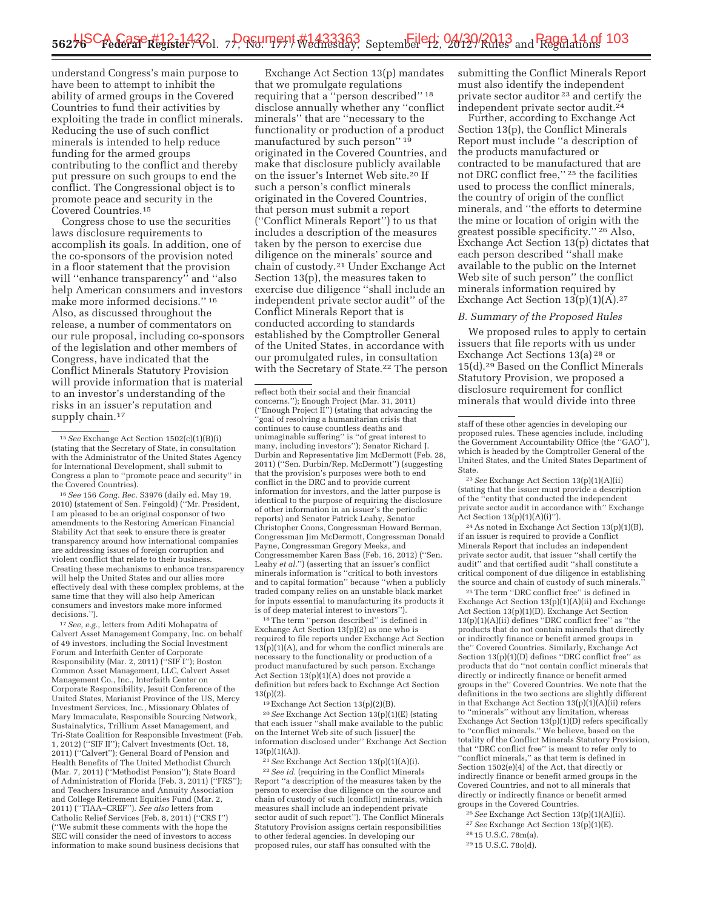understand Congress's main purpose to have been to attempt to inhibit the ability of armed groups in the Covered Countries to fund their activities by exploiting the trade in conflict minerals. Reducing the use of such conflict minerals is intended to help reduce funding for the armed groups contributing to the conflict and thereby put pressure on such groups to end the conflict. The Congressional object is to promote peace and security in the Covered Countries.[15]

Congress chose to use the securities laws disclosure requirements to accomplish its goals. In addition, one of the co-sponsors of the provision noted in a floor statement that the provision will ''enhance transparency'' and ''also help American consumers and investors make more informed decisions.''[16] Also, as discussed throughout the release, a number of commentators on our rule proposal, including co-sponsors of the legislation and other members of Congress, have indicated that the Conflict Minerals Statutory Provision will provide information that is material to an investor's understanding of the risks in an issuer's reputation and supply chain.[17]

Exchange Act Section 13(p) mandates that we promulgate regulations requiring that a ''person described''[18] disclose annually whether any ''conflict minerals'' that are ''necessary to the functionality or production of a product manufactured by such person''[19] originated in the Covered Countries, and make that disclosure publicly available on the issuer's Internet Web site.[20] If such a person's conflict minerals originated in the Covered Countries, that person must submit a report (''Conflict Minerals Report'') to us that includes a description of the measures taken by the person to exercise due diligence on the minerals' source and chain of custody.[21] Under Exchange Act Section 13(p), the measures taken to exercise due diligence ''shall include an independent private sector audit'' of the Conflict Minerals Report that is conducted according to standards established by the Comptroller General of the United States, in accordance with our promulgated rules, in consultation with the Secretary of State.[22] The person submitting the Conflict Minerals Report must also identify the independent private sector auditor[23] and certify the independent private sector audit.[24]

Further, according to Exchange Act Section 13(p), the Conflict Minerals Report must include ''a description of the products manufactured or contracted to be manufactured that are not DRC conflict free,''[25] the facilities used to process the conflict minerals, the country of origin of the conflict minerals, and ''the efforts to determine the mine or location of origin with the greatest possible specificity.''[26] Also, Exchange Act Section 13(p) dictates that each person described ''shall make available to the public on the Internet Web site of such person'' the conflict minerals information required by Exchange Act Section 13(p)(1)(A).[27]

### *B. Summary of the Proposed Rules*

We proposed rules to apply to certain issuers that file reports with us under Exchange Act Sections 13(a)[28] or 15(d).[29] Based on the Conflict Minerals Statutory Provision, we proposed a disclosure requirement for conflict minerals that would divide into three

---

[15] *See* Exchange Act Section 1502(c)(1)(B)(i) (stating that the Secretary of State, in consultation with the Administrator of the United States Agency for International Development, shall submit to Congress a plan to ''promote peace and security'' in the Covered Countries).

[16] *See* 156 *Cong. Rec.* S3976 (daily ed. May 19, 2010) (statement of Sen. Feingold) (''Mr. President, I am pleased to be an original cosponsor of two amendments to the Restoring American Financial Stability Act that seek to ensure there is greater transparency around how international companies are addressing issues of foreign corruption and violent conflict that relate to their business. Creating these mechanisms to enhance transparency will help the United States and our allies more effectively deal with these complex problems, at the same time that they will also help American consumers and investors make more informed decisions.'').

[17] *See, e.g.,* letters from Aditi Mohapatra of Calvert Asset Management Company, Inc. on behalf of 49 investors, including the Social Investment Forum and Interfaith Center of Corporate Responsibility (Mar. 2, 2011) (''SIF I''); Boston Common Asset Management, LLC, Calvert Asset Management Co., Inc., Interfaith Center on Corporate Responsibility, Jesuit Conference of the United States, Marianist Province of the US, Mercy Investment Services, Inc., Missionary Oblates of Mary Immaculate, Responsible Sourcing Network, Sustainalytics, Trillium Asset Management, and Tri-State Coalition for Responsible Investment (Feb. 1, 2012) (''SIF II''); Calvert Investments (Oct. 18, 2011) (''Calvert''); General Board of Pension and Health Benefits of The United Methodist Church (Mar. 7, 2011) (''Methodist Pension''); State Board of Administration of Florida (Feb. 3, 2011) (''FRS''); and Teachers Insurance and Annuity Association and College Retirement Equities Fund (Mar. 2, 2011) (''TIAA–CREF''). *See also* letters from Catholic Relief Services (Feb. 8, 2011) (''CRS I'') (''We submit these comments with the hope the SEC will consider the need of investors to access information to make sound business decisions that reflect both their social and their financial concerns.''); Enough Project (Mar. 31, 2011) (''Enough Project II'') (stating that advancing the ''goal of resolving a humanitarian crisis that continues to cause countless deaths and unimaginable suffering'' is ''of great interest to many, including investors''); Senator Richard J. Durbin and Representative Jim McDermott (Feb. 28, 2011) (''Sen. Durbin/Rep. McDermott'') (suggesting that the provision's purposes were both to end conflict in the DRC and to provide current information for investors, and the latter purpose is identical to the purpose of requiring the disclosure of other information in an issuer's the periodic reports) and Senator Patrick Leahy, Senator Christopher Coons, Congressman Howard Berman, Congressman Jim McDermott, Congressman Donald Payne, Congressman Gregory Meeks, and Congressmember Karen Bass (Feb. 16, 2012) (''Sen. Leahy *et al.*'') (asserting that an issuer's conflict minerals information is ''critical to both investors and to capital formation'' because ''when a publicly traded company relies on an unstable black market for inputs essential to manufacturing its products it is of deep material interest to investors'').

[18] The term ''person described'' is defined in Exchange Act Section 13(p)(2) as one who is required to file reports under Exchange Act Section 13(p)(1)(A), and for whom the conflict minerals are necessary to the functionality or production of a product manufactured by such person. Exchange Act Section 13(p)(1)(A) does not provide a definition but refers back to Exchange Act Section 13(p)(2).

[19] Exchange Act Section 13(p)(2)(B).

[20] *See* Exchange Act Section 13(p)(1)(E) (stating that each issuer ''shall make available to the public on the Internet Web site of such [issuer] the information disclosed under'' Exchange Act Section 13(p)(1)(A)).

[21] *See* Exchange Act Section 13(p)(1)(A)(i).

[22] *See id.* (requiring in the Conflict Minerals Report ''a description of the measures taken by the person to exercise due diligence on the source and chain of custody of such [conflict] minerals, which measures shall include an independent private sector audit of such report''). The Conflict Minerals Statutory Provision assigns certain responsibilities to other federal agencies. In developing our proposed rules, our staff has consulted with the staff of these other agencies in developing our proposed rules. These agencies include, including the Government Accountability Office (the ''GAO''), which is headed by the Comptroller General of the United States, and the United States Department of State.

[23] *See* Exchange Act Section 13(p)(1)(A)(ii) (stating that the issuer must provide a description of the ''entity that conducted the independent private sector audit in accordance with'' Exchange Act Section 13(p)(1)(A)(i)'').

[24] As noted in Exchange Act Section 13(p)(1)(B), if an issuer is required to provide a Conflict Minerals Report that includes an independent private sector audit, that issuer ''shall certify the audit'' and that certified audit ''shall constitute a critical component of due diligence in establishing the source and chain of custody of such minerals.''

[25] The term ''DRC conflict free'' is defined in Exchange Act Section 13(p)(1)(A)(ii) and Exchange Act Section 13(p)(1)(D). Exchange Act Section 13(p)(1)(A)(ii) defines ''DRC conflict free'' as ''the products that do not contain minerals that directly or indirectly finance or benefit armed groups in the'' Covered Countries. Similarly, Exchange Act Section 13(p)(1)(D) defines ''DRC conflict free'' as products that do ''not contain conflict minerals that directly or indirectly finance or benefit armed groups in the'' Covered Countries. We note that the definitions in the two sections are slightly different in that Exchange Act Section 13(p)(1)(A)(ii) refers to ''minerals'' without any limitation, whereas Exchange Act Section 13(p)(1)(D) refers specifically to ''conflict minerals.'' We believe, based on the totality of the Conflict Minerals Statutory Provision, that ''DRC conflict free'' is meant to refer only to ''conflict minerals,'' as that term is defined in Section 1502(e)(4) of the Act, that directly or indirectly finance or benefit armed groups in the Covered Countries, and not to all minerals that directly or indirectly finance or benefit armed groups in the Covered Countries.

[26] *See* Exchange Act Section 13(p)(1)(A)(ii).

[27] *See* Exchange Act Section 13(p)(1)(E).

[28] 15 U.S.C. 78m(a).

[29] 15 U.S.C. 78o(d).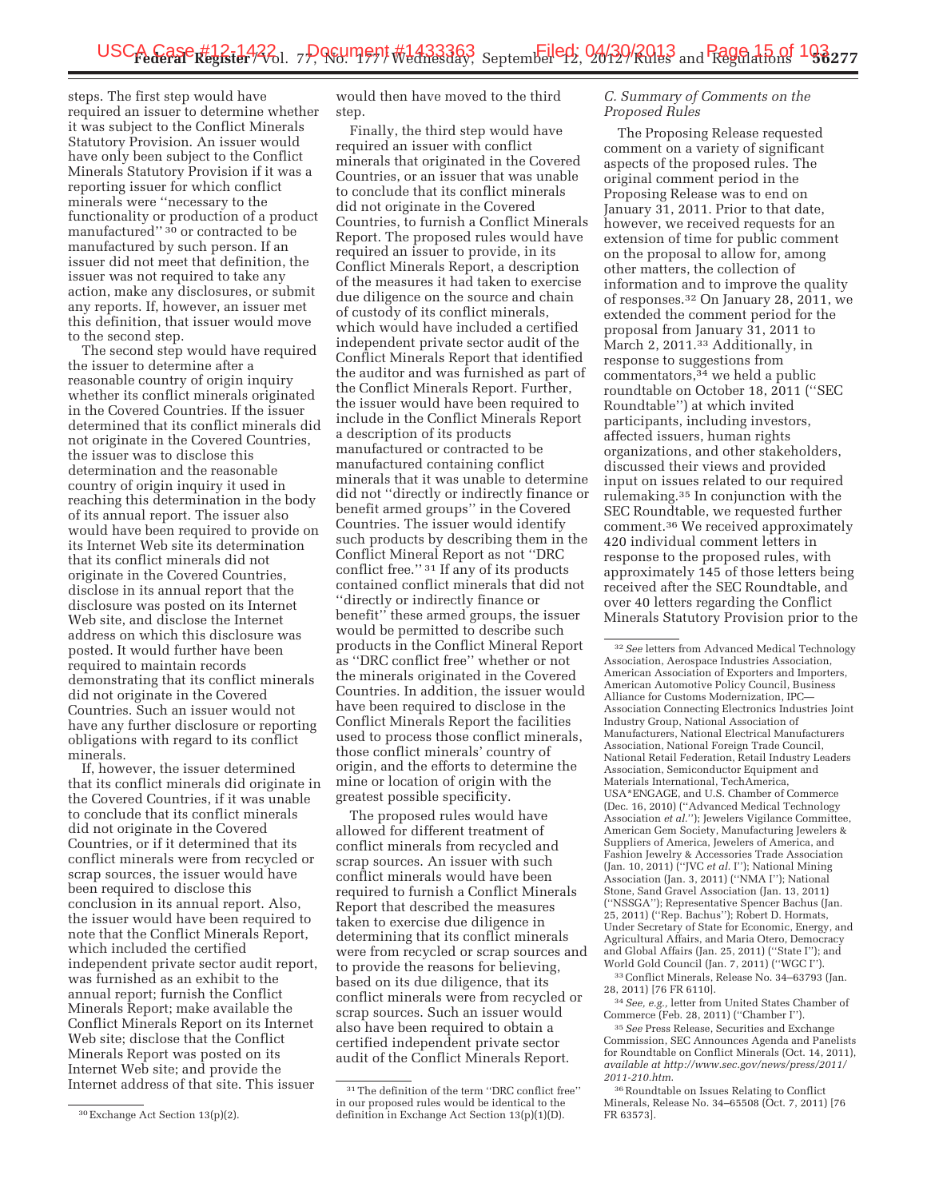steps. The first step would have required an issuer to determine whether it was subject to the Conflict Minerals Statutory Provision. An issuer would have only been subject to the Conflict Minerals Statutory Provision if it was a reporting issuer for which conflict minerals were ''necessary to the functionality or production of a product manufactured'' [30] or contracted to be manufactured by such person. If an issuer did not meet that definition, the issuer was not required to take any action, make any disclosures, or submit any reports. If, however, an issuer met this definition, that issuer would move to the second step.

The second step would have required the issuer to determine after a reasonable country of origin inquiry whether its conflict minerals originated in the Covered Countries. If the issuer determined that its conflict minerals did not originate in the Covered Countries, the issuer was to disclose this determination and the reasonable country of origin inquiry it used in reaching this determination in the body of its annual report. The issuer also would have been required to provide on its Internet Web site its determination that its conflict minerals did not originate in the Covered Countries, disclose in its annual report that the disclosure was posted on its Internet Web site, and disclose the Internet address on which this disclosure was posted. It would further have been required to maintain records demonstrating that its conflict minerals did not originate in the Covered Countries. Such an issuer would not have any further disclosure or reporting obligations with regard to its conflict minerals.

If, however, the issuer determined that its conflict minerals did originate in the Covered Countries, if it was unable to conclude that its conflict minerals did not originate in the Covered Countries, or if it determined that its conflict minerals were from recycled or scrap sources, the issuer would have been required to disclose this conclusion in its annual report. Also, the issuer would have been required to note that the Conflict Minerals Report, which included the certified independent private sector audit report, was furnished as an exhibit to the annual report; furnish the Conflict Minerals Report; make available the Conflict Minerals Report on its Internet Web site; disclose that the Conflict Minerals Report was posted on its Internet Web site; and provide the Internet address of that site. This issuer would then have moved to the third step.

Finally, the third step would have required an issuer with conflict minerals that originated in the Covered Countries, or an issuer that was unable to conclude that its conflict minerals did not originate in the Covered Countries, to furnish a Conflict Minerals Report. The proposed rules would have required an issuer to provide, in its Conflict Minerals Report, a description of the measures it had taken to exercise due diligence on the source and chain of custody of its conflict minerals, which would have included a certified independent private sector audit of the Conflict Minerals Report that identified the auditor and was furnished as part of the Conflict Minerals Report. Further, the issuer would have been required to include in the Conflict Minerals Report a description of its products manufactured or contracted to be manufactured containing conflict minerals that it was unable to determine did not ''directly or indirectly finance or benefit armed groups'' in the Covered Countries. The issuer would identify such products by describing them in the Conflict Mineral Report as not ''DRC conflict free.'' [31] If any of its products contained conflict minerals that did not ''directly or indirectly finance or benefit'' these armed groups, the issuer would be permitted to describe such products in the Conflict Mineral Report as ''DRC conflict free'' whether or not the minerals originated in the Covered Countries. In addition, the issuer would have been required to disclose in the Conflict Minerals Report the facilities used to process those conflict minerals, those conflict minerals' country of origin, and the efforts to determine the mine or location of origin with the greatest possible specificity.

The proposed rules would have allowed for different treatment of conflict minerals from recycled and scrap sources. An issuer with such conflict minerals would have been required to furnish a Conflict Minerals Report that described the measures taken to exercise due diligence in determining that its conflict minerals were from recycled or scrap sources and to provide the reasons for believing, based on its due diligence, that its conflict minerals were from recycled or scrap sources. Such an issuer would also have been required to obtain a certified independent private sector audit of the Conflict Minerals Report.

### *C. Summary of Comments on the Proposed Rules*

The Proposing Release requested comment on a variety of significant aspects of the proposed rules. The original comment period in the Proposing Release was to end on January 31, 2011. Prior to that date, however, we received requests for an extension of time for public comment on the proposal to allow for, among other matters, the collection of information and to improve the quality of responses.[32] On January 28, 2011, we extended the comment period for the proposal from January 31, 2011 to March 2, 2011.[33] Additionally, in response to suggestions from commentators,[34] we held a public roundtable on October 18, 2011 (''SEC Roundtable'') at which invited participants, including investors, affected issuers, human rights organizations, and other stakeholders, discussed their views and provided input on issues related to our required rulemaking.[35] In conjunction with the SEC Roundtable, we requested further comment.[36] We received approximately 420 individual comment letters in response to the proposed rules, with approximately 145 of those letters being received after the SEC Roundtable, and over 40 letters regarding the Conflict Minerals Statutory Provision prior to the

---

[30] Exchange Act Section 13(p)(2).

[31] The definition of the term ''DRC conflict free'' in our proposed rules would be identical to the definition in Exchange Act Section 13(p)(1)(D).

[32] *See* letters from Advanced Medical Technology Association, Aerospace Industries Association, American Association of Exporters and Importers, American Automotive Policy Council, Business Alliance for Customs Modernization, IPC—Association Connecting Electronics Industries Joint Industry Group, National Association of Manufacturers, National Electrical Manufacturers Association, National Foreign Trade Council, National Retail Federation, Retail Industry Leaders Association, Semiconductor Equipment and Materials International, TechAmerica, USA*ENGAGE, and U.S. Chamber of Commerce (Dec. 16, 2010) (''Advanced Medical Technology Association *et al.*''); Jewelers Vigilance Committee, American Gem Society, Manufacturing Jewelers & Suppliers of America, Jewelers of America, and Fashion Jewelry & Accessories Trade Association (Jan. 10, 2011) (''JVC *et al.* I''); National Mining Association (Jan. 3, 2011) (''NMA I''); National Stone, Sand Gravel Association (Jan. 13, 2011) (''NSSGA''); Representative Spencer Bachus (Jan. 25, 2011) (''Rep. Bachus''); Robert D. Hormats, Under Secretary of State for Economic, Energy, and Agricultural Affairs, and Maria Otero, Democracy and Global Affairs (Jan. 25, 2011) (''State I''); and World Gold Council (Jan. 7, 2011) (''WGC I'').

[33] Conflict Minerals, Release No. 34–63793 (Jan. 28, 2011) [76 FR 6110].

[34] *See, e.g.,* letter from United States Chamber of Commerce (Feb. 28, 2011) (''Chamber I'').

[35] *See* Press Release, Securities and Exchange Commission, SEC Announces Agenda and Panelists for Roundtable on Conflict Minerals (Oct. 14, 2011), *available at http://www.sec.gov/news/press/2011/2011-210.htm.*

[36] Roundtable on Issues Relating to Conflict Minerals, Release No. 34–65508 (Oct. 7, 2011) [76 FR 63573].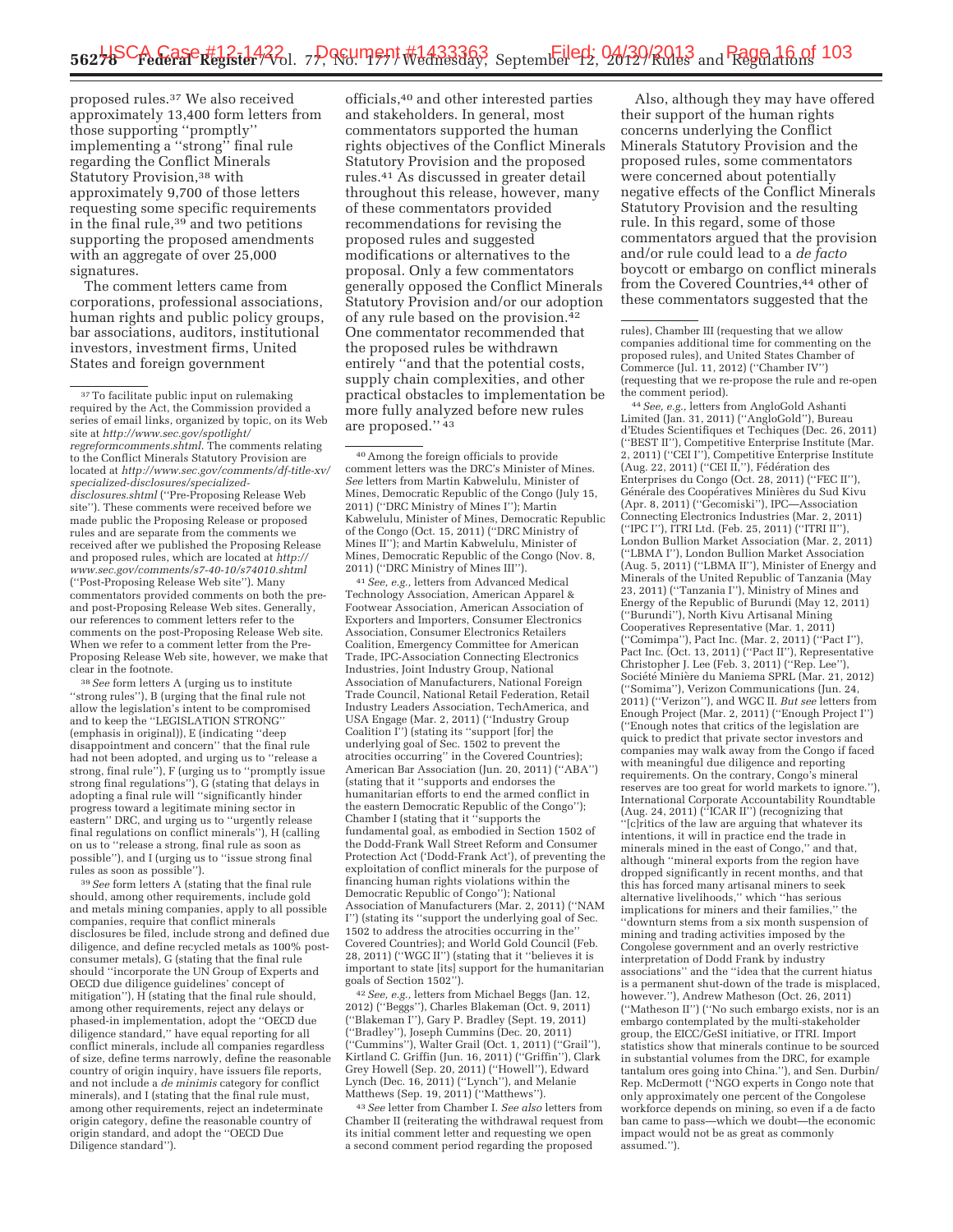proposed rules.[37] We also received approximately 13,400 form letters from those supporting "promptly" implementing a "strong" final rule regarding the Conflict Minerals Statutory Provision,[38] with approximately 9,700 of those letters requesting some specific requirements in the final rule,[39] and two petitions supporting the proposed amendments with an aggregate of over 25,000 signatures.

The comment letters came from corporations, professional associations, human rights and public policy groups, bar associations, auditors, institutional investors, investment firms, United States and foreign government officials,[40] and other interested parties and stakeholders. In general, most commentators supported the human rights objectives of the Conflict Minerals Statutory Provision and the proposed rules.[41] As discussed in greater detail throughout this release, however, many of these commentators provided recommendations for revising the proposed rules and suggested modifications or alternatives to the proposal. Only a few commentators generally opposed the Conflict Minerals Statutory Provision and/or our adoption of any rule based on the provision.[42] One commentator recommended that the proposed rules be withdrawn entirely "and that the potential costs, supply chain complexities, and other practical obstacles to implementation be more fully analyzed before new rules are proposed." [43]

Also, although they may have offered their support of the human rights concerns underlying the Conflict Minerals Statutory Provision and the proposed rules, some commentators were concerned about potentially negative effects of the Conflict Minerals Statutory Provision and the resulting rule. In this regard, some of those commentators argued that the provision and/or rule could lead to a *de facto* boycott or embargo on conflict minerals from the Covered Countries,[44] other of these commentators suggested that the

---

[37] To facilitate public input on rulemaking required by the Act, the Commission provided a series of email links, organized by topic, on its Web site at *http://www.sec.gov/spotlight/regreformcomments.shtml*. The comments relating to the Conflict Minerals Statutory Provision are located at *http://www.sec.gov/comments/df-title-xv/specialized-disclosures/specialized-disclosures.shtml* ("Pre-Proposing Release Web site"). These comments were received before we made public the Proposing Release or proposed rules and are separate from the comments we received after we published the Proposing Release and proposed rules, which are located at *http://www.sec.gov/comments/s7-40-10/s74010.shtml* ("Post-Proposing Release Web site"). Many commentators provided comments on both the pre- and post-Proposing Release Web sites. Generally, our references to comment letters refer to the comments on the post-Proposing Release Web site. When we refer to a comment letter from the Pre-Proposing Release Web site, however, we make that clear in the footnote.

[38] *See* form letters A (urging us to institute "strong rules"), B (urging that the final rule not allow the legislation's intent to be compromised and to keep the "LEGISLATION STRONG" (emphasis in original)), E (indicating "deep disappointment and concern" that the final rule had not been adopted, and urging us to "release a strong, final rule"), F (urging us to "promptly issue strong final regulations"), G (stating that delays in adopting a final rule will "significantly hinder progress toward a legitimate mining sector in eastern" DRC, and urging us to "urgently release final regulations on conflict minerals"), H (calling on us to "release a strong, final rule as soon as possible"), and I (urging us to "issue strong final rules as soon as possible").

[39] *See* form letters A (stating that the final rule should, among other requirements, include gold and metals mining companies, apply to all possible companies, require that conflict minerals disclosures be filed, include strong and defined due diligence, and define recycled metals as 100% post-consumer metals), G (stating that the final rule should "incorporate the UN Group of Experts and OECD due diligence guidelines' concept of mitigation"), H (stating that the final rule should, among other requirements, reject any delays or phased-in implementation, adopt the "OECD due diligence standard," have equal reporting for all conflict minerals, include all companies regardless of size, define terms narrowly, define the reasonable country of origin inquiry, have issuers file reports, and not include a *de minimis* category for conflict minerals), and I (stating that the final rule must, among other requirements, reject an indeterminate origin category, define the reasonable country of origin standard, and adopt the "OECD Due Diligence standard").

[40] Among the foreign officials to provide comment letters was the DRC's Minister of Mines. *See* letters from Martin Kabwelulu, Minister of Mines, Democratic Republic of the Congo (July 15, 2011) ("DRC Ministry of Mines I"); Martin Kabwelulu, Minister of Mines, Democratic Republic of the Congo (Oct. 15, 2011) ("DRC Ministry of Mines II"); and Martin Kabwelulu, Minister of Mines, Democratic Republic of the Congo (Nov. 8, 2011) ("DRC Ministry of Mines III").

[41] *See, e.g.,* letters from Advanced Medical Technology Association, American Apparel & Footwear Association, American Association of Exporters and Importers, Consumer Electronics Association, Consumer Electronics Retailers Coalition, Emergency Committee for American Trade, IPC-Association Connecting Electronics Industries, Joint Industry Group, National Association of Manufacturers, National Foreign Trade Council, National Retail Federation, Retail Industry Leaders Association, TechAmerica, and USA Engage (Mar. 2, 2011) ("Industry Group Coalition I") (stating its "support [for] the underlying goal of Sec. 1502 to prevent the atrocities occurring" in the Covered Countries); American Bar Association (Jun. 20, 2011) ("ABA") (stating that it "supports and endorses the humanitarian efforts to end the armed conflict in the eastern Democratic Republic of the Congo"); Chamber I (stating that it "supports the fundamental goal, as embodied in Section 1502 of the Dodd-Frank Wall Street Reform and Consumer Protection Act ('Dodd-Frank Act'), of preventing the exploitation of conflict minerals for the purpose of financing human rights violations within the Democratic Republic of Congo"); National Association of Manufacturers (Mar. 2, 2011) ("NAM I") (stating its "support the underlying goal of Sec. 1502 to address the atrocities occurring in the" Covered Countries); and World Gold Council (Feb. 28, 2011) ("WGC II") (stating that it "believes it is important to state [its] support for the humanitarian goals of Section 1502").

[42] *See, e.g.,* letters from Michael Beggs (Jan. 12, 2012) ("Beggs"), Charles Blakeman (Oct. 9, 2011) ("Blakeman I"), Gary P. Bradley (Sept. 19, 2011) ("Bradley"), Joseph Cummins (Dec. 20, 2011) ("Cummins"), Walter Grail (Oct. 1, 2011) ("Grail"), Kirtland C. Griffin (Jun. 16, 2011) ("Griffin"), Clark Grey Howell (Sep. 20, 2011) ("Howell"), Edward Lynch (Dec. 16, 2011) ("Lynch"), and Melanie Matthews (Sep. 19, 2011) ("Matthews").

[43] *See* letter from Chamber I. *See also* letters from Chamber II (reiterating the withdrawal request from its initial comment letter and requesting we open a second comment period regarding the proposed rules), Chamber III (requesting that we allow companies additional time for commenting on the proposed rules), and United States Chamber of Commerce (Jul. 11, 2012) ("Chamber IV") (requesting that we re-propose the rule and re-open the comment period).

[44] *See, e.g.,* letters from AngloGold Ashanti Limited (Jan. 31, 2011) ("AngloGold"), Bureau d'Etudes Scientifiques et Techiques (Dec. 26, 2011) ("BEST II"), Competitive Enterprise Institute (Mar. 2, 2011) ("CEI I"), Competitive Enterprise Institute (Aug. 22, 2011) ("CEI II,"), Fédération des Enterprises du Congo (Oct. 28, 2011) ("FEC II"), Générale des Coopératives Minières du Sud Kivu (Apr. 8, 2011) ("Gecomiski"), IPC—Association Connecting Electronics Industries (Mar. 2, 2011) ("IPC I"), ITRI Ltd. (Feb. 25, 2011) ("ITRI II"), London Bullion Market Association (Mar. 2, 2011) ("LBMA I"), London Bullion Market Association (Aug. 5, 2011) ("LBMA II"), Minister of Energy and Minerals of the United Republic of Tanzania (May 23, 2011) ("Tanzania I"), Ministry of Mines and Energy of the Republic of Burundi (May 12, 2011) ("Burundi"), North Kivu Artisanal Mining Cooperatives Representative (Mar. 1, 2011) ("Comimpa"), Pact Inc. (Mar. 2, 2011) ("Pact I"), Pact Inc. (Oct. 13, 2011) ("Pact II"), Representative Christopher J. Lee (Feb. 3, 2011) ("Rep. Lee"), Société Minière du Maniema SPRL (Mar. 21, 2012) ("Somima"), Verizon Communications (Jun. 24, 2011) ("Verizon"), and WGC II. *But see* letters from Enough Project (Mar. 2, 2011) ("Enough Project I") ("Enough notes that critics of the legislation are quick to predict that private sector investors and companies may walk away from the Congo if faced with meaningful due diligence and reporting requirements. On the contrary, Congo's mineral reserves are too great for world markets to ignore."), International Corporate Accountability Roundtable (Aug. 24, 2011) ("ICAR II") (recognizing that "[c]ritics of the law are arguing that whatever its intentions, it will in practice end the trade in minerals mined in the east of Congo," and that, although "mineral exports from the region have dropped significantly in recent months, and that this has forced many artisanal miners to seek alternative livelihoods," which "has serious implications for miners and their families," the "downturn stems from a six month suspension of mining and trading activities imposed by the Congolese government and an overly restrictive interpretation of Dodd Frank by industry associations" and the "idea that the current hiatus is a permanent shut-down of the trade is misplaced, however."), Andrew Matheson (Oct. 26, 2011) ("Matheson II") ("No such embargo exists, nor is an embargo contemplated by the multi-stakeholder group, the EICC/GeSI initiative, or ITRI. Import statistics show that minerals continue to be sourced in substantial volumes from the DRC, for example tantalum ores going into China."), and Sen. Durbin/Rep. McDermott ("NGO experts in Congo note that only approximately one percent of the Congolese workforce depends on mining, so even if a de facto ban came to pass—which we doubt—the economic impact would not be as great as commonly assumed.").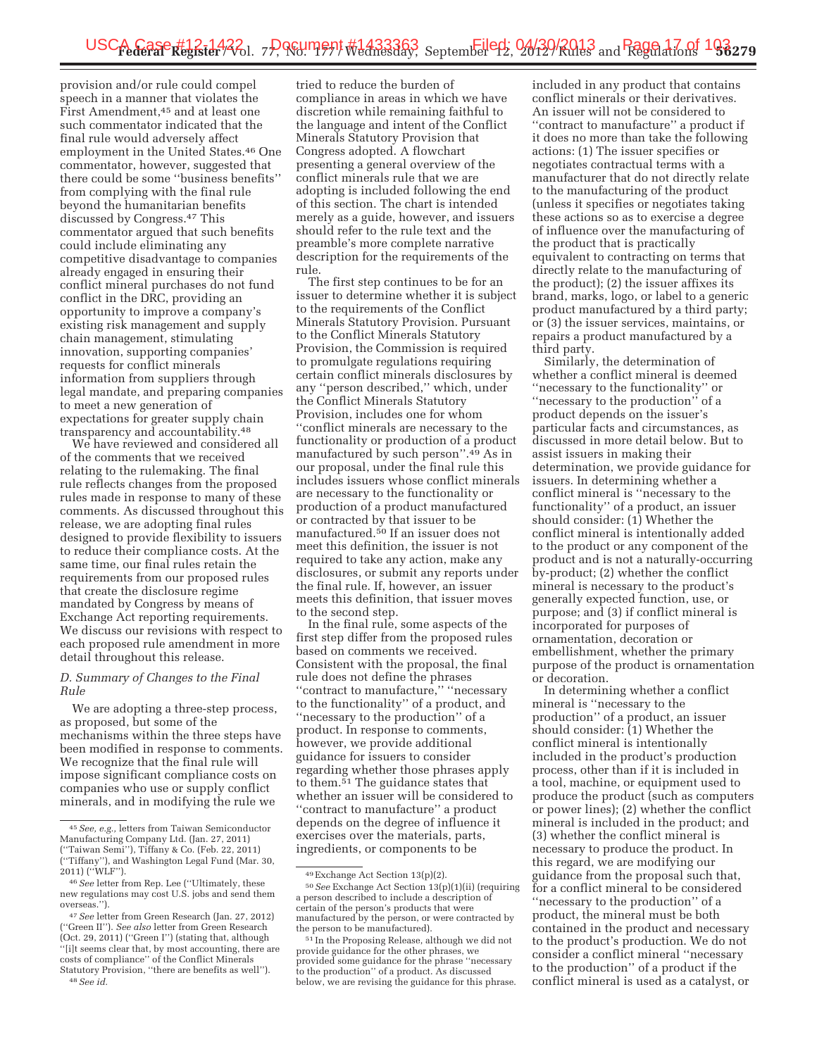provision and/or rule could compel speech in a manner that violates the First Amendment,[45] and at least one such commentator indicated that the final rule would adversely affect employment in the United States.[46] One commentator, however, suggested that there could be some ''business benefits'' from complying with the final rule beyond the humanitarian benefits discussed by Congress.[47] This commentator argued that such benefits could include eliminating any competitive disadvantage to companies already engaged in ensuring their conflict mineral purchases do not fund conflict in the DRC, providing an opportunity to improve a company's existing risk management and supply chain management, stimulating innovation, supporting companies' requests for conflict minerals information from suppliers through legal mandate, and preparing companies to meet a new generation of expectations for greater supply chain transparency and accountability.[48]

We have reviewed and considered all of the comments that we received relating to the rulemaking. The final rule reflects changes from the proposed rules made in response to many of these comments. As discussed throughout this release, we are adopting final rules designed to provide flexibility to issuers to reduce their compliance costs. At the same time, our final rules retain the requirements from our proposed rules that create the disclosure regime mandated by Congress by means of Exchange Act reporting requirements. We discuss our revisions with respect to each proposed rule amendment in more detail throughout this release.

### *D. Summary of Changes to the Final Rule*

We are adopting a three-step process, as proposed, but some of the mechanisms within the three steps have been modified in response to comments. We recognize that the final rule will impose significant compliance costs on companies who use or supply conflict minerals, and in modifying the rule we tried to reduce the burden of compliance in areas in which we have discretion while remaining faithful to the language and intent of the Conflict Minerals Statutory Provision that Congress adopted. A flowchart presenting a general overview of the conflict minerals rule that we are adopting is included following the end of this section. The chart is intended merely as a guide, however, and issuers should refer to the rule text and the preamble's more complete narrative description for the requirements of the rule.

The first step continues to be for an issuer to determine whether it is subject to the requirements of the Conflict Minerals Statutory Provision. Pursuant to the Conflict Minerals Statutory Provision, the Commission is required to promulgate regulations requiring certain conflict minerals disclosures by any ''person described,'' which, under the Conflict Minerals Statutory Provision, includes one for whom ''conflict minerals are necessary to the functionality or production of a product manufactured by such person''.[49] As in our proposal, under the final rule this includes issuers whose conflict minerals are necessary to the functionality or production of a product manufactured or contracted by that issuer to be manufactured.[50] If an issuer does not meet this definition, the issuer is not required to take any action, make any disclosures, or submit any reports under the final rule. If, however, an issuer meets this definition, that issuer moves to the second step.

In the final rule, some aspects of the first step differ from the proposed rules based on comments we received. Consistent with the proposal, the final rule does not define the phrases ''contract to manufacture,'' ''necessary to the functionality'' of a product, and ''necessary to the production'' of a product. In response to comments, however, we provide additional guidance for issuers to consider regarding whether those phrases apply to them.[51] The guidance states that whether an issuer will be considered to ''contract to manufacture'' a product depends on the degree of influence it exercises over the materials, parts, ingredients, or components to be included in any product that contains conflict minerals or their derivatives. An issuer will not be considered to ''contract to manufacture'' a product if it does no more than take the following actions: (1) The issuer specifies or negotiates contractual terms with a manufacturer that do not directly relate to the manufacturing of the product (unless it specifies or negotiates taking these actions so as to exercise a degree of influence over the manufacturing of the product that is practically equivalent to contracting on terms that directly relate to the manufacturing of the product); (2) the issuer affixes its brand, marks, logo, or label to a generic product manufactured by a third party; or (3) the issuer services, maintains, or repairs a product manufactured by a third party.

Similarly, the determination of whether a conflict mineral is deemed ''necessary to the functionality'' or ''necessary to the production'' of a product depends on the issuer's particular facts and circumstances, as discussed in more detail below. But to assist issuers in making their determination, we provide guidance for issuers. In determining whether a conflict mineral is ''necessary to the functionality'' of a product, an issuer should consider: (1) Whether the conflict mineral is intentionally added to the product or any component of the product and is not a naturally-occurring by-product; (2) whether the conflict mineral is necessary to the product's generally expected function, use, or purpose; and (3) if conflict mineral is incorporated for purposes of ornamentation, decoration or embellishment, whether the primary purpose of the product is ornamentation or decoration.

In determining whether a conflict mineral is ''necessary to the production'' of a product, an issuer should consider: (1) Whether the conflict mineral is intentionally included in the product's production process, other than if it is included in a tool, machine, or equipment used to produce the product (such as computers or power lines); (2) whether the conflict mineral is included in the product; and (3) whether the conflict mineral is necessary to produce the product. In this regard, we are modifying our guidance from the proposal such that, for a conflict mineral to be considered ''necessary to the production'' of a product, the mineral must be both contained in the product and necessary to the product's production. We do not consider a conflict mineral ''necessary to the production'' of a product if the conflict mineral is used as a catalyst, or

---

[45] *See, e.g.,* letters from Taiwan Semiconductor Manufacturing Company Ltd. (Jan. 27, 2011) (''Taiwan Semi''), Tiffany & Co. (Feb. 22, 2011) (''Tiffany''), and Washington Legal Fund (Mar. 30, 2011) (''WLF'').

[46] *See* letter from Rep. Lee (''Ultimately, these new regulations may cost U.S. jobs and send them overseas.'').

[47] *See* letter from Green Research (Jan. 27, 2012) (''Green II''). *See also* letter from Green Research (Oct. 29, 2011) (''Green I'') (stating that, although ''[i]t seems clear that, by most accounting, there are costs of compliance'' of the Conflict Minerals Statutory Provision, ''there are benefits as well'').

[48] *See id.*

[49] Exchange Act Section 13(p)(2).

[50] *See* Exchange Act Section 13(p)(1)(ii) (requiring a person described to include a description of certain of the person's products that were manufactured by the person, or were contracted by the person to be manufactured).

[51] In the Proposing Release, although we did not provide guidance for the other phrases, we provided some guidance for the phrase ''necessary to the production'' of a product. As discussed below, we are revising the guidance for this phrase.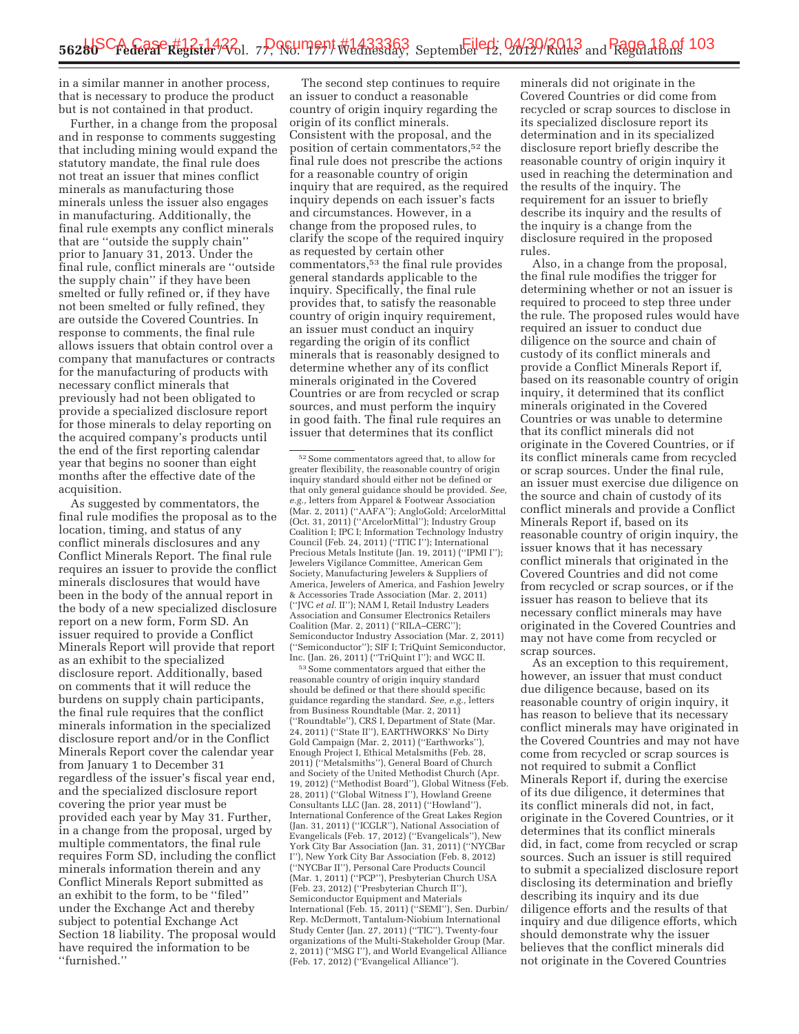in a similar manner in another process, that is necessary to produce the product but is not contained in that product.

Further, in a change from the proposal and in response to comments suggesting that including mining would expand the statutory mandate, the final rule does not treat an issuer that mines conflict minerals as manufacturing those minerals unless the issuer also engages in manufacturing. Additionally, the final rule exempts any conflict minerals that are ''outside the supply chain'' prior to January 31, 2013. Under the final rule, conflict minerals are ''outside the supply chain'' if they have been smelted or fully refined or, if they have not been smelted or fully refined, they are outside the Covered Countries. In response to comments, the final rule allows issuers that obtain control over a company that manufactures or contracts for the manufacturing of products with necessary conflict minerals that previously had not been obligated to provide a specialized disclosure report for those minerals to delay reporting on the acquired company's products until the end of the first reporting calendar year that begins no sooner than eight months after the effective date of the acquisition.

As suggested by commentators, the final rule modifies the proposal as to the location, timing, and status of any conflict minerals disclosures and any Conflict Minerals Report. The final rule requires an issuer to provide the conflict minerals disclosures that would have been in the body of the annual report in the body of a new specialized disclosure report on a new form, Form SD. An issuer required to provide a Conflict Minerals Report will provide that report as an exhibit to the specialized disclosure report. Additionally, based on comments that it will reduce the burdens on supply chain participants, the final rule requires that the conflict minerals information in the specialized disclosure report and/or in the Conflict Minerals Report cover the calendar year from January 1 to December 31 regardless of the issuer's fiscal year end, and the specialized disclosure report covering the prior year must be provided each year by May 31. Further, in a change from the proposal, urged by multiple commentators, the final rule requires Form SD, including the conflict minerals information therein and any Conflict Minerals Report submitted as an exhibit to the form, to be ''filed'' under the Exchange Act and thereby subject to potential Exchange Act Section 18 liability. The proposal would have required the information to be ''furnished.''

The second step continues to require an issuer to conduct a reasonable country of origin inquiry regarding the origin of its conflict minerals. Consistent with the proposal, and the position of certain commentators,[52] the final rule does not prescribe the actions for a reasonable country of origin inquiry that are required, as the required inquiry depends on each issuer's facts and circumstances. However, in a change from the proposed rules, to clarify the scope of the required inquiry as requested by certain other commentators,[53] the final rule provides general standards applicable to the inquiry. Specifically, the final rule provides that, to satisfy the reasonable country of origin inquiry requirement, an issuer must conduct an inquiry regarding the origin of its conflict minerals that is reasonably designed to determine whether any of its conflict minerals originated in the Covered Countries or are from recycled or scrap sources, and must perform the inquiry in good faith. The final rule requires an issuer that determines that its conflict minerals did not originate in the Covered Countries or did come from recycled or scrap sources to disclose in its specialized disclosure report its determination and in its specialized disclosure report briefly describe the reasonable country of origin inquiry it used in reaching the determination and the results of the inquiry. The requirement for an issuer to briefly describe its inquiry and the results of the inquiry is a change from the disclosure required in the proposed rules.

Also, in a change from the proposal, the final rule modifies the trigger for determining whether or not an issuer is required to proceed to step three under the rule. The proposed rules would have required an issuer to conduct due diligence on the source and chain of custody of its conflict minerals and provide a Conflict Minerals Report if, based on its reasonable country of origin inquiry, it determined that its conflict minerals originated in the Covered Countries or was unable to determine that its conflict minerals did not originate in the Covered Countries, or if its conflict minerals came from recycled or scrap sources. Under the final rule, an issuer must exercise due diligence on the source and chain of custody of its conflict minerals and provide a Conflict Minerals Report if, based on its reasonable country of origin inquiry, the issuer knows that it has necessary conflict minerals that originated in the Covered Countries and did not come from recycled or scrap sources, or if the issuer has reason to believe that its necessary conflict minerals may have originated in the Covered Countries and may not have come from recycled or scrap sources.

As an exception to this requirement, however, an issuer that must conduct due diligence because, based on its reasonable country of origin inquiry, it has reason to believe that its necessary conflict minerals may have originated in the Covered Countries and may not have come from recycled or scrap sources is not required to submit a Conflict Minerals Report if, during the exercise of its due diligence, it determines that its conflict minerals did not, in fact, originate in the Covered Countries, or it determines that its conflict minerals did, in fact, come from recycled or scrap sources. Such an issuer is still required to submit a specialized disclosure report disclosing its determination and briefly describing its inquiry and its due diligence efforts and the results of that inquiry and due diligence efforts, which should demonstrate why the issuer believes that the conflict minerals did not originate in the Covered Countries

---

[52] Some commentators agreed that, to allow for greater flexibility, the reasonable country of origin inquiry standard should either not be defined or that only general guidance should be provided. *See, e.g.,* letters from Apparel & Footwear Association (Mar. 2, 2011) (''AAFA''); AngloGold; ArcelorMittal (Oct. 31, 2011) (''ArcelorMittal''); Industry Group Coalition I; IPC I; Information Technology Industry Council (Feb. 24, 2011) (''ITIC I''); International Precious Metals Institute (Jan. 19, 2011) (''IPMI I''); Jewelers Vigilance Committee, American Gem Society, Manufacturing Jewelers & Suppliers of America, Jewelers of America, and Fashion Jewelry & Accessories Trade Association (Mar. 2, 2011) (''JVC *et al.* II''); NAM I, Retail Industry Leaders Association and Consumer Electronics Retailers Coalition (Mar. 2, 2011) (''RILA–CERC''); Semiconductor Industry Association (Mar. 2, 2011) (''Semiconductor''); SIF I; TriQuint Semiconductor, Inc. (Jan. 26, 2011) (''TriQuint I''); and WGC II.

[53] Some commentators argued that either the reasonable country of origin inquiry standard should be defined or that there should specific guidance regarding the standard. *See, e.g.,* letters from Business Roundtable (Mar. 2, 2011) (''Roundtable''), CRS I, Department of State (Mar. 24, 2011) (''State II''), EARTHWORKS' No Dirty Gold Campaign (Mar. 2, 2011) (''Earthworks''), Enough Project I, Ethical Metalsmiths (Feb. 28, 2011) (''Metalsmiths''), General Board of Church and Society of the United Methodist Church (Apr. 19, 2012) (''Methodist Board''), Global Witness (Feb. 28, 2011) (''Global Witness I''), Howland Greene Consultants LLC (Jan. 28, 2011) (''Howland''), International Conference of the Great Lakes Region (Jan. 31, 2011) (''ICGLR''), National Association of Evangelicals (Feb. 17, 2012) (''Evangelicals''), New York City Bar Association (Jan. 31, 2011) (''NYCBar I''), New York City Bar Association (Feb. 8, 2012) (''NYCBar II''), Personal Care Products Council (Mar. 1, 2011) (''PCP''), Presbyterian Church USA (Feb. 23, 2012) (''Presbyterian Church II''), Semiconductor Equipment and Materials International (Feb. 15, 2011) (''SEMI''), Sen. Durbin/Rep. McDermott, Tantalum-Niobium International Study Center (Jan. 27, 2011) (''TIC''), Twenty-four organizations of the Multi-Stakeholder Group (Mar. 2, 2011) (''MSG I''), and World Evangelical Alliance (Feb. 17, 2012) (''Evangelical Alliance'').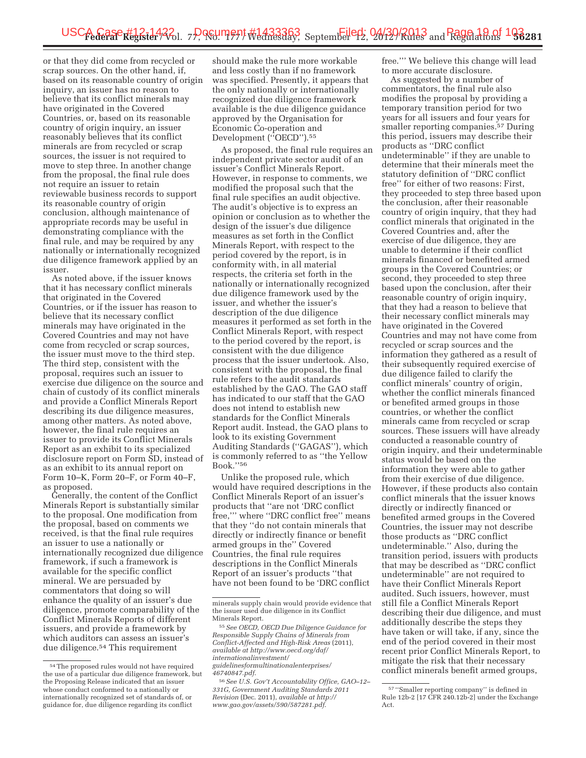or that they did come from recycled or scrap sources. On the other hand, if, based on its reasonable country of origin inquiry, an issuer has no reason to believe that its conflict minerals may have originated in the Covered Countries, or, based on its reasonable country of origin inquiry, an issuer reasonably believes that its conflict minerals are from recycled or scrap sources, the issuer is not required to move to step three. In another change from the proposal, the final rule does not require an issuer to retain reviewable business records to support its reasonable country of origin conclusion, although maintenance of appropriate records may be useful in demonstrating compliance with the final rule, and may be required by any nationally or internationally recognized due diligence framework applied by an issuer.

As noted above, if the issuer knows that it has necessary conflict minerals that originated in the Covered Countries, or if the issuer has reason to believe that its necessary conflict minerals may have originated in the Covered Countries and may not have come from recycled or scrap sources, the issuer must move to the third step. The third step, consistent with the proposal, requires such an issuer to exercise due diligence on the source and chain of custody of its conflict minerals and provide a Conflict Minerals Report describing its due diligence measures, among other matters. As noted above, however, the final rule requires an issuer to provide its Conflict Minerals Report as an exhibit to its specialized disclosure report on Form SD, instead of as an exhibit to its annual report on Form 10–K, Form 20–F, or Form 40–F, as proposed.

Generally, the content of the Conflict Minerals Report is substantially similar to the proposal. One modification from the proposal, based on comments we received, is that the final rule requires an issuer to use a nationally or internationally recognized due diligence framework, if such a framework is available for the specific conflict mineral. We are persuaded by commentators that doing so will enhance the quality of an issuer's due diligence, promote comparability of the Conflict Minerals Reports of different issuers, and provide a framework by which auditors can assess an issuer's due diligence.[54] This requirement should make the rule more workable and less costly than if no framework was specified. Presently, it appears that the only nationally or internationally recognized due diligence framework available is the due diligence guidance approved by the Organisation for Economic Co-operation and Development (''OECD'').[55]

As proposed, the final rule requires an independent private sector audit of an issuer's Conflict Minerals Report. However, in response to comments, we modified the proposal such that the final rule specifies an audit objective. The audit's objective is to express an opinion or conclusion as to whether the design of the issuer's due diligence measures as set forth in the Conflict Minerals Report, with respect to the period covered by the report, is in conformity with, in all material respects, the criteria set forth in the nationally or internationally recognized due diligence framework used by the issuer, and whether the issuer's description of the due diligence measures it performed as set forth in the Conflict Minerals Report, with respect to the period covered by the report, is consistent with the due diligence process that the issuer undertook. Also, consistent with the proposal, the final rule refers to the audit standards established by the GAO. The GAO staff has indicated to our staff that the GAO does not intend to establish new standards for the Conflict Minerals Report audit. Instead, the GAO plans to look to its existing Government Auditing Standards (''GAGAS''), which is commonly referred to as ''the Yellow Book.''[56]

Unlike the proposed rule, which would have required descriptions in the Conflict Minerals Report of an issuer's products that ''are not 'DRC conflict free,''' where ''DRC conflict free'' means that they ''do not contain minerals that directly or indirectly finance or benefit armed groups in the'' Covered Countries, the final rule requires descriptions in the Conflict Minerals Report of an issuer's products ''that have not been found to be 'DRC conflict free.''' We believe this change will lead to more accurate disclosure.

As suggested by a number of commentators, the final rule also modifies the proposal by providing a temporary transition period for two years for all issuers and four years for smaller reporting companies.[57] During this period, issuers may describe their products as ''DRC conflict undeterminable'' if they are unable to determine that their minerals meet the statutory definition of ''DRC conflict free'' for either of two reasons: First, they proceeded to step three based upon the conclusion, after their reasonable country of origin inquiry, that they had conflict minerals that originated in the Covered Countries and, after the exercise of due diligence, they are unable to determine if their conflict minerals financed or benefited armed groups in the Covered Countries; or second, they proceeded to step three based upon the conclusion, after their reasonable country of origin inquiry, that they had a reason to believe that their necessary conflict minerals may have originated in the Covered Countries and may not have come from recycled or scrap sources and the information they gathered as a result of their subsequently required exercise of due diligence failed to clarify the conflict minerals' country of origin, whether the conflict minerals financed or benefited armed groups in those countries, or whether the conflict minerals came from recycled or scrap sources. These issuers will have already conducted a reasonable country of origin inquiry, and their undeterminable status would be based on the information they were able to gather from their exercise of due diligence. However, if these products also contain conflict minerals that the issuer knows directly or indirectly financed or benefited armed groups in the Covered Countries, the issuer may not describe those products as ''DRC conflict undeterminable.'' Also, during the transition period, issuers with products that may be described as ''DRC conflict undeterminable'' are not required to have their Conflict Minerals Report audited. Such issuers, however, must still file a Conflict Minerals Report describing their due diligence, and must additionally describe the steps they have taken or will take, if any, since the end of the period covered in their most recent prior Conflict Minerals Report, to mitigate the risk that their necessary conflict minerals benefit armed groups,

---

[54] The proposed rules would not have required the use of a particular due diligence framework, but the Proposing Release indicated that an issuer whose conduct conformed to a nationally or internationally recognized set of standards of, or guidance for, due diligence regarding its conflict minerals supply chain would provide evidence that the issuer used due diligence in its Conflict Minerals Report.

[55] *See OECD, OECD Due Diligence Guidance for Responsible Supply Chains of Minerals from Conflict-Affected and High-Risk Areas* (2011), *available at http://www.oecd.org/daf/internationalinvestment/guidelinesformultinationalenterprises/46740847.pdf.*

[56] *See U.S. Gov't Accountability Office, GAO–12–331G, Government Auditing Standards 2011 Revision* (Dec. 2011), *available at http://www.gao.gov/assets/590/587281.pdf.*

[57] ''Smaller reporting company'' is defined in Rule 12b-2 [17 CFR 240.12b-2] under the Exchange Act.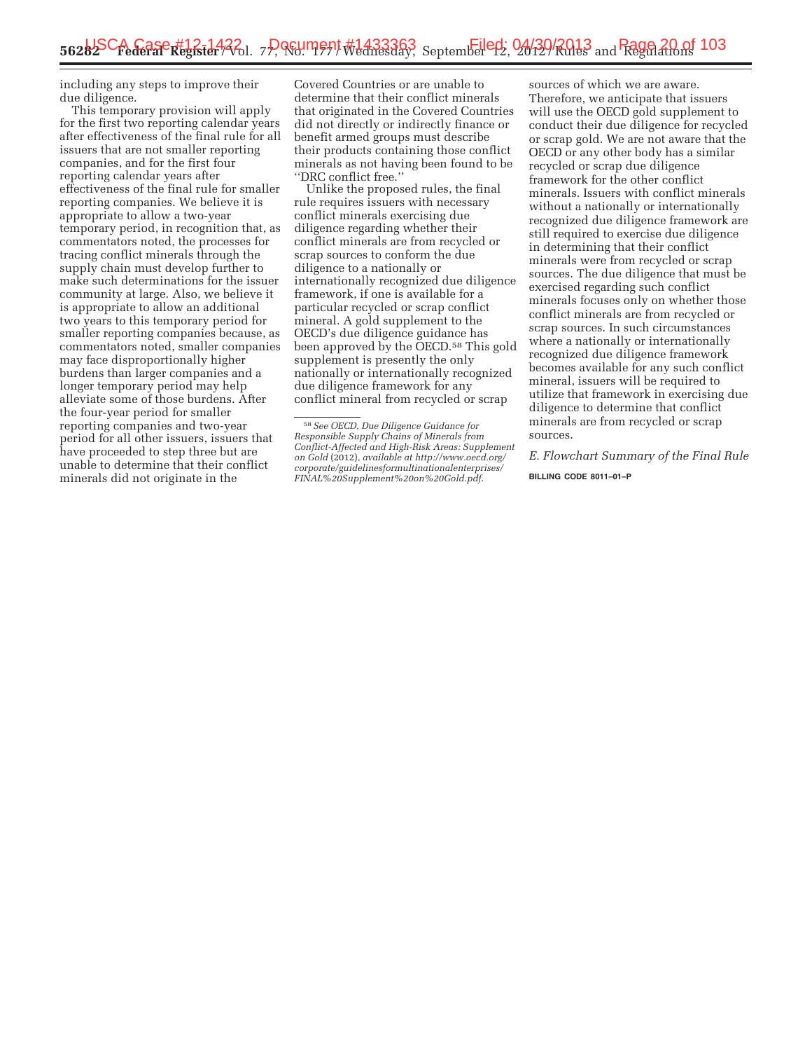including any steps to improve their due diligence.

This temporary provision will apply for the first two reporting calendar years after effectiveness of the final rule for all issuers that are not smaller reporting companies, and for the first four reporting calendar years after effectiveness of the final rule for smaller reporting companies. We believe it is appropriate to allow a two-year temporary period, in recognition that, as commentators noted, the processes for tracing conflict minerals through the supply chain must develop further to make such determinations for the issuer community at large. Also, we believe it is appropriate to allow an additional two years to this temporary period for smaller reporting companies because, as commentators noted, smaller companies may face disproportionally higher burdens than larger companies and a longer temporary period may help alleviate some of those burdens. After the four-year period for smaller reporting companies and two-year period for all other issuers, issuers that have proceeded to step three but are unable to determine that their conflict minerals did not originate in the Covered Countries or are unable to determine that their conflict minerals that originated in the Covered Countries did not directly or indirectly finance or benefit armed groups must describe their products containing those conflict minerals as not having been found to be ''DRC conflict free.''

Unlike the proposed rules, the final rule requires issuers with necessary conflict minerals exercising due diligence regarding whether their conflict minerals are from recycled or scrap sources to conform the due diligence to a nationally or internationally recognized due diligence framework, if one is available for a particular recycled or scrap conflict mineral. A gold supplement to the OECD's due diligence guidance has been approved by the OECD.[58] This gold supplement is presently the only nationally or internationally recognized due diligence framework for any conflict mineral from recycled or scrap sources of which we are aware. Therefore, we anticipate that issuers will use the OECD gold supplement to conduct their due diligence for recycled or scrap gold. We are not aware that the OECD or any other body has a similar recycled or scrap due diligence framework for the other conflict minerals. Issuers with conflict minerals without a nationally or internationally recognized due diligence framework are still required to exercise due diligence in determining that their conflict minerals were from recycled or scrap sources. The due diligence that must be exercised regarding such conflict minerals focuses only on whether those conflict minerals are from recycled or scrap sources. In such circumstances where a nationally or internationally recognized due diligence framework becomes available for any such conflict mineral, issuers will be required to utilize that framework in exercising due diligence to determine that conflict minerals are from recycled or scrap sources.

[58] *See OECD, Due Diligence Guidance for Responsible Supply Chains of Minerals from Conflict-Affected and High-Risk Areas: Supplement on Gold* (2012), *available at http://www.oecd.org/corporate/guidelinesformultinationalenterprises/FINAL%20Supplement%20on%20Gold.pdf.*

*E. Flowchart Summary of the Final Rule*

BILLING CODE 8011–01–P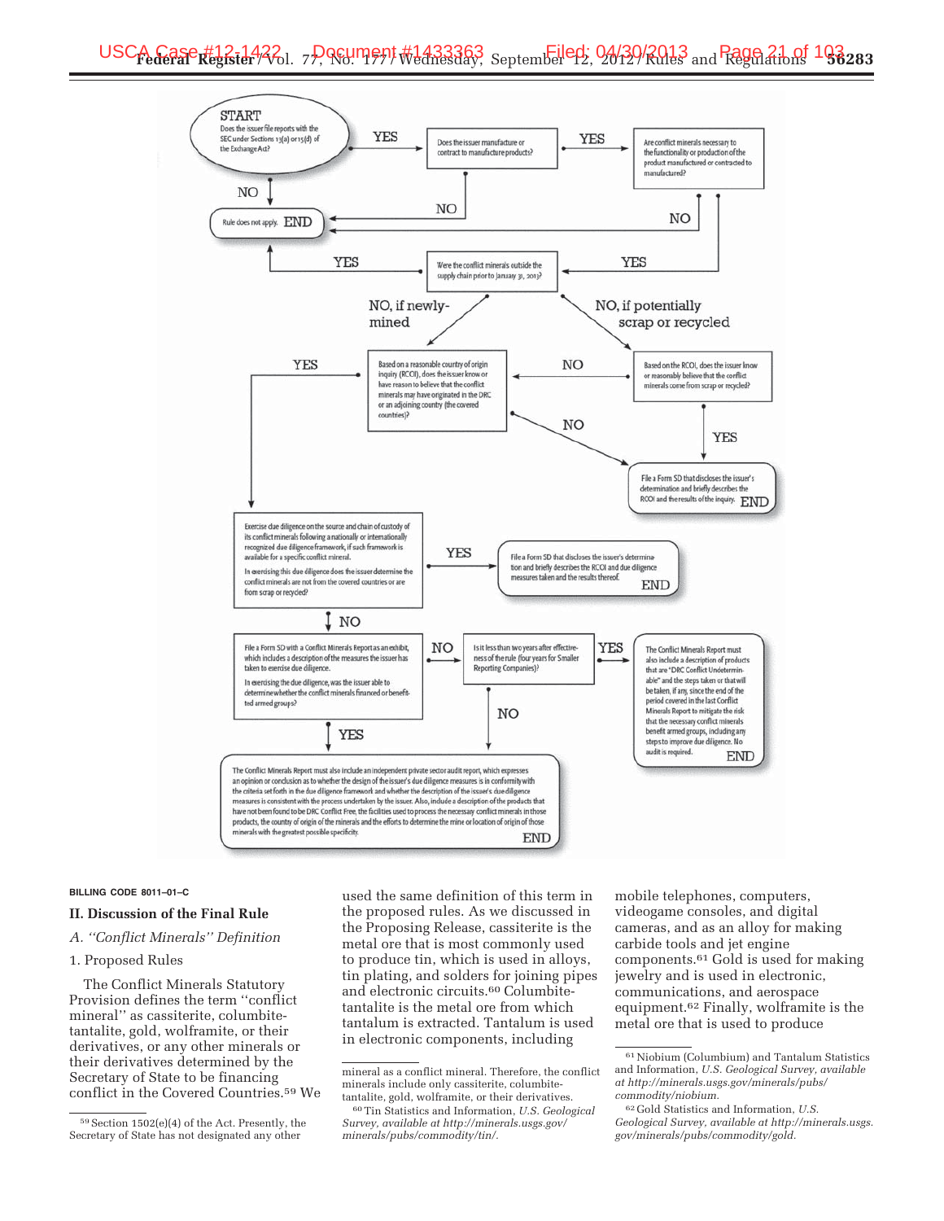START
Does the issuer file reports with the SEC under Sections 13(a) or 15(d) of the Exchange Act?

YES → Does the issuer manufacture or contract to manufacture products?

YES → Are conflict minerals necessary to the functionality or production of the product manufactured or contracted to be manufactured?

NO → Rule does not apply. END

YES → Were the conflict minerals outside the supply chain prior to January 31, 2013?

YES → Rule does not apply. END

NO, if newly-mined → Based on a reasonable country of origin inquiry (RCOI), does the issuer know or have reason to believe that the conflict minerals may have originated in the DRC or an adjoining country (the covered countries)?

NO, if potentially scrap or recycled → Based on the RCOI, does the issuer know or reasonably believe that the conflict minerals come from scrap or recycled?

NO → File a Form SD that discloses the issuer's determination and briefly describes the RCOI and the results of the inquiry. END

YES → Exercise due diligence on the source and chain of custody of its conflict minerals following a nationally or internationally recognized due diligence framework, if such framework is available for a specific conflict mineral.

In exercising this due diligence does the issuer determine the conflict minerals are not from the covered countries or are from scrap or recycled?

YES → File a Form SD that discloses the issuer's determination and briefly describes the RCOI and due diligence measures taken and the results thereof. END

NO → File a Form SD with a Conflict Minerals Report as an exhibit, which includes a description of the measures the issuer has taken to exercise due diligence.

In exercising the due diligence, was the issuer able to determine whether the conflict minerals financed or benefited armed groups?

NO → Is it less than two years after effectiveness of the rule (four years for Smaller Reporting Companies)?

YES → The Conflict Minerals Report must also include a description of products that are "DRC Conflict Undeterminable" and the steps taken or that will be taken, if any, since the end of the period covered in the last Conflict Minerals Report to mitigate the risk that the necessary conflict minerals benefit armed groups, including any steps to improve due diligence. No audit is required. END

YES / NO → The Conflict Minerals Report must also include an independent private sector audit report, which expresses an opinion or conclusion as to whether the design of the issuer's due diligence measures is in conformity with the criteria set forth in the due diligence framework and whether the description of the issuer's due diligence measures is consistent with the process undertaken by the issuer. Also, include a description of the products that have not been found to be DRC Conflict Free, the facilities used to process the necessary conflict minerals in those products, the country of origin of the minerals and the efforts to determine the mine or location of origin of those minerals with the greatest possible specificity. END

BILLING CODE 8011–01–C

## II. Discussion of the Final Rule

### *A. "Conflict Minerals" Definition*

#### 1. Proposed Rules

The Conflict Minerals Statutory Provision defines the term "conflict mineral" as cassiterite, columbite-tantalite, gold, wolframite, or their derivatives, or any other minerals or their derivatives determined by the Secretary of State to be financing conflict in the Covered Countries.[59] We used the same definition of this term in the proposed rules. As we discussed in the Proposing Release, cassiterite is the metal ore that is most commonly used to produce tin, which is used in alloys, tin plating, and solders for joining pipes and electronic circuits.[60] Columbite-tantalite is the metal ore from which tantalum is extracted. Tantalum is used in electronic components, including mobile telephones, computers, videogame consoles, and digital cameras, and as an alloy for making carbide tools and jet engine components.[61] Gold is used for making jewelry and is used in electronic, communications, and aerospace equipment.[62] Finally, wolframite is the metal ore that is used to produce

[59] Section 1502(e)(4) of the Act. Presently, the Secretary of State has not designated any other mineral as a conflict mineral. Therefore, the conflict minerals include only cassiterite, columbite-tantalite, gold, wolframite, or their derivatives.

[60] Tin Statistics and Information, *U.S. Geological Survey, available at http://minerals.usgs.gov/minerals/pubs/commodity/tin/.*

[61] Niobium (Columbium) and Tantalum Statistics and Information, *U.S. Geological Survey, available at http://minerals.usgs.gov/minerals/pubs/commodity/niobium.*

[62] Gold Statistics and Information, *U.S. Geological Survey, available at http://minerals.usgs.gov/minerals/pubs/commodity/gold.*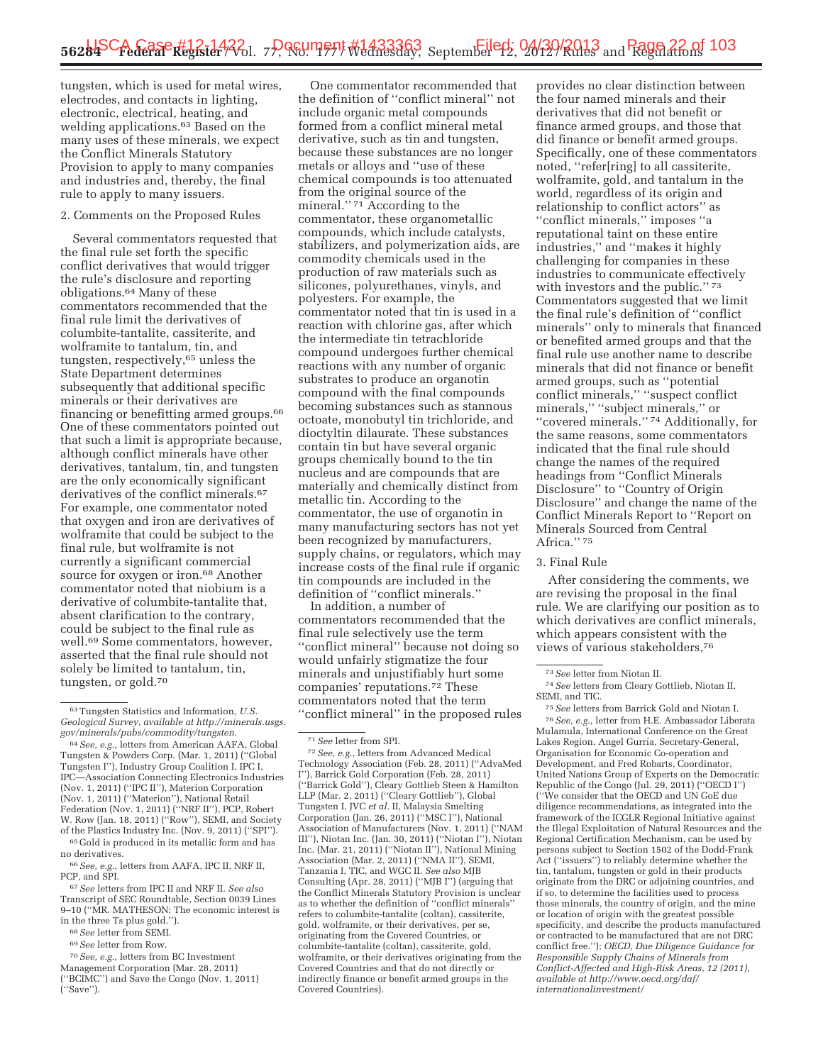tungsten, which is used for metal wires, electrodes, and contacts in lighting, electronic, electrical, heating, and welding applications.[63] Based on the many uses of these minerals, we expect the Conflict Minerals Statutory Provision to apply to many companies and industries and, thereby, the final rule to apply to many issuers.

2. Comments on the Proposed Rules

Several commentators requested that the final rule set forth the specific conflict derivatives that would trigger the rule's disclosure and reporting obligations.[64] Many of these commentators recommended that the final rule limit the derivatives of columbite-tantalite, cassiterite, and wolframite to tantalum, tin, and tungsten, respectively,[65] unless the State Department determines subsequently that additional specific minerals or their derivatives are financing or benefitting armed groups.[66] One of these commentators pointed out that such a limit is appropriate because, although conflict minerals have other derivatives, tantalum, tin, and tungsten are the only economically significant derivatives of the conflict minerals.[67] For example, one commentator noted that oxygen and iron are derivatives of wolframite that could be subject to the final rule, but wolframite is not currently a significant commercial source for oxygen or iron.[68] Another commentator noted that niobium is a derivative of columbite-tantalite that, absent clarification to the contrary, could be subject to the final rule as well.[69] Some commentators, however, asserted that the final rule should not solely be limited to tantalum, tin, tungsten, or gold.[70]

One commentator recommended that the definition of ''conflict mineral'' not include organic metal compounds formed from a conflict mineral metal derivative, such as tin and tungsten, because these substances are no longer metals or alloys and ''use of these chemical compounds is too attenuated from the original source of the mineral.''[71] According to the commentator, these organometallic compounds, which include catalysts, stabilizers, and polymerization aids, are commodity chemicals used in the production of raw materials such as silicones, polyurethanes, vinyls, and polyesters. For example, the commentator noted that tin is used in a reaction with chlorine gas, after which the intermediate tin tetrachloride compound undergoes further chemical reactions with any number of organic substrates to produce an organotin compound with the final compounds becoming substances such as stannous octoate, monobutyl tin trichloride, and dioctyltin dilaurate. These substances contain tin but have several organic groups chemically bound to the tin nucleus and are compounds that are materially and chemically distinct from metallic tin. According to the commentator, the use of organotin in many manufacturing sectors has not yet been recognized by manufacturers, supply chains, or regulators, which may increase costs of the final rule if organic tin compounds are included in the definition of ''conflict minerals.''

In addition, a number of commentators recommended that the final rule selectively use the term ''conflict mineral'' because not doing so would unfairly stigmatize the four minerals and unjustifiably hurt some companies' reputations.[72] These commentators noted that the term ''conflict mineral'' in the proposed rules provides no clear distinction between the four named minerals and their derivatives that did not benefit or finance armed groups, and those that did finance or benefit armed groups. Specifically, one of these commentators noted, ''refer[ring] to all cassiterite, wolframite, gold, and tantalum in the world, regardless of its origin and relationship to conflict actors'' as ''conflict minerals,'' imposes ''a reputational taint on these entire industries,'' and ''makes it highly challenging for companies in these industries to communicate effectively with investors and the public.''[73] Commentators suggested that we limit the final rule's definition of ''conflict minerals'' only to minerals that financed or benefited armed groups and that the final rule use another name to describe minerals that did not finance or benefit armed groups, such as ''potential conflict minerals,'' ''suspect conflict minerals,'' ''subject minerals,'' or ''covered minerals.''[74] Additionally, for the same reasons, some commentators indicated that the final rule should change the names of the required headings from ''Conflict Minerals Disclosure'' to ''Country of Origin Disclosure'' and change the name of the Conflict Minerals Report to ''Report on Minerals Sourced from Central Africa.''[75]

3. Final Rule

After considering the comments, we are revising the proposal in the final rule. We are clarifying our position as to which derivatives are conflict minerals, which appears consistent with the views of various stakeholders,[76]

---

[63] Tungsten Statistics and Information, *U.S. Geological Survey, available at http://minerals.usgs.gov/minerals/pubs/commodity/tungsten.*

[64] *See, e.g.,* letters from American AAFA, Global Tungsten & Powders Corp. (Mar. 1, 2011) (''Global Tungsten I''), Industry Group Coalition I, IPC I, IPC—Association Connecting Electronics Industries (Nov. 1, 2011) (''IPC II''), Materion Corporation (Nov. 1, 2011) (''Materion''), National Retail Federation (Nov. 1, 2011) (''NRF II''), PCP, Robert W. Row (Jan. 18, 2011) (''Row''), SEMI, and Society of the Plastics Industry Inc. (Nov. 9, 2011) (''SPI'').

[65] Gold is produced in its metallic form and has no derivatives.

[66] *See, e.g.,* letters from AAFA, IPC II, NRF II, PCP, and SPI.

[67] *See* letters from IPC II and NRF II. *See also* Transcript of SEC Roundtable, Section 0039 Lines 9–10 (''MR. MATHESON: The economic interest is in the three Ts plus gold.'').

[68] *See* letter from SEMI.

[69] *See* letter from Row.

[70] *See, e.g.,* letters from BC Investment Management Corporation (Mar. 28, 2011) (''BCIMC'') and Save the Congo (Nov. 1, 2011) (''Save'').

[71] *See* letter from SPI.

[72] *See, e.g.,* letters from Advanced Medical Technology Association (Feb. 28, 2011) (''AdvaMed I''), Barrick Gold Corporation (Feb. 28, 2011) (''Barrick Gold''), Cleary Gottlieb Steen & Hamilton LLP (Mar. 2, 2011) (''Cleary Gottlieb''), Global Tungsten I, JVC *et al.* II, Malaysia Smelting Corporation (Jan. 26, 2011) (''MSC I''), National Association of Manufacturers (Nov. 1, 2011) (''NAM III''), Niotan Inc. (Jan. 30, 2011) (''Niotan I''), Niotan Inc. (Mar. 21, 2011) (''Niotan II''), National Mining Association (Mar. 2, 2011) (''NMA II''), SEMI, Tanzania I, TIC, and WGC II. *See also* MJB Consulting (Apr. 28, 2011) (''MJB I'') (arguing that the Conflict Minerals Statutory Provision is unclear as to whether the definition of ''conflict minerals'' refers to columbite-tantalite (coltan), cassiterite, gold, wolframite, or their derivatives, per se, originating from the Covered Countries, or columbite-tantalite (coltan), cassiterite, gold, wolframite, or their derivatives originating from the Covered Countries and that do not directly or indirectly finance or benefit armed groups in the Covered Countries).

[73] *See* letter from Niotan II.

[74] *See* letters from Cleary Gottlieb, Niotan II, SEMI, and TIC.

[75] *See* letters from Barrick Gold and Niotan I.

[76] *See, e.g.,* letter from H.E. Ambassador Liberata Mulamula, International Conference on the Great Lakes Region, Angel Gurría, Secretary-General, Organisation for Economic Co-operation and Development, and Fred Robarts, Coordinator, United Nations Group of Experts on the Democratic Republic of the Congo (Jul. 29, 2011) (''OECD I'') (''We consider that the OECD and UN GoE due diligence recommendations, as integrated into the framework of the ICGLR Regional Initiative against the Illegal Exploitation of Natural Resources and the Regional Certification Mechanism, can be used by persons subject to Section 1502 of the Dodd-Frank Act (''issuers'') to reliably determine whether the tin, tantalum, tungsten or gold in their products originate from the DRC or adjoining countries, and if so, to determine the facilities used to process those minerals, the country of origin, and the mine or location of origin with the greatest possible specificity, and describe the products manufactured or contracted to be manufactured that are not DRC conflict free.''); *OECD, Due Diligence Guidance for Responsible Supply Chains of Minerals from Conflict-Affected and High-Risk Areas, 12 (2011), available at http://www.oecd.org/daf/internationalinvestment/*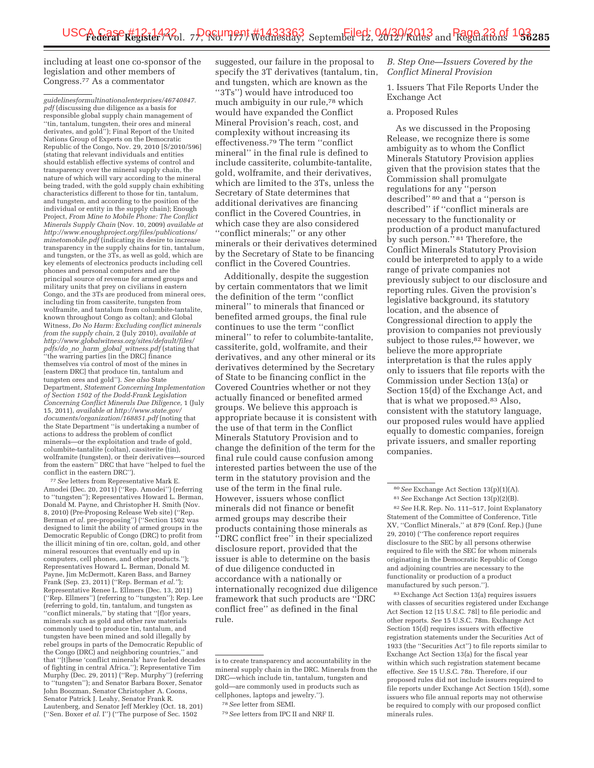including at least one co-sponsor of the legislation and other members of Congress.[77] As a commentator suggested, our failure in the proposal to specify the 3T derivatives (tantalum, tin, and tungsten, which are known as the ''3Ts'') would have introduced too much ambiguity in our rule,[78] which would have expanded the Conflict Mineral Provision's reach, cost, and complexity without increasing its effectiveness.[79] The term ''conflict mineral'' in the final rule is defined to include cassiterite, columbite-tantalite, gold, wolframite, and their derivatives, which are limited to the 3Ts, unless the Secretary of State determines that additional derivatives are financing conflict in the Covered Countries, in which case they are also considered ''conflict minerals;'' or any other minerals or their derivatives determined by the Secretary of State to be financing conflict in the Covered Countries.

Additionally, despite the suggestion by certain commentators that we limit the definition of the term ''conflict mineral'' to minerals that financed or benefited armed groups, the final rule continues to use the term ''conflict mineral'' to refer to columbite-tantalite, cassiterite, gold, wolframite, and their derivatives, and any other mineral or its derivatives determined by the Secretary of State to be financing conflict in the Covered Countries whether or not they actually financed or benefited armed groups. We believe this approach is appropriate because it is consistent with the use of that term in the Conflict Minerals Statutory Provision and to change the definition of the term for the final rule could cause confusion among interested parties between the use of the term in the statutory provision and the use of the term in the final rule. However, issuers whose conflict minerals did not finance or benefit armed groups may describe their products containing those minerals as ''DRC conflict free'' in their specialized disclosure report, provided that the issuer is able to determine on the basis of due diligence conducted in accordance with a nationally or internationally recognized due diligence framework that such products are ''DRC conflict free'' as defined in the final rule.

### *B. Step One—Issuers Covered by the Conflict Mineral Provision*

1. Issuers That File Reports Under the Exchange Act

a. Proposed Rules

As we discussed in the Proposing Release, we recognize there is some ambiguity as to whom the Conflict Minerals Statutory Provision applies given that the provision states that the Commission shall promulgate regulations for any ''person described'' [80] and that a ''person is described'' if ''conflict minerals are necessary to the functionality or production of a product manufactured by such person.'' [81] Therefore, the Conflict Minerals Statutory Provision could be interpreted to apply to a wide range of private companies not previously subject to our disclosure and reporting rules. Given the provision's legislative background, its statutory location, and the absence of Congressional direction to apply the provision to companies not previously subject to those rules,[82] however, we believe the more appropriate interpretation is that the rules apply only to issuers that file reports with the Commission under Section 13(a) or Section 15(d) of the Exchange Act, and that is what we proposed.[83] Also, consistent with the statutory language, our proposed rules would have applied equally to domestic companies, foreign private issuers, and smaller reporting companies.

---

*guidelinesformultinationalenterprises/46740847.pdf* (discussing due diligence as a basis for responsible global supply chain management of ''tin, tantalum, tungsten, their ores and mineral derivates, and gold''); Final Report of the United Nations Group of Experts on the Democratic Republic of the Congo, Nov. 29, 2010 [S/2010/596] (stating that relevant individuals and entities should establish effective systems of control and transparency over the mineral supply chain, the nature of which will vary according to the mineral being traded, with the gold supply chain exhibiting characteristics different to those for tin, tantalum, and tungsten, and according to the position of the individual or entity in the supply chain); Enough Project, *From Mine to Mobile Phone: The Conflict Minerals Supply Chain* (Nov. 10, 2009) *available at http://www.enoughproject.org/files/publications/minetomobile.pdf* (indicating its desire to increase transparency in the supply chains for tin, tantalum, and tungsten, or the 3Ts, as well as gold, which are key elements of electronics products including cell phones and personal computers and are the principal source of revenue for armed groups and military units that prey on civilians in eastern Congo, and the 3Ts are produced from mineral ores, including tin from cassiterite, tungsten from wolframite, and tantalum from columbite-tantalite, known throughout Congo as coltan); and Global Witness, *Do No Harm: Excluding conflict minerals from the supply chain,* 2 (July 2010), *available at http://www.globalwitness.org/sites/default/files/pdfs/do_no_harm_global_witness.pdf* (stating that ''the warring parties [in the DRC] finance themselves via control of most of the mines in [eastern DRC] that produce tin, tantalum and tungsten ores and gold''). *See also* State Department, *Statement Concerning Implementation of Section 1502 of the Dodd-Frank Legislation Concerning Conflict Minerals Due Diligence,* 1 (July 15, 2011), *available at http://www.state.gov/documents/organization/168851.pdf* (noting that the State Department ''is undertaking a number of actions to address the problem of conflict minerals—or the exploitation and trade of gold, columbite-tantalite (coltan), cassiterite (tin), wolframite (tungsten), or their derivatives—sourced from the eastern'' DRC that have ''helped to fuel the conflict in the eastern DRC'').

[77] *See* letters from Representative Mark E. Amodei (Dec. 20, 2011) (''Rep. Amodei'') (referring to ''tungsten''); Representatives Howard L. Berman, Donald M. Payne, and Christopher H. Smith (Nov. 8, 2010) (Pre-Proposing Release Web site) (''Rep. Berman *et al.* pre-proposing'') (''Section 1502 was designed to limit the ability of armed groups in the Democratic Republic of Congo (DRC) to profit from the illicit mining of tin ore, coltan, gold, and other mineral resources that eventually end up in computers, cell phones, and other products.''); Representatives Howard L. Berman, Donald M. Payne, Jim McDermott, Karen Bass, and Barney Frank (Sep. 23, 2011) (''Rep. Berman *et al.*''); Representative Renee L. Ellmers (Dec. 13, 2011) (''Rep. Ellmers'') (referring to ''tungsten''); Rep. Lee (referring to gold, tin, tantalum, and tungsten as ''conflict minerals,'' by stating that ''[f]or years, minerals such as gold and other raw materials commonly used to produce tin, tantalum, and tungsten have been mined and sold illegally by rebel groups in parts of the Democratic Republic of the Congo (DRC) and neighboring countries,'' and that ''[t]hese 'conflict minerals' have fueled decades of fighting in central Africa.''); Representative Tim Murphy (Dec. 29, 2011) (''Rep. Murphy'') (referring to ''tungsten''); and Senator Barbara Boxer, Senator John Boozman, Senator Christopher A. Coons, Senator Patrick J. Leahy, Senator Frank R. Lautenberg, and Senator Jeff Merkley (Oct. 18, 2011) (''Sen. Boxer *et al.* I'') (''The purpose of Sec. 1502 is to create transparency and accountability in the mineral supply chain in the DRC. Minerals from the DRC—which include tin, tantalum, tungsten and gold—are commonly used in products such as cellphones, laptops and jewelry.'').

[78] *See* letter from SEMI.

[79] *See* letters from IPC II and NRF II.

[80] *See* Exchange Act Section 13(p)(1)(A).

[81] *See* Exchange Act Section 13(p)(2)(B).

[82] *See* H.R. Rep. No. 111–517, Joint Explanatory Statement of the Committee of Conference, Title XV, ''Conflict Minerals,'' at 879 (Conf. Rep.) (June 29, 2010) (''The conference report requires disclosure to the SEC by all persons otherwise required to file with the SEC for whom minerals originating in the Democratic Republic of Congo and adjoining countries are necessary to the functionality or production of a product manufactured by such person.'').

[83] Exchange Act Section 13(a) requires issuers with classes of securities registered under Exchange Act Section 12 [15 U.S.C. 78l] to file periodic and other reports. *See* 15 U.S.C. 78m. Exchange Act Section 15(d) requires issuers with effective registration statements under the Securities Act of 1933 (the ''Securities Act'') to file reports similar to Exchange Act Section 13(a) for the fiscal year within which such registration statement became effective. *See* 15 U.S.C. 78n. Therefore, if our proposed rules did not include issuers required to file reports under Exchange Act Section 15(d), some issuers who file annual reports may not otherwise be required to comply with our proposed conflict minerals rules.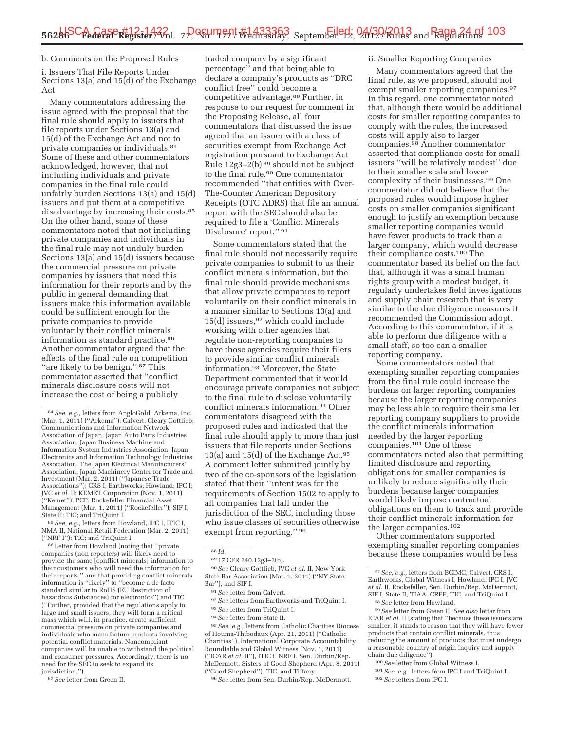b. Comments on the Proposed Rules

i. Issuers That File Reports Under Sections 13(a) and 15(d) of the Exchange Act

Many commentators addressing the issue agreed with the proposal that the final rule should apply to issuers that file reports under Sections 13(a) and 15(d) of the Exchange Act and not to private companies or individuals.[84] Some of these and other commentators acknowledged, however, that not including individuals and private companies in the final rule could unfairly burden Sections 13(a) and 15(d) issuers and put them at a competitive disadvantage by increasing their costs.[85] On the other hand, some of these commentators noted that not including private companies and individuals in the final rule may not unduly burden Sections 13(a) and 15(d) issuers because the commercial pressure on private companies by issuers that need this information for their reports and by the public in general demanding that issuers make this information available could be sufficient enough for the private companies to provide voluntarily their conflict minerals information as standard practice.[86] Another commentator argued that the effects of the final rule on competition ''are likely to be benign.'' [87] This commentator asserted that ''conflict minerals disclosure costs will not increase the cost of being a publicly traded company by a significant percentage'' and that being able to declare a company's products as ''DRC conflict free'' could become a competitive advantage.[88] Further, in response to our request for comment in the Proposing Release, all four commentators that discussed the issue agreed that an issuer with a class of securities exempt from Exchange Act registration pursuant to Exchange Act Rule 12g3–2(b) [89] should not be subject to the final rule.[90] One commentator recommended ''that entities with Over-The-Counter American Depository Receipts (OTC ADRS) that file an annual report with the SEC should also be required to file a 'Conflict Minerals Disclosure' report.'' [91]

Some commentators stated that the final rule should not necessarily require private companies to submit to us their conflict minerals information, but the final rule should provide mechanisms that allow private companies to report voluntarily on their conflict minerals in a manner similar to Sections 13(a) and 15(d) issuers,[92] which could include working with other agencies that regulate non-reporting companies to have those agencies require their filers to provide similar conflict minerals information.[93] Moreover, the State Department commented that it would encourage private companies not subject to the final rule to disclose voluntarily conflict minerals information.[94] Other commentators disagreed with the proposed rules and indicated that the final rule should apply to more than just issuers that file reports under Sections 13(a) and 15(d) of the Exchange Act.[95] A comment letter submitted jointly by two of the co-sponsors of the legislation stated that their ''intent was for the requirements of Section 1502 to apply to all companies that fall under the jurisdiction of the SEC, including those who issue classes of securities otherwise exempt from reporting.'' [96]

ii. Smaller Reporting Companies

Many commentators agreed that the final rule, as we proposed, should not exempt smaller reporting companies.[97] In this regard, one commentator noted that, although there would be additional costs for smaller reporting companies to comply with the rules, the increased costs will apply also to larger companies.[98] Another commentator asserted that compliance costs for small issuers ''will be relatively modest'' due to their smaller scale and lower complexity of their businesses.[99] One commentator did not believe that the proposed rules would impose higher costs on smaller companies significant enough to justify an exemption because smaller reporting companies would have fewer products to track than a larger company, which would decrease their compliance costs.[100] The commentator based its belief on the fact that, although it was a small human rights group with a modest budget, it regularly undertakes field investigations and supply chain research that is very similar to the due diligence measures it recommended the Commission adopt. According to this commentator, if it is able to perform due diligence with a small staff, so too can a smaller reporting company.

Some commentators noted that exempting smaller reporting companies from the final rule could increase the burdens on larger reporting companies because the larger reporting companies may be less able to require their smaller reporting company suppliers to provide the conflict minerals information needed by the larger reporting companies.[101] One of these commentators noted also that permitting limited disclosure and reporting obligations for smaller companies is unlikely to reduce significantly their burdens because larger companies would likely impose contractual obligations on them to track and provide their conflict minerals information for the larger companies.[102]

Other commentators supported exempting smaller reporting companies because these companies would be less

---

[84] *See, e.g.,* letters from AngloGold; Arkema, Inc. (Mar. 1, 2011) (''Arkema''); Calvert; Cleary Gottlieb; Communications and Information Network Association of Japan, Japan Auto Parts Industries Association, Japan Business Machine and Information System Industries Association, Japan Electronics and Information Technology Industries Association, The Japan Electrical Manufacturers' Association, Japan Machinery Center for Trade and Investment (Mar. 2, 2011) (''Japanese Trade Associations''); CRS I; Earthworks; Howland; IPC I; JVC *et al.* II; KEMET Corporation (Nov. 1, 2011) (''Kemet''); PCP; Rockefeller Financial Asset Management (Mar. 1, 2011) (''Rockefeller''); SIF I; State II; TIC; and TriQuint I.

[85] *See, e.g.,* letters from Howland, IPC I, ITIC I, NMA II, National Retail Federation (Mar. 2, 2011) (''NRF I''); TIC; and TriQuint I.

[86] Letter from Howland (noting that ''private companies (non reporters) will likely need to provide the same [conflict minerals] information to their customers who will need the information for their reports,'' and that providing conflict minerals information is ''likely'' to ''become a de facto standard similar to RoHS (EU Restriction of hazardous Substances) for electronics'') and TIC (''Further, provided that the regulations apply to large and small issuers, they will form a critical mass which will, in practice, create sufficient commercial pressure on private companies and individuals who manufacture products involving potential conflict materials. Noncompliant companies will be unable to withstand the political and consumer pressures. Accordingly, there is no need for the SEC to seek to expand its jurisdiction.'').

[87] *See* letter from Green II.

[88] *Id.*

[89] 17 CFR 240.12g3–2(b).

[90] *See* Cleary Gottlieb, JVC *et al.* II, New York State Bar Association (Mar. 1, 2011) (''NY State Bar''), and SIF I.

[91] *See* letter from Calvert.

[92] *See* letters from Earthworks and TriQuint I.

[93] *See* letter from TriQuint I.

[94] *See* letter from State II.

[95] *See, e.g.,* letters from Catholic Charities Diocese of Houma-Thibodaux (Apr. 21, 2011) (''Catholic Charities''), International Corporate Accountability Roundtable and Global Witness (Nov. 1, 2011) (''ICAR *et al.* II''), ITIC I, NRF I, Sen. Durbin/Rep. McDermott, Sisters of Good Shepherd (Apr. 8, 2011) (''Good Shepherd''), TIC, and Tiffany.

[96] *See* letter from Sen. Durbin/Rep. McDermott.

[97] *See, e.g.,* letters from BCIMC, Calvert, CRS I, Earthworks, Global Witness I, Howland, IPC I, JVC *et al.* II, Rockefeller, Sen. Durbin/Rep. McDermott, SIF I, State II, TIAA–CREF, TIC, and TriQuint I.

[98] *See* letter from Howland.

[99] *See* letter from Green II. *See also* letter from ICAR *et al.* II (stating that ''because these issuers are smaller, it stands to reason that they will have fewer products that contain conflict minerals, thus reducing the amount of products that must undergo a reasonable country of origin inquiry and supply chain due diligence'').

[100] *See* letter from Global Witness I.

[101] *See, e.g.,* letters from IPC I and TriQuint I.

[102] *See* letters from IPC I.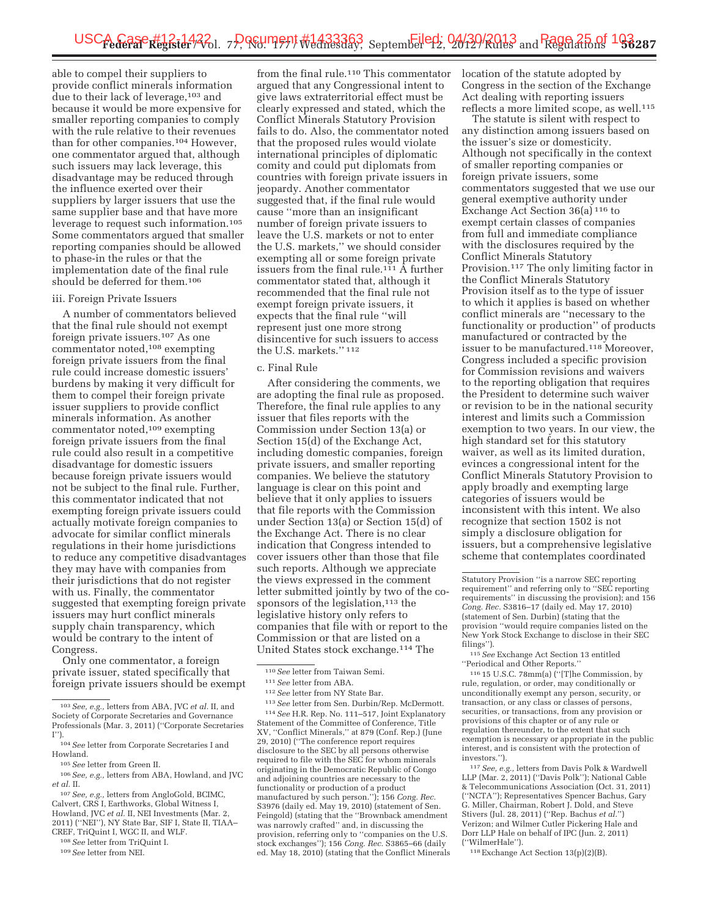able to compel their suppliers to provide conflict minerals information due to their lack of leverage,[103] and because it would be more expensive for smaller reporting companies to comply with the rule relative to their revenues than for other companies.[104] However, one commentator argued that, although such issuers may lack leverage, this disadvantage may be reduced through the influence exerted over their suppliers by larger issuers that use the same supplier base and that have more leverage to request such information.[105] Some commentators argued that smaller reporting companies should be allowed to phase-in the rules or that the implementation date of the final rule should be deferred for them.[106]

iii. Foreign Private Issuers

A number of commentators believed that the final rule should not exempt foreign private issuers.[107] As one commentator noted,[108] exempting foreign private issuers from the final rule could increase domestic issuers' burdens by making it very difficult for them to compel their foreign private issuer suppliers to provide conflict minerals information. As another commentator noted,[109] exempting foreign private issuers from the final rule could also result in a competitive disadvantage for domestic issuers because foreign private issuers would not be subject to the final rule. Further, this commentator indicated that not exempting foreign private issuers could actually motivate foreign companies to advocate for similar conflict minerals regulations in their home jurisdictions to reduce any competitive disadvantages they may have with companies from their jurisdictions that do not register with us. Finally, the commentator suggested that exempting foreign private issuers may hurt conflict minerals supply chain transparency, which would be contrary to the intent of Congress.

Only one commentator, a foreign private issuer, stated specifically that foreign private issuers should be exempt from the final rule.[110] This commentator argued that any Congressional intent to give laws extraterritorial effect must be clearly expressed and stated, which the Conflict Minerals Statutory Provision fails to do. Also, the commentator noted that the proposed rules would violate international principles of diplomatic comity and could put diplomats from countries with foreign private issuers in jeopardy. Another commentator suggested that, if the final rule would cause "more than an insignificant number of foreign private issuers to leave the U.S. markets or not to enter the U.S. markets," we should consider exempting all or some foreign private issuers from the final rule.[111] A further commentator stated that, although it recommended that the final rule not exempt foreign private issuers, it expects that the final rule "will represent just one more strong disincentive for such issuers to access the U.S. markets."[112]

c. Final Rule

After considering the comments, we are adopting the final rule as proposed. Therefore, the final rule applies to any issuer that files reports with the Commission under Section 13(a) or Section 15(d) of the Exchange Act, including domestic companies, foreign private issuers, and smaller reporting companies. We believe the statutory language is clear on this point and believe that it only applies to issuers that file reports with the Commission under Section 13(a) or Section 15(d) of the Exchange Act. There is no clear indication that Congress intended to cover issuers other than those that file such reports. Although we appreciate the views expressed in the comment letter submitted jointly by two of the co-sponsors of the legislation,[113] the legislative history only refers to companies that file with or report to the Commission or that are listed on a United States stock exchange.[114] The location of the statute adopted by Congress in the section of the Exchange Act dealing with reporting issuers reflects a more limited scope, as well.[115]

The statute is silent with respect to any distinction among issuers based on the issuer's size or domesticity. Although not specifically in the context of smaller reporting companies or foreign private issuers, some commentators suggested that we use our general exemptive authority under Exchange Act Section 36(a)[116] to exempt certain classes of companies from full and immediate compliance with the disclosures required by the Conflict Minerals Statutory Provision.[117] The only limiting factor in the Conflict Minerals Statutory Provision itself as to the type of issuer to which it applies is based on whether conflict minerals are "necessary to the functionality or production" of products manufactured or contracted by the issuer to be manufactured.[118] Moreover, Congress included a specific provision for Commission revisions and waivers to the reporting obligation that requires the President to determine such waiver or revision to be in the national security interest and limits such a Commission exemption to two years. In our view, the high standard set for this statutory waiver, as well as its limited duration, evinces a congressional intent for the Conflict Minerals Statutory Provision to apply broadly and exempting large categories of issuers would be inconsistent with this intent. We also recognize that section 1502 is not simply a disclosure obligation for issuers, but a comprehensive legislative scheme that contemplates coordinated

---

[103] *See, e.g.,* letters from ABA, JVC *et al.* II, and Society of Corporate Secretaries and Governance Professionals (Mar. 3, 2011) ("Corporate Secretaries I").

[104] *See* letter from Corporate Secretaries I and Howland.

[105] *See* letter from Green II.

[106] *See, e.g.,* letters from ABA, Howland, and JVC *et al.* II.

[107] *See, e.g.,* letters from AngloGold, BCIMC, Calvert, CRS I, Earthworks, Global Witness I, Howland, JVC *et al.* II, NEI Investments (Mar. 2, 2011) ("NEI"), NY State Bar, SIF I, State II, TIAA–CREF, TriQuint I, WGC II, and WLF.

[108] *See* letter from TriQuint I.

[109] *See* letter from NEI.

[110] *See* letter from Taiwan Semi.

[111] *See* letter from ABA.

[112] *See* letter from NY State Bar.

[113] *See* letter from Sen. Durbin/Rep. McDermott.

[114] *See* H.R. Rep. No. 111–517, Joint Explanatory Statement of the Committee of Conference, Title XV, "Conflict Minerals," at 879 (Conf. Rep.) (June 29, 2010) ("The conference report requires disclosure to the SEC by all persons otherwise required to file with the SEC for whom minerals originating in the Democratic Republic of Congo and adjoining countries are necessary to the functionality or production of a product manufactured by such person."); 156 *Cong. Rec.* S3976 (daily ed. May 19, 2010) (statement of Sen. Feingold) (stating that the "Brownback amendment was narrowly crafted" and, in discussing the provision, referring only to "companies on the U.S. stock exchanges"); 156 *Cong. Rec.* S3865–66 (daily ed. May 18, 2010) (stating that the Conflict Minerals Statutory Provision "is a narrow SEC reporting requirement" and referring only to "SEC reporting requirements" in discussing the provision); and 156 *Cong. Rec.* S3816–17 (daily ed. May 17, 2010) (statement of Sen. Durbin) (stating that the provision "would require companies listed on the New York Stock Exchange to disclose in their SEC filings").

[115] *See* Exchange Act Section 13 entitled "Periodical and Other Reports."

[116] 15 U.S.C. 78mm(a) ("[T]he Commission, by rule, regulation, or order, may conditionally or unconditionally exempt any person, security, or transaction, or any class or classes of persons, securities, or transactions, from any provision or provisions of this chapter or of any rule or regulation thereunder, to the extent that such exemption is necessary or appropriate in the public interest, and is consistent with the protection of investors.").

[117] *See, e.g.,* letters from Davis Polk & Wardwell LLP (Mar. 2, 2011) ("Davis Polk"); National Cable & Telecommunications Association (Oct. 31, 2011) ("NCTA"); Representatives Spencer Bachus, Gary G. Miller, Chairman, Robert J. Dold, and Steve Stivers (Jul. 28, 2011) ("Rep. Bachus *et al.*") Verizon; and Wilmer Cutler Pickering Hale and Dorr LLP Hale on behalf of IPC (Jun. 2, 2011) ("WilmerHale").

[118] Exchange Act Section 13(p)(2)(B).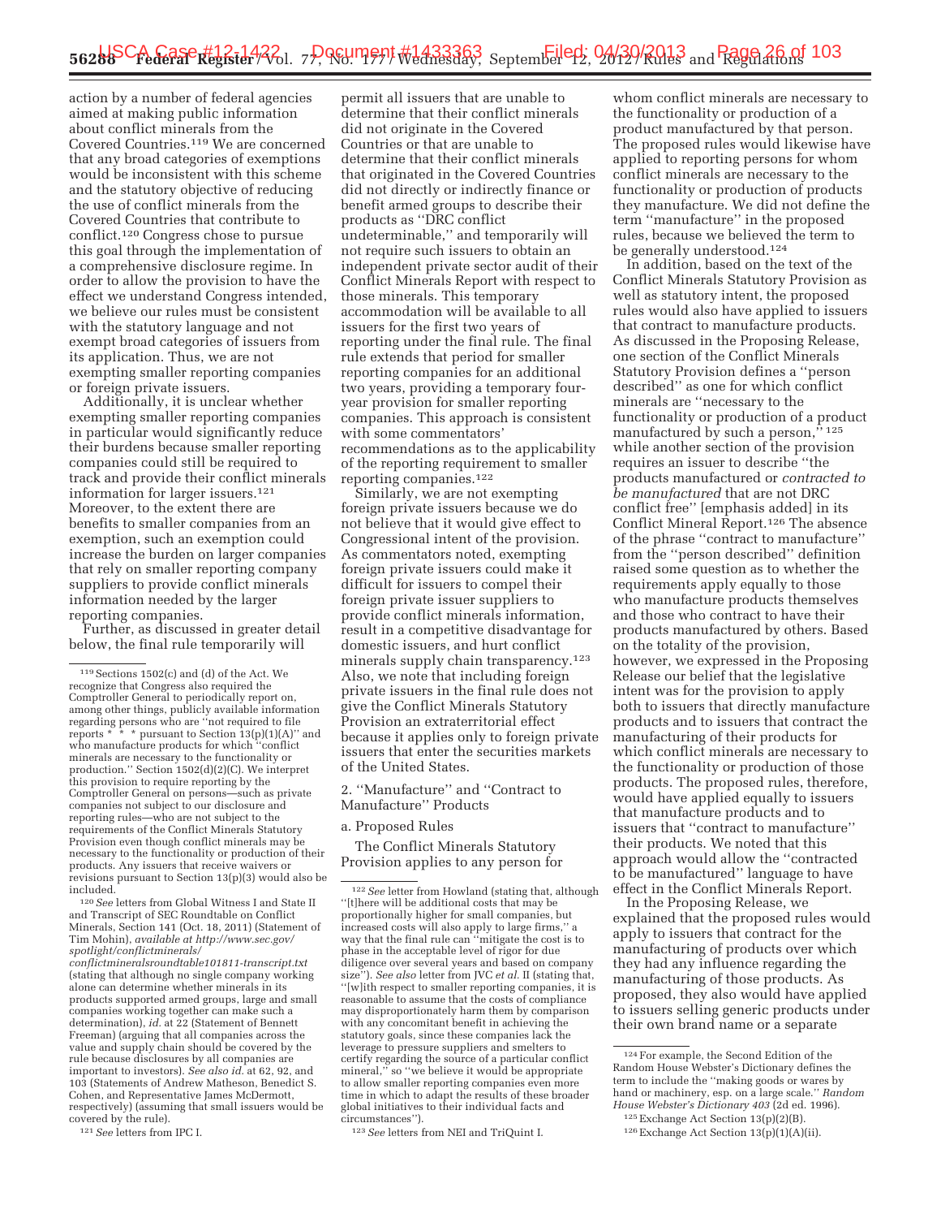action by a number of federal agencies aimed at making public information about conflict minerals from the Covered Countries.[119] We are concerned that any broad categories of exemptions would be inconsistent with this scheme and the statutory objective of reducing the use of conflict minerals from the Covered Countries that contribute to conflict.[120] Congress chose to pursue this goal through the implementation of a comprehensive disclosure regime. In order to allow the provision to have the effect we understand Congress intended, we believe our rules must be consistent with the statutory language and not exempt broad categories of issuers from its application. Thus, we are not exempting smaller reporting companies or foreign private issuers.

Additionally, it is unclear whether exempting smaller reporting companies in particular would significantly reduce their burdens because smaller reporting companies could still be required to track and provide their conflict minerals information for larger issuers.[121] Moreover, to the extent there are benefits to smaller companies from an exemption, such an exemption could increase the burden on larger companies that rely on smaller reporting company suppliers to provide conflict minerals information needed by the larger reporting companies.

Further, as discussed in greater detail below, the final rule temporarily will permit all issuers that are unable to determine that their conflict minerals did not originate in the Covered Countries or that are unable to determine that their conflict minerals that originated in the Covered Countries did not directly or indirectly finance or benefit armed groups to describe their products as "DRC conflict undeterminable," and temporarily will not require such issuers to obtain an independent private sector audit of their Conflict Minerals Report with respect to those minerals. This temporary accommodation will be available to all issuers for the first two years of reporting under the final rule. The final rule extends that period for smaller reporting companies for an additional two years, providing a temporary four-year provision for smaller reporting companies. This approach is consistent with some commentators' recommendations as to the applicability of the reporting requirement to smaller reporting companies.[122]

Similarly, we are not exempting foreign private issuers because we do not believe that it would give effect to Congressional intent of the provision. As commentators noted, exempting foreign private issuers could make it difficult for issuers to compel their foreign private issuer suppliers to provide conflict minerals information, result in a competitive disadvantage for domestic issuers, and hurt conflict minerals supply chain transparency.[123] Also, we note that including foreign private issuers in the final rule does not give the Conflict Minerals Statutory Provision an extraterritorial effect because it applies only to foreign private issuers that enter the securities markets of the United States.

### 2. "Manufacture" and "Contract to Manufacture" Products

#### a. Proposed Rules

The Conflict Minerals Statutory Provision applies to any person for whom conflict minerals are necessary to the functionality or production of a product manufactured by that person. The proposed rules would likewise have applied to reporting persons for whom conflict minerals are necessary to the functionality or production of products they manufacture. We did not define the term "manufacture" in the proposed rules, because we believed the term to be generally understood.[124]

In addition, based on the text of the Conflict Minerals Statutory Provision as well as statutory intent, the proposed rules would also have applied to issuers that contract to manufacture products. As discussed in the Proposing Release, one section of the Conflict Minerals Statutory Provision defines a "person described" as one for which conflict minerals are "necessary to the functionality or production of a product manufactured by such a person,"[125] while another section of the provision requires an issuer to describe "the products manufactured or *contracted to be manufactured* that are not DRC conflict free" [emphasis added] in its Conflict Mineral Report.[126] The absence of the phrase "contract to manufacture" from the "person described" definition raised some question as to whether the requirements apply equally to those who manufacture products themselves and those who contract to have their products manufactured by others. Based on the totality of the provision, however, we expressed in the Proposing Release our belief that the legislative intent was for the provision to apply both to issuers that directly manufacture products and to issuers that contract the manufacturing of their products for which conflict minerals are necessary to the functionality or production of those products. The proposed rules, therefore, would have applied equally to issuers that manufacture products and to issuers that "contract to manufacture" their products. We noted that this approach would allow the "contracted to be manufactured" language to have effect in the Conflict Minerals Report.

In the Proposing Release, we explained that the proposed rules would apply to issuers that contract for the manufacturing of products over which they had any influence regarding the manufacturing of those products. As proposed, they also would have applied to issuers selling generic products under their own brand name or a separate

---

[119] Sections 1502(c) and (d) of the Act. We recognize that Congress also required the Comptroller General to periodically report on, among other things, publicly available information regarding persons who are "not required to file reports * * * pursuant to Section 13(p)(1)(A)" and who manufacture products for which "conflict minerals are necessary to the functionality or production." Section 1502(d)(2)(C). We interpret this provision to require reporting by the Comptroller General on persons—such as private companies not subject to our disclosure and reporting rules—who are not subject to the requirements of the Conflict Minerals Statutory Provision even though conflict minerals may be necessary to the functionality or production of their products. Any issuers that receive waivers or revisions pursuant to Section 13(p)(3) would also be included.

[120] *See* letters from Global Witness I and State II and Transcript of SEC Roundtable on Conflict Minerals, Section 141 (Oct. 18, 2011) (Statement of Tim Mohin), *available at http://www.sec.gov/spotlight/conflictminerals/conflictmineralsroundtable101811-transcript.txt* (stating that although no single company working alone can determine whether minerals in its products supported armed groups, large and small companies working together can make such a determination), *id.* at 22 (Statement of Bennett Freeman) (arguing that all companies across the value and supply chain should be covered by the rule because disclosures by all companies are important to investors). *See also id.* at 62, 92, and 103 (Statements of Andrew Matheson, Benedict S. Cohen, and Representative James McDermott, respectively) (assuming that small issuers would be covered by the rule).

[121] *See* letters from IPC I.

[122] *See* letter from Howland (stating that, although "[t]here will be additional costs that may be proportionally higher for small companies, but increased costs will also apply to large firms," a way that the final rule can "mitigate the cost is to phase in the acceptable level of rigor for due diligence over several years and based on company size"). *See also* letter from JVC *et al.* II (stating that, "[w]ith respect to smaller reporting companies, it is reasonable to assume that the costs of compliance may disproportionately harm them by comparison with any concomitant benefit in achieving the statutory goals, since these companies lack the leverage to pressure suppliers and smelters to certify regarding the source of a particular conflict mineral," so "we believe it would be appropriate to allow smaller reporting companies even more time in which to adapt the results of these broader global initiatives to their individual facts and circumstances").

[123] *See* letters from NEI and TriQuint I.

[124] For example, the Second Edition of the Random House Webster's Dictionary defines the term to include the "making goods or wares by hand or machinery, esp. on a large scale." *Random House Webster's Dictionary 403* (2d ed. 1996).

[125] Exchange Act Section 13(p)(2)(B).

[126] Exchange Act Section 13(p)(1)(A)(ii).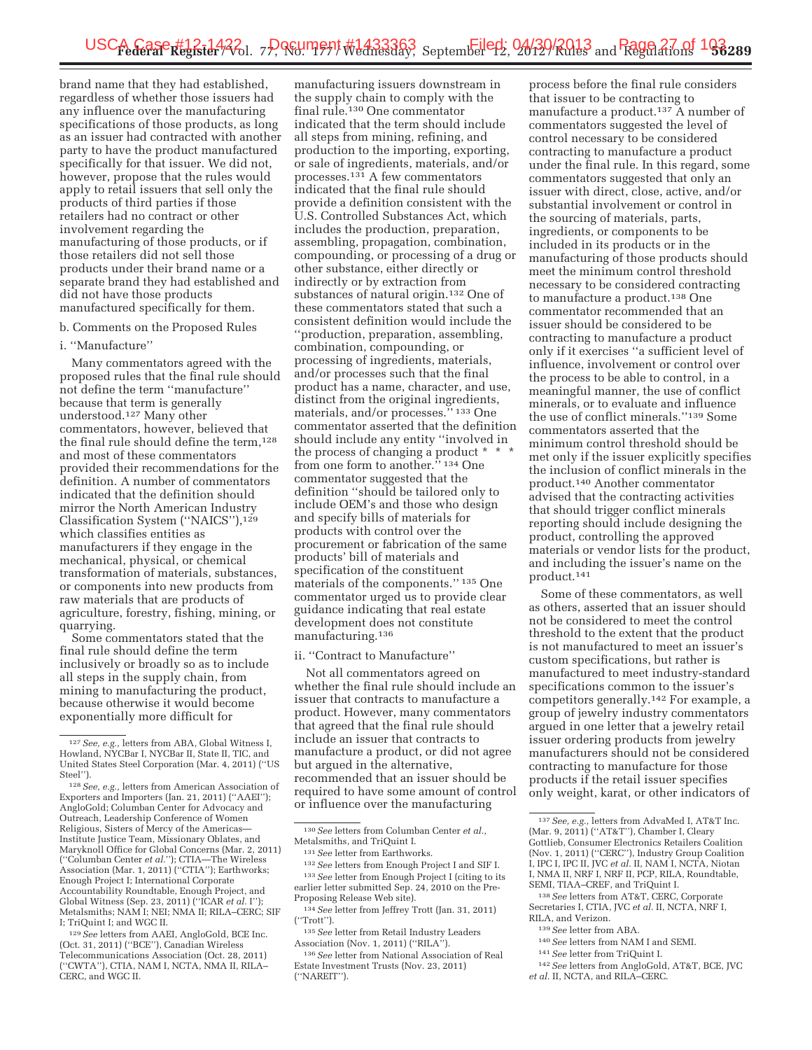brand name that they had established, regardless of whether those issuers had any influence over the manufacturing specifications of those products, as long as an issuer had contracted with another party to have the product manufactured specifically for that issuer. We did not, however, propose that the rules would apply to retail issuers that sell only the products of third parties if those retailers had no contract or other involvement regarding the manufacturing of those products, or if those retailers did not sell those products under their brand name or a separate brand they had established and did not have those products manufactured specifically for them.

b. Comments on the Proposed Rules

i. ''Manufacture''

Many commentators agreed with the proposed rules that the final rule should not define the term ''manufacture'' because that term is generally understood.[127] Many other commentators, however, believed that the final rule should define the term,[128] and most of these commentators provided their recommendations for the definition. A number of commentators indicated that the definition should mirror the North American Industry Classification System (''NAICS''),[129] which classifies entities as manufacturers if they engage in the mechanical, physical, or chemical transformation of materials, substances, or components into new products from raw materials that are products of agriculture, forestry, fishing, mining, or quarrying.

Some commentators stated that the final rule should define the term inclusively or broadly so as to include all steps in the supply chain, from mining to manufacturing the product, because otherwise it would become exponentially more difficult for manufacturing issuers downstream in the supply chain to comply with the final rule.[130] One commentator indicated that the term should include all steps from mining, refining, and production to the importing, exporting, or sale of ingredients, materials, and/or processes.[131] A few commentators indicated that the final rule should provide a definition consistent with the U.S. Controlled Substances Act, which includes the production, preparation, assembling, propagation, combination, compounding, or processing of a drug or other substance, either directly or indirectly or by extraction from substances of natural origin.[132] One of these commentators stated that such a consistent definition would include the ''production, preparation, assembling, combination, compounding, or processing of ingredients, materials, and/or processes such that the final product has a name, character, and use, distinct from the original ingredients, materials, and/or processes.'' [133] One commentator asserted that the definition should include any entity ''involved in the process of changing a product * * * from one form to another.'' [134] One commentator suggested that the definition ''should be tailored only to include OEM's and those who design and specify bills of materials for products with control over the procurement or fabrication of the same products' bill of materials and specification of the constituent materials of the components.'' [135] One commentator urged us to provide clear guidance indicating that real estate development does not constitute manufacturing.[136]

ii. ''Contract to Manufacture''

Not all commentators agreed on whether the final rule should include an issuer that contracts to manufacture a product. However, many commentators that agreed that the final rule should include an issuer that contracts to manufacture a product, or did not agree but argued in the alternative, recommended that an issuer should be required to have some amount of control or influence over the manufacturing process before the final rule considers that issuer to be contracting to manufacture a product.[137] A number of commentators suggested the level of control necessary to be considered contracting to manufacture a product under the final rule. In this regard, some commentators suggested that only an issuer with direct, close, active, and/or substantial involvement or control in the sourcing of materials, parts, ingredients, or components to be included in its products or in the manufacturing of those products should meet the minimum control threshold necessary to be considered contracting to manufacture a product.[138] One commentator recommended that an issuer should be considered to be contracting to manufacture a product only if it exercises ''a sufficient level of influence, involvement or control over the process to be able to control, in a meaningful manner, the use of conflict minerals, or to evaluate and influence the use of conflict minerals.''[139] Some commentators asserted that the minimum control threshold should be met only if the issuer explicitly specifies the inclusion of conflict minerals in the product.[140] Another commentator advised that the contracting activities that should trigger conflict minerals reporting should include designing the product, controlling the approved materials or vendor lists for the product, and including the issuer's name on the product.[141]

Some of these commentators, as well as others, asserted that an issuer should not be considered to meet the control threshold to the extent that the product is not manufactured to meet an issuer's custom specifications, but rather is manufactured to meet industry-standard specifications common to the issuer's competitors generally.[142] For example, a group of jewelry industry commentators argued in one letter that a jewelry retail issuer ordering products from jewelry manufacturers should not be considered contracting to manufacture for those products if the retail issuer specifies only weight, karat, or other indicators of

---

[127] *See, e.g.,* letters from ABA, Global Witness I, Howland, NYCBar I, NYCBar II, State II, TIC, and United States Steel Corporation (Mar. 4, 2011) (''US Steel'').

[128] *See, e.g.,* letters from American Association of Exporters and Importers (Jan. 21, 2011) (''AAEI''); AngloGold; Columban Center for Advocacy and Outreach, Leadership Conference of Women Religious, Sisters of Mercy of the Americas—Institute Justice Team, Missionary Oblates, and Maryknoll Office for Global Concerns (Mar. 2, 2011) (''Columban Center *et al.*''); CTIA—The Wireless Association (Mar. 1, 2011) (''CTIA''); Earthworks; Enough Project I; International Corporate Accountability Roundtable, Enough Project, and Global Witness (Sep. 23, 2011) (''ICAR *et al.* I''); Metalsmiths; NAM I; NEI; NMA II; RILA–CERC; SIF I; TriQuint I; and WGC II.

[129] *See* letters from AAEI, AngloGold, BCE Inc. (Oct. 31, 2011) (''BCE''), Canadian Wireless Telecommunications Association (Oct. 28, 2011) (''CWTA''), CTIA, NAM I, NCTA, NMA II, RILA–CERC, and WGC II.

[130] *See* letters from Columban Center *et al.,* Metalsmiths, and TriQuint I.

[131] *See* letter from Earthworks.

[132] *See* letters from Enough Project I and SIF I.

[133] *See* letter from Enough Project I (citing to its earlier letter submitted Sep. 24, 2010 on the Pre-Proposing Release Web site).

[134] *See* letter from Jeffrey Trott (Jan. 31, 2011) (''Trott'').

[135] *See* letter from Retail Industry Leaders Association (Nov. 1, 2011) (''RILA'').

[136] *See* letter from National Association of Real Estate Investment Trusts (Nov. 23, 2011) (''NAREIT'').

[137] *See, e.g.,* letters from AdvaMed I, AT&T Inc. (Mar. 9, 2011) (''AT&T''), Chamber I, Cleary Gottlieb, Consumer Electronics Retailers Coalition (Nov. 1, 2011) (''CERC''), Industry Group Coalition I, IPC I, IPC II, JVC *et al.* II, NAM I, NCTA, Niotan I, NMA II, NRF I, NRF II, PCP, RILA, Roundtable, SEMI, TIAA–CREF, and TriQuint I.

[138] *See* letters from AT&T, CERC, Corporate Secretaries I, CTIA, JVC *et al.* II, NCTA, NRF I, RILA, and Verizon.

[139] *See* letter from ABA.

[140] *See* letters from NAM I and SEMI.

[141] *See* letter from TriQuint I.

[142] *See* letters from AngloGold, AT&T, BCE, JVC *et al.* II, NCTA, and RILA–CERC.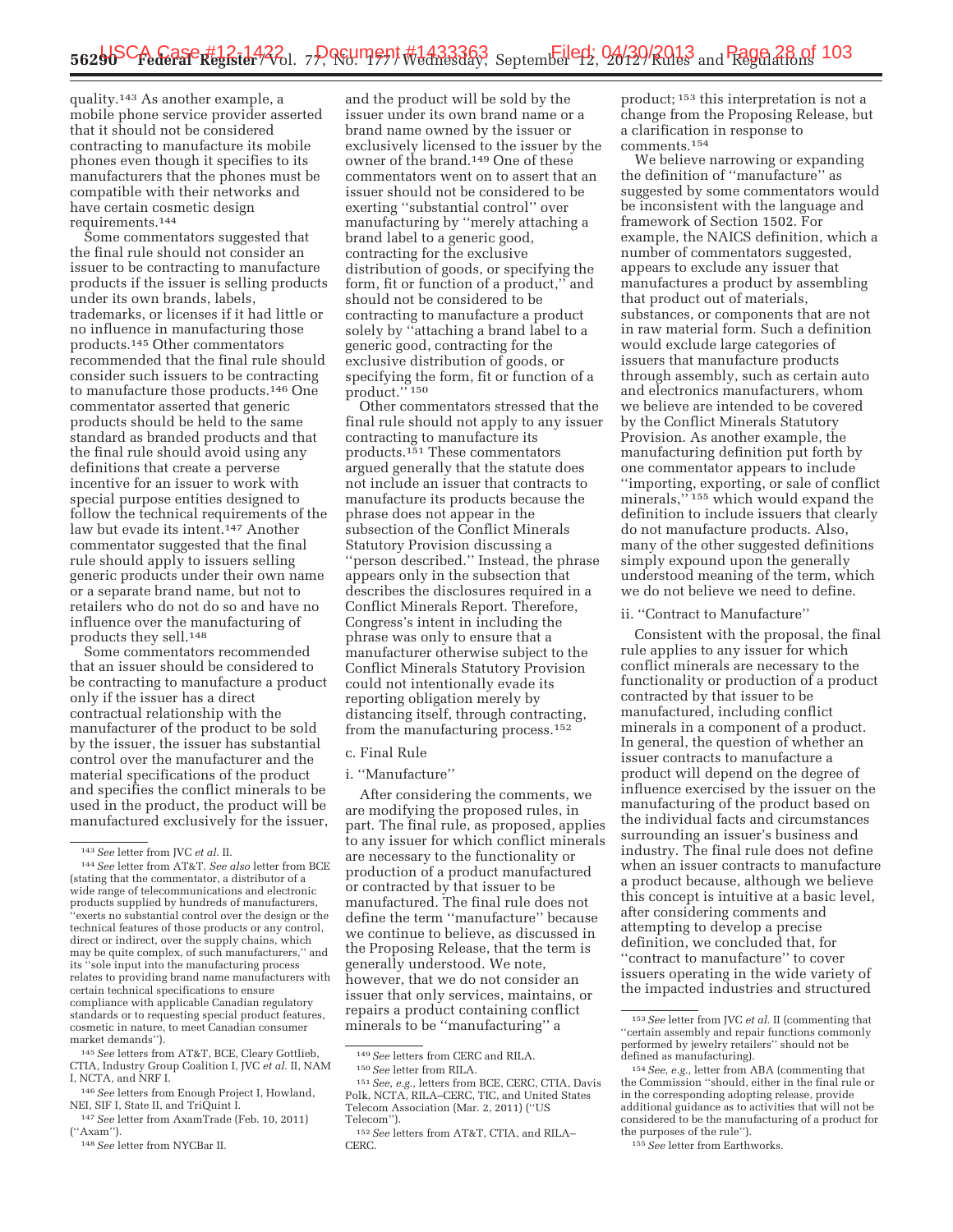quality.[143] As another example, a mobile phone service provider asserted that it should not be considered contracting to manufacture its mobile phones even though it specifies to its manufacturers that the phones must be compatible with their networks and have certain cosmetic design requirements.[144]

Some commentators suggested that the final rule should not consider an issuer to be contracting to manufacture products if the issuer is selling products under its own brands, labels, trademarks, or licenses if it had little or no influence in manufacturing those products.[145] Other commentators recommended that the final rule should consider such issuers to be contracting to manufacture those products.[146] One commentator asserted that generic products should be held to the same standard as branded products and that the final rule should avoid using any definitions that create a perverse incentive for an issuer to work with special purpose entities designed to follow the technical requirements of the law but evade its intent.[147] Another commentator suggested that the final rule should apply to issuers selling generic products under their own name or a separate brand name, but not to retailers who do not do so and have no influence over the manufacturing of products they sell.[148]

Some commentators recommended that an issuer should be considered to be contracting to manufacture a product only if the issuer has a direct contractual relationship with the manufacturer of the product to be sold by the issuer, the issuer has substantial control over the manufacturer and the material specifications of the product and specifies the conflict minerals to be used in the product, the product will be manufactured exclusively for the issuer, and the product will be sold by the issuer under its own brand name or a brand name owned by the issuer or exclusively licensed to the issuer by the owner of the brand.[149] One of these commentators went on to assert that an issuer should not be considered to be exerting "substantial control" over manufacturing by "merely attaching a brand label to a generic good, contracting for the exclusive distribution of goods, or specifying the form, fit or function of a product," and should not be considered to be contracting to manufacture a product solely by "attaching a brand label to a generic good, contracting for the exclusive distribution of goods, or specifying the form, fit or function of a product."[150]

Other commentators stressed that the final rule should not apply to any issuer contracting to manufacture its products.[151] These commentators argued generally that the statute does not include an issuer that contracts to manufacture its products because the phrase does not appear in the subsection of the Conflict Minerals Statutory Provision discussing a "person described." Instead, the phrase appears only in the subsection that describes the disclosures required in a Conflict Minerals Report. Therefore, Congress's intent in including the phrase was only to ensure that a manufacturer otherwise subject to the Conflict Minerals Statutory Provision could not intentionally evade its reporting obligation merely by distancing itself, through contracting, from the manufacturing process.[152]

c. Final Rule

i. "Manufacture"

After considering the comments, we are modifying the proposed rules, in part. The final rule, as proposed, applies to any issuer for which conflict minerals are necessary to the functionality or production of a product manufactured or contracted by that issuer to be manufactured. The final rule does not define the term "manufacture" because we continue to believe, as discussed in the Proposing Release, that the term is generally understood. We note, however, that we do not consider an issuer that only services, maintains, or repairs a product containing conflict minerals to be "manufacturing" a product;[153] this interpretation is not a change from the Proposing Release, but a clarification in response to comments.[154]

We believe narrowing or expanding the definition of "manufacture" as suggested by some commentators would be inconsistent with the language and framework of Section 1502. For example, the NAICS definition, which a number of commentators suggested, appears to exclude any issuer that manufactures a product by assembling that product out of materials, substances, or components that are not in raw material form. Such a definition would exclude large categories of issuers that manufacture products through assembly, such as certain auto and electronics manufacturers, whom we believe are intended to be covered by the Conflict Minerals Statutory Provision. As another example, the manufacturing definition put forth by one commentator appears to include "importing, exporting, or sale of conflict minerals,"[155] which would expand the definition to include issuers that clearly do not manufacture products. Also, many of the other suggested definitions simply expound upon the generally understood meaning of the term, which we do not believe we need to define.

ii. "Contract to Manufacture"

Consistent with the proposal, the final rule applies to any issuer for which conflict minerals are necessary to the functionality or production of a product contracted by that issuer to be manufactured, including conflict minerals in a component of a product. In general, the question of whether an issuer contracts to manufacture a product will depend on the degree of influence exercised by the issuer on the manufacturing of the product based on the individual facts and circumstances surrounding an issuer's business and industry. The final rule does not define when an issuer contracts to manufacture a product because, although we believe this concept is intuitive at a basic level, after considering comments and attempting to develop a precise definition, we concluded that, for "contract to manufacture" to cover issuers operating in the wide variety of the impacted industries and structured

---

[143] *See* letter from JVC *et al.* II.

[144] *See* letter from AT&T. *See also* letter from BCE (stating that the commentator, a distributor of a wide range of telecommunications and electronic products supplied by hundreds of manufacturers, "exerts no substantial control over the design or the technical features of those products or any control, direct or indirect, over the supply chains, which may be quite complex, of such manufacturers," and its "sole input into the manufacturing process relates to providing brand name manufacturers with certain technical specifications to ensure compliance with applicable Canadian regulatory standards or to requesting special product features, cosmetic in nature, to meet Canadian consumer market demands").

[145] *See* letters from AT&T, BCE, Cleary Gottlieb, CTIA, Industry Group Coalition I, JVC *et al.* II, NAM I, NCTA, and NRF I.

[146] *See* letters from Enough Project I, Howland, NEI, SIF I, State II, and TriQuint I.

[147] *See* letter from AxamTrade (Feb. 10, 2011) ("Axam").

[148] *See* letter from NYCBar II.

[149] *See* letters from CERC and RILA.

[150] *See* letter from RILA.

[151] *See, e.g.,* letters from BCE, CERC, CTIA, Davis Polk, NCTA, RILA–CERC, TIC, and United States Telecom Association (Mar. 2, 2011) ("US Telecom").

[152] *See* letters from AT&T, CTIA, and RILA–CERC.

[153] *See* letter from JVC *et al.* II (commenting that "certain assembly and repair functions commonly performed by jewelry retailers" should not be defined as manufacturing).

[154] *See, e.g.,* letter from ABA (commenting that the Commission "should, either in the final rule or in the corresponding adopting release, provide additional guidance as to activities that will not be considered to be the manufacturing of a product for the purposes of the rule").

[155] *See* letter from Earthworks.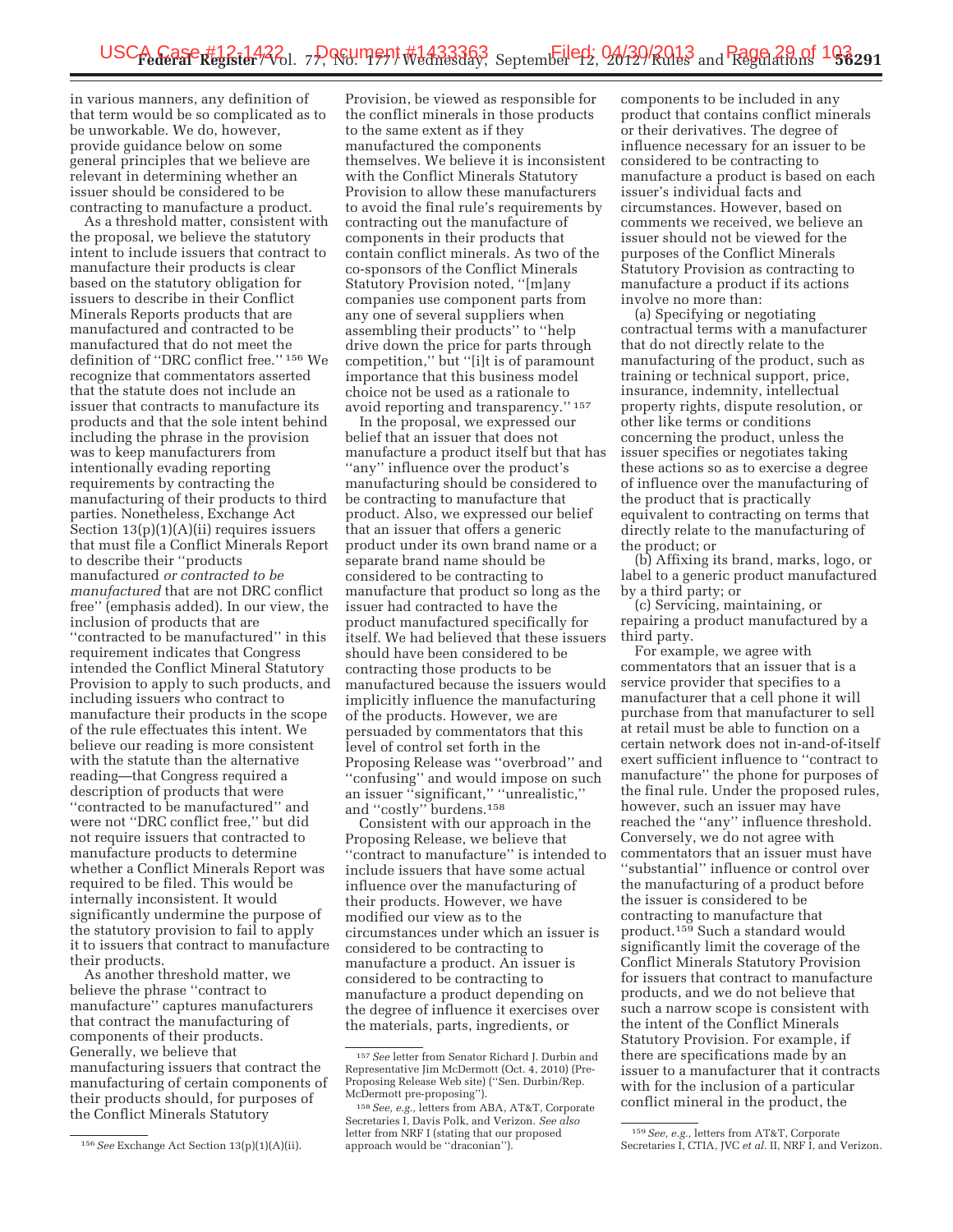in various manners, any definition of that term would be so complicated as to be unworkable. We do, however, provide guidance below on some general principles that we believe are relevant in determining whether an issuer should be considered to be contracting to manufacture a product.

As a threshold matter, consistent with the proposal, we believe the statutory intent to include issuers that contract to manufacture their products is clear based on the statutory obligation for issuers to describe in their Conflict Minerals Reports products that are manufactured and contracted to be manufactured that do not meet the definition of ''DRC conflict free.''[156] We recognize that commentators asserted that the statute does not include an issuer that contracts to manufacture its products and that the sole intent behind including the phrase in the provision was to keep manufacturers from intentionally evading reporting requirements by contracting the manufacturing of their products to third parties. Nonetheless, Exchange Act Section 13(p)(1)(A)(ii) requires issuers that must file a Conflict Minerals Report to describe their ''products manufactured *or contracted to be manufactured* that are not DRC conflict free'' (emphasis added). In our view, the inclusion of products that are ''contracted to be manufactured'' in this requirement indicates that Congress intended the Conflict Mineral Statutory Provision to apply to such products, and including issuers who contract to manufacture their products in the scope of the rule effectuates this intent. We believe our reading is more consistent with the statute than the alternative reading—that Congress required a description of products that were ''contracted to be manufactured'' and were not ''DRC conflict free,'' but did not require issuers that contracted to manufacture products to determine whether a Conflict Minerals Report was required to be filed. This would be internally inconsistent. It would significantly undermine the purpose of the statutory provision to fail to apply it to issuers that contract to manufacture their products.

As another threshold matter, we believe the phrase ''contract to manufacture'' captures manufacturers that contract the manufacturing of components of their products. Generally, we believe that manufacturing issuers that contract the manufacturing of certain components of their products should, for purposes of the Conflict Minerals Statutory Provision, be viewed as responsible for the conflict minerals in those products to the same extent as if they manufactured the components themselves. We believe it is inconsistent with the Conflict Minerals Statutory Provision to allow these manufacturers to avoid the final rule's requirements by contracting out the manufacture of components in their products that contain conflict minerals. As two of the co-sponsors of the Conflict Minerals Statutory Provision noted, ''[m]any companies use component parts from any one of several suppliers when assembling their products'' to ''help drive down the price for parts through competition,'' but ''[i]t is of paramount importance that this business model choice not be used as a rationale to avoid reporting and transparency.''[157]

In the proposal, we expressed our belief that an issuer that does not manufacture a product itself but that has ''any'' influence over the product's manufacturing should be considered to be contracting to manufacture that product. Also, we expressed our belief that an issuer that offers a generic product under its own brand name or a separate brand name should be considered to be contracting to manufacture that product so long as the issuer had contracted to have the product manufactured specifically for itself. We had believed that these issuers should have been considered to be contracting those products to be manufactured because the issuers would implicitly influence the manufacturing of the products. However, we are persuaded by commentators that this level of control set forth in the Proposing Release was ''overbroad'' and ''confusing'' and would impose on such an issuer ''significant,'' ''unrealistic,'' and ''costly'' burdens.[158]

Consistent with our approach in the Proposing Release, we believe that ''contract to manufacture'' is intended to include issuers that have some actual influence over the manufacturing of their products. However, we have modified our view as to the circumstances under which an issuer is considered to be contracting to manufacture a product. An issuer is considered to be contracting to manufacture a product depending on the degree of influence it exercises over the materials, parts, ingredients, or components to be included in any product that contains conflict minerals or their derivatives. The degree of influence necessary for an issuer to be considered to be contracting to manufacture a product is based on each issuer's individual facts and circumstances. However, based on comments we received, we believe an issuer should not be viewed for the purposes of the Conflict Minerals Statutory Provision as contracting to manufacture a product if its actions involve no more than:

(a) Specifying or negotiating contractual terms with a manufacturer that do not directly relate to the manufacturing of the product, such as training or technical support, price, insurance, indemnity, intellectual property rights, dispute resolution, or other like terms or conditions concerning the product, unless the issuer specifies or negotiates taking these actions so as to exercise a degree of influence over the manufacturing of the product that is practically equivalent to contracting on terms that directly relate to the manufacturing of the product; or

(b) Affixing its brand, marks, logo, or label to a generic product manufactured by a third party; or

(c) Servicing, maintaining, or repairing a product manufactured by a third party.

For example, we agree with commentators that an issuer that is a service provider that specifies to a manufacturer that a cell phone it will purchase from that manufacturer to sell at retail must be able to function on a certain network does not in-and-of-itself exert sufficient influence to ''contract to manufacture'' the phone for purposes of the final rule. Under the proposed rules, however, such an issuer may have reached the ''any'' influence threshold. Conversely, we do not agree with commentators that an issuer must have ''substantial'' influence or control over the manufacturing of a product before the issuer is considered to be contracting to manufacture that product.[159] Such a standard would significantly limit the coverage of the Conflict Minerals Statutory Provision for issuers that contract to manufacture products, and we do not believe that such a narrow scope is consistent with the intent of the Conflict Minerals Statutory Provision. For example, if there are specifications made by an issuer to a manufacturer that it contracts with for the inclusion of a particular conflict mineral in the product, the

---

[156] *See* Exchange Act Section 13(p)(1)(A)(ii).

[157] *See* letter from Senator Richard J. Durbin and Representative Jim McDermott (Oct. 4, 2010) (Pre-Proposing Release Web site) (''Sen. Durbin/Rep. McDermott pre-proposing'').

[158] *See, e.g.,* letters from ABA, AT&T, Corporate Secretaries I, Davis Polk, and Verizon. *See also* letter from NRF I (stating that our proposed approach would be ''draconian'').

[159] *See, e.g.,* letters from AT&T, Corporate Secretaries I, CTIA, JVC *et al.* II, NRF I, and Verizon.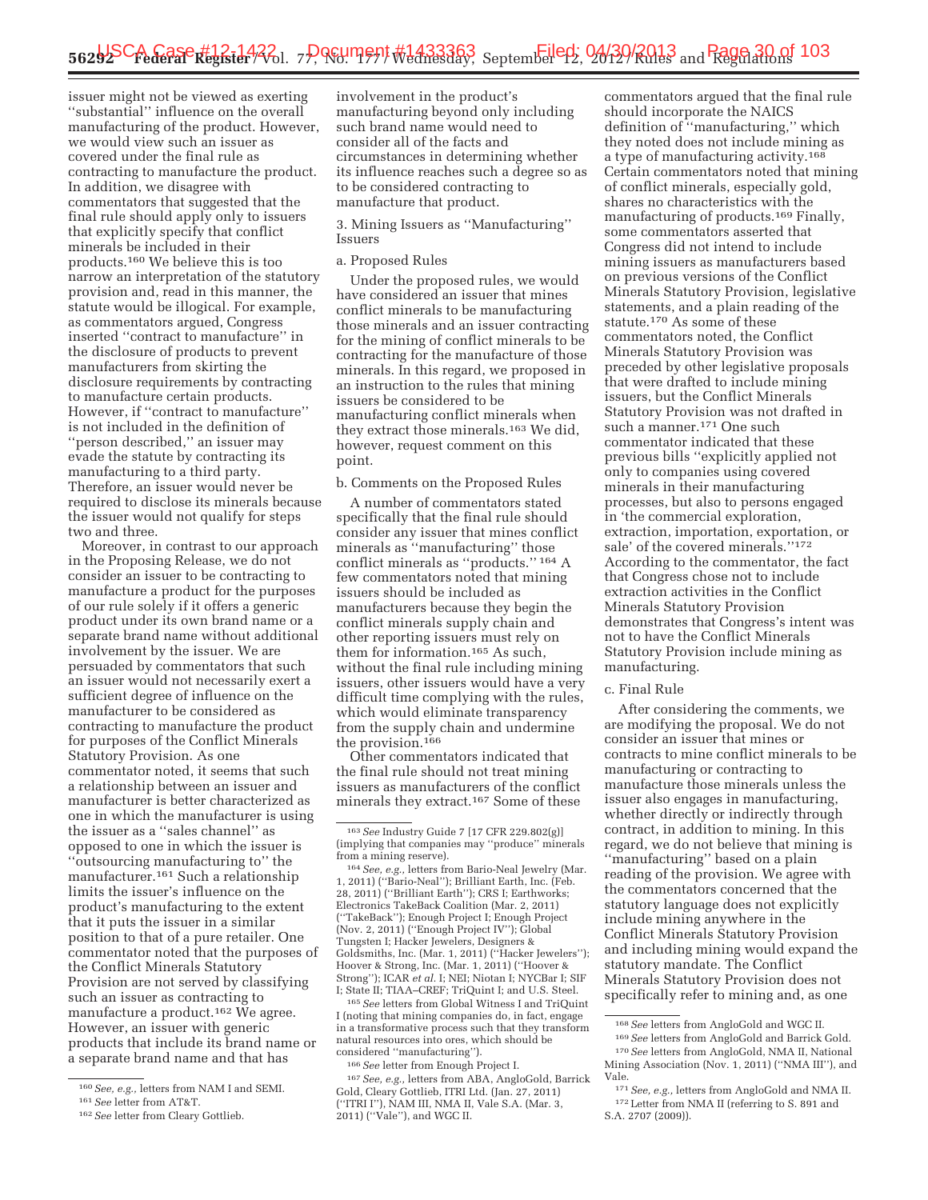issuer might not be viewed as exerting "substantial" influence on the overall manufacturing of the product. However, we would view such an issuer as covered under the final rule as contracting to manufacture the product. In addition, we disagree with commentators that suggested that the final rule should apply only to issuers that explicitly specify that conflict minerals be included in their products.[160] We believe this is too narrow an interpretation of the statutory provision and, read in this manner, the statute would be illogical. For example, as commentators argued, Congress inserted "contract to manufacture" in the disclosure of products to prevent manufacturers from skirting the disclosure requirements by contracting to manufacture certain products. However, if "contract to manufacture" is not included in the definition of "person described," an issuer may evade the statute by contracting its manufacturing to a third party. Therefore, an issuer would never be required to disclose its minerals because the issuer would not qualify for steps two and three.

Moreover, in contrast to our approach in the Proposing Release, we do not consider an issuer to be contracting to manufacture a product for the purposes of our rule solely if it offers a generic product under its own brand name or a separate brand name without additional involvement by the issuer. We are persuaded by commentators that such an issuer would not necessarily exert a sufficient degree of influence on the manufacturer to be considered as contracting to manufacture the product for purposes of the Conflict Minerals Statutory Provision. As one commentator noted, it seems that such a relationship between an issuer and manufacturer is better characterized as one in which the manufacturer is using the issuer as a "sales channel" as opposed to one in which the issuer is "outsourcing manufacturing to" the manufacturer.[161] Such a relationship limits the issuer's influence on the product's manufacturing to the extent that it puts the issuer in a similar position to that of a pure retailer. One commentator noted that the purposes of the Conflict Minerals Statutory Provision are not served by classifying such an issuer as contracting to manufacture a product.[162] We agree. However, an issuer with generic products that include its brand name or a separate brand name and that has involvement in the product's manufacturing beyond only including such brand name would need to consider all of the facts and circumstances in determining whether its influence reaches such a degree so as to be considered contracting to manufacture that product.

### 3. Mining Issuers as "Manufacturing" Issuers

#### a. Proposed Rules

Under the proposed rules, we would have considered an issuer that mines conflict minerals to be manufacturing those minerals and an issuer contracting for the mining of conflict minerals to be contracting for the manufacture of those minerals. In this regard, we proposed in an instruction to the rules that mining issuers be considered to be manufacturing conflict minerals when they extract those minerals.[163] We did, however, request comment on this point.

#### b. Comments on the Proposed Rules

A number of commentators stated specifically that the final rule should consider any issuer that mines conflict minerals as "manufacturing" those conflict minerals as "products." [164] A few commentators noted that mining issuers should be included as manufacturers because they begin the conflict minerals supply chain and other reporting issuers must rely on them for information.[165] As such, without the final rule including mining issuers, other issuers would have a very difficult time complying with the rules, which would eliminate transparency from the supply chain and undermine the provision.[166]

Other commentators indicated that the final rule should not treat mining issuers as manufacturers of the conflict minerals they extract.[167] Some of these commentators argued that the final rule should incorporate the NAICS definition of "manufacturing," which they noted does not include mining as a type of manufacturing activity.[168] Certain commentators noted that mining of conflict minerals, especially gold, shares no characteristics with the manufacturing of products.[169] Finally, some commentators asserted that Congress did not intend to include mining issuers as manufacturers based on previous versions of the Conflict Minerals Statutory Provision, legislative statements, and a plain reading of the statute.[170] As some of these commentators noted, the Conflict Minerals Statutory Provision was preceded by other legislative proposals that were drafted to include mining issuers, but the Conflict Minerals Statutory Provision was not drafted in such a manner.[171] One such commentator indicated that these previous bills "explicitly applied not only to companies using covered minerals in their manufacturing processes, but also to persons engaged in 'the commercial exploration, extraction, importation, exportation, or sale' of the covered minerals."[172] According to the commentator, the fact that Congress chose not to include extraction activities in the Conflict Minerals Statutory Provision demonstrates that Congress's intent was not to have the Conflict Minerals Statutory Provision include mining as manufacturing.

#### c. Final Rule

After considering the comments, we are modifying the proposal. We do not consider an issuer that mines or contracts to mine conflict minerals to be manufacturing or contracting to manufacture those minerals unless the issuer also engages in manufacturing, whether directly or indirectly through contract, in addition to mining. In this regard, we do not believe that mining is "manufacturing" based on a plain reading of the provision. We agree with the commentators concerned that the statutory language does not explicitly include mining anywhere in the Conflict Minerals Statutory Provision and including mining would expand the statutory mandate. The Conflict Minerals Statutory Provision does not specifically refer to mining and, as one

---

[160] *See, e.g.,* letters from NAM I and SEMI.

[161] *See* letter from AT&T.

[162] *See* letter from Cleary Gottlieb.

[163] *See* Industry Guide 7 [17 CFR 229.802(g)] (implying that companies may "produce" minerals from a mining reserve).

[164] *See, e.g.,* letters from Bario-Neal Jewelry (Mar. 1, 2011) ("Bario-Neal"); Brilliant Earth, Inc. (Feb. 28, 2011) ("Brilliant Earth"); CRS I; Earthworks; Electronics TakeBack Coalition (Mar. 2, 2011) ("TakeBack"); Enough Project I; Enough Project (Nov. 2, 2011) ("Enough Project IV"); Global Tungsten I; Hacker Jewelers, Designers & Goldsmiths, Inc. (Mar. 1, 2011) ("Hacker Jewelers"); Hoover & Strong, Inc. (Mar. 1, 2011) ("Hoover & Strong"); ICAR *et al.* I; NEI; Niotan I; NYCBar I; SIF I; State II; TIAA–CREF; TriQuint I; and U.S. Steel.

[165] *See* letters from Global Witness I and TriQuint I (noting that mining companies do, in fact, engage in a transformative process such that they transform natural resources into ores, which should be considered "manufacturing").

[166] *See* letter from Enough Project I.

[167] *See, e.g.,* letters from ABA, AngloGold, Barrick Gold, Cleary Gottlieb, ITRI Ltd. (Jan. 27, 2011) ("ITRI I"), NAM III, NMA II, Vale S.A. (Mar. 3, 2011) ("Vale"), and WGC II.

[168] *See* letters from AngloGold and WGC II.

[169] *See* letters from AngloGold and Barrick Gold.

[170] *See* letters from AngloGold, NMA II, National Mining Association (Nov. 1, 2011) ("NMA III"), and Vale.

[171] *See, e.g.,* letters from AngloGold and NMA II.

[172] Letter from NMA II (referring to S. 891 and S.A. 2707 (2009)).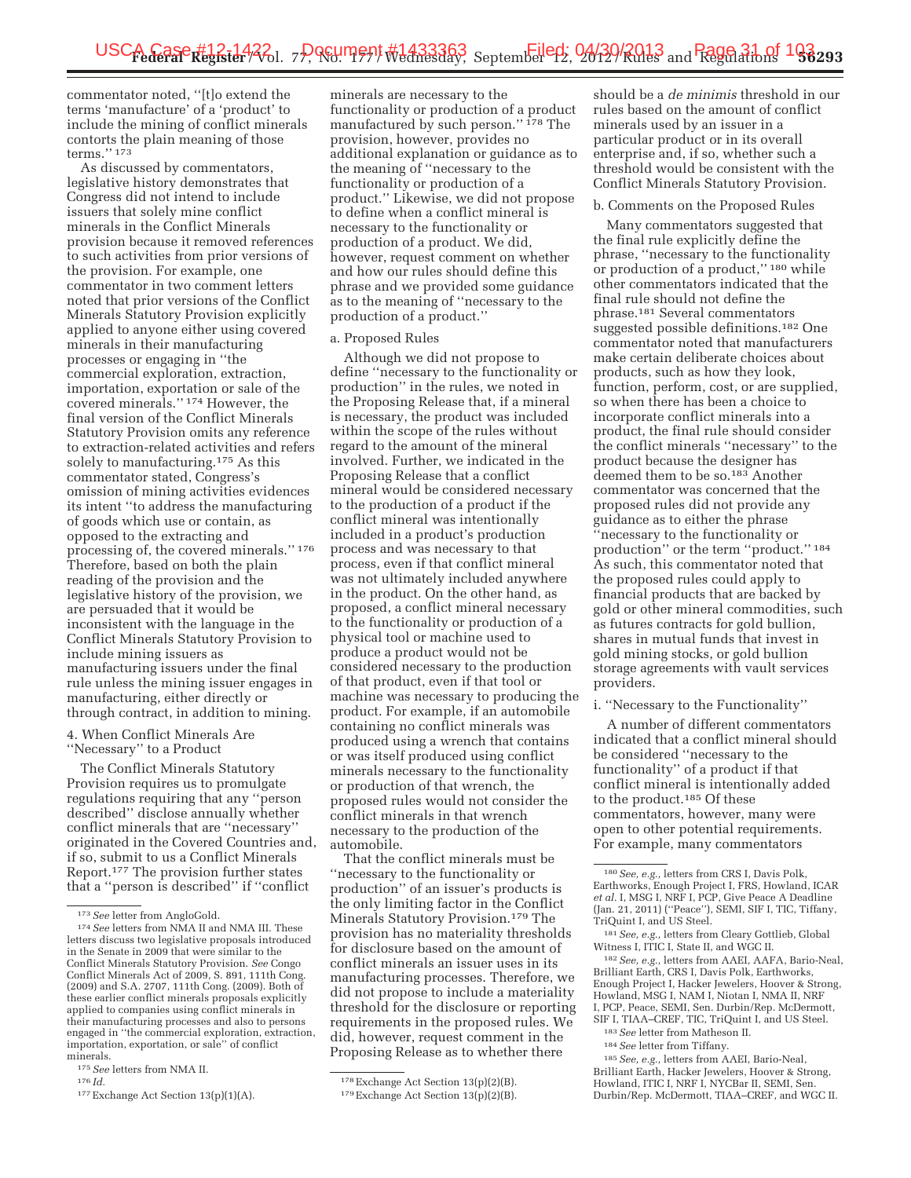commentator noted, ''[t]o extend the terms 'manufacture' of a 'product' to include the mining of conflict minerals contorts the plain meaning of those terms.'' [173]

As discussed by commentators, legislative history demonstrates that Congress did not intend to include issuers that solely mine conflict minerals in the Conflict Minerals provision because it removed references to such activities from prior versions of the provision. For example, one commentator in two comment letters noted that prior versions of the Conflict Minerals Statutory Provision explicitly applied to anyone either using covered minerals in their manufacturing processes or engaging in ''the commercial exploration, extraction, importation, exportation or sale of the covered minerals.'' [174] However, the final version of the Conflict Minerals Statutory Provision omits any reference to extraction-related activities and refers solely to manufacturing.[175] As this commentator stated, Congress's omission of mining activities evidences its intent ''to address the manufacturing of goods which use or contain, as opposed to the extracting and processing of, the covered minerals.'' [176] Therefore, based on both the plain reading of the provision and the legislative history of the provision, we are persuaded that it would be inconsistent with the language in the Conflict Minerals Statutory Provision to include mining issuers as manufacturing issuers under the final rule unless the mining issuer engages in manufacturing, either directly or through contract, in addition to mining.

4. When Conflict Minerals Are ''Necessary'' to a Product

The Conflict Minerals Statutory Provision requires us to promulgate regulations requiring that any ''person described'' disclose annually whether conflict minerals that are ''necessary'' originated in the Covered Countries and, if so, submit to us a Conflict Minerals Report.[177] The provision further states that a ''person is described'' if ''conflict minerals are necessary to the functionality or production of a product manufactured by such person.'' [178] The provision, however, provides no additional explanation or guidance as to the meaning of ''necessary to the functionality or production of a product.'' Likewise, we did not propose to define when a conflict mineral is necessary to the functionality or production of a product. We did, however, request comment on whether and how our rules should define this phrase and we provided some guidance as to the meaning of ''necessary to the production of a product.''

a. Proposed Rules

Although we did not propose to define ''necessary to the functionality or production'' in the rules, we noted in the Proposing Release that, if a mineral is necessary, the product was included within the scope of the rules without regard to the amount of the mineral involved. Further, we indicated in the Proposing Release that a conflict mineral would be considered necessary to the production of a product if the conflict mineral was intentionally included in a product's production process and was necessary to that process, even if that conflict mineral was not ultimately included anywhere in the product. On the other hand, as proposed, a conflict mineral necessary to the functionality or production of a physical tool or machine used to produce a product would not be considered necessary to the production of that product, even if that tool or machine was necessary to producing the product. For example, if an automobile containing no conflict minerals was produced using a wrench that contains or was itself produced using conflict minerals necessary to the functionality or production of that wrench, the proposed rules would not consider the conflict minerals in that wrench necessary to the production of the automobile.

That the conflict minerals must be ''necessary to the functionality or production'' of an issuer's products is the only limiting factor in the Conflict Minerals Statutory Provision.[179] The provision has no materiality thresholds for disclosure based on the amount of conflict minerals an issuer uses in its manufacturing processes. Therefore, we did not propose to include a materiality threshold for the disclosure or reporting requirements in the proposed rules. We did, however, request comment in the Proposing Release as to whether there should be a *de minimis* threshold in our rules based on the amount of conflict minerals used by an issuer in a particular product or in its overall enterprise and, if so, whether such a threshold would be consistent with the Conflict Minerals Statutory Provision.

b. Comments on the Proposed Rules

Many commentators suggested that the final rule explicitly define the phrase, ''necessary to the functionality or production of a product,'' [180] while other commentators indicated that the final rule should not define the phrase.[181] Several commentators suggested possible definitions.[182] One commentator noted that manufacturers make certain deliberate choices about products, such as how they look, function, perform, cost, or are supplied, so when there has been a choice to incorporate conflict minerals into a product, the final rule should consider the conflict minerals ''necessary'' to the product because the designer has deemed them to be so.[183] Another commentator was concerned that the proposed rules did not provide any guidance as to either the phrase ''necessary to the functionality or production'' or the term ''product.'' [184] As such, this commentator noted that the proposed rules could apply to financial products that are backed by gold or other mineral commodities, such as futures contracts for gold bullion, shares in mutual funds that invest in gold mining stocks, or gold bullion storage agreements with vault services providers.

i. ''Necessary to the Functionality''

A number of different commentators indicated that a conflict mineral should be considered ''necessary to the functionality'' of a product if that conflict mineral is intentionally added to the product.[185] Of these commentators, however, many were open to other potential requirements. For example, many commentators

---

[173] *See* letter from AngloGold.

[174] *See* letters from NMA II and NMA III. These letters discuss two legislative proposals introduced in the Senate in 2009 that were similar to the Conflict Minerals Statutory Provision. *See* Congo Conflict Minerals Act of 2009, S. 891, 111th Cong. (2009) and S.A. 2707, 111th Cong. (2009). Both of these earlier conflict minerals proposals explicitly applied to companies using conflict minerals in their manufacturing processes and also to persons engaged in ''the commercial exploration, extraction, importation, exportation, or sale'' of conflict minerals.

[175] *See* letters from NMA II.

[176] *Id.*

[177] Exchange Act Section 13(p)(1)(A).

[178] Exchange Act Section 13(p)(2)(B).

[179] Exchange Act Section 13(p)(2)(B).

[180] *See, e.g.,* letters from CRS I, Davis Polk, Earthworks, Enough Project I, FRS, Howland, ICAR *et al.* I, MSG I, NRF I, PCP, Give Peace A Deadline (Jan. 21, 2011) (''Peace''), SEMI, SIF I, TIC, Tiffany, TriQuint I, and US Steel.

[181] *See, e.g.,* letters from Cleary Gottlieb, Global Witness I, ITIC I, State II, and WGC II.

[182] *See, e.g.,* letters from AAEI, AAFA, Bario-Neal, Brilliant Earth, CRS I, Davis Polk, Earthworks, Enough Project I, Hacker Jewelers, Hoover & Strong, Howland, MSG I, NAM I, Niotan I, NMA II, NRF I, PCP, Peace, SEMI, Sen. Durbin/Rep. McDermott, SIF I, TIAA–CREF, TIC, TriQuint I, and US Steel.

[183] *See* letter from Matheson II.

[184] *See* letter from Tiffany.

[185] *See, e.g.,* letters from AAEI, Bario-Neal, Brilliant Earth, Hacker Jewelers, Hoover & Strong, Howland, ITIC I, NRF I, NYCBar II, SEMI, Sen. Durbin/Rep. McDermott, TIAA–CREF, and WGC II.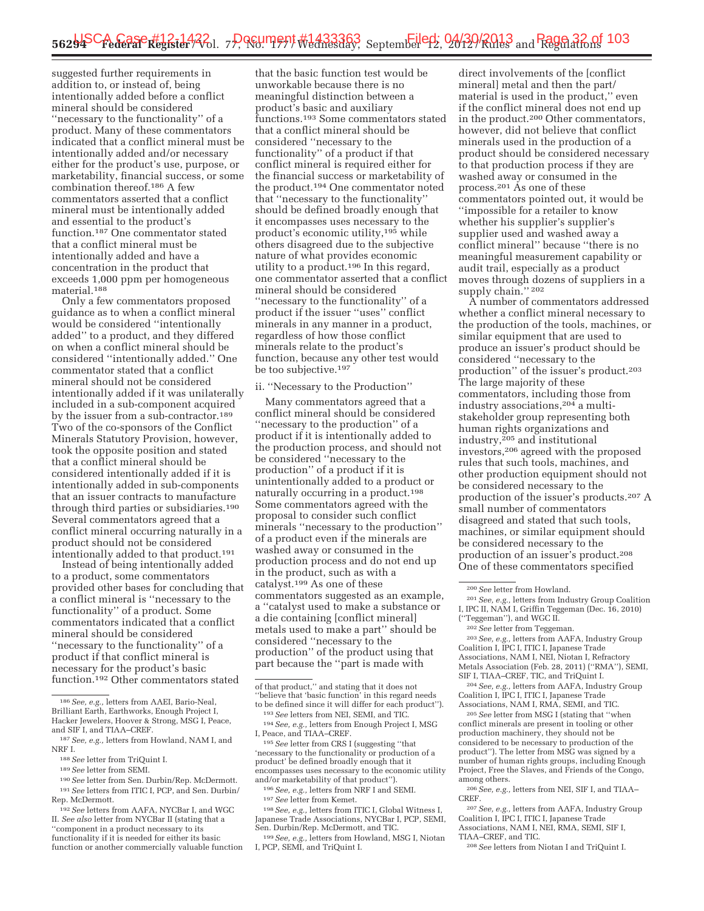suggested further requirements in addition to, or instead of, being intentionally added before a conflict mineral should be considered ''necessary to the functionality'' of a product. Many of these commentators indicated that a conflict mineral must be intentionally added and/or necessary either for the product's use, purpose, or marketability, financial success, or some combination thereof.[186] A few commentators asserted that a conflict mineral must be intentionally added and essential to the product's function.[187] One commentator stated that a conflict mineral must be intentionally added and have a concentration in the product that exceeds 1,000 ppm per homogeneous material.[188]

Only a few commentators proposed guidance as to when a conflict mineral would be considered ''intentionally added'' to a product, and they differed on when a conflict mineral should be considered ''intentionally added.'' One commentator stated that a conflict mineral should not be considered intentionally added if it was unilaterally included in a sub-component acquired by the issuer from a sub-contractor.[189] Two of the co-sponsors of the Conflict Minerals Statutory Provision, however, took the opposite position and stated that a conflict mineral should be considered intentionally added if it is intentionally added in sub-components that an issuer contracts to manufacture through third parties or subsidiaries.[190] Several commentators agreed that a conflict mineral occurring naturally in a product should not be considered intentionally added to that product.[191]

Instead of being intentionally added to a product, some commentators provided other bases for concluding that a conflict mineral is ''necessary to the functionality'' of a product. Some commentators indicated that a conflict mineral should be considered ''necessary to the functionality'' of a product if that conflict mineral is necessary for the product's basic function.[192] Other commentators stated that the basic function test would be unworkable because there is no meaningful distinction between a product's basic and auxiliary functions.[193] Some commentators stated that a conflict mineral should be considered ''necessary to the functionality'' of a product if that conflict mineral is required either for the financial success or marketability of the product.[194] One commentator noted that ''necessary to the functionality'' should be defined broadly enough that it encompasses uses necessary to the product's economic utility,[195] while others disagreed due to the subjective nature of what provides economic utility to a product.[196] In this regard, one commentator asserted that a conflict mineral should be considered ''necessary to the functionality'' of a product if the issuer ''uses'' conflict minerals in any manner in a product, regardless of how those conflict minerals relate to the product's function, because any other test would be too subjective.[197]

ii. ''Necessary to the Production''

Many commentators agreed that a conflict mineral should be considered ''necessary to the production'' of a product if it is intentionally added to the production process, and should not be considered ''necessary to the production'' of a product if it is unintentionally added to a product or naturally occurring in a product.[198] Some commentators agreed with the proposal to consider such conflict minerals ''necessary to the production'' of a product even if the minerals are washed away or consumed in the production process and do not end up in the product, such as with a catalyst.[199] As one of these commentators suggested as an example, a ''catalyst used to make a substance or a die containing [conflict mineral] metals used to make a part'' should be considered ''necessary to the production'' of the product using that part because the ''part is made with direct involvements of the [conflict mineral] metal and then the part/material is used in the product,'' even if the conflict mineral does not end up in the product.[200] Other commentators, however, did not believe that conflict minerals used in the production of a product should be considered necessary to that production process if they are washed away or consumed in the process.[201] As one of these commentators pointed out, it would be ''impossible for a retailer to know whether his supplier's supplier's supplier used and washed away a conflict mineral'' because ''there is no meaningful measurement capability or audit trail, especially as a product moves through dozens of suppliers in a supply chain.''[202]

A number of commentators addressed whether a conflict mineral necessary to the production of the tools, machines, or similar equipment that are used to produce an issuer's product should be considered ''necessary to the production'' of the issuer's product.[203] The large majority of these commentators, including those from industry associations,[204] a multi-stakeholder group representing both human rights organizations and industry,[205] and institutional investors,[206] agreed with the proposed rules that such tools, machines, and other production equipment should not be considered necessary to the production of the issuer's products.[207] A small number of commentators disagreed and stated that such tools, machines, or similar equipment should be considered necessary to the production of an issuer's product.[208] One of these commentators specified

---

[186] *See, e.g.*, letters from AAEI, Bario-Neal, Brilliant Earth, Earthworks, Enough Project I, Hacker Jewelers, Hoover & Strong, MSG I, Peace, and SIF I, and TIAA–CREF.

[187] *See, e.g.*, letters from Howland, NAM I, and NRF I.

[188] *See* letter from TriQuint I.

[189] *See* letter from SEMI.

[190] *See* letter from Sen. Durbin/Rep. McDermott.

[191] *See* letters from ITIC I, PCP, and Sen. Durbin/Rep. McDermott.

[192] *See* letters from AAFA, NYCBar I, and WGC II. *See also* letter from NYCBar II (stating that a ''component in a product necessary to its functionality if it is needed for either its basic function or another commercially valuable function of that product,'' and stating that it does not ''believe that 'basic function' in this regard needs to be defined since it will differ for each product'').

[193] *See* letters from NEI, SEMI, and TIC.

[194] *See, e.g.*, letters from Enough Project I, MSG I, Peace, and TIAA–CREF.

[195] *See* letter from CRS I (suggesting ''that 'necessary to the functionality or production of a product' be defined broadly enough that it encompasses uses necessary to the economic utility and/or marketability of that product'').

[196] *See, e.g.*, letters from NRF I and SEMI.

[197] *See* letter from Kemet.

[198] *See, e.g.*, letters from ITIC I, Global Witness I, Japanese Trade Associations, NYCBar I, PCP, SEMI, Sen. Durbin/Rep. McDermott, and TIC.

[199] *See, e.g.*, letters from Howland, MSG I, Niotan I, PCP, SEMI, and TriQuint I.

[200] *See* letter from Howland.

[201] *See, e.g.*, letters from Industry Group Coalition I, IPC II, NAM I, Griffin Teggeman (Dec. 16, 2010) (''Teggeman''), and WGC II.

[202] *See* letter from Teggeman.

[203] *See, e.g.*, letters from AAFA, Industry Group Coalition I, IPC I, ITIC I, Japanese Trade Associations, NAM I, NEI, Niotan I, Refractory Metals Association (Feb. 28, 2011) (''RMA''), SEMI, SIF I, TIAA–CREF, TIC, and TriQuint I.

[204] *See, e.g.*, letters from AAFA, Industry Group Coalition I, IPC I, ITIC I, Japanese Trade Associations, NAM I, RMA, SEMI, and TIC.

[205] *See* letter from MSG I (stating that ''when conflict minerals are present in tooling or other production machinery, they should not be considered to be necessary to production of the product''). The letter from MSG was signed by a number of human rights groups, including Enough Project, Free the Slaves, and Friends of the Congo, among others.

[206] *See, e.g.*, letters from NEI, SIF I, and TIAA–CREF.

[207] *See, e.g.*, letters from AAFA, Industry Group Coalition I, IPC I, ITIC I, Japanese Trade Associations, NAM I, NEI, RMA, SEMI, SIF I, TIAA–CREF, and TIC.

[208] *See* letters from Niotan I and TriQuint I.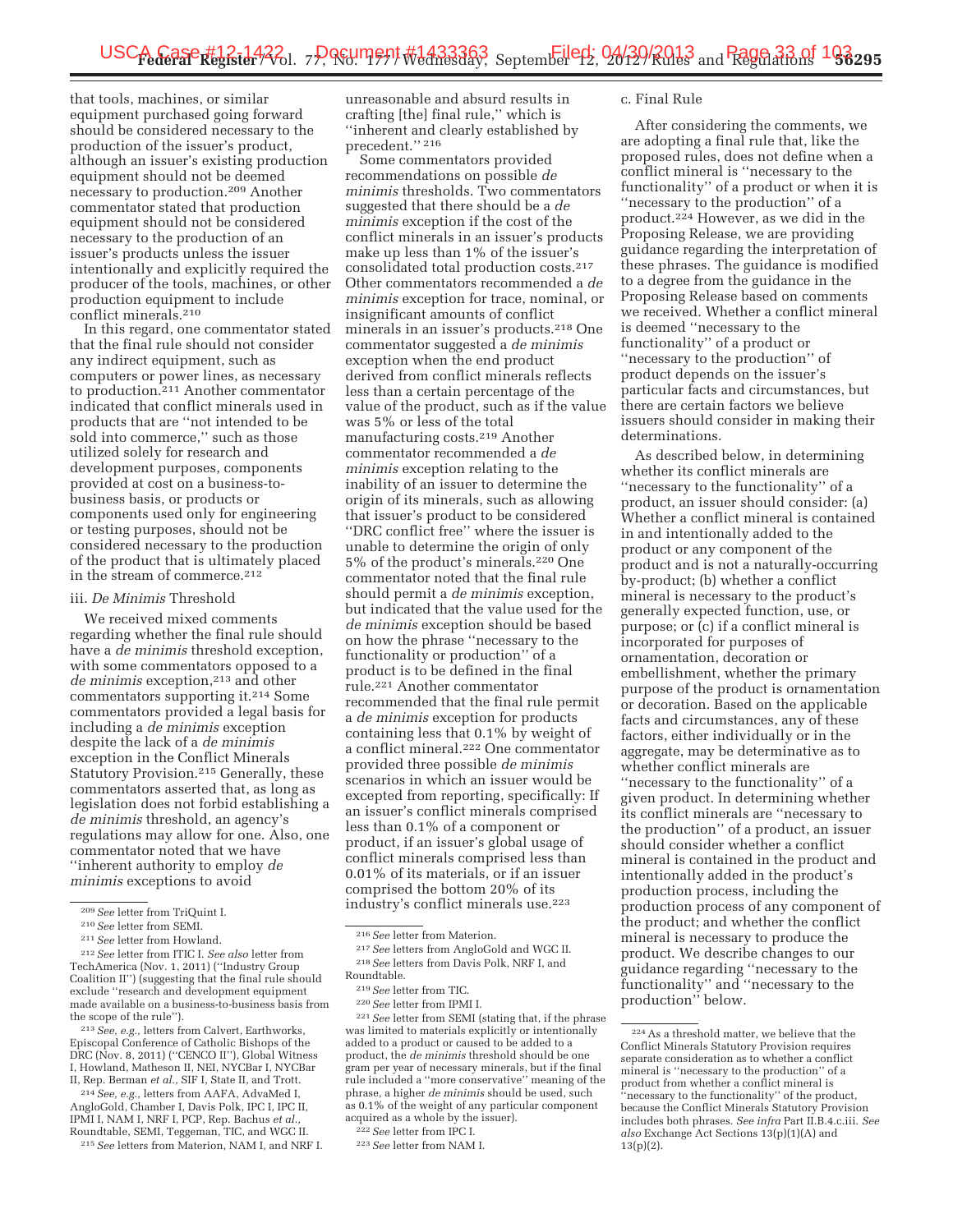that tools, machines, or similar equipment purchased going forward should be considered necessary to the production of the issuer's product, although an issuer's existing production equipment should not be deemed necessary to production.[209] Another commentator stated that production equipment should not be considered necessary to the production of an issuer's products unless the issuer intentionally and explicitly required the producer of the tools, machines, or other production equipment to include conflict minerals.[210]

In this regard, one commentator stated that the final rule should not consider any indirect equipment, such as computers or power lines, as necessary to production.[211] Another commentator indicated that conflict minerals used in products that are "not intended to be sold into commerce," such as those utilized solely for research and development purposes, components provided at cost on a business-to-business basis, or products or components used only for engineering or testing purposes, should not be considered necessary to the production of the product that is ultimately placed in the stream of commerce.[212]

#### iii. *De Minimis* Threshold

We received mixed comments regarding whether the final rule should have a *de minimis* threshold exception, with some commentators opposed to a *de minimis* exception,[213] and other commentators supporting it.[214] Some commentators provided a legal basis for including a *de minimis* exception despite the lack of a *de minimis* exception in the Conflict Minerals Statutory Provision.[215] Generally, these commentators asserted that, as long as legislation does not forbid establishing a *de minimis* threshold, an agency's regulations may allow for one. Also, one commentator noted that we have "inherent authority to employ *de minimis* exceptions to avoid unreasonable and absurd results in crafting [the] final rule," which is "inherent and clearly established by precedent." [216]

Some commentators provided recommendations on possible *de minimis* thresholds. Two commentators suggested that there should be a *de minimis* exception if the cost of the conflict minerals in an issuer's products make up less than 1% of the issuer's consolidated total production costs.[217] Other commentators recommended a *de minimis* exception for trace, nominal, or insignificant amounts of conflict minerals in an issuer's products.[218] One commentator suggested a *de minimis* exception when the end product derived from conflict minerals reflects less than a certain percentage of the value of the product, such as if the value was 5% or less of the total manufacturing costs.[219] Another commentator recommended a *de minimis* exception relating to the inability of an issuer to determine the origin of its minerals, such as allowing that issuer's product to be considered "DRC conflict free" where the issuer is unable to determine the origin of only 5% of the product's minerals.[220] One commentator noted that the final rule should permit a *de minimis* exception, but indicated that the value used for the *de minimis* exception should be based on how the phrase "necessary to the functionality or production" of a product is to be defined in the final rule.[221] Another commentator recommended that the final rule permit a *de minimis* exception for products containing less that 0.1% by weight of a conflict mineral.[222] One commentator provided three possible *de minimis* scenarios in which an issuer would be excepted from reporting, specifically: If an issuer's conflict minerals comprised less than 0.1% of a component or product, if an issuer's global usage of conflict minerals comprised less than 0.01% of its materials, or if an issuer comprised the bottom 20% of its industry's conflict minerals use.[223]

#### c. Final Rule

After considering the comments, we are adopting a final rule that, like the proposed rules, does not define when a conflict mineral is "necessary to the functionality" of a product or when it is "necessary to the production" of a product.[224] However, as we did in the Proposing Release, we are providing guidance regarding the interpretation of these phrases. The guidance is modified to a degree from the guidance in the Proposing Release based on comments we received. Whether a conflict mineral is deemed "necessary to the functionality" of a product or "necessary to the production" of product depends on the issuer's particular facts and circumstances, but there are certain factors we believe issuers should consider in making their determinations.

As described below, in determining whether its conflict minerals are "necessary to the functionality" of a product, an issuer should consider: (a) Whether a conflict mineral is contained in and intentionally added to the product or any component of the product and is not a naturally-occurring by-product; (b) whether a conflict mineral is necessary to the product's generally expected function, use, or purpose; or (c) if a conflict mineral is incorporated for purposes of ornamentation, decoration or embellishment, whether the primary purpose of the product is ornamentation or decoration. Based on the applicable facts and circumstances, any of these factors, either individually or in the aggregate, may be determinative as to whether conflict minerals are "necessary to the functionality" of a given product. In determining whether its conflict minerals are "necessary to the production" of a product, an issuer should consider whether a conflict mineral is contained in the product and intentionally added in the product's production process, including the production process of any component of the product; and whether the conflict mineral is necessary to produce the product. We describe changes to our guidance regarding "necessary to the functionality" and "necessary to the production" below.

---

[209] *See* letter from TriQuint I.

[210] *See* letter from SEMI.

[211] *See* letter from Howland.

[212] *See* letter from ITIC I. *See also* letter from TechAmerica (Nov. 1, 2011) ("Industry Group Coalition II") (suggesting that the final rule should exclude "research and development equipment made available on a business-to-business basis from the scope of the rule").

[213] *See, e.g.,* letters from Calvert, Earthworks, Episcopal Conference of Catholic Bishops of the DRC (Nov. 8, 2011) ("CENCO II"), Global Witness I, Howland, Matheson II, NEI, NYCBar I, NYCBar II, Rep. Berman *et al.,* SIF I, State II, and Trott.

[214] *See, e.g.,* letters from AAFA, AdvaMed I, AngloGold, Chamber I, Davis Polk, IPC I, IPC II, IPMI I, NAM I, NRF I, PCP, Rep. Bachus *et al.,* Roundtable, SEMI, Teggeman, TIC, and WGC II.

[215] *See* letters from Materion, NAM I, and NRF I.

[216] *See* letter from Materion.

[217] *See* letters from AngloGold and WGC II.

[218] *See* letters from Davis Polk, NRF I, and Roundtable.

[219] *See* letter from TIC.

[220] *See* letter from IPMI I.

[221] *See* letter from SEMI (stating that, if the phrase was limited to materials explicitly or intentionally added to a product or caused to be added to a product, the *de minimis* threshold should be one gram per year of necessary minerals, but if the final rule included a "more conservative" meaning of the phrase, a higher *de minimis* should be used, such as 0.1% of the weight of any particular component acquired as a whole by the issuer).

[222] *See* letter from IPC I.

[223] *See* letter from NAM I.

[224] As a threshold matter, we believe that the Conflict Minerals Statutory Provision requires separate consideration as to whether a conflict mineral is "necessary to the production" of a product from whether a conflict mineral is "necessary to the functionality" of the product, because the Conflict Minerals Statutory Provision includes both phrases. *See infra* Part II.B.4.c.iii. *See also* Exchange Act Sections 13(p)(1)(A) and 13(p)(2).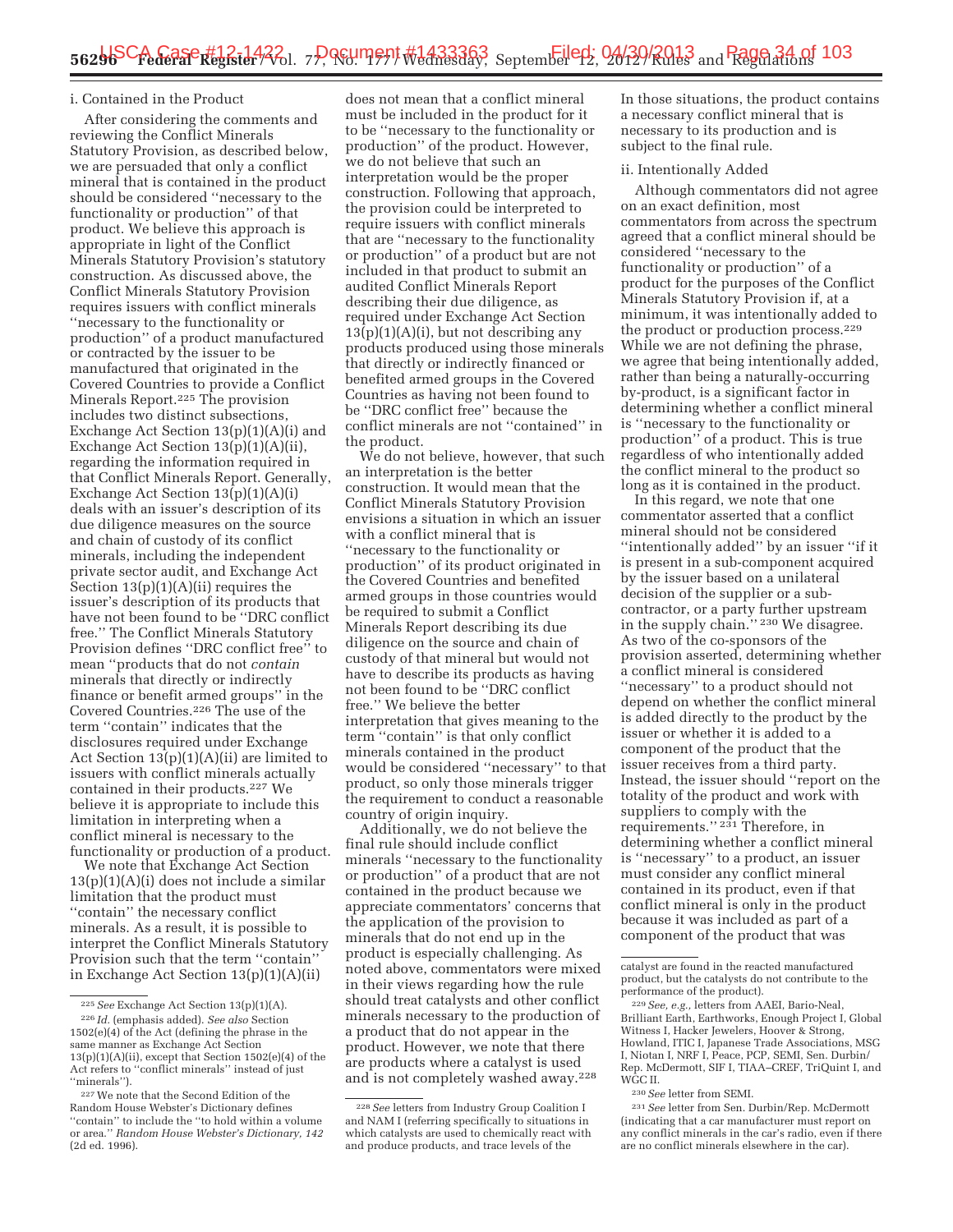i. Contained in the Product

After considering the comments and reviewing the Conflict Minerals Statutory Provision, as described below, we are persuaded that only a conflict mineral that is contained in the product should be considered ''necessary to the functionality or production'' of that product. We believe this approach is appropriate in light of the Conflict Minerals Statutory Provision's statutory construction. As discussed above, the Conflict Minerals Statutory Provision requires issuers with conflict minerals ''necessary to the functionality or production'' of a product manufactured or contracted by the issuer to be manufactured that originated in the Covered Countries to provide a Conflict Minerals Report.[225] The provision includes two distinct subsections, Exchange Act Section 13(p)(1)(A)(i) and Exchange Act Section 13(p)(1)(A)(ii), regarding the information required in that Conflict Minerals Report. Generally, Exchange Act Section 13(p)(1)(A)(i) deals with an issuer's description of its due diligence measures on the source and chain of custody of its conflict minerals, including the independent private sector audit, and Exchange Act Section 13(p)(1)(A)(ii) requires the issuer's description of its products that have not been found to be ''DRC conflict free.'' The Conflict Minerals Statutory Provision defines ''DRC conflict free'' to mean ''products that do not *contain* minerals that directly or indirectly finance or benefit armed groups'' in the Covered Countries.[226] The use of the term ''contain'' indicates that the disclosures required under Exchange Act Section 13(p)(1)(A)(ii) are limited to issuers with conflict minerals actually contained in their products.[227] We believe it is appropriate to include this limitation in interpreting when a conflict mineral is necessary to the functionality or production of a product.

We note that Exchange Act Section 13(p)(1)(A)(i) does not include a similar limitation that the product must ''contain'' the necessary conflict minerals. As a result, it is possible to interpret the Conflict Minerals Statutory Provision such that the term ''contain'' in Exchange Act Section 13(p)(1)(A)(ii) does not mean that a conflict mineral must be included in the product for it to be ''necessary to the functionality or production'' of the product. However, we do not believe that such an interpretation would be the proper construction. Following that approach, the provision could be interpreted to require issuers with conflict minerals that are ''necessary to the functionality or production'' of a product but are not included in that product to submit an audited Conflict Minerals Report describing their due diligence, as required under Exchange Act Section 13(p)(1)(A)(i), but not describing any products produced using those minerals that directly or indirectly financed or benefited armed groups in the Covered Countries as having not been found to be ''DRC conflict free'' because the conflict minerals are not ''contained'' in the product.

We do not believe, however, that such an interpretation is the better construction. It would mean that the Conflict Minerals Statutory Provision envisions a situation in which an issuer with a conflict mineral that is ''necessary to the functionality or production'' of its product originated in the Covered Countries and benefited armed groups in those countries would be required to submit a Conflict Minerals Report describing its due diligence on the source and chain of custody of that mineral but would not have to describe its products as having not been found to be ''DRC conflict free.'' We believe the better interpretation that gives meaning to the term ''contain'' is that only conflict minerals contained in the product would be considered ''necessary'' to that product, so only those minerals trigger the requirement to conduct a reasonable country of origin inquiry.

Additionally, we do not believe the final rule should include conflict minerals ''necessary to the functionality or production'' of a product that are not contained in the product because we appreciate commentators' concerns that the application of the provision to minerals that do not end up in the product is especially challenging. As noted above, commentators were mixed in their views regarding how the rule should treat catalysts and other conflict minerals necessary to the production of a product that do not appear in the product. However, we note that there are products where a catalyst is used and is not completely washed away.[228] In those situations, the product contains a necessary conflict mineral that is necessary to its production and is subject to the final rule.

ii. Intentionally Added

Although commentators did not agree on an exact definition, most commentators from across the spectrum agreed that a conflict mineral should be considered ''necessary to the functionality or production'' of a product for the purposes of the Conflict Minerals Statutory Provision if, at a minimum, it was intentionally added to the product or production process.[229] While we are not defining the phrase, we agree that being intentionally added, rather than being a naturally-occurring by-product, is a significant factor in determining whether a conflict mineral is ''necessary to the functionality or production'' of a product. This is true regardless of who intentionally added the conflict mineral to the product so long as it is contained in the product.

In this regard, we note that one commentator asserted that a conflict mineral should not be considered ''intentionally added'' by an issuer ''if it is present in a sub-component acquired by the issuer based on a unilateral decision of the supplier or a sub-contractor, or a party further upstream in the supply chain.''[230] We disagree. As two of the co-sponsors of the provision asserted, determining whether a conflict mineral is considered ''necessary'' to a product should not depend on whether the conflict mineral is added directly to the product by the issuer or whether it is added to a component of the product that the issuer receives from a third party. Instead, the issuer should ''report on the totality of the product and work with suppliers to comply with the requirements.''[231] Therefore, in determining whether a conflict mineral is ''necessary'' to a product, an issuer must consider any conflict mineral contained in its product, even if that conflict mineral is only in the product because it was included as part of a component of the product that was

---

[225] *See* Exchange Act Section 13(p)(1)(A).

[226] *Id.* (emphasis added). *See also* Section 1502(e)(4) of the Act (defining the phrase in the same manner as Exchange Act Section 13(p)(1)(A)(ii), except that Section 1502(e)(4) of the Act refers to ''conflict minerals'' instead of just ''minerals'').

[227] We note that the Second Edition of the Random House Webster's Dictionary defines ''contain'' to include the ''to hold within a volume or area.'' *Random House Webster's Dictionary, 142* (2d ed. 1996).

[228] *See* letters from Industry Group Coalition I and NAM I (referring specifically to situations in which catalysts are used to chemically react with and produce products, and trace levels of the catalyst are found in the reacted manufactured product, but the catalysts do not contribute to the performance of the product).

[229] *See, e.g.,* letters from AAEI, Bario-Neal, Brilliant Earth, Earthworks, Enough Project I, Global Witness I, Hacker Jewelers, Hoover & Strong, Howland, ITIC I, Japanese Trade Associations, MSG I, Niotan I, NRF I, Peace, PCP, SEMI, Sen. Durbin/Rep. McDermott, SIF I, TIAA–CREF, TriQuint I, and WGC II.

[230] *See* letter from SEMI.

[231] *See* letter from Sen. Durbin/Rep. McDermott (indicating that a car manufacturer must report on any conflict minerals in the car's radio, even if there are no conflict minerals elsewhere in the car).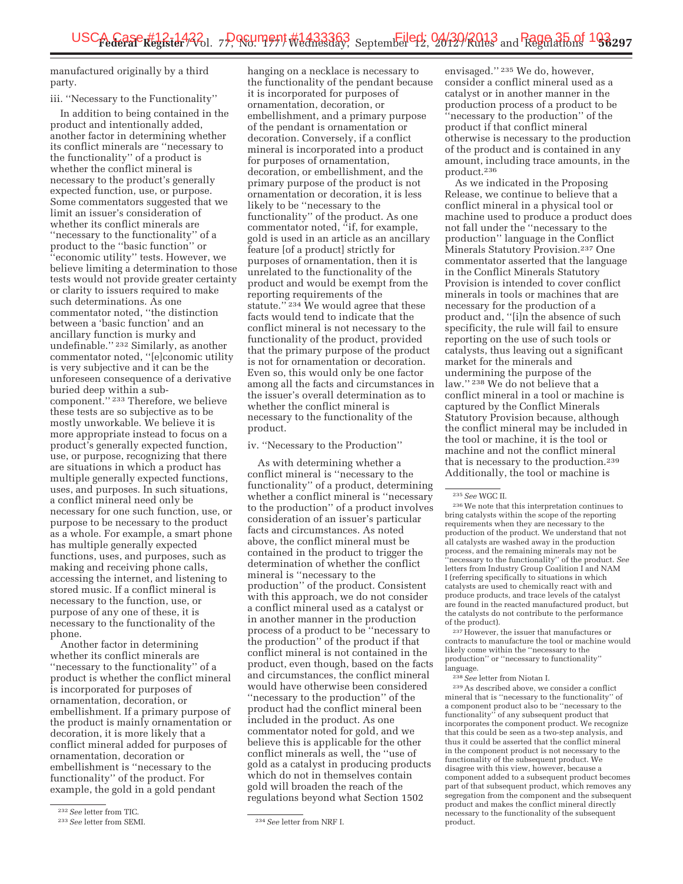manufactured originally by a third party.

iii. "Necessary to the Functionality"

In addition to being contained in the product and intentionally added, another factor in determining whether its conflict minerals are "necessary to the functionality" of a product is whether the conflict mineral is necessary to the product's generally expected function, use, or purpose. Some commentators suggested that we limit an issuer's consideration of whether its conflict minerals are "necessary to the functionality" of a product to the "basic function" or "economic utility" tests. However, we believe limiting a determination to those tests would not provide greater certainty or clarity to issuers required to make such determinations. As one commentator noted, "the distinction between a 'basic function' and an ancillary function is murky and undefinable." [232] Similarly, as another commentator noted, "[e]conomic utility is very subjective and it can be the unforeseen consequence of a derivative buried deep within a sub-component." [233] Therefore, we believe these tests are so subjective as to be mostly unworkable. We believe it is more appropriate instead to focus on a product's generally expected function, use, or purpose, recognizing that there are situations in which a product has multiple generally expected functions, uses, and purposes. In such situations, a conflict mineral need only be necessary for one such function, use, or purpose to be necessary to the product as a whole. For example, a smart phone has multiple generally expected functions, uses, and purposes, such as making and receiving phone calls, accessing the internet, and listening to stored music. If a conflict mineral is necessary to the function, use, or purpose of any one of these, it is necessary to the functionality of the phone.

Another factor in determining whether its conflict minerals are "necessary to the functionality" of a product is whether the conflict mineral is incorporated for purposes of ornamentation, decoration, or embellishment. If a primary purpose of the product is mainly ornamentation or decoration, it is more likely that a conflict mineral added for purposes of ornamentation, decoration or embellishment is "necessary to the functionality" of the product. For example, the gold in a gold pendant hanging on a necklace is necessary to the functionality of the pendant because it is incorporated for purposes of ornamentation, decoration, or embellishment, and a primary purpose of the pendant is ornamentation or decoration. Conversely, if a conflict mineral is incorporated into a product for purposes of ornamentation, decoration, or embellishment, and the primary purpose of the product is not ornamentation or decoration, it is less likely to be "necessary to the functionality" of the product. As one commentator noted, "if, for example, gold is used in an article as an ancillary feature [of a product] strictly for purposes of ornamentation, then it is unrelated to the functionality of the product and would be exempt from the reporting requirements of the statute." [234] We would agree that these facts would tend to indicate that the conflict mineral is not necessary to the functionality of the product, provided that the primary purpose of the product is not for ornamentation or decoration. Even so, this would only be one factor among all the facts and circumstances in the issuer's overall determination as to whether the conflict mineral is necessary to the functionality of the product.

iv. "Necessary to the Production"

As with determining whether a conflict mineral is "necessary to the functionality" of a product, determining whether a conflict mineral is "necessary to the production" of a product involves consideration of an issuer's particular facts and circumstances. As noted above, the conflict mineral must be contained in the product to trigger the determination of whether the conflict mineral is "necessary to the production" of the product. Consistent with this approach, we do not consider a conflict mineral used as a catalyst or in another manner in the production process of a product to be "necessary to the production" of the product if that conflict mineral is not contained in the product, even though, based on the facts and circumstances, the conflict mineral would have otherwise been considered "necessary to the production" of the product had the conflict mineral been included in the product. As one commentator noted for gold, and we believe this is applicable for the other conflict minerals as well, the "use of gold as a catalyst in producing products which do not in themselves contain gold will broaden the reach of the regulations beyond what Section 1502 envisaged." [235] We do, however, consider a conflict mineral used as a catalyst or in another manner in the production process of a product to be "necessary to the production" of the product if that conflict mineral otherwise is necessary to the production of the product and is contained in any amount, including trace amounts, in the product.[236]

As we indicated in the Proposing Release, we continue to believe that a conflict mineral in a physical tool or machine used to produce a product does not fall under the "necessary to the production" language in the Conflict Minerals Statutory Provision.[237] One commentator asserted that the language in the Conflict Minerals Statutory Provision is intended to cover conflict minerals in tools or machines that are necessary for the production of a product and, "[i]n the absence of such specificity, the rule will fail to ensure reporting on the use of such tools or catalysts, thus leaving out a significant market for the minerals and undermining the purpose of the law." [238] We do not believe that a conflict mineral in a tool or machine is captured by the Conflict Minerals Statutory Provision because, although the conflict mineral may be included in the tool or machine, it is the tool or machine and not the conflict mineral that is necessary to the production.[239] Additionally, the tool or machine is

---

[232] *See* letter from TIC.

[233] *See* letter from SEMI.

[234] *See* letter from NRF I.

[235] *See* WGC II.

[236] We note that this interpretation continues to bring catalysts within the scope of the reporting requirements when they are necessary to the production of the product. We understand that not all catalysts are washed away in the production process, and the remaining minerals may not be "necessary to the functionality" of the product. *See* letters from Industry Group Coalition I and NAM I (referring specifically to situations in which catalysts are used to chemically react with and produce products, and trace levels of the catalyst are found in the reacted manufactured product, but the catalysts do not contribute to the performance of the product).

[237] However, the issuer that manufactures or contracts to manufacture the tool or machine would likely come within the "necessary to the production" or "necessary to functionality" language.

[238] *See* letter from Niotan I.

[239] As described above, we consider a conflict mineral that is "necessary to the functionality" of a component product also to be "necessary to the functionality" of any subsequent product that incorporates the component product. We recognize that this could be seen as a two-step analysis, and thus it could be asserted that the conflict mineral in the component product is not necessary to the functionality of the subsequent product. We disagree with this view, however, because a component added to a subsequent product becomes part of that subsequent product, which removes any segregation from the component and the subsequent product and makes the conflict mineral directly necessary to the functionality of the subsequent product.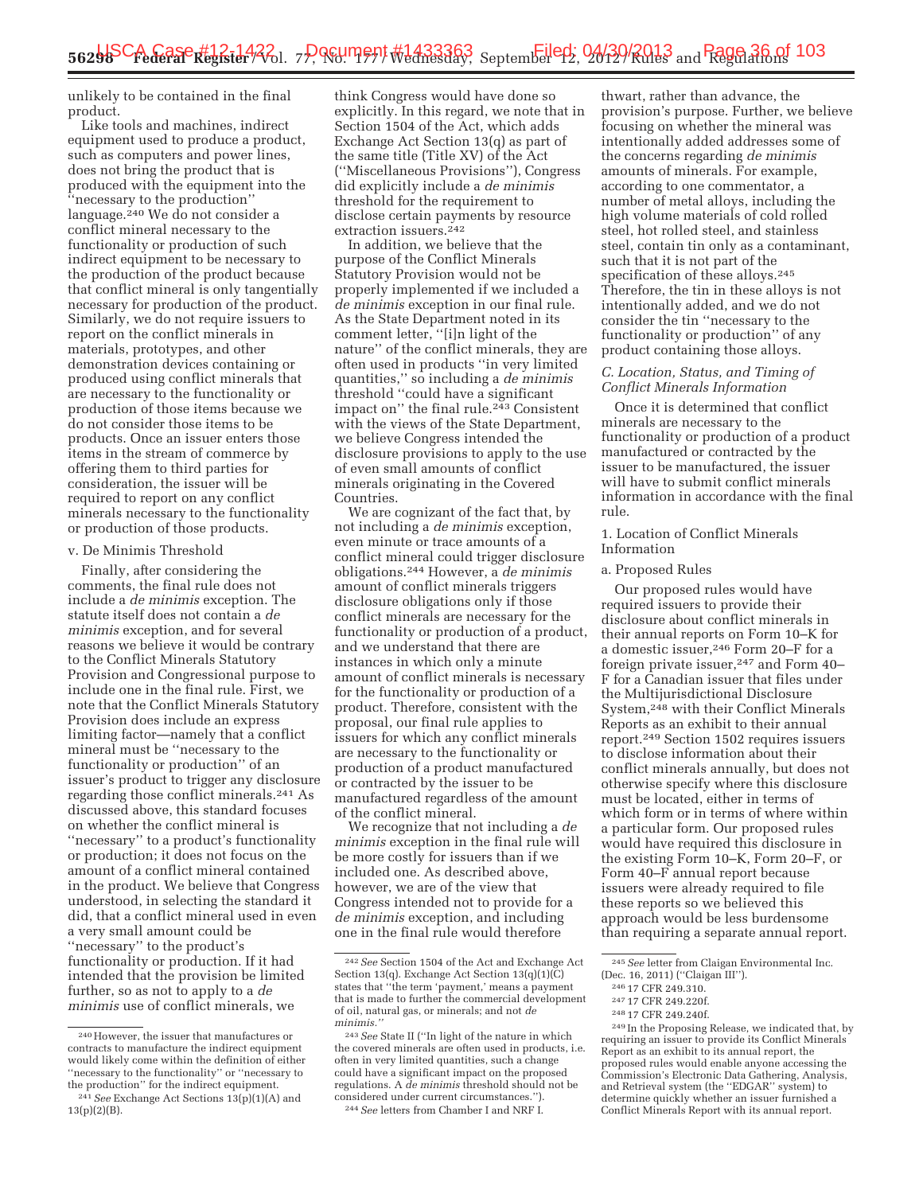unlikely to be contained in the final product.

Like tools and machines, indirect equipment used to produce a product, such as computers and power lines, does not bring the product that is produced with the equipment into the "necessary to the production" language.[240] We do not consider a conflict mineral necessary to the functionality or production of such indirect equipment to be necessary to the production of the product because that conflict mineral is only tangentially necessary for production of the product. Similarly, we do not require issuers to report on the conflict minerals in materials, prototypes, and other demonstration devices containing or produced using conflict minerals that are necessary to the functionality or production of those items because we do not consider those items to be products. Once an issuer enters those items in the stream of commerce by offering them to third parties for consideration, the issuer will be required to report on any conflict minerals necessary to the functionality or production of those products.

v. De Minimis Threshold

Finally, after considering the comments, the final rule does not include a *de minimis* exception. The statute itself does not contain a *de minimis* exception, and for several reasons we believe it would be contrary to the Conflict Minerals Statutory Provision and Congressional purpose to include one in the final rule. First, we note that the Conflict Minerals Statutory Provision does include an express limiting factor—namely that a conflict mineral must be "necessary to the functionality or production" of an issuer's product to trigger any disclosure regarding those conflict minerals.[241] As discussed above, this standard focuses on whether the conflict mineral is "necessary" to a product's functionality or production; it does not focus on the amount of a conflict mineral contained in the product. We believe that Congress understood, in selecting the standard it did, that a conflict mineral used in even a very small amount could be "necessary" to the product's functionality or production. If it had intended that the provision be limited further, so as not to apply to a *de minimis* use of conflict minerals, we think Congress would have done so explicitly. In this regard, we note that in Section 1504 of the Act, which adds Exchange Act Section 13(q) as part of the same title (Title XV) of the Act ("Miscellaneous Provisions"), Congress did explicitly include a *de minimis* threshold for the requirement to disclose certain payments by resource extraction issuers.[242]

In addition, we believe that the purpose of the Conflict Minerals Statutory Provision would not be properly implemented if we included a *de minimis* exception in our final rule. As the State Department noted in its comment letter, "[i]n light of the nature" of the conflict minerals, they are often used in products "in very limited quantities," so including a *de minimis* threshold "could have a significant impact on" the final rule.[243] Consistent with the views of the State Department, we believe Congress intended the disclosure provisions to apply to the use of even small amounts of conflict minerals originating in the Covered Countries.

We are cognizant of the fact that, by not including a *de minimis* exception, even minute or trace amounts of a conflict mineral could trigger disclosure obligations.[244] However, a *de minimis* amount of conflict minerals triggers disclosure obligations only if those conflict minerals are necessary for the functionality or production of a product, and we understand that there are instances in which only a minute amount of conflict minerals is necessary for the functionality or production of a product. Therefore, consistent with the proposal, our final rule applies to issuers for which any conflict minerals are necessary to the functionality or production of a product manufactured or contracted by the issuer to be manufactured regardless of the amount of the conflict mineral.

We recognize that not including a *de minimis* exception in the final rule will be more costly for issuers than if we included one. As described above, however, we are of the view that Congress intended not to provide for a *de minimis* exception, and including one in the final rule would therefore thwart, rather than advance, the provision's purpose. Further, we believe focusing on whether the mineral was intentionally added addresses some of the concerns regarding *de minimis* amounts of minerals. For example, according to one commentator, a number of metal alloys, including the high volume materials of cold rolled steel, hot rolled steel, and stainless steel, contain tin only as a contaminant, such that it is not part of the specification of these alloys.[245] Therefore, the tin in these alloys is not intentionally added, and we do not consider the tin "necessary to the functionality or production" of any product containing those alloys.

*C. Location, Status, and Timing of Conflict Minerals Information*

Once it is determined that conflict minerals are necessary to the functionality or production of a product manufactured or contracted by the issuer to be manufactured, the issuer will have to submit conflict minerals information in accordance with the final rule.

1. Location of Conflict Minerals Information

a. Proposed Rules

Our proposed rules would have required issuers to provide their disclosure about conflict minerals in their annual reports on Form 10–K for a domestic issuer,[246] Form 20–F for a foreign private issuer,[247] and Form 40–F for a Canadian issuer that files under the Multijurisdictional Disclosure System,[248] with their Conflict Minerals Reports as an exhibit to their annual report.[249] Section 1502 requires issuers to disclose information about their conflict minerals annually, but does not otherwise specify where this disclosure must be located, either in terms of which form or in terms of where within a particular form. Our proposed rules would have required this disclosure in the existing Form 10–K, Form 20–F, or Form 40–F annual report because issuers were already required to file these reports so we believed this approach would be less burdensome than requiring a separate annual report.

---

[240] However, the issuer that manufactures or contracts to manufacture the indirect equipment would likely come within the definition of either "necessary to the functionality" or "necessary to the production" for the indirect equipment.

[241] *See* Exchange Act Sections 13(p)(1)(A) and 13(p)(2)(B).

[242] *See* Section 1504 of the Act and Exchange Act Section 13(q). Exchange Act Section 13(q)(1)(C) states that "the term 'payment,' means a payment that is made to further the commercial development of oil, natural gas, or minerals; and not *de minimis*."

[243] *See* State II ("In light of the nature in which the covered minerals are often used in products, i.e. often in very limited quantities, such a change could have a significant impact on the proposed regulations. A *de minimis* threshold should not be considered under current circumstances.").

[244] *See* letters from Chamber I and NRF I.

[245] *See* letter from Claigan Environmental Inc. (Dec. 16, 2011) ("Claigan III").

[246] 17 CFR 249.310.

[247] 17 CFR 249.220f.

[248] 17 CFR 249.240f.

[249] In the Proposing Release, we indicated that, by requiring an issuer to provide its Conflict Minerals Report as an exhibit to its annual report, the proposed rules would enable anyone accessing the Commission's Electronic Data Gathering, Analysis, and Retrieval system (the "EDGAR" system) to determine quickly whether an issuer furnished a Conflict Minerals Report with its annual report.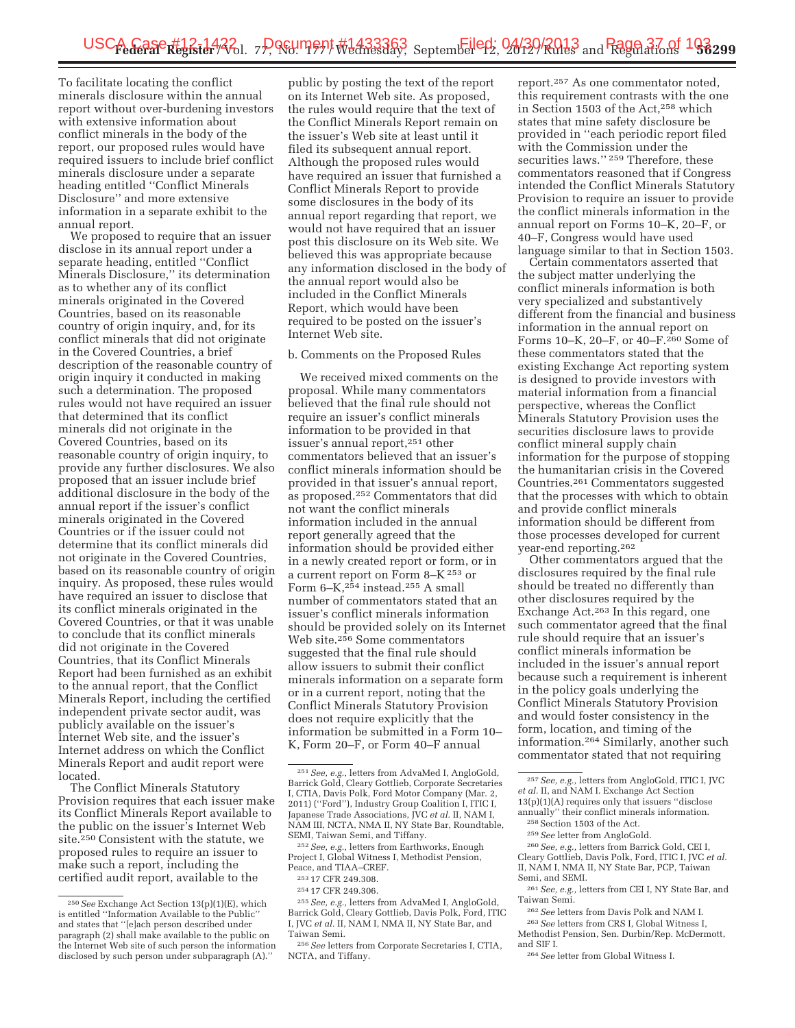To facilitate locating the conflict minerals disclosure within the annual report without over-burdening investors with extensive information about conflict minerals in the body of the report, our proposed rules would have required issuers to include brief conflict minerals disclosure under a separate heading entitled "Conflict Minerals Disclosure" and more extensive information in a separate exhibit to the annual report.

We proposed to require that an issuer disclose in its annual report under a separate heading, entitled "Conflict Minerals Disclosure," its determination as to whether any of its conflict minerals originated in the Covered Countries, based on its reasonable country of origin inquiry, and, for its conflict minerals that did not originate in the Covered Countries, a brief description of the reasonable country of origin inquiry it conducted in making such a determination. The proposed rules would not have required an issuer that determined that its conflict minerals did not originate in the Covered Countries, based on its reasonable country of origin inquiry, to provide any further disclosures. We also proposed that an issuer include brief additional disclosure in the body of the annual report if the issuer's conflict minerals originated in the Covered Countries or if the issuer could not determine that its conflict minerals did not originate in the Covered Countries, based on its reasonable country of origin inquiry. As proposed, these rules would have required an issuer to disclose that its conflict minerals originated in the Covered Countries, or that it was unable to conclude that its conflict minerals did not originate in the Covered Countries, that its Conflict Minerals Report had been furnished as an exhibit to the annual report, that the Conflict Minerals Report, including the certified independent private sector audit, was publicly available on the issuer's Internet Web site, and the issuer's Internet address on which the Conflict Minerals Report and audit report were located.

The Conflict Minerals Statutory Provision requires that each issuer make its Conflict Minerals Report available to the public on the issuer's Internet Web site.[250] Consistent with the statute, we proposed rules to require an issuer to make such a report, including the certified audit report, available to the public by posting the text of the report on its Internet Web site. As proposed, the rules would require that the text of the Conflict Minerals Report remain on the issuer's Web site at least until it filed its subsequent annual report. Although the proposed rules would have required an issuer that furnished a Conflict Minerals Report to provide some disclosures in the body of its annual report regarding that report, we would not have required that an issuer post this disclosure on its Web site. We believed this was appropriate because any information disclosed in the body of the annual report would also be included in the Conflict Minerals Report, which would have been required to be posted on the issuer's Internet Web site.

b. Comments on the Proposed Rules

We received mixed comments on the proposal. While many commentators believed that the final rule should not require an issuer's conflict minerals information to be provided in that issuer's annual report,[251] other commentators believed that an issuer's conflict minerals information should be provided in that issuer's annual report, as proposed.[252] Commentators that did not want the conflict minerals information included in the annual report generally agreed that the information should be provided either in a newly created report or form, or in a current report on Form 8–K [253] or Form 6–K,[254] instead.[255] A small number of commentators stated that an issuer's conflict minerals information should be provided solely on its Internet Web site.[256] Some commentators suggested that the final rule should allow issuers to submit their conflict minerals information on a separate form or in a current report, noting that the Conflict Minerals Statutory Provision does not require explicitly that the information be submitted in a Form 10–K, Form 20–F, or Form 40–F annual report.[257] As one commentator noted, this requirement contrasts with the one in Section 1503 of the Act,[258] which states that mine safety disclosure be provided in "each periodic report filed with the Commission under the securities laws." [259] Therefore, these commentators reasoned that if Congress intended the Conflict Minerals Statutory Provision to require an issuer to provide the conflict minerals information in the annual report on Forms 10–K, 20–F, or 40–F, Congress would have used language similar to that in Section 1503.

Certain commentators asserted that the subject matter underlying the conflict minerals information is both very specialized and substantively different from the financial and business information in the annual report on Forms 10–K, 20–F, or 40–F.[260] Some of these commentators stated that the existing Exchange Act reporting system is designed to provide investors with material information from a financial perspective, whereas the Conflict Minerals Statutory Provision uses the securities disclosure laws to provide conflict mineral supply chain information for the purpose of stopping the humanitarian crisis in the Covered Countries.[261] Commentators suggested that the processes with which to obtain and provide conflict minerals information should be different from those processes developed for current year-end reporting.[262]

Other commentators argued that the disclosures required by the final rule should be treated no differently than other disclosures required by the Exchange Act.[263] In this regard, one such commentator agreed that the final rule should require that an issuer's conflict minerals information be included in the issuer's annual report because such a requirement is inherent in the policy goals underlying the Conflict Minerals Statutory Provision and would foster consistency in the form, location, and timing of the information.[264] Similarly, another such commentator stated that not requiring

---

[250] *See* Exchange Act Section 13(p)(1)(E), which is entitled "Information Available to the Public" and states that "[e]ach person described under paragraph (2) shall make available to the public on the Internet Web site of such person the information disclosed by such person under subparagraph (A)."

[251] *See, e.g.,* letters from AdvaMed I, AngloGold, Barrick Gold, Cleary Gottlieb, Corporate Secretaries I, CTIA, Davis Polk, Ford Motor Company (Mar. 2, 2011) ("Ford"), Industry Group Coalition I, ITIC I, Japanese Trade Associations, JVC *et al.* II, NAM I, NAM III, NCTA, NMA II, NY State Bar, Roundtable, SEMI, Taiwan Semi, and Tiffany.

[252] *See, e.g.,* letters from Earthworks, Enough Project I, Global Witness I, Methodist Pension, Peace, and TIAA–CREF.

[253] 17 CFR 249.308.

[254] 17 CFR 249.306.

[255] *See, e.g.,* letters from AdvaMed I, AngloGold, Barrick Gold, Cleary Gottlieb, Davis Polk, Ford, ITIC I, JVC *et al.* II, NAM I, NMA II, NY State Bar, and Taiwan Semi.

[256] *See* letters from Corporate Secretaries I, CTIA, NCTA, and Tiffany.

[257] *See, e.g.,* letters from AngloGold, ITIC I, JVC *et al.* II, and NAM I. Exchange Act Section 13(p)(1)(A) requires only that issuers "disclose annually" their conflict minerals information.

[258] Section 1503 of the Act.

[259] *See* letter from AngloGold.

[260] *See, e.g.,* letters from Barrick Gold, CEI I, Cleary Gottlieb, Davis Polk, Ford, ITIC I, JVC *et al.* II, NAM I, NMA II, NY State Bar, PCP, Taiwan Semi, and SEMI.

[261] *See, e.g.,* letters from CEI I, NY State Bar, and Taiwan Semi.

[262] *See* letters from Davis Polk and NAM I.

[263] *See* letters from CRS I, Global Witness I, Methodist Pension, Sen. Durbin/Rep. McDermott, and SIF I.

[264] *See* letter from Global Witness I.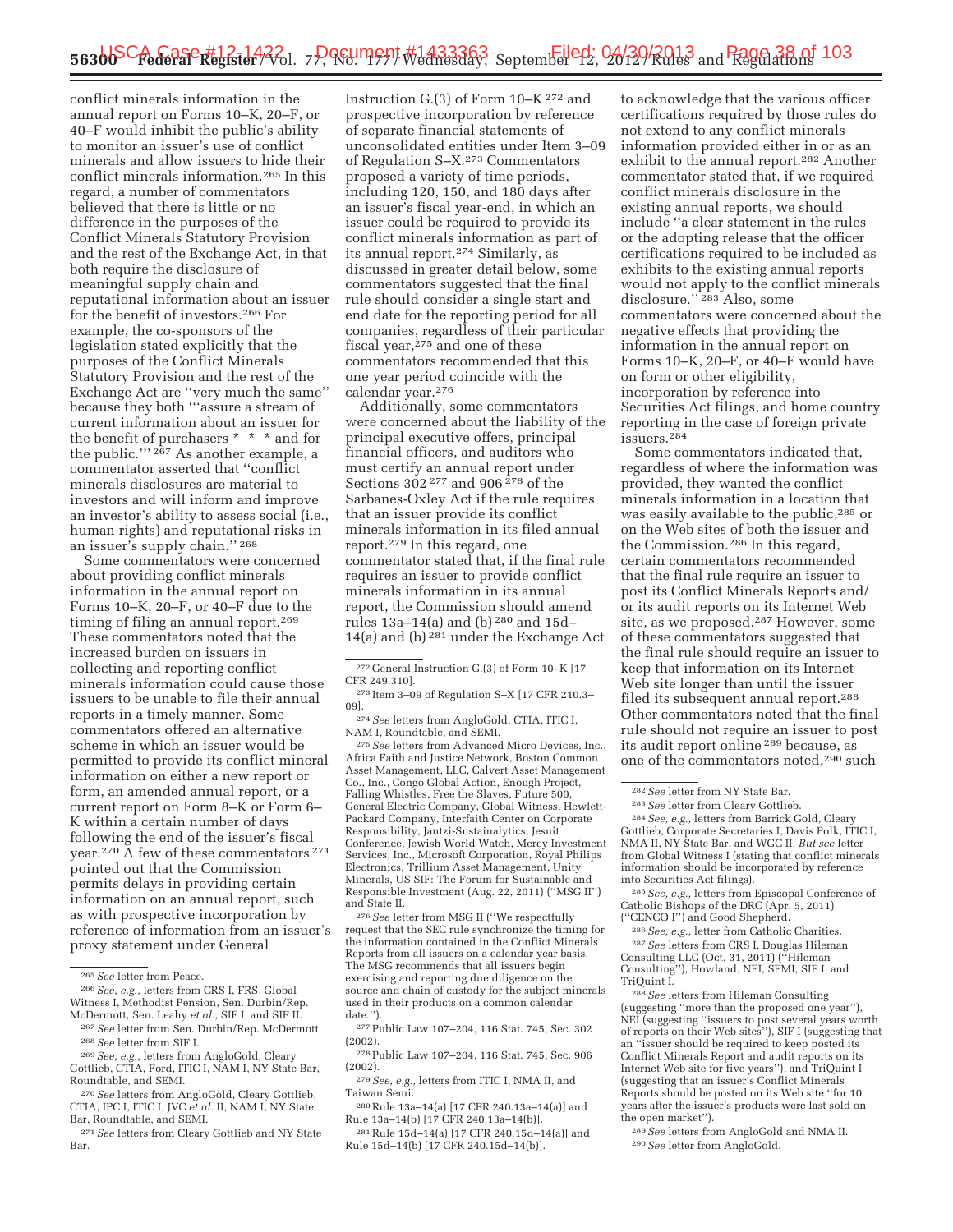conflict minerals information in the annual report on Forms 10–K, 20–F, or 40–F would inhibit the public's ability to monitor an issuer's use of conflict minerals and allow issuers to hide their conflict minerals information.[265] In this regard, a number of commentators believed that there is little or no difference in the purposes of the Conflict Minerals Statutory Provision and the rest of the Exchange Act, in that both require the disclosure of meaningful supply chain and reputational information about an issuer for the benefit of investors.[266] For example, the co-sponsors of the legislation stated explicitly that the purposes of the Conflict Minerals Statutory Provision and the rest of the Exchange Act are ''very much the same'' because they both '''assure a stream of current information about an issuer for the benefit of purchasers * * * and for the public.''' [267] As another example, a commentator asserted that ''conflict minerals disclosures are material to investors and will inform and improve an investor's ability to assess social (i.e., human rights) and reputational risks in an issuer's supply chain.'' [268]

Some commentators were concerned about providing conflict minerals information in the annual report on Forms 10–K, 20–F, or 40–F due to the timing of filing an annual report.[269] These commentators noted that the increased burden on issuers in collecting and reporting conflict minerals information could cause those issuers to be unable to file their annual reports in a timely manner. Some commentators offered an alternative scheme in which an issuer would be permitted to provide its conflict mineral information on either a new report or form, an amended annual report, or a current report on Form 8–K or Form 6–K within a certain number of days following the end of the issuer's fiscal year.[270] A few of these commentators [271] pointed out that the Commission permits delays in providing certain information on an annual report, such as with prospective incorporation by reference of information from an issuer's proxy statement under General Instruction G.(3) of Form 10–K [272] and prospective incorporation by reference of separate financial statements of unconsolidated entities under Item 3–09 of Regulation S–X.[273] Commentators proposed a variety of time periods, including 120, 150, and 180 days after an issuer's fiscal year-end, in which an issuer could be required to provide its conflict minerals information as part of its annual report.[274] Similarly, as discussed in greater detail below, some commentators suggested that the final rule should consider a single start and end date for the reporting period for all companies, regardless of their particular fiscal year,[275] and one of these commentators recommended that this one year period coincide with the calendar year.[276]

Additionally, some commentators were concerned about the liability of the principal executive offers, principal financial officers, and auditors who must certify an annual report under Sections 302 [277] and 906 [278] of the Sarbanes-Oxley Act if the rule requires that an issuer provide its conflict minerals information in its filed annual report.[279] In this regard, one commentator stated that, if the final rule requires an issuer to provide conflict minerals information in its annual report, the Commission should amend rules 13a–14(a) and (b) [280] and 15d–14(a) and (b) [281] under the Exchange Act to acknowledge that the various officer certifications required by those rules do not extend to any conflict minerals information provided either in or as an exhibit to the annual report.[282] Another commentator stated that, if we required conflict minerals disclosure in the existing annual reports, we should include ''a clear statement in the rules or the adopting release that the officer certifications required to be included as exhibits to the existing annual reports would not apply to the conflict minerals disclosure.'' [283] Also, some commentators were concerned about the negative effects that providing the information in the annual report on Forms 10–K, 20–F, or 40–F would have on form or other eligibility, incorporation by reference into Securities Act filings, and home country reporting in the case of foreign private issuers.[284]

Some commentators indicated that, regardless of where the information was provided, they wanted the conflict minerals information in a location that was easily available to the public,[285] or on the Web sites of both the issuer and the Commission.[286] In this regard, certain commentators recommended that the final rule require an issuer to post its Conflict Minerals Reports and/or its audit reports on its Internet Web site, as we proposed.[287] However, some of these commentators suggested that the final rule should require an issuer to keep that information on its Internet Web site longer than until the issuer filed its subsequent annual report.[288] Other commentators noted that the final rule should not require an issuer to post its audit report online [289] because, as one of the commentators noted,[290] such

---

[265] *See* letter from Peace.

[266] *See, e.g.,* letters from CRS I, FRS, Global Witness I, Methodist Pension, Sen. Durbin/Rep. McDermott, Sen. Leahy *et al.,* SIF I, and SIF II.

[267] *See* letter from Sen. Durbin/Rep. McDermott.

[268] *See* letter from SIF I.

[269] *See, e.g.,* letters from AngloGold, Cleary Gottlieb, CTIA, Ford, ITIC I, NAM I, NY State Bar, Roundtable, and SEMI.

[270] *See* letters from AngloGold, Cleary Gottlieb, CTIA, IPC I, ITIC I, JVC *et al.* II, NAM I, NY State Bar, Roundtable, and SEMI.

[271] *See* letters from Cleary Gottlieb and NY State Bar.

[272] General Instruction G.(3) of Form 10–K [17 CFR 249.310].

[273] Item 3–09 of Regulation S–X [17 CFR 210.3–09].

[274] *See* letters from AngloGold, CTIA, ITIC I, NAM I, Roundtable, and SEMI.

[275] *See* letters from Advanced Micro Devices, Inc., Africa Faith and Justice Network, Boston Common Asset Management, LLC, Calvert Asset Management Co., Inc., Congo Global Action, Enough Project, Falling Whistles, Free the Slaves, Future 500, General Electric Company, Global Witness, Hewlett-Packard Company, Interfaith Center on Corporate Responsibility, Jantzi-Sustainalytics, Jesuit Conference, Jewish World Watch, Mercy Investment Services, Inc., Microsoft Corporation, Royal Philips Electronics, Trillium Asset Management, Unity Minerals, US SIF: The Forum for Sustainable and Responsible Investment (Aug. 22, 2011) (''MSG II'') and State II.

[276] *See* letter from MSG II (''We respectfully request that the SEC rule synchronize the timing for the information contained in the Conflict Minerals Reports from all issuers on a calendar year basis. The MSG recommends that all issuers begin exercising and reporting due diligence on the source and chain of custody for the subject minerals used in their products on a common calendar date.'').

[277] Public Law 107–204, 116 Stat. 745, Sec. 302 (2002).

[278] Public Law 107–204, 116 Stat. 745, Sec. 906 (2002).

[279] *See, e.g.,* letters from ITIC I, NMA II, and Taiwan Semi.

[280] Rule 13a–14(a) [17 CFR 240.13a–14(a)] and Rule 13a–14(b) [17 CFR 240.13a–14(b)].

[281] Rule 15d–14(a) [17 CFR 240.15d–14(a)] and Rule 15d–14(b) [17 CFR 240.15d–14(b)].

[282] *See* letter from NY State Bar.

[283] *See* letter from Cleary Gottlieb.

[284] *See, e.g.,* letters from Barrick Gold, Cleary Gottlieb, Corporate Secretaries I, Davis Polk, ITIC I, NMA II, NY State Bar, and WGC II. *But see* letter from Global Witness I (stating that conflict minerals information should be incorporated by reference into Securities Act filings).

[285] *See, e.g.,* letters from Episcopal Conference of Catholic Bishops of the DRC (Apr. 5, 2011) (''CENCO I'') and Good Shepherd.

[286] *See, e.g.,* letter from Catholic Charities.

[287] *See* letters from CRS I, Douglas Hileman Consulting LLC (Oct. 31, 2011) (''Hileman Consulting''), Howland, NEI, SEMI, SIF I, and TriQuint I.

[288] *See* letters from Hileman Consulting (suggesting ''more than the proposed one year''), NEI (suggesting ''issuers to post several years worth of reports on their Web sites''), SIF I (suggesting that an ''issuer should be required to keep posted its Conflict Minerals Report and audit reports on its Internet Web site for five years''), and TriQuint I (suggesting that an issuer's Conflict Minerals Reports should be posted on its Web site ''for 10 years after the issuer's products were last sold on the open market'').

[289] *See* letters from AngloGold and NMA II.

[290] *See* letter from AngloGold.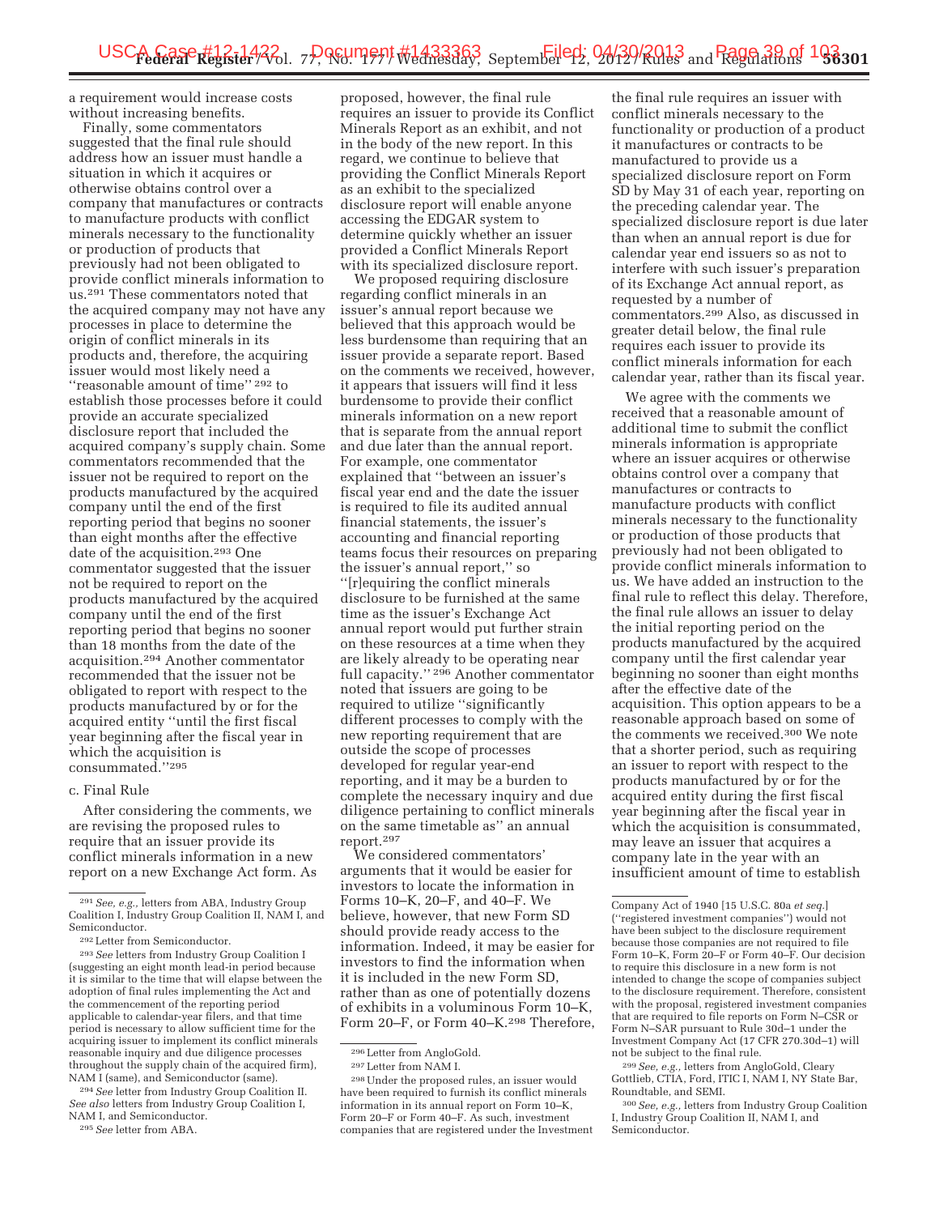a requirement would increase costs without increasing benefits.

Finally, some commentators suggested that the final rule should address how an issuer must handle a situation in which it acquires or otherwise obtains control over a company that manufactures or contracts to manufacture products with conflict minerals necessary to the functionality or production of products that previously had not been obligated to provide conflict minerals information to us.[291] These commentators noted that the acquired company may not have any processes in place to determine the origin of conflict minerals in its products and, therefore, the acquiring issuer would most likely need a "reasonable amount of time" [292] to establish those processes before it could provide an accurate specialized disclosure report that included the acquired company's supply chain. Some commentators recommended that the issuer not be required to report on the products manufactured by the acquired company until the end of the first reporting period that begins no sooner than eight months after the effective date of the acquisition.[293] One commentator suggested that the issuer not be required to report on the products manufactured by the acquired company until the end of the first reporting period that begins no sooner than 18 months from the date of the acquisition.[294] Another commentator recommended that the issuer not be obligated to report with respect to the products manufactured by or for the acquired entity "until the first fiscal year beginning after the fiscal year in which the acquisition is consummated."[295]

c. Final Rule

After considering the comments, we are revising the proposed rules to require that an issuer provide its conflict minerals information in a new report on a new Exchange Act form. As proposed, however, the final rule requires an issuer to provide its Conflict Minerals Report as an exhibit, and not in the body of the new report. In this regard, we continue to believe that providing the Conflict Minerals Report as an exhibit to the specialized disclosure report will enable anyone accessing the EDGAR system to determine quickly whether an issuer provided a Conflict Minerals Report with its specialized disclosure report.

We proposed requiring disclosure regarding conflict minerals in an issuer's annual report because we believed that this approach would be less burdensome than requiring that an issuer provide a separate report. Based on the comments we received, however, it appears that issuers will find it less burdensome to provide their conflict minerals information on a new report that is separate from the annual report and due later than the annual report. For example, one commentator explained that "between an issuer's fiscal year end and the date the issuer is required to file its audited annual financial statements, the issuer's accounting and financial reporting teams focus their resources on preparing the issuer's annual report," so "[r]equiring the conflict minerals disclosure to be furnished at the same time as the issuer's Exchange Act annual report would put further strain on these resources at a time when they are likely already to be operating near full capacity." [296] Another commentator noted that issuers are going to be required to utilize "significantly different processes to comply with the new reporting requirement that are outside the scope of processes developed for regular year-end reporting, and it may be a burden to complete the necessary inquiry and due diligence pertaining to conflict minerals on the same timetable as" an annual report.[297]

We considered commentators' arguments that it would be easier for investors to locate the information in Forms 10–K, 20–F, and 40–F. We believe, however, that new Form SD should provide ready access to the information. Indeed, it may be easier for investors to find the information when it is included in the new Form SD, rather than as one of potentially dozens of exhibits in a voluminous Form 10–K, Form 20–F, or Form 40–K.[298] Therefore, the final rule requires an issuer with conflict minerals necessary to the functionality or production of a product it manufactures or contracts to be manufactured to provide us a specialized disclosure report on Form SD by May 31 of each year, reporting on the preceding calendar year. The specialized disclosure report is due later than when an annual report is due for calendar year end issuers so as not to interfere with such issuer's preparation of its Exchange Act annual report, as requested by a number of commentators.[299] Also, as discussed in greater detail below, the final rule requires each issuer to provide its conflict minerals information for each calendar year, rather than its fiscal year.

We agree with the comments we received that a reasonable amount of additional time to submit the conflict minerals information is appropriate where an issuer acquires or otherwise obtains control over a company that manufactures or contracts to manufacture products with conflict minerals necessary to the functionality or production of those products that previously had not been obligated to provide conflict minerals information to us. We have added an instruction to the final rule to reflect this delay. Therefore, the final rule allows an issuer to delay the initial reporting period on the products manufactured by the acquired company until the first calendar year beginning no sooner than eight months after the effective date of the acquisition. This option appears to be a reasonable approach based on some of the comments we received.[300] We note that a shorter period, such as requiring an issuer to report with respect to the products manufactured by or for the acquired entity during the first fiscal year beginning after the fiscal year in which the acquisition is consummated, may leave an issuer that acquires a company late in the year with an insufficient amount of time to establish

---

[291] *See, e.g.,* letters from ABA, Industry Group Coalition I, Industry Group Coalition II, NAM I, and Semiconductor.

[292] Letter from Semiconductor.

[293] *See* letters from Industry Group Coalition I (suggesting an eight month lead-in period because it is similar to the time that will elapse between the adoption of final rules implementing the Act and the commencement of the reporting period applicable to calendar-year filers, and that time period is necessary to allow sufficient time for the acquiring issuer to implement its conflict minerals reasonable inquiry and due diligence processes throughout the supply chain of the acquired firm), NAM I (same), and Semiconductor (same).

[294] *See* letter from Industry Group Coalition II. *See also* letters from Industry Group Coalition I, NAM I, and Semiconductor.

[295] *See* letter from ABA.

[296] Letter from AngloGold.

[297] Letter from NAM I.

[298] Under the proposed rules, an issuer would have been required to furnish its conflict minerals information in its annual report on Form 10–K, Form 20–F or Form 40–F. As such, investment companies that are registered under the Investment Company Act of 1940 [15 U.S.C. 80a *et seq.*] ("registered investment companies") would not have been subject to the disclosure requirement because those companies are not required to file Form 10–K, Form 20–F or Form 40–F. Our decision to require this disclosure in a new form is not intended to change the scope of companies subject to the disclosure requirement. Therefore, consistent with the proposal, registered investment companies that are required to file reports on Form N–CSR or Form N–SAR pursuant to Rule 30d–1 under the Investment Company Act (17 CFR 270.30d–1) will not be subject to the final rule.

[299] *See, e.g.,* letters from AngloGold, Cleary Gottlieb, CTIA, Ford, ITIC I, NAM I, NY State Bar, Roundtable, and SEMI.

[300] *See, e.g.,* letters from Industry Group Coalition I, Industry Group Coalition II, NAM I, and Semiconductor.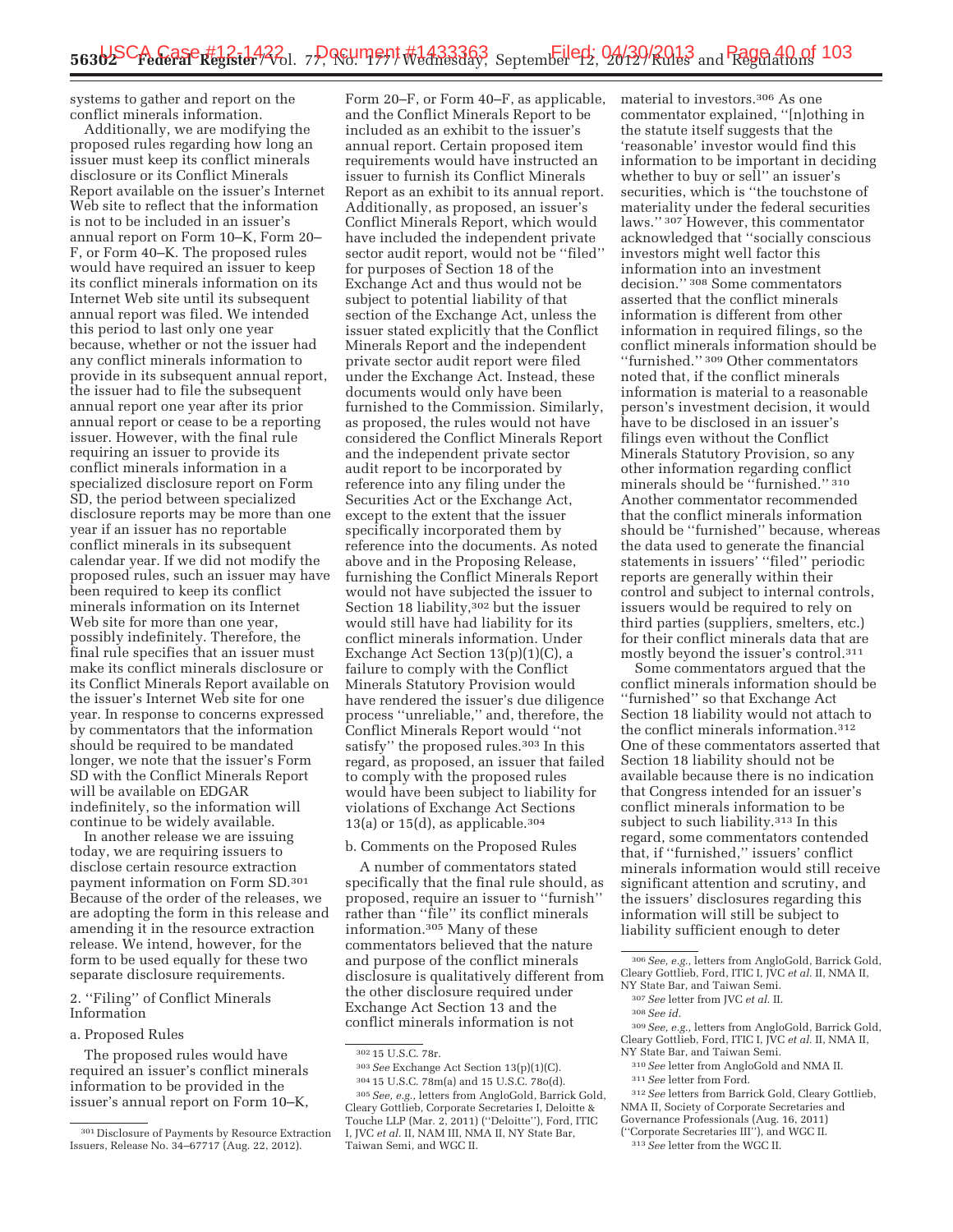systems to gather and report on the conflict minerals information.

Additionally, we are modifying the proposed rules regarding how long an issuer must keep its conflict minerals disclosure or its Conflict Minerals Report available on the issuer's Internet Web site to reflect that the information is not to be included in an issuer's annual report on Form 10–K, Form 20–F, or Form 40–K. The proposed rules would have required an issuer to keep its conflict minerals information on its Internet Web site until its subsequent annual report was filed. We intended this period to last only one year because, whether or not the issuer had any conflict minerals information to provide in its subsequent annual report, the issuer had to file the subsequent annual report one year after its prior annual report or cease to be a reporting issuer. However, with the final rule requiring an issuer to provide its conflict minerals information in a specialized disclosure report on Form SD, the period between specialized disclosure reports may be more than one year if an issuer has no reportable conflict minerals in its subsequent calendar year. If we did not modify the proposed rules, such an issuer may have been required to keep its conflict minerals information on its Internet Web site for more than one year, possibly indefinitely. Therefore, the final rule specifies that an issuer must make its conflict minerals disclosure or its Conflict Minerals Report available on the issuer's Internet Web site for one year. In response to concerns expressed by commentators that the information should be required to be mandated longer, we note that the issuer's Form SD with the Conflict Minerals Report will be available on EDGAR indefinitely, so the information will continue to be widely available.

In another release we are issuing today, we are requiring issuers to disclose certain resource extraction payment information on Form SD.[301] Because of the order of the releases, we are adopting the form in this release and amending it in the resource extraction release. We intend, however, for the form to be used equally for these two separate disclosure requirements.

2. "Filing" of Conflict Minerals Information

a. Proposed Rules

The proposed rules would have required an issuer's conflict minerals information to be provided in the issuer's annual report on Form 10–K, Form 20–F, or Form 40–F, as applicable, and the Conflict Minerals Report to be included as an exhibit to the issuer's annual report. Certain proposed item requirements would have instructed an issuer to furnish its Conflict Minerals Report as an exhibit to its annual report. Additionally, as proposed, an issuer's Conflict Minerals Report, which would have included the independent private sector audit report, would not be "filed" for purposes of Section 18 of the Exchange Act and thus would not be subject to potential liability of that section of the Exchange Act, unless the issuer stated explicitly that the Conflict Minerals Report and the independent private sector audit report were filed under the Exchange Act. Instead, these documents would only have been furnished to the Commission. Similarly, as proposed, the rules would not have considered the Conflict Minerals Report and the independent private sector audit report to be incorporated by reference into any filing under the Securities Act or the Exchange Act, except to the extent that the issuer specifically incorporated them by reference into the documents. As noted above and in the Proposing Release, furnishing the Conflict Minerals Report would not have subjected the issuer to Section 18 liability,[302] but the issuer would still have had liability for its conflict minerals information. Under Exchange Act Section 13(p)(1)(C), a failure to comply with the Conflict Minerals Statutory Provision would have rendered the issuer's due diligence process "unreliable," and, therefore, the Conflict Minerals Report would "not satisfy" the proposed rules.[303] In this regard, as proposed, an issuer that failed to comply with the proposed rules would have been subject to liability for violations of Exchange Act Sections 13(a) or 15(d), as applicable.[304]

b. Comments on the Proposed Rules

A number of commentators stated specifically that the final rule should, as proposed, require an issuer to "furnish" rather than "file" its conflict minerals information.[305] Many of these commentators believed that the nature and purpose of the conflict minerals disclosure is qualitatively different from the other disclosure required under Exchange Act Section 13 and the conflict minerals information is not material to investors.[306] As one commentator explained, "[n]othing in the statute itself suggests that the 'reasonable' investor would find this information to be important in deciding whether to buy or sell" an issuer's securities, which is "the touchstone of materiality under the federal securities laws." [307] However, this commentator acknowledged that "socially conscious investors might well factor this information into an investment decision." [308] Some commentators asserted that the conflict minerals information is different from other information in required filings, so the conflict minerals information should be "furnished." [309] Other commentators noted that, if the conflict minerals information is material to a reasonable person's investment decision, it would have to be disclosed in an issuer's filings even without the Conflict Minerals Statutory Provision, so any other information regarding conflict minerals should be "furnished." [310] Another commentator recommended that the conflict minerals information should be "furnished" because, whereas the data used to generate the financial statements in issuers' "filed" periodic reports are generally within their control and subject to internal controls, issuers would be required to rely on third parties (suppliers, smelters, etc.) for their conflict minerals data that are mostly beyond the issuer's control.[311]

Some commentators argued that the conflict minerals information should be "furnished" so that Exchange Act Section 18 liability would not attach to the conflict minerals information.[312] One of these commentators asserted that Section 18 liability should not be available because there is no indication that Congress intended for an issuer's conflict minerals information to be subject to such liability.[313] In this regard, some commentators contended that, if "furnished," issuers' conflict minerals information would still receive significant attention and scrutiny, and the issuers' disclosures regarding this information will still be subject to liability sufficient enough to deter

---

[301] Disclosure of Payments by Resource Extraction Issuers, Release No. 34–67717 (Aug. 22, 2012).

[302] 15 U.S.C. 78r.

[303] *See* Exchange Act Section 13(p)(1)(C).

[304] 15 U.S.C. 78m(a) and 15 U.S.C. 78o(d).

[305] *See, e.g.,* letters from AngloGold, Barrick Gold, Cleary Gottlieb, Corporate Secretaries I, Deloitte & Touche LLP (Mar. 2, 2011) ("Deloitte"), Ford, ITIC I, JVC *et al.* II, NAM III, NMA II, NY State Bar, Taiwan Semi, and WGC II.

[306] *See, e.g.,* letters from AngloGold, Barrick Gold, Cleary Gottlieb, Ford, ITIC I, JVC *et al.* II, NMA II, NY State Bar, and Taiwan Semi.

[307] *See* letter from JVC *et al.* II.

[308] *See id.*

[309] *See, e.g.,* letters from AngloGold, Barrick Gold, Cleary Gottlieb, Ford, ITIC I, JVC *et al.* II, NMA II, NY State Bar, and Taiwan Semi.

[310] *See* letter from AngloGold and NMA II.

[311] *See* letter from Ford.

[312] *See* letters from Barrick Gold, Cleary Gottlieb, NMA II, Society of Corporate Secretaries and Governance Professionals (Aug. 16, 2011) ("Corporate Secretaries III"), and WGC II.

[313] *See* letter from the WGC II.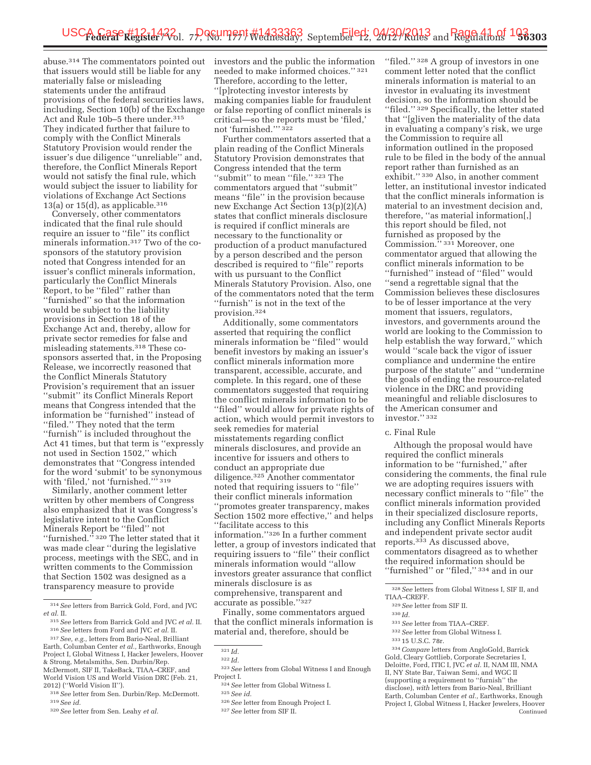abuse.[314] The commentators pointed out that issuers would still be liable for any materially false or misleading statements under the antifraud provisions of the federal securities laws, including Section 10(b) of the Exchange Act and Rule 10b–5 there under.[315] They indicated further that failure to comply with the Conflict Minerals Statutory Provision would render the issuer's due diligence ''unreliable'' and, therefore, the Conflict Minerals Report would not satisfy the final rule, which would subject the issuer to liability for violations of Exchange Act Sections 13(a) or 15(d), as applicable.[316]

Conversely, other commentators indicated that the final rule should require an issuer to ''file'' its conflict minerals information.[317] Two of the co-sponsors of the statutory provision noted that Congress intended for an issuer's conflict minerals information, particularly the Conflict Minerals Report, to be ''filed'' rather than ''furnished'' so that the information would be subject to the liability provisions in Section 18 of the Exchange Act and, thereby, allow for private sector remedies for false and misleading statements.[318] These co-sponsors asserted that, in the Proposing Release, we incorrectly reasoned that the Conflict Minerals Statutory Provision's requirement that an issuer ''submit'' its Conflict Minerals Report means that Congress intended that the information be ''furnished'' instead of ''filed.'' They noted that the term ''furnish'' is included throughout the Act 41 times, but that term is ''expressly not used in Section 1502,'' which demonstrates that ''Congress intended for the word 'submit' to be synonymous with 'filed,' not 'furnished.' '' [319]

Similarly, another comment letter written by other members of Congress also emphasized that it was Congress's legislative intent to the Conflict Minerals Report be ''filed'' not ''furnished.'' [320] The letter stated that it was made clear ''during the legislative process, meetings with the SEC, and in written comments to the Commission that Section 1502 was designed as a transparency measure to provide investors and the public the information needed to make informed choices.'' [321] Therefore, according to the letter, ''[p]rotecting investor interests by making companies liable for fraudulent or false reporting of conflict minerals is critical—so the reports must be 'filed,' not 'furnished.' '' [322]

Further commentators asserted that a plain reading of the Conflict Minerals Statutory Provision demonstrates that Congress intended the term ''submit'' to mean ''file.'' [323] The commentators argued that ''submit'' means ''file'' in the provision because new Exchange Act Section 13(p)(2)(A) states that conflict minerals disclosure is required if conflict minerals are necessary to the functionality or production of a product manufactured by a person described and the person described is required to ''file'' reports with us pursuant to the Conflict Minerals Statutory Provision. Also, one of the commentators noted that the term ''furnish'' is not in the text of the provision.[324]

Additionally, some commentators asserted that requiring the conflict minerals information be ''filed'' would benefit investors by making an issuer's conflict minerals information more transparent, accessible, accurate, and complete. In this regard, one of these commentators suggested that requiring the conflict minerals information to be ''filed'' would allow for private rights of action, which would permit investors to seek remedies for material misstatements regarding conflict minerals disclosures, and provide an incentive for issuers and others to conduct an appropriate due diligence.[325] Another commentator noted that requiring issuers to ''file'' their conflict minerals information ''promotes greater transparency, makes Section 1502 more effective,'' and helps ''facilitate access to this information.''[326] In a further comment letter, a group of investors indicated that requiring issuers to ''file'' their conflict minerals information would ''allow investors greater assurance that conflict minerals disclosure is as comprehensive, transparent and accurate as possible.''[327]

Finally, some commentators argued that the conflict minerals information is material and, therefore, should be ''filed.'' [328] A group of investors in one comment letter noted that the conflict minerals information is material to an investor in evaluating its investment decision, so the information should be ''filed.'' [329] Specifically, the letter stated that ''[g]iven the materiality of the data in evaluating a company's risk, we urge the Commission to require all information outlined in the proposed rule to be filed in the body of the annual report rather than furnished as an exhibit.'' [330] Also, in another comment letter, an institutional investor indicated that the conflict minerals information is material to an investment decision and, therefore, ''as material information[,] this report should be filed, not furnished as proposed by the Commission.'' [331] Moreover, one commentator argued that allowing the conflict minerals information to be ''furnished'' instead of ''filed'' would ''send a regrettable signal that the Commission believes these disclosures to be of lesser importance at the very moment that issuers, regulators, investors, and governments around the world are looking to the Commission to help establish the way forward,'' which would ''scale back the vigor of issuer compliance and undermine the entire purpose of the statute'' and ''undermine the goals of ending the resource-related violence in the DRC and providing meaningful and reliable disclosures to the American consumer and investor.'' [332]

### c. Final Rule

Although the proposal would have required the conflict minerals information to be ''furnished,'' after considering the comments, the final rule we are adopting requires issuers with necessary conflict minerals to ''file'' the conflict minerals information provided in their specialized disclosure reports, including any Conflict Minerals Reports and independent private sector audit reports.[333] As discussed above, commentators disagreed as to whether the required information should be ''furnished'' or ''filed,'' [334] and in our

---

[314] *See* letters from Barrick Gold, Ford, and JVC *et al.* II.

[315] *See* letters from Barrick Gold and JVC *et al.* II.

[316] *See* letters from Ford and JVC *et al.* II.

[317] *See, e.g.,* letters from Bario-Neal, Brilliant Earth, Columban Center *et al.*, Earthworks, Enough Project I, Global Witness I, Hacker Jewelers, Hoover & Strong, Metalsmiths, Sen. Durbin/Rep. McDermott, SIF II, TakeBack, TIAA–CREF, and World Vision US and World Vision DRC (Feb. 21, 2012) (''World Vision II'').

[318] *See* letter from Sen. Durbin/Rep. McDermott.

[319] *See id.*

[320] *See* letter from Sen. Leahy *et al.*

[321] *Id.*

[322] *Id.*

[323] *See* letters from Global Witness I and Enough Project I.

[324] *See* letter from Global Witness I.

[325] *See id.*

[326] *See* letter from Enough Project I.

[327] *See* letter from SIF II.

[328] *See* letters from Global Witness I, SIF II, and TIAA–CREFF.

[329] *See* letter from SIF II.

[330] *Id.*

[331] *See* letter from TIAA–CREF.

[332] *See* letter from Global Witness I.

[333] 15 U.S.C. 78r.

[334] *Compare* letters from AngloGold, Barrick Gold, Cleary Gottlieb, Corporate Secretaries I, Deloitte, Ford, ITIC I, JVC *et al.* II, NAM III, NMA II, NY State Bar, Taiwan Semi, and WGC II (supporting a requirement to ''furnish'' the disclose), *with* letters from Bario-Neal, Brilliant Earth, Columban Center *et al.*, Earthworks, Enough Project I, Global Witness I, Hacker Jewelers, Hoover Continued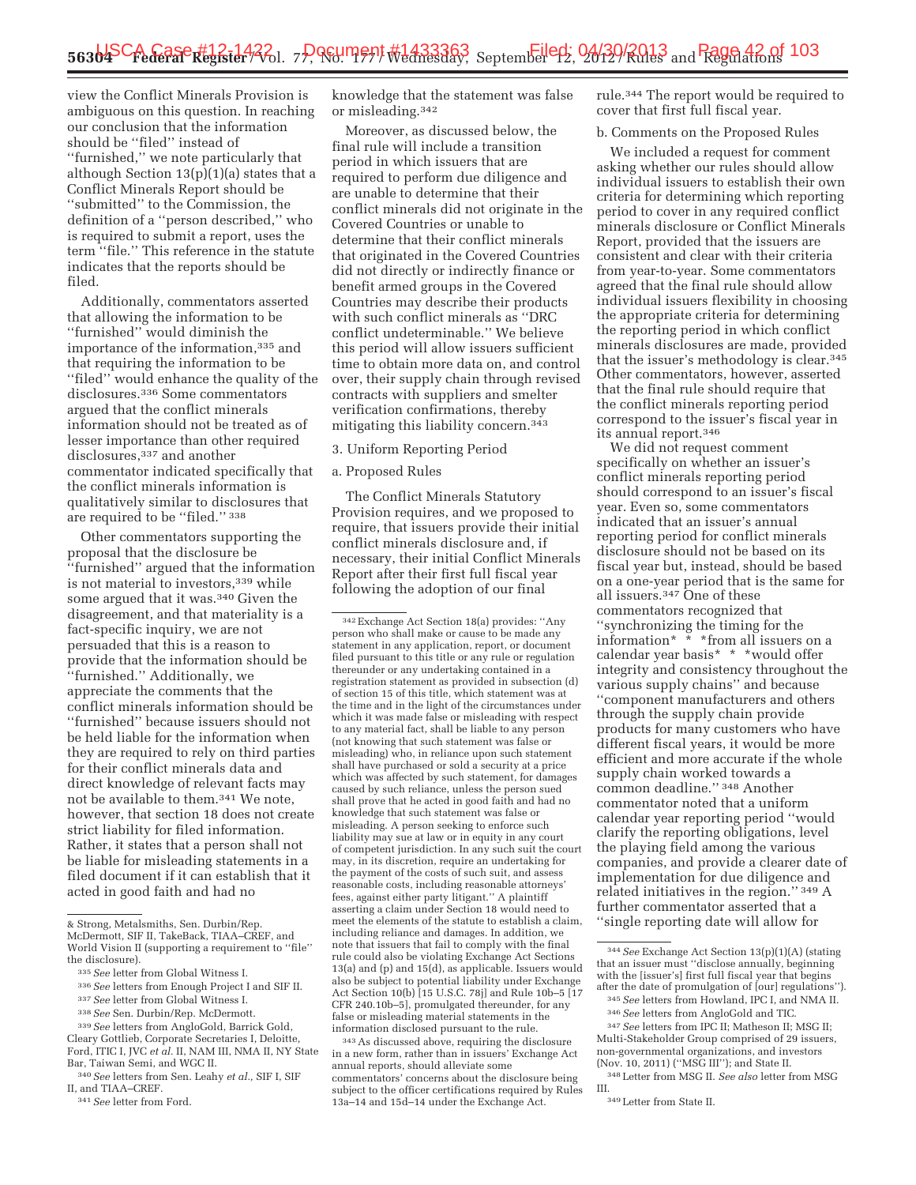view the Conflict Minerals Provision is ambiguous on this question. In reaching our conclusion that the information should be "filed" instead of "furnished," we note particularly that although Section 13(p)(1)(a) states that a Conflict Minerals Report should be "submitted" to the Commission, the definition of a "person described," who is required to submit a report, uses the term "file." This reference in the statute indicates that the reports should be filed.

Additionally, commentators asserted that allowing the information to be "furnished" would diminish the importance of the information,[335] and that requiring the information to be "filed" would enhance the quality of the disclosures.[336] Some commentators argued that the conflict minerals information should not be treated as of lesser importance than other required disclosures,[337] and another commentator indicated specifically that the conflict minerals information is qualitatively similar to disclosures that are required to be "filed." [338]

Other commentators supporting the proposal that the disclosure be "furnished" argued that the information is not material to investors,[339] while some argued that it was.[340] Given the disagreement, and that materiality is a fact-specific inquiry, we are not persuaded that this is a reason to provide that the information should be "furnished." Additionally, we appreciate the comments that the conflict minerals information should be "furnished" because issuers should not be held liable for the information when they are required to rely on third parties for their conflict minerals data and direct knowledge of relevant facts may not be available to them.[341] We note, however, that section 18 does not create strict liability for filed information. Rather, it states that a person shall not be liable for misleading statements in a filed document if it can establish that it acted in good faith and had no knowledge that the statement was false or misleading.[342]

Moreover, as discussed below, the final rule will include a transition period in which issuers that are required to perform due diligence and are unable to determine that their conflict minerals did not originate in the Covered Countries or unable to determine that their conflict minerals that originated in the Covered Countries did not directly or indirectly finance or benefit armed groups in the Covered Countries may describe their products with such conflict minerals as "DRC conflict undeterminable." We believe this period will allow issuers sufficient time to obtain more data on, and control over, their supply chain through revised contracts with suppliers and smelter verification confirmations, thereby mitigating this liability concern.[343]

3. Uniform Reporting Period

a. Proposed Rules

The Conflict Minerals Statutory Provision requires, and we proposed to require, that issuers provide their initial conflict minerals disclosure and, if necessary, their initial Conflict Minerals Report after their first full fiscal year following the adoption of our final rule.[344] The report would be required to cover that first full fiscal year.

b. Comments on the Proposed Rules

We included a request for comment asking whether our rules should allow individual issuers to establish their own criteria for determining which reporting period to cover in any required conflict minerals disclosure or Conflict Minerals Report, provided that the issuers are consistent and clear with their criteria from year-to-year. Some commentators agreed that the final rule should allow individual issuers flexibility in choosing the appropriate criteria for determining the reporting period in which conflict minerals disclosures are made, provided that the issuer's methodology is clear.[345] Other commentators, however, asserted that the final rule should require that the conflict minerals reporting period correspond to the issuer's fiscal year in its annual report.[346]

We did not request comment specifically on whether an issuer's conflict minerals reporting period should correspond to an issuer's fiscal year. Even so, some commentators indicated that an issuer's annual reporting period for conflict minerals disclosure should not be based on its fiscal year but, instead, should be based on a one-year period that is the same for all issuers.[347] One of these commentators recognized that "synchronizing the timing for the information* * *from all issuers on a calendar year basis* * *would offer integrity and consistency throughout the various supply chains" and because "component manufacturers and others through the supply chain provide products for many customers who have different fiscal years, it would be more efficient and more accurate if the whole supply chain worked towards a common deadline." [348] Another commentator noted that a uniform calendar year reporting period "would clarify the reporting obligations, level the playing field among the various companies, and provide a clearer date of implementation for due diligence and related initiatives in the region." [349] A further commentator asserted that a "single reporting date will allow for

---

& Strong, Metalsmiths, Sen. Durbin/Rep. McDermott, SIF II, TakeBack, TIAA–CREF, and World Vision II (supporting a requirement to "file" the disclosure).

[335] *See* letter from Global Witness I.

[336] *See* letters from Enough Project I and SIF II.

[337] *See* letter from Global Witness I.

[338] *See* Sen. Durbin/Rep. McDermott.

[339] *See* letters from AngloGold, Barrick Gold, Cleary Gottlieb, Corporate Secretaries I, Deloitte, Ford, ITIC I, JVC *et al.* II, NAM III, NMA II, NY State Bar, Taiwan Semi, and WGC II.

[340] *See* letters from Sen. Leahy *et al.*, SIF I, SIF II, and TIAA–CREF.

[341] *See* letter from Ford.

[342] Exchange Act Section 18(a) provides: "Any person who shall make or cause to be made any statement in any application, report, or document filed pursuant to this title or any rule or regulation thereunder or any undertaking contained in a registration statement as provided in subsection (d) of section 15 of this title, which statement was at the time and in the light of the circumstances under which it was made false or misleading with respect to any material fact, shall be liable to any person (not knowing that such statement was false or misleading) who, in reliance upon such statement shall have purchased or sold a security at a price which was affected by such statement, for damages caused by such reliance, unless the person sued shall prove that he acted in good faith and had no knowledge that such statement was false or misleading. A person seeking to enforce such liability may sue at law or in equity in any court of competent jurisdiction. In any such suit the court may, in its discretion, require an undertaking for the payment of the costs of such suit, and assess reasonable costs, including reasonable attorneys' fees, against either party litigant." A plaintiff asserting a claim under Section 18 would need to meet the elements of the statute to establish a claim, including reliance and damages. In addition, we note that issuers that fail to comply with the final rule could also be violating Exchange Act Sections 13(a) and (p) and 15(d), as applicable. Issuers would also be subject to potential liability under Exchange Act Section 10(b) [15 U.S.C. 78j] and Rule 10b–5 [17 CFR 240.10b–5], promulgated thereunder, for any false or misleading material statements in the information disclosed pursuant to the rule.

[343] As discussed above, requiring the disclosure in a new form, rather than in issuers' Exchange Act annual reports, should alleviate some commentators' concerns about the disclosure being subject to the officer certifications required by Rules 13a–14 and 15d–14 under the Exchange Act.

[344] *See* Exchange Act Section 13(p)(1)(A) (stating that an issuer must "disclose annually, beginning with the [issuer's] first full fiscal year that begins after the date of promulgation of [our] regulations").

[345] *See* letters from Howland, IPC I, and NMA II.

[346] *See* letters from AngloGold and TIC.

[347] *See* letters from IPC II; Matheson II; MSG II; Multi-Stakeholder Group comprised of 29 issuers, non-governmental organizations, and investors (Nov. 10, 2011) ("MSG III"); and State II.

[348] Letter from MSG II. *See also* letter from MSG III.

[349] Letter from State II.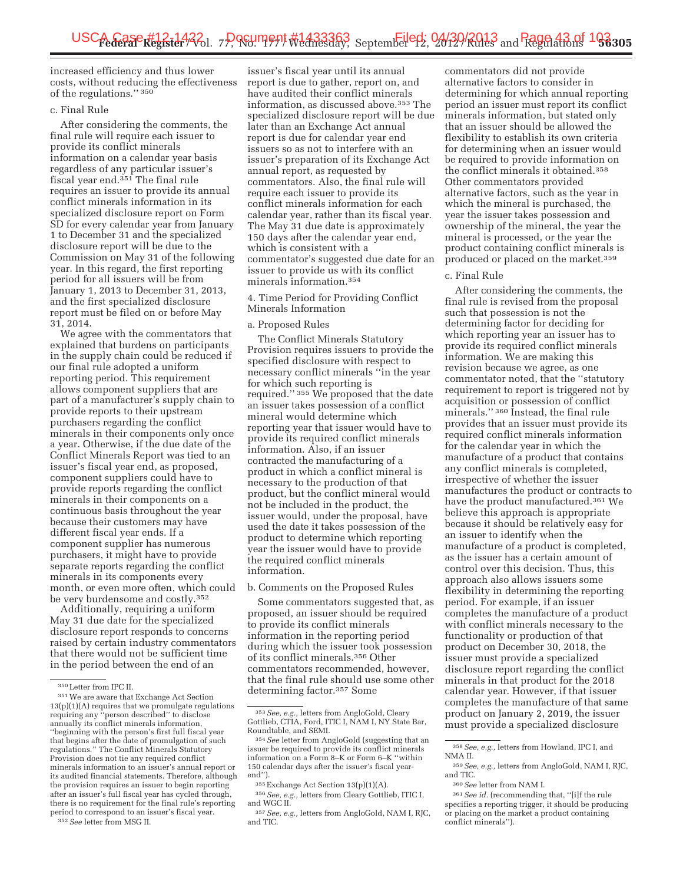increased efficiency and thus lower costs, without reducing the effectiveness of the regulations.'' [350]

c. Final Rule

After considering the comments, the final rule will require each issuer to provide its conflict minerals information on a calendar year basis regardless of any particular issuer's fiscal year end.[351] The final rule requires an issuer to provide its annual conflict minerals information in its specialized disclosure report on Form SD for every calendar year from January 1 to December 31 and the specialized disclosure report will be due to the Commission on May 31 of the following year. In this regard, the first reporting period for all issuers will be from January 1, 2013 to December 31, 2013, and the first specialized disclosure report must be filed on or before May 31, 2014.

We agree with the commentators that explained that burdens on participants in the supply chain could be reduced if our final rule adopted a uniform reporting period. This requirement allows component suppliers that are part of a manufacturer's supply chain to provide reports to their upstream purchasers regarding the conflict minerals in their components only once a year. Otherwise, if the due date of the Conflict Minerals Report was tied to an issuer's fiscal year end, as proposed, component suppliers could have to provide reports regarding the conflict minerals in their components on a continuous basis throughout the year because their customers may have different fiscal year ends. If a component supplier has numerous purchasers, it might have to provide separate reports regarding the conflict minerals in its components every month, or even more often, which could be very burdensome and costly.[352]

Additionally, requiring a uniform May 31 due date for the specialized disclosure report responds to concerns raised by certain industry commentators that there would not be sufficient time in the period between the end of an issuer's fiscal year until its annual report is due to gather, report on, and have audited their conflict minerals information, as discussed above.[353] The specialized disclosure report will be due later than an Exchange Act annual report is due for calendar year end issuers so as not to interfere with an issuer's preparation of its Exchange Act annual report, as requested by commentators. Also, the final rule will require each issuer to provide its conflict minerals information for each calendar year, rather than its fiscal year. The May 31 due date is approximately 150 days after the calendar year end, which is consistent with a commentator's suggested due date for an issuer to provide us with its conflict minerals information.[354]

4. Time Period for Providing Conflict Minerals Information

a. Proposed Rules

The Conflict Minerals Statutory Provision requires issuers to provide the specified disclosure with respect to necessary conflict minerals ''in the year for which such reporting is required.'' [355] We proposed that the date an issuer takes possession of a conflict mineral would determine which reporting year that issuer would have to provide its required conflict minerals information. Also, if an issuer contracted the manufacturing of a product in which a conflict mineral is necessary to the production of that product, but the conflict mineral would not be included in the product, the issuer would, under the proposal, have used the date it takes possession of the product to determine which reporting year the issuer would have to provide the required conflict minerals information.

b. Comments on the Proposed Rules

Some commentators suggested that, as proposed, an issuer should be required to provide its conflict minerals information in the reporting period during which the issuer took possession of its conflict minerals.[356] Other commentators recommended, however, that the final rule should use some other determining factor.[357] Some commentators did not provide alternative factors to consider in determining for which annual reporting period an issuer must report its conflict minerals information, but stated only that an issuer should be allowed the flexibility to establish its own criteria for determining when an issuer would be required to provide information on the conflict minerals it obtained.[358] Other commentators provided alternative factors, such as the year in which the mineral is purchased, the year the issuer takes possession and ownership of the mineral, the year the mineral is processed, or the year the product containing conflict minerals is produced or placed on the market.[359]

c. Final Rule

After considering the comments, the final rule is revised from the proposal such that possession is not the determining factor for deciding for which reporting year an issuer has to provide its required conflict minerals information. We are making this revision because we agree, as one commentator noted, that the ''statutory requirement to report is triggered not by acquisition or possession of conflict minerals.'' [360] Instead, the final rule provides that an issuer must provide its required conflict minerals information for the calendar year in which the manufacture of a product that contains any conflict minerals is completed, irrespective of whether the issuer manufactures the product or contracts to have the product manufactured.[361] We believe this approach is appropriate because it should be relatively easy for an issuer to identify when the manufacture of a product is completed, as the issuer has a certain amount of control over this decision. Thus, this approach also allows issuers some flexibility in determining the reporting period. For example, if an issuer completes the manufacture of a product with conflict minerals necessary to the functionality or production of that product on December 30, 2018, the issuer must provide a specialized disclosure report regarding the conflict minerals in that product for the 2018 calendar year. However, if that issuer completes the manufacture of that same product on January 2, 2019, the issuer must provide a specialized disclosure

---

[350] Letter from IPC II.

[351] We are aware that Exchange Act Section 13(p)(1)(A) requires that we promulgate regulations requiring any ''person described'' to disclose annually its conflict minerals information, ''beginning with the person's first full fiscal year that begins after the date of promulgation of such regulations.'' The Conflict Minerals Statutory Provision does not tie any required conflict minerals information to an issuer's annual report or its audited financial statements. Therefore, although the provision requires an issuer to begin reporting after an issuer's full fiscal year has cycled through, there is no requirement for the final rule's reporting period to correspond to an issuer's fiscal year.

[352] *See* letter from MSG II.

[353] *See, e.g.,* letters from AngloGold, Cleary Gottlieb, CTIA, Ford, ITIC I, NAM I, NY State Bar, Roundtable, and SEMI.

[354] *See* letter from AngloGold (suggesting that an issuer be required to provide its conflict minerals information on a Form 8–K or Form 6–K ''within 150 calendar days after the issuer's fiscal year-end'').

[355] Exchange Act Section 13(p)(1)(A).

[356] *See, e.g.,* letters from Cleary Gottlieb, ITIC I, and WGC II.

[357] *See, e.g.,* letters from AngloGold, NAM I, RJC, and TIC.

[358] *See, e.g.,* letters from Howland, IPC I, and NMA II.

[359] *See, e.g.,* letters from AngloGold, NAM I, RJC, and TIC.

[360] *See* letter from NAM I.

[361] *See id.* (recommending that, ''[i]f the rule specifies a reporting trigger, it should be producing or placing on the market a product containing conflict minerals'').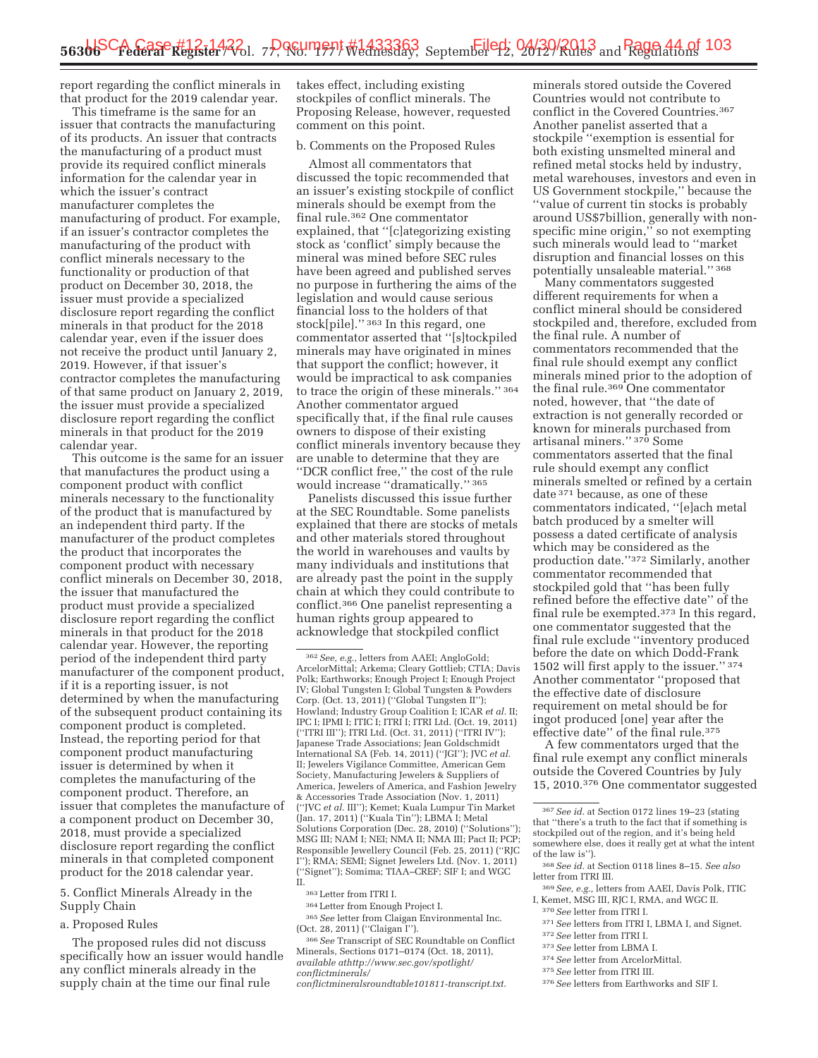report regarding the conflict minerals in that product for the 2019 calendar year.

This timeframe is the same for an issuer that contracts the manufacturing of its products. An issuer that contracts the manufacturing of a product must provide its required conflict minerals information for the calendar year in which the issuer's contract manufacturer completes the manufacturing of product. For example, if an issuer's contractor completes the manufacturing of the product with conflict minerals necessary to the functionality or production of that product on December 30, 2018, the issuer must provide a specialized disclosure report regarding the conflict minerals in that product for the 2018 calendar year, even if the issuer does not receive the product until January 2, 2019. However, if that issuer's contractor completes the manufacturing of that same product on January 2, 2019, the issuer must provide a specialized disclosure report regarding the conflict minerals in that product for the 2019 calendar year.

This outcome is the same for an issuer that manufactures the product using a component product with conflict minerals necessary to the functionality of the product that is manufactured by an independent third party. If the manufacturer of the product completes the product that incorporates the component product with necessary conflict minerals on December 30, 2018, the issuer that manufactured the product must provide a specialized disclosure report regarding the conflict minerals in that product for the 2018 calendar year. However, the reporting period of the independent third party manufacturer of the component product, if it is a reporting issuer, is not determined by when the manufacturing of the subsequent product containing its component product is completed. Instead, the reporting period for that component product manufacturing issuer is determined by when it completes the manufacturing of the component product. Therefore, an issuer that completes the manufacture of a component product on December 30, 2018, must provide a specialized disclosure report regarding the conflict minerals in that completed component product for the 2018 calendar year.

5. Conflict Minerals Already in the Supply Chain

a. Proposed Rules

The proposed rules did not discuss specifically how an issuer would handle any conflict minerals already in the supply chain at the time our final rule takes effect, including existing stockpiles of conflict minerals. The Proposing Release, however, requested comment on this point.

b. Comments on the Proposed Rules

Almost all commentators that discussed the topic recommended that an issuer's existing stockpile of conflict minerals should be exempt from the final rule.[362] One commentator explained, that "[c]ategorizing existing stock as 'conflict' simply because the mineral was mined before SEC rules have been agreed and published serves no purpose in furthering the aims of the legislation and would cause serious financial loss to the holders of that stock[pile]." [363] In this regard, one commentator asserted that "[s]tockpiled minerals may have originated in mines that support the conflict; however, it would be impractical to ask companies to trace the origin of these minerals." [364] Another commentator argued specifically that, if the final rule causes owners to dispose of their existing conflict minerals inventory because they are unable to determine that they are "DCR conflict free," the cost of the rule would increase "dramatically." [365]

Panelists discussed this issue further at the SEC Roundtable. Some panelists explained that there are stocks of metals and other materials stored throughout the world in warehouses and vaults by many individuals and institutions that are already past the point in the supply chain at which they could contribute to conflict.[366] One panelist representing a human rights group appeared to acknowledge that stockpiled conflict minerals stored outside the Covered Countries would not contribute to conflict in the Covered Countries.[367] Another panelist asserted that a stockpile "exemption is essential for both existing unsmelted mineral and refined metal stocks held by industry, metal warehouses, investors and even in US Government stockpile," because the "value of current tin stocks is probably around US$7billion, generally with non-specific mine origin," so not exempting such minerals would lead to "market disruption and financial losses on this potentially unsaleable material." [368]

Many commentators suggested different requirements for when a conflict mineral should be considered stockpiled and, therefore, excluded from the final rule. A number of commentators recommended that the final rule should exempt any conflict minerals mined prior to the adoption of the final rule.[369] One commentator noted, however, that "the date of extraction is not generally recorded or known for minerals purchased from artisanal miners." [370] Some commentators asserted that the final rule should exempt any conflict minerals smelted or refined by a certain date [371] because, as one of these commentators indicated, "[e]ach metal batch produced by a smelter will possess a dated certificate of analysis which may be considered as the production date."[372] Similarly, another commentator recommended that stockpiled gold that "has been fully refined before the effective date" of the final rule be exempted.[373] In this regard, one commentator suggested that the final rule exclude "inventory produced before the date on which Dodd-Frank 1502 will first apply to the issuer." [374] Another commentator "proposed that the effective date of disclosure requirement on metal should be for ingot produced [one] year after the effective date" of the final rule.[375]

A few commentators urged that the final rule exempt any conflict minerals outside the Covered Countries by July 15, 2010.[376] One commentator suggested

---

[362] *See, e.g.,* letters from AAEI; AngloGold; ArcelorMittal; Arkema; Cleary Gottlieb; CTIA; Davis Polk; Earthworks; Enough Project I; Enough Project IV; Global Tungsten I; Global Tungsten & Powders Corp. (Oct. 13, 2011) ("Global Tungsten II"); Howland; Industry Group Coalition I; ICAR *et al.* II; IPC I; IPMI I; ITIC I; ITRI I; ITRI Ltd. (Oct. 19, 2011) ("ITRI III"); ITRI Ltd. (Oct. 31, 2011) ("ITRI IV"); Japanese Trade Associations; Jean Goldschmidt International SA (Feb. 14, 2011) ("JGI"); JVC *et al.* II; Jewelers Vigilance Committee, American Gem Society, Manufacturing Jewelers & Suppliers of America, Jewelers of America, and Fashion Jewelry & Accessories Trade Association (Nov. 1, 2011) ("JVC *et al.* III"); Kemet; Kuala Lumpur Tin Market (Jan. 17, 2011) ("Kuala Tin"); LBMA I; Metal Solutions Corporation (Dec. 28, 2010) ("Solutions"); MSG III; NAM I; NEI; NMA II; NMA III; Pact II; PCP; Responsible Jewellery Council (Feb. 25, 2011) ("RJC I"); RMA; SEMI; Signet Jewelers Ltd. (Nov. 1, 2011) ("Signet"); Somima; TIAA–CREF; SIF I; and WGC II.

[363] Letter from ITRI I.

[364] Letter from Enough Project I.

[365] *See* letter from Claigan Environmental Inc. (Oct. 28, 2011) ("Claigan I").

[366] *See* Transcript of SEC Roundtable on Conflict Minerals, Sections 0171–0174 (Oct. 18, 2011), *available athttp://www.sec.gov/spotlight/conflictminerals/conflictmineralsroundtable101811-transcript.txt*.

[367] *See id.* at Section 0172 lines 19–23 (stating that "there's a truth to the fact that if something is stockpiled out of the region, and it's being held somewhere else, does it really get at what the intent of the law is").

[368] *See id.* at Section 0118 lines 8–15. *See also* letter from ITRI III.

[369] *See, e.g.,* letters from AAEI, Davis Polk, ITIC I, Kemet, MSG III, RJC I, RMA, and WGC II.

[370] *See* letter from ITRI I.

[371] *See* letters from ITRI I, LBMA I, and Signet.

[372] *See* letter from ITRI I.

[373] *See* letter from LBMA I.

[374] *See* letter from ArcelorMittal.

[375] *See* letter from ITRI III.

[376] *See* letters from Earthworks and SIF I.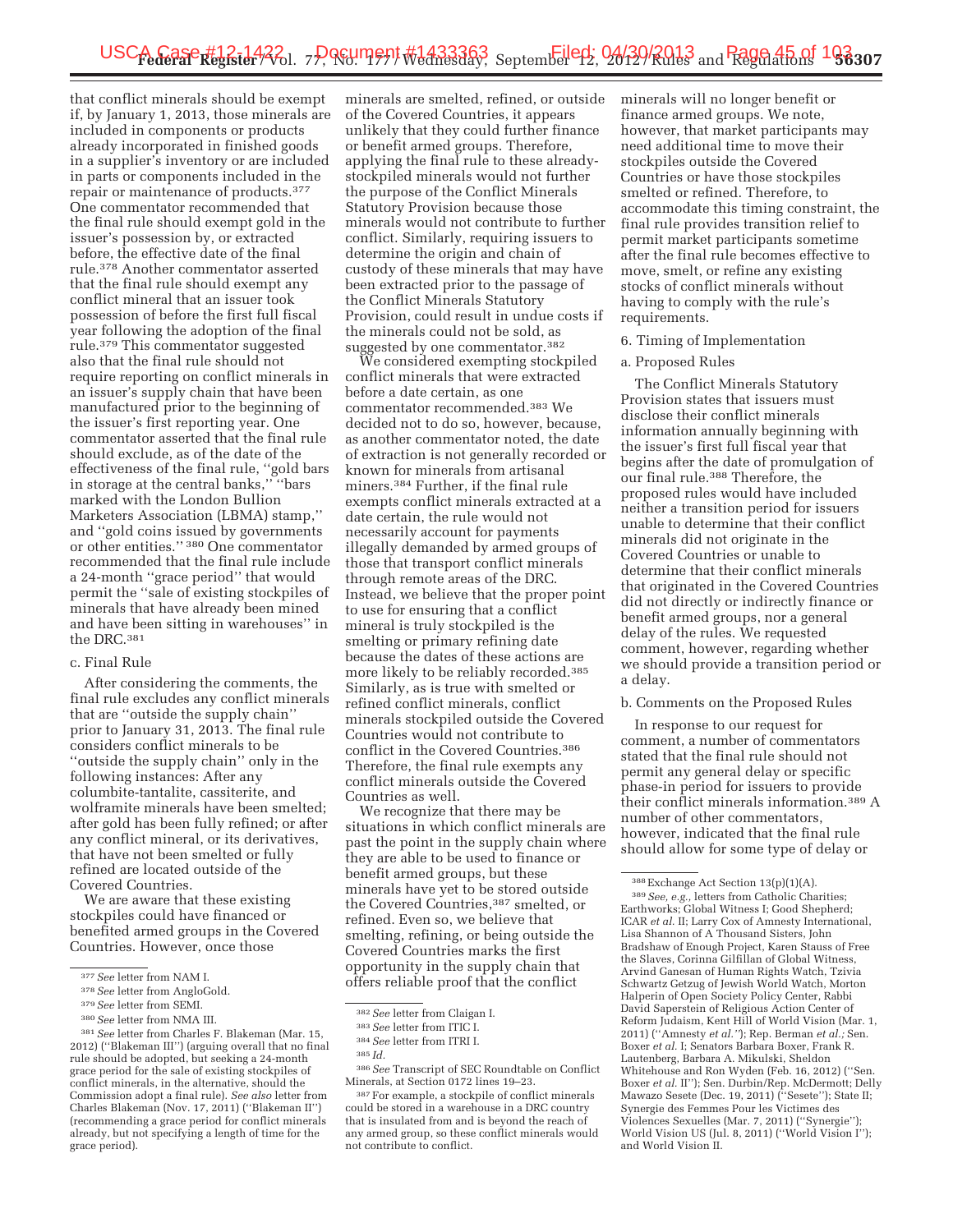that conflict minerals should be exempt if, by January 1, 2013, those minerals are included in components or products already incorporated in finished goods in a supplier's inventory or are included in parts or components included in the repair or maintenance of products.[377] One commentator recommended that the final rule should exempt gold in the issuer's possession by, or extracted before, the effective date of the final rule.[378] Another commentator asserted that the final rule should exempt any conflict mineral that an issuer took possession of before the first full fiscal year following the adoption of the final rule.[379] This commentator suggested also that the final rule should not require reporting on conflict minerals in an issuer's supply chain that have been manufactured prior to the beginning of the issuer's first reporting year. One commentator asserted that the final rule should exclude, as of the date of the effectiveness of the final rule, ''gold bars in storage at the central banks,'' ''bars marked with the London Bullion Marketers Association (LBMA) stamp,'' and ''gold coins issued by governments or other entities.'' [380] One commentator recommended that the final rule include a 24-month ''grace period'' that would permit the ''sale of existing stockpiles of minerals that have already been mined and have been sitting in warehouses'' in the DRC.[381]

c. Final Rule

After considering the comments, the final rule excludes any conflict minerals that are ''outside the supply chain'' prior to January 31, 2013. The final rule considers conflict minerals to be ''outside the supply chain'' only in the following instances: After any columbite-tantalite, cassiterite, and wolframite minerals have been smelted; after gold has been fully refined; or after any conflict mineral, or its derivatives, that have not been smelted or fully refined are located outside of the Covered Countries.

We are aware that these existing stockpiles could have financed or benefited armed groups in the Covered Countries. However, once those minerals are smelted, refined, or outside of the Covered Countries, it appears unlikely that they could further finance or benefit armed groups. Therefore, applying the final rule to these already-stockpiled minerals would not further the purpose of the Conflict Minerals Statutory Provision because those minerals would not contribute to further conflict. Similarly, requiring issuers to determine the origin and chain of custody of these minerals that may have been extracted prior to the passage of the Conflict Minerals Statutory Provision, could result in undue costs if the minerals could not be sold, as suggested by one commentator.[382]

We considered exempting stockpiled conflict minerals that were extracted before a date certain, as one commentator recommended.[383] We decided not to do so, however, because, as another commentator noted, the date of extraction is not generally recorded or known for minerals from artisanal miners.[384] Further, if the final rule exempts conflict minerals extracted at a date certain, the rule would not necessarily account for payments illegally demanded by armed groups of those that transport conflict minerals through remote areas of the DRC. Instead, we believe that the proper point to use for ensuring that a conflict mineral is truly stockpiled is the smelting or primary refining date because the dates of these actions are more likely to be reliably recorded.[385] Similarly, as is true with smelted or refined conflict minerals, conflict minerals stockpiled outside the Covered Countries would not contribute to conflict in the Covered Countries.[386] Therefore, the final rule exempts any conflict minerals outside the Covered Countries as well.

We recognize that there may be situations in which conflict minerals are past the point in the supply chain where they are able to be used to finance or benefit armed groups, but these minerals have yet to be stored outside the Covered Countries,[387] smelted, or refined. Even so, we believe that smelting, refining, or being outside the Covered Countries marks the first opportunity in the supply chain that offers reliable proof that the conflict minerals will no longer benefit or finance armed groups. We note, however, that market participants may need additional time to move their stockpiles outside the Covered Countries or have those stockpiles smelted or refined. Therefore, to accommodate this timing constraint, the final rule provides transition relief to permit market participants sometime after the final rule becomes effective to move, smelt, or refine any existing stocks of conflict minerals without having to comply with the rule's requirements.

6. Timing of Implementation

a. Proposed Rules

The Conflict Minerals Statutory Provision states that issuers must disclose their conflict minerals information annually beginning with the issuer's first full fiscal year that begins after the date of promulgation of our final rule.[388] Therefore, the proposed rules would have included neither a transition period for issuers unable to determine that their conflict minerals did not originate in the Covered Countries or unable to determine that their conflict minerals that originated in the Covered Countries did not directly or indirectly finance or benefit armed groups, nor a general delay of the rules. We requested comment, however, regarding whether we should provide a transition period or a delay.

b. Comments on the Proposed Rules

In response to our request for comment, a number of commentators stated that the final rule should not permit any general delay or specific phase-in period for issuers to provide their conflict minerals information.[389] A number of other commentators, however, indicated that the final rule should allow for some type of delay or

---

[377] *See* letter from NAM I.

[378] *See* letter from AngloGold.

[379] *See* letter from SEMI.

[380] *See* letter from NMA III.

[381] *See* letter from Charles F. Blakeman (Mar. 15, 2012) (''Blakeman III'') (arguing overall that no final rule should be adopted, but seeking a 24-month grace period for the sale of existing stockpiles of conflict minerals, in the alternative, should the Commission adopt a final rule). *See also* letter from Charles Blakeman (Nov. 17, 2011) (''Blakeman II'') (recommending a grace period for conflict minerals already, but not specifying a length of time for the grace period).

[382] *See* letter from Claigan I.

[383] *See* letter from ITIC I.

[384] *See* letter from ITRI I.

[385] *Id.*

[386] *See* Transcript of SEC Roundtable on Conflict Minerals, at Section 0172 lines 19–23.

[387] For example, a stockpile of conflict minerals could be stored in a warehouse in a DRC country that is insulated from and is beyond the reach of any armed group, so these conflict minerals would not contribute to conflict.

[388] Exchange Act Section 13(p)(1)(A).

[389] *See, e.g.,* letters from Catholic Charities; Earthworks; Global Witness I; Good Shepherd; ICAR *et al.* II; Larry Cox of Amnesty International, Lisa Shannon of A Thousand Sisters, John Bradshaw of Enough Project, Karen Stauss of Free the Slaves, Corinna Gilfillan of Global Witness, Arvind Ganesan of Human Rights Watch, Tzivia Schwartz Getzug of Jewish World Watch, Morton Halperin of Open Society Policy Center, Rabbi David Saperstein of Religious Action Center of Reform Judaism, Kent Hill of World Vision (Mar. 1, 2011) (''Amnesty *et al.*''); Rep. Berman *et al.;* Sen. Boxer *et al.* I; Senators Barbara Boxer, Frank R. Lautenberg, Barbara A. Mikulski, Sheldon Whitehouse and Ron Wyden (Feb. 16, 2012) (''Sen. Boxer *et al.* II''); Sen. Durbin/Rep. McDermott; Delly Mawazo Sesete (Dec. 19, 2011) (''Sesete''); State II; Synergie des Femmes Pour les Victimes des Violences Sexuelles (Mar. 7, 2011) (''Synergie''); World Vision US (Jul. 8, 2011) (''World Vision I''); and World Vision II.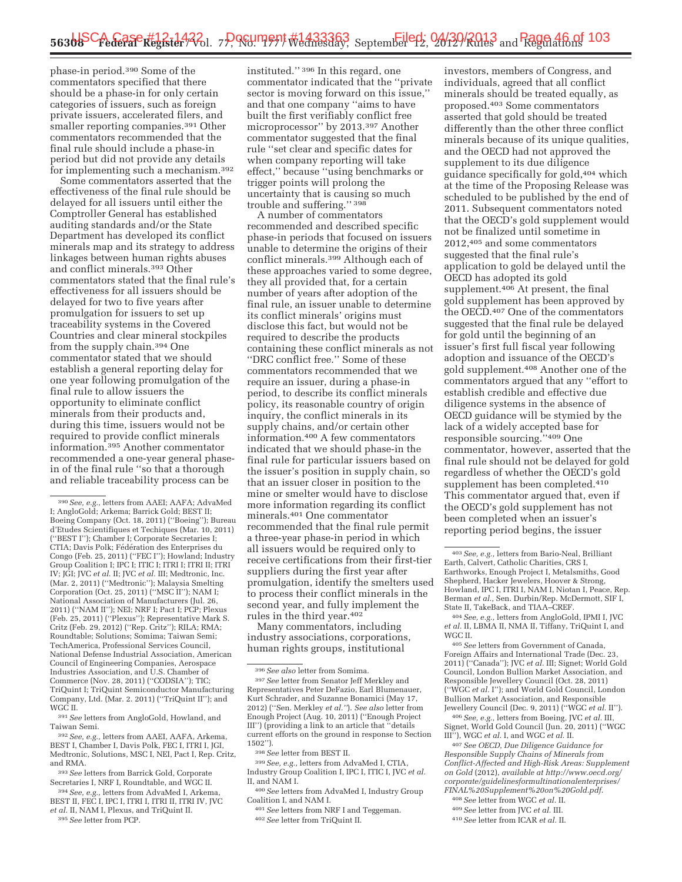phase-in period.[390] Some of the commentators specified that there should be a phase-in for only certain categories of issuers, such as foreign private issuers, accelerated filers, and smaller reporting companies.[391] Other commentators recommended that the final rule should include a phase-in period but did not provide any details for implementing such a mechanism.[392]

Some commentators asserted that the effectiveness of the final rule should be delayed for all issuers until either the Comptroller General has established auditing standards and/or the State Department has developed its conflict minerals map and its strategy to address linkages between human rights abuses and conflict minerals.[393] Other commentators stated that the final rule's effectiveness for all issuers should be delayed for two to five years after promulgation for issuers to set up traceability systems in the Covered Countries and clear mineral stockpiles from the supply chain.[394] One commentator stated that we should establish a general reporting delay for one year following promulgation of the final rule to allow issuers the opportunity to eliminate conflict minerals from their products and, during this time, issuers would not be required to provide conflict minerals information.[395] Another commentator recommended a one-year general phase-in of the final rule ''so that a thorough and reliable traceability process can be instituted.'' [396] In this regard, one commentator indicated that the ''private sector is moving forward on this issue,'' and that one company ''aims to have built the first verifiably conflict free microprocessor'' by 2013.[397] Another commentator suggested that the final rule ''set clear and specific dates for when company reporting will take effect,'' because ''using benchmarks or trigger points will prolong the uncertainty that is causing so much trouble and suffering.'' [398]

A number of commentators recommended and described specific phase-in periods that focused on issuers unable to determine the origins of their conflict minerals.[399] Although each of these approaches varied to some degree, they all provided that, for a certain number of years after adoption of the final rule, an issuer unable to determine its conflict minerals' origins must disclose this fact, but would not be required to describe the products containing these conflict minerals as not ''DRC conflict free.'' Some of these commentators recommended that we require an issuer, during a phase-in period, to describe its conflict minerals policy, its reasonable country of origin inquiry, the conflict minerals in its supply chains, and/or certain other information.[400] A few commentators indicated that we should phase-in the final rule for particular issuers based on the issuer's position in supply chain, so that an issuer closer in position to the mine or smelter would have to disclose more information regarding its conflict minerals.[401] One commentator recommended that the final rule permit a three-year phase-in period in which all issuers would be required only to receive certifications from their first-tier suppliers during the first year after promulgation, identify the smelters used to process their conflict minerals in the second year, and fully implement the rules in the third year.[402]

Many commentators, including industry associations, corporations, human rights groups, institutional investors, members of Congress, and individuals, agreed that all conflict minerals should be treated equally, as proposed.[403] Some commentators asserted that gold should be treated differently than the other three conflict minerals because of its unique qualities, and the OECD had not approved the supplement to its due diligence guidance specifically for gold,[404] which at the time of the Proposing Release was scheduled to be published by the end of 2011. Subsequent commentators noted that the OECD's gold supplement would not be finalized until sometime in 2012,[405] and some commentators suggested that the final rule's application to gold be delayed until the OECD has adopted its gold supplement.[406] At present, the final gold supplement has been approved by the OECD.[407] One of the commentators suggested that the final rule be delayed for gold until the beginning of an issuer's first full fiscal year following adoption and issuance of the OECD's gold supplement.[408] Another one of the commentators argued that any ''effort to establish credible and effective due diligence systems in the absence of OECD guidance will be stymied by the lack of a widely accepted base for responsible sourcing.''[409] One commentator, however, asserted that the final rule should not be delayed for gold regardless of whether the OECD's gold supplement has been completed.[410] This commentator argued that, even if the OECD's gold supplement has not been completed when an issuer's reporting period begins, the issuer

---

[390] *See, e.g.,* letters from AAEI; AAFA; AdvaMed I; AngloGold; Arkema; Barrick Gold; BEST II; Boeing Company (Oct. 18, 2011) (''Boeing''); Bureau d'Etudes Scientifiques et Techiques (Mar. 10, 2011) (''BEST I''); Chamber I; Corporate Secretaries I; CTIA; Davis Polk; Fédération des Enterprises du Congo (Feb. 25, 2011) (''FEC I''); Howland; Industry Group Coalition I; IPC I; ITIC I; ITRI I; ITRI II; ITRI IV; JGI; JVC *et al.* II; JVC *et al.* III; Medtronic, Inc. (Mar. 2, 2011) (''Medtronic''); Malaysia Smelting Corporation (Oct. 25, 2011) (''MSC II''); NAM I; National Association of Manufacturers (Jul. 26, 2011) (''NAM II''); NEI; NRF I; Pact I; PCP; Plexus (Feb. 25, 2011) (''Plexus''); Representative Mark S. Critz (Feb. 29, 2012) (''Rep. Critz''); RILA; RMA; Roundtable; Solutions; Somima; Taiwan Semi; TechAmerica, Professional Services Council, National Defense Industrial Association, American Council of Engineering Companies, Aerospace Industries Association, and U.S. Chamber of Commerce (Nov. 28, 2011) (''CODSIA''); TIC; TriQuint I; TriQuint Semiconductor Manufacturing Company, Ltd. (Mar. 2. 2011) (''TriQuint II''); and WGC II.

[391] *See* letters from AngloGold, Howland, and Taiwan Semi.

[392] *See, e.g.,* letters from AAEI, AAFA, Arkema, BEST I, Chamber I, Davis Polk, FEC I, ITRI I, JGI, Medtronic, Solutions, MSC I, NEI, Pact I, Rep. Critz, and RMA.

[393] *See* letters from Barrick Gold, Corporate Secretaries I, NRF I, Roundtable, and WGC II.

[394] *See, e.g.,* letters from AdvaMed I, Arkema, BEST II, FEC I, IPC I, ITRI I, ITRI II, ITRI IV, JVC *et al.* II, NAM I, Plexus, and TriQuint II.

[395] *See* letter from PCP.

[396] *See also* letter from Somima.

[397] *See* letter from Senator Jeff Merkley and Representatives Peter DeFazio, Earl Blumenauer, Kurt Schrader, and Suzanne Bonamici (May 17, 2012) (''Sen. Merkley *et al.*''). *See also* letter from Enough Project (Aug. 10, 2011) (''Enough Project III'') (providing a link to an article that ''details current efforts on the ground in response to Section 1502'').

[398] *See* letter from BEST II.

[399] *See, e.g.,* letters from AdvaMed I, CTIA, Industry Group Coalition I, IPC I, ITIC I, JVC *et al.* II, and NAM I.

[400] *See* letters from AdvaMed I, Industry Group Coalition I, and NAM I.

[401] *See* letters from NRF I and Teggeman.

[402] *See* letter from TriQuint II.

[403] *See, e.g.,* letters from Bario-Neal, Brilliant Earth, Calvert, Catholic Charities, CRS I, Earthworks, Enough Project I, Metalsmiths, Good Shepherd, Hacker Jewelers, Hoover & Strong, Howland, IPC I, ITRI I, NAM I, Niotan I, Peace, Rep. Berman *et al.*, Sen. Durbin/Rep. McDermott, SIF I, State II, TakeBack, and TIAA–CREF.

[404] *See, e.g.,* letters from AngloGold, IPMI I, JVC *et al.* II, LBMA II, NMA II, Tiffany, TriQuint I, and WGC II.

[405] *See* letters from Government of Canada, Foreign Affairs and International Trade (Dec. 23, 2011) (''Canada''); JVC *et al.* III; Signet; World Gold Council, London Bullion Market Association, and Responsible Jewellery Council (Oct. 28, 2011) (''WGC *et al.* I''); and World Gold Council, London Bullion Market Association, and Responsible Jewellery Council (Dec. 9, 2011) (''WGC *et al.* II'').

[406] *See, e.g.,* letters from Boeing, JVC *et al.* III, Signet, World Gold Council (Jun. 20, 2011) (''WGC III''), WGC *et al.* I, and WGC *et al.* II.

[407] *See* OECD, *Due Diligence Guidance for Responsible Supply Chains of Minerals from Conflict-Affected and High-Risk Areas: Supplement on Gold* (2012), *available at http://www.oecd.org/corporate/guidelinesformultinationalenterprises/FINAL%20Supplement%20on%20Gold.pdf.*

[408] *See* letter from WGC *et al.* II.

[409] *See* letter from JVC *et al.* III.

[410] *See* letter from ICAR *et al.* II.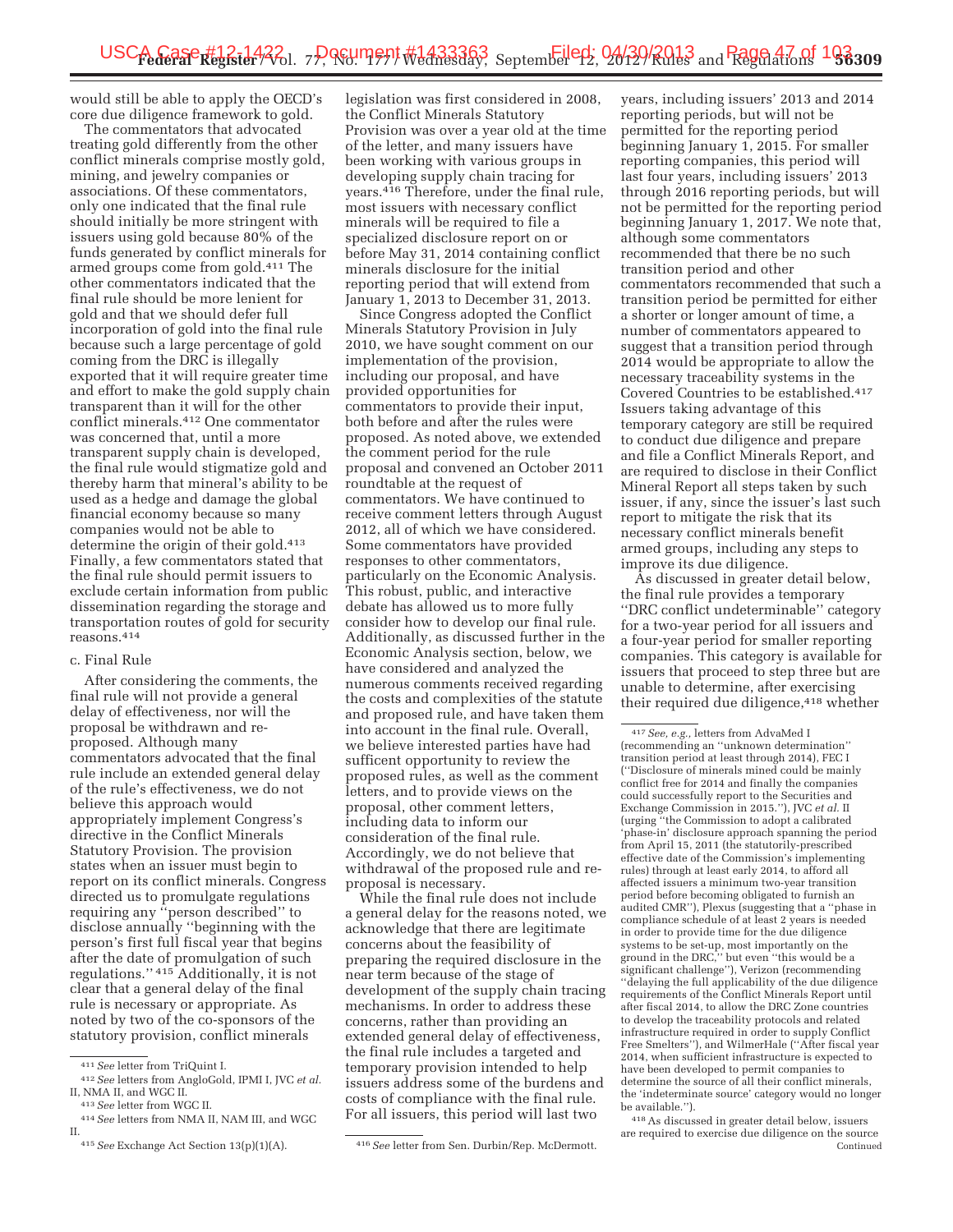would still be able to apply the OECD's core due diligence framework to gold.

The commentators that advocated treating gold differently from the other conflict minerals comprise mostly gold, mining, and jewelry companies or associations. Of these commentators, only one indicated that the final rule should initially be more stringent with issuers using gold because 80% of the funds generated by conflict minerals for armed groups come from gold.[411] The other commentators indicated that the final rule should be more lenient for gold and that we should defer full incorporation of gold into the final rule because such a large percentage of gold coming from the DRC is illegally exported that it will require greater time and effort to make the gold supply chain transparent than it will for the other conflict minerals.[412] One commentator was concerned that, until a more transparent supply chain is developed, the final rule would stigmatize gold and thereby harm that mineral's ability to be used as a hedge and damage the global financial economy because so many companies would not be able to determine the origin of their gold.[413] Finally, a few commentators stated that the final rule should permit issuers to exclude certain information from public dissemination regarding the storage and transportation routes of gold for security reasons.[414]

c. Final Rule

After considering the comments, the final rule will not provide a general delay of effectiveness, nor will the proposal be withdrawn and re-proposed. Although many commentators advocated that the final rule include an extended general delay of the rule's effectiveness, we do not believe this approach would appropriately implement Congress's directive in the Conflict Minerals Statutory Provision. The provision states when an issuer must begin to report on its conflict minerals. Congress directed us to promulgate regulations requiring any "person described" to disclose annually "beginning with the person's first full fiscal year that begins after the date of promulgation of such regulations." [415] Additionally, it is not clear that a general delay of the final rule is necessary or appropriate. As noted by two of the co-sponsors of the statutory provision, conflict minerals legislation was first considered in 2008, the Conflict Minerals Statutory Provision was over a year old at the time of the letter, and many issuers have been working with various groups in developing supply chain tracing for years.[416] Therefore, under the final rule, most issuers with necessary conflict minerals will be required to file a specialized disclosure report on or before May 31, 2014 containing conflict minerals disclosure for the initial reporting period that will extend from January 1, 2013 to December 31, 2013.

Since Congress adopted the Conflict Minerals Statutory Provision in July 2010, we have sought comment on our implementation of the provision, including our proposal, and have provided opportunities for commentators to provide their input, both before and after the rules were proposed. As noted above, we extended the comment period for the rule proposal and convened an October 2011 roundtable at the request of commentators. We have continued to receive comment letters through August 2012, all of which we have considered. Some commentators have provided responses to other commentators, particularly on the Economic Analysis. This robust, public, and interactive debate has allowed us to more fully consider how to develop our final rule. Additionally, as discussed further in the Economic Analysis section, below, we have considered and analyzed the numerous comments received regarding the costs and complexities of the statute and proposed rule, and have taken them into account in the final rule. Overall, we believe interested parties have had sufficent opportunity to review the proposed rules, as well as the comment letters, and to provide views on the proposal, other comment letters, including data to inform our consideration of the final rule. Accordingly, we do not believe that withdrawal of the proposed rule and re-proposal is necessary.

While the final rule does not include a general delay for the reasons noted, we acknowledge that there are legitimate concerns about the feasibility of preparing the required disclosure in the near term because of the stage of development of the supply chain tracing mechanisms. In order to address these concerns, rather than providing an extended general delay of effectiveness, the final rule includes a targeted and temporary provision intended to help issuers address some of the burdens and costs of compliance with the final rule. For all issuers, this period will last two years, including issuers' 2013 and 2014 reporting periods, but will not be permitted for the reporting period beginning January 1, 2015. For smaller reporting companies, this period will last four years, including issuers' 2013 through 2016 reporting periods, but will not be permitted for the reporting period beginning January 1, 2017. We note that, although some commentators recommended that there be no such transition period and other commentators recommended that such a transition period be permitted for either a shorter or longer amount of time, a number of commentators appeared to suggest that a transition period through 2014 would be appropriate to allow the necessary traceability systems in the Covered Countries to be established.[417] Issuers taking advantage of this temporary category are still be required to conduct due diligence and prepare and file a Conflict Minerals Report, and are required to disclose in their Conflict Mineral Report all steps taken by such issuer, if any, since the issuer's last such report to mitigate the risk that its necessary conflict minerals benefit armed groups, including any steps to improve its due diligence.

As discussed in greater detail below, the final rule provides a temporary "DRC conflict undeterminable" category for a two-year period for all issuers and a four-year period for smaller reporting companies. This category is available for issuers that proceed to step three but are unable to determine, after exercising their required due diligence,[418] whether

---

[411] *See* letter from TriQuint I.

[412] *See* letters from AngloGold, IPMI I, JVC *et al.* II, NMA II, and WGC II.

[413] *See* letter from WGC II.

[414] *See* letters from NMA II, NAM III, and WGC II.

[415] *See* Exchange Act Section 13(p)(1)(A).

[416] *See* letter from Sen. Durbin/Rep. McDermott.

[417] *See, e.g.*, letters from AdvaMed I (recommending an "unknown determination" transition period at least through 2014), FEC I ("Disclosure of minerals mined could be mainly conflict free for 2014 and finally the companies could successfully report to the Securities and Exchange Commission in 2015."), JVC *et al.* II (urging "the Commission to adopt a calibrated 'phase-in' disclosure approach spanning the period from April 15, 2011 (the statutorily-prescribed effective date of the Commission's implementing rules) through at least early 2014, to afford all affected issuers a minimum two-year transition period before becoming obligated to furnish an audited CMR"), Plexus (suggesting that a "phase in compliance schedule of at least 2 years is needed in order to provide time for the due diligence systems to be set-up, most importantly on the ground in the DRC," but even "this would be a significant challenge"), Verizon (recommending "delaying the full applicability of the due diligence requirements of the Conflict Minerals Report until after fiscal 2014, to allow the DRC Zone countries to develop the traceability protocols and related infrastructure required in order to supply Conflict Free Smelters"), and WilmerHale ("After fiscal year 2014, when sufficient infrastructure is expected to have been developed to permit companies to determine the source of all their conflict minerals, the 'indeterminate source' category would no longer be available.").

[418] As discussed in greater detail below, issuers are required to exercise due diligence on the source Continued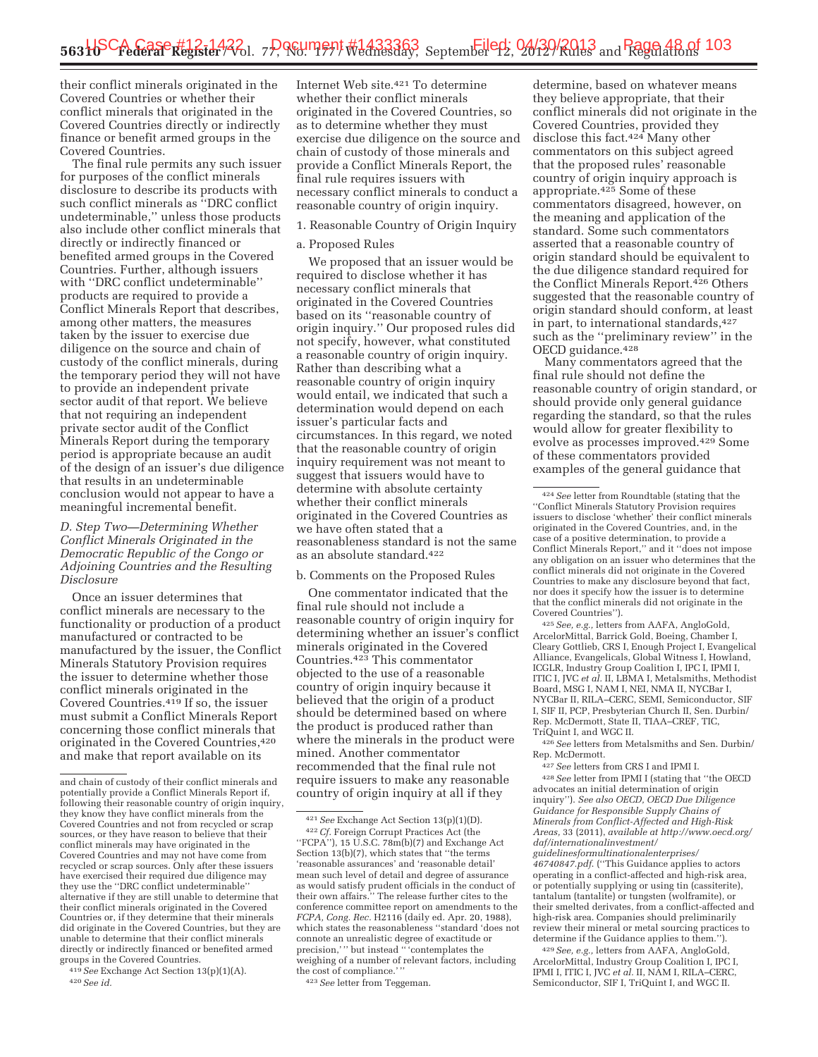their conflict minerals originated in the Covered Countries or whether their conflict minerals that originated in the Covered Countries directly or indirectly finance or benefit armed groups in the Covered Countries.

The final rule permits any such issuer for purposes of the conflict minerals disclosure to describe its products with such conflict minerals as ''DRC conflict undeterminable,'' unless those products also include other conflict minerals that directly or indirectly financed or benefited armed groups in the Covered Countries. Further, although issuers with ''DRC conflict undeterminable'' products are required to provide a Conflict Minerals Report that describes, among other matters, the measures taken by the issuer to exercise due diligence on the source and chain of custody of the conflict minerals, during the temporary period they will not have to provide an independent private sector audit of that report. We believe that not requiring an independent private sector audit of the Conflict Minerals Report during the temporary period is appropriate because an audit of the design of an issuer's due diligence that results in an undeterminable conclusion would not appear to have a meaningful incremental benefit.

### *D. Step Two—Determining Whether Conflict Minerals Originated in the Democratic Republic of the Congo or Adjoining Countries and the Resulting Disclosure*

Once an issuer determines that conflict minerals are necessary to the functionality or production of a product manufactured or contracted to be manufactured by the issuer, the Conflict Minerals Statutory Provision requires the issuer to determine whether those conflict minerals originated in the Covered Countries.[419] If so, the issuer must submit a Conflict Minerals Report concerning those conflict minerals that originated in the Covered Countries,[420] and make that report available on its Internet Web site.[421] To determine whether their conflict minerals originated in the Covered Countries, so as to determine whether they must exercise due diligence on the source and chain of custody of those minerals and provide a Conflict Minerals Report, the final rule requires issuers with necessary conflict minerals to conduct a reasonable country of origin inquiry.

1. Reasonable Country of Origin Inquiry

a. Proposed Rules

We proposed that an issuer would be required to disclose whether it has necessary conflict minerals that originated in the Covered Countries based on its ''reasonable country of origin inquiry.'' Our proposed rules did not specify, however, what constituted a reasonable country of origin inquiry. Rather than describing what a reasonable country of origin inquiry would entail, we indicated that such a determination would depend on each issuer's particular facts and circumstances. In this regard, we noted that the reasonable country of origin inquiry requirement was not meant to suggest that issuers would have to determine with absolute certainty whether their conflict minerals originated in the Covered Countries as we have often stated that a reasonableness standard is not the same as an absolute standard.[422]

b. Comments on the Proposed Rules

One commentator indicated that the final rule should not include a reasonable country of origin inquiry for determining whether an issuer's conflict minerals originated in the Covered Countries.[423] This commentator objected to the use of a reasonable country of origin inquiry because it believed that the origin of a product should be determined based on where the product is produced rather than where the minerals in the product were mined. Another commentator recommended that the final rule not require issuers to make any reasonable country of origin inquiry at all if they determine, based on whatever means they believe appropriate, that their conflict minerals did not originate in the Covered Countries, provided they disclose this fact.[424] Many other commentators on this subject agreed that the proposed rules' reasonable country of origin inquiry approach is appropriate.[425] Some of these commentators disagreed, however, on the meaning and application of the standard. Some such commentators asserted that a reasonable country of origin standard should be equivalent to the due diligence standard required for the Conflict Minerals Report.[426] Others suggested that the reasonable country of origin standard should conform, at least in part, to international standards,[427] such as the ''preliminary review'' in the OECD guidance.[428]

Many commentators agreed that the final rule should not define the reasonable country of origin standard, or should provide only general guidance regarding the standard, so that the rules would allow for greater flexibility to evolve as processes improved.[429] Some of these commentators provided examples of the general guidance that

---

and chain of custody of their conflict minerals and potentially provide a Conflict Minerals Report if, following their reasonable country of origin inquiry, they know they have conflict minerals from the Covered Countries and not from recycled or scrap sources, or they have reason to believe that their conflict minerals may have originated in the Covered Countries and may not have come from recycled or scrap sources. Only after these issuers have exercised their required due diligence may they use the ''DRC conflict undeterminable'' alternative if they are still unable to determine that their conflict minerals originated in the Covered Countries or, if they determine that their minerals did originate in the Covered Countries, but they are unable to determine that their conflict minerals directly or indirectly financed or benefited armed groups in the Covered Countries.

[419] *See* Exchange Act Section 13(p)(1)(A).

[420] *See id.*

[421] *See* Exchange Act Section 13(p)(1)(D).

[422] *Cf.* Foreign Corrupt Practices Act (the ''FCPA''), 15 U.S.C. 78m(b)(7) and Exchange Act Section 13(b)(7), which states that ''the terms 'reasonable assurances' and 'reasonable detail' mean such level of detail and degree of assurance as would satisfy prudent officials in the conduct of their own affairs.'' The release further cites to the conference committee report on amendments to the *FCPA, Cong. Rec.* H2116 (daily ed. Apr. 20, 1988), which states the reasonableness ''standard 'does not connote an unrealistic degree of exactitude or precision,' '' but instead '' 'contemplates the weighing of a number of relevant factors, including the cost of compliance.' ''

[423] *See* letter from Teggeman.

[424] *See* letter from Roundtable (stating that the ''Conflict Minerals Statutory Provision requires issuers to disclose 'whether' their conflict minerals originated in the Covered Countries, and, in the case of a positive determination, to provide a Conflict Minerals Report,'' and it ''does not impose any obligation on an issuer who determines that the conflict minerals did not originate in the Covered Countries to make any disclosure beyond that fact, nor does it specify how the issuer is to determine that the conflict minerals did not originate in the Covered Countries'').

[425] *See, e.g.,* letters from AAFA, AngloGold, ArcelorMittal, Barrick Gold, Boeing, Chamber I, Cleary Gottlieb, CRS I, Enough Project I, Evangelical Alliance, Evangelicals, Global Witness I, Howland, ICGLR, Industry Group Coalition I, IPC I, IPMI I, ITIC I, JVC *et al.* II, LBMA I, Metalsmiths, Methodist Board, MSG I, NAM I, NEI, NMA II, NYCBar I, NYCBar II, RILA–CERC, SEMI, Semiconductor, SIF I, SIF II, PCP, Presbyterian Church II, Sen. Durbin/Rep. McDermott, State II, TIAA–CREF, TIC, TriQuint I, and WGC II.

[426] *See* letters from Metalsmiths and Sen. Durbin/Rep. McDermott.

[427] *See* letters from CRS I and IPMI I.

[428] *See* letter from IPMI I (stating that ''the OECD advocates an initial determination of origin inquiry''). *See also OECD, OECD Due Diligence Guidance for Responsible Supply Chains of Minerals from Conflict-Affected and High-Risk Areas,* 33 (2011), *available at http://www.oecd.org/daf/internationalinvestment/guidelinesformultinationalenterprises/46740847.pdf.* (''This Guidance applies to actors operating in a conflict-affected and high-risk area, or potentially supplying or using tin (cassiterite), tantalum (tantalite) or tungsten (wolframite), or their smelted derivates, from a conflict-affected and high-risk area. Companies should preliminarily review their mineral or metal sourcing practices to determine if the Guidance applies to them.'').

[429] *See, e.g.,* letters from AAFA, AngloGold, ArcelorMittal, Industry Group Coalition I, IPC I, IPMI I, ITIC I, JVC *et al.* II, NAM I, RILA–CERC, Semiconductor, SIF I, TriQuint I, and WGC II.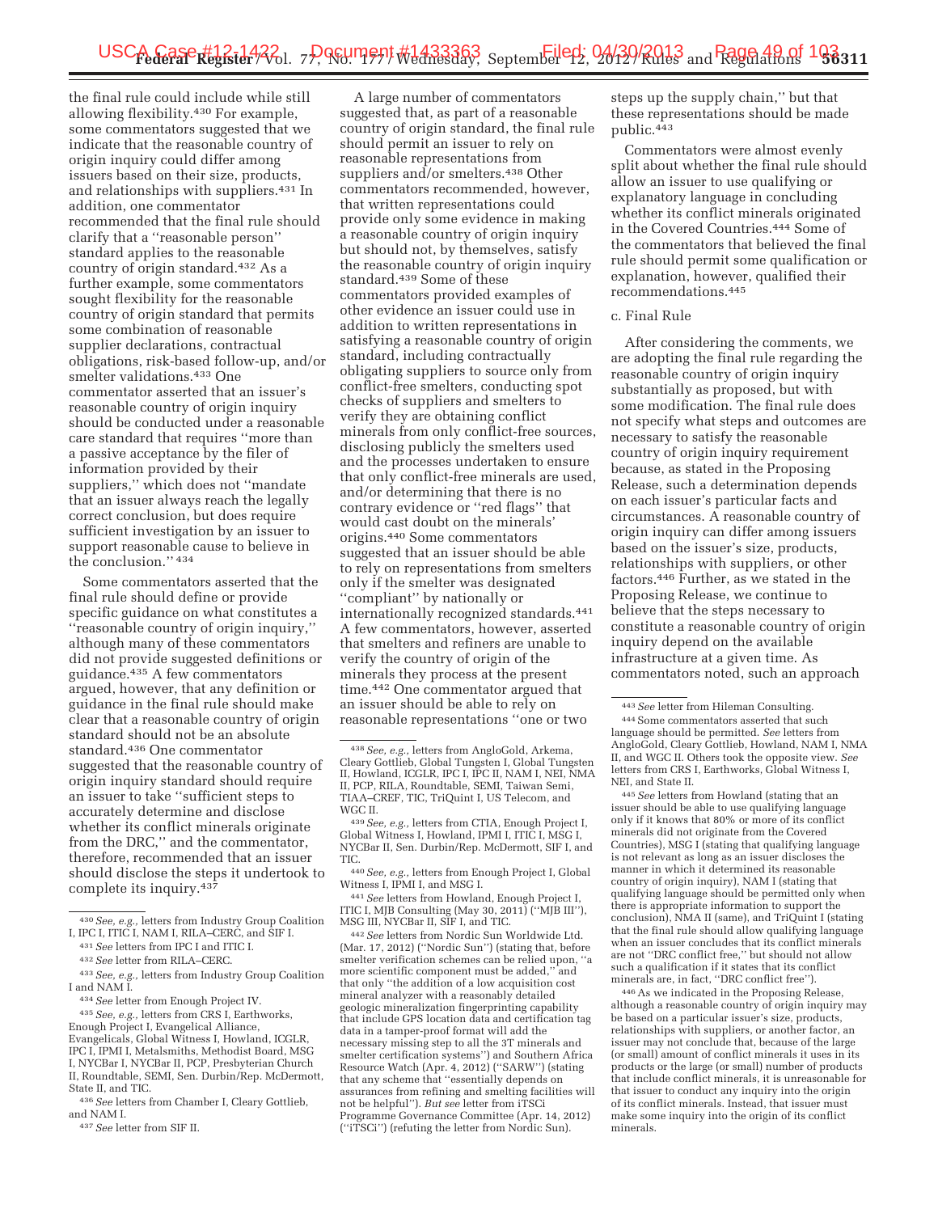the final rule could include while still allowing flexibility.[430] For example, some commentators suggested that we indicate that the reasonable country of origin inquiry could differ among issuers based on their size, products, and relationships with suppliers.[431] In addition, one commentator recommended that the final rule should clarify that a ''reasonable person'' standard applies to the reasonable country of origin standard.[432] As a further example, some commentators sought flexibility for the reasonable country of origin standard that permits some combination of reasonable supplier declarations, contractual obligations, risk-based follow-up, and/or smelter validations.[433] One commentator asserted that an issuer's reasonable country of origin inquiry should be conducted under a reasonable care standard that requires ''more than a passive acceptance by the filer of information provided by their suppliers,'' which does not ''mandate that an issuer always reach the legally correct conclusion, but does require sufficient investigation by an issuer to support reasonable cause to believe in the conclusion.'' [434]

Some commentators asserted that the final rule should define or provide specific guidance on what constitutes a ''reasonable country of origin inquiry,'' although many of these commentators did not provide suggested definitions or guidance.[435] A few commentators argued, however, that any definition or guidance in the final rule should make clear that a reasonable country of origin standard should not be an absolute standard.[436] One commentator suggested that the reasonable country of origin inquiry standard should require an issuer to take ''sufficient steps to accurately determine and disclose whether its conflict minerals originate from the DRC,'' and the commentator, therefore, recommended that an issuer should disclose the steps it undertook to complete its inquiry.[437]

A large number of commentators suggested that, as part of a reasonable country of origin standard, the final rule should permit an issuer to rely on reasonable representations from suppliers and/or smelters.[438] Other commentators recommended, however, that written representations could provide only some evidence in making a reasonable country of origin inquiry but should not, by themselves, satisfy the reasonable country of origin inquiry standard.[439] Some of these commentators provided examples of other evidence an issuer could use in addition to written representations in satisfying a reasonable country of origin standard, including contractually obligating suppliers to source only from conflict-free smelters, conducting spot checks of suppliers and smelters to verify they are obtaining conflict minerals from only conflict-free sources, disclosing publicly the smelters used and the processes undertaken to ensure that only conflict-free minerals are used, and/or determining that there is no contrary evidence or ''red flags'' that would cast doubt on the minerals' origins.[440] Some commentators suggested that an issuer should be able to rely on representations from smelters only if the smelter was designated ''compliant'' by nationally or internationally recognized standards.[441] A few commentators, however, asserted that smelters and refiners are unable to verify the country of origin of the minerals they process at the present time.[442] One commentator argued that an issuer should be able to rely on reasonable representations ''one or two steps up the supply chain,'' but that these representations should be made public.[443]

Commentators were almost evenly split about whether the final rule should allow an issuer to use qualifying or explanatory language in concluding whether its conflict minerals originated in the Covered Countries.[444] Some of the commentators that believed the final rule should permit some qualification or explanation, however, qualified their recommendations.[445]

c. Final Rule

After considering the comments, we are adopting the final rule regarding the reasonable country of origin inquiry substantially as proposed, but with some modification. The final rule does not specify what steps and outcomes are necessary to satisfy the reasonable country of origin inquiry requirement because, as stated in the Proposing Release, such a determination depends on each issuer's particular facts and circumstances. A reasonable country of origin inquiry can differ among issuers based on the issuer's size, products, relationships with suppliers, or other factors.[446] Further, as we stated in the Proposing Release, we continue to believe that the steps necessary to constitute a reasonable country of origin inquiry depend on the available infrastructure at a given time. As commentators noted, such an approach

---

[430] *See, e.g.,* letters from Industry Group Coalition I, IPC I, ITIC I, NAM I, RILA–CERC, and SIF I.

[431] *See* letters from IPC I and ITIC I.

[432] *See* letter from RILA–CERC.

[433] *See, e.g.,* letters from Industry Group Coalition I and NAM I.

[434] *See* letter from Enough Project IV.

[435] *See, e.g.,* letters from CRS I, Earthworks, Enough Project I, Evangelical Alliance, Evangelicals, Global Witness I, Howland, ICGLR, IPC I, IPMI I, Metalsmiths, Methodist Board, MSG I, NYCBar I, NYCBar II, PCP, Presbyterian Church II, Roundtable, SEMI, Sen. Durbin/Rep. McDermott, State II, and TIC.

[436] *See* letters from Chamber I, Cleary Gottlieb, and NAM I.

[437] *See* letter from SIF II.

[438] *See, e.g.,* letters from AngloGold, Arkema, Cleary Gottlieb, Global Tungsten I, Global Tungsten II, Howland, ICGLR, IPC I, IPC II, NAM I, NEI, NMA II, PCP, RILA, Roundtable, SEMI, Taiwan Semi, TIAA–CREF, TIC, TriQuint I, US Telecom, and WGC II.

[439] *See, e.g.,* letters from CTIA, Enough Project I, Global Witness I, Howland, IPMI I, ITIC I, MSG I, NYCBar II, Sen. Durbin/Rep. McDermott, SIF I, and TIC.

[440] *See, e.g.,* letters from Enough Project I, Global Witness I, IPMI I, and MSG I.

[441] *See* letters from Howland, Enough Project I, ITIC I, MJB Consulting (May 30, 2011) (''MJB III''), MSG III, NYCBar II, SIF I, and TIC.

[442] *See* letters from Nordic Sun Worldwide Ltd. (Mar. 17, 2012) (''Nordic Sun'') (stating that, before smelter verification schemes can be relied upon, ''a more scientific component must be added,'' and that only ''the addition of a low acquisition cost mineral analyzer with a reasonably detailed geologic mineralization fingerprinting capability that include GPS location data and certification tag data in a tamper-proof format will add the necessary missing step to all the 3T minerals and smelter certification systems'') and Southern Africa Resource Watch (Apr. 4, 2012) (''SARW'') (stating that any scheme that ''essentially depends on assurances from refining and smelting facilities will not be helpful''). *But see* letter from iTSCi Programme Governance Committee (Apr. 14, 2012) (''iTSCi'') (refuting the letter from Nordic Sun).

[443] *See* letter from Hileman Consulting.

[444] Some commentators asserted that such language should be permitted. *See* letters from AngloGold, Cleary Gottlieb, Howland, NAM I, NMA II, and WGC II. Others took the opposite view. *See* letters from CRS I, Earthworks, Global Witness I, NEI, and State II.

[445] *See* letters from Howland (stating that an issuer should be able to use qualifying language only if it knows that 80% or more of its conflict minerals did not originate from the Covered Countries), MSG I (stating that qualifying language is not relevant as long as an issuer discloses the manner in which it determined its reasonable country of origin inquiry), NAM I (stating that qualifying language should be permitted only when there is appropriate information to support the conclusion), NMA II (same), and TriQuint I (stating that the final rule should allow qualifying language when an issuer concludes that its conflict minerals are not ''DRC conflict free,'' but should not allow such a qualification if it states that its conflict minerals are, in fact, ''DRC conflict free'').

[446] As we indicated in the Proposing Release, although a reasonable country of origin inquiry may be based on a particular issuer's size, products, relationships with suppliers, or another factor, an issuer may not conclude that, because of the large (or small) amount of conflict minerals it uses in its products or the large (or small) number of products that include conflict minerals, it is unreasonable for that issuer to conduct any inquiry into the origin of its conflict minerals. Instead, that issuer must make some inquiry into the origin of its conflict minerals.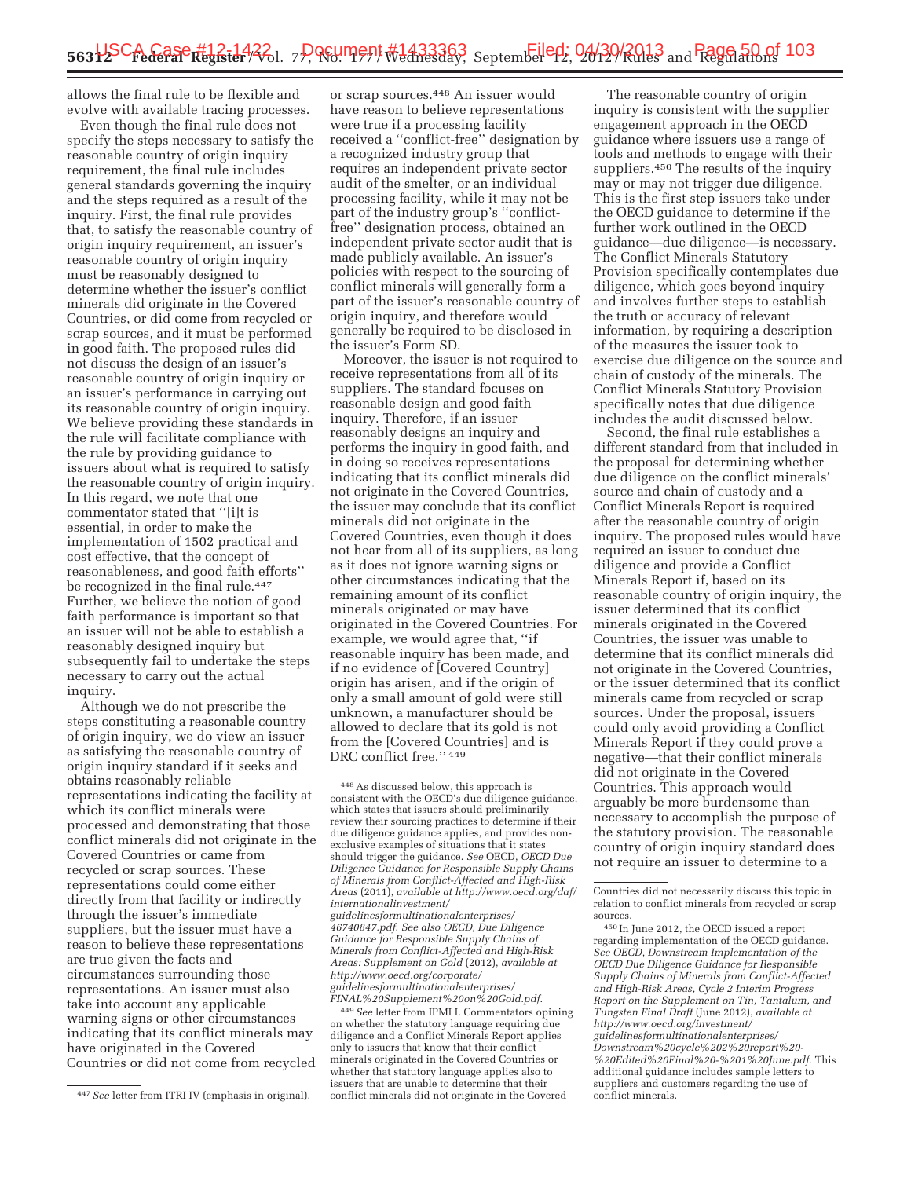allows the final rule to be flexible and evolve with available tracing processes.

Even though the final rule does not specify the steps necessary to satisfy the reasonable country of origin inquiry requirement, the final rule includes general standards governing the inquiry and the steps required as a result of the inquiry. First, the final rule provides that, to satisfy the reasonable country of origin inquiry requirement, an issuer's reasonable country of origin inquiry must be reasonably designed to determine whether the issuer's conflict minerals did originate in the Covered Countries, or did come from recycled or scrap sources, and it must be performed in good faith. The proposed rules did not discuss the design of an issuer's reasonable country of origin inquiry or an issuer's performance in carrying out its reasonable country of origin inquiry. We believe providing these standards in the rule will facilitate compliance with the rule by providing guidance to issuers about what is required to satisfy the reasonable country of origin inquiry. In this regard, we note that one commentator stated that "[i]t is essential, in order to make the implementation of 1502 practical and cost effective, that the concept of reasonableness, and good faith efforts" be recognized in the final rule.[447] Further, we believe the notion of good faith performance is important so that an issuer will not be able to establish a reasonably designed inquiry but subsequently fail to undertake the steps necessary to carry out the actual inquiry.

Although we do not prescribe the steps constituting a reasonable country of origin inquiry, we do view an issuer as satisfying the reasonable country of origin inquiry standard if it seeks and obtains reasonably reliable representations indicating the facility at which its conflict minerals were processed and demonstrating that those conflict minerals did not originate in the Covered Countries or came from recycled or scrap sources. These representations could come either directly from that facility or indirectly through the issuer's immediate suppliers, but the issuer must have a reason to believe these representations are true given the facts and circumstances surrounding those representations. An issuer must also take into account any applicable warning signs or other circumstances indicating that its conflict minerals may have originated in the Covered Countries or did not come from recycled or scrap sources.[448] An issuer would have reason to believe representations were true if a processing facility received a "conflict-free" designation by a recognized industry group that requires an independent private sector audit of the smelter, or an individual processing facility, while it may not be part of the industry group's "conflict-free" designation process, obtained an independent private sector audit that is made publicly available. An issuer's policies with respect to the sourcing of conflict minerals will generally form a part of the issuer's reasonable country of origin inquiry, and therefore would generally be required to be disclosed in the issuer's Form SD.

Moreover, the issuer is not required to receive representations from all of its suppliers. The standard focuses on reasonable design and good faith inquiry. Therefore, if an issuer reasonably designs an inquiry and performs the inquiry in good faith, and in doing so receives representations indicating that its conflict minerals did not originate in the Covered Countries, the issuer may conclude that its conflict minerals did not originate in the Covered Countries, even though it does not hear from all of its suppliers, as long as it does not ignore warning signs or other circumstances indicating that the remaining amount of its conflict minerals originated or may have originated in the Covered Countries. For example, we would agree that, "if reasonable inquiry has been made, and if no evidence of [Covered Country] origin has arisen, and if the origin of only a small amount of gold were still unknown, a manufacturer should be allowed to declare that its gold is not from the [Covered Countries] and is DRC conflict free."[449]

The reasonable country of origin inquiry is consistent with the supplier engagement approach in the OECD guidance where issuers use a range of tools and methods to engage with their suppliers.[450] The results of the inquiry may or may not trigger due diligence. This is the first step issuers take under the OECD guidance to determine if the further work outlined in the OECD guidance—due diligence—is necessary. The Conflict Minerals Statutory Provision specifically contemplates due diligence, which goes beyond inquiry and involves further steps to establish the truth or accuracy of relevant information, by requiring a description of the measures the issuer took to exercise due diligence on the source and chain of custody of the minerals. The Conflict Minerals Statutory Provision specifically notes that due diligence includes the audit discussed below.

Second, the final rule establishes a different standard from that included in the proposal for determining whether due diligence on the conflict minerals' source and chain of custody and a Conflict Minerals Report is required after the reasonable country of origin inquiry. The proposed rules would have required an issuer to conduct due diligence and provide a Conflict Minerals Report if, based on its reasonable country of origin inquiry, the issuer determined that its conflict minerals originated in the Covered Countries, the issuer was unable to determine that its conflict minerals did not originate in the Covered Countries, or the issuer determined that its conflict minerals came from recycled or scrap sources. Under the proposal, issuers could only avoid providing a Conflict Minerals Report if they could prove a negative—that their conflict minerals did not originate in the Covered Countries. This approach would arguably be more burdensome than necessary to accomplish the purpose of the statutory provision. The reasonable country of origin inquiry standard does not require an issuer to determine to a

---

[447] *See* letter from ITRI IV (emphasis in original).

[448] As discussed below, this approach is consistent with the OECD's due diligence guidance, which states that issuers should preliminarily review their sourcing practices to determine if their due diligence guidance applies, and provides non-exclusive examples of situations that it states should trigger the guidance. *See* OECD, *OECD Due Diligence Guidance for Responsible Supply Chains of Minerals from Conflict-Affected and High-Risk Areas* (2011), *available at http://www.oecd.org/daf/internationalinvestment/guidelinesformultinationalenterprises/46740847.pdf. See also* OECD, *Due Diligence Guidance for Responsible Supply Chains of Minerals from Conflict-Affected and High-Risk Areas: Supplement on Gold* (2012), *available at http://www.oecd.org/corporate/guidelinesformultinationalenterprises/FINAL%20Supplement%20on%20Gold.pdf.*

[449] *See* letter from IPMI I. Commentators opining on whether the statutory language requiring due diligence and a Conflict Minerals Report applies only to issuers that know that their conflict minerals originated in the Covered Countries or whether that statutory language applies also to issuers that are unable to determine that their conflict minerals did not originate in the Covered Countries did not necessarily discuss this topic in relation to conflict minerals from recycled or scrap sources.

[450] In June 2012, the OECD issued a report regarding implementation of the OECD guidance. *See* OECD, *Downstream Implementation of the OECD Due Diligence Guidance for Responsible Supply Chains of Minerals from Conflict-Affected and High-Risk Areas, Cycle 2 Interim Progress Report on the Supplement on Tin, Tantalum, and Tungsten Final Draft* (June 2012), *available at http://www.oecd.org/investment/guidelinesformultinationalenterprises/Downstream%20cycle%202%20report%20-%20Edited%20Final%20-%201%20June.pdf.* This additional guidance includes sample letters to suppliers and customers regarding the use of conflict minerals.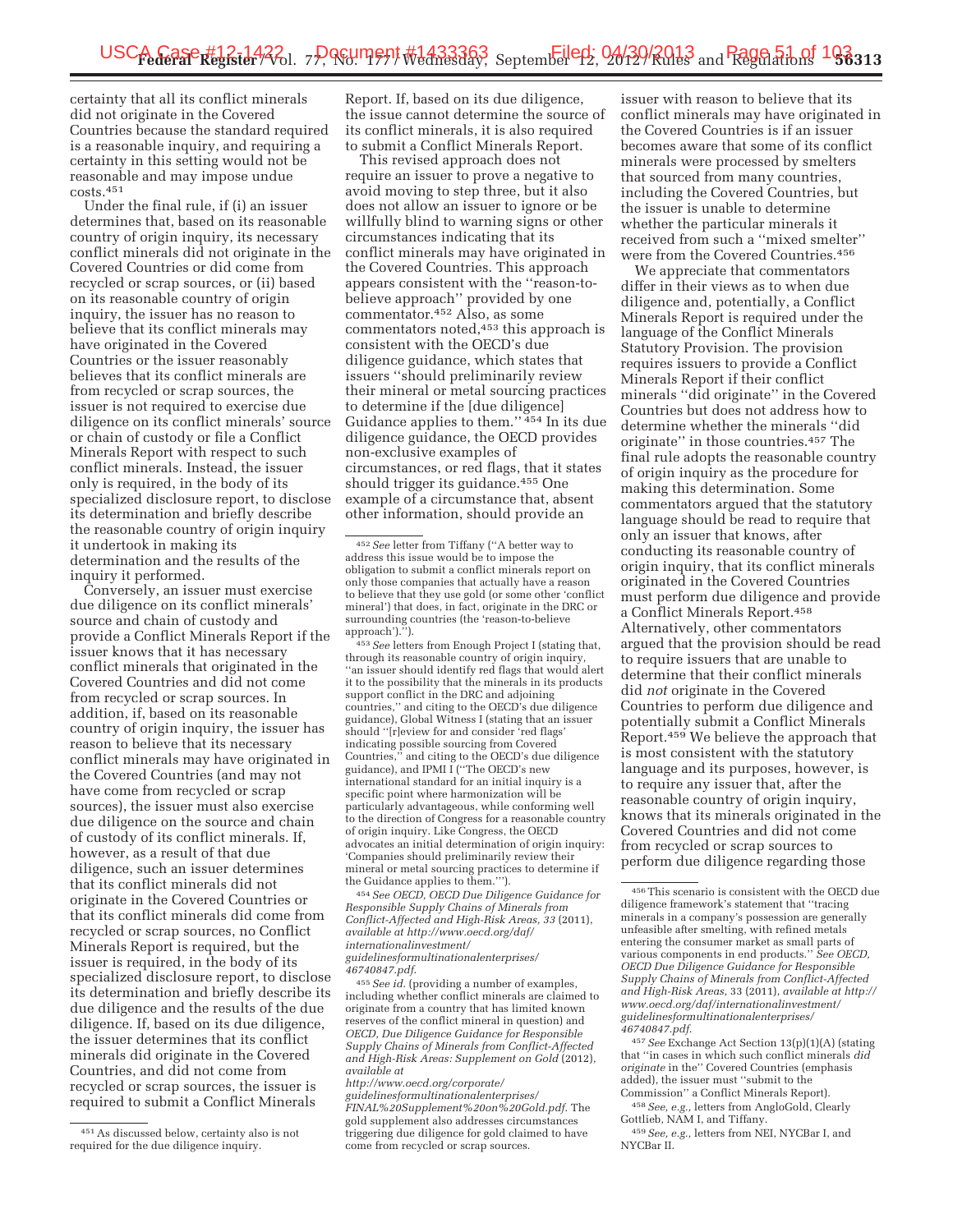certainty that all its conflict minerals did not originate in the Covered Countries because the standard required is a reasonable inquiry, and requiring a certainty in this setting would not be reasonable and may impose undue costs.[451]

Under the final rule, if (i) an issuer determines that, based on its reasonable country of origin inquiry, its necessary conflict minerals did not originate in the Covered Countries or did come from recycled or scrap sources, or (ii) based on its reasonable country of origin inquiry, the issuer has no reason to believe that its conflict minerals may have originated in the Covered Countries or the issuer reasonably believes that its conflict minerals are from recycled or scrap sources, the issuer is not required to exercise due diligence on its conflict minerals' source or chain of custody or file a Conflict Minerals Report with respect to such conflict minerals. Instead, the issuer only is required, in the body of its specialized disclosure report, to disclose its determination and briefly describe the reasonable country of origin inquiry it undertook in making its determination and the results of the inquiry it performed.

Conversely, an issuer must exercise due diligence on its conflict minerals' source and chain of custody and provide a Conflict Minerals Report if the issuer knows that it has necessary conflict minerals that originated in the Covered Countries and did not come from recycled or scrap sources. In addition, if, based on its reasonable country of origin inquiry, the issuer has reason to believe that its necessary conflict minerals may have originated in the Covered Countries (and may not have come from recycled or scrap sources), the issuer must also exercise due diligence on the source and chain of custody of its conflict minerals. If, however, as a result of that due diligence, such an issuer determines that its conflict minerals did not originate in the Covered Countries or that its conflict minerals did come from recycled or scrap sources, no Conflict Minerals Report is required, but the issuer is required, in the body of its specialized disclosure report, to disclose its determination and briefly describe its due diligence and the results of the due diligence. If, based on its due diligence, the issuer determines that its conflict minerals did originate in the Covered Countries, and did not come from recycled or scrap sources, the issuer is required to submit a Conflict Minerals Report. If, based on its due diligence, the issue cannot determine the source of its conflict minerals, it is also required to submit a Conflict Minerals Report.

This revised approach does not require an issuer to prove a negative to avoid moving to step three, but it also does not allow an issuer to ignore or be willfully blind to warning signs or other circumstances indicating that its conflict minerals may have originated in the Covered Countries. This approach appears consistent with the "reason-to-believe approach" provided by one commentator.[452] Also, as some commentators noted,[453] this approach is consistent with the OECD's due diligence guidance, which states that issuers "should preliminarily review their mineral or metal sourcing practices to determine if the [due diligence] Guidance applies to them." [454] In its due diligence guidance, the OECD provides non-exclusive examples of circumstances, or red flags, that it states should trigger its guidance.[455] One example of a circumstance that, absent other information, should provide an issuer with reason to believe that its conflict minerals may have originated in the Covered Countries is if an issuer becomes aware that some of its conflict minerals were processed by smelters that sourced from many countries, including the Covered Countries, but the issuer is unable to determine whether the particular minerals it received from such a "mixed smelter" were from the Covered Countries.[456]

We appreciate that commentators differ in their views as to when due diligence and, potentially, a Conflict Minerals Report is required under the language of the Conflict Minerals Statutory Provision. The provision requires issuers to provide a Conflict Minerals Report if their conflict minerals "did originate" in the Covered Countries but does not address how to determine whether the minerals "did originate" in those countries.[457] The final rule adopts the reasonable country of origin inquiry as the procedure for making this determination. Some commentators argued that the statutory language should be read to require that only an issuer that knows, after conducting its reasonable country of origin inquiry, that its conflict minerals originated in the Covered Countries must perform due diligence and provide a Conflict Minerals Report.[458] Alternatively, other commentators argued that the provision should be read to require issuers that are unable to determine that their conflict minerals did *not* originate in the Covered Countries to perform due diligence and potentially submit a Conflict Minerals Report.[459] We believe the approach that is most consistent with the statutory language and its purposes, however, is to require any issuer that, after the reasonable country of origin inquiry, knows that its minerals originated in the Covered Countries and did not come from recycled or scrap sources to perform due diligence regarding those

---

[451] As discussed below, certainty also is not required for the due diligence inquiry.

[452] *See* letter from Tiffany ("A better way to address this issue would be to impose the obligation to submit a conflict minerals report on only those companies that actually have a reason to believe that they use gold (or some other 'conflict mineral') that does, in fact, originate in the DRC or surrounding countries (the 'reason-to-believe approach').").

[453] *See* letters from Enough Project I (stating that, through its reasonable country of origin inquiry, "an issuer should identify red flags that would alert it to the possibility that the minerals in its products support conflict in the DRC and adjoining countries," and citing to the OECD's due diligence guidance), Global Witness I (stating that an issuer should "[r]eview for and consider 'red flags' indicating possible sourcing from Covered Countries," and citing to the OECD's due diligence guidance), and IPMI I ("The OECD's new international standard for an initial inquiry is a specific point where harmonization will be particularly advantageous, while conforming well to the direction of Congress for a reasonable country of origin inquiry. Like Congress, the OECD advocates an initial determination of origin inquiry: 'Companies should preliminarily review their mineral or metal sourcing practices to determine if the Guidance applies to them.'").

[454] *See OECD, OECD Due Diligence Guidance for Responsible Supply Chains of Minerals from Conflict-Affected and High-Risk Areas,* 33 (2011), *available at http://www.oecd.org/daf/internationalinvestment/guidelinesformultinationalenterprises/46740847.pdf.*

[455] *See id.* (providing a number of examples, including whether conflict minerals are claimed to originate from a country that has limited known reserves of the conflict mineral in question) and *OECD, Due Diligence Guidance for Responsible Supply Chains of Minerals from Conflict-Affected and High-Risk Areas: Supplement on Gold* (2012), *available at http://www.oecd.org/corporate/guidelinesformultinationalenterprises/FINAL%20Supplement%20on%20Gold.pdf.* The gold supplement also addresses circumstances triggering due diligence for gold claimed to have come from recycled or scrap sources.

[456] This scenario is consistent with the OECD due diligence framework's statement that "tracing minerals in a company's possession are generally unfeasible after smelting, with refined metals entering the consumer market as small parts of various components in end products." *See OECD, OECD Due Diligence Guidance for Responsible Supply Chains of Minerals from Conflict-Affected and High-Risk Areas,* 33 (2011), *available at http://www.oecd.org/daf/internationalinvestment/guidelinesformultinationalenterprises/46740847.pdf.*

[457] *See* Exchange Act Section 13(p)(1)(A) (stating that "in cases in which such conflict minerals *did originate* in the" Covered Countries (emphasis added), the issuer must "submit to the Commission" a Conflict Minerals Report).

[458] *See, e.g.,* letters from AngloGold, Cleary Gottlieb, NAM I, and Tiffany.

[459] *See, e.g.,* letters from NEI, NYCBar I, and NYCBar II.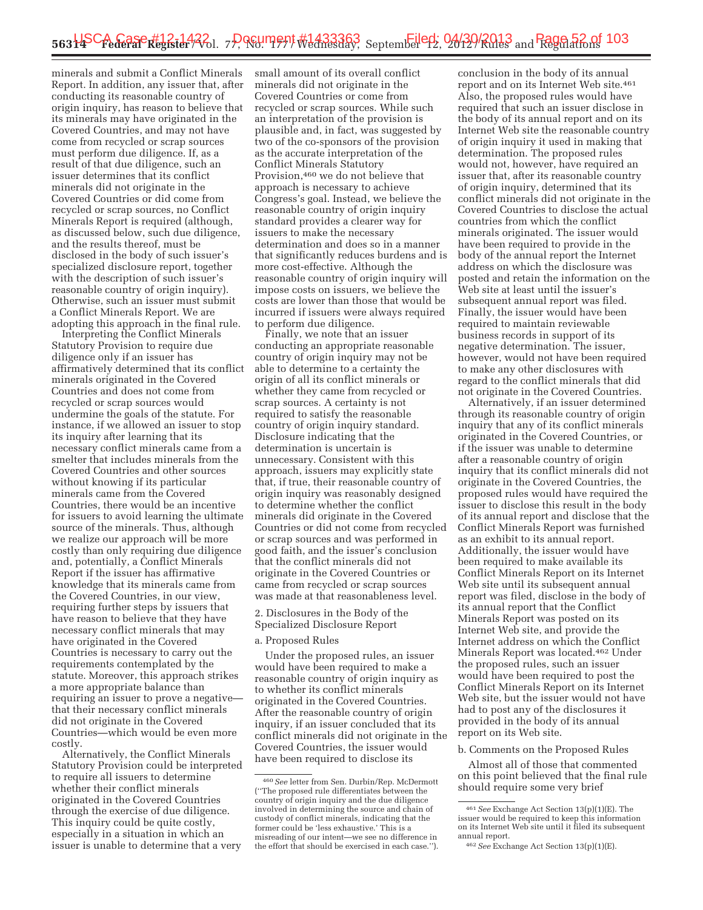minerals and submit a Conflict Minerals Report. In addition, any issuer that, after conducting its reasonable country of origin inquiry, has reason to believe that its minerals may have originated in the Covered Countries, and may not have come from recycled or scrap sources must perform due diligence. If, as a result of that due diligence, such an issuer determines that its conflict minerals did not originate in the Covered Countries or did come from recycled or scrap sources, no Conflict Minerals Report is required (although, as discussed below, such due diligence, and the results thereof, must be disclosed in the body of such issuer's specialized disclosure report, together with the description of such issuer's reasonable country of origin inquiry). Otherwise, such an issuer must submit a Conflict Minerals Report. We are adopting this approach in the final rule.

Interpreting the Conflict Minerals Statutory Provision to require due diligence only if an issuer has affirmatively determined that its conflict minerals originated in the Covered Countries and does not come from recycled or scrap sources would undermine the goals of the statute. For instance, if we allowed an issuer to stop its inquiry after learning that its necessary conflict minerals came from a smelter that includes minerals from the Covered Countries and other sources without knowing if its particular minerals came from the Covered Countries, there would be an incentive for issuers to avoid learning the ultimate source of the minerals. Thus, although we realize our approach will be more costly than only requiring due diligence and, potentially, a Conflict Minerals Report if the issuer has affirmative knowledge that its minerals came from the Covered Countries, in our view, requiring further steps by issuers that have reason to believe that they have necessary conflict minerals that may have originated in the Covered Countries is necessary to carry out the requirements contemplated by the statute. Moreover, this approach strikes a more appropriate balance than requiring an issuer to prove a negative—that their necessary conflict minerals did not originate in the Covered Countries—which would be even more costly.

Alternatively, the Conflict Minerals Statutory Provision could be interpreted to require all issuers to determine whether their conflict minerals originated in the Covered Countries through the exercise of due diligence. This inquiry could be quite costly, especially in a situation in which an issuer is unable to determine that a very small amount of its overall conflict minerals did not originate in the Covered Countries or come from recycled or scrap sources. While such an interpretation of the provision is plausible and, in fact, was suggested by two of the co-sponsors of the provision as the accurate interpretation of the Conflict Minerals Statutory Provision,[460] we do not believe that approach is necessary to achieve Congress's goal. Instead, we believe the reasonable country of origin inquiry standard provides a clearer way for issuers to make the necessary determination and does so in a manner that significantly reduces burdens and is more cost-effective. Although the reasonable country of origin inquiry will impose costs on issuers, we believe the costs are lower than those that would be incurred if issuers were always required to perform due diligence.

Finally, we note that an issuer conducting an appropriate reasonable country of origin inquiry may not be able to determine to a certainty the origin of all its conflict minerals or whether they came from recycled or scrap sources. A certainty is not required to satisfy the reasonable country of origin inquiry standard. Disclosure indicating that the determination is uncertain is unnecessary. Consistent with this approach, issuers may explicitly state that, if true, their reasonable country of origin inquiry was reasonably designed to determine whether the conflict minerals did originate in the Covered Countries or did not come from recycled or scrap sources and was performed in good faith, and the issuer's conclusion that the conflict minerals did not originate in the Covered Countries or came from recycled or scrap sources was made at that reasonableness level.

2. Disclosures in the Body of the Specialized Disclosure Report

a. Proposed Rules

Under the proposed rules, an issuer would have been required to make a reasonable country of origin inquiry as to whether its conflict minerals originated in the Covered Countries. After the reasonable country of origin inquiry, if an issuer concluded that its conflict minerals did not originate in the Covered Countries, the issuer would have been required to disclose its conclusion in the body of its annual report and on its Internet Web site.[461] Also, the proposed rules would have required that such an issuer disclose in the body of its annual report and on its Internet Web site the reasonable country of origin inquiry it used in making that determination. The proposed rules would not, however, have required an issuer that, after its reasonable country of origin inquiry, determined that its conflict minerals did not originate in the Covered Countries to disclose the actual countries from which the conflict minerals originated. The issuer would have been required to provide in the body of the annual report the Internet address on which the disclosure was posted and retain the information on the Web site at least until the issuer's subsequent annual report was filed. Finally, the issuer would have been required to maintain reviewable business records in support of its negative determination. The issuer, however, would not have been required to make any other disclosures with regard to the conflict minerals that did not originate in the Covered Countries.

Alternatively, if an issuer determined through its reasonable country of origin inquiry that any of its conflict minerals originated in the Covered Countries, or if the issuer was unable to determine after a reasonable country of origin inquiry that its conflict minerals did not originate in the Covered Countries, the proposed rules would have required the issuer to disclose this result in the body of its annual report and disclose that the Conflict Minerals Report was furnished as an exhibit to its annual report. Additionally, the issuer would have been required to make available its Conflict Minerals Report on its Internet Web site until its subsequent annual report was filed, disclose in the body of its annual report that the Conflict Minerals Report was posted on its Internet Web site, and provide the Internet address on which the Conflict Minerals Report was located.[462] Under the proposed rules, such an issuer would have been required to post the Conflict Minerals Report on its Internet Web site, but the issuer would not have had to post any of the disclosures it provided in the body of its annual report on its Web site.

b. Comments on the Proposed Rules

Almost all of those that commented on this point believed that the final rule should require some very brief

---

[460] *See* letter from Sen. Durbin/Rep. McDermott ("The proposed rule differentiates between the country of origin inquiry and the due diligence involved in determining the source and chain of custody of conflict minerals, indicating that the former could be 'less exhaustive.' This is a misreading of our intent—we see no difference in the effort that should be exercised in each case.").

[461] *See* Exchange Act Section 13(p)(1)(E). The issuer would be required to keep this information on its Internet Web site until it filed its subsequent annual report.

[462] *See* Exchange Act Section 13(p)(1)(E).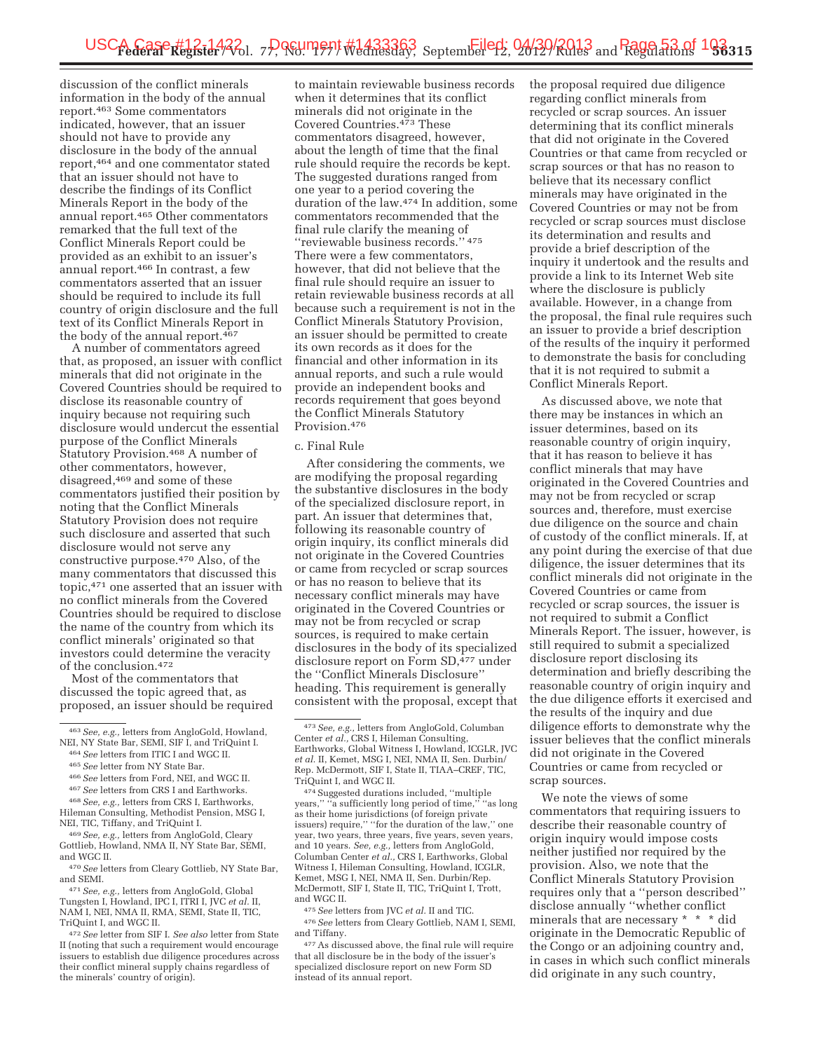discussion of the conflict minerals information in the body of the annual report.[463] Some commentators indicated, however, that an issuer should not have to provide any disclosure in the body of the annual report,[464] and one commentator stated that an issuer should not have to describe the findings of its Conflict Minerals Report in the body of the annual report.[465] Other commentators remarked that the full text of the Conflict Minerals Report could be provided as an exhibit to an issuer's annual report.[466] In contrast, a few commentators asserted that an issuer should be required to include its full country of origin disclosure and the full text of its Conflict Minerals Report in the body of the annual report.[467]

A number of commentators agreed that, as proposed, an issuer with conflict minerals that did not originate in the Covered Countries should be required to disclose its reasonable country of inquiry because not requiring such disclosure would undercut the essential purpose of the Conflict Minerals Statutory Provision.[468] A number of other commentators, however, disagreed,[469] and some of these commentators justified their position by noting that the Conflict Minerals Statutory Provision does not require such disclosure and asserted that such disclosure would not serve any constructive purpose.[470] Also, of the many commentators that discussed this topic,[471] one asserted that an issuer with no conflict minerals from the Covered Countries should be required to disclose the name of the country from which its conflict minerals' originated so that investors could determine the veracity of the conclusion.[472]

Most of the commentators that discussed the topic agreed that, as proposed, an issuer should be required to maintain reviewable business records when it determines that its conflict minerals did not originate in the Covered Countries.[473] These commentators disagreed, however, about the length of time that the final rule should require the records be kept. The suggested durations ranged from one year to a period covering the duration of the law.[474] In addition, some commentators recommended that the final rule clarify the meaning of "reviewable business records." [475] There were a few commentators, however, that did not believe that the final rule should require an issuer to retain reviewable business records at all because such a requirement is not in the Conflict Minerals Statutory Provision, an issuer should be permitted to create its own records as it does for the financial and other information in its annual reports, and such a rule would provide an independent books and records requirement that goes beyond the Conflict Minerals Statutory Provision.[476]

c. Final Rule

After considering the comments, we are modifying the proposal regarding the substantive disclosures in the body of the specialized disclosure report, in part. An issuer that determines that, following its reasonable country of origin inquiry, its conflict minerals did not originate in the Covered Countries or came from recycled or scrap sources or has no reason to believe that its necessary conflict minerals may have originated in the Covered Countries or may not be from recycled or scrap sources, is required to make certain disclosures in the body of its specialized disclosure report on Form SD,[477] under the "Conflict Minerals Disclosure" heading. This requirement is generally consistent with the proposal, except that the proposal required due diligence regarding conflict minerals from recycled or scrap sources. An issuer determining that its conflict minerals that did not originate in the Covered Countries or that came from recycled or scrap sources or that has no reason to believe that its necessary conflict minerals may have originated in the Covered Countries or may not be from recycled or scrap sources must disclose its determination and results and provide a brief description of the inquiry it undertook and the results and provide a link to its Internet Web site where the disclosure is publicly available. However, in a change from the proposal, the final rule requires such an issuer to provide a brief description of the results of the inquiry it performed to demonstrate the basis for concluding that it is not required to submit a Conflict Minerals Report.

As discussed above, we note that there may be instances in which an issuer determines, based on its reasonable country of origin inquiry, that it has reason to believe it has conflict minerals that may have originated in the Covered Countries and may not be from recycled or scrap sources and, therefore, must exercise due diligence on the source and chain of custody of the conflict minerals. If, at any point during the exercise of that due diligence, the issuer determines that its conflict minerals did not originate in the Covered Countries or came from recycled or scrap sources, the issuer is not required to submit a Conflict Minerals Report. The issuer, however, is still required to submit a specialized disclosure report disclosing its determination and briefly describing the reasonable country of origin inquiry and the due diligence efforts it exercised and the results of the inquiry and due diligence efforts to demonstrate why the issuer believes that the conflict minerals did not originate in the Covered Countries or came from recycled or scrap sources.

We note the views of some commentators that requiring issuers to describe their reasonable country of origin inquiry would impose costs neither justified nor required by the provision. Also, we note that the Conflict Minerals Statutory Provision requires only that a "person described" disclose annually "whether conflict minerals that are necessary * * * did originate in the Democratic Republic of the Congo or an adjoining country and, in cases in which such conflict minerals did originate in any such country,

---

[463] *See, e.g.,* letters from AngloGold, Howland, NEI, NY State Bar, SEMI, SIF I, and TriQuint I.

[464] *See* letters from ITIC I and WGC II.

[465] *See* letter from NY State Bar.

[466] *See* letters from Ford, NEI, and WGC II.

[467] *See* letters from CRS I and Earthworks.

[468] *See, e.g.,* letters from CRS I, Earthworks, Hileman Consulting, Methodist Pension, MSG I, NEI, TIC, Tiffany, and TriQuint I.

[469] *See, e.g.,* letters from AngloGold, Cleary Gottlieb, Howland, NMA II, NY State Bar, SEMI, and WGC II.

[470] *See* letters from Cleary Gottlieb, NY State Bar, and SEMI.

[471] *See, e.g.,* letters from AngloGold, Global Tungsten I, Howland, IPC I, ITRI I, JVC *et al.* II, NAM I, NEI, NMA II, RMA, SEMI, State II, TIC, TriQuint I, and WGC II.

[472] *See* letter from SIF I. *See also* letter from State II (noting that such a requirement would encourage issuers to establish due diligence procedures across their conflict mineral supply chains regardless of the minerals' country of origin).

[473] *See, e.g.,* letters from AngloGold, Columban Center *et al.,* CRS I, Hileman Consulting, Earthworks, Global Witness I, Howland, ICGLR, JVC *et al.* II, Kemet, MSG I, NEI, NMA II, Sen. Durbin/ Rep. McDermott, SIF I, State II, TIAA–CREF, TIC, TriQuint I, and WGC II.

[474] Suggested durations included, "multiple years," "a sufficiently long period of time," "as long as their home jurisdictions (of foreign private issuers) require," "for the duration of the law," one year, two years, three years, five years, seven years, and 10 years. *See, e.g.,* letters from AngloGold, Columban Center *et al.,* CRS I, Earthworks, Global Witness I, Hileman Consulting, Howland, ICGLR, Kemet, MSG I, NEI, NMA II, Sen. Durbin/Rep. McDermott, SIF I, State II, TIC, TriQuint I, Trott, and WGC II.

[475] *See* letters from JVC *et al.* II and TIC.

[476] *See* letters from Cleary Gottlieb, NAM I, SEMI, and Tiffany.

[477] As discussed above, the final rule will require that all disclosure be in the body of the issuer's specialized disclosure report on new Form SD instead of its annual report.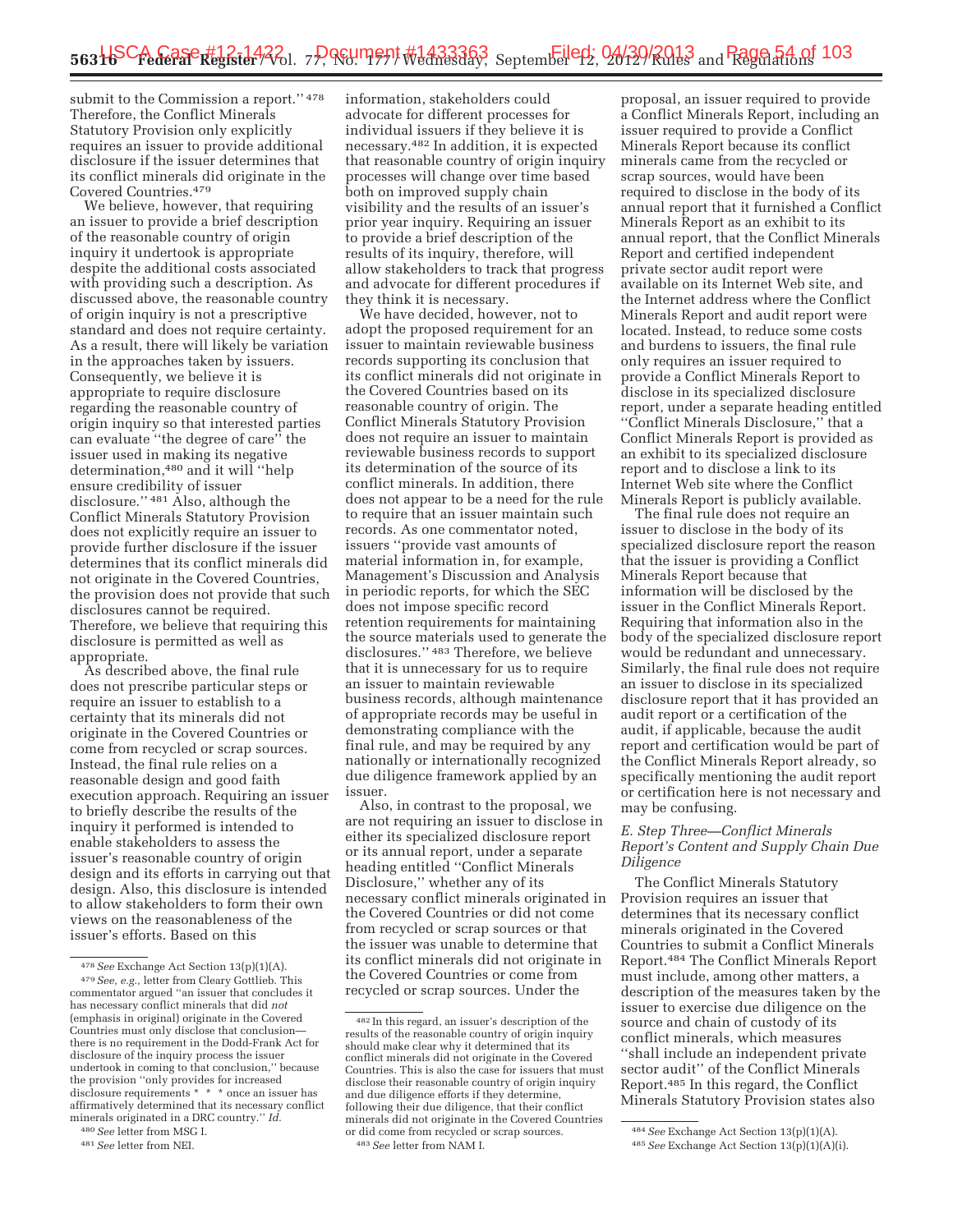submit to the Commission a report.''[478] Therefore, the Conflict Minerals Statutory Provision only explicitly requires an issuer to provide additional disclosure if the issuer determines that its conflict minerals did originate in the Covered Countries.[479]

We believe, however, that requiring an issuer to provide a brief description of the reasonable country of origin inquiry it undertook is appropriate despite the additional costs associated with providing such a description. As discussed above, the reasonable country of origin inquiry is not a prescriptive standard and does not require certainty. As a result, there will likely be variation in the approaches taken by issuers. Consequently, we believe it is appropriate to require disclosure regarding the reasonable country of origin inquiry so that interested parties can evaluate ''the degree of care'' the issuer used in making its negative determination,[480] and it will ''help ensure credibility of issuer disclosure.''[481] Also, although the Conflict Minerals Statutory Provision does not explicitly require an issuer to provide further disclosure if the issuer determines that its conflict minerals did not originate in the Covered Countries, the provision does not provide that such disclosures cannot be required. Therefore, we believe that requiring this disclosure is permitted as well as appropriate.

As described above, the final rule does not prescribe particular steps or require an issuer to establish to a certainty that its minerals did not originate in the Covered Countries or come from recycled or scrap sources. Instead, the final rule relies on a reasonable design and good faith execution approach. Requiring an issuer to briefly describe the results of the inquiry it performed is intended to enable stakeholders to assess the issuer's reasonable country of origin design and its efforts in carrying out that design. Also, this disclosure is intended to allow stakeholders to form their own views on the reasonableness of the issuer's efforts. Based on this information, stakeholders could advocate for different processes for individual issuers if they believe it is necessary.[482] In addition, it is expected that reasonable country of origin inquiry processes will change over time based both on improved supply chain visibility and the results of an issuer's prior year inquiry. Requiring an issuer to provide a brief description of the results of its inquiry, therefore, will allow stakeholders to track that progress and advocate for different procedures if they think it is necessary.

We have decided, however, not to adopt the proposed requirement for an issuer to maintain reviewable business records supporting its conclusion that its conflict minerals did not originate in the Covered Countries based on its reasonable country of origin. The Conflict Minerals Statutory Provision does not require an issuer to maintain reviewable business records to support its determination of the source of its conflict minerals. In addition, there does not appear to be a need for the rule to require that an issuer maintain such records. As one commentator noted, issuers ''provide vast amounts of material information in, for example, Management's Discussion and Analysis in periodic reports, for which the SEC does not impose specific record retention requirements for maintaining the source materials used to generate the disclosures.''[483] Therefore, we believe that it is unnecessary for us to require an issuer to maintain reviewable business records, although maintenance of appropriate records may be useful in demonstrating compliance with the final rule, and may be required by any nationally or internationally recognized due diligence framework applied by an issuer.

Also, in contrast to the proposal, we are not requiring an issuer to disclose in either its specialized disclosure report or its annual report, under a separate heading entitled ''Conflict Minerals Disclosure,'' whether any of its necessary conflict minerals originated in the Covered Countries or did not come from recycled or scrap sources or that the issuer was unable to determine that its conflict minerals did not originate in the Covered Countries or come from recycled or scrap sources. Under the proposal, an issuer required to provide a Conflict Minerals Report, including an issuer required to provide a Conflict Minerals Report because its conflict minerals came from the recycled or scrap sources, would have been required to disclose in the body of its annual report that it furnished a Conflict Minerals Report as an exhibit to its annual report, that the Conflict Minerals Report and certified independent private sector audit report were available on its Internet Web site, and the Internet address where the Conflict Minerals Report and audit report were located. Instead, to reduce some costs and burdens to issuers, the final rule only requires an issuer required to provide a Conflict Minerals Report to disclose in its specialized disclosure report, under a separate heading entitled ''Conflict Minerals Disclosure,'' that a Conflict Minerals Report is provided as an exhibit to its specialized disclosure report and to disclose a link to its Internet Web site where the Conflict Minerals Report is publicly available.

The final rule does not require an issuer to disclose in the body of its specialized disclosure report the reason that the issuer is providing a Conflict Minerals Report because that information will be disclosed by the issuer in the Conflict Minerals Report. Requiring that information also in the body of the specialized disclosure report would be redundant and unnecessary. Similarly, the final rule does not require an issuer to disclose in its specialized disclosure report that it has provided an audit report or a certification of the audit, if applicable, because the audit report and certification would be part of the Conflict Minerals Report already, so specifically mentioning the audit report or certification here is not necessary and may be confusing.

### *E. Step Three—Conflict Minerals Report's Content and Supply Chain Due Diligence*

The Conflict Minerals Statutory Provision requires an issuer that determines that its necessary conflict minerals originated in the Covered Countries to submit a Conflict Minerals Report.[484] The Conflict Minerals Report must include, among other matters, a description of the measures taken by the issuer to exercise due diligence on the source and chain of custody of its conflict minerals, which measures ''shall include an independent private sector audit'' of the Conflict Minerals Report.[485] In this regard, the Conflict Minerals Statutory Provision states also

---

[478] *See* Exchange Act Section 13(p)(1)(A).

[479] *See, e.g.,* letter from Cleary Gottlieb. This commentator argued ''an issuer that concludes it has necessary conflict minerals that did *not* (emphasis in original) originate in the Covered Countries must only disclose that conclusion—there is no requirement in the Dodd-Frank Act for disclosure of the inquiry process the issuer undertook in coming to that conclusion,'' because the provision ''only provides for increased disclosure requirements * * * once an issuer has affirmatively determined that its necessary conflict minerals originated in a DRC country.'' *Id.*

[480] *See* letter from MSG I.

[481] *See* letter from NEI.

[482] In this regard, an issuer's description of the results of the reasonable country of origin inquiry should make clear why it determined that its conflict minerals did not originate in the Covered Countries. This is also the case for issuers that must disclose their reasonable country of origin inquiry and due diligence efforts if they determine, following their due diligence, that their conflict minerals did not originate in the Covered Countries or did come from recycled or scrap sources.

[483] *See* letter from NAM I.

[484] *See* Exchange Act Section 13(p)(1)(A).

[485] *See* Exchange Act Section 13(p)(1)(A)(i).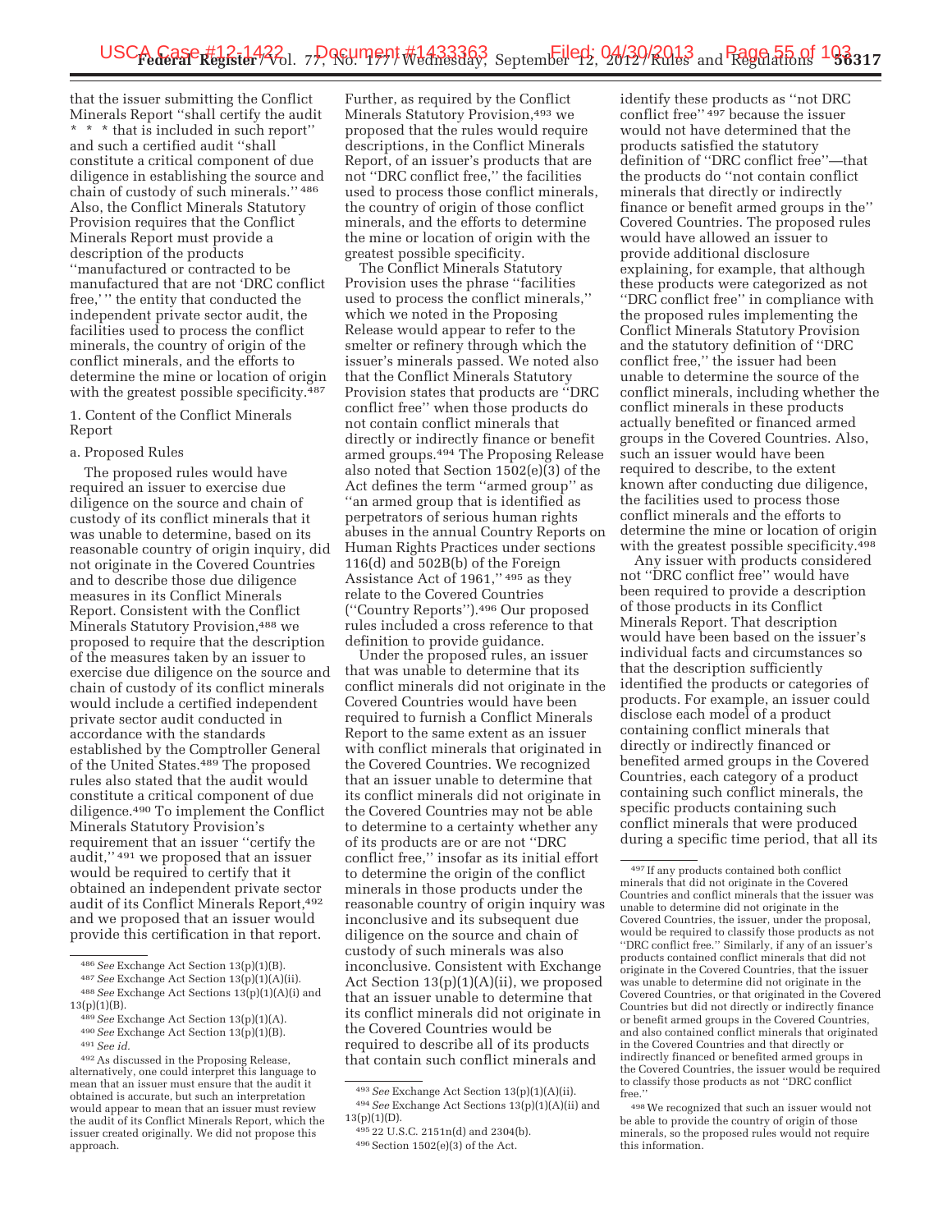that the issuer submitting the Conflict Minerals Report "shall certify the audit * * * that is included in such report" and such a certified audit "shall constitute a critical component of due diligence in establishing the source and chain of custody of such minerals." [486] Also, the Conflict Minerals Statutory Provision requires that the Conflict Minerals Report must provide a description of the products "manufactured or contracted to be manufactured that are not 'DRC conflict free,'" the entity that conducted the independent private sector audit, the facilities used to process the conflict minerals, the country of origin of the conflict minerals, and the efforts to determine the mine or location of origin with the greatest possible specificity.[487]

1. Content of the Conflict Minerals Report

a. Proposed Rules

The proposed rules would have required an issuer to exercise due diligence on the source and chain of custody of its conflict minerals that it was unable to determine, based on its reasonable country of origin inquiry, did not originate in the Covered Countries and to describe those due diligence measures in its Conflict Minerals Report. Consistent with the Conflict Minerals Statutory Provision,[488] we proposed to require that the description of the measures taken by an issuer to exercise due diligence on the source and chain of custody of its conflict minerals would include a certified independent private sector audit conducted in accordance with the standards established by the Comptroller General of the United States.[489] The proposed rules also stated that the audit would constitute a critical component of due diligence.[490] To implement the Conflict Minerals Statutory Provision's requirement that an issuer "certify the audit," [491] we proposed that an issuer would be required to certify that it obtained an independent private sector audit of its Conflict Minerals Report,[492] and we proposed that an issuer would provide this certification in that report.

Further, as required by the Conflict Minerals Statutory Provision,[493] we proposed that the rules would require descriptions, in the Conflict Minerals Report, of an issuer's products that are not "DRC conflict free," the facilities used to process those conflict minerals, the country of origin of those conflict minerals, and the efforts to determine the mine or location of origin with the greatest possible specificity.

The Conflict Minerals Statutory Provision uses the phrase "facilities used to process the conflict minerals," which we noted in the Proposing Release would appear to refer to the smelter or refinery through which the issuer's minerals passed. We noted also that the Conflict Minerals Statutory Provision states that products are "DRC conflict free" when those products do not contain conflict minerals that directly or indirectly finance or benefit armed groups.[494] The Proposing Release also noted that Section 1502(e)(3) of the Act defines the term "armed group" as "an armed group that is identified as perpetrators of serious human rights abuses in the annual Country Reports on Human Rights Practices under sections 116(d) and 502B(b) of the Foreign Assistance Act of 1961," [495] as they relate to the Covered Countries ("Country Reports").[496] Our proposed rules included a cross reference to that definition to provide guidance.

Under the proposed rules, an issuer that was unable to determine that its conflict minerals did not originate in the Covered Countries would have been required to furnish a Conflict Minerals Report to the same extent as an issuer with conflict minerals that originated in the Covered Countries. We recognized that an issuer unable to determine that its conflict minerals did not originate in the Covered Countries may not be able to determine to a certainty whether any of its products are or are not "DRC conflict free," insofar as its initial effort to determine the origin of the conflict minerals in those products under the reasonable country of origin inquiry was inconclusive and its subsequent due diligence on the source and chain of custody of such minerals was also inconclusive. Consistent with Exchange Act Section 13(p)(1)(A)(ii), we proposed that an issuer unable to determine that its conflict minerals did not originate in the Covered Countries would be required to describe all of its products that contain such conflict minerals and identify these products as "not DRC conflict free" [497] because the issuer would not have determined that the products satisfied the statutory definition of "DRC conflict free"—that the products do "not contain conflict minerals that directly or indirectly finance or benefit armed groups in the" Covered Countries. The proposed rules would have allowed an issuer to provide additional disclosure explaining, for example, that although these products were categorized as not "DRC conflict free" in compliance with the proposed rules implementing the Conflict Minerals Statutory Provision and the statutory definition of "DRC conflict free," the issuer had been unable to determine the source of the conflict minerals, including whether the conflict minerals in these products actually benefited or financed armed groups in the Covered Countries. Also, such an issuer would have been required to describe, to the extent known after conducting due diligence, the facilities used to process those conflict minerals and the efforts to determine the mine or location of origin with the greatest possible specificity.[498]

Any issuer with products considered not "DRC conflict free" would have been required to provide a description of those products in its Conflict Minerals Report. That description would have been based on the issuer's individual facts and circumstances so that the description sufficiently identified the products or categories of products. For example, an issuer could disclose each model of a product containing conflict minerals that directly or indirectly financed or benefited armed groups in the Covered Countries, each category of a product containing such conflict minerals, the specific products containing such conflict minerals that were produced during a specific time period, that all its

---

[486] *See* Exchange Act Section 13(p)(1)(B).

[487] *See* Exchange Act Section 13(p)(1)(A)(ii).

[488] *See* Exchange Act Sections 13(p)(1)(A)(i) and 13(p)(1)(B).

[489] *See* Exchange Act Section 13(p)(1)(A).

[490] *See* Exchange Act Section 13(p)(1)(B).

[491] *See id.*

[492] As discussed in the Proposing Release, alternatively, one could interpret this language to mean that an issuer must ensure that the audit it obtained is accurate, but such an interpretation would appear to mean that an issuer must review the audit of its Conflict Minerals Report, which the issuer created originally. We did not propose this approach.

[493] *See* Exchange Act Section 13(p)(1)(A)(ii).

[494] *See* Exchange Act Sections 13(p)(1)(A)(ii) and 13(p)(1)(D).

[495] 22 U.S.C. 2151n(d) and 2304(b).

[496] Section 1502(e)(3) of the Act.

[497] If any products contained both conflict minerals that did not originate in the Covered Countries and conflict minerals that the issuer was unable to determine did not originate in the Covered Countries, the issuer, under the proposal, would be required to classify those products as not "DRC conflict free." Similarly, if any of an issuer's products contained conflict minerals that did not originate in the Covered Countries, that the issuer was unable to determine did not originate in the Covered Countries, or that originated in the Covered Countries but did not directly or indirectly finance or benefit armed groups in the Covered Countries, and also contained conflict minerals that originated in the Covered Countries and that directly or indirectly financed or benefited armed groups in the Covered Countries, the issuer would be required to classify those products as not "DRC conflict free."

[498] We recognized that such an issuer would not be able to provide the country of origin of those minerals, so the proposed rules would not require this information.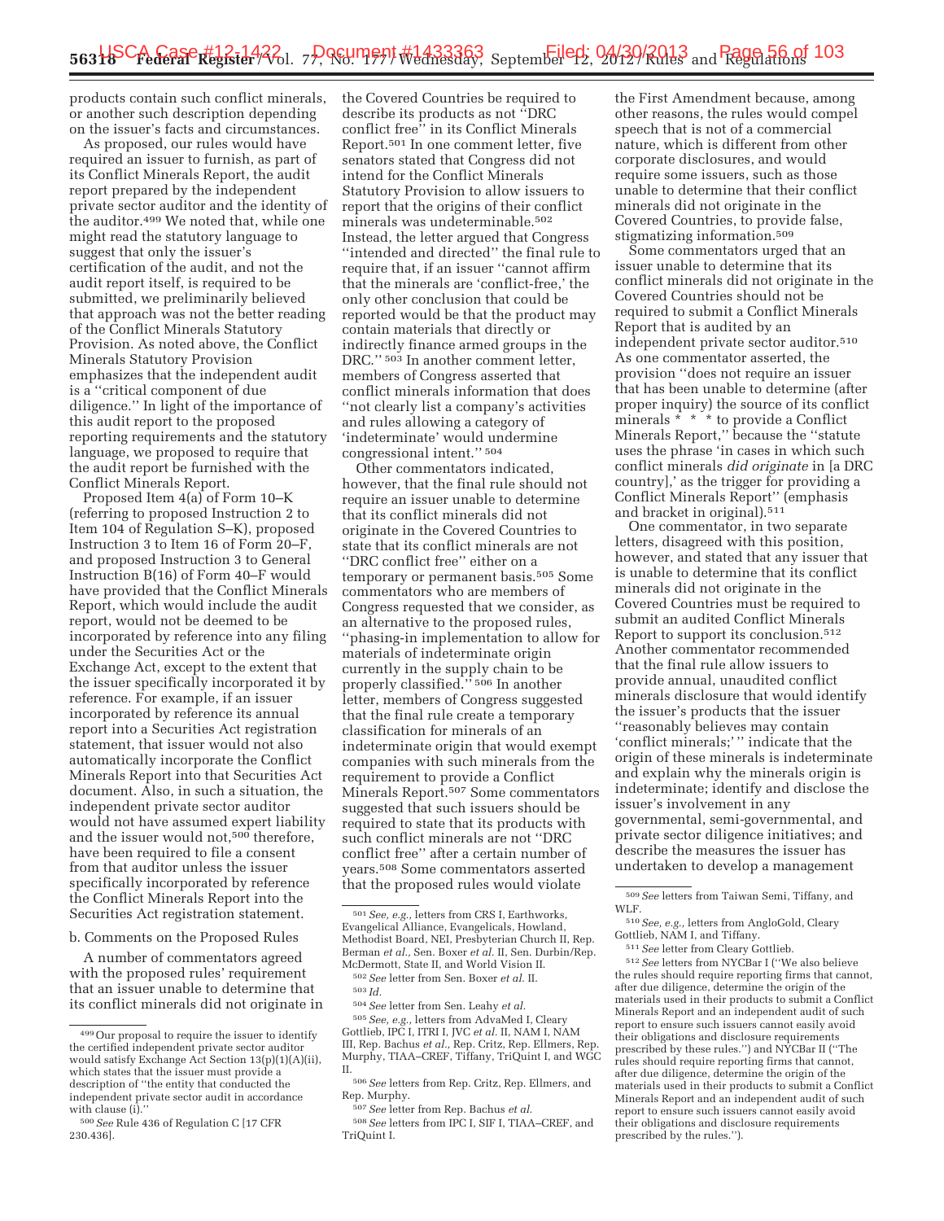products contain such conflict minerals, or another such description depending on the issuer's facts and circumstances.

As proposed, our rules would have required an issuer to furnish, as part of its Conflict Minerals Report, the audit report prepared by the independent private sector auditor and the identity of the auditor.[499] We noted that, while one might read the statutory language to suggest that only the issuer's certification of the audit, and not the audit report itself, is required to be submitted, we preliminarily believed that approach was not the better reading of the Conflict Minerals Statutory Provision. As noted above, the Conflict Minerals Statutory Provision emphasizes that the independent audit is a ''critical component of due diligence.'' In light of the importance of this audit report to the proposed reporting requirements and the statutory language, we proposed to require that the audit report be furnished with the Conflict Minerals Report.

Proposed Item 4(a) of Form 10–K (referring to proposed Instruction 2 to Item 104 of Regulation S–K), proposed Instruction 3 to Item 16 of Form 20–F, and proposed Instruction 3 to General Instruction B(16) of Form 40–F would have provided that the Conflict Minerals Report, which would include the audit report, would not be deemed to be incorporated by reference into any filing under the Securities Act or the Exchange Act, except to the extent that the issuer specifically incorporated it by reference. For example, if an issuer incorporated by reference its annual report into a Securities Act registration statement, that issuer would not also automatically incorporate the Conflict Minerals Report into that Securities Act document. Also, in such a situation, the independent private sector auditor would not have assumed expert liability and the issuer would not,[500] therefore, have been required to file a consent from that auditor unless the issuer specifically incorporated by reference the Conflict Minerals Report into the Securities Act registration statement.

b. Comments on the Proposed Rules

A number of commentators agreed with the proposed rules' requirement that an issuer unable to determine that its conflict minerals did not originate in the Covered Countries be required to describe its products as not ''DRC conflict free'' in its Conflict Minerals Report.[501] In one comment letter, five senators stated that Congress did not intend for the Conflict Minerals Statutory Provision to allow issuers to report that the origins of their conflict minerals was undeterminable.[502] Instead, the letter argued that Congress ''intended and directed'' the final rule to require that, if an issuer ''cannot affirm that the minerals are 'conflict-free,' the only other conclusion that could be reported would be that the product may contain materials that directly or indirectly finance armed groups in the DRC.'' [503] In another comment letter, members of Congress asserted that conflict minerals information that does ''not clearly list a company's activities and rules allowing a category of 'indeterminate' would undermine congressional intent.'' [504]

Other commentators indicated, however, that the final rule should not require an issuer unable to determine that its conflict minerals did not originate in the Covered Countries to state that its conflict minerals are not ''DRC conflict free'' either on a temporary or permanent basis.[505] Some commentators who are members of Congress requested that we consider, as an alternative to the proposed rules, ''phasing-in implementation to allow for materials of indeterminate origin currently in the supply chain to be properly classified.'' [506] In another letter, members of Congress suggested that the final rule create a temporary classification for minerals of an indeterminate origin that would exempt companies with such minerals from the requirement to provide a Conflict Minerals Report.[507] Some commentators suggested that such issuers should be required to state that its products with such conflict minerals are not ''DRC conflict free'' after a certain number of years.[508] Some commentators asserted that the proposed rules would violate the First Amendment because, among other reasons, the rules would compel speech that is not of a commercial nature, which is different from other corporate disclosures, and would require some issuers, such as those unable to determine that their conflict minerals did not originate in the Covered Countries, to provide false, stigmatizing information.[509]

Some commentators urged that an issuer unable to determine that its conflict minerals did not originate in the Covered Countries should not be required to submit a Conflict Minerals Report that is audited by an independent private sector auditor.[510] As one commentator asserted, the provision ''does not require an issuer that has been unable to determine (after proper inquiry) the source of its conflict minerals * * * to provide a Conflict Minerals Report,'' because the ''statute uses the phrase 'in cases in which such conflict minerals *did originate* in [a DRC country],' as the trigger for providing a Conflict Minerals Report'' (emphasis and bracket in original).[511]

One commentator, in two separate letters, disagreed with this position, however, and stated that any issuer that is unable to determine that its conflict minerals did not originate in the Covered Countries must be required to submit an audited Conflict Minerals Report to support its conclusion.[512] Another commentator recommended that the final rule allow issuers to provide annual, unaudited conflict minerals disclosure that would identify the issuer's products that the issuer ''reasonably believes may contain 'conflict minerals;' '' indicate that the origin of these minerals is indeterminate and explain why the minerals origin is indeterminate; identify and disclose the issuer's involvement in any governmental, semi-governmental, and private sector diligence initiatives; and describe the measures the issuer has undertaken to develop a management

---

[499] Our proposal to require the issuer to identify the certified independent private sector auditor would satisfy Exchange Act Section 13(p)(1)(A)(ii), which states that the issuer must provide a description of ''the entity that conducted the independent private sector audit in accordance with clause (i).''

[500] *See* Rule 436 of Regulation C [17 CFR 230.436].

[501] *See, e.g.,* letters from CRS I, Earthworks, Evangelical Alliance, Evangelicals, Howland, Methodist Board, NEI, Presbyterian Church II, Rep. Berman *et al.*, Sen. Boxer *et al.* II, Sen. Durbin/Rep. McDermott, State II, and World Vision II.

[502] *See* letter from Sen. Boxer *et al.* II.

[503] *Id.*

[504] *See* letter from Sen. Leahy *et al.*

[505] *See, e.g.,* letters from AdvaMed I, Cleary Gottlieb, IPC I, ITRI I, JVC *et al.* II, NAM I, NAM III, Rep. Bachus *et al.*, Rep. Critz, Rep. Ellmers, Rep. Murphy, TIAA–CREF, Tiffany, TriQuint I, and WGC II.

[506] *See* letters from Rep. Critz, Rep. Ellmers, and Rep. Murphy.

[507] *See* letter from Rep. Bachus *et al.*

[508] *See* letters from IPC I, SIF I, TIAA–CREF, and TriQuint I.

[509] *See* letters from Taiwan Semi, Tiffany, and WLF.

[510] *See, e.g.,* letters from AngloGold, Cleary Gottlieb, NAM I, and Tiffany.

[511] *See* letter from Cleary Gottlieb.

[512] *See* letters from NYCBar I (''We also believe the rules should require reporting firms that cannot, after due diligence, determine the origin of the materials used in their products to submit a Conflict Minerals Report and an independent audit of such report to ensure such issuers cannot easily avoid their obligations and disclosure requirements prescribed by these rules.'') and NYCBar II (''The rules should require reporting firms that cannot, after due diligence, determine the origin of the materials used in their products to submit a Conflict Minerals Report and an independent audit of such report to ensure such issuers cannot easily avoid their obligations and disclosure requirements prescribed by the rules.'').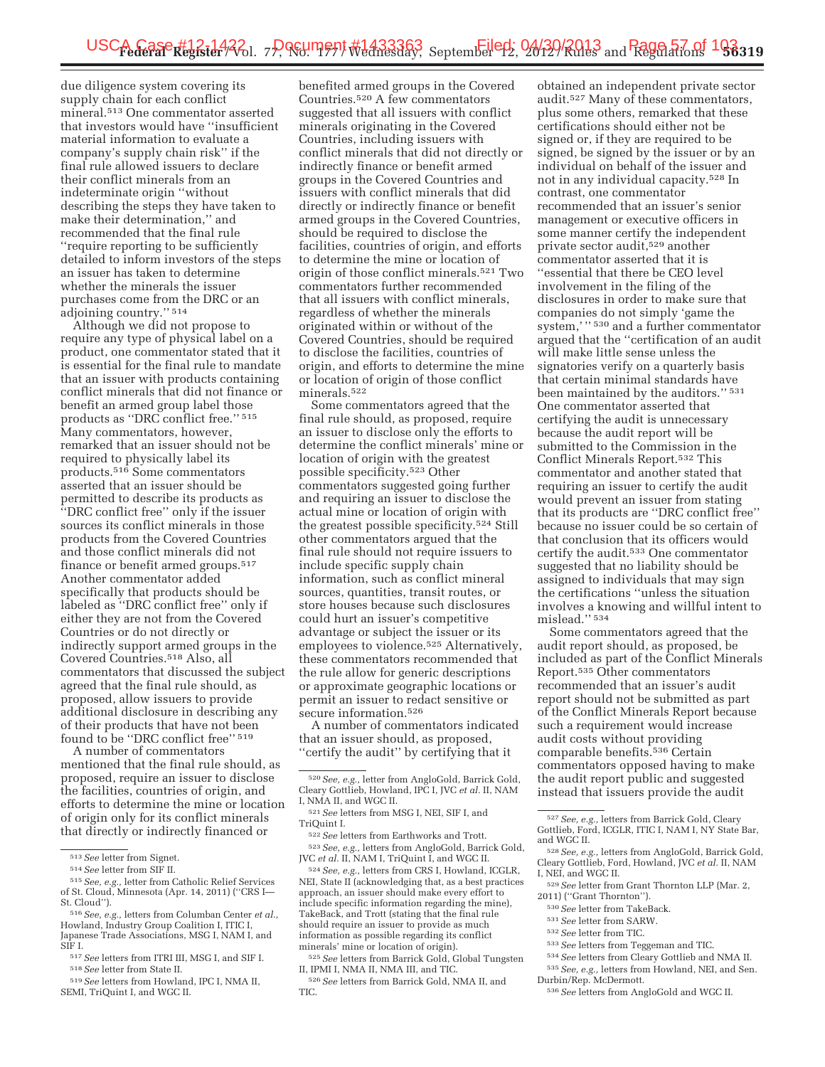due diligence system covering its supply chain for each conflict mineral.[513] One commentator asserted that investors would have ''insufficient material information to evaluate a company's supply chain risk'' if the final rule allowed issuers to declare their conflict minerals from an indeterminate origin ''without describing the steps they have taken to make their determination,'' and recommended that the final rule ''require reporting to be sufficiently detailed to inform investors of the steps an issuer has taken to determine whether the minerals the issuer purchases come from the DRC or an adjoining country.'' [514]

Although we did not propose to require any type of physical label on a product, one commentator stated that it is essential for the final rule to mandate that an issuer with products containing conflict minerals that did not finance or benefit an armed group label those products as ''DRC conflict free.'' [515] Many commentators, however, remarked that an issuer should not be required to physically label its products.[516] Some commentators asserted that an issuer should be permitted to describe its products as ''DRC conflict free'' only if the issuer sources its conflict minerals in those products from the Covered Countries and those conflict minerals did not finance or benefit armed groups.[517] Another commentator added specifically that products should be labeled as ''DRC conflict free'' only if either they are not from the Covered Countries or do not directly or indirectly support armed groups in the Covered Countries.[518] Also, all commentators that discussed the subject agreed that the final rule should, as proposed, allow issuers to provide additional disclosure in describing any of their products that have not been found to be ''DRC conflict free'' [519]

A number of commentators mentioned that the final rule should, as proposed, require an issuer to disclose the facilities, countries of origin, and efforts to determine the mine or location of origin only for its conflict minerals that directly or indirectly financed or benefited armed groups in the Covered Countries.[520] A few commentators suggested that all issuers with conflict minerals originating in the Covered Countries, including issuers with conflict minerals that did not directly or indirectly finance or benefit armed groups in the Covered Countries and issuers with conflict minerals that did directly or indirectly finance or benefit armed groups in the Covered Countries, should be required to disclose the facilities, countries of origin, and efforts to determine the mine or location of origin of those conflict minerals.[521] Two commentators further recommended that all issuers with conflict minerals, regardless of whether the minerals originated within or without of the Covered Countries, should be required to disclose the facilities, countries of origin, and efforts to determine the mine or location of origin of those conflict minerals.[522]

Some commentators agreed that the final rule should, as proposed, require an issuer to disclose only the efforts to determine the conflict minerals' mine or location of origin with the greatest possible specificity.[523] Other commentators suggested going further and requiring an issuer to disclose the actual mine or location of origin with the greatest possible specificity.[524] Still other commentators argued that the final rule should not require issuers to include specific supply chain information, such as conflict mineral sources, quantities, transit routes, or store houses because such disclosures could hurt an issuer's competitive advantage or subject the issuer or its employees to violence.[525] Alternatively, these commentators recommended that the rule allow for generic descriptions or approximate geographic locations or permit an issuer to redact sensitive or secure information.[526]

A number of commentators indicated that an issuer should, as proposed, ''certify the audit'' by certifying that it obtained an independent private sector audit.[527] Many of these commentators, plus some others, remarked that these certifications should either not be signed or, if they are required to be signed, be signed by the issuer or by an individual on behalf of the issuer and not in any individual capacity.[528] In contrast, one commentator recommended that an issuer's senior management or executive officers in some manner certify the independent private sector audit,[529] another commentator asserted that it is ''essential that there be CEO level involvement in the filing of the disclosures in order to make sure that companies do not simply 'game the system,' '' [530] and a further commentator argued that the ''certification of an audit will make little sense unless the signatories verify on a quarterly basis that certain minimal standards have been maintained by the auditors.'' [531] One commentator asserted that certifying the audit is unnecessary because the audit report will be submitted to the Commission in the Conflict Minerals Report.[532] This commentator and another stated that requiring an issuer to certify the audit would prevent an issuer from stating that its products are ''DRC conflict free'' because no issuer could be so certain of that conclusion that its officers would certify the audit.[533] One commentator suggested that no liability should be assigned to individuals that may sign the certifications ''unless the situation involves a knowing and willful intent to mislead.'' [534]

Some commentators agreed that the audit report should, as proposed, be included as part of the Conflict Minerals Report.[535] Other commentators recommended that an issuer's audit report should not be submitted as part of the Conflict Minerals Report because such a requirement would increase audit costs without providing comparable benefits.[536] Certain commentators opposed having to make the audit report public and suggested instead that issuers provide the audit

---

[513] *See* letter from Signet.

[514] *See* letter from SIF II.

[515] *See, e.g.,* letter from Catholic Relief Services of St. Cloud, Minnesota (Apr. 14, 2011) (''CRS I—St. Cloud'').

[516] *See, e.g.,* letters from Columban Center *et al.,* Howland, Industry Group Coalition I, ITIC I, Japanese Trade Associations, MSG I, NAM I, and SIF I.

[517] *See* letters from ITRI III, MSG I and SIF I.

[518] *See* letter from State II.

[519] *See* letters from Howland, IPC I, NMA II, SEMI, TriQuint I, and WGC II.

[520] *See, e.g.,* letter from AngloGold, Barrick Gold, Cleary Gottlieb, Howland, IPC I, JVC *et al.* II, NAM I, NMA II, and WGC II.

[521] *See* letters from MSG I, NEI, SIF I, and TriQuint I.

[522] *See* letters from Earthworks and Trott.

[523] *See, e.g.,* letters from AngloGold, Barrick Gold, JVC *et al.* II, NAM I, TriQuint I, and WGC II.

[524] *See, e.g.,* letters from CRS I, Howland, ICGLR, NEI, State II (acknowledging that, as a best practices approach, an issuer should make every effort to include specific information regarding the mine), TakeBack, and Trott (stating that the final rule should require an issuer to provide as much information as possible regarding its conflict minerals' mine or location of origin).

[525] *See* letters from Barrick Gold, Global Tungsten II, IPMI I, NMA II, NMA III, and TIC.

[526] *See* letters from Barrick Gold, NMA II, and TIC.

[527] *See, e.g.,* letters from Barrick Gold, Cleary Gottlieb, Ford, ICGLR, ITIC I, NAM I, NY State Bar, and WGC II.

[528] *See, e.g.,* letters from AngloGold, Barrick Gold, Cleary Gottlieb, Ford, Howland, JVC *et al.* II, NAM I, NEI, and WGC II.

[529] *See* letter from Grant Thornton LLP (Mar. 2, 2011) (''Grant Thornton'').

[530] *See* letter from TakeBack.

[531] *See* letter from SARW.

[532] *See* letter from TIC.

[533] *See* letters from Teggeman and TIC.

[534] *See* letters from Cleary Gottlieb and NMA II.

[535] *See, e.g.,* letters from Howland, NEI, and Sen. Durbin/Rep. McDermott.

[536] *See* letters from AngloGold and WGC II.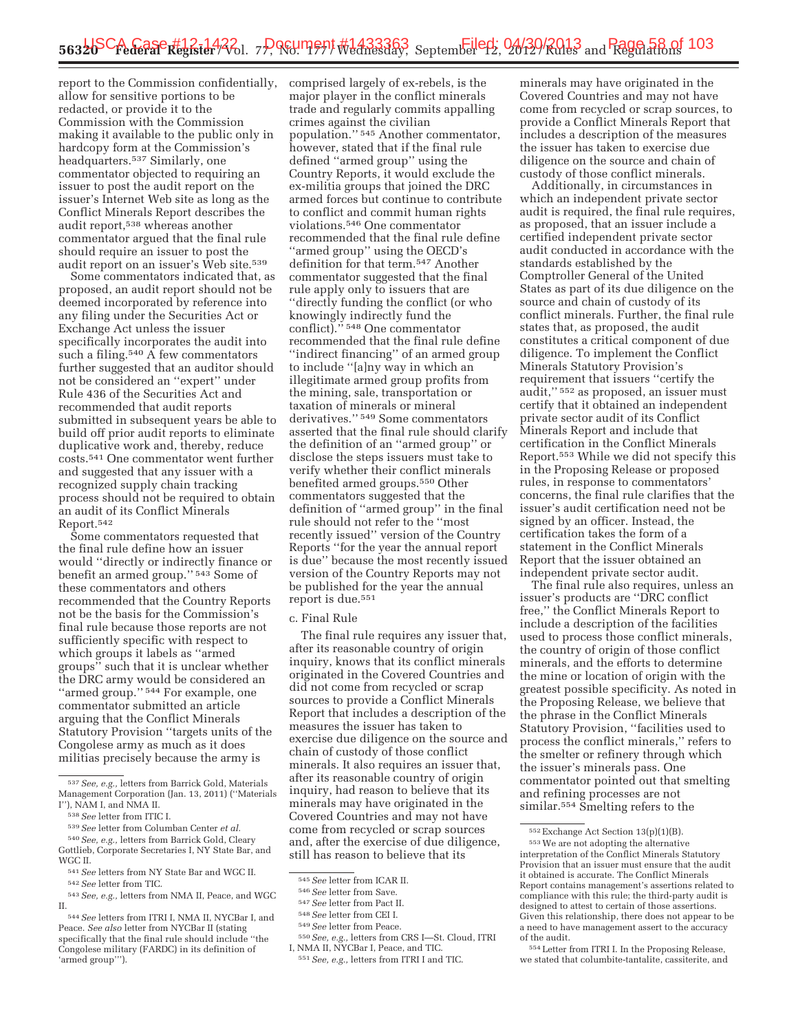report to the Commission confidentially, allow for sensitive portions to be redacted, or provide it to the Commission with the Commission making it available to the public only in hardcopy form at the Commission's headquarters.[537] Similarly, one commentator objected to requiring an issuer to post the audit report on the issuer's Internet Web site as long as the Conflict Minerals Report describes the audit report,[538] whereas another commentator argued that the final rule should require an issuer to post the audit report on an issuer's Web site.[539]

Some commentators indicated that, as proposed, an audit report should not be deemed incorporated by reference into any filing under the Securities Act or Exchange Act unless the issuer specifically incorporates the audit into such a filing.[540] A few commentators further suggested that an auditor should not be considered an "expert" under Rule 436 of the Securities Act and recommended that audit reports submitted in subsequent years be able to build off prior audit reports to eliminate duplicative work and, thereby, reduce costs.[541] One commentator went further and suggested that any issuer with a recognized supply chain tracking process should not be required to obtain an audit of its Conflict Minerals Report.[542]

Some commentators requested that the final rule define how an issuer would "directly or indirectly finance or benefit an armed group." [543] Some of these commentators and others recommended that the Country Reports not be the basis for the Commission's final rule because those reports are not sufficiently specific with respect to which groups it labels as "armed groups" such that it is unclear whether the DRC army would be considered an "armed group." [544] For example, one commentator submitted an article arguing that the Conflict Minerals Statutory Provision "targets units of the Congolese army as much as it does militias precisely because the army is comprised largely of ex-rebels, is the major player in the conflict minerals trade and regularly commits appalling crimes against the civilian population." [545] Another commentator, however, stated that if the final rule defined "armed group" using the Country Reports, it would exclude the ex-militia groups that joined the DRC armed forces but continue to contribute to conflict and commit human rights violations.[546] One commentator recommended that the final rule define "armed group" using the OECD's definition for that term.[547] Another commentator suggested that the final rule apply only to issuers that are "directly funding the conflict (or who knowingly indirectly fund the conflict)." [548] One commentator recommended that the final rule define "indirect financing" of an armed group to include "[a]ny way in which an illegitimate armed group profits from the mining, sale, transportation or taxation of minerals or mineral derivatives." [549] Some commentators asserted that the final rule should clarify the definition of an "armed group" or disclose the steps issuers must take to verify whether their conflict minerals benefited armed groups.[550] Other commentators suggested that the definition of "armed group" in the final rule should not refer to the "most recently issued" version of the Country Reports "for the year the annual report is due" because the most recently issued version of the Country Reports may not be published for the year the annual report is due.[551]

c. Final Rule

The final rule requires any issuer that, after its reasonable country of origin inquiry, knows that its conflict minerals originated in the Covered Countries and did not come from recycled or scrap sources to provide a Conflict Minerals Report that includes a description of the measures the issuer has taken to exercise due diligence on the source and chain of custody of those conflict minerals. It also requires an issuer that, after its reasonable country of origin inquiry, had reason to believe that its minerals may have originated in the Covered Countries and may not have come from recycled or scrap sources and, after the exercise of due diligence, still has reason to believe that its minerals may have originated in the Covered Countries and may not have come from recycled or scrap sources, to provide a Conflict Minerals Report that includes a description of the measures the issuer has taken to exercise due diligence on the source and chain of custody of those conflict minerals.

Additionally, in circumstances in which an independent private sector audit is required, the final rule requires, as proposed, that an issuer include a certified independent private sector audit conducted in accordance with the standards established by the Comptroller General of the United States as part of its due diligence on the source and chain of custody of its conflict minerals. Further, the final rule states that, as proposed, the audit constitutes a critical component of due diligence. To implement the Conflict Minerals Statutory Provision's requirement that issuers "certify the audit," [552] as proposed, an issuer must certify that it obtained an independent private sector audit of its Conflict Minerals Report and include that certification in the Conflict Minerals Report.[553] While we did not specify this in the Proposing Release or proposed rules, in response to commentators' concerns, the final rule clarifies that the issuer's audit certification need not be signed by an officer. Instead, the certification takes the form of a statement in the Conflict Minerals Report that the issuer obtained an independent private sector audit.

The final rule also requires, unless an issuer's products are "DRC conflict free," the Conflict Minerals Report to include a description of the facilities used to process those conflict minerals, the country of origin of those conflict minerals, and the efforts to determine the mine or location of origin with the greatest possible specificity. As noted in the Proposing Release, we believe that the phrase in the Conflict Minerals Statutory Provision, "facilities used to process the conflict minerals," refers to the smelter or refinery through which the issuer's minerals pass. One commentator pointed out that smelting and refining processes are not similar.[554] Smelting refers to the

---

[537] *See, e.g.,* letters from Barrick Gold, Materials Management Corporation (Jan. 13, 2011) ("Materials I"), NAM I, and NMA II.

[538] *See* letter from ITIC I.

[539] *See* letter from Columban Center *et al.*

[540] *See, e.g.,* letters from Barrick Gold, Cleary Gottlieb, Corporate Secretaries I, NY State Bar, and WGC II.

[541] *See* letters from NY State Bar and WGC II.

[542] *See* letter from TIC.

[543] *See, e.g.,* letters from NMA II, Peace, and WGC II.

[544] *See* letters from ITRI I, NMA II, NYCBar I, and Peace. *See also* letter from NYCBar II (stating specifically that the final rule should include "the Congolese military (FARDC) in its definition of 'armed group'").

[545] *See* letter from ICAR II.

[546] *See* letter from Save.

[547] *See* letter from Pact II.

[548] *See* letter from CEI I.

[549] *See* letter from Peace.

[550] *See, e.g.,* letters from CRS I—St. Cloud, ITRI I, NMA II, NYCBar I, Peace, and TIC.

[551] *See, e.g.,* letters from ITRI I and TIC.

[552] Exchange Act Section 13(p)(1)(B).

[553] We are not adopting the alternative interpretation of the Conflict Minerals Statutory Provision that an issuer must ensure that the audit it obtained is accurate. The Conflict Minerals Report contains management's assertions related to compliance with this rule; the third-party audit is designed to attest to certain of those assertions. Given this relationship, there does not appear to be a need to have management assert to the accuracy of the audit.

[554] Letter from ITRI I. In the Proposing Release, we stated that columbite-tantalite, cassiterite, and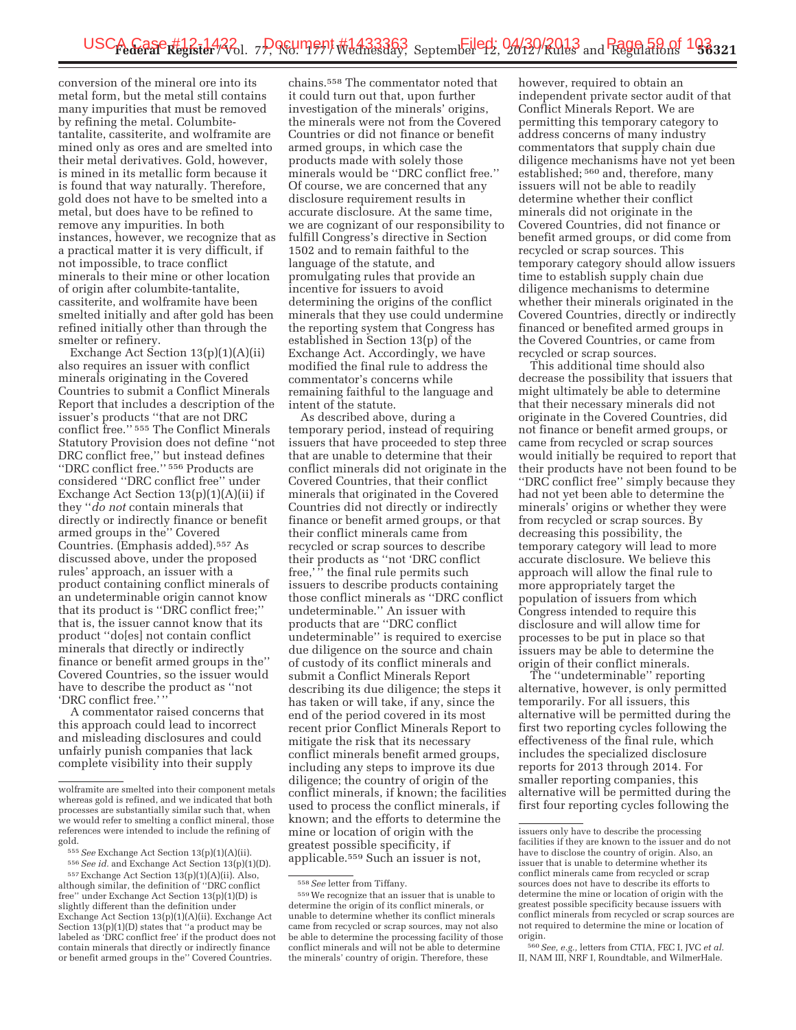conversion of the mineral ore into its metal form, but the metal still contains many impurities that must be removed by refining the metal. Columbite-tantalite, cassiterite, and wolframite are mined only as ores and are smelted into their metal derivatives. Gold, however, is mined in its metallic form because it is found that way naturally. Therefore, gold does not have to be smelted into a metal, but does have to be refined to remove any impurities. In both instances, however, we recognize that as a practical matter it is very difficult, if not impossible, to trace conflict minerals to their mine or other location of origin after columbite-tantalite, cassiterite, and wolframite have been smelted initially and after gold has been refined initially other than through the smelter or refinery.

Exchange Act Section 13(p)(1)(A)(ii) also requires an issuer with conflict minerals originating in the Covered Countries to submit a Conflict Minerals Report that includes a description of the issuer's products "that are not DRC conflict free." [555] The Conflict Minerals Statutory Provision does not define "not DRC conflict free," but instead defines "DRC conflict free." [556] Products are considered "DRC conflict free" under Exchange Act Section 13(p)(1)(A)(ii) if they "*do not* contain minerals that directly or indirectly finance or benefit armed groups in the" Covered Countries. (Emphasis added).[557] As discussed above, under the proposed rules' approach, an issuer with a product containing conflict minerals of an undeterminable origin cannot know that its product is "DRC conflict free;" that is, the issuer cannot know that its product "do[es] not contain conflict minerals that directly or indirectly finance or benefit armed groups in the" Covered Countries, so the issuer would have to describe the product as "not 'DRC conflict free.' "

A commentator raised concerns that this approach could lead to incorrect and misleading disclosures and could unfairly punish companies that lack complete visibility into their supply chains.[558] The commentator noted that it could turn out that, upon further investigation of the minerals' origins, the minerals were not from the Covered Countries or did not finance or benefit armed groups, in which case the products made with solely those minerals would be "DRC conflict free." Of course, we are concerned that any disclosure requirement results in accurate disclosure. At the same time, we are cognizant of our responsibility to fulfill Congress's directive in Section 1502 and to remain faithful to the language of the statute, and promulgating rules that provide an incentive for issuers to avoid determining the origins of the conflict minerals that they use could undermine the reporting system that Congress has established in Section 13(p) of the Exchange Act. Accordingly, we have modified the final rule to address the commentator's concerns while remaining faithful to the language and intent of the statute.

As described above, during a temporary period, instead of requiring issuers that have proceeded to step three that are unable to determine that their conflict minerals did not originate in the Covered Countries, that their conflict minerals that originated in the Covered Countries did not directly or indirectly finance or benefit armed groups, or that their conflict minerals came from recycled or scrap sources to describe their products as "not 'DRC conflict free,' " the final rule permits such issuers to describe products containing those conflict minerals as "DRC conflict undeterminable." An issuer with products that are "DRC conflict undeterminable" is required to exercise due diligence on the source and chain of custody of its conflict minerals and submit a Conflict Minerals Report describing its due diligence; the steps it has taken or will take, if any, since the end of the period covered in its most recent prior Conflict Minerals Report to mitigate the risk that its necessary conflict minerals benefit armed groups, including any steps to improve its due diligence; the country of origin of the conflict minerals, if known; the facilities used to process the conflict minerals, if known; and the efforts to determine the mine or location of origin with the greatest possible specificity, if applicable.[559] Such an issuer is not, however, required to obtain an independent private sector audit of that Conflict Minerals Report. We are permitting this temporary category to address concerns of many industry commentators that supply chain due diligence mechanisms have not yet been established;[560] and, therefore, many issuers will not be able to readily determine whether their conflict minerals did not originate in the Covered Countries, did not finance or benefit armed groups, or did come from recycled or scrap sources. This temporary category should allow issuers time to establish supply chain due diligence mechanisms to determine whether their minerals originated in the Covered Countries, directly or indirectly financed or benefited armed groups in the Covered Countries, or came from recycled or scrap sources.

This additional time should also decrease the possibility that issuers that might ultimately be able to determine that their necessary minerals did not originate in the Covered Countries, did not finance or benefit armed groups, or came from recycled or scrap sources would initially be required to report that their products have not been found to be "DRC conflict free" simply because they had not yet been able to determine the minerals' origins or whether they were from recycled or scrap sources. By decreasing this possibility, the temporary category will lead to more accurate disclosure. We believe this approach will allow the final rule to more appropriately target the population of issuers from which Congress intended to require this disclosure and will allow time for processes to be put in place so that issuers may be able to determine the origin of their conflict minerals.

The "undeterminable" reporting alternative, however, is only permitted temporarily. For all issuers, this alternative will be permitted during the first two reporting cycles following the effectiveness of the final rule, which includes the specialized disclosure reports for 2013 through 2014. For smaller reporting companies, this alternative will be permitted during the first four reporting cycles following the

---

wolframite are smelted into their component metals whereas gold is refined, and we indicated that both processes are substantially similar such that, when we would refer to smelting a conflict mineral, those references were intended to include the refining of gold.

[555] *See* Exchange Act Section 13(p)(1)(A)(ii).

[556] *See id.* and Exchange Act Section 13(p)(1)(D).

[557] Exchange Act Section 13(p)(1)(A)(ii). Also, although similar, the definition of "DRC conflict free" under Exchange Act Section 13(p)(1)(D) is slightly different than the definition under Exchange Act Section 13(p)(1)(A)(ii). Exchange Act Section 13(p)(1)(D) states that "a product may be labeled as 'DRC conflict free' if the product does not contain minerals that directly or indirectly finance or benefit armed groups in the" Covered Countries.

[558] *See* letter from Tiffany.

[559] We recognize that an issuer that is unable to determine the origin of its conflict minerals, or unable to determine whether its conflict minerals came from recycled or scrap sources, may not also be able to determine the processing facility of those conflict minerals and will not be able to determine the minerals' country of origin. Therefore, these issuers only have to describe the processing facilities if they are known to the issuer and do not have to disclose the country of origin. Also, an issuer that is unable to determine whether its conflict minerals came from recycled or scrap sources does not have to describe its efforts to determine the mine or location of origin with the greatest possible specificity because issuers with conflict minerals from recycled or scrap sources are not required to determine the mine or location of origin.

[560] *See, e.g.,* letters from CTIA, FEC I, JVC *et al.* II, NAM III, NRF I, Roundtable, and WilmerHale.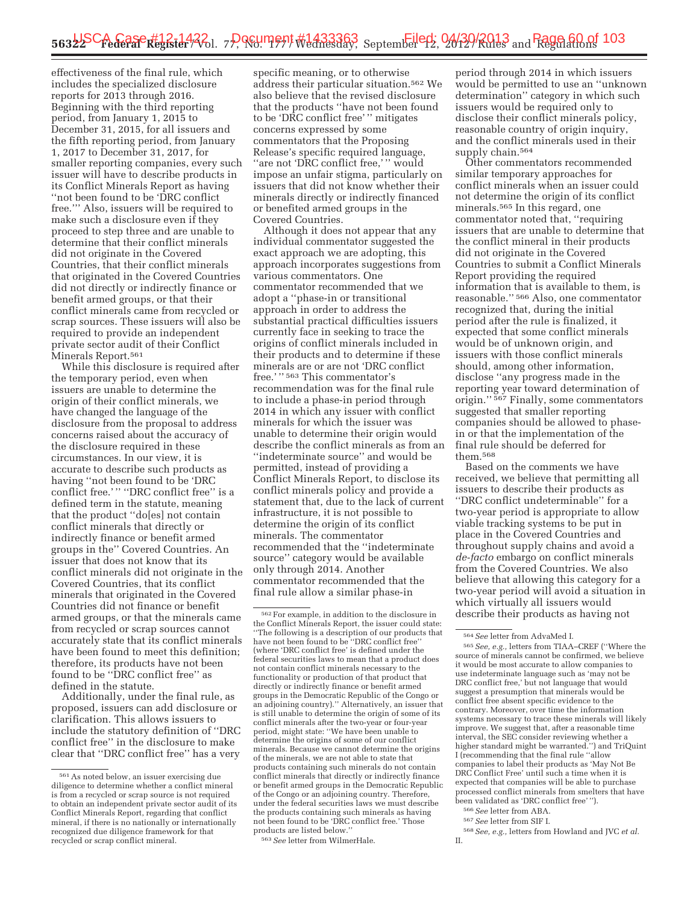effectiveness of the final rule, which includes the specialized disclosure reports for 2013 through 2016. Beginning with the third reporting period, from January 1, 2015 to December 31, 2015, for all issuers and the fifth reporting period, from January 1, 2017 to December 31, 2017, for smaller reporting companies, every such issuer will have to describe products in its Conflict Minerals Report as having "not been found to be 'DRC conflict free.'" Also, issuers will be required to make such a disclosure even if they proceed to step three and are unable to determine that their conflict minerals did not originate in the Covered Countries, that their conflict minerals that originated in the Covered Countries did not directly or indirectly finance or benefit armed groups, or that their conflict minerals came from recycled or scrap sources. These issuers will also be required to provide an independent private sector audit of their Conflict Minerals Report.[561]

While this disclosure is required after the temporary period, even when issuers are unable to determine the origin of their conflict minerals, we have changed the language of the disclosure from the proposal to address concerns raised about the accuracy of the disclosure required in these circumstances. In our view, it is accurate to describe such products as having "not been found to be 'DRC conflict free.'" "DRC conflict free" is a defined term in the statute, meaning that the product "do[es] not contain conflict minerals that directly or indirectly finance or benefit armed groups in the" Covered Countries. An issuer that does not know that its conflict minerals did not originate in the Covered Countries, that its conflict minerals that originated in the Covered Countries did not finance or benefit armed groups, or that the minerals came from recycled or scrap sources cannot accurately state that its conflict minerals have been found to meet this definition; therefore, its products have not been found to be "DRC conflict free" as defined in the statute.

Additionally, under the final rule, as proposed, issuers can add disclosure or clarification. This allows issuers to include the statutory definition of "DRC conflict free" in the disclosure to make clear that "DRC conflict free" has a very specific meaning, or to otherwise address their particular situation.[562] We also believe that the revised disclosure that the products "have not been found to be 'DRC conflict free'" mitigates concerns expressed by some commentators that the Proposing Release's specific required language, "are not 'DRC conflict free,'" would impose an unfair stigma, particularly on issuers that did not know whether their minerals directly or indirectly financed or benefited armed groups in the Covered Countries.

Although it does not appear that any individual commentator suggested the exact approach we are adopting, this approach incorporates suggestions from various commentators. One commentator recommended that we adopt a "phase-in or transitional approach in order to address the substantial practical difficulties issuers currently face in seeking to trace the origins of conflict minerals included in their products and to determine if these minerals are or are not 'DRC conflict free.'"[563] This commentator's recommendation was for the final rule to include a phase-in period through 2014 in which any issuer with conflict minerals for which the issuer was unable to determine their origin would describe the conflict minerals as from an "indeterminate source" and would be permitted, instead of providing a Conflict Minerals Report, to disclose its conflict minerals policy and provide a statement that, due to the lack of current infrastructure, it is not possible to determine the origin of its conflict minerals. The commentator recommended that the "indeterminate source" category would be available only through 2014. Another commentator recommended that the final rule allow a similar phase-in period through 2014 in which issuers would be permitted to use an "unknown determination" category in which such issuers would be required only to disclose their conflict minerals policy, reasonable country of origin inquiry, and the conflict minerals used in their supply chain.[564]

Other commentators recommended similar temporary approaches for conflict minerals when an issuer could not determine the origin of its conflict minerals.[565] In this regard, one commentator noted that, "requiring issuers that are unable to determine that the conflict mineral in their products did not originate in the Covered Countries to submit a Conflict Minerals Report providing the required information that is available to them, is reasonable."[566] Also, one commentator recognized that, during the initial period after the rule is finalized, it expected that some conflict minerals would be of unknown origin, and issuers with those conflict minerals should, among other information, disclose "any progress made in the reporting year toward determination of origin."[567] Finally, some commentators suggested that smaller reporting companies should be allowed to phase-in or that the implementation of the final rule should be deferred for them.[568]

Based on the comments we have received, we believe that permitting all issuers to describe their products as "DRC conflict undeterminable" for a two-year period is appropriate to allow viable tracking systems to be put in place in the Covered Countries and throughout supply chains and avoid a *de-facto* embargo on conflict minerals from the Covered Countries. We also believe that allowing this category for a two-year period will avoid a situation in which virtually all issuers would describe their products as having not

---

[561] As noted below, an issuer exercising due diligence to determine whether a conflict mineral is from a recycled or scrap source is not required to obtain an independent private sector audit of its Conflict Minerals Report, regarding that conflict mineral, if there is no nationally or internationally recognized due diligence framework for that recycled or scrap conflict mineral.

[562] For example, in addition to the disclosure in the Conflict Minerals Report, the issuer could state: "The following is a description of our products that have not been found to be "DRC conflict free" (where 'DRC conflict free' is defined under the federal securities laws to mean that a product does not contain conflict minerals necessary to the functionality or production of that product that directly or indirectly finance or benefit armed groups in the Democratic Republic of the Congo or an adjoining country)." Alternatively, an issuer that is still unable to determine the origin of some of its conflict minerals after the two-year or four-year period, might state: "We have been unable to determine the origins of some of our conflict minerals. Because we cannot determine the origins of the minerals, we are not able to state that products containing such minerals do not contain conflict minerals that directly or indirectly finance or benefit armed groups in the Democratic Republic of the Congo or an adjoining country. Therefore, under the federal securities laws we must describe the products containing such minerals as having not been found to be 'DRC conflict free.' Those products are listed below."

[563] *See* letter from WilmerHale.

[564] *See* letter from AdvaMed I.

[565] *See, e.g.,* letters from TIAA–CREF ("Where the source of minerals cannot be confirmed, we believe it would be most accurate to allow companies to use indeterminate language such as 'may not be DRC conflict free,' but not language that would suggest a presumption that minerals would be conflict free absent specific evidence to the contrary. Moreover, over time the information systems necessary to trace these minerals will likely improve. We suggest that, after a reasonable time interval, the SEC consider reviewing whether a higher standard might be warranted.") and TriQuint I (recommending that the final rule "allow companies to label their products as 'May Not Be DRC Conflict Free' until such a time when it is expected that companies will be able to purchase processed conflict minerals from smelters that have been validated as 'DRC conflict free'").

[566] *See* letter from ABA.

[567] *See* letter from SIF I.

[568] *See, e.g.,* letters from Howland and JVC *et al.* II.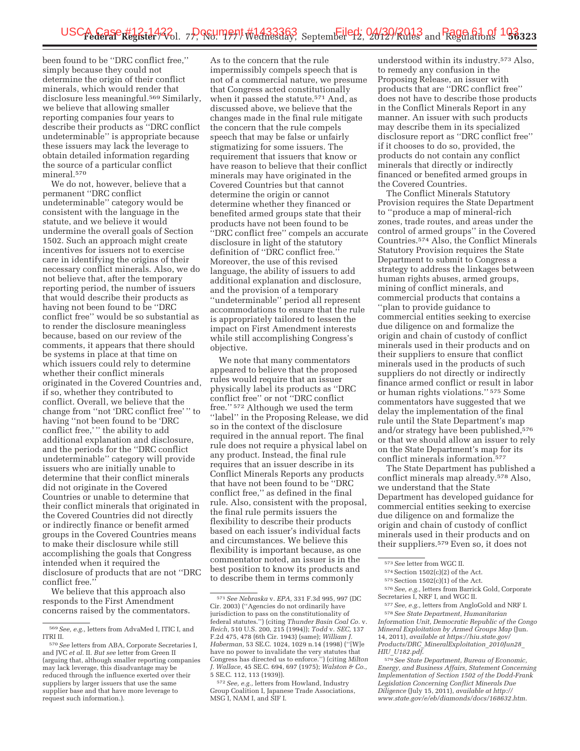been found to be ''DRC conflict free,'' simply because they could not determine the origin of their conflict minerals, which would render that disclosure less meaningful.[569] Similarly, we believe that allowing smaller reporting companies four years to describe their products as ''DRC conflict undeterminable'' is appropriate because these issuers may lack the leverage to obtain detailed information regarding the source of a particular conflict mineral.[570]

We do not, however, believe that a permanent ''DRC conflict undeterminable'' category would be consistent with the language in the statute, and we believe it would undermine the overall goals of Section 1502. Such an approach might create incentives for issuers not to exercise care in identifying the origins of their necessary conflict minerals. Also, we do not believe that, after the temporary reporting period, the number of issuers that would describe their products as having not been found to be ''DRC conflict free'' would be so substantial as to render the disclosure meaningless because, based on our review of the comments, it appears that there should be systems in place at that time on which issuers could rely to determine whether their conflict minerals originated in the Covered Countries and, if so, whether they contributed to conflict. Overall, we believe that the change from ''not 'DRC conflict free' '' to having ''not been found to be 'DRC conflict free,' '' the ability to add additional explanation and disclosure, and the periods for the ''DRC conflict undeterminable'' category will provide issuers who are initially unable to determine that their conflict minerals did not originate in the Covered Countries or unable to determine that their conflict minerals that originated in the Covered Countries did not directly or indirectly finance or benefit armed groups in the Covered Countries means to make their disclosure while still accomplishing the goals that Congress intended when it required the disclosure of products that are not ''DRC conflict free.''

We believe that this approach also responds to the First Amendment concerns raised by the commentators. As to the concern that the rule impermissibly compels speech that is not of a commercial nature, we presume that Congress acted constitutionally when it passed the statute.[571] And, as discussed above, we believe that the changes made in the final rule mitigate the concern that the rule compels speech that may be false or unfairly stigmatizing for some issuers. The requirement that issuers that know or have reason to believe that their conflict minerals may have originated in the Covered Countries but that cannot determine the origin or cannot determine whether they financed or benefited armed groups state that their products have not been found to be ''DRC conflict free'' compels an accurate disclosure in light of the statutory definition of ''DRC conflict free.'' Moreover, the use of this revised language, the ability of issuers to add additional explanation and disclosure, and the provision of a temporary ''undeterminable'' period all represent accommodations to ensure that the rule is appropriately tailored to lessen the impact on First Amendment interests while still accomplishing Congress's objective.

We note that many commentators appeared to believe that the proposed rules would require that an issuer physically label its products as ''DRC conflict free'' or not ''DRC conflict free.''[572] Although we used the term ''label'' in the Proposing Release, we did so in the context of the disclosure required in the annual report. The final rule does not require a physical label on any product. Instead, the final rule requires that an issuer describe in its Conflict Minerals Reports any products that have not been found to be ''DRC conflict free,'' as defined in the final rule. Also, consistent with the proposal, the final rule permits issuers the flexibility to describe their products based on each issuer's individual facts and circumstances. We believe this flexibility is important because, as one commentator noted, an issuer is in the best position to know its products and to describe them in terms commonly understood within its industry.[573] Also, to remedy any confusion in the Proposing Release, an issuer with products that are ''DRC conflict free'' does not have to describe those products in the Conflict Minerals Report in any manner. An issuer with such products may describe them in its specialized disclosure report as ''DRC conflict free'' if it chooses to do so, provided, the products do not contain any conflict minerals that directly or indirectly financed or benefited armed groups in the Covered Countries.

The Conflict Minerals Statutory Provision requires the State Department to ''produce a map of mineral-rich zones, trade routes, and areas under the control of armed groups'' in the Covered Countries.[574] Also, the Conflict Minerals Statutory Provision requires the State Department to submit to Congress a strategy to address the linkages between human rights abuses, armed groups, mining of conflict minerals, and commercial products that contains a ''plan to provide guidance to commercial entities seeking to exercise due diligence on and formalize the origin and chain of custody of conflict minerals used in their products and on their suppliers to ensure that conflict minerals used in the products of such suppliers do not directly or indirectly finance armed conflict or result in labor or human rights violations.''[575] Some commentators have suggested that we delay the implementation of the final rule until the State Department's map and/or strategy have been published,[576] or that we should allow an issuer to rely on the State Department's map for its conflict minerals information.[577]

The State Department has published a conflict minerals map already.[578] Also, we understand that the State Department has developed guidance for commercial entities seeking to exercise due diligence on and formalize the origin and chain of custody of conflict minerals used in their products and on their suppliers.[579] Even so, it does not

---

[569] *See, e.g.,* letters from AdvaMed I, ITIC I, and ITRI II.

[570] *See* letters from ABA, Corporate Secretaries I, and JVC *et al.* II. *But see* letter from Green II (arguing that, although smaller reporting companies may lack leverage, this disadvantage may be reduced through the influence exerted over their suppliers by larger issuers that use the same supplier base and that have more leverage to request such information.).

[571] *See Nebraska* v. *EPA,* 331 F.3d 995, 997 (DC Cir. 2003) (''Agencies do not ordinarily have jurisdiction to pass on the constitutionality of federal statutes.'') (citing *Thunder Basin Coal Co.* v. *Reich,* 510 U.S. 200, 215 (1994)); *Todd* v. *SEC,* 137 F.2d 475, 478 (6th Cir. 1943) (same); *William J. Haberman,* 53 SE.C. 1024, 1029 n.14 (1998) (''[W]e have no power to invalidate the very statutes that Congress has directed us to enforce.'') (citing *Milton J. Wallace,* 45 SE.C. 694, 697 (1975); *Walston & Co.,* 5 SE.C. 112, 113 (1939)).

[572] *See, e.g.,* letters from Howland, Industry Group Coalition I, Japanese Trade Associations, MSG I, NAM I, and SIF I.

[573] *See* letter from WGC II.

[574] Section 1502(c)(2) of the Act.

[575] Section 1502(c)(1) of the Act.

[576] *See, e.g.,* letters from Barrick Gold, Corporate Secretaries I, NRF I, and WGC II.

[577] *See, e.g.,* letters from AngloGold and NRF I.

[578] *See State Department, Humanitarian Information Unit, Democratic Republic of the Congo Mineral Exploitation by Armed Groups Map* (Jun. 14, 2011), *available at https://hiu.state.gov/Products/DRC_MineralExploitation_2010Jun28_HIU_U182.pdf.*

[579] *See State Department, Bureau of Economic, Energy, and Business Affairs, Statement Concerning Implementation of Section 1502 of the Dodd-Frank Legislation Concerning Conflict Minerals Due Diligence* (July 15, 2011), *available at http://www.state.gov/e/eb/diamonds/docs/168632.htm.*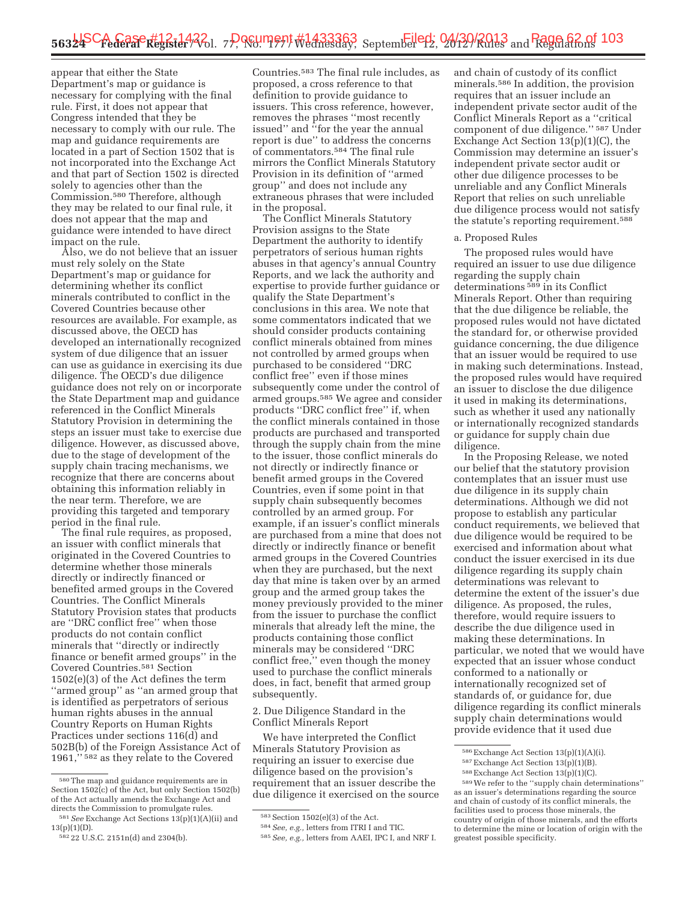appear that either the State Department's map or guidance is necessary for complying with the final rule. First, it does not appear that Congress intended that they be necessary to comply with our rule. The map and guidance requirements are located in a part of Section 1502 that is not incorporated into the Exchange Act and that part of Section 1502 is directed solely to agencies other than the Commission.[580] Therefore, although they may be related to our final rule, it does not appear that the map and guidance were intended to have direct impact on the rule.

Also, we do not believe that an issuer must rely solely on the State Department's map or guidance for determining whether its conflict minerals contributed to conflict in the Covered Countries because other resources are available. For example, as discussed above, the OECD has developed an internationally recognized system of due diligence that an issuer can use as guidance in exercising its due diligence. The OECD's due diligence guidance does not rely on or incorporate the State Department map and guidance referenced in the Conflict Minerals Statutory Provision in determining the steps an issuer must take to exercise due diligence. However, as discussed above, due to the stage of development of the supply chain tracing mechanisms, we recognize that there are concerns about obtaining this information reliably in the near term. Therefore, we are providing this targeted and temporary period in the final rule.

The final rule requires, as proposed, an issuer with conflict minerals that originated in the Covered Countries to determine whether those minerals directly or indirectly financed or benefited armed groups in the Covered Countries. The Conflict Minerals Statutory Provision states that products are "DRC conflict free" when those products do not contain conflict minerals that "directly or indirectly finance or benefit armed groups" in the Covered Countries.[581] Section 1502(e)(3) of the Act defines the term "armed group" as "an armed group that is identified as perpetrators of serious human rights abuses in the annual Country Reports on Human Rights Practices under sections 116(d) and 502B(b) of the Foreign Assistance Act of 1961," [582] as they relate to the Covered Countries.[583] The final rule includes, as proposed, a cross reference to that definition to provide guidance to issuers. This cross reference, however, removes the phrases "most recently issued" and "for the year the annual report is due" to address the concerns of commentators.[584] The final rule mirrors the Conflict Minerals Statutory Provision in its definition of "armed group" and does not include any extraneous phrases that were included in the proposal.

The Conflict Minerals Statutory Provision assigns to the State Department the authority to identify perpetrators of serious human rights abuses in that agency's annual Country Reports, and we lack the authority and expertise to provide further guidance or qualify the State Department's conclusions in this area. We note that some commentators indicated that we should consider products containing conflict minerals obtained from mines not controlled by armed groups when purchased to be considered "DRC conflict free" even if those mines subsequently come under the control of armed groups.[585] We agree and consider products "DRC conflict free" if, when the conflict minerals contained in those products are purchased and transported through the supply chain from the mine to the issuer, those conflict minerals do not directly or indirectly finance or benefit armed groups in the Covered Countries, even if some point in that supply chain subsequently becomes controlled by an armed group. For example, if an issuer's conflict minerals are purchased from a mine that does not directly or indirectly finance or benefit armed groups in the Covered Countries when they are purchased, but the next day that mine is taken over by an armed group and the armed group takes the money previously provided to the miner from the issuer to purchase the conflict minerals that already left the mine, the products containing those conflict minerals may be considered "DRC conflict free," even though the money used to purchase the conflict minerals does, in fact, benefit that armed group subsequently.

### 2. Due Diligence Standard in the Conflict Minerals Report

We have interpreted the Conflict Minerals Statutory Provision as requiring an issuer to exercise due diligence based on the provision's requirement that an issuer describe the due diligence it exercised on the source and chain of custody of its conflict minerals.[586] In addition, the provision requires that an issuer include an independent private sector audit of the Conflict Minerals Report as a "critical component of due diligence." [587] Under Exchange Act Section 13(p)(1)(C), the Commission may determine an issuer's independent private sector audit or other due diligence processes to be unreliable and any Conflict Minerals Report that relies on such unreliable due diligence process would not satisfy the statute's reporting requirement.[588]

#### a. Proposed Rules

The proposed rules would have required an issuer to use due diligence regarding the supply chain determinations [589] in its Conflict Minerals Report. Other than requiring that the due diligence be reliable, the proposed rules would not have dictated the standard for, or otherwise provided guidance concerning, the due diligence that an issuer would be required to use in making such determinations. Instead, the proposed rules would have required an issuer to disclose the due diligence it used in making its determinations, such as whether it used any nationally or internationally recognized standards or guidance for supply chain due diligence.

In the Proposing Release, we noted our belief that the statutory provision contemplates that an issuer must use due diligence in its supply chain determinations. Although we did not propose to establish any particular conduct requirements, we believed that due diligence would be required to be exercised and information about what conduct the issuer exercised in its due diligence regarding its supply chain determinations was relevant to determine the extent of the issuer's due diligence. As proposed, the rules, therefore, would require issuers to describe the due diligence used in making these determinations. In particular, we noted that we would have expected that an issuer whose conduct conformed to a nationally or internationally recognized set of standards of, or guidance for, due diligence regarding its conflict minerals supply chain determinations would provide evidence that it used due

---

[580] The map and guidance requirements are in Section 1502(c) of the Act, but only Section 1502(b) of the Act actually amends the Exchange Act and directs the Commission to promulgate rules.

[581] *See* Exchange Act Sections 13(p)(1)(A)(ii) and 13(p)(1)(D).

[582] 22 U.S.C. 2151n(d) and 2304(b).

[583] Section 1502(e)(3) of the Act.

[584] *See, e.g.,* letters from ITRI I and TIC.

[585] *See, e.g.,* letters from AAEI, IPC I, and NRF I.

[586] Exchange Act Section 13(p)(1)(A)(i).

[587] Exchange Act Section 13(p)(1)(B).

[588] Exchange Act Section 13(p)(1)(C).

[589] We refer to the "supply chain determinations" as an issuer's determinations regarding the source and chain of custody of its conflict minerals, the facilities used to process those minerals, the country of origin of those minerals, and the efforts to determine the mine or location of origin with the greatest possible specificity.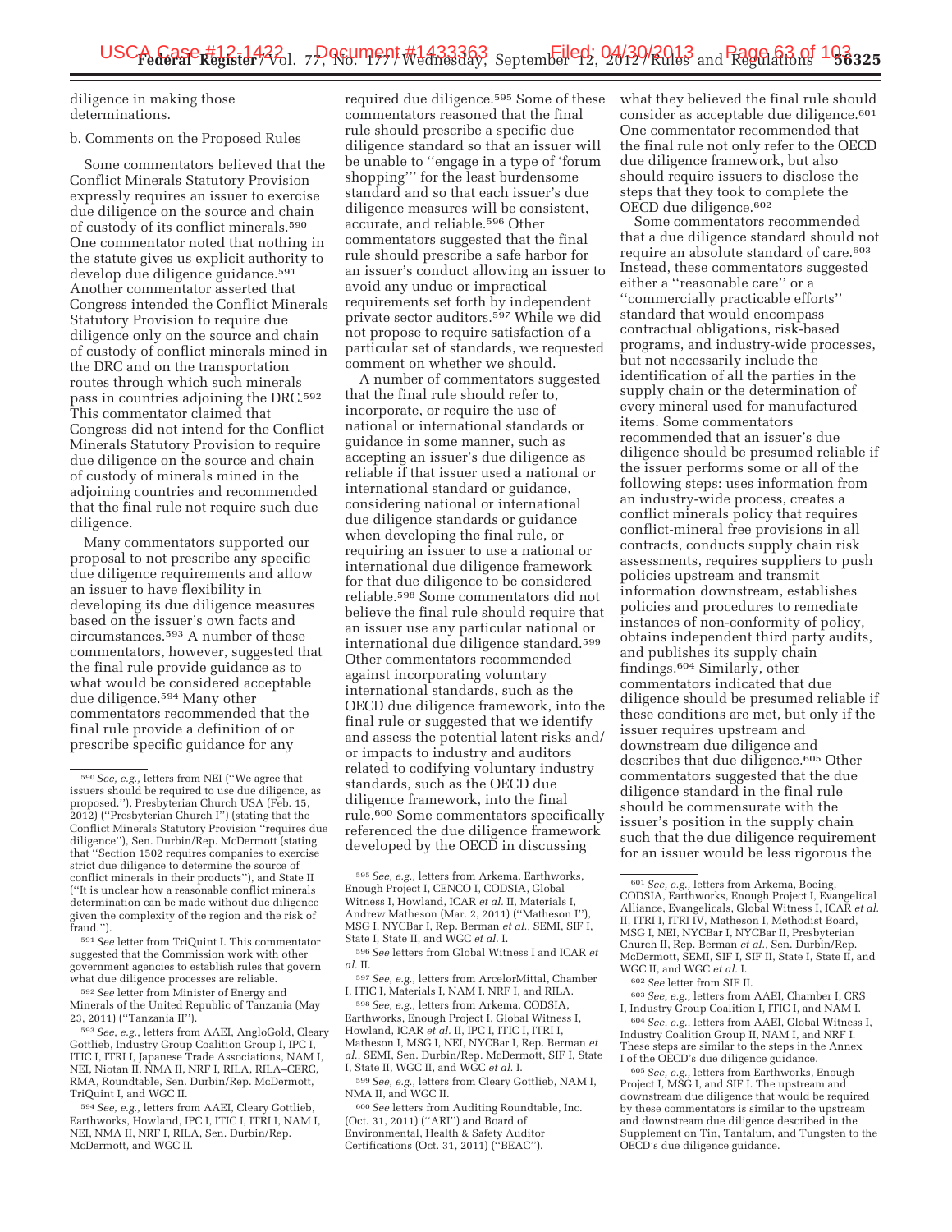diligence in making those determinations.

b. Comments on the Proposed Rules

Some commentators believed that the Conflict Minerals Statutory Provision expressly requires an issuer to exercise due diligence on the source and chain of custody of its conflict minerals.[590] One commentator noted that nothing in the statute gives us explicit authority to develop due diligence guidance.[591] Another commentator asserted that Congress intended the Conflict Minerals Statutory Provision to require due diligence only on the source and chain of custody of conflict minerals mined in the DRC and on the transportation routes through which such minerals pass in countries adjoining the DRC.[592] This commentator claimed that Congress did not intend for the Conflict Minerals Statutory Provision to require due diligence on the source and chain of custody of minerals mined in the adjoining countries and recommended that the final rule not require such due diligence.

Many commentators supported our proposal to not prescribe any specific due diligence requirements and allow an issuer to have flexibility in developing its due diligence measures based on the issuer's own facts and circumstances.[593] A number of these commentators, however, suggested that the final rule provide guidance as to what would be considered acceptable due diligence.[594] Many other commentators recommended that the final rule provide a definition of or prescribe specific guidance for any required due diligence.[595] Some of these commentators reasoned that the final rule should prescribe a specific due diligence standard so that an issuer will be unable to ''engage in a type of 'forum shopping''' for the least burdensome standard and so that each issuer's due diligence measures will be consistent, accurate, and reliable.[596] Other commentators suggested that the final rule should prescribe a safe harbor for an issuer's conduct allowing an issuer to avoid any undue or impractical requirements set forth by independent private sector auditors.[597] While we did not propose to require satisfaction of a particular set of standards, we requested comment on whether we should.

A number of commentators suggested that the final rule should refer to, incorporate, or require the use of national or international standards or guidance in some manner, such as accepting an issuer's due diligence as reliable if that issuer used a national or international standard or guidance, considering national or international due diligence standards or guidance when developing the final rule, or requiring an issuer to use a national or international due diligence framework for that due diligence to be considered reliable.[598] Some commentators did not believe the final rule should require that an issuer use any particular national or international due diligence standard.[599] Other commentators recommended against incorporating voluntary international standards, such as the OECD due diligence framework, into the final rule or suggested that we identify and assess the potential latent risks and/or impacts to industry and auditors related to codifying voluntary industry standards, such as the OECD due diligence framework, into the final rule.[600] Some commentators specifically referenced the due diligence framework developed by the OECD in discussing what they believed the final rule should consider as acceptable due diligence.[601] One commentator recommended that the final rule not only refer to the OECD due diligence framework, but also should require issuers to disclose the steps that they took to complete the OECD due diligence.[602]

Some commentators recommended that a due diligence standard should not require an absolute standard of care.[603] Instead, these commentators suggested either a ''reasonable care'' or a ''commercially practicable efforts'' standard that would encompass contractual obligations, risk-based programs, and industry-wide processes, but not necessarily include the identification of all the parties in the supply chain or the determination of every mineral used for manufactured items. Some commentators recommended that an issuer's due diligence should be presumed reliable if the issuer performs some or all of the following steps: uses information from an industry-wide process, creates a conflict minerals policy that requires conflict-mineral free provisions in all contracts, conducts supply chain risk assessments, requires suppliers to push policies upstream and transmit information downstream, establishes policies and procedures to remediate instances of non-conformity of policy, obtains independent third party audits, and publishes its supply chain findings.[604] Similarly, other commentators indicated that due diligence should be presumed reliable if these conditions are met, but only if the issuer requires upstream and downstream due diligence and describes that due diligence.[605] Other commentators suggested that the due diligence standard in the final rule should be commensurate with the issuer's position in the supply chain such that the due diligence requirement for an issuer would be less rigorous the

---

[590] *See, e.g.,* letters from NEI (''We agree that issuers should be required to use due diligence, as proposed.''), Presbyterian Church USA (Feb. 15, 2012) (''Presbyterian Church I'') (stating that the Conflict Minerals Statutory Provision ''requires due diligence''), Sen. Durbin/Rep. McDermott (stating that ''Section 1502 requires companies to exercise strict due diligence to determine the source of conflict minerals in their products''), and State II (''It is unclear how a reasonable conflict minerals determination can be made without due diligence given the complexity of the region and the risk of fraud.'').

[591] *See* letter from TriQuint I. This commentator suggested that the Commission work with other government agencies to establish rules that govern what due diligence processes are reliable.

[592] *See* letter from Minister of Energy and Minerals of the United Republic of Tanzania (May 23, 2011) (''Tanzania II'').

[593] *See, e.g.,* letters from AAEI, AngloGold, Cleary Gottlieb, Industry Group Coalition Group I, IPC I, ITIC I, ITRI I, Japanese Trade Associations, NAM I, NEI, Niotan II, NMA II, NRF I, RILA, RILA–CERC, RMA, Roundtable, Sen. Durbin/Rep. McDermott, TriQuint I, and WGC II.

[594] *See, e.g.,* letters from AAEI, Cleary Gottlieb, Earthworks, Howland, IPC I, ITIC I, ITRI I, NAM I, NEI, NMA II, NRF I, RILA, Sen. Durbin/Rep. McDermott, and WGC II.

[595] *See, e.g.,* letters from Arkema, Earthworks, Enough Project I, CENCO I, CODSIA, Global Witness I, Howland, ICAR *et al.* II, Materials I, Andrew Matheson (Mar. 2, 2011) (''Matheson I''), MSG I, NYCBar I, Rep. Berman *et al.,* SEMI, SIF I, State I, State II, and WGC *et al.* I.

[596] *See* letters from Global Witness I and ICAR *et al.* II.

[597] *See, e.g.,* letters from ArcelorMittal, Chamber I, ITIC I, Materials I, NAM I, NRF I, and RILA.

[598] *See, e.g.,* letters from Arkema, CODSIA, Earthworks, Enough Project I, Global Witness I, Howland, ICAR *et al.* II, IPC I, ITIC I, ITRI I, Matheson I, MSG I, NEI, NYCBar I, Rep. Berman *et al.,* SEMI, Sen. Durbin/Rep. McDermott, SIF I, State I, State II, WGC II, and WGC *et al.* I.

[599] *See, e.g.,* letters from Cleary Gottlieb, NAM I, NMA II, and WGC II.

[600] *See* letters from Auditing Roundtable, Inc. (Oct. 31, 2011) (''ARI'') and Board of Environmental, Health & Safety Auditor Certifications (Oct. 31, 2011) (''BEAC'').

[601] *See, e.g.,* letters from Arkema, Boeing, CODSIA, Earthworks, Enough Project I, Evangelical Alliance, Evangelicals, Global Witness I, ICAR *et al.* II, ITRI I, ITRI IV, Matheson I, Methodist Board, MSG I, NEI, NYCBar I, NYCBar II, Presbyterian Church II, Rep. Berman *et al.,* Sen. Durbin/Rep. McDermott, SEMI, SIF I, SIF II, State I, State II, and WGC II, and WGC *et al.* I.

[602] *See* letter from SIF II.

[603] *See, e.g.,* letters from AAEI, Chamber I, CRS I, Industry Group Coalition I, ITIC I, and NAM I.

[604] *See, e.g.,* letters from AAEI, Global Witness I, Industry Coalition Group II, NAM I, and NRF I. These steps are similar to the steps in the Annex I of the OECD's due diligence guidance.

[605] *See, e.g.,* letters from Earthworks, Enough Project I, MSG I, and SIF I. The upstream and downstream due diligence that would be required by these commentators is similar to the upstream and downstream due diligence described in the Supplement on Tin, Tantalum, and Tungsten to the OECD's due diligence guidance.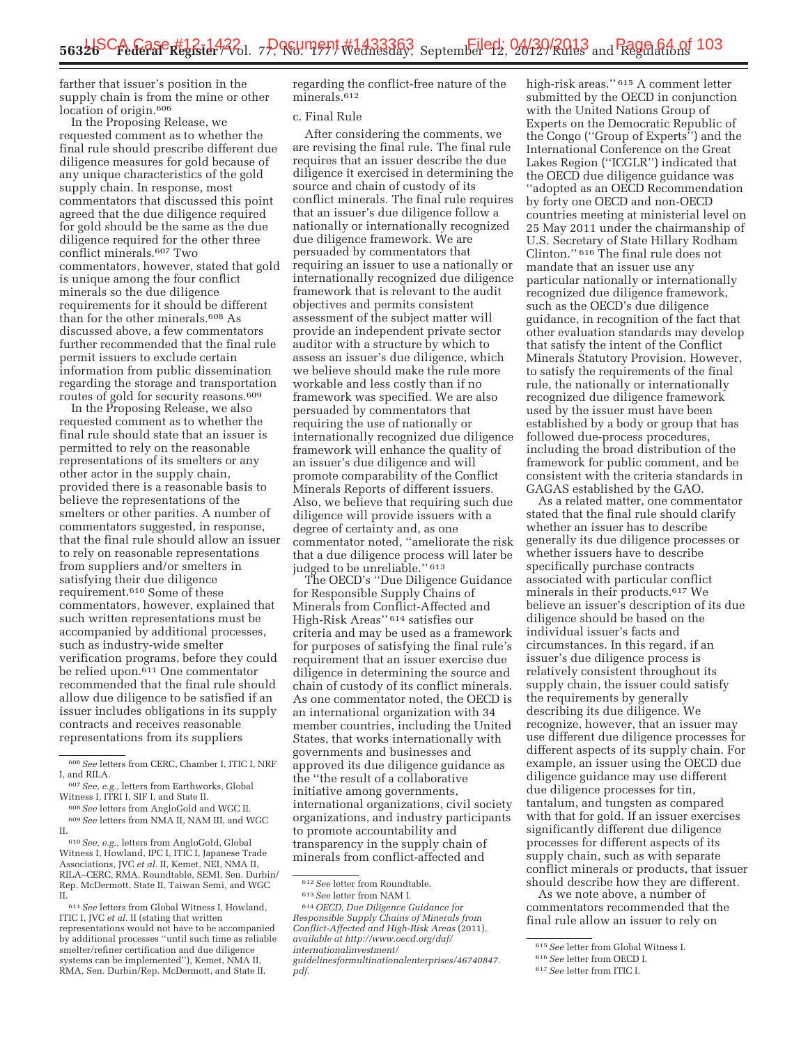farther that issuer's position in the supply chain is from the mine or other location of origin.[606]

In the Proposing Release, we requested comment as to whether the final rule should prescribe different due diligence measures for gold because of any unique characteristics of the gold supply chain. In response, most commentators that discussed this point agreed that the due diligence required for gold should be the same as the due diligence required for the other three conflict minerals.[607] Two commentators, however, stated that gold is unique among the four conflict minerals so the due diligence requirements for it should be different than for the other minerals.[608] As discussed above, a few commentators further recommended that the final rule permit issuers to exclude certain information from public dissemination regarding the storage and transportation routes of gold for security reasons.[609]

In the Proposing Release, we also requested comment as to whether the final rule should state that an issuer is permitted to rely on the reasonable representations of its smelters or any other actor in the supply chain, provided there is a reasonable basis to believe the representations of the smelters or other parities. A number of commentators suggested, in response, that the final rule should allow an issuer to rely on reasonable representations from suppliers and/or smelters in satisfying their due diligence requirement.[610] Some of these commentators, however, explained that such written representations must be accompanied by additional processes, such as industry-wide smelter verification programs, before they could be relied upon.[611] One commentator recommended that the final rule should allow due diligence to be satisfied if an issuer includes obligations in its supply contracts and receives reasonable representations from its suppliers regarding the conflict-free nature of the minerals.[612]

c. Final Rule

After considering the comments, we are revising the final rule. The final rule requires that an issuer describe the due diligence it exercised in determining the source and chain of custody of its conflict minerals. The final rule requires that an issuer's due diligence follow a nationally or internationally recognized due diligence framework. We are persuaded by commentators that requiring an issuer to use a nationally or internationally recognized due diligence framework that is relevant to the audit objectives and permits consistent assessment of the subject matter will provide an independent private sector auditor with a structure by which to assess an issuer's due diligence, which we believe should make the rule more workable and less costly than if no framework was specified. We are also persuaded by commentators that requiring the use of nationally or internationally recognized due diligence framework will enhance the quality of an issuer's due diligence and will promote comparability of the Conflict Minerals Reports of different issuers. Also, we believe that requiring such due diligence will provide issuers with a degree of certainty and, as one commentator noted, ''ameliorate the risk that a due diligence process will later be judged to be unreliable.'' [613]

The OECD's ''Due Diligence Guidance for Responsible Supply Chains of Minerals from Conflict-Affected and High-Risk Areas'' [614] satisfies our criteria and may be used as a framework for purposes of satisfying the final rule's requirement that an issuer exercise due diligence in determining the source and chain of custody of its conflict minerals. As one commentator noted, the OECD is an international organization with 34 member countries, including the United States, that works internationally with governments and businesses and approved its due diligence guidance as the ''the result of a collaborative initiative among governments, international organizations, civil society organizations, and industry participants to promote accountability and transparency in the supply chain of minerals from conflict-affected and high-risk areas.'' [615] A comment letter submitted by the OECD in conjunction with the United Nations Group of Experts on the Democratic Republic of the Congo (''Group of Experts'') and the International Conference on the Great Lakes Region (''ICGLR'') indicated that the OECD due diligence guidance was ''adopted as an OECD Recommendation by forty one OECD and non-OECD countries meeting at ministerial level on 25 May 2011 under the chairmanship of U.S. Secretary of State Hillary Rodham Clinton.'' [616] The final rule does not mandate that an issuer use any particular nationally or internationally recognized due diligence framework, such as the OECD's due diligence guidance, in recognition of the fact that other evaluation standards may develop that satisfy the intent of the Conflict Minerals Statutory Provision. However, to satisfy the requirements of the final rule, the nationally or internationally recognized due diligence framework used by the issuer must have been established by a body or group that has followed due-process procedures, including the broad distribution of the framework for public comment, and be consistent with the criteria standards in GAGAS established by the GAO.

As a related matter, one commentator stated that the final rule should clarify whether an issuer has to describe generally its due diligence processes or whether issuers have to describe specifically purchase contracts associated with particular conflict minerals in their products.[617] We believe an issuer's description of its due diligence should be based on the individual issuer's facts and circumstances. In this regard, if an issuer's due diligence process is relatively consistent throughout its supply chain, the issuer could satisfy the requirements by generally describing its due diligence. We recognize, however, that an issuer may use different due diligence processes for different aspects of its supply chain. For example, an issuer using the OECD due diligence guidance may use different due diligence processes for tin, tantalum, and tungsten as compared with that for gold. If an issuer exercises significantly different due diligence processes for different aspects of its supply chain, such as with separate conflict minerals or products, that issuer should describe how they are different.

As we note above, a number of commentators recommended that the final rule allow an issuer to rely on

---

[606] *See* letters from CERC, Chamber I, ITIC I, NRF I, and RILA.

[607] *See, e.g.,* letters from Earthworks, Global Witness I, ITRI I, SIF I, and State II.

[608] *See* letters from AngloGold and WGC II.

[609] *See* letters from NMA II, NAM III, and WGC II.

[610] *See, e.g.,* letters from AngloGold, Global Witness I, Howland, IPC I, ITIC I, Japanese Trade Associations, JVC *et al.* II, Kemet, NEI, NMA II, RILA–CERC, RMA, Roundtable, SEMI, Sen. Durbin/Rep. McDermott, State II, Taiwan Semi, and WGC II.

[611] *See* letters from Global Witness I, Howland, ITIC I, JVC *et al.* II (stating that written representations would not have to be accompanied by additional processes ''until such time as reliable smelter/refiner certification and due diligence systems can be implemented''), Kemet, NMA II, RMA, Sen. Durbin/Rep. McDermott, and State II.

[612] *See* letter from Roundtable.

[613] *See* letter from NAM I.

[614] *OECD, Due Diligence Guidance for Responsible Supply Chains of Minerals from Conflict-Affected and High-Risk Areas* (2011), *available at http://www.oecd.org/daf/internationalinvestment/guidelinesformultinationalenterprises/46740847.pdf.*

[615] *See* letter from Global Witness I.

[616] *See* letter from OECD I.

[617] *See* letter from ITIC I.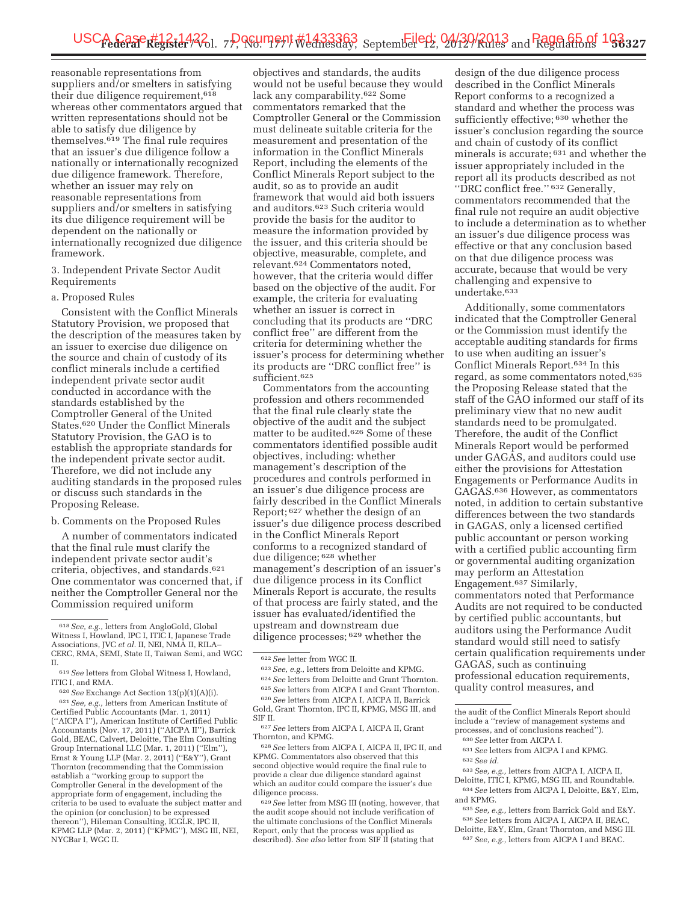reasonable representations from suppliers and/or smelters in satisfying their due diligence requirement,[618] whereas other commentators argued that written representations should not be able to satisfy due diligence by themselves.[619] The final rule requires that an issuer's due diligence follow a nationally or internationally recognized due diligence framework. Therefore, whether an issuer may rely on reasonable representations from suppliers and/or smelters in satisfying its due diligence requirement will be dependent on the nationally or internationally recognized due diligence framework.

3. Independent Private Sector Audit Requirements

a. Proposed Rules

Consistent with the Conflict Minerals Statutory Provision, we proposed that the description of the measures taken by an issuer to exercise due diligence on the source and chain of custody of its conflict minerals include a certified independent private sector audit conducted in accordance with the standards established by the Comptroller General of the United States.[620] Under the Conflict Minerals Statutory Provision, the GAO is to establish the appropriate standards for the independent private sector audit. Therefore, we did not include any auditing standards in the proposed rules or discuss such standards in the Proposing Release.

b. Comments on the Proposed Rules

A number of commentators indicated that the final rule must clarify the independent private sector audit's criteria, objectives, and standards.[621] One commentator was concerned that, if neither the Comptroller General nor the Commission required uniform objectives and standards, the audits would not be useful because they would lack any comparability.[622] Some commentators remarked that the Comptroller General or the Commission must delineate suitable criteria for the measurement and presentation of the information in the Conflict Minerals Report, including the elements of the Conflict Minerals Report subject to the audit, so as to provide an audit framework that would aid both issuers and auditors.[623] Such criteria would provide the basis for the auditor to measure the information provided by the issuer, and this criteria should be objective, measurable, complete, and relevant.[624] Commentators noted, however, that the criteria would differ based on the objective of the audit. For example, the criteria for evaluating whether an issuer is correct in concluding that its products are ''DRC conflict free'' are different from the criteria for determining whether the issuer's process for determining whether its products are ''DRC conflict free'' is sufficient.[625]

Commentators from the accounting profession and others recommended that the final rule clearly state the objective of the audit and the subject matter to be audited.[626] Some of these commentators identified possible audit objectives, including: whether management's description of the procedures and controls performed in an issuer's due diligence process are fairly described in the Conflict Minerals Report;[627] whether the design of an issuer's due diligence process described in the Conflict Minerals Report conforms to a recognized standard of due diligence;[628] whether management's description of an issuer's due diligence process in its Conflict Minerals Report is accurate, the results of that process are fairly stated, and the issuer has evaluated/identified the upstream and downstream due diligence processes;[629] whether the design of the due diligence process described in the Conflict Minerals Report conforms to a recognized a standard and whether the process was sufficiently effective;[630] whether the issuer's conclusion regarding the source and chain of custody of its conflict minerals is accurate;[631] and whether the issuer appropriately included in the report all its products described as not ''DRC conflict free.''[632] Generally, commentators recommended that the final rule not require an audit objective to include a determination as to whether an issuer's due diligence process was effective or that any conclusion based on that due diligence process was accurate, because that would be very challenging and expensive to undertake.[633]

Additionally, some commentators indicated that the Comptroller General or the Commission must identify the acceptable auditing standards for firms to use when auditing an issuer's Conflict Minerals Report.[634] In this regard, as some commentators noted,[635] the Proposing Release stated that the staff of the GAO informed our staff of its preliminary view that no new audit standards need to be promulgated. Therefore, the audit of the Conflict Minerals Report would be performed under GAGAS, and auditors could use either the provisions for Attestation Engagements or Performance Audits in GAGAS.[636] However, as commentators noted, in addition to certain substantive differences between the two standards in GAGAS, only a licensed certified public accountant or person working with a certified public accounting firm or governmental auditing organization may perform an Attestation Engagement.[637] Similarly, commentators noted that Performance Audits are not required to be conducted by certified public accountants, but auditors using the Performance Audit standard would still need to satisfy certain qualification requirements under GAGAS, such as continuing professional education requirements, quality control measures, and

---

[618] *See, e.g.,* letters from AngloGold, Global Witness I, Howland, IPC I, ITIC I, Japanese Trade Associations, JVC *et al.* II, NEI, NMA II, RILA–CERC, RMA, SEMI, State II, Taiwan Semi, and WGC II.

[619] *See* letters from Global Witness I, Howland, ITIC I, and RMA.

[620] *See* Exchange Act Section 13(p)(1)(A)(i).

[621] *See, e.g.,* letters from American Institute of Certified Public Accountants (Mar. 1, 2011) (''AICPA I''), American Institute of Certified Public Accountants (Nov. 17, 2011) (''AICPA II''), Barrick Gold, BEAC, Calvert, Deloitte, The Elm Consulting Group International LLC (Mar. 1, 2011) (''Elm''), Ernst & Young LLP (Mar. 2, 2011) (''E&Y''), Grant Thornton (recommending that the Commission establish a ''working group to support the Comptroller General in the development of the appropriate form of engagement, including the criteria to be used to evaluate the subject matter and the opinion (or conclusion) to be expressed thereon''), Hileman Consulting, ICGLR, IPC II, KPMG LLP (Mar. 2, 2011) (''KPMG''), MSG III, NEI, NYCBar I, WGC II.

[622] *See* letter from WGC II.

[623] *See, e.g.,* letters from Deloitte and KPMG.

[624] *See* letters from Deloitte and Grant Thornton.

[625] *See* letters from AICPA I and Grant Thornton.

[626] *See* letters from AICPA I, AICPA II, Barrick Gold, Grant Thornton, IPC II, KPMG, MSG III, and SIF II.

[627] *See* letters from AICPA I, AICPA II, Grant Thornton, and KPMG.

[628] *See* letters from AICPA I, AICPA II, IPC II, and KPMG. Commentators also observed that this second objective would require the final rule to provide a clear due diligence standard against which an auditor could compare the issuer's due diligence process.

[629] *See* letter from MSG III (noting, however, that the audit scope should not include verification of the ultimate conclusions of the Conflict Minerals Report, only that the process was applied as described). *See also* letter from SIF II (stating that the audit of the Conflict Minerals Report should include a ''review of management systems and processes, and of conclusions reached'').

[630] *See* letter from AICPA I.

[631] *See* letters from AICPA I and KPMG.

[632] *See id.*

[633] *See, e.g.,* letters from AICPA I, AICPA II, Deloitte, ITIC I, KPMG, MSG III, and Roundtable.

[634] *See* letters from AICPA I, Deloitte, E&Y, Elm, and KPMG.

[635] *See, e.g.,* letters from Barrick Gold and E&Y.

[636] *See* letters from AICPA I, AICPA II, BEAC, Deloitte, E&Y, Elm, Grant Thornton, and MSG III.

[637] *See, e.g.,* letters from AICPA I and BEAC.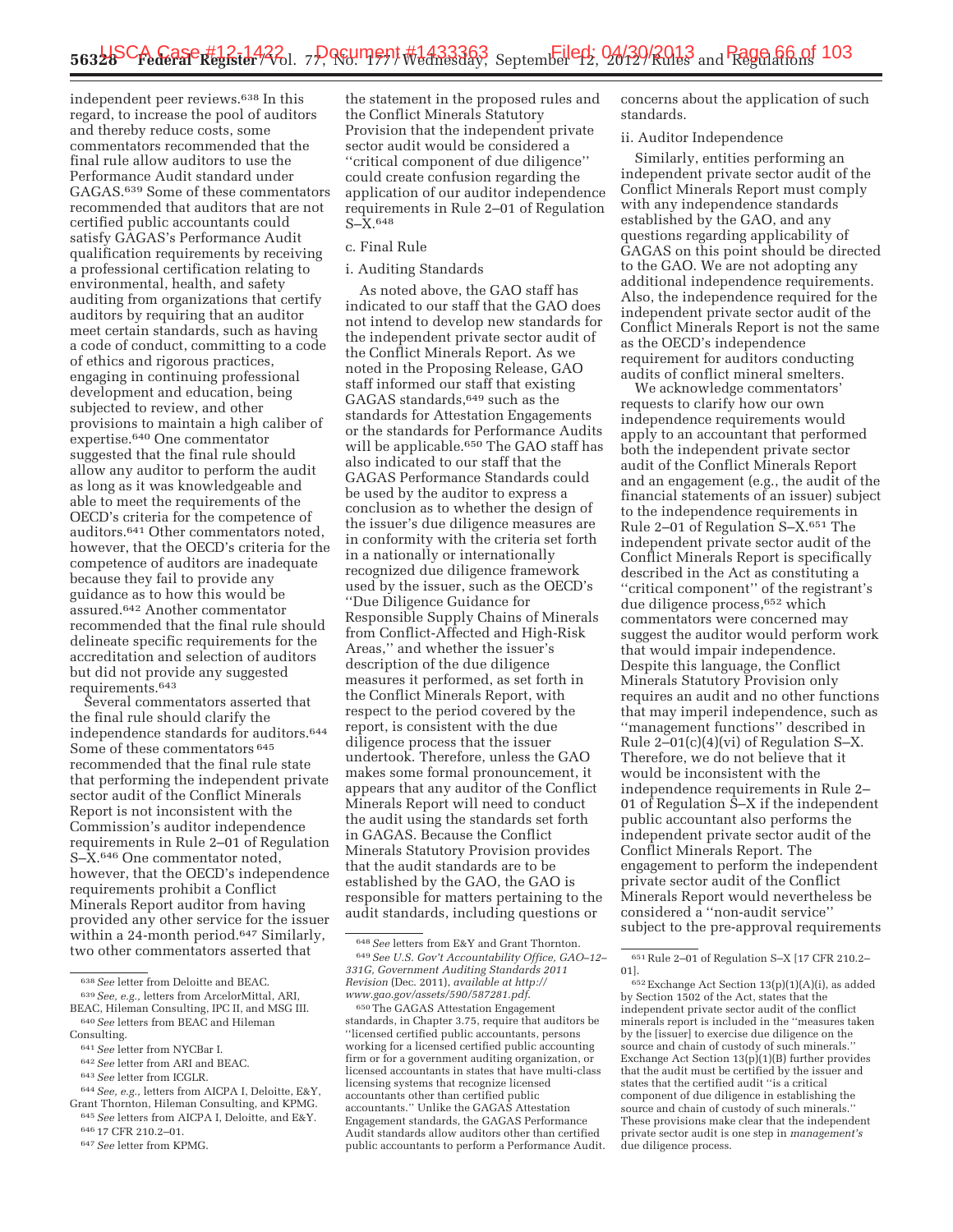independent peer reviews.[638] In this regard, to increase the pool of auditors and thereby reduce costs, some commentators recommended that the final rule allow auditors to use the Performance Audit standard under GAGAS.[639] Some of these commentators recommended that auditors that are not certified public accountants could satisfy GAGAS's Performance Audit qualification requirements by receiving a professional certification relating to environmental, health, and safety auditing from organizations that certify auditors by requiring that an auditor meet certain standards, such as having a code of conduct, committing to a code of ethics and rigorous practices, engaging in continuing professional development and education, being subjected to review, and other provisions to maintain a high caliber of expertise.[640] One commentator suggested that the final rule should allow any auditor to perform the audit as long as it was knowledgeable and able to meet the requirements of the OECD's criteria for the competence of auditors.[641] Other commentators noted, however, that the OECD's criteria for the competence of auditors are inadequate because they fail to provide any guidance as to how this would be assured.[642] Another commentator recommended that the final rule should delineate specific requirements for the accreditation and selection of auditors but did not provide any suggested requirements.[643]

Several commentators asserted that the final rule should clarify the independence standards for auditors.[644] Some of these commentators [645] recommended that the final rule state that performing the independent private sector audit of the Conflict Minerals Report is not inconsistent with the Commission's auditor independence requirements in Rule 2–01 of Regulation S–X.[646] One commentator noted, however, that the OECD's independence requirements prohibit a Conflict Minerals Report auditor from having provided any other service for the issuer within a 24-month period.[647] Similarly, two other commentators asserted that the statement in the proposed rules and the Conflict Minerals Statutory Provision that the independent private sector audit would be considered a "critical component of due diligence" could create confusion regarding the application of our auditor independence requirements in Rule 2–01 of Regulation S–X.[648]

c. Final Rule

i. Auditing Standards

As noted above, the GAO staff has indicated to our staff that the GAO does not intend to develop new standards for the independent private sector audit of the Conflict Minerals Report. As we noted in the Proposing Release, GAO staff informed our staff that existing GAGAS standards,[649] such as the standards for Attestation Engagements or the standards for Performance Audits will be applicable.[650] The GAO staff has also indicated to our staff that the GAGAS Performance Standards could be used by the auditor to express a conclusion as to whether the design of the issuer's due diligence measures are in conformity with the criteria set forth in a nationally or internationally recognized due diligence framework used by the issuer, such as the OECD's "Due Diligence Guidance for Responsible Supply Chains of Minerals from Conflict-Affected and High-Risk Areas," and whether the issuer's description of the due diligence measures it performed, as set forth in the Conflict Minerals Report, with respect to the period covered by the report, is consistent with the due diligence process that the issuer undertook. Therefore, unless the GAO makes some formal pronouncement, it appears that any auditor of the Conflict Minerals Report will need to conduct the audit using the standards set forth in GAGAS. Because the Conflict Minerals Statutory Provision provides that the audit standards are to be established by the GAO, the GAO is responsible for matters pertaining to the audit standards, including questions or concerns about the application of such standards.

ii. Auditor Independence

Similarly, entities performing an independent private sector audit of the Conflict Minerals Report must comply with any independence standards established by the GAO, and any questions regarding applicability of GAGAS on this point should be directed to the GAO. We are not adopting any additional independence requirements. Also, the independence required for the independent private sector audit of the Conflict Minerals Report is not the same as the OECD's independence requirement for auditors conducting audits of conflict mineral smelters.

We acknowledge commentators' requests to clarify how our own independence requirements would apply to an accountant that performed both the independent private sector audit of the Conflict Minerals Report and an engagement (e.g., the audit of the financial statements of an issuer) subject to the independence requirements in Rule 2–01 of Regulation S–X.[651] The independent private sector audit of the Conflict Minerals Report is specifically described in the Act as constituting a "critical component" of the registrant's due diligence process,[652] which commentators were concerned may suggest the auditor would perform work that would impair independence. Despite this language, the Conflict Minerals Statutory Provision only requires an audit and no other functions that may imperil independence, such as "management functions" described in Rule 2–01(c)(4)(vi) of Regulation S–X. Therefore, we do not believe that it would be inconsistent with the independence requirements in Rule 2–01 of Regulation S–X if the independent public accountant also performs the independent private sector audit of the Conflict Minerals Report. The engagement to perform the independent private sector audit of the Conflict Minerals Report would nevertheless be considered a "non-audit service" subject to the pre-approval requirements

---

[638] *See* letter from Deloitte and BEAC.

[639] *See, e.g.,* letters from ArcelorMittal, ARI, BEAC, Hileman Consulting, IPC II, and MSG III.

[640] *See* letters from BEAC and Hileman Consulting.

[641] *See* letter from NYCBar I.

[642] *See* letter from ARI and BEAC.

[643] *See* letter from ICGLR.

[644] *See, e.g.,* letters from AICPA I, Deloitte, E&Y, Grant Thornton, Hileman Consulting, and KPMG.

[645] *See* letters from AICPA I, Deloitte, and E&Y.

[646] 17 CFR 210.2–01.

[647] *See* letter from KPMG.

[648] *See* letters from E&Y and Grant Thornton.

[649] *See U.S. Gov't Accountability Office, GAO–12–331G, Government Auditing Standards 2011 Revision* (Dec. 2011), *available at http://www.gao.gov/assets/590/587281.pdf*.

[650] The GAGAS Attestation Engagement standards, in Chapter 3.75, require that auditors be "licensed certified public accountants, persons working for a licensed certified public accounting firm or for a government auditing organization, or licensed accountants in states that have multi-class licensing systems that recognize licensed accountants other than certified public accountants." Unlike the GAGAS Attestation Engagement standards, the GAGAS Performance Audit standards allow auditors other than certified public accountants to perform a Performance Audit.

[651] Rule 2–01 of Regulation S–X [17 CFR 210.2–01].

[652] Exchange Act Section 13(p)(1)(A)(i), as added by Section 1502 of the Act, states that the independent private sector audit of the conflict minerals report is included in the "measures taken by the [issuer] to exercise due diligence on the source and chain of custody of such minerals." Exchange Act Section 13(p)(1)(B) further provides that the audit must be certified by the issuer and states that the certified audit "is a critical component of due diligence in establishing the source and chain of custody of such minerals." These provisions make clear that the independent private sector audit is one step in *management's* due diligence process.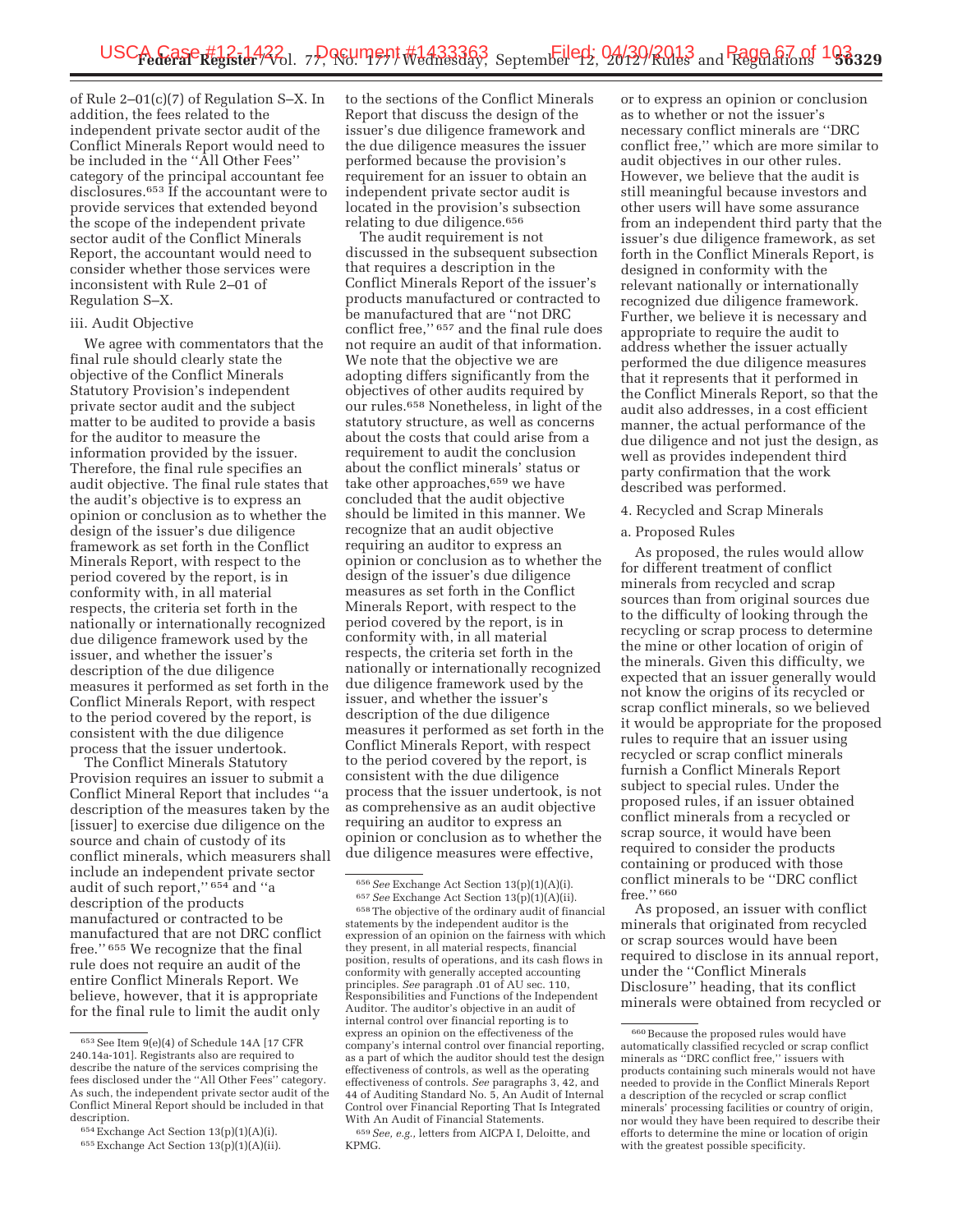of Rule 2–01(c)(7) of Regulation S–X. In addition, the fees related to the independent private sector audit of the Conflict Minerals Report would need to be included in the ''All Other Fees'' category of the principal accountant fee disclosures.[653] If the accountant were to provide services that extended beyond the scope of the independent private sector audit of the Conflict Minerals Report, the accountant would need to consider whether those services were inconsistent with Rule 2–01 of Regulation S–X.

iii. Audit Objective

We agree with commentators that the final rule should clearly state the objective of the Conflict Minerals Statutory Provision's independent private sector audit and the subject matter to be audited to provide a basis for the auditor to measure the information provided by the issuer. Therefore, the final rule specifies an audit objective. The final rule states that the audit's objective is to express an opinion or conclusion as to whether the design of the issuer's due diligence framework as set forth in the Conflict Minerals Report, with respect to the period covered by the report, is in conformity with, in all material respects, the criteria set forth in the nationally or internationally recognized due diligence framework used by the issuer, and whether the issuer's description of the due diligence measures it performed as set forth in the Conflict Minerals Report, with respect to the period covered by the report, is consistent with the due diligence process that the issuer undertook.

The Conflict Minerals Statutory Provision requires an issuer to submit a Conflict Mineral Report that includes ''a description of the measures taken by the [issuer] to exercise due diligence on the source and chain of custody of its conflict minerals, which measures shall include an independent private sector audit of such report,''[654] and ''a description of the products manufactured or contracted to be manufactured that are not DRC conflict free.''[655] We recognize that the final rule does not require an audit of the entire Conflict Minerals Report. We believe, however, that it is appropriate for the final rule to limit the audit only to the sections of the Conflict Minerals Report that discuss the design of the issuer's due diligence framework and the due diligence measures the issuer performed because the provision's requirement for an issuer to obtain an independent private sector audit is located in the provision's subsection relating to due diligence.[656]

The audit requirement is not discussed in the subsequent subsection that requires a description in the Conflict Minerals Report of the issuer's products manufactured or contracted to be manufactured that are ''not DRC conflict free,''[657] and the final rule does not require an audit of that information. We note that the objective we are adopting differs significantly from the objectives of other audits required by our rules.[658] Nonetheless, in light of the statutory structure, as well as concerns about the costs that could arise from a requirement to audit the conclusion about the conflict minerals' status or take other approaches,[659] we have concluded that the audit objective should be limited in this manner. We recognize that an audit objective requiring an auditor to express an opinion or conclusion as to whether the design of the issuer's due diligence measures as set forth in the Conflict Minerals Report, with respect to the period covered by the report, is in conformity with, in all material respects, the criteria set forth in the nationally or internationally recognized due diligence framework used by the issuer, and whether the issuer's description of the due diligence measures it performed as set forth in the Conflict Minerals Report, with respect to the period covered by the report, is consistent with the due diligence process that the issuer undertook, is not as comprehensive as an audit objective requiring an auditor to express an opinion or conclusion as to whether the due diligence measures were effective, or to express an opinion or conclusion as to whether or not the issuer's necessary conflict minerals are ''DRC conflict free,'' which are more similar to audit objectives in our other rules. However, we believe that the audit is still meaningful because investors and other users will have some assurance from an independent third party that the issuer's due diligence framework, as set forth in the Conflict Minerals Report, is designed in conformity with the relevant nationally or internationally recognized due diligence framework. Further, we believe it is necessary and appropriate to require the audit to address whether the issuer actually performed the due diligence measures that it represents that it performed in the Conflict Minerals Report, so that the audit also addresses, in a cost efficient manner, the actual performance of the due diligence and not just the design, as well as provides independent third party confirmation that the work described was performed.

4. Recycled and Scrap Minerals

a. Proposed Rules

As proposed, the rules would allow for different treatment of conflict minerals from recycled and scrap sources than from original sources due to the difficulty of looking through the recycling or scrap process to determine the mine or other location of origin of the minerals. Given this difficulty, we expected that an issuer generally would not know the origins of its recycled or scrap conflict minerals, so we believed it would be appropriate for the proposed rules to require that an issuer using recycled or scrap conflict minerals furnish a Conflict Minerals Report subject to special rules. Under the proposed rules, if an issuer obtained conflict minerals from a recycled or scrap source, it would have been required to consider the products containing or produced with those conflict minerals to be ''DRC conflict free.''[660]

As proposed, an issuer with conflict minerals that originated from recycled or scrap sources would have been required to disclose in its annual report, under the ''Conflict Minerals Disclosure'' heading, that its conflict minerals were obtained from recycled or

---

[653] See Item 9(e)(4) of Schedule 14A [17 CFR 240.14a-101]. Registrants also are required to describe the nature of the services comprising the fees disclosed under the ''All Other Fees'' category. As such, the independent private sector audit of the Conflict Mineral Report should be included in that description.

[654] Exchange Act Section 13(p)(1)(A)(i).

[655] Exchange Act Section 13(p)(1)(A)(ii).

[656] *See* Exchange Act Section 13(p)(1)(A)(i).

[657] *See* Exchange Act Section 13(p)(1)(A)(ii).

[658] The objective of the ordinary audit of financial statements by the independent auditor is the expression of an opinion on the fairness with which they present, in all material respects, financial position, results of operations, and its cash flows in conformity with generally accepted accounting principles. *See* paragraph .01 of AU sec. 110, Responsibilities and Functions of the Independent Auditor. The auditor's objective in an audit of internal control over financial reporting is to express an opinion on the effectiveness of the company's internal control over financial reporting, as a part of which the auditor should test the design effectiveness of controls, as well as the operating effectiveness of controls. *See* paragraphs 3, 42, and 44 of Auditing Standard No. 5, An Audit of Internal Control over Financial Reporting That Is Integrated With An Audit of Financial Statements.

[659] *See, e.g.,* letters from AICPA I, Deloitte, and KPMG.

[660] Because the proposed rules would have automatically classified recycled or scrap conflict minerals as ''DRC conflict free,'' issuers with products containing such minerals would not have needed to provide in the Conflict Minerals Report a description of the recycled or scrap conflict minerals' processing facilities or country of origin, nor would they have been required to describe their efforts to determine the mine or location of origin with the greatest possible specificity.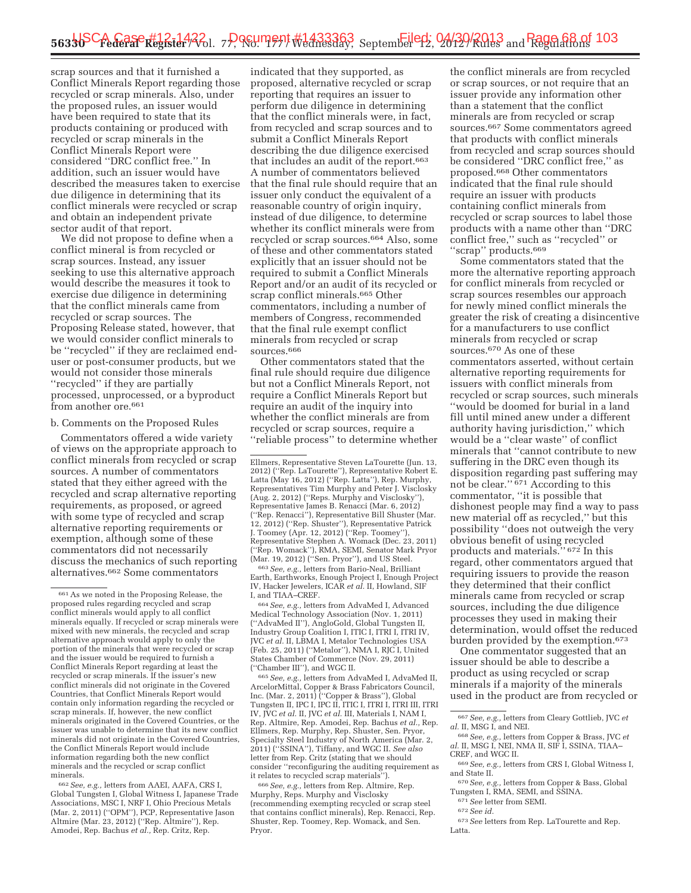scrap sources and that it furnished a Conflict Minerals Report regarding those recycled or scrap minerals. Also, under the proposed rules, an issuer would have been required to state that its products containing or produced with recycled or scrap minerals in the Conflict Minerals Report were considered ''DRC conflict free.'' In addition, such an issuer would have described the measures taken to exercise due diligence in determining that its conflict minerals were recycled or scrap and obtain an independent private sector audit of that report.

We did not propose to define when a conflict mineral is from recycled or scrap sources. Instead, any issuer seeking to use this alternative approach would describe the measures it took to exercise due diligence in determining that the conflict minerals came from recycled or scrap sources. The Proposing Release stated, however, that we would consider conflict minerals to be ''recycled'' if they are reclaimed end-user or post-consumer products, but we would not consider those minerals ''recycled'' if they are partially processed, unprocessed, or a byproduct from another ore.[661]

b. Comments on the Proposed Rules

Commentators offered a wide variety of views on the appropriate approach to conflict minerals from recycled or scrap sources. A number of commentators stated that they either agreed with the recycled and scrap alternative reporting requirements, as proposed, or agreed with some type of recycled and scrap alternative reporting requirements or exemption, although some of these commentators did not necessarily discuss the mechanics of such reporting alternatives.[662] Some commentators indicated that they supported, as proposed, alternative recycled or scrap reporting that requires an issuer to perform due diligence in determining that the conflict minerals were, in fact, from recycled and scrap sources and to submit a Conflict Minerals Report describing the due diligence exercised that includes an audit of the report.[663] A number of commentators believed that the final rule should require that an issuer only conduct the equivalent of a reasonable country of origin inquiry, instead of due diligence, to determine whether its conflict minerals were from recycled or scrap sources.[664] Also, some of these and other commentators stated explicitly that an issuer should not be required to submit a Conflict Minerals Report and/or an audit of its recycled or scrap conflict minerals.[665] Other commentators, including a number of members of Congress, recommended that the final rule exempt conflict minerals from recycled or scrap sources.[666]

Other commentators stated that the final rule should require due diligence but not a Conflict Minerals Report, not require a Conflict Minerals Report but require an audit of the inquiry into whether the conflict minerals are from recycled or scrap sources, require a ''reliable process'' to determine whether the conflict minerals are from recycled or scrap sources, or not require that an issuer provide any information other than a statement that the conflict minerals are from recycled or scrap sources.[667] Some commentators agreed that products with conflict minerals from recycled and scrap sources should be considered ''DRC conflict free,'' as proposed.[668] Other commentators indicated that the final rule should require an issuer with products containing conflict minerals from recycled or scrap sources to label those products with a name other than ''DRC conflict free,'' such as ''recycled'' or ''scrap'' products.[669]

Some commentators stated that the more the alternative reporting approach for conflict minerals from recycled or scrap sources resembles our approach for newly mined conflict minerals the greater the risk of creating a disincentive for a manufacturers to use conflict minerals from recycled or scrap sources.[670] As one of these commentators asserted, without certain alternative reporting requirements for issuers with conflict minerals from recycled or scrap sources, such minerals ''would be doomed for burial in a land fill until mined anew under a different authority having jurisdiction,'' which would be a ''clear waste'' of conflict minerals that ''cannot contribute to new suffering in the DRC even though its disposition regarding past suffering may not be clear.'' [671] According to this commentator, ''it is possible that dishonest people may find a way to pass new material off as recycled,'' but this possibility ''does not outweigh the very obvious benefit of using recycled products and materials.'' [672] In this regard, other commentators argued that requiring issuers to provide the reason they determined that their conflict minerals came from recycled or scrap sources, including the due diligence processes they used in making their determination, would offset the reduced burden provided by the exemption.[673]

One commentator suggested that an issuer should be able to describe a product as using recycled or scrap minerals if a majority of the minerals used in the product are from recycled or

---

[661] As we noted in the Proposing Release, the proposed rules regarding recycled and scrap conflict minerals would apply to all conflict minerals equally. If recycled or scrap minerals were mixed with new minerals, the recycled and scrap alternative approach would apply to only the portion of the minerals that were recycled or scrap and the issuer would be required to furnish a Conflict Minerals Report regarding at least the recycled or scrap minerals. If the issuer's new conflict minerals did not originate in the Covered Countries, that Conflict Minerals Report would contain only information regarding the recycled or scrap minerals. If, however, the new conflict minerals originated in the Covered Countries, or the issuer was unable to determine that its new conflict minerals did not originate in the Covered Countries, the Conflict Minerals Report would include information regarding both the new conflict minerals and the recycled or scrap conflict minerals.

[662] *See, e.g.,* letters from AAEI, AAFA, CRS I, Global Tungsten I, Global Witness I, Japanese Trade Associations, MSC I, NRF I, Ohio Precious Metals (Mar. 2, 2011) (''OPM''), PCP, Representative Jason Altmire (Mar. 23, 2012) (''Rep. Altmire''), Rep. Amodei, Rep. Bachus *et al.,* Rep. Critz, Rep. Ellmers, Representative Steven LaTourette (Jun. 13, 2012) (''Rep. LaTourette''), Representative Robert E. Latta (May 16, 2012) (''Rep. Latta''), Rep. Murphy, Representatives Tim Murphy and Peter J. Visclosky (Aug. 2, 2012) (''Reps. Murphy and Visclosky''), Representative James B. Renacci (Mar. 6, 2012) (''Rep. Renacci''), Representative Bill Shuster (Mar. 12, 2012) (''Rep. Shuster''), Representative Patrick J. Toomey (Apr. 12, 2012) (''Rep. Toomey''), Representative Stephen A. Womack (Dec. 23, 2011) (''Rep. Womack''), RMA, SEMI, Senator Mark Pryor (Mar. 19, 2012) (''Sen. Pryor''), and US Steel.

[663] *See, e.g.,* letters from Bario-Neal, Brilliant Earth, Earthworks, Enough Project I, Enough Project IV, Hacker Jewelers, ICAR *et al.* II, Howland, SIF I, and TIAA–CREF.

[664] *See, e.g.,* letters from AdvaMed I, Advanced Medical Technology Association (Nov. 1, 2011) (''AdvaMed II''), AngloGold, Global Tungsten II, Industry Group Coalition I, ITIC I, ITRI I, ITRI IV, JVC *et al.* II, LBMA I, Metalor Technologies USA (Feb. 25, 2011) (''Metalor''), NMA I, RJC I, United States Chamber of Commerce (Nov. 29, 2011) (''Chamber III''), and WGC II.

[665] *See, e.g.,* letters from AdvaMed I, AdvaMed II, ArcelorMittal, Copper & Brass Fabricators Council, Inc. (Mar. 2, 2011) (''Copper & Brass''), Global Tungsten II, IPC I, IPC II, ITIC I, ITRI I, ITRI III, ITRI IV, JVC *et al.* II, JVC *et al.* III, Materials I, NAM I, Rep. Altmire, Rep. Amodei, Rep. Bachus *et al.,* Rep. Ellmers, Rep. Murphy, Rep. Shuster, Sen. Pryor, Specialty Steel Industry of North America (Mar. 2, 2011) (''SSINA''), Tiffany, and WGC II. *See also* letter from Rep. Critz (stating that we should consider ''reconfiguring the auditing requirement as it relates to recycled scrap materials'').

[666] *See, e.g.,* letters from Rep. Altmire, Rep. Murphy, Reps. Murphy and Visclosky (recommending exempting recycled or scrap steel that contains conflict minerals), Rep. Renacci, Rep. Shuster, Rep. Toomey, Rep. Womack, and Sen. Pryor.

[667] *See, e.g.,* letters from Cleary Gottlieb, JVC *et al.* II, MSG I, and NEI.

[668] *See, e.g.,* letters from Copper & Brass, JVC *et al.* II, MSG I, NEI, NMA II, SIF I, SSINA, TIAA–CREF, and WGC II.

[669] *See, e.g.,* letters from CRS I, Global Witness I, and State II.

[670] *See, e.g.,* letters from Copper & Bass, Global Tungsten I, RMA, SEMI, and SSINA.

[671] *See* letter from SEMI.

[672] *See id.*

[673] *See* letters from Rep. LaTourette and Rep. Latta.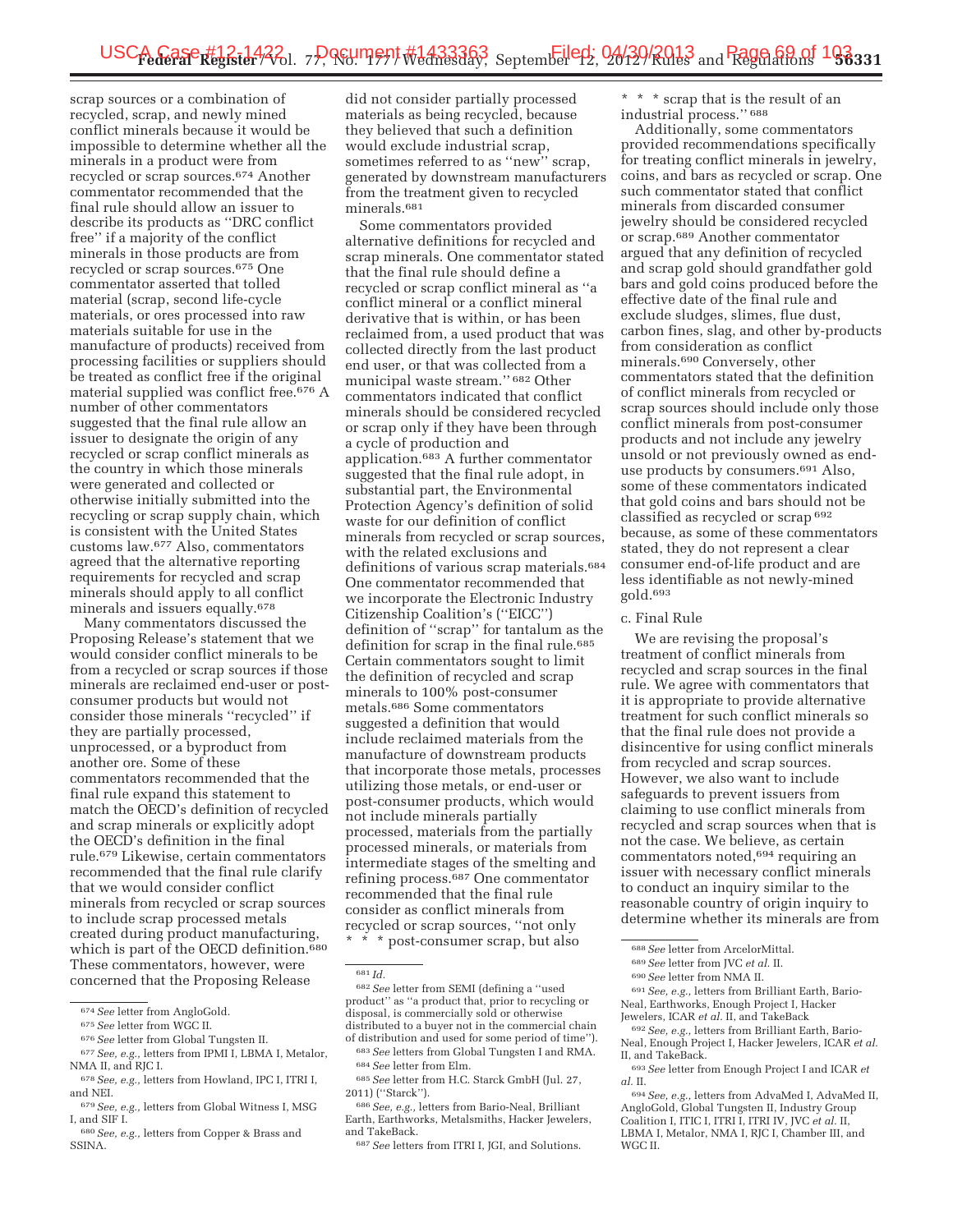scrap sources or a combination of recycled, scrap, and newly mined conflict minerals because it would be impossible to determine whether all the minerals in a product were from recycled or scrap sources.[674] Another commentator recommended that the final rule should allow an issuer to describe its products as ''DRC conflict free'' if a majority of the conflict minerals in those products are from recycled or scrap sources.[675] One commentator asserted that tolled material (scrap, second life-cycle materials, or ores processed into raw materials suitable for use in the manufacture of products) received from processing facilities or suppliers should be treated as conflict free if the original material supplied was conflict free.[676] A number of other commentators suggested that the final rule allow an issuer to designate the origin of any recycled or scrap conflict minerals as the country in which those minerals were generated and collected or otherwise initially submitted into the recycling or scrap supply chain, which is consistent with the United States customs law.[677] Also, commentators agreed that the alternative reporting requirements for recycled and scrap minerals should apply to all conflict minerals and issuers equally.[678]

Many commentators discussed the Proposing Release's statement that we would consider conflict minerals to be from a recycled or scrap sources if those minerals are reclaimed end-user or post-consumer products but would not consider those minerals ''recycled'' if they are partially processed, unprocessed, or a byproduct from another ore. Some of these commentators recommended that the final rule expand this statement to match the OECD's definition of recycled and scrap minerals or explicitly adopt the OECD's definition in the final rule.[679] Likewise, certain commentators recommended that the final rule clarify that we would consider conflict minerals from recycled or scrap sources to include scrap processed metals created during product manufacturing, which is part of the OECD definition.[680] These commentators, however, were concerned that the Proposing Release did not consider partially processed materials as being recycled, because they believed that such a definition would exclude industrial scrap, sometimes referred to as ''new'' scrap, generated by downstream manufacturers from the treatment given to recycled minerals.[681]

Some commentators provided alternative definitions for recycled and scrap minerals. One commentator stated that the final rule should define a recycled or scrap conflict mineral as ''a conflict mineral or a conflict mineral derivative that is within, or has been reclaimed from, a used product that was collected directly from the last product end user, or that was collected from a municipal waste stream.'' [682] Other commentators indicated that conflict minerals should be considered recycled or scrap only if they have been through a cycle of production and application.[683] A further commentator suggested that the final rule adopt, in substantial part, the Environmental Protection Agency's definition of solid waste for our definition of conflict minerals from recycled or scrap sources, with the related exclusions and definitions of various scrap materials.[684] One commentator recommended that we incorporate the Electronic Industry Citizenship Coalition's (''EICC'') definition of ''scrap'' for tantalum as the definition for scrap in the final rule.[685] Certain commentators sought to limit the definition of recycled and scrap minerals to 100% post-consumer metals.[686] Some commentators suggested a definition that would include reclaimed materials from the manufacture of downstream products that incorporate those metals, processes utilizing those metals, or end-user or post-consumer products, which would not include minerals partially processed, materials from the partially processed minerals, or materials from intermediate stages of the smelting and refining process.[687] One commentator recommended that the final rule consider as conflict minerals from recycled or scrap sources, ''not only * * * post-consumer scrap, but also * * * scrap that is the result of an industrial process.'' [688]

Additionally, some commentators provided recommendations specifically for treating conflict minerals in jewelry, coins, and bars as recycled or scrap. One such commentator stated that conflict minerals from discarded consumer jewelry should be considered recycled or scrap.[689] Another commentator argued that any definition of recycled and scrap gold should grandfather gold bars and gold coins produced before the effective date of the final rule and exclude sludges, slimes, flue dust, carbon fines, slag, and other by-products from consideration as conflict minerals.[690] Conversely, other commentators stated that the definition of conflict minerals from recycled or scrap sources should include only those conflict minerals from post-consumer products and not include any jewelry unsold or not previously owned as end-use products by consumers.[691] Also, some of these commentators indicated that gold coins and bars should not be classified as recycled or scrap [692] because, as some of these commentators stated, they do not represent a clear consumer end-of-life product and are less identifiable as not newly-mined gold.[693]

c. Final Rule

We are revising the proposal's treatment of conflict minerals from recycled and scrap sources in the final rule. We agree with commentators that it is appropriate to provide alternative treatment for such conflict minerals so that the final rule does not provide a disincentive for using conflict minerals from recycled and scrap sources. However, we also want to include safeguards to prevent issuers from claiming to use conflict minerals from recycled and scrap sources when that is not the case. We believe, as certain commentators noted,[694] requiring an issuer with necessary conflict minerals to conduct an inquiry similar to the reasonable country of origin inquiry to determine whether its minerals are from

---

[674] *See* letter from AngloGold.

[675] *See* letter from WGC II.

[676] *See* letter from Global Tungsten II.

[677] *See, e.g.,* letters from IPMI I, LBMA I, Metalor, NMA II, and RJC I.

[678] *See, e.g.,* letters from Howland, IPC I, ITRI I, and NEI.

[679] *See, e.g.,* letters from Global Witness I, MSG I, and SIF I.

[680] *See, e.g.,* letters from Copper & Brass and SSINA.

[681] *Id.*

[682] *See* letter from SEMI (defining a ''used product'' as ''a product that, prior to recycling or disposal, is commercially sold or otherwise distributed to a buyer not in the commercial chain of distribution and used for some period of time'').

[683] *See* letters from Global Tungsten I and RMA.

[684] *See* letter from Elm.

[685] *See* letter from H.C. Starck GmbH (Jul. 27, 2011) (''Starck'').

[686] *See, e.g.,* letters from Bario-Neal, Brilliant Earth, Earthworks, Metalsmiths, Hacker Jewelers, and TakeBack.

[687] *See* letters from ITRI I, JGI, and Solutions.

[688] *See* letter from ArcelorMittal.

[689] *See* letter from JVC *et al.* II.

[690] *See* letter from NMA II.

[691] *See, e.g.,* letters from Brilliant Earth, Bario-Neal, Earthworks, Enough Project I, Hacker Jewelers, ICAR *et al.* II, and TakeBack

[692] *See, e.g.,* letters from Brilliant Earth, Bario-Neal, Enough Project I, Hacker Jewelers, ICAR *et al.* II, and TakeBack.

[693] *See* letter from Enough Project I and ICAR *et al.* II.

[694] *See, e.g.,* letters from AdvaMed I, AdvaMed II, AngloGold, Global Tungsten II, Industry Group Coalition I, ITIC I, ITRI I, ITRI IV, JVC *et al.* II, LBMA I, Metalor, NMA I, RJC I, Chamber III, and WGC II.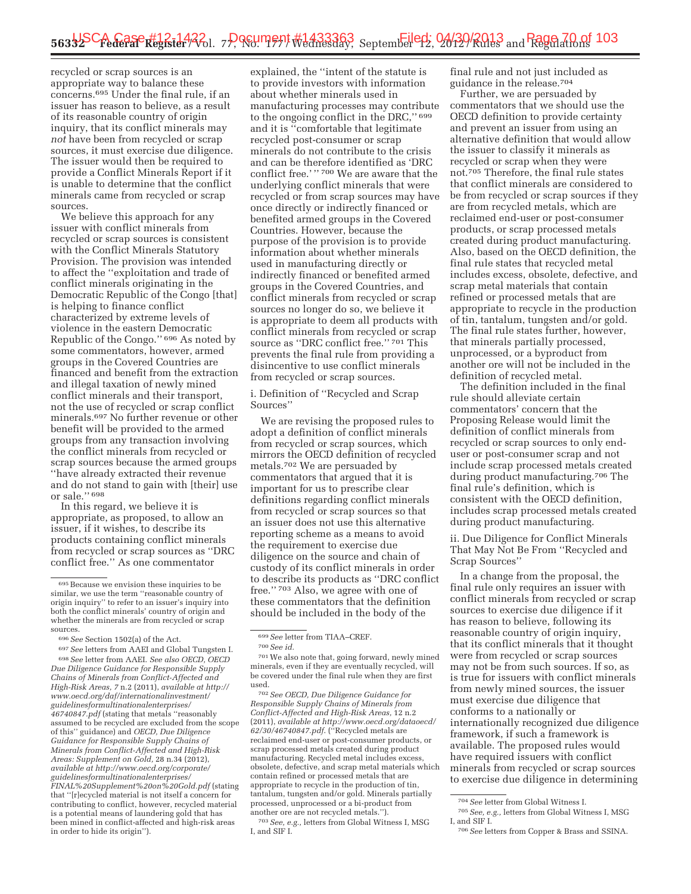recycled or scrap sources is an appropriate way to balance these concerns.[695] Under the final rule, if an issuer has reason to believe, as a result of its reasonable country of origin inquiry, that its conflict minerals may *not* have been from recycled or scrap sources, it must exercise due diligence. The issuer would then be required to provide a Conflict Minerals Report if it is unable to determine that the conflict minerals came from recycled or scrap sources.

We believe this approach for any issuer with conflict minerals from recycled or scrap sources is consistent with the Conflict Minerals Statutory Provision. The provision was intended to affect the ''exploitation and trade of conflict minerals originating in the Democratic Republic of the Congo [that] is helping to finance conflict characterized by extreme levels of violence in the eastern Democratic Republic of the Congo.'' [696] As noted by some commentators, however, armed groups in the Covered Countries are financed and benefit from the extraction and illegal taxation of newly mined conflict minerals and their transport, not the use of recycled or scrap conflict minerals.[697] No further revenue or other benefit will be provided to the armed groups from any transaction involving the conflict minerals from recycled or scrap sources because the armed groups ''have already extracted their revenue and do not stand to gain with [their] use or sale.'' [698]

In this regard, we believe it is appropriate, as proposed, to allow an issuer, if it wishes, to describe its products containing conflict minerals from recycled or scrap sources as ''DRC conflict free.'' As one commentator explained, the ''intent of the statute is to provide investors with information about whether minerals used in manufacturing processes may contribute to the ongoing conflict in the DRC,'' [699] and it is ''comfortable that legitimate recycled post-consumer or scrap minerals do not contribute to the crisis and can be therefore identified as 'DRC conflict free.' '' [700] We are aware that the underlying conflict minerals that were recycled or from scrap sources may have once directly or indirectly financed or benefited armed groups in the Covered Countries. However, because the purpose of the provision is to provide information about whether minerals used in manufacturing directly or indirectly financed or benefited armed groups in the Covered Countries, and conflict minerals from recycled or scrap sources no longer do so, we believe it is appropriate to deem all products with conflict minerals from recycled or scrap source as ''DRC conflict free.'' [701] This prevents the final rule from providing a disincentive to use conflict minerals from recycled or scrap sources.

i. Definition of ''Recycled and Scrap Sources''

We are revising the proposed rules to adopt a definition of conflict minerals from recycled or scrap sources, which mirrors the OECD definition of recycled metals.[702] We are persuaded by commentators that argued that it is important for us to prescribe clear definitions regarding conflict minerals from recycled or scrap sources so that an issuer does not use this alternative reporting scheme as a means to avoid the requirement to exercise due diligence on the source and chain of custody of its conflict minerals in order to describe its products as ''DRC conflict free.'' [703] Also, we agree with one of these commentators that the definition should be included in the body of the final rule and not just included as guidance in the release.[704]

Further, we are persuaded by commentators that we should use the OECD definition to provide certainty and prevent an issuer from using an alternative definition that would allow the issuer to classify it minerals as recycled or scrap when they were not.[705] Therefore, the final rule states that conflict minerals are considered to be from recycled or scrap sources if they are from recycled metals, which are reclaimed end-user or post-consumer products, or scrap processed metals created during product manufacturing. Also, based on the OECD definition, the final rule states that recycled metal includes excess, obsolete, defective, and scrap metal materials that contain refined or processed metals that are appropriate to recycle in the production of tin, tantalum, tungsten and/or gold. The final rule states further, however, that minerals partially processed, unprocessed, or a byproduct from another ore will not be included in the definition of recycled metal.

The definition included in the final rule should alleviate certain commentators' concern that the Proposing Release would limit the definition of conflict minerals from recycled or scrap sources to only end-user or post-consumer scrap and not include scrap processed metals created during product manufacturing.[706] The final rule's definition, which is consistent with the OECD definition, includes scrap processed metals created during product manufacturing.

ii. Due Diligence for Conflict Minerals That May Not Be From ''Recycled and Scrap Sources''

In a change from the proposal, the final rule only requires an issuer with conflict minerals from recycled or scrap sources to exercise due diligence if it has reason to believe, following its reasonable country of origin inquiry, that its conflict minerals that it thought were from recycled or scrap sources may not be from such sources. If so, as is true for issuers with conflict minerals from newly mined sources, the issuer must exercise due diligence that conforms to a nationally or internationally recognized due diligence framework, if such a framework is available. The proposed rules would have required issuers with conflict minerals from recycled or scrap sources to exercise due diligence in determining

---

[695] Because we envision these inquiries to be similar, we use the term ''reasonable country of origin inquiry'' to refer to an issuer's inquiry into both the conflict minerals' country of origin and whether the minerals are from recycled or scrap sources.

[696] *See* Section 1502(a) of the Act.

[697] *See* letters from AAEI and Global Tungsten I.

[698] *See* letter from AAEI. *See also OECD, OECD Due Diligence Guidance for Responsible Supply Chains of Minerals from Conflict-Affected and High-Risk Areas,* 7 n.2 (2011), *available at http://www.oecd.org/daf/internationalinvestment/guidelinesformultinationalenterprises/46740847.pdf* (stating that metals ''reasonably assumed to be recycled are excluded from the scope of this'' guidance) and *OECD, Due Diligence Guidance for Responsible Supply Chains of Minerals from Conflict-Affected and High-Risk Areas: Supplement on Gold,* 28 n.34 (2012), *available at http://www.oecd.org/corporate/guidelinesformultinationalenterprises/FINAL%20Supplement%20on%20Gold.pdf* (stating that ''[r]ecycled material is not itself a concern for contributing to conflict, however, recycled material is a potential means of laundering gold that has been mined in conflict-affected and high-risk areas in order to hide its origin'').

[699] *See* letter from TIAA–CREF.

[700] *See id.*

[701] We also note that, going forward, newly mined minerals, even if they are eventually recycled, will be covered under the final rule when they are first used.

[702] *See OECD, Due Diligence Guidance for Responsible Supply Chains of Minerals from Conflict-Affected and High-Risk Areas,* 12 n.2 (2011), *available at http://www.oecd.org/dataoecd/62/30/46740847.pdf.* (''Recycled metals are reclaimed end-user or post-consumer products, or scrap processed metals created during product manufacturing. Recycled metal includes excess, obsolete, defective, and scrap metal materials which contain refined or processed metals that are appropriate to recycle in the production of tin, tantalum, tungsten and/or gold. Minerals partially processed, unprocessed or a bi-product from another ore are not recycled metals.'').

[703] *See, e.g.,* letters from Global Witness I, MSG I, and SIF I.

[704] *See* letter from Global Witness I.

[705] *See, e.g.,* letters from Global Witness I, MSG I, and SIF I.

[706] *See* letters from Copper & Brass and SSINA.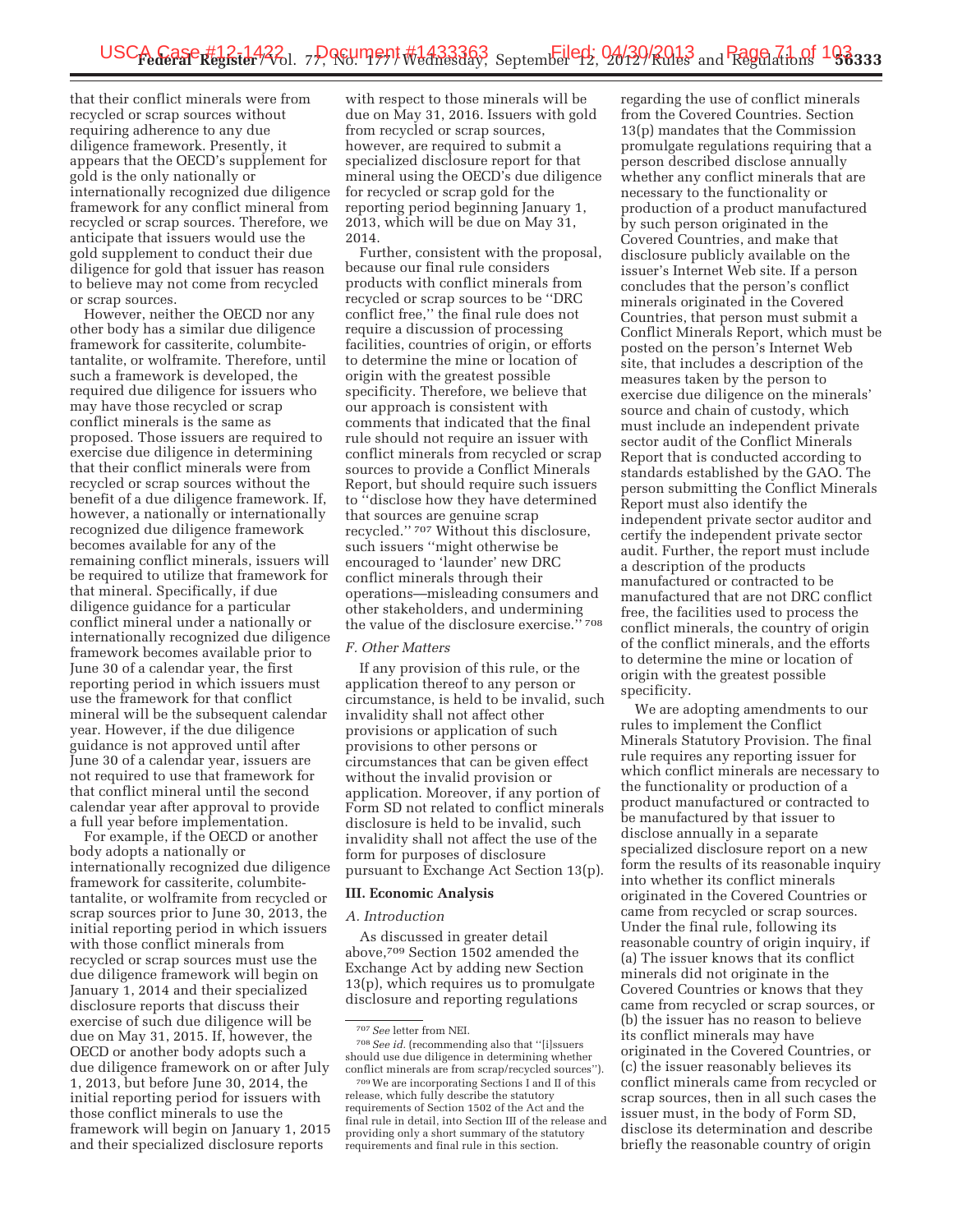that their conflict minerals were from recycled or scrap sources without requiring adherence to any due diligence framework. Presently, it appears that the OECD's supplement for gold is the only nationally or internationally recognized due diligence framework for any conflict mineral from recycled or scrap sources. Therefore, we anticipate that issuers would use the gold supplement to conduct their due diligence for gold that issuer has reason to believe may not come from recycled or scrap sources.

However, neither the OECD nor any other body has a similar due diligence framework for cassiterite, columbite-tantalite, or wolframite. Therefore, until such a framework is developed, the required due diligence for issuers who may have those recycled or scrap conflict minerals is the same as proposed. Those issuers are required to exercise due diligence in determining that their conflict minerals were from recycled or scrap sources without the benefit of a due diligence framework. If, however, a nationally or internationally recognized due diligence framework becomes available for any of the remaining conflict minerals, issuers will be required to utilize that framework for that mineral. Specifically, if due diligence guidance for a particular conflict mineral under a nationally or internationally recognized due diligence framework becomes available prior to June 30 of a calendar year, the first reporting period in which issuers must use the framework for that conflict mineral will be the subsequent calendar year. However, if the due diligence guidance is not approved until after June 30 of a calendar year, issuers are not required to use that framework for that conflict mineral until the second calendar year after approval to provide a full year before implementation.

For example, if the OECD or another body adopts a nationally or internationally recognized due diligence framework for cassiterite, columbite-tantalite, or wolframite from recycled or scrap sources prior to June 30, 2013, the initial reporting period in which issuers with those conflict minerals from recycled or scrap sources must use the due diligence framework will begin on January 1, 2014 and their specialized disclosure reports that discuss their exercise of such due diligence will be due on May 31, 2015. If, however, the OECD or another body adopts such a due diligence framework on or after July 1, 2013, but before June 30, 2014, the initial reporting period for issuers with those conflict minerals to use the framework will begin on January 1, 2015 and their specialized disclosure reports with respect to those minerals will be due on May 31, 2016. Issuers with gold from recycled or scrap sources, however, are required to submit a specialized disclosure report for that mineral using the OECD's due diligence for recycled or scrap gold for the reporting period beginning January 1, 2013, which will be due on May 31, 2014.

Further, consistent with the proposal, because our final rule considers products with conflict minerals from recycled or scrap sources to be "DRC conflict free," the final rule does not require a discussion of processing facilities, countries of origin, or efforts to determine the mine or location of origin with the greatest possible specificity. Therefore, we believe that our approach is consistent with comments that indicated that the final rule should not require an issuer with conflict minerals from recycled or scrap sources to provide a Conflict Minerals Report, but should require such issuers to "disclose how they have determined that sources are genuine scrap recycled." [707] Without this disclosure, such issuers "might otherwise be encouraged to 'launder' new DRC conflict minerals through their operations—misleading consumers and other stakeholders, and undermining the value of the disclosure exercise." [708]

### *F. Other Matters*

If any provision of this rule, or the application thereof to any person or circumstance, is held to be invalid, such invalidity shall not affect other provisions or application of such provisions to other persons or circumstances that can be given effect without the invalid provision or application. Moreover, if any portion of Form SD not related to conflict minerals disclosure is held to be invalid, such invalidity shall not affect the use of the form for purposes of disclosure pursuant to Exchange Act Section 13(p).

## III. Economic Analysis

### *A. Introduction*

As discussed in greater detail above,[709] Section 1502 amended the Exchange Act by adding new Section 13(p), which requires us to promulgate disclosure and reporting regulations regarding the use of conflict minerals from the Covered Countries. Section 13(p) mandates that the Commission promulgate regulations requiring that a person described disclose annually whether any conflict minerals that are necessary to the functionality or production of a product manufactured by such person originated in the Covered Countries, and make that disclosure publicly available on the issuer's Internet Web site. If a person concludes that the person's conflict minerals originated in the Covered Countries, that person must submit a Conflict Minerals Report, which must be posted on the person's Internet Web site, that includes a description of the measures taken by the person to exercise due diligence on the minerals' source and chain of custody, which must include an independent private sector audit of the Conflict Minerals Report that is conducted according to standards established by the GAO. The person submitting the Conflict Minerals Report must also identify the independent private sector auditor and certify the independent private sector audit. Further, the report must include a description of the products manufactured or contracted to be manufactured that are not DRC conflict free, the facilities used to process the conflict minerals, the country of origin of the conflict minerals, and the efforts to determine the mine or location of origin with the greatest possible specificity.

We are adopting amendments to our rules to implement the Conflict Minerals Statutory Provision. The final rule requires any reporting issuer for which conflict minerals are necessary to the functionality or production of a product manufactured or contracted to be manufactured by that issuer to disclose annually in a separate specialized disclosure report on a new form the results of its reasonable inquiry into whether its conflict minerals originated in the Covered Countries or came from recycled or scrap sources. Under the final rule, following its reasonable country of origin inquiry, if (a) The issuer knows that its conflict minerals did not originate in the Covered Countries or knows that they came from recycled or scrap sources, or (b) the issuer has no reason to believe its conflict minerals may have originated in the Covered Countries, or (c) the issuer reasonably believes its conflict minerals came from recycled or scrap sources, then in all such cases the issuer must, in the body of Form SD, disclose its determination and describe briefly the reasonable country of origin

---

[707] *See* letter from NEI.

[708] *See id.* (recommending also that "[i]ssuers should use due diligence in determining whether conflict minerals are from scrap/recycled sources").

[709] We are incorporating Sections I and II of this release, which fully describe the statutory requirements of Section 1502 of the Act and the final rule in detail, into Section III of the release and providing only a short summary of the statutory requirements and final rule in this section.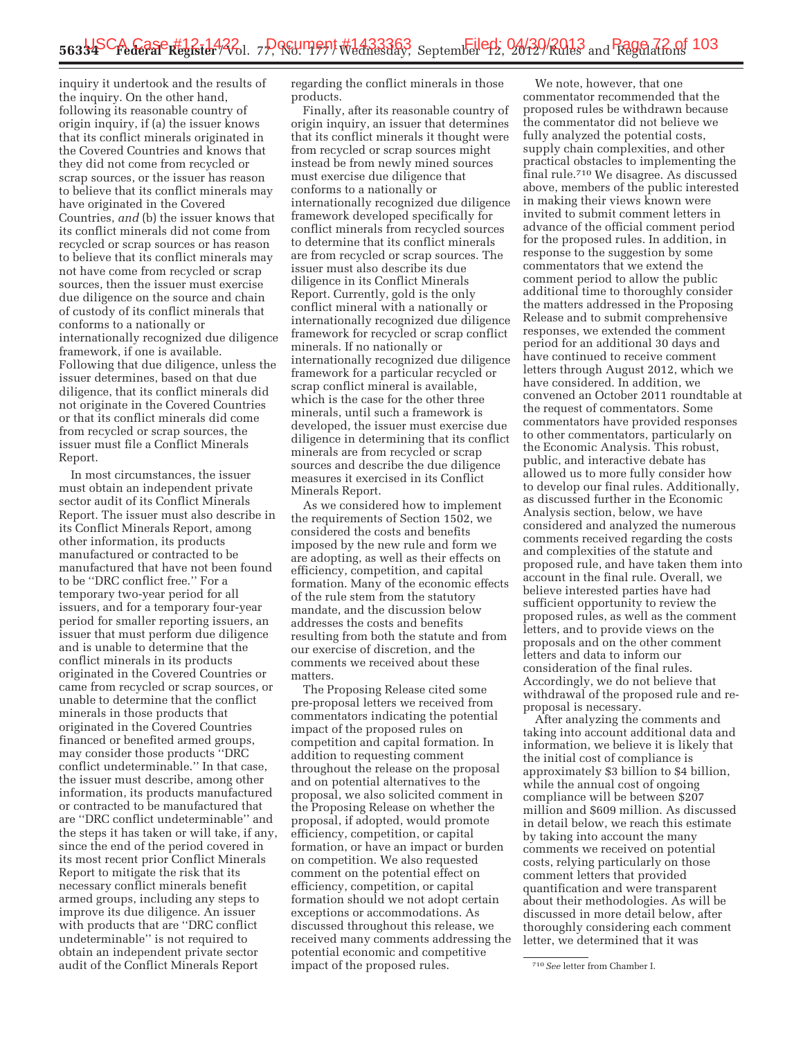inquiry it undertook and the results of the inquiry. On the other hand, following its reasonable country of origin inquiry, if (a) the issuer knows that its conflict minerals originated in the Covered Countries and knows that they did not come from recycled or scrap sources, or the issuer has reason to believe that its conflict minerals may have originated in the Covered Countries, *and* (b) the issuer knows that its conflict minerals did not come from recycled or scrap sources or has reason to believe that its conflict minerals may not have come from recycled or scrap sources, then the issuer must exercise due diligence on the source and chain of custody of its conflict minerals that conforms to a nationally or internationally recognized due diligence framework, if one is available. Following that due diligence, unless the issuer determines, based on that due diligence, that its conflict minerals did not originate in the Covered Countries or that its conflict minerals did come from recycled or scrap sources, the issuer must file a Conflict Minerals Report.

In most circumstances, the issuer must obtain an independent private sector audit of its Conflict Minerals Report. The issuer must also describe in its Conflict Minerals Report, among other information, its products manufactured or contracted to be manufactured that have not been found to be "DRC conflict free." For a temporary two-year period for all issuers, and for a temporary four-year period for smaller reporting issuers, an issuer that must perform due diligence and is unable to determine that the conflict minerals in its products originated in the Covered Countries or came from recycled or scrap sources, or unable to determine that the conflict minerals in those products that originated in the Covered Countries financed or benefited armed groups, may consider those products "DRC conflict undeterminable." In that case, the issuer must describe, among other information, its products manufactured or contracted to be manufactured that are "DRC conflict undeterminable" and the steps it has taken or will take, if any, since the end of the period covered in its most recent prior Conflict Minerals Report to mitigate the risk that its necessary conflict minerals benefit armed groups, including any steps to improve its due diligence. An issuer with products that are "DRC conflict undeterminable" is not required to obtain an independent private sector audit of the Conflict Minerals Report regarding the conflict minerals in those products.

Finally, after its reasonable country of origin inquiry, an issuer that determines that its conflict minerals it thought were from recycled or scrap sources might instead be from newly mined sources must exercise due diligence that conforms to a nationally or internationally recognized due diligence framework developed specifically for conflict minerals from recycled sources to determine that its conflict minerals are from recycled or scrap sources. The issuer must also describe its due diligence in its Conflict Minerals Report. Currently, gold is the only conflict mineral with a nationally or internationally recognized due diligence framework for recycled or scrap conflict minerals. If no nationally or internationally recognized due diligence framework for a particular recycled or scrap conflict mineral is available, which is the case for the other three minerals, until such a framework is developed, the issuer must exercise due diligence in determining that its conflict minerals are from recycled or scrap sources and describe the due diligence measures it exercised in its Conflict Minerals Report.

As we considered how to implement the requirements of Section 1502, we considered the costs and benefits imposed by the new rule and form we are adopting, as well as their effects on efficiency, competition, and capital formation. Many of the economic effects of the rule stem from the statutory mandate, and the discussion below addresses the costs and benefits resulting from both the statute and from our exercise of discretion, and the comments we received about these matters.

The Proposing Release cited some pre-proposal letters we received from commentators indicating the potential impact of the proposed rules on competition and capital formation. In addition to requesting comment throughout the release on the proposal and on potential alternatives to the proposal, we also solicited comment in the Proposing Release on whether the proposal, if adopted, would promote efficiency, competition, or capital formation, or have an impact or burden on competition. We also requested comment on the potential effect on efficiency, competition, or capital formation should we not adopt certain exceptions or accommodations. As discussed throughout this release, we received many comments addressing the potential economic and competitive impact of the proposed rules.

We note, however, that one commentator recommended that the proposed rules be withdrawn because the commentator did not believe we fully analyzed the potential costs, supply chain complexities, and other practical obstacles to implementing the final rule.[710] We disagree. As discussed above, members of the public interested in making their views known were invited to submit comment letters in advance of the official comment period for the proposed rules. In addition, in response to the suggestion by some commentators that we extend the comment period to allow the public additional time to thoroughly consider the matters addressed in the Proposing Release and to submit comprehensive responses, we extended the comment period for an additional 30 days and have continued to receive comment letters through August 2012, which we have considered. In addition, we convened an October 2011 roundtable at the request of commentators. Some commentators have provided responses to other commentators, particularly on the Economic Analysis. This robust, public, and interactive debate has allowed us to more fully consider how to develop our final rules. Additionally, as discussed further in the Economic Analysis section, below, we have considered and analyzed the numerous comments received regarding the costs and complexities of the statute and proposed rule, and have taken them into account in the final rule. Overall, we believe interested parties have had sufficient opportunity to review the proposed rules, as well as the comment letters, and to provide views on the proposals and on the other comment letters and data to inform our consideration of the final rules. Accordingly, we do not believe that withdrawal of the proposed rule and re-proposal is necessary.

After analyzing the comments and taking into account additional data and information, we believe it is likely that the initial cost of compliance is approximately $3 billion to $4 billion, while the annual cost of ongoing compliance will be between $207 million and $609 million. As discussed in detail below, we reach this estimate by taking into account the many comments we received on potential costs, relying particularly on those comment letters that provided quantification and were transparent about their methodologies. As will be discussed in more detail below, after thoroughly considering each comment letter, we determined that it was

[710] *See* letter from Chamber I.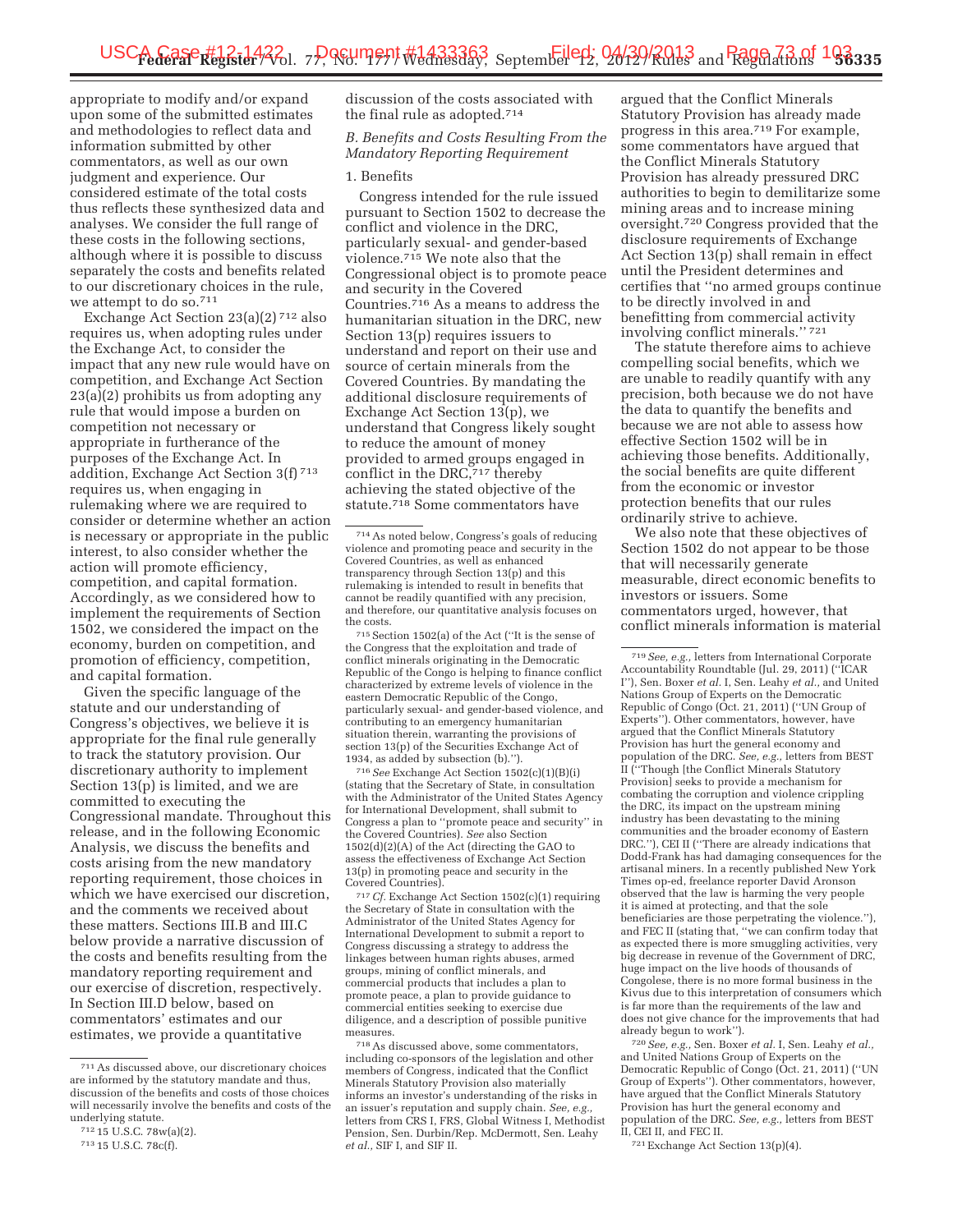appropriate to modify and/or expand upon some of the submitted estimates and methodologies to reflect data and information submitted by other commentators, as well as our own judgment and experience. Our considered estimate of the total costs thus reflects these synthesized data and analyses. We consider the full range of these costs in the following sections, although where it is possible to discuss separately the costs and benefits related to our discretionary choices in the rule, we attempt to do so.[711]

Exchange Act Section 23(a)(2)[712] also requires us, when adopting rules under the Exchange Act, to consider the impact that any new rule would have on competition, and Exchange Act Section 23(a)(2) prohibits us from adopting any rule that would impose a burden on competition not necessary or appropriate in furtherance of the purposes of the Exchange Act. In addition, Exchange Act Section 3(f)[713] requires us, when engaging in rulemaking where we are required to consider or determine whether an action is necessary or appropriate in the public interest, to also consider whether the action will promote efficiency, competition, and capital formation. Accordingly, as we considered how to implement the requirements of Section 1502, we considered the impact on the economy, burden on competition, and promotion of efficiency, competition, and capital formation.

Given the specific language of the statute and our understanding of Congress's objectives, we believe it is appropriate for the final rule generally to track the statutory provision. Our discretionary authority to implement Section 13(p) is limited, and we are committed to executing the Congressional mandate. Throughout this release, and in the following Economic Analysis, we discuss the benefits and costs arising from the new mandatory reporting requirement, those choices in which we have exercised our discretion, and the comments we received about these matters. Sections III.B and III.C below provide a narrative discussion of the costs and benefits resulting from the mandatory reporting requirement and our exercise of discretion, respectively. In Section III.D below, based on commentators' estimates and our estimates, we provide a quantitative discussion of the costs associated with the final rule as adopted.[714]

*B. Benefits and Costs Resulting From the Mandatory Reporting Requirement*

1. Benefits

Congress intended for the rule issued pursuant to Section 1502 to decrease the conflict and violence in the DRC, particularly sexual- and gender-based violence.[715] We note also that the Congressional object is to promote peace and security in the Covered Countries.[716] As a means to address the humanitarian situation in the DRC, new Section 13(p) requires issuers to understand and report on their use and source of certain minerals from the Covered Countries. By mandating the additional disclosure requirements of Exchange Act Section 13(p), we understand that Congress likely sought to reduce the amount of money provided to armed groups engaged in conflict in the DRC,[717] thereby achieving the stated objective of the statute.[718] Some commentators have argued that the Conflict Minerals Statutory Provision has already made progress in this area.[719] For example, some commentators have argued that the Conflict Minerals Statutory Provision has already pressured DRC authorities to begin to demilitarize some mining areas and to increase mining oversight.[720] Congress provided that the disclosure requirements of Exchange Act Section 13(p) shall remain in effect until the President determines and certifies that ''no armed groups continue to be directly involved in and benefitting from commercial activity involving conflict minerals.''[721]

The statute therefore aims to achieve compelling social benefits, which we are unable to readily quantify with any precision, both because we do not have the data to quantify the benefits and because we are not able to assess how effective Section 1502 will be in achieving those benefits. Additionally, the social benefits are quite different from the economic or investor protection benefits that our rules ordinarily strive to achieve.

We also note that these objectives of Section 1502 do not appear to be those that will necessarily generate measurable, direct economic benefits to investors or issuers. Some commentators urged, however, that conflict minerals information is material

---

[711] As discussed above, our discretionary choices are informed by the statutory mandate and thus, discussion of the benefits and costs of those choices will necessarily involve the benefits and costs of the underlying statute.

[712] 15 U.S.C. 78w(a)(2).

[713] 15 U.S.C. 78c(f).

[714] As noted below, Congress's goals of reducing violence and promoting peace and security in the Covered Countries, as well as enhanced transparency through Section 13(p) and this rulemaking is intended to result in benefits that cannot be readily quantified with any precision, and therefore, our quantitative analysis focuses on the costs.

[715] Section 1502(a) of the Act (''It is the sense of the Congress that the exploitation and trade of conflict minerals originating in the Democratic Republic of the Congo is helping to finance conflict characterized by extreme levels of violence in the eastern Democratic Republic of the Congo, particularly sexual- and gender-based violence, and contributing to an emergency humanitarian situation therein, warranting the provisions of section 13(p) of the Securities Exchange Act of 1934, as added by subsection (b).'').

[716] *See* Exchange Act Section 1502(c)(1)(B)(i) (stating that the Secretary of State, in consultation with the Administrator of the United States Agency for International Development, shall submit to Congress a plan to ''promote peace and security'' in the Covered Countries). *See* also Section 1502(d)(2)(A) of the Act (directing the GAO to assess the effectiveness of Exchange Act Section 13(p) in promoting peace and security in the Covered Countries).

[717] *Cf.* Exchange Act Section 1502(c)(1) requiring the Secretary of State in consultation with the Administrator of the United States Agency for International Development to submit a report to Congress discussing a strategy to address the linkages between human rights abuses, armed groups, mining of conflict minerals, and commercial products that includes a plan to promote peace, a plan to provide guidance to commercial entities seeking to exercise due diligence, and a description of possible punitive measures.

[718] As discussed above, some commentators, including co-sponsors of the legislation and other members of Congress, indicated that the Conflict Minerals Statutory Provision also materially informs an investor's understanding of the risks in an issuer's reputation and supply chain. *See, e.g.,* letters from CRS I, FRS, Global Witness I, Methodist Pension, Sen. Durbin/Rep. McDermott, Sen. Leahy *et al.,* SIF I, and SIF II.

[719] *See, e.g.,* letters from International Corporate Accountability Roundtable (Jul. 29, 2011) (''ICAR I''), Sen. Boxer *et al.* I, Sen. Leahy *et al.,* and United Nations Group of Experts on the Democratic Republic of Congo (Oct. 21, 2011) (''UN Group of Experts''). Other commentators, however, have argued that the Conflict Minerals Statutory Provision has hurt the general economy and population of the DRC. *See, e.g.,* letters from BEST II (''Though [the Conflict Minerals Statutory Provision] seeks to provide a mechanism for combating the corruption and violence crippling the DRC, its impact on the upstream mining industry has been devastating to the mining communities and the broader economy of Eastern DRC.''), CEI II (''There are already indications that Dodd-Frank has had damaging consequences for the artisanal miners. In a recently published New York Times op-ed, freelance reporter David Aronson observed that the law is harming the very people it is aimed at protecting, and that the sole beneficiaries are those perpetrating the violence.''), and FEC II (stating that, ''we can confirm today that as expected there is more smuggling activities, very big decrease in revenue of the Government of DRC, huge impact on the live hoods of thousands of Congolese, there is no more formal business in the Kivus due to this interpretation of consumers which is far more than the requirements of the law and does not give chance for the improvements that had already begun to work'').

[720] *See, e.g.,* Sen. Boxer *et al.* I, Sen. Leahy *et al.,* and United Nations Group of Experts on the Democratic Republic of Congo (Oct. 21, 2011) (''UN Group of Experts''). Other commentators, however, have argued that the Conflict Minerals Statutory Provision has hurt the general economy and population of the DRC. *See, e.g.,* letters from BEST II, CEI II, and FEC II.

[721] Exchange Act Section 13(p)(4).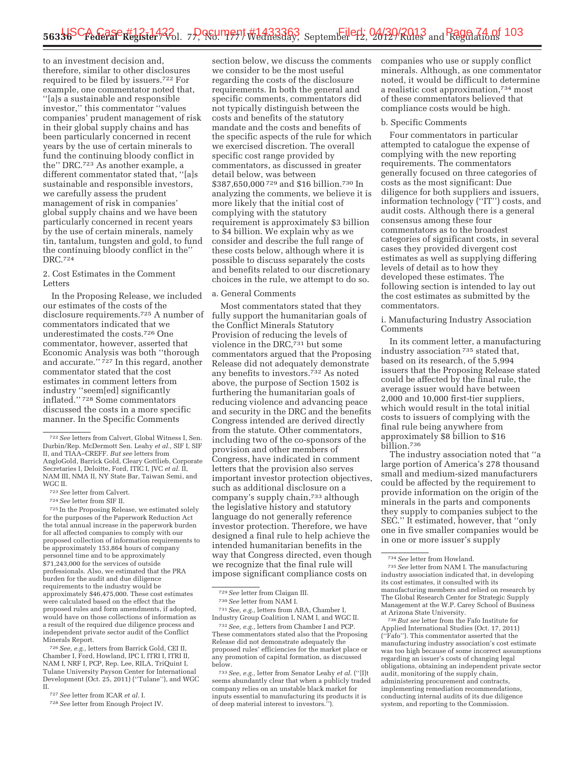to an investment decision and, therefore, similar to other disclosures required to be filed by issuers.[722] For example, one commentator noted that, ''[a]s a sustainable and responsible investor,'' this commentator ''values companies' prudent management of risk in their global supply chains and has been particularly concerned in recent years by the use of certain minerals to fund the continuing bloody conflict in the'' DRC.[723] As another example, a different commentator stated that, ''[a]s sustainable and responsible investors, we carefully assess the prudent management of risk in companies' global supply chains and we have been particularly concerned in recent years by the use of certain minerals, namely tin, tantalum, tungsten and gold, to fund the continuing bloody conflict in the'' DRC.[724]

2. Cost Estimates in the Comment Letters

In the Proposing Release, we included our estimates of the costs of the disclosure requirements.[725] A number of commentators indicated that we underestimated the costs.[726] One commentator, however, asserted that Economic Analysis was both ''thorough and accurate.''[727] In this regard, another commentator stated that the cost estimates in comment letters from industry ''seem[ed] significantly inflated.''[728] Some commentators discussed the costs in a more specific manner. In the Specific Comments section below, we discuss the comments we consider to be the most useful regarding the costs of the disclosure requirements. In both the general and specific comments, commentators did not typically distinguish between the costs and benefits of the statutory mandate and the costs and benefits of the specific aspects of the rule for which we exercised discretion. The overall specific cost range provided by commentators, as discussed in greater detail below, was between $387,650,000[729] and $16 billion.[730] In analyzing the comments, we believe it is more likely that the initial cost of complying with the statutory requirement is approximately $3 billion to $4 billion. We explain why as we consider and describe the full range of these costs below, although where it is possible to discuss separately the costs and benefits related to our discretionary choices in the rule, we attempt to do so.

a. General Comments

Most commentators stated that they fully support the humanitarian goals of the Conflict Minerals Statutory Provision of reducing the levels of violence in the DRC,[731] but some commentators argued that the Proposing Release did not adequately demonstrate any benefits to investors.[732] As noted above, the purpose of Section 1502 is furthering the humanitarian goals of reducing violence and advancing peace and security in the DRC and the benefits Congress intended are derived directly from the statute. Other commentators, including two of the co-sponsors of the provision and other members of Congress, have indicated in comment letters that the provision also serves important investor protection objectives, such as additional disclosure on a company's supply chain,[733] although the legislative history and statutory language do not generally reference investor protection. Therefore, we have designed a final rule to help achieve the intended humanitarian benefits in the way that Congress directed, even though we recognize that the final rule will impose significant compliance costs on companies who use or supply conflict minerals. Although, as one commentator noted, it would be difficult to determine a realistic cost approximation,[734] most of these commentators believed that compliance costs would be high.

b. Specific Comments

Four commentators in particular attempted to catalogue the expense of complying with the new reporting requirements. The commentators generally focused on three categories of costs as the most significant: Due diligence for both suppliers and issuers, information technology (''IT'') costs, and audit costs. Although there is a general consensus among these four commentators as to the broadest categories of significant costs, in several cases they provided divergent cost estimates as well as supplying differing levels of detail as to how they developed these estimates. The following section is intended to lay out the cost estimates as submitted by the commentators.

i. Manufacturing Industry Association Comments

In its comment letter, a manufacturing industry association[735] stated that, based on its research, of the 5,994 issuers that the Proposing Release stated could be affected by the final rule, the average issuer would have between 2,000 and 10,000 first-tier suppliers, which would result in the total initial costs to issuers of complying with the final rule being anywhere from approximately $8 billion to $16 billion.[736]

The industry association noted that ''a large portion of America's 278 thousand small and medium-sized manufacturers could be affected by the requirement to provide information on the origin of the minerals in the parts and components they supply to companies subject to the SEC.'' It estimated, however, that ''only one in five smaller companies would be in one or more issuer's supply

---

[722] *See* letters from Calvert, Global Witness I, Sen. Durbin/Rep. McDermott Sen. Leahy *et al.*, SIF I, SIF II, and TIAA–CREFF. *But see* letters from AngloGold, Barrick Gold, Cleary Gottlieb, Corporate Secretaries I, Deloitte, Ford, ITIC I, JVC *et al.* II, NAM III, NMA II, NY State Bar, Taiwan Semi, and WGC II.

[723] *See* letter from Calvert.

[724] *See* letter from SIF II.

[725] In the Proposing Release, we estimated solely for the purposes of the Paperwork Reduction Act the total annual increase in the paperwork burden for all affected companies to comply with our proposed collection of information requirements to be approximately 153,864 hours of company personnel time and to be approximately $71,243,000 for the services of outside professionals. Also, we estimated that the PRA burden for the audit and due diligence requirements to the industry would be approximately $46,475,000. These cost estimates were calculated based on the effect that the proposed rules and form amendments, if adopted, would have on those collections of information as a result of the required due diligence process and independent private sector audit of the Conflict Minerals Report.

[726] *See, e.g.*, letters from Barrick Gold, CEI II, Chamber I, Ford, Howland, IPC I, ITRI I, ITRI II, NAM I, NRF I, PCP, Rep. Lee, RILA, TriQuint I, Tulane University Payson Center for International Development (Oct. 25, 2011) (''Tulane''), and WGC II.

[727] *See* letter from ICAR *et al.* I.

[728] *See* letter from Enough Project IV.

[729] *See* letter from Claigan III.

[730] *See* letter from NAM I.

[731] *See, e.g.*, letters from ABA, Chamber I, Industry Group Coalition I, NAM I, and WGC II.

[732] *See, e.g.*, letters from Chamber I and PCP. These commentators stated also that the Proposing Release did not demonstrate adequately the proposed rules' efficiencies for the market place or any promotion of capital formation, as discussed below.

[733] *See, e.g.*, letter from Senator Leahy *et al.* (''[I]t seems abundantly clear that when a publicly traded company relies on an unstable black market for inputs essential to manufacturing its products it is of deep material interest to investors.'').

[734] *See* letter from Howland.

[735] *See* letter from NAM I. The manufacturing industry association indicated that, in developing its cost estimates, it consulted with its manufacturing members and relied on research by The Global Research Center for Strategic Supply Management at the W.P. Carey School of Business at Arizona State University.

[736] *But see* letter from the Fafo Institute for Applied International Studies (Oct. 17, 2011) (''Fafo''). This commentator asserted that the manufacturing industry association's cost estimate was too high because of some incorrect assumptions regarding an issuer's costs of changing legal obligations, obtaining an independent private sector audit, monitoring of the supply chain, administering procurement and contracts, implementing remediation recommendations, conducting internal audits of its due diligence system, and reporting to the Commission.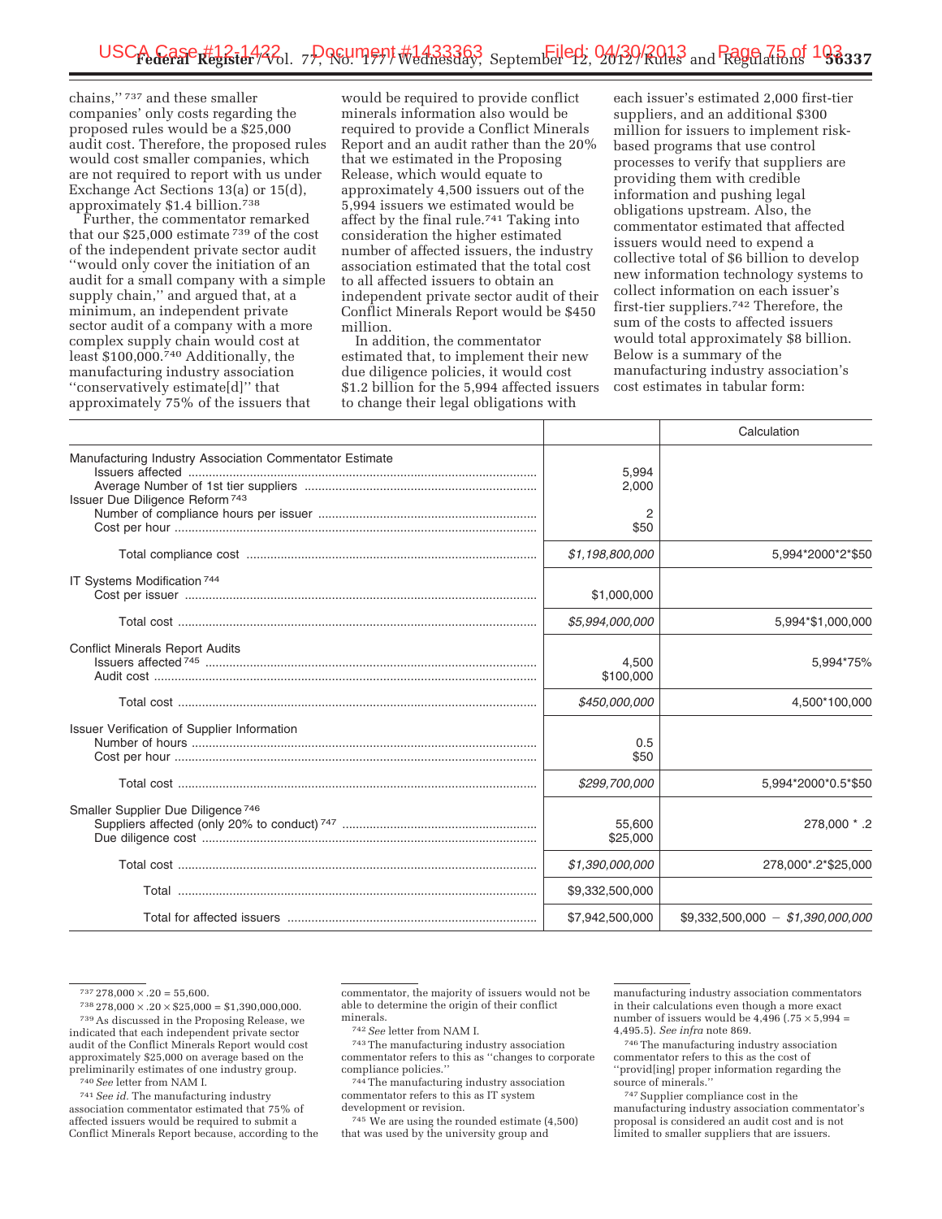chains,''[737] and these smaller companies' only costs regarding the proposed rules would be a $25,000 audit cost. Therefore, the proposed rules would cost smaller companies, which are not required to report with us under Exchange Act Sections 13(a) or 15(d), approximately $1.4 billion.[738]

Further, the commentator remarked that our $25,000 estimate[739] of the cost of the independent private sector audit ''would only cover the initiation of an audit for a small company with a simple supply chain,'' and argued that, at a minimum, an independent private sector audit of a company with a more complex supply chain would cost at least $100,000.[740] Additionally, the manufacturing industry association ''conservatively estimate[d]'' that approximately 75% of the issuers that would be required to provide conflict minerals information also would be required to provide a Conflict Minerals Report and an audit rather than the 20% that we estimated in the Proposing Release, which would equate to approximately 4,500 issuers out of the 5,994 issuers we estimated would be affect by the final rule.[741] Taking into consideration the higher estimated number of affected issuers, the industry association estimated that the total cost to all affected issuers to obtain an independent private sector audit of their Conflict Minerals Report would be $450 million.

In addition, the commentator estimated that, to implement their new due diligence policies, it would cost $1.2 billion for the 5,994 affected issuers to change their legal obligations with each issuer's estimated 2,000 first-tier suppliers, and an additional $300 million for issuers to implement risk-based programs that use control processes to verify that suppliers are providing them with credible information and pushing legal obligations upstream. Also, the commentator estimated that affected issuers would need to expend a collective total of $6 billion to develop new information technology systems to collect information on each issuer's first-tier suppliers.[742] Therefore, the sum of the costs to affected issuers would total approximately $8 billion. Below is a summary of the manufacturing industry association's cost estimates in tabular form:

| | | Calculation |
|---|---|---|
| Manufacturing Industry Association Commentator Estimate | | |
| Issuers affected | 5,994 | |
| Average Number of 1st tier suppliers | 2,000 | |
| Issuer Due Diligence Reform[743] | | |
| Number of compliance hours per issuer | 2 | |
| Cost per hour | $50 | |
| Total compliance cost | *$1,198,800,000* | 5,994*2000*2*$50 |
| IT Systems Modification[744] | | |
| Cost per issuer | $1,000,000 | |
| Total cost | *$5,994,000,000* | 5,994*$1,000,000 |
| Conflict Minerals Report Audits | | |
| Issuers affected[745] | 4,500 | 5,994*75% |
| Audit cost | $100,000 | |
| Total cost | *$450,000,000* | 4,500*100,000 |
| Issuer Verification of Supplier Information | | |
| Number of hours | 0.5 | |
| Cost per hour | $50 | |
| Total cost | *$299,700,000* | 5,994*2000*0.5*$50 |
| Smaller Supplier Due Diligence[746] | | |
| Suppliers affected (only 20% to conduct)[747] | 55,600 | 278,000 * .2 |
| Due diligence cost | $25,000 | |
| Total cost | *$1,390,000,000* | 278,000*.2*$25,000 |
| Total | $9,332,500,000 | |
| Total for affected issuers | $7,942,500,000 | $9,332,500,000 − *$1,390,000,000* |

---

[737] 278,000 × .20 = 55,600.

[738] 278,000 × .20 × $25,000 = $1,390,000,000.

[739] As discussed in the Proposing Release, we indicated that each independent private sector audit of the Conflict Minerals Report would cost approximately $25,000 on average based on the preliminarily estimates of one industry group.

[740] *See* letter from NAM I.

[741] *See id.* The manufacturing industry association commentator estimated that 75% of affected issuers would be required to submit a Conflict Minerals Report because, according to the commentator, the majority of issuers would not be able to determine the origin of their conflict minerals.

[742] *See* letter from NAM I.

[743] The manufacturing industry association commentator refers to this as ''changes to corporate compliance policies.''

[744] The manufacturing industry association commentator refers to this as IT system development or revision.

[745] We are using the rounded estimate (4,500) that was used by the university group and manufacturing industry association commentators in their calculations even though a more exact number of issuers would be 4,496 (.75 × 5,994 = 4,495.5). *See infra* note 869.

[746] The manufacturing industry association commentator refers to this as the cost of ''provid[ing] proper information regarding the source of minerals.''

[747] Supplier compliance cost in the manufacturing industry association commentator's proposal is considered an audit cost and is not limited to smaller suppliers that are issuers.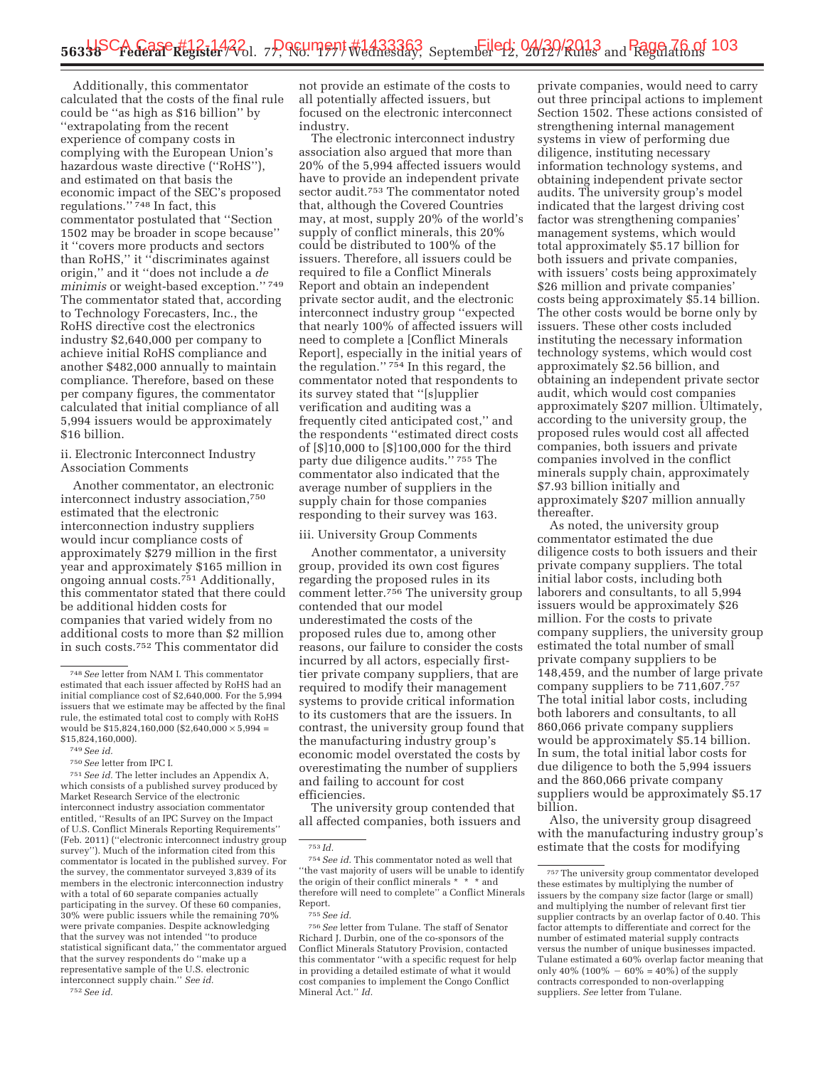Additionally, this commentator calculated that the costs of the final rule could be "as high as $16 billion" by "extrapolating from the recent experience of company costs in complying with the European Union's hazardous waste directive ("RoHS"), and estimated on that basis the economic impact of the SEC's proposed regulations." [748] In fact, this commentator postulated that "Section 1502 may be broader in scope because" it "covers more products and sectors than RoHS," it "discriminates against origin," and it "does not include a *de minimis* or weight-based exception." [749] The commentator stated that, according to Technology Forecasters, Inc., the RoHS directive cost the electronics industry $2,640,000 per company to achieve initial RoHS compliance and another $482,000 annually to maintain compliance. Therefore, based on these per company figures, the commentator calculated that initial compliance of all 5,994 issuers would be approximately $16 billion.

ii. Electronic Interconnect Industry Association Comments

Another commentator, an electronic interconnect industry association,[750] estimated that the electronic interconnection industry suppliers would incur compliance costs of approximately $279 million in the first year and approximately $165 million in ongoing annual costs.[751] Additionally, this commentator stated that there could be additional hidden costs for companies that varied widely from no additional costs to more than $2 million in such costs.[752] This commentator did not provide an estimate of the costs to all potentially affected issuers, but focused on the electronic interconnect industry.

The electronic interconnect industry association also argued that more than 20% of the 5,994 affected issuers would have to provide an independent private sector audit.[753] The commentator noted that, although the Covered Countries may, at most, supply 20% of the world's supply of conflict minerals, this 20% could be distributed to 100% of the issuers. Therefore, all issuers could be required to file a Conflict Minerals Report and obtain an independent private sector audit, and the electronic interconnect industry group "expected that nearly 100% of affected issuers will need to complete a [Conflict Minerals Report], especially in the initial years of the regulation." [754] In this regard, the commentator noted that respondents to its survey stated that "[s]upplier verification and auditing was a frequently cited anticipated cost," and the respondents "estimated direct costs of [$]10,000 to [$]100,000 for the third party due diligence audits." [755] The commentator also indicated that the average number of suppliers in the supply chain for those companies responding to their survey was 163.

iii. University Group Comments

Another commentator, a university group, provided its own cost figures regarding the proposed rules in its comment letter.[756] The university group contended that our model underestimated the costs of the proposed rules due to, among other reasons, our failure to consider the costs incurred by all actors, especially first-tier private company suppliers, that are required to modify their management systems to provide critical information to its customers that are the issuers. In contrast, the university group found that the manufacturing industry group's economic model overstated the costs by overestimating the number of suppliers and failing to account for cost efficiencies.

The university group contended that all affected companies, both issuers and private companies, would need to carry out three principal actions to implement Section 1502. These actions consisted of strengthening internal management systems in view of performing due diligence, instituting necessary information technology systems, and obtaining independent private sector audits. The university group's model indicated that the largest driving cost factor was strengthening companies' management systems, which would total approximately $5.17 billion for both issuers and private companies, with issuers' costs being approximately $26 million and private companies' costs being approximately $5.14 billion. The other costs would be borne only by issuers. These other costs included instituting the necessary information technology systems, which would cost approximately $2.56 billion, and obtaining an independent private sector audit, which would cost companies approximately $207 million. Ultimately, according to the university group, the proposed rules would cost all affected companies, both issuers and private companies involved in the conflict minerals supply chain, approximately $7.93 billion initially and approximately $207 million annually thereafter.

As noted, the university group commentator estimated the due diligence costs to both issuers and their private company suppliers. The total initial labor costs, including both laborers and consultants, to all 5,994 issuers would be approximately $26 million. For the costs to private company suppliers, the university group estimated the total number of small private company suppliers to be 148,459, and the number of large private company suppliers to be 711,607.[757] The total initial labor costs, including both laborers and consultants, to all 860,066 private company suppliers would be approximately $5.14 billion. In sum, the total initial labor costs for due diligence to both the 5,994 issuers and the 860,066 private company suppliers would be approximately $5.17 billion.

Also, the university group disagreed with the manufacturing industry group's estimate that the costs for modifying

---

[748] *See* letter from NAM I. This commentator estimated that each issuer affected by RoHS had an initial compliance cost of $2,640,000. For the 5,994 issuers that we estimate may be affected by the final rule, the estimated total cost to comply with RoHS would be $15,824,160,000 ($2,640,000 × 5,994 = $15,824,160,000).

[749] *See id.*

[750] *See* letter from IPC I.

[751] *See id.* The letter includes an Appendix A, which consists of a published survey produced by Market Research Service of the electronic interconnect industry association commentator entitled, "Results of an IPC Survey on the Impact of U.S. Conflict Minerals Reporting Requirements" (Feb. 2011) ("electronic interconnect industry group survey"). Much of the information cited from this commentator is located in the published survey. For the survey, the commentator surveyed 3,839 of its members in the electronic interconnection industry with a total of 60 separate companies actually participating in the survey. Of these 60 companies, 30% were public issuers while the remaining 70% were private companies. Despite acknowledging that the survey was not intended "to produce statistical significant data," the commentator argued that the survey respondents do "make up a representative sample of the U.S. electronic interconnect supply chain." *See id.*

[752] *See id.*

[753] *Id.*

[754] *See id.* This commentator noted as well that "the vast majority of users will be unable to identify the origin of their conflict minerals * * * and therefore will need to complete" a Conflict Minerals Report.

[755] *See id.*

[756] *See* letter from Tulane. The staff of Senator Richard J. Durbin, one of the co-sponsors of the Conflict Minerals Statutory Provision, contacted this commentator "with a specific request for help in providing a detailed estimate of what it would cost companies to implement the Congo Conflict Mineral Act." *Id.*

[757] The university group commentator developed these estimates by multiplying the number of issuers by the company size factor (large or small) and multiplying the number of relevant first tier supplier contracts by an overlap factor of 0.40. This factor attempts to differentiate and correct for the number of estimated material supply contracts versus the number of unique businesses impacted. Tulane estimated a 60% overlap factor meaning that only 40% (100% − 60% = 40%) of the supply contracts corresponded to non-overlapping suppliers. *See* letter from Tulane.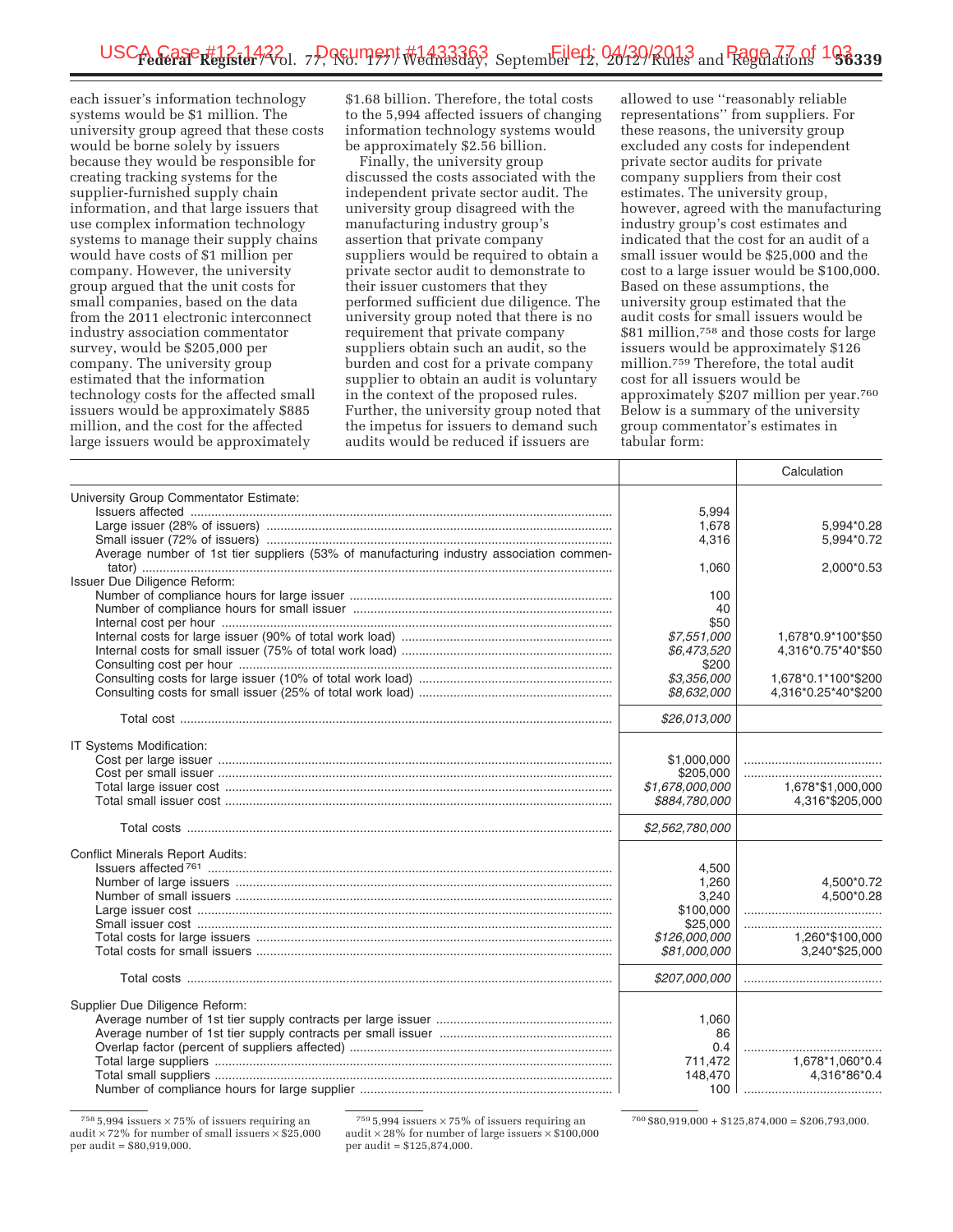each issuer's information technology systems would be $1 million. The university group agreed that these costs would be borne solely by issuers because they would be responsible for creating tracking systems for the supplier-furnished supply chain information, and that large issuers that use complex information technology systems to manage their supply chains would have costs of $1 million per company. However, the university group argued that the unit costs for small companies, based on the data from the 2011 electronic interconnect industry association commentator survey, would be $205,000 per company. The university group estimated that the information technology costs for the affected small issuers would be approximately $885 million, and the cost for the affected large issuers would be approximately $1.68 billion. Therefore, the total costs to the 5,994 affected issuers of changing information technology systems would be approximately $2.56 billion.

Finally, the university group discussed the costs associated with the independent private sector audit. The university group disagreed with the manufacturing industry group's assertion that private company suppliers would be required to obtain a private sector audit to demonstrate to their issuer customers that they performed sufficient due diligence. The university group noted that there is no requirement that private company suppliers obtain such an audit, so the burden and cost for a private company supplier to obtain an audit is voluntary in the context of the proposed rules. Further, the university group noted that the impetus for issuers to demand such audits would be reduced if issuers are allowed to use "reasonably reliable representations" from suppliers. For these reasons, the university group excluded any costs for independent private sector audits for private company suppliers from their cost estimates. The university group, however, agreed with the manufacturing industry group's cost estimates and indicated that the cost for an audit of a small issuer would be $25,000 and the cost to a large issuer would be $100,000. Based on these assumptions, the university group estimated that the audit costs for small issuers would be $81 million,[758] and those costs for large issuers would be approximately $126 million.[759] Therefore, the total audit cost for all issuers would be approximately $207 million per year.[760] Below is a summary of the university group commentator's estimates in tabular form:

| | | Calculation |
|---|---|---|
| University Group Commentator Estimate: | | |
| Issuers affected | 5,994 | |
| Large issuer (28% of issuers) | 1,678 | 5,994*0.28 |
| Small issuer (72% of issuers) | 4,316 | 5,994*0.72 |
| Average number of 1st tier suppliers (53% of manufacturing industry association commentator) | 1,060 | 2,000*0.53 |
| Issuer Due Diligence Reform: | | |
| Number of compliance hours for large issuer | 100 | |
| Number of compliance hours for small issuer | 40 | |
| Internal cost per hour | $50 | |
| Internal costs for large issuer (90% of total work load) | *$7,551,000* | 1,678*0.9*100*$50 |
| Internal costs for small issuer (75% of total work load) | *$6,473,520* | 4,316*0.75*40*$50 |
| Consulting cost per hour | $200 | |
| Consulting costs for large issuer (10% of total work load) | *$3,356,000* | 1,678*0.1*100*$200 |
| Consulting costs for small issuer (25% of total work load) | *$8,632,000* | 4,316*0.25*40*$200 |
| Total cost | *$26,013,000* | |
| IT Systems Modification: | | |
| Cost per large issuer | $1,000,000 | |
| Cost per small issuer | $205,000 | |
| Total large issuer cost | *$1,678,000,000* | 1,678*$1,000,000 |
| Total small issuer cost | *$884,780,000* | 4,316*$205,000 |
| Total costs | *$2,562,780,000* | |
| Conflict Minerals Report Audits: | | |
| Issuers affected [761] | 4,500 | |
| Number of large issuers | 1,260 | 4,500*0.72 |
| Number of small issuers | 3,240 | 4,500*0.28 |
| Large issuer cost | $100,000 | |
| Small issuer cost | $25,000 | |
| Total costs for large issuers | *$126,000,000* | 1,260*$100,000 |
| Total costs for small issuers | *$81,000,000* | 3,240*$25,000 |
| Total costs | *$207,000,000* | |
| Supplier Due Diligence Reform: | | |
| Average number of 1st tier supply contracts per large issuer | 1,060 | |
| Average number of 1st tier supply contracts per small issuer | 86 | |
| Overlap factor (percent of suppliers affected) | 0.4 | |
| Total large suppliers | 711,472 | 1,678*1,060*0.4 |
| Total small suppliers | 148,470 | 4,316*86*0.4 |
| Number of compliance hours for large supplier | 100 | |

[758] 5,994 issuers × 75% of issuers requiring an audit × 72% for number of small issuers × $25,000 per audit = $80,919,000.

[759] 5,994 issuers × 75% of issuers requiring an audit × 28% for number of large issuers × $100,000 per audit = $125,874,000.

[760] $80,919,000 + $125,874,000 = $206,793,000.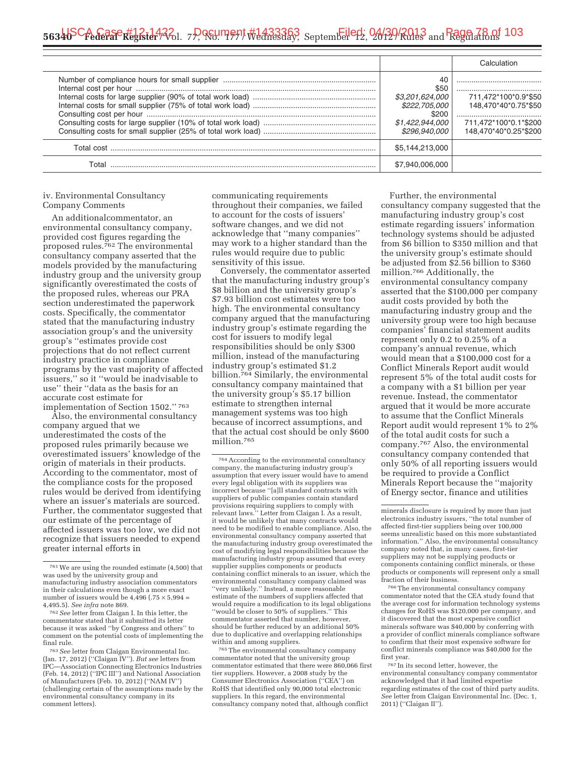| | | Calculation |
|---|---|---|
| Number of compliance hours for small supplier | 40 | |
| Internal cost per hour | $50 | |
| Internal costs for large supplier (90% of total work load) | *$3,201,624,000* | 711,472*100*0.9*$50 |
| Internal costs for small supplier (75% of total work load) | *$222,705,000* | 148,470*40*0.75*$50 |
| Consulting cost per hour | $200 | |
| Consulting costs for large supplier (10% of total work load) | *$1,422,944,000* | 711,472*100*0.1*$200 |
| Consulting costs for small supplier (25% of total work load) | *$296,940,000* | 148,470*40*0.25*$200 |
| Total cost | $5,144,213,000 | |
| Total | $7,940,006,000 | |

iv. Environmental Consultancy Company Comments

An additionalcommentator, an environmental consultancy company, provided cost figures regarding the proposed rules.[762] The environmental consultancy company asserted that the models provided by the manufacturing industry group and the university group significantly overestimated the costs of the proposed rules, whereas our PRA section underestimated the paperwork costs. Specifically, the commentator stated that the manufacturing industry association group's and the university group's "estimates provide cost projections that do not reflect current industry practice in compliance programs by the vast majority of affected issuers," so it "would be inadvisable to use" their "data as the basis for an accurate cost estimate for implementation of Section 1502."[763]

Also, the environmental consultancy company argued that we underestimated the costs of the proposed rules primarily because we overestimated issuers' knowledge of the origin of materials in their products. According to the commentator, most of the compliance costs for the proposed rules would be derived from identifying where an issuer's materials are sourced. Further, the commentator suggested that our estimate of the percentage of affected issuers was too low, we did not recognize that issuers needed to expend greater internal efforts in communicating requirements throughout their companies, we failed to account for the costs of issuers' software changes, and we did not acknowledge that "many companies" may work to a higher standard than the rules would require due to public sensitivity of this issue.

Conversely, the commentator asserted that the manufacturing industry group's $8 billion and the university group's $7.93 billion cost estimates were too high. The environmental consultancy company argued that the manufacturing industry group's estimate regarding the cost for issuers to modify legal responsibilities should be only $300 million, instead of the manufacturing industry group's estimated $1.2 billion.[764] Similarly, the environmental consultancy company maintained that the university group's $5.17 billion estimate to strengthen internal management systems was too high because of incorrect assumptions, and that the actual cost should be only $600 million.[765]

Further, the environmental consultancy company suggested that the manufacturing industry group's cost estimate regarding issuers' information technology systems should be adjusted from $6 billion to $350 million and that the university group's estimate should be adjusted from $2.56 billion to $360 million.[766] Additionally, the environmental consultancy company asserted that the $100,000 per company audit costs provided by both the manufacturing industry group and the university group were too high because companies' financial statement audits represent only 0.2 to 0.25% of a company's annual revenue, which would mean that a $100,000 cost for a Conflict Minerals Report audit would represent 5% of the total audit costs for a company with a $1 billion per year revenue. Instead, the commentator argued that it would be more accurate to assume that the Conflict Minerals Report audit would represent 1% to 2% of the total audit costs for such a company.[767] Also, the environmental consultancy company contended that only 50% of all reporting issuers would be required to provide a Conflict Minerals Report because the "majority of Energy sector, finance and utilities

---

[761] We are using the rounded estimate (4,500) that was used by the university group and manufacturing industry association commentators in their calculations even though a more exact number of issuers would be 4,496 (.75 × 5,994 = 4,495.5). *See infra* note 869.

[762] *See* letter from Claigan I. In this letter, the commentator stated that it submitted its letter because it was asked "by Congress and others" to comment on the potential costs of implementing the final rule.

[763] *See* letter from Claigan Environmental Inc. (Jan. 17, 2012) ("Claigan IV"). *But see* letters from IPC—Association Connecting Electronics Industries (Feb. 14, 2012) ("IPC III") and National Association of Manufacturers (Feb. 10, 2012) ("NAM IV") (challenging certain of the assumptions made by the environmental consultancy company in its comment letters).

[764] According to the environmental consultancy company, the manufacturing industry group's assumption that every issuer would have to amend every legal obligation with its suppliers was incorrect because "[a]ll standard contracts with suppliers of public companies contain standard provisions requiring suppliers to comply with relevant laws." Letter from Claigan I. As a result, it would be unlikely that many contracts would need to be modified to enable compliance. Also, the environmental consultancy company asserted that the manufacturing industry group overestimated the cost of modifying legal responsibilities because the manufacturing industry group assumed that every supplier supplies components or products containing conflict minerals to an issuer, which the environmental consultancy company claimed was "very unlikely." Instead, a more reasonable estimate of the numbers of suppliers affected that would require a modification to its legal obligations "would be closer to 50% of suppliers." This commentator asserted that number, however, should be further reduced by an additional 50% due to duplicative and overlapping relationships within and among suppliers.

[765] The environmental consultancy company commentator noted that the university group commentator estimated that there were 860,066 first tier suppliers. However, a 2008 study by the Consumer Electronics Association ("CEA") on RoHS that identified only 90,000 total electronic suppliers. In this regard, the environmental consultancy company noted that, although conflict minerals disclosure is required by more than just electronics industry issuers, "the total number of affected first-tier suppliers being over 100,000 seems unrealistic based on this more substantiated information." Also, the environmental consultancy company noted that, in many cases, first-tier suppliers may not be supplying products or components containing conflict minerals, or these products or components will represent only a small fraction of their business.

[766] The environmental consultancy company commentator noted that the CEA study found that the average cost for information technology systems changes for RoHS was $120,000 per company, and it discovered that the most expensive conflict minerals software was $40,000 by conferring with a provider of conflict minerals compliance software to confirm that their most expensive software for conflict minerals compliance was $40,000 for the first year.

[767] In its second letter, however, the environmental consultancy company commentator acknowledged that it had limited expertise regarding estimates of the cost of third party audits. *See* letter from Claigan Environmental Inc. (Dec. 1, 2011) ("Claigan II").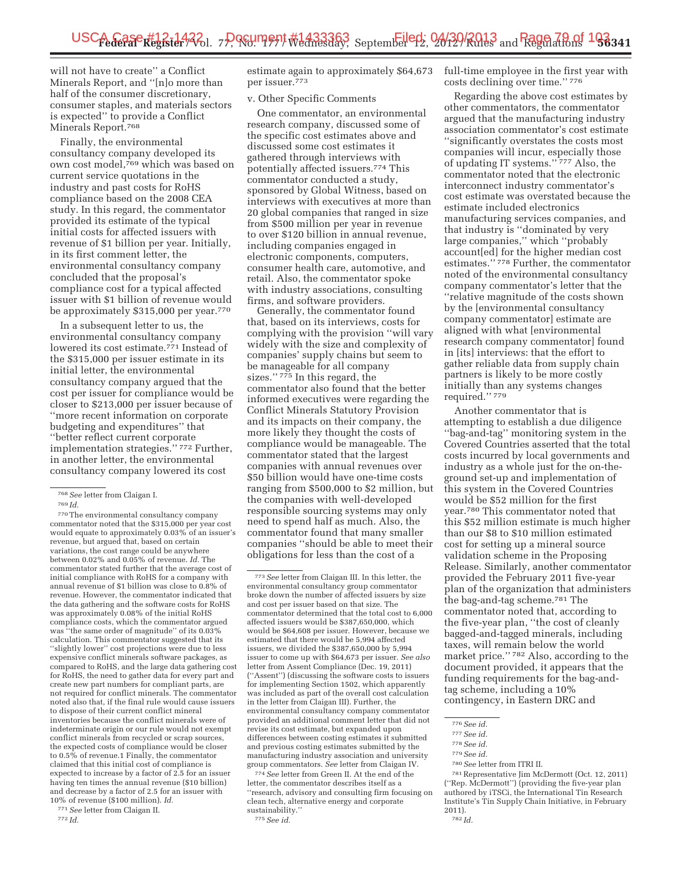will not have to create'' a Conflict Minerals Report, and ''[n]o more than half of the consumer discretionary, consumer staples, and materials sectors is expected'' to provide a Conflict Minerals Report.[768]

Finally, the environmental consultancy company developed its own cost model,[769] which was based on current service quotations in the industry and past costs for RoHS compliance based on the 2008 CEA study. In this regard, the commentator provided its estimate of the typical initial costs for affected issuers with revenue of $1 billion per year. Initially, in its first comment letter, the environmental consultancy company concluded that the proposal's compliance cost for a typical affected issuer with $1 billion of revenue would be approximately $315,000 per year.[770]

In a subsequent letter to us, the environmental consultancy company lowered its cost estimate.[771] Instead of the $315,000 per issuer estimate in its initial letter, the environmental consultancy company argued that the cost per issuer for compliance would be closer to $213,000 per issuer because of ''more recent information on corporate budgeting and expenditures'' that ''better reflect current corporate implementation strategies.'' [772] Further, in another letter, the environmental consultancy company lowered its cost estimate again to approximately $64,673 per issuer.[773]

v. Other Specific Comments

One commentator, an environmental research company, discussed some of the specific cost estimates above and discussed some cost estimates it gathered through interviews with potentially affected issuers.[774] This commentator conducted a study, sponsored by Global Witness, based on interviews with executives at more than 20 global companies that ranged in size from $500 million per year in revenue to over $120 billion in annual revenue, including companies engaged in electronic components, computers, consumer health care, automotive, and retail. Also, the commentator spoke with industry associations, consulting firms, and software providers.

Generally, the commentator found that, based on its interviews, costs for complying with the provision ''will vary widely with the size and complexity of companies' supply chains but seem to be manageable for all company sizes.'' [775] In this regard, the commentator also found that the better informed executives were regarding the Conflict Minerals Statutory Provision and its impacts on their company, the more likely they thought the costs of compliance would be manageable. The commentator stated that the largest companies with annual revenues over $50 billion would have one-time costs ranging from $500,000 to $2 million, but the companies with well-developed responsible sourcing systems may only need to spend half as much. Also, the commentator found that many smaller companies ''should be able to meet their obligations for less than the cost of a full-time employee in the first year with costs declining over time.'' [776]

Regarding the above cost estimates by other commentators, the commentator argued that the manufacturing industry association commentator's cost estimate ''significantly overstates the costs most companies will incur, especially those of updating IT systems.'' [777] Also, the commentator noted that the electronic interconnect industry commentator's cost estimate was overstated because the estimate included electronics manufacturing services companies, and that industry is ''dominated by very large companies,'' which ''probably account[ed] for the higher median cost estimates.'' [778] Further, the commentator noted of the environmental consultancy company commentator's letter that the ''relative magnitude of the costs shown by the [environmental consultancy company commentator] estimate are aligned with what [environmental research company commentator] found in [its] interviews: that the effort to gather reliable data from supply chain partners is likely to be more costly initially than any systems changes required.'' [779]

Another commentator that is attempting to establish a due diligence ''bag-and-tag'' monitoring system in the Covered Countries asserted that the total costs incurred by local governments and industry as a whole just for the on-the-ground set-up and implementation of this system in the Covered Countries would be $52 million for the first year.[780] This commentator noted that this $52 million estimate is much higher than our $8 to $10 million estimated cost for setting up a mineral source validation scheme in the Proposing Release. Similarly, another commentator provided the February 2011 five-year plan of the organization that administers the bag-and-tag scheme.[781] The commentator noted that, according to the five-year plan, ''the cost of cleanly bagged-and-tagged minerals, including taxes, will remain below the world market price.'' [782] Also, according to the document provided, it appears that the funding requirements for the bag-and-tag scheme, including a 10% contingency, in Eastern DRC and

---

[768] *See* letter from Claigan I.

[769] *Id.*

[770] The environmental consultancy company commentator noted that the $315,000 per year cost would equate to approximately 0.03% of an issuer's revenue, but argued that, based on certain variations, the cost range could be anywhere between 0.02% and 0.05% of revenue. *Id.* The commentator stated further that the average cost of initial compliance with RoHS for a company with annual revenue of $1 billion was close to 0.8% of revenue. However, the commentator indicated that the data gathering and the software costs for RoHS was approximately 0.08% of the initial RoHS compliance costs, which the commentator argued was ''the same order of magnitude'' of its 0.03% calculation. This commentator suggested that its ''slightly lower'' cost projections were due to less expensive conflict minerals software packages, as compared to RoHS, and the large data gathering cost for RoHS, the need to gather data for every part and create new part numbers for compliant parts, are not required for conflict minerals. The commentator noted also that, if the final rule would cause issuers to dispose of their current conflict mineral inventories because the conflict minerals were of indeterminate origin or our rule would not exempt conflict minerals from recycled or scrap sources, the expected costs of compliance would be closer to 0.5% of revenue.1 Finally, the commentator claimed that this initial cost of compliance is expected to increase by a factor of 2.5 for an issuer having ten times the annual revenue ($10 billion) and decrease by a factor of 2.5 for an issuer with 10% of revenue ($100 million). *Id.*

[771] *See* letter from Claigan II.

[772] *Id.*

[773] *See* letter from Claigan III. In this letter, the environmental consultancy group commentator broke down the number of affected issuers by size and cost per issuer based on that size. The commentator determined that the total cost to 6,000 affected issuers would be $387,650,000, which would be $64,608 per issuer. However, because we estimated that there would be 5,994 affected issuers, we divided the $387,650,000 by 5,994 issuer to come up with $64,673 per issuer. *See also* letter from Assent Compliance (Dec. 19, 2011) (''Assent'') (discussing the software costs to issuers for implementing Section 1502, which apparently was included as part of the overall cost calculation in the letter from Claigan III). Further, the environmental consultancy company commentator provided an additional comment letter that did not revise its cost estimate, but expanded upon differences between costing estimates it submitted and previous costing estimates submitted by the manufacturing industry association and university group commentators. *See* letter from Claigan IV.

[774] *See* letter from Green II. At the end of the letter, the commentator describes itself as a ''research, advisory and consulting firm focusing on clean tech, alternative energy and corporate sustainability.''

[775] *See id.*

[776] *See id.*

[777] *See id.*

[778] *See id.*

[779] *See id.*

[780] *See* letter from ITRI II.

[781] Representative Jim McDermott (Oct. 12, 2011) (''Rep. McDermott'') (providing the five-year plan authored by iTSCi, the International Tin Research Institute's Tin Supply Chain Initiative, in February 2011).

[782] *Id.*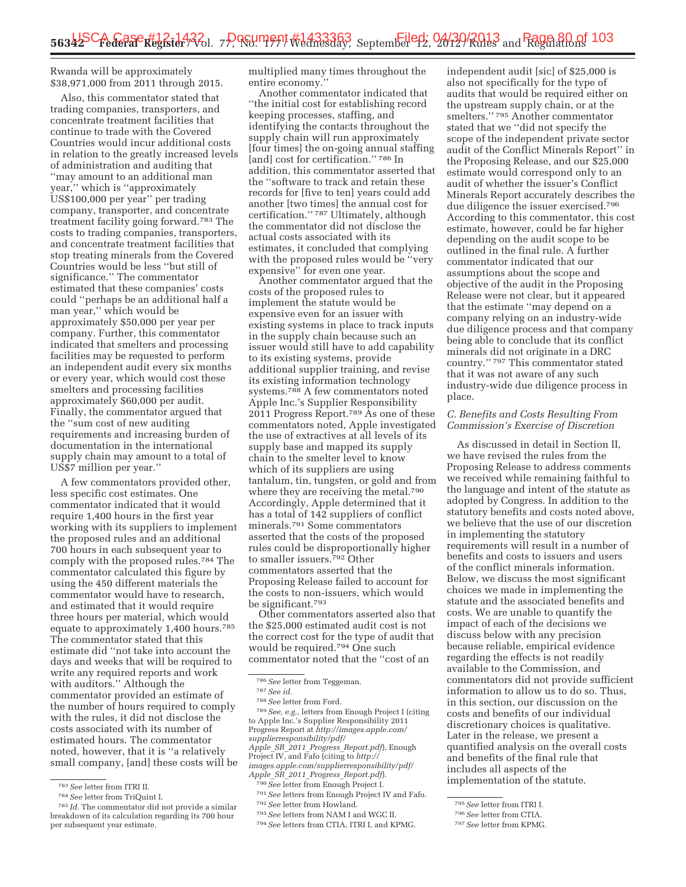Rwanda will be approximately $38,971,000 from 2011 through 2015.

Also, this commentator stated that trading companies, transporters, and concentrate treatment facilities that continue to trade with the Covered Countries would incur additional costs in relation to the greatly increased levels of administration and auditing that ''may amount to an additional man year,'' which is ''approximately US$100,000 per year'' per trading company, transporter, and concentrate treatment facility going forward.[783] The costs to trading companies, transporters, and concentrate treatment facilities that stop treating minerals from the Covered Countries would be less ''but still of significance.'' The commentator estimated that these companies' costs could ''perhaps be an additional half a man year,'' which would be approximately $50,000 per year per company. Further, this commentator indicated that smelters and processing facilities may be requested to perform an independent audit every six months or every year, which would cost these smelters and processing facilities approximately $60,000 per audit. Finally, the commentator argued that the ''sum cost of new auditing requirements and increasing burden of documentation in the international supply chain may amount to a total of US$7 million per year.''

A few commentators provided other, less specific cost estimates. One commentator indicated that it would require 1,400 hours in the first year working with its suppliers to implement the proposed rules and an additional 700 hours in each subsequent year to comply with the proposed rules.[784] The commentator calculated this figure by using the 450 different materials the commentator would have to research, and estimated that it would require three hours per material, which would equate to approximately 1,400 hours.[785] The commentator stated that this estimate did ''not take into account the days and weeks that will be required to write any required reports and work with auditors.'' Although the commentator provided an estimate of the number of hours required to comply with the rules, it did not disclose the costs associated with its number of estimated hours. The commentator noted, however, that it is ''a relatively small company, [and] these costs will be multiplied many times throughout the entire economy.''

Another commentator indicated that ''the initial cost for establishing record keeping processes, staffing, and identifying the contacts throughout the supply chain will run approximately [four times] the on-going annual staffing [and] cost for certification.'' [786] In addition, this commentator asserted that the ''software to track and retain these records for [five to ten] years could add another [two times] the annual cost for certification.'' [787] Ultimately, although the commentator did not disclose the actual costs associated with its estimates, it concluded that complying with the proposed rules would be ''very expensive'' for even one year.

Another commentator argued that the costs of the proposed rules to implement the statute would be expensive even for an issuer with existing systems in place to track inputs in the supply chain because such an issuer would still have to add capability to its existing systems, provide additional supplier training, and revise its existing information technology systems.[788] A few commentators noted Apple Inc.'s Supplier Responsibility 2011 Progress Report.[789] As one of these commentators noted, Apple investigated the use of extractives at all levels of its supply base and mapped its supply chain to the smelter level to know which of its suppliers are using tantalum, tin, tungsten, or gold and from where they are receiving the metal.[790] Accordingly, Apple determined that it has a total of 142 suppliers of conflict minerals.[791] Some commentators asserted that the costs of the proposed rules could be disproportionally higher to smaller issuers.[792] Other commentators asserted that the Proposing Release failed to account for the costs to non-issuers, which would be significant.[793]

Other commentators asserted also that the $25,000 estimated audit cost is not the correct cost for the type of audit that would be required.[794] One such commentator noted that the ''cost of an independent audit [sic] of $25,000 is also not specifically for the type of audits that would be required either on the upstream supply chain, or at the smelters.'' [795] Another commentator stated that we ''did not specify the scope of the independent private sector audit of the Conflict Minerals Report'' in the Proposing Release, and our $25,000 estimate would correspond only to an audit of whether the issuer's Conflict Minerals Report accurately describes the due diligence the issuer exercised.[796] According to this commentator, this cost estimate, however, could be far higher depending on the audit scope to be outlined in the final rule. A further commentator indicated that our assumptions about the scope and objective of the audit in the Proposing Release were not clear, but it appeared that the estimate ''may depend on a company relying on an industry-wide due diligence process and that company being able to conclude that its conflict minerals did not originate in a DRC country.'' [797] This commentator stated that it was not aware of any such industry-wide due diligence process in place.

### *C. Benefits and Costs Resulting From Commission's Exercise of Discretion*

As discussed in detail in Section II, we have revised the rules from the Proposing Release to address comments we received while remaining faithful to the language and intent of the statute as adopted by Congress. In addition to the statutory benefits and costs noted above, we believe that the use of our discretion in implementing the statutory requirements will result in a number of benefits and costs to issuers and users of the conflict minerals information. Below, we discuss the most significant choices we made in implementing the statute and the associated benefits and costs. We are unable to quantify the impact of each of the decisions we discuss below with any precision because reliable, empirical evidence regarding the effects is not readily available to the Commission, and commentators did not provide sufficient information to allow us to do so. Thus, in this section, our discussion on the costs and benefits of our individual discretionary choices is qualitative. Later in the release, we present a quantified analysis on the overall costs and benefits of the final rule that includes all aspects of the implementation of the statute.

---

[783] *See* letter from ITRI II.

[784] *See* letter from TriQuint I.

[785] *Id.* The commentator did not provide a similar breakdown of its calculation regarding its 700 hour per subsequent year estimate.

[786] *See* letter from Teggeman.

[787] *See id.*

[788] *See* letter from Ford.

[789] *See, e.g.,* letters from Enough Project I (citing to Apple Inc.'s Supplier Responsibility 2011 Progress Report at *http://images.apple.com/supplierresponsibility/pdf/Apple_SR_2011_Progress_Report.pdf*), Enough Project IV, and Fafo (citing to *http://images.apple.com/supplierresponsibility/pdf/Apple_SR_2011_Progress_Report.pdf*).

[790] *See* letter from Enough Project I.

[791] *See* letters from Enough Project IV and Fafo.

[792] *See* letter from Howland.

[793] *See* letters from NAM I and WGC II.

[794] *See* letters from CTIA, ITRI I, and KPMG.

[795] *See* letter from ITRI I.

[796] *See* letter from CTIA.

[797] *See* letter from KPMG.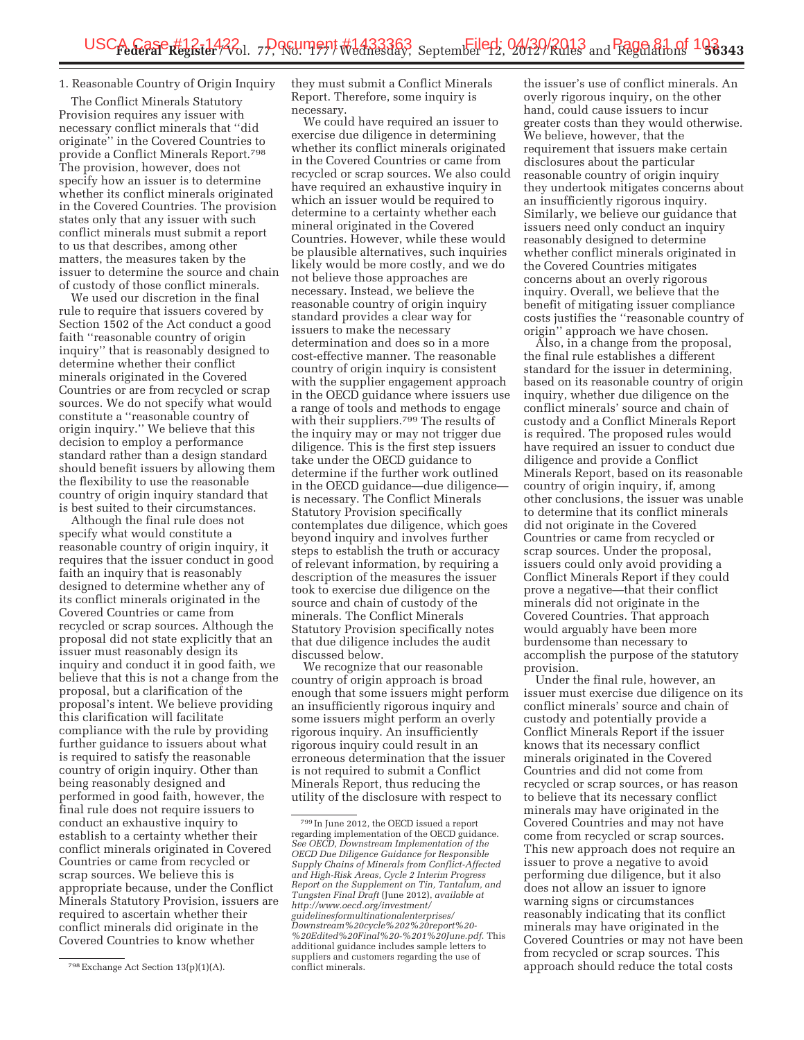1. Reasonable Country of Origin Inquiry

The Conflict Minerals Statutory Provision requires any issuer with necessary conflict minerals that "did originate" in the Covered Countries to provide a Conflict Minerals Report.[798] The provision, however, does not specify how an issuer is to determine whether its conflict minerals originated in the Covered Countries. The provision states only that any issuer with such conflict minerals must submit a report to us that describes, among other matters, the measures taken by the issuer to determine the source and chain of custody of those conflict minerals.

We used our discretion in the final rule to require that issuers covered by Section 1502 of the Act conduct a good faith "reasonable country of origin inquiry" that is reasonably designed to determine whether their conflict minerals originated in the Covered Countries or are from recycled or scrap sources. We do not specify what would constitute a "reasonable country of origin inquiry." We believe that this decision to employ a performance standard rather than a design standard should benefit issuers by allowing them the flexibility to use the reasonable country of origin inquiry standard that is best suited to their circumstances.

Although the final rule does not specify what would constitute a reasonable country of origin inquiry, it requires that the issuer conduct in good faith an inquiry that is reasonably designed to determine whether any of its conflict minerals originated in the Covered Countries or came from recycled or scrap sources. Although the proposal did not state explicitly that an issuer must reasonably design its inquiry and conduct it in good faith, we believe that this is not a change from the proposal, but a clarification of the proposal's intent. We believe providing this clarification will facilitate compliance with the rule by providing further guidance to issuers about what is required to satisfy the reasonable country of origin inquiry. Other than being reasonably designed and performed in good faith, however, the final rule does not require issuers to conduct an exhaustive inquiry to establish to a certainty whether their conflict minerals originated in Covered Countries or came from recycled or scrap sources. We believe this is appropriate because, under the Conflict Minerals Statutory Provision, issuers are required to ascertain whether their conflict minerals did originate in the Covered Countries to know whether they must submit a Conflict Minerals Report. Therefore, some inquiry is necessary.

We could have required an issuer to exercise due diligence in determining whether its conflict minerals originated in the Covered Countries or came from recycled or scrap sources. We also could have required an exhaustive inquiry in which an issuer would be required to determine to a certainty whether each mineral originated in the Covered Countries. However, while these would be plausible alternatives, such inquiries likely would be more costly, and we do not believe those approaches are necessary. Instead, we believe the reasonable country of origin inquiry standard provides a clear way for issuers to make the necessary determination and does so in a more cost-effective manner. The reasonable country of origin inquiry is consistent with the supplier engagement approach in the OECD guidance where issuers use a range of tools and methods to engage with their suppliers.[799] The results of the inquiry may or may not trigger due diligence. This is the first step issuers take under the OECD guidance to determine if the further work outlined in the OECD guidance—due diligence—is necessary. The Conflict Minerals Statutory Provision specifically contemplates due diligence, which goes beyond inquiry and involves further steps to establish the truth or accuracy of relevant information, by requiring a description of the measures the issuer took to exercise due diligence on the source and chain of custody of the minerals. The Conflict Minerals Statutory Provision specifically notes that due diligence includes the audit discussed below.

We recognize that our reasonable country of origin approach is broad enough that some issuers might perform an insufficiently rigorous inquiry and some issuers might perform an overly rigorous inquiry. An insufficiently rigorous inquiry could result in an erroneous determination that the issuer is not required to submit a Conflict Minerals Report, thus reducing the utility of the disclosure with respect to the issuer's use of conflict minerals. An overly rigorous inquiry, on the other hand, could cause issuers to incur greater costs than they would otherwise. We believe, however, that the requirement that issuers make certain disclosures about the particular reasonable country of origin inquiry they undertook mitigates concerns about an insufficiently rigorous inquiry. Similarly, we believe our guidance that issuers need only conduct an inquiry reasonably designed to determine whether conflict minerals originated in the Covered Countries mitigates concerns about an overly rigorous inquiry. Overall, we believe that the benefit of mitigating issuer compliance costs justifies the "reasonable country of origin" approach we have chosen.

Also, in a change from the proposal, the final rule establishes a different standard for the issuer in determining, based on its reasonable country of origin inquiry, whether due diligence on the conflict minerals' source and chain of custody and a Conflict Minerals Report is required. The proposed rules would have required an issuer to conduct due diligence and provide a Conflict Minerals Report, based on its reasonable country of origin inquiry, if, among other conclusions, the issuer was unable to determine that its conflict minerals did not originate in the Covered Countries or came from recycled or scrap sources. Under the proposal, issuers could only avoid providing a Conflict Minerals Report if they could prove a negative—that their conflict minerals did not originate in the Covered Countries. That approach would arguably have been more burdensome than necessary to accomplish the purpose of the statutory provision.

Under the final rule, however, an issuer must exercise due diligence on its conflict minerals' source and chain of custody and potentially provide a Conflict Minerals Report if the issuer knows that its necessary conflict minerals originated in the Covered Countries and did not come from recycled or scrap sources, or has reason to believe that its necessary conflict minerals may have originated in the Covered Countries and may not have come from recycled or scrap sources. This new approach does not require an issuer to prove a negative to avoid performing due diligence, but it also does not allow an issuer to ignore warning signs or circumstances reasonably indicating that its conflict minerals may have originated in the Covered Countries or may not have been from recycled or scrap sources. This approach should reduce the total costs

---

[798] Exchange Act Section 13(p)(1)(A).

[799] In June 2012, the OECD issued a report regarding implementation of the OECD guidance. *See OECD, Downstream Implementation of the OECD Due Diligence Guidance for Responsible Supply Chains of Minerals from Conflict-Affected and High-Risk Areas, Cycle 2 Interim Progress Report on the Supplement on Tin, Tantalum, and Tungsten Final Draft* (June 2012), *available at http://www.oecd.org/investment/guidelinesformultinationalenterprises/Downstream%20cycle%202%20report%20-%20Edited%20Final%20-%201%20June.pdf.* This additional guidance includes sample letters to suppliers and customers regarding the use of conflict minerals.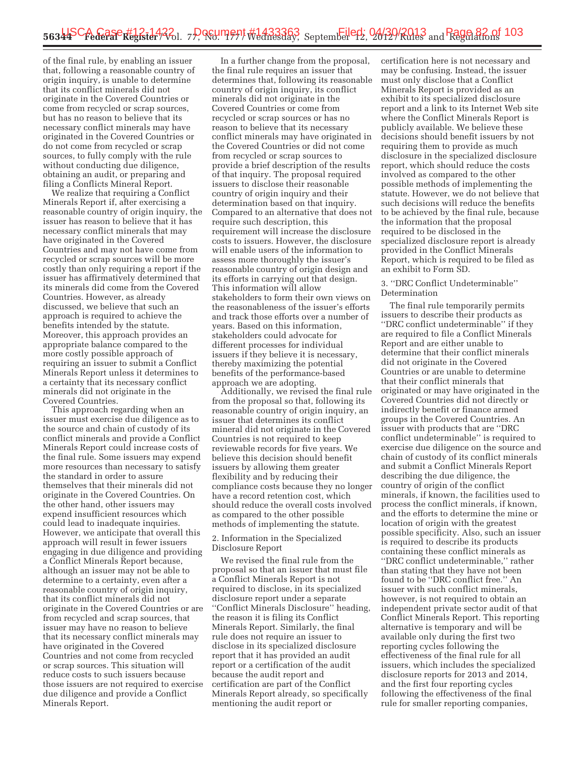of the final rule, by enabling an issuer that, following a reasonable country of origin inquiry, is unable to determine that its conflict minerals did not originate in the Covered Countries or come from recycled or scrap sources, but has no reason to believe that its necessary conflict minerals may have originated in the Covered Countries or do not come from recycled or scrap sources, to fully comply with the rule without conducting due diligence, obtaining an audit, or preparing and filing a Conflicts Mineral Report.

We realize that requiring a Conflict Minerals Report if, after exercising a reasonable country of origin inquiry, the issuer has reason to believe that it has necessary conflict minerals that may have originated in the Covered Countries and may not have come from recycled or scrap sources will be more costly than only requiring a report if the issuer has affirmatively determined that its minerals did come from the Covered Countries. However, as already discussed, we believe that such an approach is required to achieve the benefits intended by the statute. Moreover, this approach provides an appropriate balance compared to the more costly possible approach of requiring an issuer to submit a Conflict Minerals Report unless it determines to a certainty that its necessary conflict minerals did not originate in the Covered Countries.

This approach regarding when an issuer must exercise due diligence as to the source and chain of custody of its conflict minerals and provide a Conflict Minerals Report could increase costs of the final rule. Some issuers may expend more resources than necessary to satisfy the standard in order to assure themselves that their minerals did not originate in the Covered Countries. On the other hand, other issuers may expend insufficient resources which could lead to inadequate inquiries. However, we anticipate that overall this approach will result in fewer issuers engaging in due diligence and providing a Conflict Minerals Report because, although an issuer may not be able to determine to a certainty, even after a reasonable country of origin inquiry, that its conflict minerals did not originate in the Covered Countries or are from recycled and scrap sources, that issuer may have no reason to believe that its necessary conflict minerals may have originated in the Covered Countries and not come from recycled or scrap sources. This situation will reduce costs to such issuers because those issuers are not required to exercise due diligence and provide a Conflict Minerals Report.

In a further change from the proposal, the final rule requires an issuer that determines that, following its reasonable country of origin inquiry, its conflict minerals did not originate in the Covered Countries or come from recycled or scrap sources or has no reason to believe that its necessary conflict minerals may have originated in the Covered Countries or did not come from recycled or scrap sources to provide a brief description of the results of that inquiry. The proposal required issuers to disclose their reasonable country of origin inquiry and their determination based on that inquiry. Compared to an alternative that does not require such description, this requirement will increase the disclosure costs to issuers. However, the disclosure will enable users of the information to assess more thoroughly the issuer's reasonable country of origin design and its efforts in carrying out that design. This information will allow stakeholders to form their own views on the reasonableness of the issuer's efforts and track those efforts over a number of years. Based on this information, stakeholders could advocate for different processes for individual issuers if they believe it is necessary, thereby maximizing the potential benefits of the performance-based approach we are adopting.

Additionally, we revised the final rule from the proposal so that, following its reasonable country of origin inquiry, an issuer that determines its conflict mineral did not originate in the Covered Countries is not required to keep reviewable records for five years. We believe this decision should benefit issuers by allowing them greater flexibility and by reducing their compliance costs because they no longer have a record retention cost, which should reduce the overall costs involved as compared to the other possible methods of implementing the statute.

2. Information in the Specialized Disclosure Report

We revised the final rule from the proposal so that an issuer that must file a Conflict Minerals Report is not required to disclose, in its specialized disclosure report under a separate ''Conflict Minerals Disclosure'' heading, the reason it is filing its Conflict Minerals Report. Similarly, the final rule does not require an issuer to disclose in its specialized disclosure report that it has provided an audit report or a certification of the audit because the audit report and certification are part of the Conflict Minerals Report already, so specifically mentioning the audit report or certification here is not necessary and may be confusing. Instead, the issuer must only disclose that a Conflict Minerals Report is provided as an exhibit to its specialized disclosure report and a link to its Internet Web site where the Conflict Minerals Report is publicly available. We believe these decisions should benefit issuers by not requiring them to provide as much disclosure in the specialized disclosure report, which should reduce the costs involved as compared to the other possible methods of implementing the statute. However, we do not believe that such decisions will reduce the benefits to be achieved by the final rule, because the information that the proposal required to be disclosed in the specialized disclosure report is already provided in the Conflict Minerals Report, which is required to be filed as an exhibit to Form SD.

3. ''DRC Conflict Undeterminable'' Determination

The final rule temporarily permits issuers to describe their products as ''DRC conflict undeterminable'' if they are required to file a Conflict Minerals Report and are either unable to determine that their conflict minerals did not originate in the Covered Countries or are unable to determine that their conflict minerals that originated or may have originated in the Covered Countries did not directly or indirectly benefit or finance armed groups in the Covered Countries. An issuer with products that are ''DRC conflict undeterminable'' is required to exercise due diligence on the source and chain of custody of its conflict minerals and submit a Conflict Minerals Report describing the due diligence, the country of origin of the conflict minerals, if known, the facilities used to process the conflict minerals, if known, and the efforts to determine the mine or location of origin with the greatest possible specificity. Also, such an issuer is required to describe its products containing these conflict minerals as ''DRC conflict undeterminable,'' rather than stating that they have not been found to be ''DRC conflict free.'' An issuer with such conflict minerals, however, is not required to obtain an independent private sector audit of that Conflict Minerals Report. This reporting alternative is temporary and will be available only during the first two reporting cycles following the effectiveness of the final rule for all issuers, which includes the specialized disclosure reports for 2013 and 2014, and the first four reporting cycles following the effectiveness of the final rule for smaller reporting companies,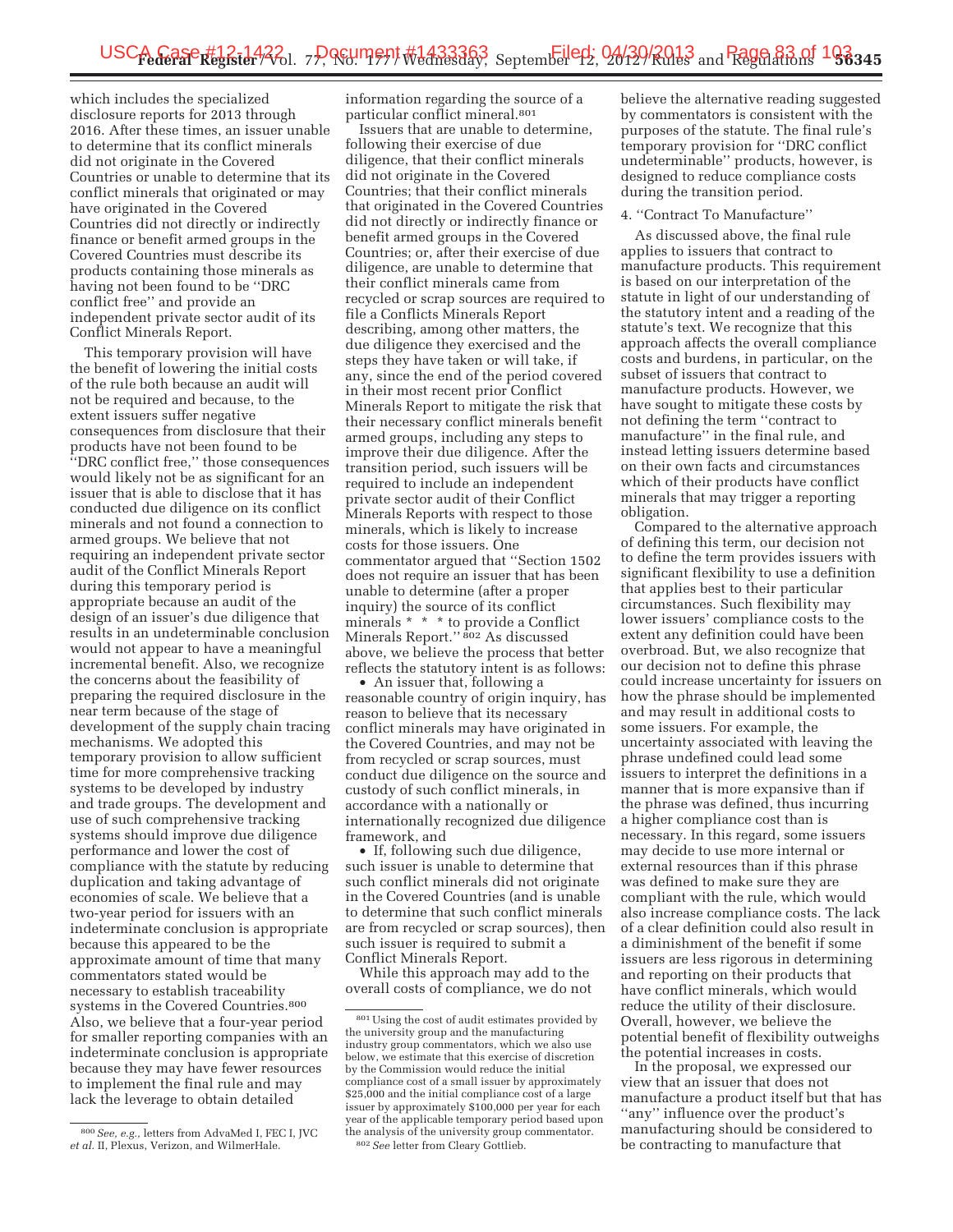which includes the specialized disclosure reports for 2013 through 2016. After these times, an issuer unable to determine that its conflict minerals did not originate in the Covered Countries or unable to determine that its conflict minerals that originated or may have originated in the Covered Countries did not directly or indirectly finance or benefit armed groups in the Covered Countries must describe its products containing those minerals as having not been found to be ''DRC conflict free'' and provide an independent private sector audit of its Conflict Minerals Report.

This temporary provision will have the benefit of lowering the initial costs of the rule both because an audit will not be required and because, to the extent issuers suffer negative consequences from disclosure that their products have not been found to be ''DRC conflict free,'' those consequences would likely not be as significant for an issuer that is able to disclose that it has conducted due diligence on its conflict minerals and not found a connection to armed groups. We believe that not requiring an independent private sector audit of the Conflict Minerals Report during this temporary period is appropriate because an audit of the design of an issuer's due diligence that results in an undeterminable conclusion would not appear to have a meaningful incremental benefit. Also, we recognize the concerns about the feasibility of preparing the required disclosure in the near term because of the stage of development of the supply chain tracing mechanisms. We adopted this temporary provision to allow sufficient time for more comprehensive tracking systems to be developed by industry and trade groups. The development and use of such comprehensive tracking systems should improve due diligence performance and lower the cost of compliance with the statute by reducing duplication and taking advantage of economies of scale. We believe that a two-year period for issuers with an indeterminate conclusion is appropriate because this appeared to be the approximate amount of time that many commentators stated would be necessary to establish traceability systems in the Covered Countries.[800] Also, we believe that a four-year period for smaller reporting companies with an indeterminate conclusion is appropriate because they may have fewer resources to implement the final rule and may lack the leverage to obtain detailed information regarding the source of a particular conflict mineral.[801]

Issuers that are unable to determine, following their exercise of due diligence, that their conflict minerals did not originate in the Covered Countries; that their conflict minerals that originated in the Covered Countries did not directly or indirectly finance or benefit armed groups in the Covered Countries; or, after their exercise of due diligence, are unable to determine that their conflict minerals came from recycled or scrap sources are required to file a Conflicts Minerals Report describing, among other matters, the due diligence they exercised and the steps they have taken or will take, if any, since the end of the period covered in their most recent prior Conflict Minerals Report to mitigate the risk that their necessary conflict minerals benefit armed groups, including any steps to improve their due diligence. After the transition period, such issuers will be required to include an independent private sector audit of their Conflict Minerals Reports with respect to those minerals, which is likely to increase costs for those issuers. One commentator argued that ''Section 1502 does not require an issuer that has been unable to determine (after a proper inquiry) the source of its conflict minerals * * * to provide a Conflict Minerals Report.''[802] As discussed above, we believe the process that better reflects the statutory intent is as follows:

- An issuer that, following a reasonable country of origin inquiry, has reason to believe that its necessary conflict minerals may have originated in the Covered Countries, and may not be from recycled or scrap sources, must conduct due diligence on the source and custody of such conflict minerals, in accordance with a nationally or internationally recognized due diligence framework, and
- If, following such due diligence, such issuer is unable to determine that such conflict minerals did not originate in the Covered Countries (and is unable to determine that such conflict minerals are from recycled or scrap sources), then such issuer is required to submit a Conflict Minerals Report.

While this approach may add to the overall costs of compliance, we do not believe the alternative reading suggested by commentators is consistent with the purposes of the statute. The final rule's temporary provision for ''DRC conflict undeterminable'' products, however, is designed to reduce compliance costs during the transition period.

4. ''Contract To Manufacture''

As discussed above, the final rule applies to issuers that contract to manufacture products. This requirement is based on our interpretation of the statute in light of our understanding of the statutory intent and a reading of the statute's text. We recognize that this approach affects the overall compliance costs and burdens, in particular, on the subset of issuers that contract to manufacture products. However, we have sought to mitigate these costs by not defining the term ''contract to manufacture'' in the final rule, and instead letting issuers determine based on their own facts and circumstances which of their products have conflict minerals that may trigger a reporting obligation.

Compared to the alternative approach of defining this term, our decision not to define the term provides issuers with significant flexibility to use a definition that applies best to their particular circumstances. Such flexibility may lower issuers' compliance costs to the extent any definition could have been overbroad. But, we also recognize that our decision not to define this phrase could increase uncertainty for issuers on how the phrase should be implemented and may result in additional costs to some issuers. For example, the uncertainty associated with leaving the phrase undefined could lead some issuers to interpret the definitions in a manner that is more expansive than if the phrase was defined, thus incurring a higher compliance cost than is necessary. In this regard, some issuers may decide to use more internal or external resources than if this phrase was defined to make sure they are compliant with the rule, which would also increase compliance costs. The lack of a clear definition could also result in a diminishment of the benefit if some issuers are less rigorous in determining and reporting on their products that have conflict minerals, which would reduce the utility of their disclosure. Overall, however, we believe the potential benefit of flexibility outweighs the potential increases in costs.

In the proposal, we expressed our view that an issuer that does not manufacture a product itself but that has ''any'' influence over the product's manufacturing should be considered to be contracting to manufacture that

---

[800] *See, e.g.,* letters from AdvaMed I, FEC I, JVC *et al.* II, Plexus, Verizon, and WilmerHale.

[801] Using the cost of audit estimates provided by the university group and the manufacturing industry group commentators, which we also use below, we estimate that this exercise of discretion by the Commission would reduce the initial compliance cost of a small issuer by approximately $25,000 and the initial compliance cost of a large issuer by approximately $100,000 per year for each year of the applicable temporary period based upon the analysis of the university group commentator.

[802] *See* letter from Cleary Gottlieb.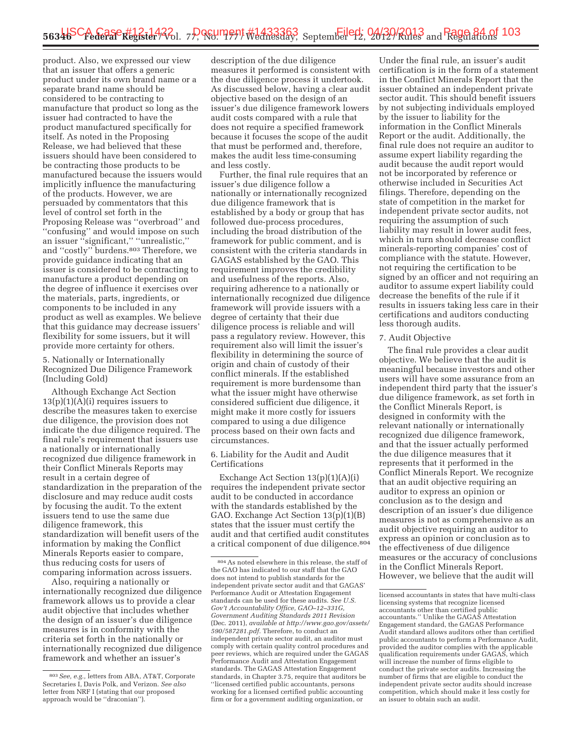product. Also, we expressed our view that an issuer that offers a generic product under its own brand name or a separate brand name should be considered to be contracting to manufacture that product so long as the issuer had contracted to have the product manufactured specifically for itself. As noted in the Proposing Release, we had believed that these issuers should have been considered to be contracting those products to be manufactured because the issuers would implicitly influence the manufacturing of the products. However, we are persuaded by commentators that this level of control set forth in the Proposing Release was ''overbroad'' and ''confusing'' and would impose on such an issuer ''significant,'' ''unrealistic,'' and ''costly'' burdens.[803] Therefore, we provide guidance indicating that an issuer is considered to be contracting to manufacture a product depending on the degree of influence it exercises over the materials, parts, ingredients, or components to be included in any product as well as examples. We believe that this guidance may decrease issuers' flexibility for some issuers, but it will provide more certainty for others.

5. Nationally or Internationally Recognized Due Diligence Framework (Including Gold)

Although Exchange Act Section 13(p)(1)(A)(i) requires issuers to describe the measures taken to exercise due diligence, the provision does not indicate the due diligence required. The final rule's requirement that issuers use a nationally or internationally recognized due diligence framework in their Conflict Minerals Reports may result in a certain degree of standardization in the preparation of the disclosure and may reduce audit costs by focusing the audit. To the extent issuers tend to use the same due diligence framework, this standardization will benefit users of the information by making the Conflict Minerals Reports easier to compare, thus reducing costs for users of comparing information across issuers.

Also, requiring a nationally or internationally recognized due diligence framework allows us to provide a clear audit objective that includes whether the design of an issuer's due diligence measures is in conformity with the criteria set forth in the nationally or internationally recognized due diligence framework and whether an issuer's description of the due diligence measures it performed is consistent with the due diligence process it undertook. As discussed below, having a clear audit objective based on the design of an issuer's due diligence framework lowers audit costs compared with a rule that does not require a specified framework because it focuses the scope of the audit that must be performed and, therefore, makes the audit less time-consuming and less costly.

Further, the final rule requires that an issuer's due diligence follow a nationally or internationally recognized due diligence framework that is established by a body or group that has followed due-process procedures, including the broad distribution of the framework for public comment, and is consistent with the criteria standards in GAGAS established by the GAO. This requirement improves the credibility and usefulness of the reports. Also, requiring adherence to a nationally or internationally recognized due diligence framework will provide issuers with a degree of certainty that their due diligence process is reliable and will pass a regulatory review. However, this requirement also will limit the issuer's flexibility in determining the source of origin and chain of custody of their conflict minerals. If the established requirement is more burdensome than what the issuer might have otherwise considered sufficient due diligence, it might make it more costly for issuers compared to using a due diligence process based on their own facts and circumstances.

6. Liability for the Audit and Audit Certifications

Exchange Act Section 13(p)(1)(A)(i) requires the independent private sector audit to be conducted in accordance with the standards established by the GAO. Exchange Act Section 13(p)(1)(B) states that the issuer must certify the audit and that certified audit constitutes a critical component of due diligence.[804] Under the final rule, an issuer's audit certification is in the form of a statement in the Conflict Minerals Report that the issuer obtained an independent private sector audit. This should benefit issuers by not subjecting individuals employed by the issuer to liability for the information in the Conflict Minerals Report or the audit. Additionally, the final rule does not require an auditor to assume expert liability regarding the audit because the audit report would not be incorporated by reference or otherwise included in Securities Act filings. Therefore, depending on the state of competition in the market for independent private sector audits, not requiring the assumption of such liability may result in lower audit fees, which in turn should decrease conflict minerals-reporting companies' cost of compliance with the statute. However, not requiring the certification to be signed by an officer and not requiring an auditor to assume expert liability could decrease the benefits of the rule if it results in issuers taking less care in their certifications and auditors conducting less thorough audits.

7. Audit Objective

The final rule provides a clear audit objective. We believe that the audit is meaningful because investors and other users will have some assurance from an independent third party that the issuer's due diligence framework, as set forth in the Conflict Minerals Report, is designed in conformity with the relevant nationally or internationally recognized due diligence framework, and that the issuer actually performed the due diligence measures that it represents that it performed in the Conflict Minerals Report. We recognize that an audit objective requiring an auditor to express an opinion or conclusion as to the design and description of an issuer's due diligence measures is not as comprehensive as an audit objective requiring an auditor to express an opinion or conclusion as to the effectiveness of due diligence measures or the accuracy of conclusions in the Conflict Minerals Report. However, we believe that the audit will

---

[803] *See, e.g.,* letters from ABA, AT&T, Corporate Secretaries I, Davis Polk, and Verizon. *See also* letter from NRF I (stating that our proposed approach would be ''draconian'').

[804] As noted elsewhere in this release, the staff of the GAO has indicated to our staff that the GAO does not intend to publish standards for the independent private sector audit and that GAGAS' Performance Audit or Attestation Engagement standards can be used for these audits. *See U.S. Gov't Accountability Office, GAO–12–331G, Government Auditing Standards 2011 Revision* (Dec. 2011), *available at http://www.gao.gov/assets/590/587281.pdf.* Therefore, to conduct an independent private sector audit, an auditor must comply with certain quality control procedures and peer reviews, which are required under the GAGAS Performance Audit and Attestation Engagement standards. The GAGAS Attestation Engagement standards, in Chapter 3.75, require that auditors be ''licensed certified public accountants, persons working for a licensed certified public accounting firm or for a government auditing organization, or licensed accountants in states that have multi-class licensing systems that recognize licensed accountants other than certified public accountants.'' Unlike the GAGAS Attestation Engagement standard, the GAGAS Performance Audit standard allows auditors other than certified public accountants to perform a Performance Audit, provided the auditor complies with the applicable qualification requirements under GAGAS, which will increase the number of firms eligible to conduct the private sector audits. Increasing the number of firms that are eligible to conduct the independent private sector audits should increase competition, which should make it less costly for an issuer to obtain such an audit.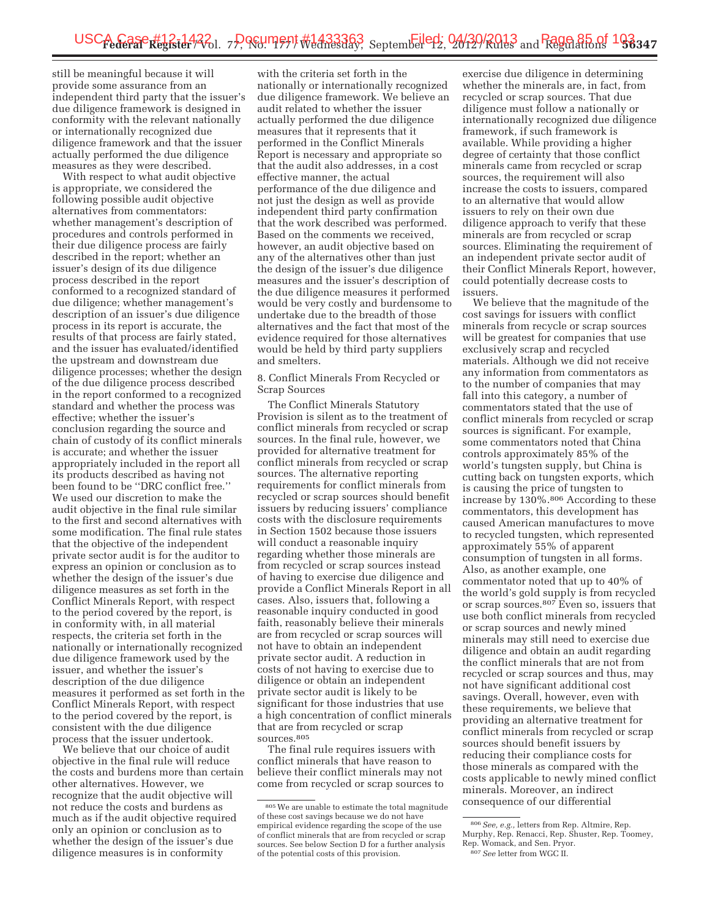still be meaningful because it will provide some assurance from an independent third party that the issuer's due diligence framework is designed in conformity with the relevant nationally or internationally recognized due diligence framework and that the issuer actually performed the due diligence measures as they were described.

With respect to what audit objective is appropriate, we considered the following possible audit objective alternatives from commentators: whether management's description of procedures and controls performed in their due diligence process are fairly described in the report; whether an issuer's design of its due diligence process described in the report conformed to a recognized standard of due diligence; whether management's description of an issuer's due diligence process in its report is accurate, the results of that process are fairly stated, and the issuer has evaluated/identified the upstream and downstream due diligence processes; whether the design of the due diligence process described in the report conformed to a recognized standard and whether the process was effective; whether the issuer's conclusion regarding the source and chain of custody of its conflict minerals is accurate; and whether the issuer appropriately included in the report all its products described as having not been found to be ''DRC conflict free.'' We used our discretion to make the audit objective in the final rule similar to the first and second alternatives with some modification. The final rule states that the objective of the independent private sector audit is for the auditor to express an opinion or conclusion as to whether the design of the issuer's due diligence measures as set forth in the Conflict Minerals Report, with respect to the period covered by the report, is in conformity with, in all material respects, the criteria set forth in the nationally or internationally recognized due diligence framework used by the issuer, and whether the issuer's description of the due diligence measures it performed as set forth in the Conflict Minerals Report, with respect to the period covered by the report, is consistent with the due diligence process that the issuer undertook.

We believe that our choice of audit objective in the final rule will reduce the costs and burdens more than certain other alternatives. However, we recognize that the audit objective will not reduce the costs and burdens as much as if the audit objective required only an opinion or conclusion as to whether the design of the issuer's due diligence measures is in conformity with the criteria set forth in the nationally or internationally recognized due diligence framework. We believe an audit related to whether the issuer actually performed the due diligence measures that it represents that it performed in the Conflict Minerals Report is necessary and appropriate so that the audit also addresses, in a cost effective manner, the actual performance of the due diligence and not just the design as well as provide independent third party confirmation that the work described was performed. Based on the comments we received, however, an audit objective based on any of the alternatives other than just the design of the issuer's due diligence measures and the issuer's description of the due diligence measures it performed would be very costly and burdensome to undertake due to the breadth of those alternatives and the fact that most of the evidence required for those alternatives would be held by third party suppliers and smelters.

8. Conflict Minerals From Recycled or Scrap Sources

The Conflict Minerals Statutory Provision is silent as to the treatment of conflict minerals from recycled or scrap sources. In the final rule, however, we provided for alternative treatment for conflict minerals from recycled or scrap sources. The alternative reporting requirements for conflict minerals from recycled or scrap sources should benefit issuers by reducing issuers' compliance costs with the disclosure requirements in Section 1502 because those issuers will conduct a reasonable inquiry regarding whether those minerals are from recycled or scrap sources instead of having to exercise due diligence and provide a Conflict Minerals Report in all cases. Also, issuers that, following a reasonable inquiry conducted in good faith, reasonably believe their minerals are from recycled or scrap sources will not have to obtain an independent private sector audit. A reduction in costs of not having to exercise due to diligence or obtain an independent private sector audit is likely to be significant for those industries that use a high concentration of conflict minerals that are from recycled or scrap sources.[805]

The final rule requires issuers with conflict minerals that have reason to believe their conflict minerals may not come from recycled or scrap sources to exercise due diligence in determining whether the minerals are, in fact, from recycled or scrap sources. That due diligence must follow a nationally or internationally recognized due diligence framework, if such framework is available. While providing a higher degree of certainty that those conflict minerals came from recycled or scrap sources, the requirement will also increase the costs to issuers, compared to an alternative that would allow issuers to rely on their own due diligence approach to verify that these minerals are from recycled or scrap sources. Eliminating the requirement of an independent private sector audit of their Conflict Minerals Report, however, could potentially decrease costs to issuers.

We believe that the magnitude of the cost savings for issuers with conflict minerals from recycle or scrap sources will be greatest for companies that use exclusively scrap and recycled materials. Although we did not receive any information from commentators as to the number of companies that may fall into this category, a number of commentators stated that the use of conflict minerals from recycled or scrap sources is significant. For example, some commentators noted that China controls approximately 85% of the world's tungsten supply, but China is cutting back on tungsten exports, which is causing the price of tungsten to increase by 130%.[806] According to these commentators, this development has caused American manufactures to move to recycled tungsten, which represented approximately 55% of apparent consumption of tungsten in all forms. Also, as another example, one commentator noted that up to 40% of the world's gold supply is from recycled or scrap sources.[807] Even so, issuers that use both conflict minerals from recycled or scrap sources and newly mined minerals may still need to exercise due diligence and obtain an audit regarding the conflict minerals that are not from recycled or scrap sources and thus, may not have significant additional cost savings. Overall, however, even with these requirements, we believe that providing an alternative treatment for conflict minerals from recycled or scrap sources should benefit issuers by reducing their compliance costs for those minerals as compared with the costs applicable to newly mined conflict minerals. Moreover, an indirect consequence of our differential

---

[805] We are unable to estimate the total magnitude of these cost savings because we do not have empirical evidence regarding the scope of the use of conflict minerals that are from recycled or scrap sources. See below Section D for a further analysis of the potential costs of this provision.

[806] *See, e.g.,* letters from Rep. Altmire, Rep. Murphy, Rep. Renacci, Rep. Shuster, Rep. Toomey, Rep. Womack, and Sen. Pryor.

[807] *See* letter from WGC II.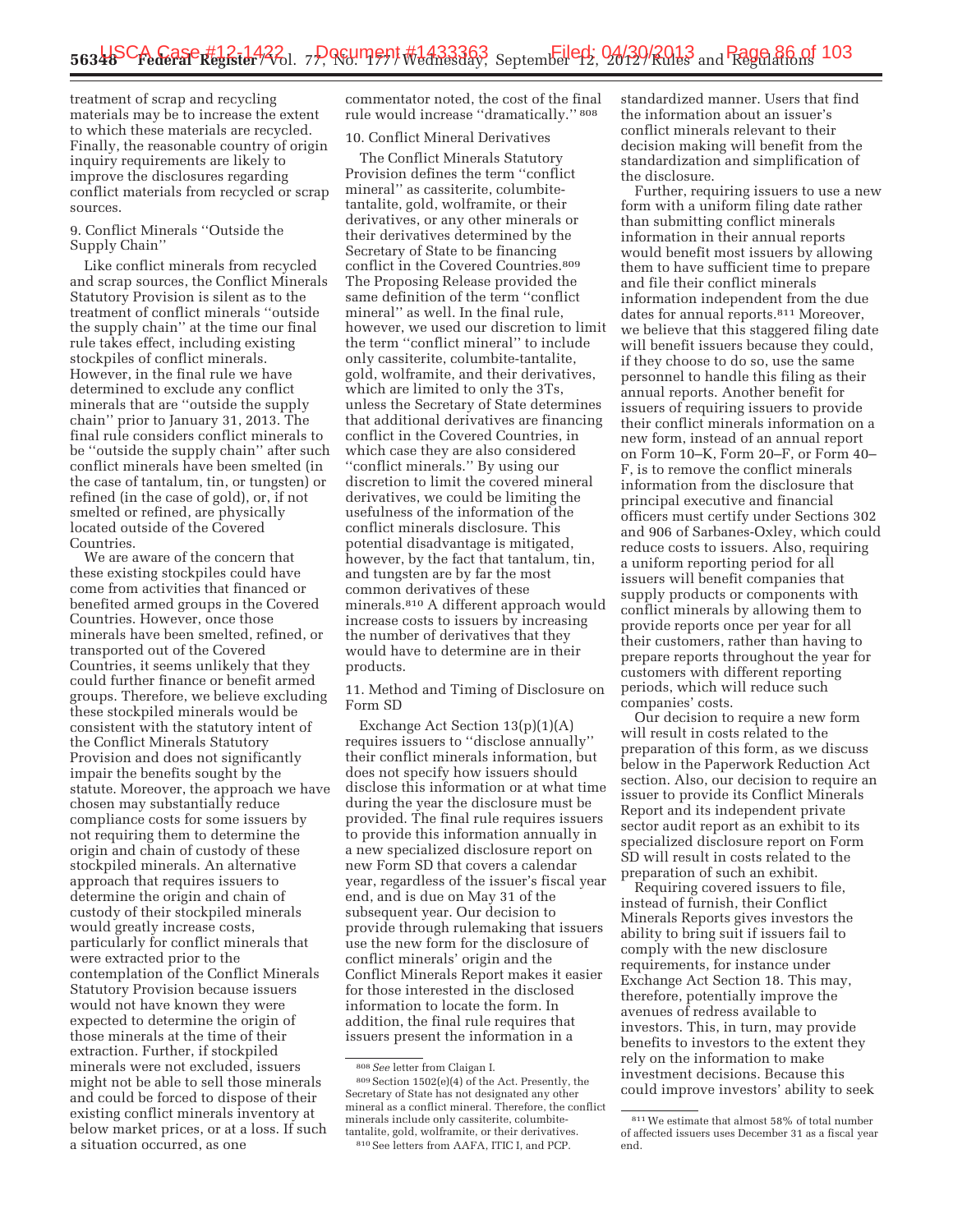treatment of scrap and recycling materials may be to increase the extent to which these materials are recycled. Finally, the reasonable country of origin inquiry requirements are likely to improve the disclosures regarding conflict materials from recycled or scrap sources.

9. Conflict Minerals "Outside the Supply Chain"

Like conflict minerals from recycled and scrap sources, the Conflict Minerals Statutory Provision is silent as to the treatment of conflict minerals "outside the supply chain" at the time our final rule takes effect, including existing stockpiles of conflict minerals. However, in the final rule we have determined to exclude any conflict minerals that are "outside the supply chain" prior to January 31, 2013. The final rule considers conflict minerals to be "outside the supply chain" after such conflict minerals have been smelted (in the case of tantalum, tin, or tungsten) or refined (in the case of gold), or, if not smelted or refined, are physically located outside of the Covered Countries.

We are aware of the concern that these existing stockpiles could have come from activities that financed or benefited armed groups in the Covered Countries. However, once those minerals have been smelted, refined, or transported out of the Covered Countries, it seems unlikely that they could further finance or benefit armed groups. Therefore, we believe excluding these stockpiled minerals would be consistent with the statutory intent of the Conflict Minerals Statutory Provision and does not significantly impair the benefits sought by the statute. Moreover, the approach we have chosen may substantially reduce compliance costs for some issuers by not requiring them to determine the origin and chain of custody of these stockpiled minerals. An alternative approach that requires issuers to determine the origin and chain of custody of their stockpiled minerals would greatly increase costs, particularly for conflict minerals that were extracted prior to the contemplation of the Conflict Minerals Statutory Provision because issuers would not have known they were expected to determine the origin of those minerals at the time of their extraction. Further, if stockpiled minerals were not excluded, issuers might not be able to sell those minerals and could be forced to dispose of their existing conflict minerals inventory at below market prices, or at a loss. If such a situation occurred, as one commentator noted, the cost of the final rule would increase "dramatically."[808]

10. Conflict Mineral Derivatives

The Conflict Minerals Statutory Provision defines the term "conflict mineral" as cassiterite, columbite-tantalite, gold, wolframite, or their derivatives, or any other minerals or their derivatives determined by the Secretary of State to be financing conflict in the Covered Countries.[809] The Proposing Release provided the same definition of the term "conflict mineral" as well. In the final rule, however, we used our discretion to limit the term "conflict mineral" to include only cassiterite, columbite-tantalite, gold, wolframite, and their derivatives, which are limited to only the 3Ts, unless the Secretary of State determines that additional derivatives are financing conflict in the Covered Countries, in which case they are also considered "conflict minerals." By using our discretion to limit the covered mineral derivatives, we could be limiting the usefulness of the information of the conflict minerals disclosure. This potential disadvantage is mitigated, however, by the fact that tantalum, tin, and tungsten are by far the most common derivatives of these minerals.[810] A different approach would increase costs to issuers by increasing the number of derivatives that they would have to determine are in their products.

11. Method and Timing of Disclosure on Form SD

Exchange Act Section 13(p)(1)(A) requires issuers to "disclose annually" their conflict minerals information, but does not specify how issuers should disclose this information or at what time during the year the disclosure must be provided. The final rule requires issuers to provide this information annually in a new specialized disclosure report on new Form SD that covers a calendar year, regardless of the issuer's fiscal year end, and is due on May 31 of the subsequent year. Our decision to provide through rulemaking that issuers use the new form for the disclosure of conflict minerals' origin and the Conflict Minerals Report makes it easier for those interested in the disclosed information to locate the form. In addition, the final rule requires that issuers present the information in a standardized manner. Users that find the information about an issuer's conflict minerals relevant to their decision making will benefit from the standardization and simplification of the disclosure.

Further, requiring issuers to use a new form with a uniform filing date rather than submitting conflict minerals information in their annual reports would benefit most issuers by allowing them to have sufficient time to prepare and file their conflict minerals information independent from the due dates for annual reports.[811] Moreover, we believe that this staggered filing date will benefit issuers because they could, if they choose to do so, use the same personnel to handle this filing as their annual reports. Another benefit for issuers of requiring issuers to provide their conflict minerals information on a new form, instead of an annual report on Form 10–K, Form 20–F, or Form 40–F, is to remove the conflict minerals information from the disclosure that principal executive and financial officers must certify under Sections 302 and 906 of Sarbanes-Oxley, which could reduce costs to issuers. Also, requiring a uniform reporting period for all issuers will benefit companies that supply products or components with conflict minerals by allowing them to provide reports once per year for all their customers, rather than having to prepare reports throughout the year for customers with different reporting periods, which will reduce such companies' costs.

Our decision to require a new form will result in costs related to the preparation of this form, as we discuss below in the Paperwork Reduction Act section. Also, our decision to require an issuer to provide its Conflict Minerals Report and its independent private sector audit report as an exhibit to its specialized disclosure report on Form SD will result in costs related to the preparation of such an exhibit.

Requiring covered issuers to file, instead of furnish, their Conflict Minerals Reports gives investors the ability to bring suit if issuers fail to comply with the new disclosure requirements, for instance under Exchange Act Section 18. This may, therefore, potentially improve the avenues of redress available to investors. This, in turn, may provide benefits to investors to the extent they rely on the information to make investment decisions. Because this could improve investors' ability to seek

---

[808] *See* letter from Claigan I.

[809] Section 1502(e)(4) of the Act. Presently, the Secretary of State has not designated any other mineral as a conflict mineral. Therefore, the conflict minerals include only cassiterite, columbite-tantalite, gold, wolframite, or their derivatives.

[810] See letters from AAFA, ITIC I, and PCP.

[811] We estimate that almost 58% of total number of affected issuers uses December 31 as a fiscal year end.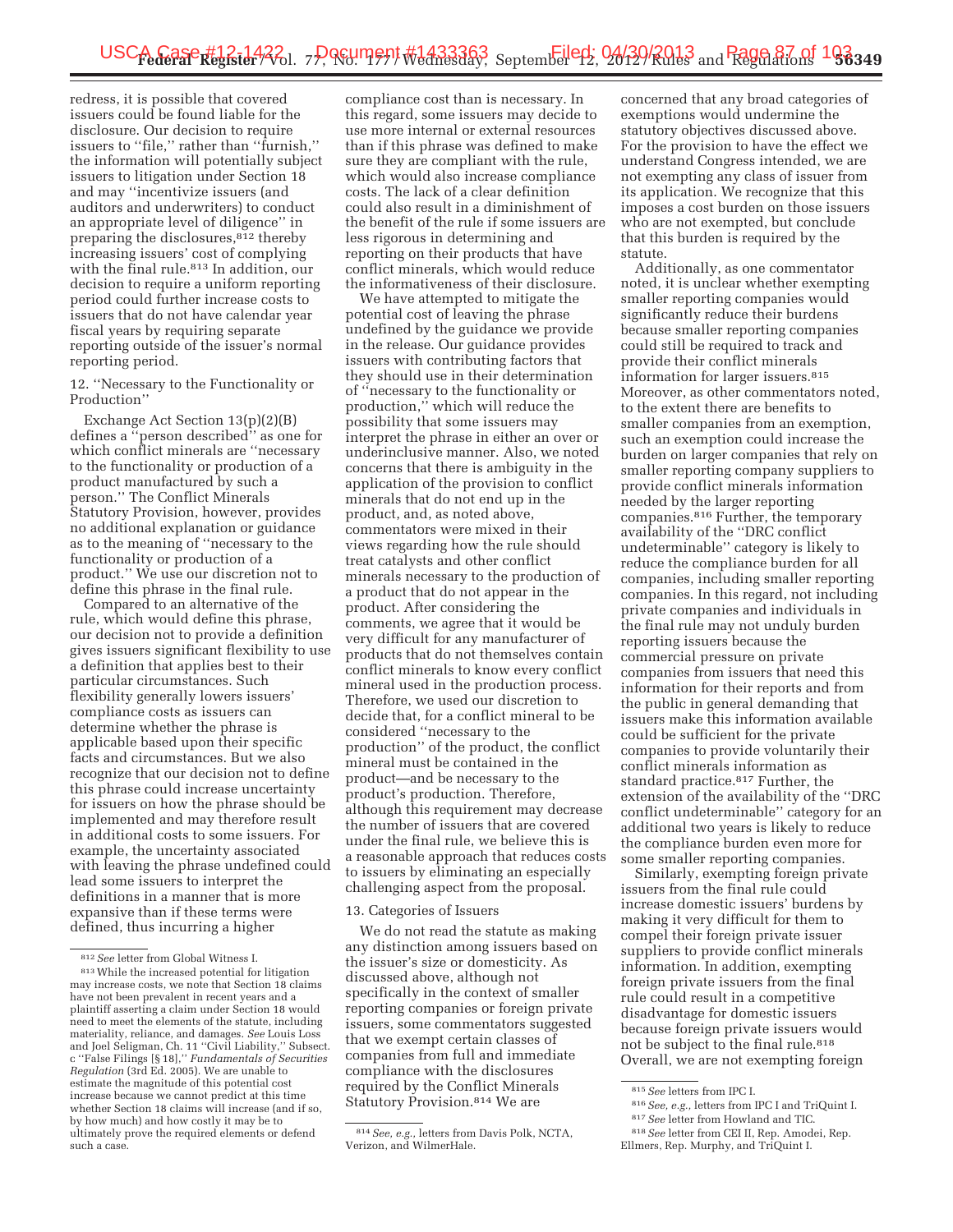redress, it is possible that covered issuers could be found liable for the disclosure. Our decision to require issuers to ''file,'' rather than ''furnish,'' the information will potentially subject issuers to litigation under Section 18 and may ''incentivize issuers (and auditors and underwriters) to conduct an appropriate level of diligence'' in preparing the disclosures,[812] thereby increasing issuers' cost of complying with the final rule.[813] In addition, our decision to require a uniform reporting period could further increase costs to issuers that do not have calendar year fiscal years by requiring separate reporting outside of the issuer's normal reporting period.

12. ''Necessary to the Functionality or Production''

Exchange Act Section 13(p)(2)(B) defines a ''person described'' as one for which conflict minerals are ''necessary to the functionality or production of a product manufactured by such a person.'' The Conflict Minerals Statutory Provision, however, provides no additional explanation or guidance as to the meaning of ''necessary to the functionality or production of a product.'' We use our discretion not to define this phrase in the final rule.

Compared to an alternative of the rule, which would define this phrase, our decision not to provide a definition gives issuers significant flexibility to use a definition that applies best to their particular circumstances. Such flexibility generally lowers issuers' compliance costs as issuers can determine whether the phrase is applicable based upon their specific facts and circumstances. But we also recognize that our decision not to define this phrase could increase uncertainty for issuers on how the phrase should be implemented and may therefore result in additional costs to some issuers. For example, the uncertainty associated with leaving the phrase undefined could lead some issuers to interpret the definitions in a manner that is more expansive than if these terms were defined, thus incurring a higher compliance cost than is necessary. In this regard, some issuers may decide to use more internal or external resources than if this phrase was defined to make sure they are compliant with the rule, which would also increase compliance costs. The lack of a clear definition could also result in a diminishment of the benefit of the rule if some issuers are less rigorous in determining and reporting on their products that have conflict minerals, which would reduce the informativeness of their disclosure.

We have attempted to mitigate the potential cost of leaving the phrase undefined by the guidance we provide in the release. Our guidance provides issuers with contributing factors that they should use in their determination of ''necessary to the functionality or production,'' which will reduce the possibility that some issuers may interpret the phrase in either an over or underinclusive manner. Also, we noted concerns that there is ambiguity in the application of the provision to conflict minerals that do not end up in the product, and, as noted above, commentators were mixed in their views regarding how the rule should treat catalysts and other conflict minerals necessary to the production of a product that do not appear in the product. After considering the comments, we agree that it would be very difficult for any manufacturer of products that do not themselves contain conflict minerals to know every conflict mineral used in the production process. Therefore, we used our discretion to decide that, for a conflict mineral to be considered ''necessary to the production'' of the product, the conflict mineral must be contained in the product—and be necessary to the product's production. Therefore, although this requirement may decrease the number of issuers that are covered under the final rule, we believe this is a reasonable approach that reduces costs to issuers by eliminating an especially challenging aspect from the proposal.

13. Categories of Issuers

We do not read the statute as making any distinction among issuers based on the issuer's size or domesticity. As discussed above, although not specifically in the context of smaller reporting companies or foreign private issuers, some commentators suggested that we exempt certain classes of companies from full and immediate compliance with the disclosures required by the Conflict Minerals Statutory Provision.[814] We are concerned that any broad categories of exemptions would undermine the statutory objectives discussed above. For the provision to have the effect we understand Congress intended, we are not exempting any class of issuer from its application. We recognize that this imposes a cost burden on those issuers who are not exempted, but conclude that this burden is required by the statute.

Additionally, as one commentator noted, it is unclear whether exempting smaller reporting companies would significantly reduce their burdens because smaller reporting companies could still be required to track and provide their conflict minerals information for larger issuers.[815] Moreover, as other commentators noted, to the extent there are benefits to smaller companies from an exemption, such an exemption could increase the burden on larger companies that rely on smaller reporting company suppliers to provide conflict minerals information needed by the larger reporting companies.[816] Further, the temporary availability of the ''DRC conflict undeterminable'' category is likely to reduce the compliance burden for all companies, including smaller reporting companies. In this regard, not including private companies and individuals in the final rule may not unduly burden reporting issuers because the commercial pressure on private companies from issuers that need this information for their reports and from the public in general demanding that issuers make this information available could be sufficient for the private companies to provide voluntarily their conflict minerals information as standard practice.[817] Further, the extension of the availability of the ''DRC conflict undeterminable'' category for an additional two years is likely to reduce the compliance burden even more for some smaller reporting companies.

Similarly, exempting foreign private issuers from the final rule could increase domestic issuers' burdens by making it very difficult for them to compel their foreign private issuer suppliers to provide conflict minerals information. In addition, exempting foreign private issuers from the final rule could result in a competitive disadvantage for domestic issuers because foreign private issuers would not be subject to the final rule.[818] Overall, we are not exempting foreign

---

[812] *See* letter from Global Witness I.

[813] While the increased potential for litigation may increase costs, we note that Section 18 claims have not been prevalent in recent years and a plaintiff asserting a claim under Section 18 would need to meet the elements of the statute, including materiality, reliance, and damages. *See* Louis Loss and Joel Seligman, Ch. 11 ''Civil Liability,'' Subsect. c ''False Filings [§ 18],'' *Fundamentals of Securities Regulation* (3rd Ed. 2005). We are unable to estimate the magnitude of this potential cost increase because we cannot predict at this time whether Section 18 claims will increase (and if so, by how much) and how costly it may be to ultimately prove the required elements or defend such a case.

[814] *See, e.g.,* letters from Davis Polk, NCTA, Verizon, and WilmerHale.

[815] *See* letters from IPC I.

[816] *See, e.g.,* letters from IPC I and TriQuint I.

[817] *See* letter from Howland and TIC.

[818] *See* letter from CEI II, Rep. Amodei, Rep. Ellmers, Rep. Murphy, and TriQuint I.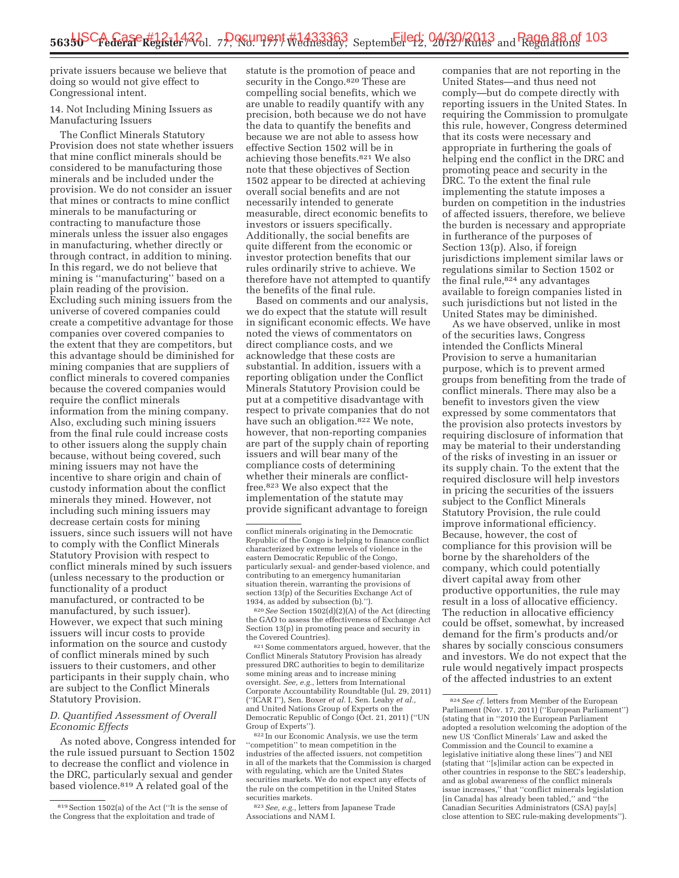private issuers because we believe that doing so would not give effect to Congressional intent.

14. Not Including Mining Issuers as Manufacturing Issuers

The Conflict Minerals Statutory Provision does not state whether issuers that mine conflict minerals should be considered to be manufacturing those minerals and be included under the provision. We do not consider an issuer that mines or contracts to mine conflict minerals to be manufacturing or contracting to manufacture those minerals unless the issuer also engages in manufacturing, whether directly or through contract, in addition to mining. In this regard, we do not believe that mining is ''manufacturing'' based on a plain reading of the provision. Excluding such mining issuers from the universe of covered companies could create a competitive advantage for those companies over covered companies to the extent that they are competitors, but this advantage should be diminished for mining companies that are suppliers of conflict minerals to covered companies because the covered companies would require the conflict minerals information from the mining company. Also, excluding such mining issuers from the final rule could increase costs to other issuers along the supply chain because, without being covered, such mining issuers may not have the incentive to share origin and chain of custody information about the conflict minerals they mined. However, not including such mining issuers may decrease certain costs for mining issuers, since such issuers will not have to comply with the Conflict Minerals Statutory Provision with respect to conflict minerals mined by such issuers (unless necessary to the production or functionality of a product manufactured, or contracted to be manufactured, by such issuer). However, we expect that such mining issuers will incur costs to provide information on the source and custody of conflict minerals mined by such issuers to their customers, and other participants in their supply chain, who are subject to the Conflict Minerals Statutory Provision.

### *D. Quantified Assessment of Overall Economic Effects*

As noted above, Congress intended for the rule issued pursuant to Section 1502 to decrease the conflict and violence in the DRC, particularly sexual and gender based violence.[819] A related goal of the statute is the promotion of peace and security in the Congo.[820] These are compelling social benefits, which we are unable to readily quantify with any precision, both because we do not have the data to quantify the benefits and because we are not able to assess how effective Section 1502 will be in achieving those benefits.[821] We also note that these objectives of Section 1502 appear to be directed at achieving overall social benefits and are not necessarily intended to generate measurable, direct economic benefits to investors or issuers specifically. Additionally, the social benefits are quite different from the economic or investor protection benefits that our rules ordinarily strive to achieve. We therefore have not attempted to quantify the benefits of the final rule.

Based on comments and our analysis, we do expect that the statute will result in significant economic effects. We have noted the views of commentators on direct compliance costs, and we acknowledge that these costs are substantial. In addition, issuers with a reporting obligation under the Conflict Minerals Statutory Provision could be put at a competitive disadvantage with respect to private companies that do not have such an obligation.[822] We note, however, that non-reporting companies are part of the supply chain of reporting issuers and will bear many of the compliance costs of determining whether their minerals are conflict-free.[823] We also expect that the implementation of the statute may provide significant advantage to foreign companies that are not reporting in the United States—and thus need not comply—but do compete directly with reporting issuers in the United States. In requiring the Commission to promulgate this rule, however, Congress determined that its costs were necessary and appropriate in furthering the goals of helping end the conflict in the DRC and promoting peace and security in the DRC. To the extent the final rule implementing the statute imposes a burden on competition in the industries of affected issuers, therefore, we believe the burden is necessary and appropriate in furtherance of the purposes of Section 13(p). Also, if foreign jurisdictions implement similar laws or regulations similar to Section 1502 or the final rule,[824] any advantages available to foreign companies listed in such jurisdictions but not listed in the United States may be diminished.

As we have observed, unlike in most of the securities laws, Congress intended the Conflicts Mineral Provision to serve a humanitarian purpose, which is to prevent armed groups from benefiting from the trade of conflict minerals. There may also be a benefit to investors given the view expressed by some commentators that the provision also protects investors by requiring disclosure of information that may be material to their understanding of the risks of investing in an issuer or its supply chain. To the extent that the required disclosure will help investors in pricing the securities of the issuers subject to the Conflict Minerals Statutory Provision, the rule could improve informational efficiency. Because, however, the cost of compliance for this provision will be borne by the shareholders of the company, which could potentially divert capital away from other productive opportunities, the rule may result in a loss of allocative efficiency. The reduction in allocative efficiency could be offset, somewhat, by increased demand for the firm's products and/or shares by socially conscious consumers and investors. We do not expect that the rule would negatively impact prospects of the affected industries to an extent

---

[819] Section 1502(a) of the Act (''It is the sense of the Congress that the exploitation and trade of conflict minerals originating in the Democratic Republic of the Congo is helping to finance conflict characterized by extreme levels of violence in the eastern Democratic Republic of the Congo, particularly sexual- and gender-based violence, and contributing to an emergency humanitarian situation therein, warranting the provisions of section 13(p) of the Securities Exchange Act of 1934, as added by subsection (b).'').

[820] *See* Section 1502(d)(2)(A) of the Act (directing the GAO to assess the effectiveness of Exchange Act Section 13(p) in promoting peace and security in the Covered Countries).

[821] Some commentators argued, however, that the Conflict Minerals Statutory Provision has already pressured DRC authorities to begin to demilitarize some mining areas and to increase mining oversight. *See, e.g.,* letters from International Corporate Accountability Roundtable (Jul. 29, 2011) (''ICAR I''), Sen. Boxer *et al.* I, Sen. Leahy *et al.*, and United Nations Group of Experts on the Democratic Republic of Congo (Oct. 21, 2011) (''UN Group of Experts'').

[822] In our Economic Analysis, we use the term ''competition'' to mean competition in the industries of the affected issuers, not competition in all of the markets that the Commission is charged with regulating, which are the United States securities markets. We do not expect any effects of the rule on the competition in the United States securities markets.

[823] *See, e.g.,* letters from Japanese Trade Associations and NAM I.

[824] *See cf.* letters from Member of the European Parliament (Nov. 17, 2011) (''European Parliament'') (stating that in ''2010 the European Parliament adopted a resolution welcoming the adoption of the new US 'Conflict Minerals' Law and asked the Commission and the Council to examine a legislative initiative along these lines'') and NEI (stating that ''[s]imilar action can be expected in other countries in response to the SEC's leadership, and as global awareness of the conflict minerals issue increases,'' that ''conflict minerals legislation [in Canada] has already been tabled,'' and ''the Canadian Securities Administrators (CSA) pay[s] close attention to SEC rule-making developments'').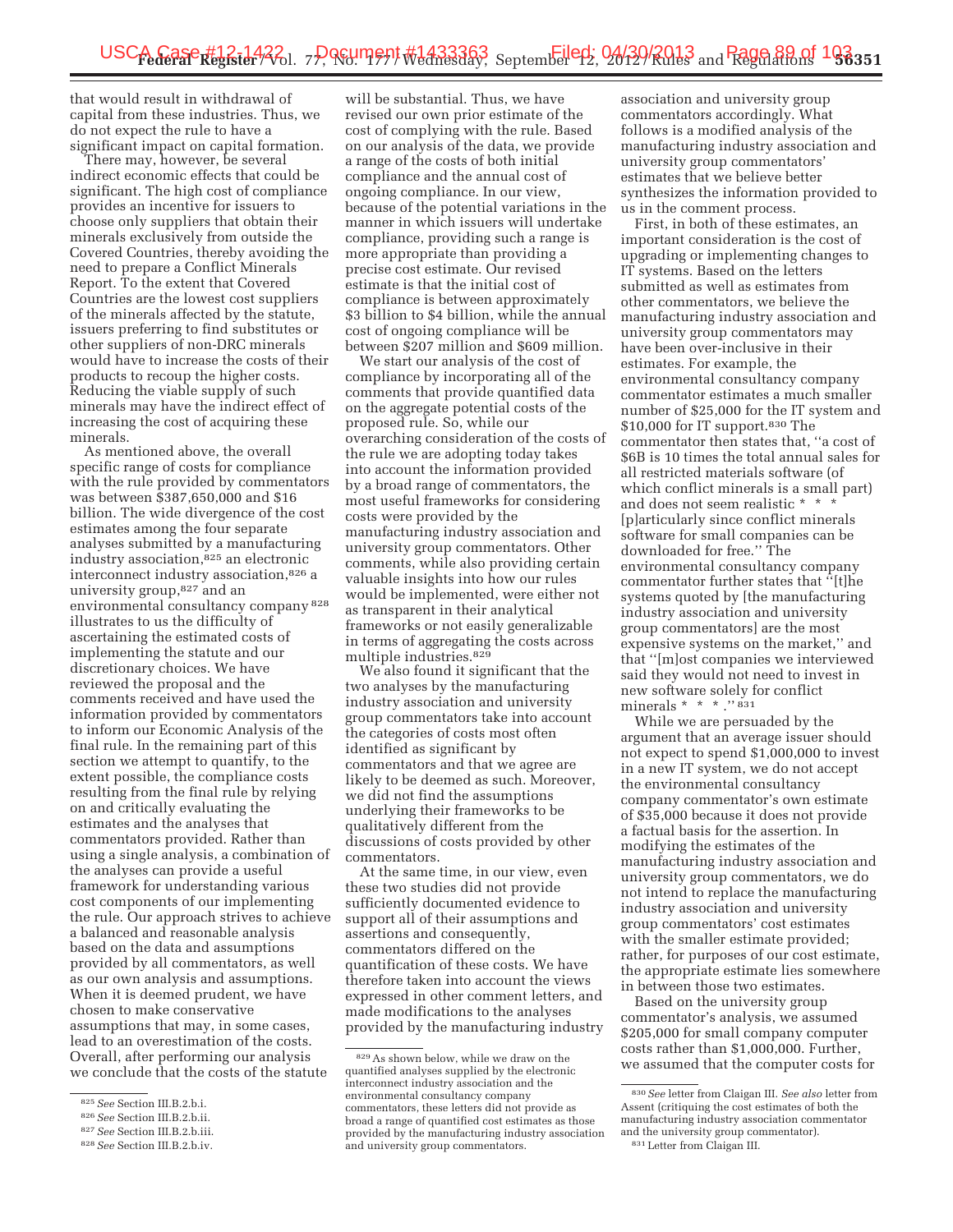that would result in withdrawal of capital from these industries. Thus, we do not expect the rule to have a significant impact on capital formation.

There may, however, be several indirect economic effects that could be significant. The high cost of compliance provides an incentive for issuers to choose only suppliers that obtain their minerals exclusively from outside the Covered Countries, thereby avoiding the need to prepare a Conflict Minerals Report. To the extent that Covered Countries are the lowest cost suppliers of the minerals affected by the statute, issuers preferring to find substitutes or other suppliers of non-DRC minerals would have to increase the costs of their products to recoup the higher costs. Reducing the viable supply of such minerals may have the indirect effect of increasing the cost of acquiring these minerals.

As mentioned above, the overall specific range of costs for compliance with the rule provided by commentators was between $387,650,000 and $16 billion. The wide divergence of the cost estimates among the four separate analyses submitted by a manufacturing industry association,[825] an electronic interconnect industry association,[826] a university group,[827] and an environmental consultancy company[828] illustrates to us the difficulty of ascertaining the estimated costs of implementing the statute and our discretionary choices. We have reviewed the proposal and the comments received and have used the information provided by commentators to inform our Economic Analysis of the final rule. In the remaining part of this section we attempt to quantify, to the extent possible, the compliance costs resulting from the final rule by relying on and critically evaluating the estimates and the analyses that commentators provided. Rather than using a single analysis, a combination of the analyses can provide a useful framework for understanding various cost components of our implementing the rule. Our approach strives to achieve a balanced and reasonable analysis based on the data and assumptions provided by all commentators, as well as our own analysis and assumptions. When it is deemed prudent, we have chosen to make conservative assumptions that may, in some cases, lead to an overestimation of the costs. Overall, after performing our analysis we conclude that the costs of the statute will be substantial. Thus, we have revised our own prior estimate of the cost of complying with the rule. Based on our analysis of the data, we provide a range of the costs of both initial compliance and the annual cost of ongoing compliance. In our view, because of the potential variations in the manner in which issuers will undertake compliance, providing such a range is more appropriate than providing a precise cost estimate. Our revised estimate is that the initial cost of compliance is between approximately $3 billion to $4 billion, while the annual cost of ongoing compliance will be between $207 million and $609 million.

We start our analysis of the cost of compliance by incorporating all of the comments that provide quantified data on the aggregate potential costs of the proposed rule. So, while our overarching consideration of the costs of the rule we are adopting today takes into account the information provided by a broad range of commentators, the most useful frameworks for considering costs were provided by the manufacturing industry association and university group commentators. Other comments, while also providing certain valuable insights into how our rules would be implemented, were either not as transparent in their analytical frameworks or not easily generalizable in terms of aggregating the costs across multiple industries.[829]

We also found it significant that the two analyses by the manufacturing industry association and university group commentators take into account the categories of costs most often identified as significant by commentators and that we agree are likely to be deemed as such. Moreover, we did not find the assumptions underlying their frameworks to be qualitatively different from the discussions of costs provided by other commentators.

At the same time, in our view, even these two studies did not provide sufficiently documented evidence to support all of their assumptions and assertions and consequently, commentators differed on the quantification of these costs. We have therefore taken into account the views expressed in other comment letters, and made modifications to the analyses provided by the manufacturing industry association and university group commentators accordingly. What follows is a modified analysis of the manufacturing industry association and university group commentators' estimates that we believe better synthesizes the information provided to us in the comment process.

First, in both of these estimates, an important consideration is the cost of upgrading or implementing changes to IT systems. Based on the letters submitted as well as estimates from other commentators, we believe the manufacturing industry association and university group commentators may have been over-inclusive in their estimates. For example, the environmental consultancy company commentator estimates a much smaller number of $25,000 for the IT system and $10,000 for IT support.[830] The commentator then states that, "a cost of $6B is 10 times the total annual sales for all restricted materials software (of which conflict minerals is a small part) and does not seem realistic * * * [p]articularly since conflict minerals software for small companies can be downloaded for free." The environmental consultancy company commentator further states that "[t]he systems quoted by [the manufacturing industry association and university group commentators] are the most expensive systems on the market," and that "[m]ost companies we interviewed said they would not need to invest in new software solely for conflict minerals * * * ."[831]

While we are persuaded by the argument that an average issuer should not expect to spend $1,000,000 to invest in a new IT system, we do not accept the environmental consultancy company commentator's own estimate of $35,000 because it does not provide a factual basis for the assertion. In modifying the estimates of the manufacturing industry association and university group commentators, we do not intend to replace the manufacturing industry association and university group commentators' cost estimates with the smaller estimate provided; rather, for purposes of our cost estimate, the appropriate estimate lies somewhere in between those two estimates.

Based on the university group commentator's analysis, we assumed $205,000 for small company computer costs rather than $1,000,000. Further, we assumed that the computer costs for

---

[825] *See* Section III.B.2.b.i.

[826] *See* Section III.B.2.b.ii.

[827] *See* Section III.B.2.b.iii.

[828] *See* Section III.B.2.b.iv.

[829] As shown below, while we draw on the quantified analyses supplied by the electronic interconnect industry association and the environmental consultancy company commentators, these letters did not provide as broad a range of quantified cost estimates as those provided by the manufacturing industry association and university group commentators.

[830] *See* letter from Claigan III. *See also* letter from Assent (critiquing the cost estimates of both the manufacturing industry association commentator and the university group commentator).

[831] Letter from Claigan III.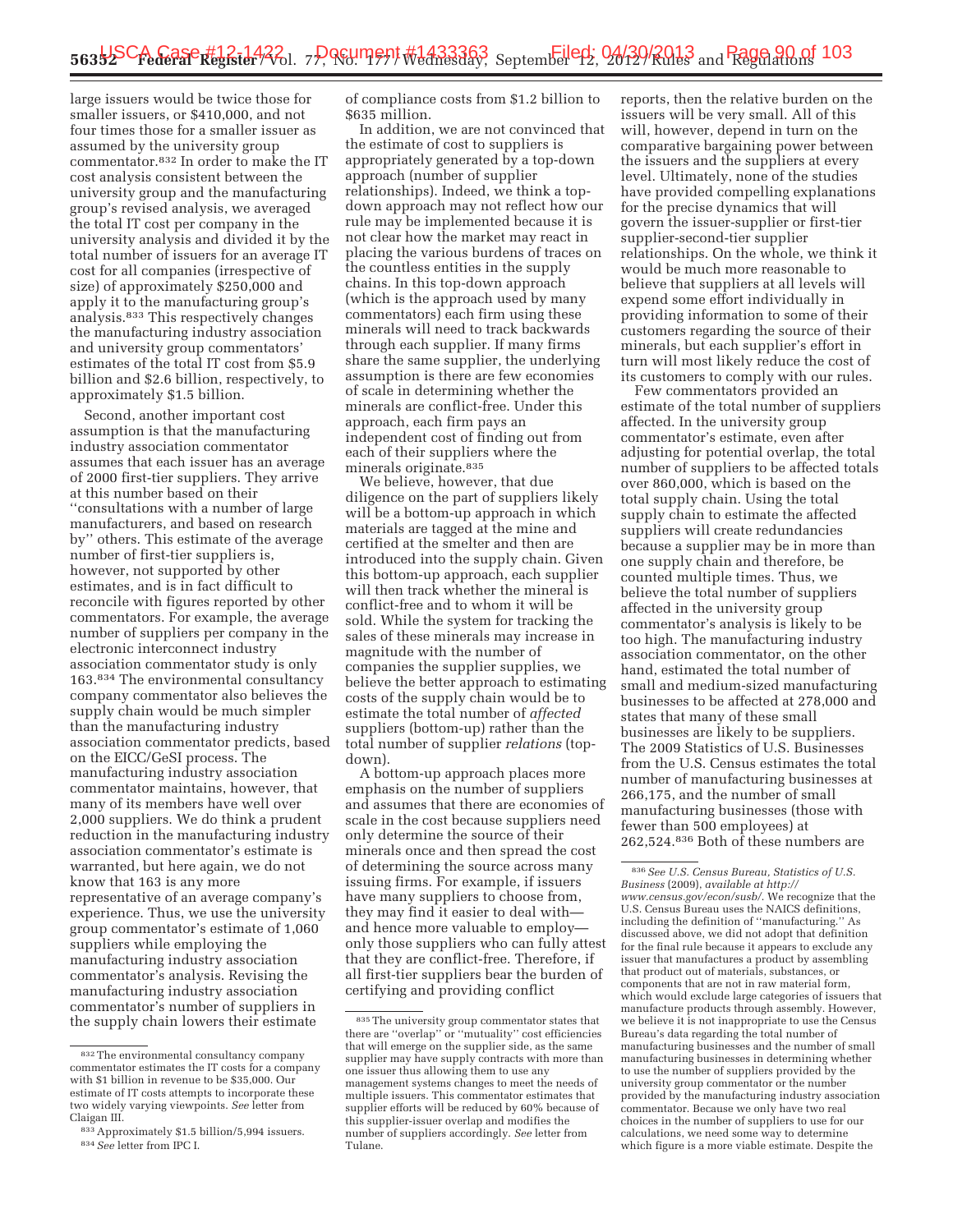large issuers would be twice those for smaller issuers, or $410,000, and not four times those for a smaller issuer as assumed by the university group commentator.[832] In order to make the IT cost analysis consistent between the university group and the manufacturing group's revised analysis, we averaged the total IT cost per company in the university analysis and divided it by the total number of issuers for an average IT cost for all companies (irrespective of size) of approximately $250,000 and apply it to the manufacturing group's analysis.[833] This respectively changes the manufacturing industry association and university group commentators' estimates of the total IT cost from $5.9 billion and $2.6 billion, respectively, to approximately $1.5 billion.

Second, another important cost assumption is that the manufacturing industry association commentator assumes that each issuer has an average of 2000 first-tier suppliers. They arrive at this number based on their "consultations with a number of large manufacturers, and based on research by" others. This estimate of the average number of first-tier suppliers is, however, not supported by other estimates, and is in fact difficult to reconcile with figures reported by other commentators. For example, the average number of suppliers per company in the electronic interconnect industry association commentator study is only 163.[834] The environmental consultancy company commentator also believes the supply chain would be much simpler than the manufacturing industry association commentator predicts, based on the EICC/GeSI process. The manufacturing industry association commentator maintains, however, that many of its members have well over 2,000 suppliers. We do think a prudent reduction in the manufacturing industry association commentator's estimate is warranted, but here again, we do not know that 163 is any more representative of an average company's experience. Thus, we use the university group commentator's estimate of 1,060 suppliers while employing the manufacturing industry association commentator's analysis. Revising the manufacturing industry association commentator's number of suppliers in the supply chain lowers their estimate of compliance costs from $1.2 billion to $635 million.

In addition, we are not convinced that the estimate of cost to suppliers is appropriately generated by a top-down approach (number of supplier relationships). Indeed, we think a top-down approach may not reflect how our rule may be implemented because it is not clear how the market may react in placing the various burdens of traces on the countless entities in the supply chains. In this top-down approach (which is the approach used by many commentators) each firm using these minerals will need to track backwards through each supplier. If many firms share the same supplier, the underlying assumption is there are few economies of scale in determining whether the minerals are conflict-free. Under this approach, each firm pays an independent cost of finding out from each of their suppliers where the minerals originate.[835]

We believe, however, that due diligence on the part of suppliers likely will be a bottom-up approach in which materials are tagged at the mine and certified at the smelter and then are introduced into the supply chain. Given this bottom-up approach, each supplier will then track whether the mineral is conflict-free and to whom it will be sold. While the system for tracking the sales of these minerals may increase in magnitude with the number of companies the supplier supplies, we believe the better approach to estimating costs of the supply chain would be to estimate the total number of *affected* suppliers (bottom-up) rather than the total number of supplier *relations* (top-down).

A bottom-up approach places more emphasis on the number of suppliers and assumes that there are economies of scale in the cost because suppliers need only determine the source of their minerals once and then spread the cost of determining the source across many issuing firms. For example, if issuers have many suppliers to choose from, they may find it easier to deal with—and hence more valuable to employ—only those suppliers who can fully attest that they are conflict-free. Therefore, if all first-tier suppliers bear the burden of certifying and providing conflict reports, then the relative burden on the issuers will be very small. All of this will, however, depend in turn on the comparative bargaining power between the issuers and the suppliers at every level. Ultimately, none of the studies have provided compelling explanations for the precise dynamics that will govern the issuer-supplier or first-tier supplier-second-tier supplier relationships. On the whole, we think it would be much more reasonable to believe that suppliers at all levels will expend some effort individually in providing information to some of their customers regarding the source of their minerals, but each supplier's effort in turn will most likely reduce the cost of its customers to comply with our rules.

Few commentators provided an estimate of the total number of suppliers affected. In the university group commentator's estimate, even after adjusting for potential overlap, the total number of suppliers to be affected totals over 860,000, which is based on the total supply chain. Using the total supply chain to estimate the affected suppliers will create redundancies because a supplier may be in more than one supply chain and therefore, be counted multiple times. Thus, we believe the total number of suppliers affected in the university group commentator's analysis is likely to be too high. The manufacturing industry association commentator, on the other hand, estimated the total number of small and medium-sized manufacturing businesses to be affected at 278,000 and states that many of these small businesses are likely to be suppliers. The 2009 Statistics of U.S. Businesses from the U.S. Census estimates the total number of manufacturing businesses at 266,175, and the number of small manufacturing businesses (those with fewer than 500 employees) at 262,524.[836] Both of these numbers are

---

[832] The environmental consultancy company commentator estimates the IT costs for a company with $1 billion in revenue to be $35,000. Our estimate of IT costs attempts to incorporate these two widely varying viewpoints. *See* letter from Claigan III.

[833] Approximately $1.5 billion/5,994 issuers.

[834] *See* letter from IPC I.

[835] The university group commentator states that there are "overlap" or "mutuality" cost efficiencies that will emerge on the supplier side, as the same supplier may have supply contracts with more than one issuer thus allowing them to use any management systems changes to meet the needs of multiple issuers. This commentator estimates that supplier efforts will be reduced by 60% because of this supplier-issuer overlap and modifies the number of suppliers accordingly. *See* letter from Tulane.

[836] *See U.S. Census Bureau, Statistics of U.S. Business* (2009), *available at http://www.census.gov/econ/susb/*. We recognize that the U.S. Census Bureau uses the NAICS definitions, including the definition of "manufacturing." As discussed above, we did not adopt that definition for the final rule because it appears to exclude any issuer that manufactures a product by assembling that product out of materials, substances, or components that are not in raw material form, which would exclude large categories of issuers that manufacture products through assembly. However, we believe it is not inappropriate to use the Census Bureau's data regarding the total number of manufacturing businesses and the number of small manufacturing businesses in determining whether to use the number of suppliers provided by the university group commentator or the number provided by the manufacturing industry association commentator. Because we only have two real choices in the number of suppliers to use for our calculations, we need some way to determine which figure is a more viable estimate. Despite the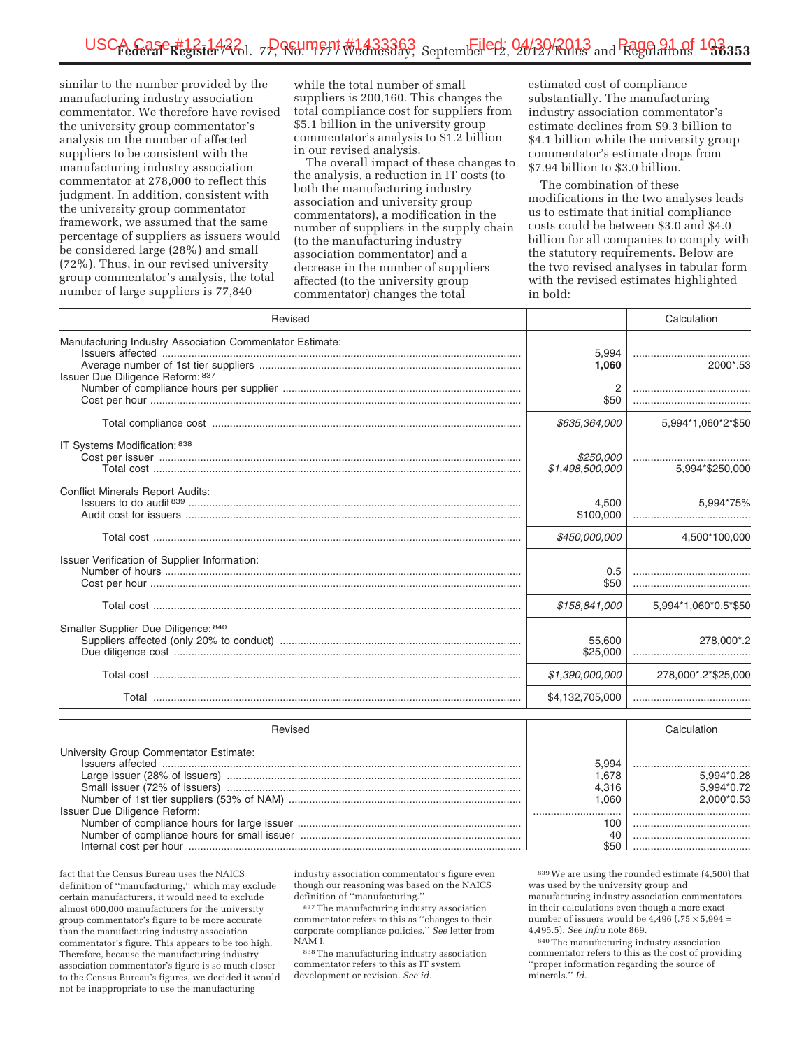similar to the number provided by the manufacturing industry association commentator. We therefore have revised the university group commentator's analysis on the number of affected suppliers to be consistent with the manufacturing industry association commentator at 278,000 to reflect this judgment. In addition, consistent with the university group commentator framework, we assumed that the same percentage of suppliers as issuers would be considered large (28%) and small (72%). Thus, in our revised university group commentator's analysis, the total number of large suppliers is 77,840 while the total number of small suppliers is 200,160. This changes the total compliance cost for suppliers from $5.1 billion in the university group commentator's analysis to $1.2 billion in our revised analysis.

The overall impact of these changes to the analysis, a reduction in IT costs (to both the manufacturing industry association and university group commentators), a modification in the number of suppliers in the supply chain (to the manufacturing industry association commentator) and a decrease in the number of suppliers affected (to the university group commentator) changes the total estimated cost of compliance substantially. The manufacturing industry association commentator's estimate declines from $9.3 billion to $4.1 billion while the university group commentator's estimate drops from $7.94 billion to $3.0 billion.

The combination of these modifications in the two analyses leads us to estimate that initial compliance costs could be between $3.0 and $4.0 billion for all companies to comply with the statutory requirements. Below are the two revised analyses in tabular form with the revised estimates highlighted in bold:

| Revised | | Calculation |
|---|---|---|
| Manufacturing Industry Association Commentator Estimate: | | |
| Issuers affected | 5,994 | |
| Average number of 1st tier suppliers | **1,060** | 2000*.53 |
| Issuer Due Diligence Reform: [837] | | |
| Number of compliance hours per supplier | 2 | |
| Cost per hour | $50 | |
| Total compliance cost | *$635,364,000* | 5,994*1,060*2*$50 |
| IT Systems Modification: [838] | | |
| Cost per issuer | *$250,000* | |
| Total cost | *$1,498,500,000* | 5,994*$250,000 |
| Conflict Minerals Report Audits: | | |
| Issuers to do audit [839] | 4,500 | 5,994*75% |
| Audit cost for issuers | $100,000 | |
| Total cost | *$450,000,000* | 4,500*100,000 |
| Issuer Verification of Supplier Information: | | |
| Number of hours | 0.5 | |
| Cost per hour | $50 | |
| Total cost | *$158,841,000* | 5,994*1,060*0.5*$50 |
| Smaller Supplier Due Diligence: [840] | | |
| Suppliers affected (only 20% to conduct) | 55,600 | 278,000*.2 |
| Due diligence cost | $25,000 | |
| Total cost | *$1,390,000,000* | 278,000*.2*$25,000 |
| Total | $4,132,705,000 | |

| Revised | | Calculation |
|---|---|---|
| University Group Commentator Estimate: | | |
| Issuers affected | 5,994 | |
| Large issuer (28% of issuers) | 1,678 | 5,994*0.28 |
| Small issuer (72% of issuers) | 4,316 | 5,994*0.72 |
| Number of 1st tier suppliers (53% of NAM) | 1,060 | 2,000*0.53 |
| Issuer Due Diligence Reform: | | |
| Number of compliance hours for large issuer | 100 | |
| Number of compliance hours for small issuer | 40 | |
| Internal cost per hour | $50 | |

fact that the Census Bureau uses the NAICS definition of "manufacturing," which may exclude certain manufacturers, it would need to exclude almost 600,000 manufacturers for the university group commentator's figure to be more accurate than the manufacturing industry association commentator's figure. This appears to be too high. Therefore, because the manufacturing industry association commentator's figure is so much closer to the Census Bureau's figures, we decided it would not be inappropriate to use the manufacturing industry association commentator's figure even though our reasoning was based on the NAICS definition of "manufacturing."

[837] The manufacturing industry association commentator refers to this as "changes to their corporate compliance policies." *See* letter from NAM I.

[838] The manufacturing industry association commentator refers to this as IT system development or revision. *See id.*

[839] We are using the rounded estimate (4,500) that was used by the university group and manufacturing industry association commentators in their calculations even though a more exact number of issuers would be 4,496 (.75 × 5,994 = 4,495.5). *See infra* note 869.

[840] The manufacturing industry association commentator refers to this as the cost of providing "proper information regarding the source of minerals." *Id.*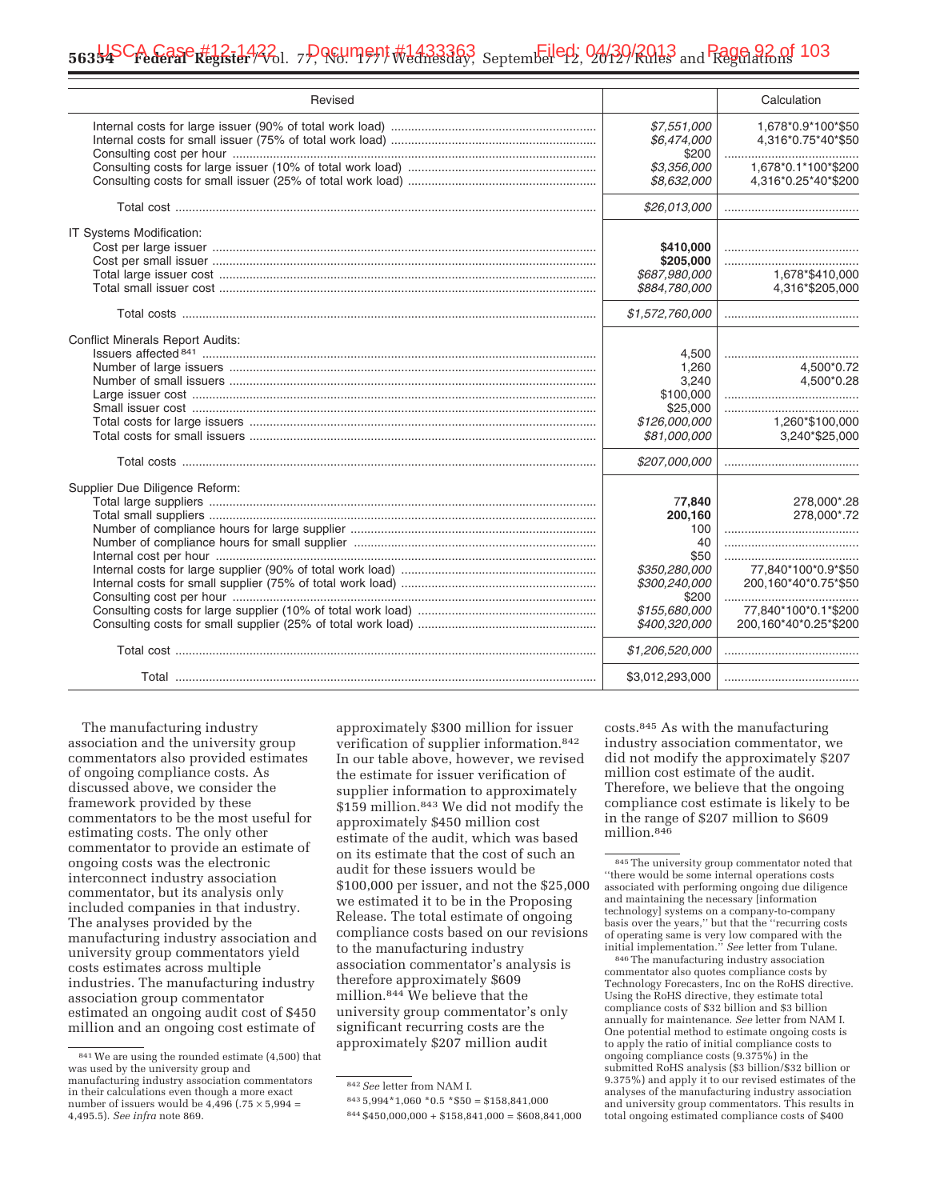| Revised | | Calculation |
|---|---|---|
| Internal costs for large issuer (90% of total work load) | *$7,551,000* | 1,678*0.9*100*$50 |
| Internal costs for small issuer (75% of total work load) | *$6,474,000* | 4,316*0.75*40*$50 |
| Consulting cost per hour | $200 | |
| Consulting costs for large issuer (10% of total work load) | *$3,356,000* | 1,678*0.1*100*$200 |
| Consulting costs for small issuer (25% of total work load) | *$8,632,000* | 4,316*0.25*40*$200 |
| Total cost | *$26,013,000* | |
| IT Systems Modification: | | |
| Cost per large issuer | **$410,000** | |
| Cost per small issuer | **$205,000** | |
| Total large issuer cost | *$687,980,000* | 1,678*$410,000 |
| Total small issuer cost | *$884,780,000* | 4,316*$205,000 |
| Total costs | *$1,572,760,000* | |
| Conflict Minerals Report Audits: | | |
| Issuers affected [841] | 4,500 | |
| Number of large issuers | 1,260 | 4,500*0.72 |
| Number of small issuers | 3,240 | 4,500*0.28 |
| Large issuer cost | $100,000 | |
| Small issuer cost | $25,000 | |
| Total costs for large issuers | *$126,000,000* | 1,260*$100,000 |
| Total costs for small issuers | *$81,000,000* | 3,240*$25,000 |
| Total costs | *$207,000,000* | |
| Supplier Due Diligence Reform: | | |
| Total large suppliers | **77,840** | 278,000*.28 |
| Total small suppliers | **200,160** | 278,000*.72 |
| Number of compliance hours for large supplier | 100 | |
| Number of compliance hours for small supplier | 40 | |
| Internal cost per hour | $50 | |
| Internal costs for large supplier (90% of total work load) | *$350,280,000* | 77,840*100*0.9*$50 |
| Internal costs for small supplier (75% of total work load) | *$300,240,000* | 200,160*40*0.75*$50 |
| Consulting cost per hour | $200 | |
| Consulting costs for large supplier (10% of total work load) | *$155,680,000* | 77,840*100*0.1*$200 |
| Consulting costs for small supplier (25% of total work load) | *$400,320,000* | 200,160*40*0.25*$200 |
| Total cost | *$1,206,520,000* | |
| Total | $3,012,293,000 | |

The manufacturing industry association and the university group commentators also provided estimates of ongoing compliance costs. As discussed above, we consider the framework provided by these commentators to be the most useful for estimating costs. The only other commentator to provide an estimate of ongoing costs was the electronic interconnect industry association commentator, but its analysis only included companies in that industry. The analyses provided by the manufacturing industry association and university group commentators yield costs estimates across multiple industries. The manufacturing industry association group commentator estimated an ongoing audit cost of $450 million and an ongoing cost estimate of approximately $300 million for issuer verification of supplier information.[842] In our table above, however, we revised the estimate for issuer verification of supplier information to approximately $159 million.[843] We did not modify the approximately $450 million cost estimate of the audit, which was based on its estimate that the cost of such an audit for these issuers would be $100,000 per issuer, and not the $25,000 we estimated it to be in the Proposing Release. The total estimate of ongoing compliance costs based on our revisions to the manufacturing industry association commentator's analysis is therefore approximately $609 million.[844] We believe that the university group commentator's only significant recurring costs are the approximately $207 million audit costs.[845] As with the manufacturing industry association commentator, we did not modify the approximately $207 million cost estimate of the audit. Therefore, we believe that the ongoing compliance cost estimate is likely to be in the range of $207 million to $609 million.[846]

[841] We are using the rounded estimate (4,500) that was used by the university group and manufacturing industry association commentators in their calculations even though a more exact number of issuers would be 4,496 (.75 × 5,994 = 4,495.5). *See infra* note 869.

[842] *See* letter from NAM I.

[843] 5,994*1,060 *0.5 *$50 = $158,841,000

[844] $450,000,000 + $158,841,000 = $608,841,000

[845] The university group commentator noted that "there would be some internal operations costs associated with performing ongoing due diligence and maintaining the necessary [information technology] systems on a company-to-company basis over the years," but that the "recurring costs of operating same is very low compared with the initial implementation." *See* letter from Tulane.

[846] The manufacturing industry association commentator also quotes compliance costs by Technology Forecasters, Inc on the RoHS directive. Using the RoHS directive, they estimate total compliance costs of $32 billion and $3 billion annually for maintenance. *See* letter from NAM I. One potential method to estimate ongoing costs is to apply the ratio of initial compliance costs to ongoing compliance costs (9.375%) in the submitted RoHS analysis ($3 billion/$32 billion or 9.375%) and apply it to our revised estimates of the analyses of the manufacturing industry association and university group commentators. This results in total ongoing estimated compliance costs of $400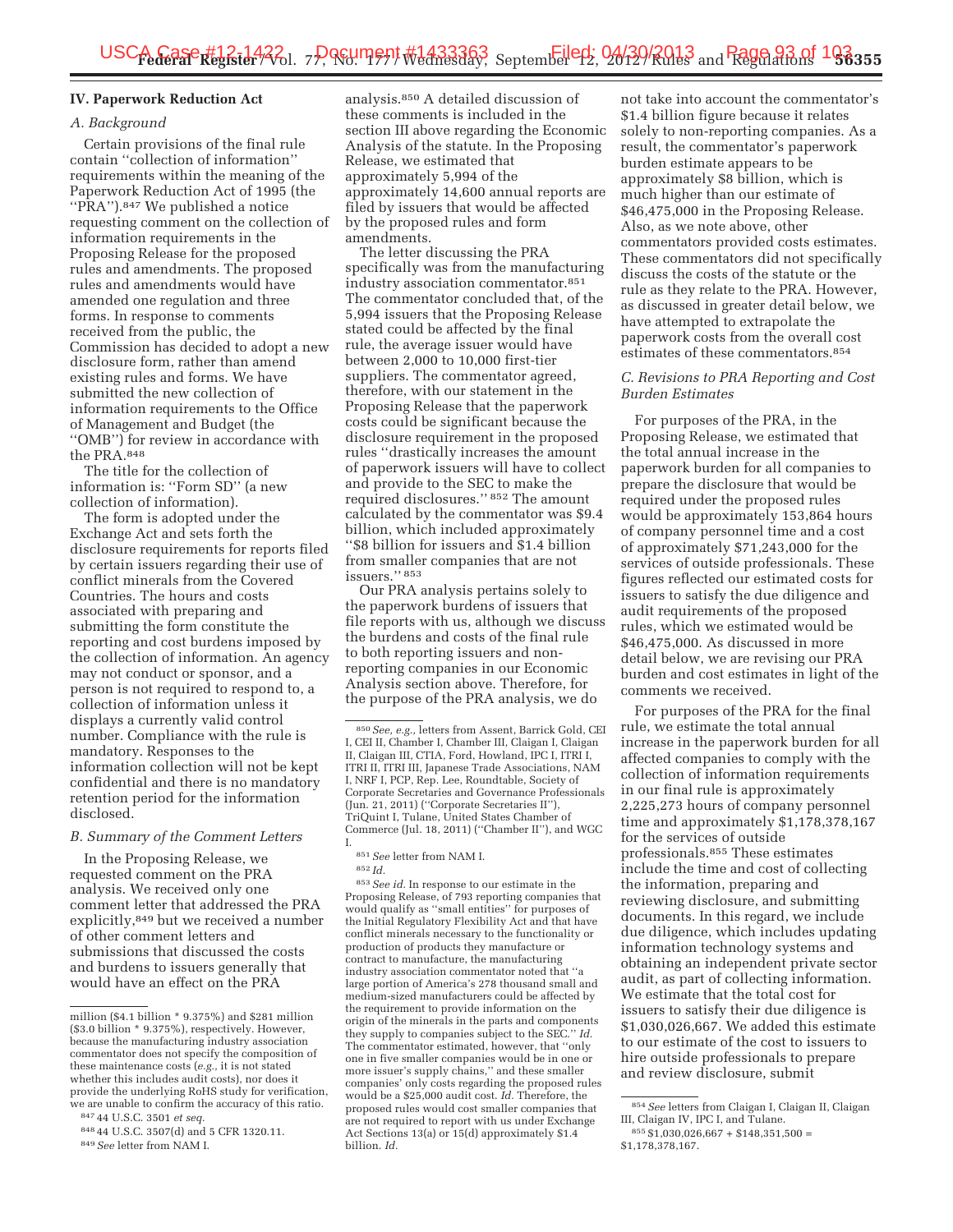## IV. Paperwork Reduction Act

### *A. Background*

Certain provisions of the final rule contain "collection of information" requirements within the meaning of the Paperwork Reduction Act of 1995 (the "PRA").[847] We published a notice requesting comment on the collection of information requirements in the Proposing Release for the proposed rules and amendments. The proposed rules and amendments would have amended one regulation and three forms. In response to comments received from the public, the Commission has decided to adopt a new disclosure form, rather than amend existing rules and forms. We have submitted the new collection of information requirements to the Office of Management and Budget (the "OMB") for review in accordance with the PRA.[848]

The title for the collection of information is: "Form SD" (a new collection of information).

The form is adopted under the Exchange Act and sets forth the disclosure requirements for reports filed by certain issuers regarding their use of conflict minerals from the Covered Countries. The hours and costs associated with preparing and submitting the form constitute the reporting and cost burdens imposed by the collection of information. An agency may not conduct or sponsor, and a person is not required to respond to, a collection of information unless it displays a currently valid control number. Compliance with the rule is mandatory. Responses to the information collection will not be kept confidential and there is no mandatory retention period for the information disclosed.

### *B. Summary of the Comment Letters*

In the Proposing Release, we requested comment on the PRA analysis. We received only one comment letter that addressed the PRA explicitly,[849] but we received a number of other comment letters and submissions that discussed the costs and burdens to issuers generally that would have an effect on the PRA analysis.[850] A detailed discussion of these comments is included in the section III above regarding the Economic Analysis of the statute. In the Proposing Release, we estimated that approximately 5,994 of the approximately 14,600 annual reports are filed by issuers that would be affected by the proposed rules and form amendments.

The letter discussing the PRA specifically was from the manufacturing industry association commentator.[851] The commentator concluded that, of the 5,994 issuers that the Proposing Release stated could be affected by the final rule, the average issuer would have between 2,000 to 10,000 first-tier suppliers. The commentator agreed, therefore, with our statement in the Proposing Release that the paperwork costs could be significant because the disclosure requirement in the proposed rules "drastically increases the amount of paperwork issuers will have to collect and provide to the SEC to make the required disclosures." [852] The amount calculated by the commentator was $9.4 billion, which included approximately "$8 billion for issuers and $1.4 billion from smaller companies that are not issuers." [853]

Our PRA analysis pertains solely to the paperwork burdens of issuers that file reports with us, although we discuss the burdens and costs of the final rule to both reporting issuers and non-reporting companies in our Economic Analysis section above. Therefore, for the purpose of the PRA analysis, we do not take into account the commentator's $1.4 billion figure because it relates solely to non-reporting companies. As a result, the commentator's paperwork burden estimate appears to be approximately $8 billion, which is much higher than our estimate of $46,475,000 in the Proposing Release. Also, as we note above, other commentators provided costs estimates. These commentators did not specifically discuss the costs of the statute or the rule as they relate to the PRA. However, as discussed in greater detail below, we have attempted to extrapolate the paperwork costs from the overall cost estimates of these commentators.[854]

### *C. Revisions to PRA Reporting and Cost Burden Estimates*

For purposes of the PRA, in the Proposing Release, we estimated that the total annual increase in the paperwork burden for all companies to prepare the disclosure that would be required under the proposed rules would be approximately 153,864 hours of company personnel time and a cost of approximately $71,243,000 for the services of outside professionals. These figures reflected our estimated costs for issuers to satisfy the due diligence and audit requirements of the proposed rules, which we estimated would be $46,475,000. As discussed in more detail below, we are revising our PRA burden and cost estimates in light of the comments we received.

For purposes of the PRA for the final rule, we estimate the total annual increase in the paperwork burden for all affected companies to comply with the collection of information requirements in our final rule is approximately 2,225,273 hours of company personnel time and approximately $1,178,378,167 for the services of outside professionals.[855] These estimates include the time and cost of collecting the information, preparing and reviewing disclosure, and submitting documents. In this regard, we include due diligence, which includes updating information technology systems and obtaining an independent private sector audit, as part of collecting information. We estimate that the total cost for issuers to satisfy their due diligence is $1,030,026,667. We added this estimate to our estimate of the cost to issuers to hire outside professionals to prepare and review disclosure, submit

---

million ($4.1 billion * 9.375%) and $281 million ($3.0 billion * 9.375%), respectively. However, because the manufacturing industry association commentator does not specify the composition of these maintenance costs (*e.g.,* it is not stated whether this includes audit costs), nor does it provide the underlying RoHS study for verification, we are unable to confirm the accuracy of this ratio.

[847] 44 U.S.C. 3501 *et seq.*

[848] 44 U.S.C. 3507(d) and 5 CFR 1320.11.

[849] *See* letter from NAM I.

[850] *See, e.g.,* letters from Assent, Barrick Gold, CEI I, CEI II, Chamber I, Chamber III, Claigan I, Claigan II, Claigan III, CTIA, Ford, Howland, IPC I, ITRI I, ITRI II, ITRI III, Japanese Trade Associations, NAM I, NRF I, PCP, Rep. Lee, Roundtable, Society of Corporate Secretaries and Governance Professionals (Jun. 21, 2011) ("Corporate Secretaries II"), TriQuint I, Tulane, United States Chamber of Commerce (Jul. 18, 2011) ("Chamber II"), and WGC I.

[851] *See* letter from NAM I.

[852] *Id.*

[853] *See id.* In response to our estimate in the Proposing Release, of 793 reporting companies that would qualify as "small entities" for purposes of the Initial Regulatory Flexibility Act and that have conflict minerals necessary to the functionality or production of products they manufacture or contract to manufacture, the manufacturing industry association commentator noted that "a large portion of America's 278 thousand small and medium-sized manufacturers could be affected by the requirement to provide information on the origin of the minerals in the parts and components they supply to companies subject to the SEC." *Id.* The commentator estimated, however, that "only one in five smaller companies would be in one or more issuer's supply chains," and these smaller companies' only costs regarding the proposed rules would be a $25,000 audit cost. *Id.* Therefore, the proposed rules would cost smaller companies that are not required to report with us under Exchange Act Sections 13(a) or 15(d) approximately $1.4 billion. *Id.*

[854] *See* letters from Claigan I, Claigan II, Claigan III, Claigan IV, IPC I, and Tulane.

[855] $1,030,026,667 + $148,351,500 = $1,178,378,167.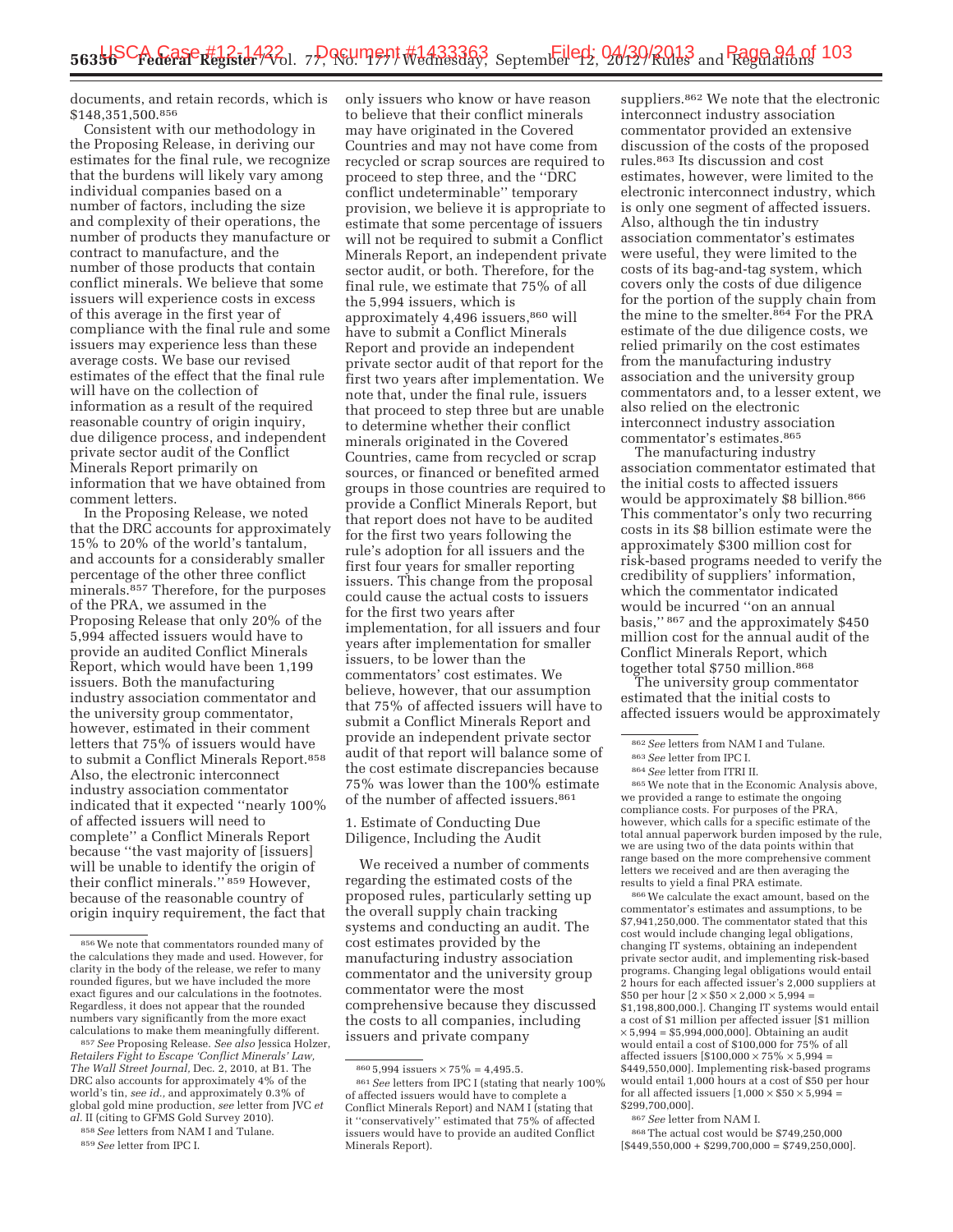documents, and retain records, which is $148,351,500.[856]

Consistent with our methodology in the Proposing Release, in deriving our estimates for the final rule, we recognize that the burdens will likely vary among individual companies based on a number of factors, including the size and complexity of their operations, the number of products they manufacture or contract to manufacture, and the number of those products that contain conflict minerals. We believe that some issuers will experience costs in excess of this average in the first year of compliance with the final rule and some issuers may experience less than these average costs. We base our revised estimates of the effect that the final rule will have on the collection of information as a result of the required reasonable country of origin inquiry, due diligence process, and independent private sector audit of the Conflict Minerals Report primarily on information that we have obtained from comment letters.

In the Proposing Release, we noted that the DRC accounts for approximately 15% to 20% of the world's tantalum, and accounts for a considerably smaller percentage of the other three conflict minerals.[857] Therefore, for the purposes of the PRA, we assumed in the Proposing Release that only 20% of the 5,994 affected issuers would have to provide an audited Conflict Minerals Report, which would have been 1,199 issuers. Both the manufacturing industry association commentator and the university group commentator, however, estimated in their comment letters that 75% of issuers would have to submit a Conflict Minerals Report.[858] Also, the electronic interconnect industry association commentator indicated that it expected "nearly 100% of affected issuers will need to complete" a Conflict Minerals Report because "the vast majority of [issuers] will be unable to identify the origin of their conflict minerals." [859] However, because of the reasonable country of origin inquiry requirement, the fact that only issuers who know or have reason to believe that their conflict minerals may have originated in the Covered Countries and may not have come from recycled or scrap sources are required to proceed to step three, and the "DRC conflict undeterminable" temporary provision, we believe it is appropriate to estimate that some percentage of issuers will not be required to submit a Conflict Minerals Report, an independent private sector audit, or both. Therefore, for the final rule, we estimate that 75% of all the 5,994 issuers, which is approximately 4,496 issuers,[860] will have to submit a Conflict Minerals Report and provide an independent private sector audit of that report for the first two years after implementation. We note that, under the final rule, issuers that proceed to step three but are unable to determine whether their conflict minerals originated in the Covered Countries, came from recycled or scrap sources, or financed or benefited armed groups in those countries are required to provide a Conflict Minerals Report, but that report does not have to be audited for the first two years following the rule's adoption for all issuers and the first four years for smaller reporting issuers. This change from the proposal could cause the actual costs to issuers for the first two years after implementation, for all issuers and four years after implementation for smaller issuers, to be lower than the commentators' cost estimates. We believe, however, that our assumption that 75% of affected issuers will have to submit a Conflict Minerals Report and provide an independent private sector audit of that report will balance some of the cost estimate discrepancies because 75% was lower than the 100% estimate of the number of affected issuers.[861]

1. Estimate of Conducting Due Diligence, Including the Audit

We received a number of comments regarding the estimated costs of the proposed rules, particularly setting up the overall supply chain tracking systems and conducting an audit. The cost estimates provided by the manufacturing industry association commentator and the university group commentator were the most comprehensive because they discussed the costs to all companies, including issuers and private company suppliers.[862] We note that the electronic interconnect industry association commentator provided an extensive discussion of the costs of the proposed rules.[863] Its discussion and cost estimates, however, were limited to the electronic interconnect industry, which is only one segment of affected issuers. Also, although the tin industry association commentator's estimates were useful, they were limited to the costs of its bag-and-tag system, which covers only the costs of due diligence for the portion of the supply chain from the mine to the smelter.[864] For the PRA estimate of the due diligence costs, we relied primarily on the cost estimates from the manufacturing industry association and the university group commentators and, to a lesser extent, we also relied on the electronic interconnect industry association commentator's estimates.[865]

The manufacturing industry association commentator estimated that the initial costs to affected issuers would be approximately $8 billion.[866] This commentator's only two recurring costs in its $8 billion estimate were the approximately $300 million cost for risk-based programs needed to verify the credibility of suppliers' information, which the commentator indicated would be incurred "on an annual basis," [867] and the approximately $450 million cost for the annual audit of the Conflict Minerals Report, which together total $750 million.[868]

The university group commentator estimated that the initial costs to affected issuers would be approximately

---

[856] We note that commentators rounded many of the calculations they made and used. However, for clarity in the body of the release, we refer to many rounded figures, but we have included the more exact figures and our calculations in the footnotes. Regardless, it does not appear that the rounded numbers vary significantly from the more exact calculations to make them meaningfully different.

[857] *See* Proposing Release. *See also* Jessica Holzer, *Retailers Fight to Escape 'Conflict Minerals' Law, The Wall Street Journal,* Dec. 2, 2010, at B1. The DRC also accounts for approximately 4% of the world's tin, *see id.,* and approximately 0.3% of global gold mine production, *see* letter from JVC *et al.* II (citing to GFMS Gold Survey 2010).

[858] *See* letters from NAM I and Tulane.

[859] *See* letter from IPC I.

[860] 5,994 issuers × 75% = 4,495.5.

[861] *See* letters from IPC I (stating that nearly 100% of affected issuers would have to complete a Conflict Minerals Report) and NAM I (stating that it "conservatively" estimated that 75% of affected issuers would have to provide an audited Conflict Minerals Report).

[862] *See* letters from NAM I and Tulane.

[863] *See* letter from IPC I.

[864] *See* letter from ITRI II.

[865] We note that in the Economic Analysis above, we provided a range to estimate the ongoing compliance costs. For purposes of the PRA, however, which calls for a specific estimate of the total annual paperwork burden imposed by the rule, we are using two of the data points within that range based on the more comprehensive comment letters we received and are then averaging the results to yield a final PRA estimate.

[866] We calculate the exact amount, based on the commentator's estimates and assumptions, to be $7,941,250,000. The commentator stated that this cost would include changing legal obligations, changing IT systems, obtaining an independent private sector audit, and implementing risk-based programs. Changing legal obligations would entail 2 hours for each affected issuer's 2,000 suppliers at $50 per hour [2 × $50 × 2,000 × 5,994 = $1,198,800,000.]. Changing IT systems would entail a cost of $1 million per affected issuer [$1 million × 5,994 = $5,994,000,000]. Obtaining an audit would entail a cost of $100,000 for 75% of all affected issuers [$100,000 × 75% × 5,994 = $449,550,000]. Implementing risk-based programs would entail 1,000 hours at a cost of $50 per hour for all affected issuers [1,000 × $50 × 5,994 = $299,700,000].

[867] *See* letter from NAM I.

[868] The actual cost would be $749,250,000 [$449,550,000 + $299,700,000 = $749,250,000].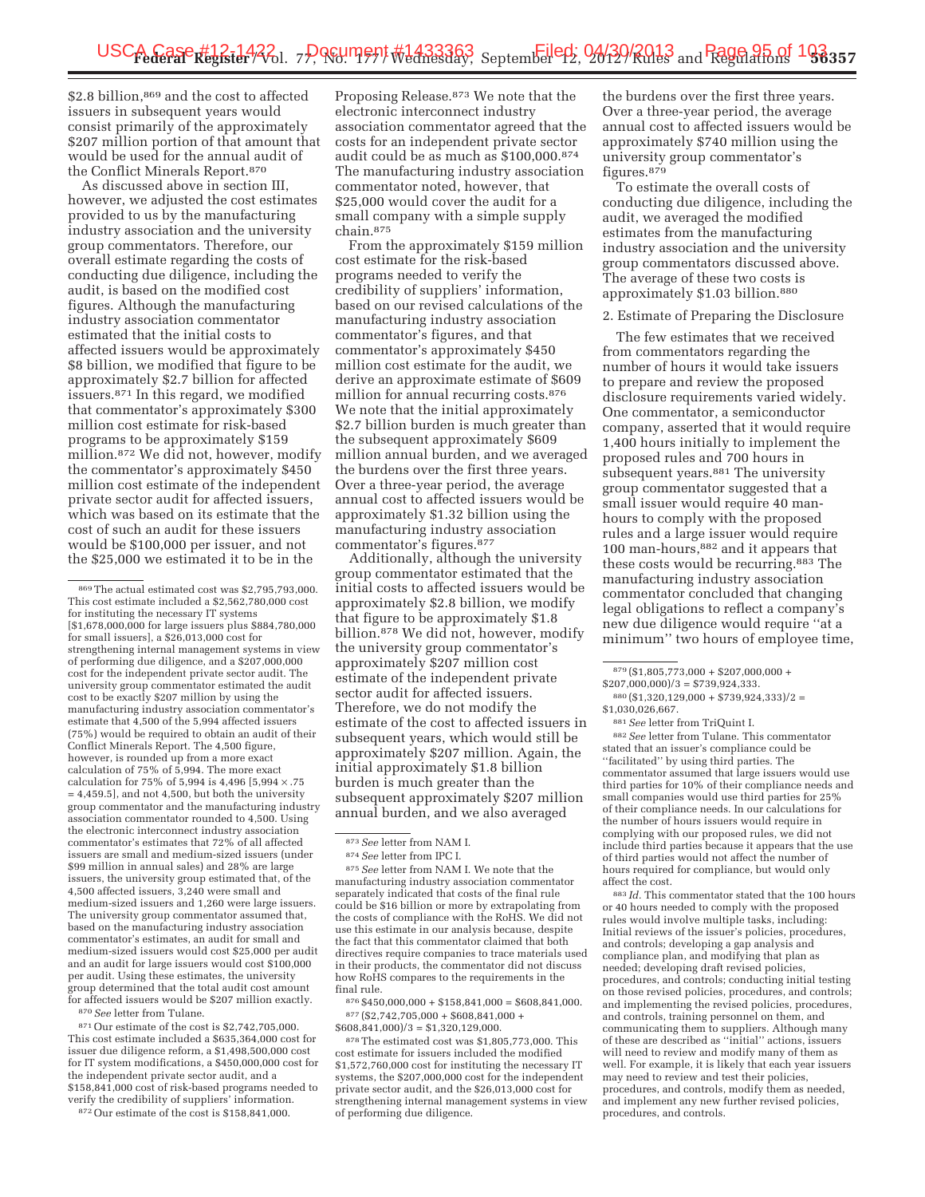$2.8 billion,[869] and the cost to affected issuers in subsequent years would consist primarily of the approximately $207 million portion of that amount that would be used for the annual audit of the Conflict Minerals Report.[870]

As discussed above in section III, however, we adjusted the cost estimates provided to us by the manufacturing industry association and the university group commentators. Therefore, our overall estimate regarding the costs of conducting due diligence, including the audit, is based on the modified cost figures. Although the manufacturing industry association commentator estimated that the initial costs to affected issuers would be approximately $8 billion, we modified that figure to be approximately $2.7 billion for affected issuers.[871] In this regard, we modified that commentator's approximately $300 million cost estimate for risk-based programs to be approximately $159 million.[872] We did not, however, modify the commentator's approximately $450 million cost estimate of the independent private sector audit for affected issuers, which was based on its estimate that the cost of such an audit for these issuers would be $100,000 per issuer, and not the $25,000 we estimated it to be in the Proposing Release.[873] We note that the electronic interconnect industry association commentator agreed that the costs for an independent private sector audit could be as much as $100,000.[874] The manufacturing industry association commentator noted, however, that $25,000 would cover the audit for a small company with a simple supply chain.[875]

From the approximately $159 million cost estimate for the risk-based programs needed to verify the credibility of suppliers' information, based on our revised calculations of the manufacturing industry association commentator's figures, and that commentator's approximately $450 million cost estimate for the audit, we derive an approximate estimate of $609 million for annual recurring costs.[876] We note that the initial approximately $2.7 billion burden is much greater than the subsequent approximately $609 million annual burden, and we averaged the burdens over the first three years. Over a three-year period, the average annual cost to affected issuers would be approximately $1.32 billion using the manufacturing industry association commentator's figures.[877]

Additionally, although the university group commentator estimated that the initial costs to affected issuers would be approximately $2.8 billion, we modify that figure to be approximately $1.8 billion.[878] We did not, however, modify the university group commentator's approximately $207 million cost estimate of the independent private sector audit for affected issuers. Therefore, we do not modify the estimate of the cost to affected issuers in subsequent years, which would still be approximately $207 million. Again, the initial approximately $1.8 billion burden is much greater than the subsequent approximately $207 million annual burden, and we also averaged the burdens over the first three years. Over a three-year period, the average annual cost to affected issuers would be approximately $740 million using the university group commentator's figures.[879]

To estimate the overall costs of conducting due diligence, including the audit, we averaged the modified estimates from the manufacturing industry association and the university group commentators discussed above. The average of these two costs is approximately $1.03 billion.[880]

2. Estimate of Preparing the Disclosure

The few estimates that we received from commentators regarding the number of hours it would take issuers to prepare and review the proposed disclosure requirements varied widely. One commentator, a semiconductor company, asserted that it would require 1,400 hours initially to implement the proposed rules and 700 hours in subsequent years.[881] The university group commentator suggested that a small issuer would require 40 man-hours to comply with the proposed rules and a large issuer would require 100 man-hours,[882] and it appears that these costs would be recurring.[883] The manufacturing industry association commentator concluded that changing legal obligations to reflect a company's new due diligence would require "at a minimum" two hours of employee time,

---

[869] The actual estimated cost was $2,795,793,000. This cost estimate included a $2,562,780,000 cost for instituting the necessary IT systems [$1,678,000,000 for large issuers plus $884,780,000 for small issuers], a $26,013,000 cost for strengthening internal management systems in view of performing due diligence, and a $207,000,000 cost for the independent private sector audit. The university group commentator estimated the audit cost to be exactly $207 million by using the manufacturing industry association commentator's estimate that 4,500 of the 5,994 affected issuers (75%) would be required to obtain an audit of their Conflict Minerals Report. The 4,500 figure, however, is rounded up from a more exact calculation of 75% of 5,994. The more exact calculation for 75% of 5,994 is 4,496 [5,994 × .75 = 4,459.5], and not 4,500, but both the university group commentator and the manufacturing industry association commentator rounded to 4,500. Using the electronic interconnect industry association commentator's estimates that 72% of all affected issuers are small and medium-sized issuers (under $99 million in annual sales) and 28% are large issuers, the university group estimated that, of the 4,500 affected issuers, 3,240 were small and medium-sized issuers and 1,260 were large issuers. The university group commentator assumed that, based on the manufacturing industry association commentator's estimates, an audit for small and medium-sized issuers would cost $25,000 per audit and an audit for large issuers would cost $100,000 per audit. Using these estimates, the university group determined that the total audit cost amount for affected issuers would be $207 million exactly.

[870] *See* letter from Tulane.

[871] Our estimate of the cost is $2,742,705,000. This cost estimate included a $635,364,000 cost for issuer due diligence reform, a $1,498,500,000 cost for IT system modifications, a $450,000,000 cost for the independent private sector audit, and a $158,841,000 cost of risk-based programs needed to verify the credibility of suppliers' information.

[872] Our estimate of the cost is $158,841,000.

[873] *See* letter from NAM I.

[874] *See* letter from IPC I.

[875] *See* letter from NAM I. We note that the manufacturing industry association commentator separately indicated that costs of the final rule could be $16 billion or more by extrapolating from the costs of compliance with the RoHS. We did not use this estimate in our analysis because, despite the fact that this commentator claimed that both directives require companies to trace materials used in their products, the commentator did not discuss how RoHS compares to the requirements in the final rule.

[876] $450,000,000 + $158,841,000 = $608,841,000.

[877] ($2,742,705,000 + $608,841,000 + $608,841,000)/3 = $1,320,129,000.

[878] The estimated cost was $1,805,773,000. This cost estimate for issuers included the modified $1,572,760,000 cost for instituting the necessary IT systems, the $207,000,000 cost for the independent private sector audit, and the $26,013,000 cost for strengthening internal management systems in view of performing due diligence.

[879] ($1,805,773,000 + $207,000,000 + $207,000,000)/3 = $739,924,333.

[880] ($1,320,129,000 + $739,924,333)/2 = $1,030,026,667.

[881] *See* letter from TriQuint I.

[882] *See* letter from Tulane. This commentator stated that an issuer's compliance could be "facilitated" by using third parties. The commentator assumed that large issuers would use third parties for 10% of their compliance needs and small companies would use third parties for 25% of their compliance needs. In our calculations for the number of hours issuers would require in complying with our proposed rules, we did not include third parties because it appears that the use of third parties would not affect the number of hours required for compliance, but would only affect the cost.

[883] *Id.* This commentator stated that the 100 hours or 40 hours needed to comply with the proposed rules would involve multiple tasks, including: Initial reviews of the issuer's policies, procedures, and controls; developing a gap analysis and compliance plan, and modifying that plan as needed; developing draft revised policies, procedures, and controls; conducting initial testing on those revised policies, procedures, and controls; and implementing the revised policies, procedures, and controls, training personnel on them, and communicating them to suppliers. Although many of these are described as "initial" actions, issuers will need to review and modify many of them as well. For example, it is likely that each year issuers may need to review and test their policies, procedures, and controls, modify them as needed, and implement any new further revised policies, procedures, and controls.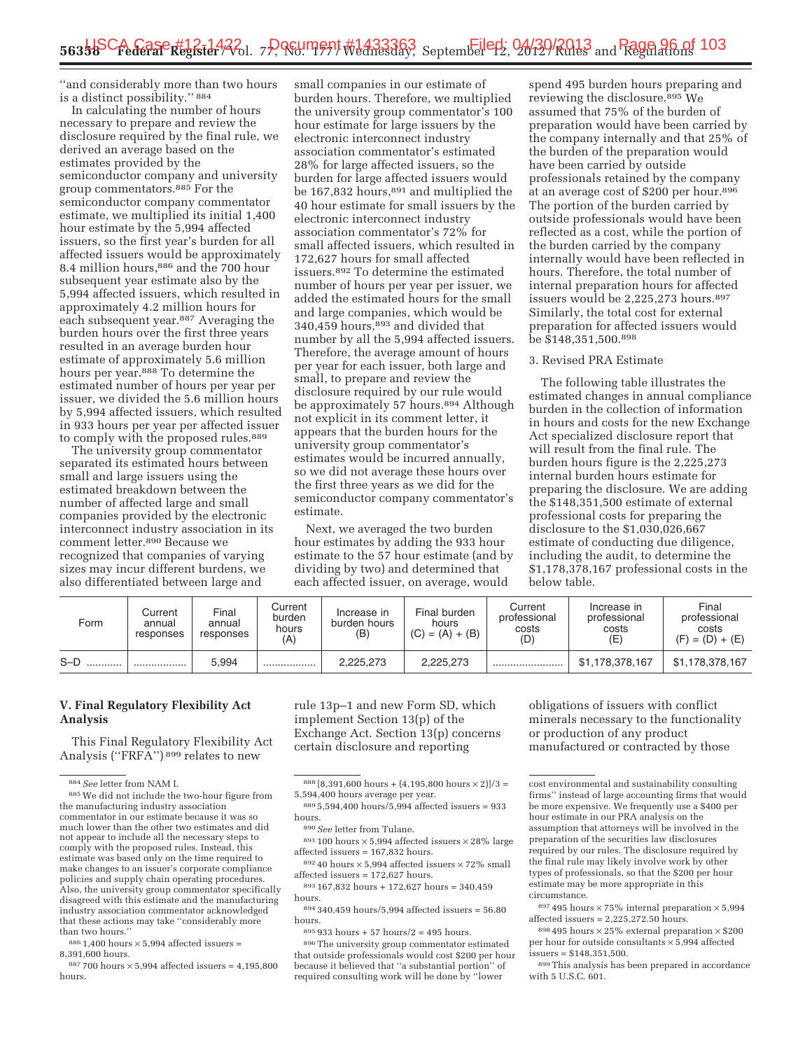"and considerably more than two hours is a distinct possibility." [884]

In calculating the number of hours necessary to prepare and review the disclosure required by the final rule, we derived an average based on the estimates provided by the semiconductor company and university group commentators.[885] For the semiconductor company commentator estimate, we multiplied its initial 1,400 hour estimate by the 5,994 affected issuers, so the first year's burden for all affected issuers would be approximately 8.4 million hours,[886] and the 700 hour subsequent year estimate also by the 5,994 affected issuers, which resulted in approximately 4.2 million hours for each subsequent year.[887] Averaging the burden hours over the first three years resulted in an average burden hour estimate of approximately 5.6 million hours per year.[888] To determine the estimated number of hours per year per issuer, we divided the 5.6 million hours by 5,994 affected issuers, which resulted in 933 hours per year per affected issuer to comply with the proposed rules.[889]

The university group commentator separated its estimated hours between small and large issuers using the estimated breakdown between the number of affected large and small companies provided by the electronic interconnect industry association in its comment letter.[890] Because we recognized that companies of varying sizes may incur different burdens, we also differentiated between large and small companies in our estimate of burden hours. Therefore, we multiplied the university group commentator's 100 hour estimate for large issuers by the electronic interconnect industry association commentator's estimated 28% for large affected issuers, so the burden for large affected issuers would be 167,832 hours,[891] and multiplied the 40 hour estimate for small issuers by the electronic interconnect industry association commentator's 72% for small affected issuers, which resulted in 172,627 hours for small affected issuers.[892] To determine the estimated number of hours per year per issuer, we added the estimated hours for the small and large companies, which would be 340,459 hours,[893] and divided that number by all the 5,994 affected issuers. Therefore, the average amount of hours per year for each issuer, both large and small, to prepare and review the disclosure required by our rule would be approximately 57 hours.[894] Although not explicit in its comment letter, it appears that the burden hours for the university group commentator's estimates would be incurred annually, so we did not average these hours over the first three years as we did for the semiconductor company commentator's estimate.

Next, we averaged the two burden hour estimates by adding the 933 hour estimate to the 57 hour estimate (and by dividing by two) and determined that each affected issuer, on average, would spend 495 burden hours preparing and reviewing the disclosure.[895] We assumed that 75% of the burden of preparation would have been carried by the company internally and that 25% of the burden of the preparation would have been carried by outside professionals retained by the company at an average cost of $200 per hour.[896] The portion of the burden carried by outside professionals would have been reflected as a cost, while the portion of the burden carried by the company internally would have been reflected in hours. Therefore, the total number of internal preparation hours for affected issuers would be 2,225,273 hours.[897] Similarly, the total cost for external preparation for affected issuers would be $148,351,500.[898]

### 3. Revised PRA Estimate

The following table illustrates the estimated changes in annual compliance burden in the collection of information in hours and costs for the new Exchange Act specialized disclosure report that will result from the final rule. The burden hours figure is the 2,225,273 internal burden hours estimate for preparing the disclosure. We are adding the $148,351,500 estimate of external professional costs for preparing the disclosure to the $1,030,026,667 estimate of conducting due diligence, including the audit, to determine the $1,178,378,167 professional costs in the below table.

| Form | Current annual responses | Final annual responses | Current burden hours (A) | Increase in burden hours (B) | Final burden hours (C) = (A) + (B) | Current professional costs (D) | Increase in professional costs (E) | Final professional costs (F) = (D) + (E) |
|---|---|---|---|---|---|---|---|---|
| S–D ............ | .................. | 5,994 | .................. | 2,225,273 | 2,225,273 | ........................ | $1,178,378,167 | $1,178,378,167 |

## V. Final Regulatory Flexibility Act Analysis

This Final Regulatory Flexibility Act Analysis ("FRFA") [899] relates to new rule 13p–1 and new Form SD, which implement Section 13(p) of the Exchange Act. Section 13(p) concerns certain disclosure and reporting obligations of issuers with conflict minerals necessary to the functionality or production of any product manufactured or contracted by those

---

[884] *See* letter from NAM I.

[885] We did not include the two-hour figure from the manufacturing industry association commentator in our estimate because it was so much lower than the other two estimates and did not appear to include all the necessary steps to comply with the proposed rules. Instead, this estimate was based only on the time required to make changes to an issuer's corporate compliance policies and supply chain operating procedures. Also, the university group commentator specifically disagreed with this estimate and the manufacturing industry association commentator acknowledged that these actions may take "considerably more than two hours."

[886] 1,400 hours × 5,994 affected issuers = 8,391,600 hours.

[887] 700 hours × 5,994 affected issuers = 4,195,800 hours.

[888] [8,391,600 hours + (4,195,800 hours × 2)]/3 = 5,594,400 hours average per year.

[889] 5,594,400 hours/5,994 affected issuers = 933 hours.

[890] *See* letter from Tulane.

[891] 100 hours × 5,994 affected issuers × 28% large affected issuers = 167,832 hours.

[892] 40 hours × 5,994 affected issuers × 72% small affected issuers = 172,627 hours.

[893] 167,832 hours + 172,627 hours = 340,459 hours.

[894] 340,459 hours/5,994 affected issuers = 56.80 hours.

[895] 933 hours + 57 hours/2 = 495 hours.

[896] The university group commentator estimated that outside professionals would cost $200 per hour because it believed that "a substantial portion" of required consulting work will be done by "lower cost environmental and sustainability consulting firms" instead of large accounting firms that would be more expensive. We frequently use a $400 per hour estimate in our PRA analysis on the assumption that attorneys will be involved in the preparation of the securities law disclosures required by our rules. The disclosure required by the final rule may likely involve work by other types of professionals, so that the $200 per hour estimate may be more appropriate in this circumstance.

[897] 495 hours × 75% internal preparation × 5,994 affected issuers = 2,225,272.50 hours.

[898] 495 hours × 25% external preparation × $200 per hour for outside consultants × 5,994 affected issuers = $148,351,500.

[899] This analysis has been prepared in accordance with 5 U.S.C. 601.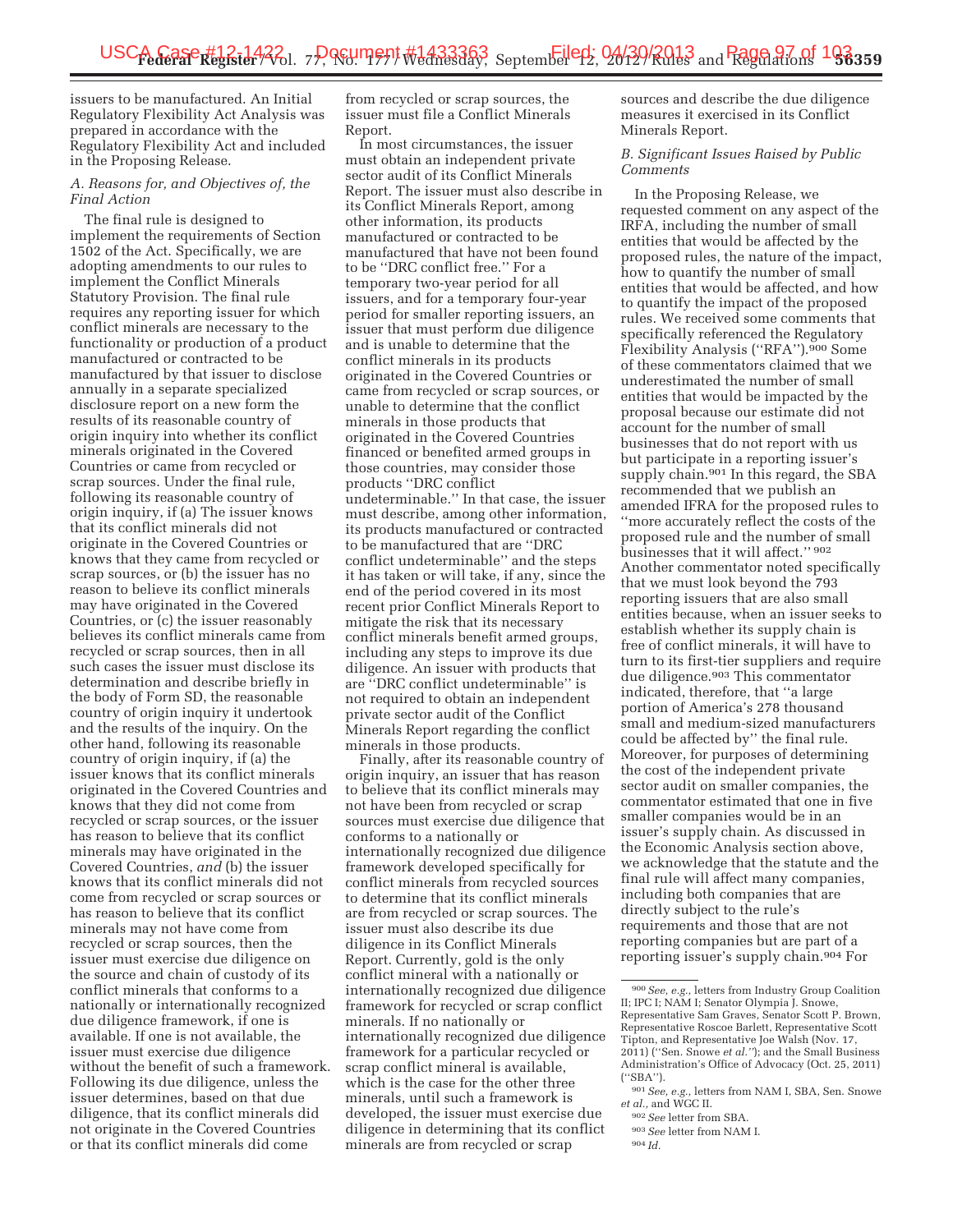issuers to be manufactured. An Initial Regulatory Flexibility Act Analysis was prepared in accordance with the Regulatory Flexibility Act and included in the Proposing Release.

*A. Reasons for, and Objectives of, the Final Action*

The final rule is designed to implement the requirements of Section 1502 of the Act. Specifically, we are adopting amendments to our rules to implement the Conflict Minerals Statutory Provision. The final rule requires any reporting issuer for which conflict minerals are necessary to the functionality or production of a product manufactured or contracted to be manufactured by that issuer to disclose annually in a separate specialized disclosure report on a new form the results of its reasonable country of origin inquiry into whether its conflict minerals originated in the Covered Countries or came from recycled or scrap sources. Under the final rule, following its reasonable country of origin inquiry, if (a) The issuer knows that its conflict minerals did not originate in the Covered Countries or knows that they came from recycled or scrap sources, or (b) the issuer has no reason to believe its conflict minerals may have originated in the Covered Countries, or (c) the issuer reasonably believes its conflict minerals came from recycled or scrap sources, then in all such cases the issuer must disclose its determination and describe briefly in the body of Form SD, the reasonable country of origin inquiry it undertook and the results of the inquiry. On the other hand, following its reasonable country of origin inquiry, if (a) the issuer knows that its conflict minerals originated in the Covered Countries and knows that they did not come from recycled or scrap sources, or the issuer has reason to believe that its conflict minerals may have originated in the Covered Countries, *and* (b) the issuer knows that its conflict minerals did not come from recycled or scrap sources or has reason to believe that its conflict minerals may not have come from recycled or scrap sources, then the issuer must exercise due diligence on the source and chain of custody of its conflict minerals that conforms to a nationally or internationally recognized due diligence framework, if one is available. If one is not available, the issuer must exercise due diligence without the benefit of such a framework. Following its due diligence, unless the issuer determines, based on that due diligence, that its conflict minerals did not originate in the Covered Countries or that its conflict minerals did come from recycled or scrap sources, the issuer must file a Conflict Minerals Report.

In most circumstances, the issuer must obtain an independent private sector audit of its Conflict Minerals Report. The issuer must also describe in its Conflict Minerals Report, among other information, its products manufactured or contracted to be manufactured that have not been found to be "DRC conflict free." For a temporary two-year period for all issuers, and for a temporary four-year period for smaller reporting issuers, an issuer that must perform due diligence and is unable to determine that the conflict minerals in its products originated in the Covered Countries or came from recycled or scrap sources, or unable to determine that the conflict minerals in those products that originated in the Covered Countries financed or benefited armed groups in those countries, may consider those products "DRC conflict undeterminable." In that case, the issuer must describe, among other information, its products manufactured or contracted to be manufactured that are "DRC conflict undeterminable" and the steps it has taken or will take, if any, since the end of the period covered in its most recent prior Conflict Minerals Report to mitigate the risk that its necessary conflict minerals benefit armed groups, including any steps to improve its due diligence. An issuer with products that are "DRC conflict undeterminable" is not required to obtain an independent private sector audit of the Conflict Minerals Report regarding the conflict minerals in those products.

Finally, after its reasonable country of origin inquiry, an issuer that has reason to believe that its conflict minerals may not have been from recycled or scrap sources must exercise due diligence that conforms to a nationally or internationally recognized due diligence framework developed specifically for conflict minerals from recycled sources to determine that its conflict minerals are from recycled or scrap sources. The issuer must also describe its due diligence in its Conflict Minerals Report. Currently, gold is the only conflict mineral with a nationally or internationally recognized due diligence framework for recycled or scrap conflict minerals. If no nationally or internationally recognized due diligence framework for a particular recycled or scrap conflict mineral is available, which is the case for the other three minerals, until such a framework is developed, the issuer must exercise due diligence in determining that its conflict minerals are from recycled or scrap sources and describe the due diligence measures it exercised in its Conflict Minerals Report.

*B. Significant Issues Raised by Public Comments*

In the Proposing Release, we requested comment on any aspect of the IRFA, including the number of small entities that would be affected by the proposed rules, the nature of the impact, how to quantify the number of small entities that would be affected, and how to quantify the impact of the proposed rules. We received some comments that specifically referenced the Regulatory Flexibility Analysis ("RFA").[900] Some of these commentators claimed that we underestimated the number of small entities that would be impacted by the proposal because our estimate did not account for the number of small businesses that do not report with us but participate in a reporting issuer's supply chain.[901] In this regard, the SBA recommended that we publish an amended IFRA for the proposed rules to "more accurately reflect the costs of the proposed rule and the number of small businesses that it will affect."[902] Another commentator noted specifically that we must look beyond the 793 reporting issuers that are also small entities because, when an issuer seeks to establish whether its supply chain is free of conflict minerals, it will have to turn to its first-tier suppliers and require due diligence.[903] This commentator indicated, therefore, that "a large portion of America's 278 thousand small and medium-sized manufacturers could be affected by" the final rule. Moreover, for purposes of determining the cost of the independent private sector audit on smaller companies, the commentator estimated that one in five smaller companies would be in an issuer's supply chain. As discussed in the Economic Analysis section above, we acknowledge that the statute and the final rule will affect many companies, including both companies that are directly subject to the rule's requirements and those that are not reporting companies but are part of a reporting issuer's supply chain.[904] For

[900] *See, e.g.,* letters from Industry Group Coalition II; IPC I; NAM I; Senator Olympia J. Snowe, Representative Sam Graves, Senator Scott P. Brown, Representative Roscoe Barlett, Representative Scott Tipton, and Representative Joe Walsh (Nov. 17, 2011) ("Sen. Snowe *et al.*"); and the Small Business Administration's Office of Advocacy (Oct. 25, 2011) ("SBA").

[901] *See, e.g.,* letters from NAM I, SBA, Sen. Snowe *et al.,* and WGC II.

[902] *See* letter from SBA.

[903] *See* letter from NAM I.

[904] *Id.*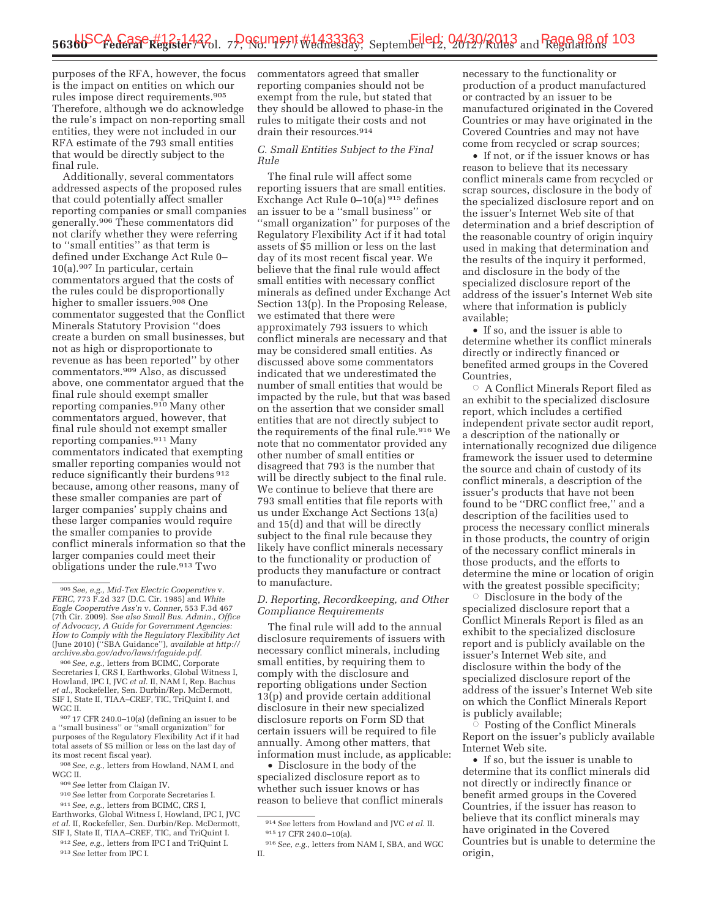purposes of the RFA, however, the focus is the impact on entities on which our rules impose direct requirements.[905] Therefore, although we do acknowledge the rule's impact on non-reporting small entities, they were not included in our RFA estimate of the 793 small entities that would be directly subject to the final rule.

Additionally, several commentators addressed aspects of the proposed rules that could potentially affect smaller reporting companies or small companies generally.[906] These commentators did not clarify whether they were referring to ''small entities'' as that term is defined under Exchange Act Rule 0–10(a).[907] In particular, certain commentators argued that the costs of the rules could be disproportionally higher to smaller issuers.[908] One commentator suggested that the Conflict Minerals Statutory Provision ''does create a burden on small businesses, but not as high or disproportionate to revenue as has been reported'' by other commentators.[909] Also, as discussed above, one commentator argued that the final rule should exempt smaller reporting companies.[910] Many other commentators argued, however, that final rule should not exempt smaller reporting companies.[911] Many commentators indicated that exempting smaller reporting companies would not reduce significantly their burdens[912] because, among other reasons, many of these smaller companies are part of larger companies' supply chains and these larger companies would require the smaller companies to provide conflict minerals information so that the larger companies could meet their obligations under the rule.[913] Two commentators agreed that smaller reporting companies should not be exempt from the rule, but stated that they should be allowed to phase-in the rules to mitigate their costs and not drain their resources.[914]

### C. Small Entities Subject to the Final Rule

The final rule will affect some reporting issuers that are small entities. Exchange Act Rule 0–10(a)[915] defines an issuer to be a ''small business'' or ''small organization'' for purposes of the Regulatory Flexibility Act if it had total assets of $5 million or less on the last day of its most recent fiscal year. We believe that the final rule would affect small entities with necessary conflict minerals as defined under Exchange Act Section 13(p). In the Proposing Release, we estimated that there were approximately 793 issuers to which conflict minerals are necessary and that may be considered small entities. As discussed above some commentators indicated that we underestimated the number of small entities that would be impacted by the rule, but that was based on the assertion that we consider small entities that are not directly subject to the requirements of the final rule.[916] We note that no commentator provided any other number of small entities or disagreed that 793 is the number that will be directly subject to the final rule. We continue to believe that there are 793 small entities that file reports with us under Exchange Act Sections 13(a) and 15(d) and that will be directly subject to the final rule because they likely have conflict minerals necessary to the functionality or production of products they manufacture or contract to manufacture.

### D. Reporting, Recordkeeping, and Other Compliance Requirements

The final rule will add to the annual disclosure requirements of issuers with necessary conflict minerals, including small entities, by requiring them to comply with the disclosure and reporting obligations under Section 13(p) and provide certain additional disclosure in their new specialized disclosure reports on Form SD that certain issuers will be required to file annually. Among other matters, that information must include, as applicable:

- Disclosure in the body of the specialized disclosure report as to whether such issuer knows or has reason to believe that conflict minerals necessary to the functionality or production of a product manufactured or contracted by an issuer to be manufactured originated in the Covered Countries or may have originated in the Covered Countries and may not have come from recycled or scrap sources;
- If not, or if the issuer knows or has reason to believe that its necessary conflict minerals came from recycled or scrap sources, disclosure in the body of the specialized disclosure report and on the issuer's Internet Web site of that determination and a brief description of the reasonable country of origin inquiry used in making that determination and the results of the inquiry it performed, and disclosure in the body of the specialized disclosure report of the address of the issuer's Internet Web site where that information is publicly available;
- If so, and the issuer is able to determine whether its conflict minerals directly or indirectly financed or benefited armed groups in the Covered Countries,
  - A Conflict Minerals Report filed as an exhibit to the specialized disclosure report, which includes a certified independent private sector audit report, a description of the nationally or internationally recognized due diligence framework the issuer used to determine the source and chain of custody of its conflict minerals, a description of the issuer's products that have not been found to be ''DRC conflict free,'' and a description of the facilities used to process the necessary conflict minerals in those products, the country of origin of the necessary conflict minerals in those products, and the efforts to determine the mine or location of origin with the greatest possible specificity;
  - Disclosure in the body of the specialized disclosure report that a Conflict Minerals Report is filed as an exhibit to the specialized disclosure report and is publicly available on the issuer's Internet Web site, and disclosure within the body of the specialized disclosure report of the address of the issuer's Internet Web site on which the Conflict Minerals Report is publicly available;
  - Posting of the Conflict Minerals Report on the issuer's publicly available Internet Web site.
- If so, but the issuer is unable to determine that its conflict minerals did not directly or indirectly finance or benefit armed groups in the Covered Countries, if the issuer has reason to believe that its conflict minerals may have originated in the Covered Countries but is unable to determine the origin,

---

[905] *See, e.g., Mid-Tex Electric Cooperative* v. *FERC,* 773 F.2d 327 (D.C. Cir. 1985) and *White Eagle Cooperative Ass'n* v. *Conner,* 553 F.3d 467 (7th Cir. 2009). *See also Small Bus. Admin., Office of Advocacy, A Guide for Government Agencies: How to Comply with the Regulatory Flexibility Act* (June 2010) (''SBA Guidance''), *available at http://archive.sba.gov/advo/laws/rfaguide.pdf.*

[906] *See, e.g.,* letters from BCIMC, Corporate Secretaries I, CRS I, Earthworks, Global Witness I, Howland, IPC I, JVC *et al.* II, NAM I, Rep. Bachus *et al.,* Rockefeller, Sen. Durbin/Rep. McDermott, SIF I, State II, TIAA–CREF, TIC, TriQuint I, and WGC II.

[907] 17 CFR 240.0–10(a) (defining an issuer to be a ''small business'' or ''small organization'' for purposes of the Regulatory Flexibility Act if it had total assets of $5 million or less on the last day of its most recent fiscal year).

[908] *See, e.g.,* letters from Howland, NAM I, and WGC II.

[909] *See* letter from Claigan IV.

[910] *See* letter from Corporate Secretaries I.

[911] *See, e.g.,* letters from BCIMC, CRS I, Earthworks, Global Witness I, Howland, IPC I, JVC *et al.* II, Rockefeller, Sen. Durbin/Rep. McDermott, SIF I, State II, TIAA–CREF, TIC, and TriQuint I.

[912] *See, e.g.,* letters from IPC I and TriQuint I.

[913] *See* letter from IPC I.

[914] *See* letters from Howland and JVC *et al.* II.

[915] 17 CFR 240.0–10(a).

[916] *See, e.g.,* letters from NAM I, SBA, and WGC II.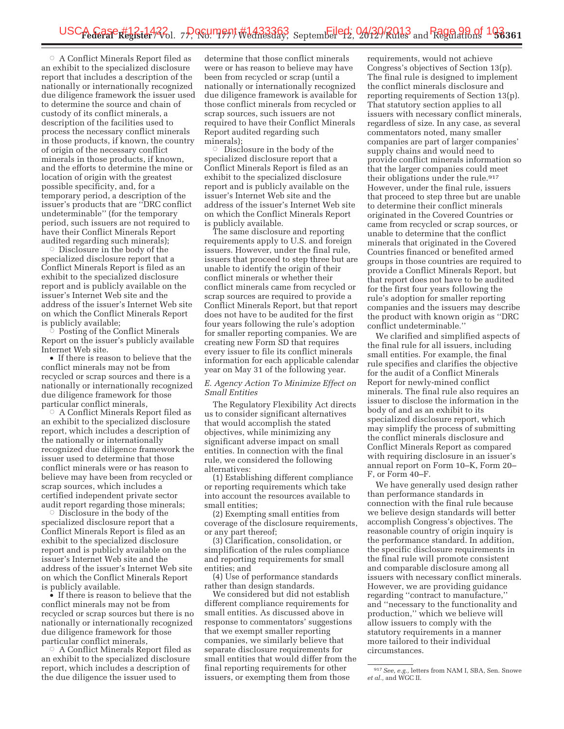◦ A Conflict Minerals Report filed as an exhibit to the specialized disclosure report that includes a description of the nationally or internationally recognized due diligence framework the issuer used to determine the source and chain of custody of its conflict minerals, a description of the facilities used to process the necessary conflict minerals in those products, if known, the country of origin of the necessary conflict minerals in those products, if known, and the efforts to determine the mine or location of origin with the greatest possible specificity, and, for a temporary period, a description of the issuer's products that are ''DRC conflict undeterminable'' (for the temporary period, such issuers are not required to have their Conflict Minerals Report audited regarding such minerals);

◦ Disclosure in the body of the specialized disclosure report that a Conflict Minerals Report is filed as an exhibit to the specialized disclosure report and is publicly available on the issuer's Internet Web site and the address of the issuer's Internet Web site on which the Conflict Minerals Report is publicly available;

◦ Posting of the Conflict Minerals Report on the issuer's publicly available Internet Web site.

• If there is reason to believe that the conflict minerals may not be from recycled or scrap sources and there is a nationally or internationally recognized due diligence framework for those particular conflict minerals,

◦ A Conflict Minerals Report filed as an exhibit to the specialized disclosure report, which includes a description of the nationally or internationally recognized due diligence framework the issuer used to determine that those conflict minerals were or has reason to believe may have been from recycled or scrap sources, which includes a certified independent private sector audit report regarding those minerals;

◦ Disclosure in the body of the specialized disclosure report that a Conflict Minerals Report is filed as an exhibit to the specialized disclosure report and is publicly available on the issuer's Internet Web site and the address of the issuer's Internet Web site on which the Conflict Minerals Report is publicly available.

• If there is reason to believe that the conflict minerals may not be from recycled or scrap sources but there is no nationally or internationally recognized due diligence framework for those particular conflict minerals,

◦ A Conflict Minerals Report filed as an exhibit to the specialized disclosure report, which includes a description of the due diligence the issuer used to determine that those conflict minerals were or has reason to believe may have been from recycled or scrap (until a nationally or internationally recognized due diligence framework is available for those conflict minerals from recycled or scrap sources, such issuers are not required to have their Conflict Minerals Report audited regarding such minerals);

◦ Disclosure in the body of the specialized disclosure report that a Conflict Minerals Report is filed as an exhibit to the specialized disclosure report and is publicly available on the issuer's Internet Web site and the address of the issuer's Internet Web site on which the Conflict Minerals Report is publicly available.

The same disclosure and reporting requirements apply to U.S. and foreign issuers. However, under the final rule, issuers that proceed to step three but are unable to identify the origin of their conflict minerals or whether their conflict minerals came from recycled or scrap sources are required to provide a Conflict Minerals Report, but that report does not have to be audited for the first four years following the rule's adoption for smaller reporting companies. We are creating new Form SD that requires every issuer to file its conflict minerals information for each applicable calendar year on May 31 of the following year.

### *E. Agency Action To Minimize Effect on Small Entities*

The Regulatory Flexibility Act directs us to consider significant alternatives that would accomplish the stated objectives, while minimizing any significant adverse impact on small entities. In connection with the final rule, we considered the following alternatives:

(1) Establishing different compliance or reporting requirements which take into account the resources available to small entities;

(2) Exempting small entities from coverage of the disclosure requirements, or any part thereof;

(3) Clarification, consolidation, or simplification of the rules compliance and reporting requirements for small entities; and

(4) Use of performance standards rather than design standards.

We considered but did not establish different compliance requirements for small entities. As discussed above in response to commentators' suggestions that we exempt smaller reporting companies, we similarly believe that separate disclosure requirements for small entities that would differ from the final reporting requirements for other issuers, or exempting them from those requirements, would not achieve Congress's objectives of Section 13(p). The final rule is designed to implement the conflict minerals disclosure and reporting requirements of Section 13(p). That statutory section applies to all issuers with necessary conflict minerals, regardless of size. In any case, as several commentators noted, many smaller companies are part of larger companies' supply chains and would need to provide conflict minerals information so that the larger companies could meet their obligations under the rule.[917] However, under the final rule, issuers that proceed to step three but are unable to determine their conflict minerals originated in the Covered Countries or came from recycled or scrap sources, or unable to determine that the conflict minerals that originated in the Covered Countries financed or benefited armed groups in those countries are required to provide a Conflict Minerals Report, but that report does not have to be audited for the first four years following the rule's adoption for smaller reporting companies and the issuers may describe the product with known origin as ''DRC conflict undeterminable.''

We clarified and simplified aspects of the final rule for all issuers, including small entities. For example, the final rule specifies and clarifies the objective for the audit of a Conflict Minerals Report for newly-mined conflict minerals. The final rule also requires an issuer to disclose the information in the body of and as an exhibit to its specialized disclosure report, which may simplify the process of submitting the conflict minerals disclosure and Conflict Minerals Report as compared with requiring disclosure in an issuer's annual report on Form 10–K, Form 20–F, or Form 40–F.

We have generally used design rather than performance standards in connection with the final rule because we believe design standards will better accomplish Congress's objectives. The reasonable country of origin inquiry is the performance standard. In addition, the specific disclosure requirements in the final rule will promote consistent and comparable disclosure among all issuers with necessary conflict minerals. However, we are providing guidance regarding ''contract to manufacture,'' and ''necessary to the functionality and production,'' which we believe will allow issuers to comply with the statutory requirements in a manner more tailored to their individual circumstances.

[917] *See, e.g.,* letters from NAM I, SBA, Sen. Snowe *et al.,* and WGC II.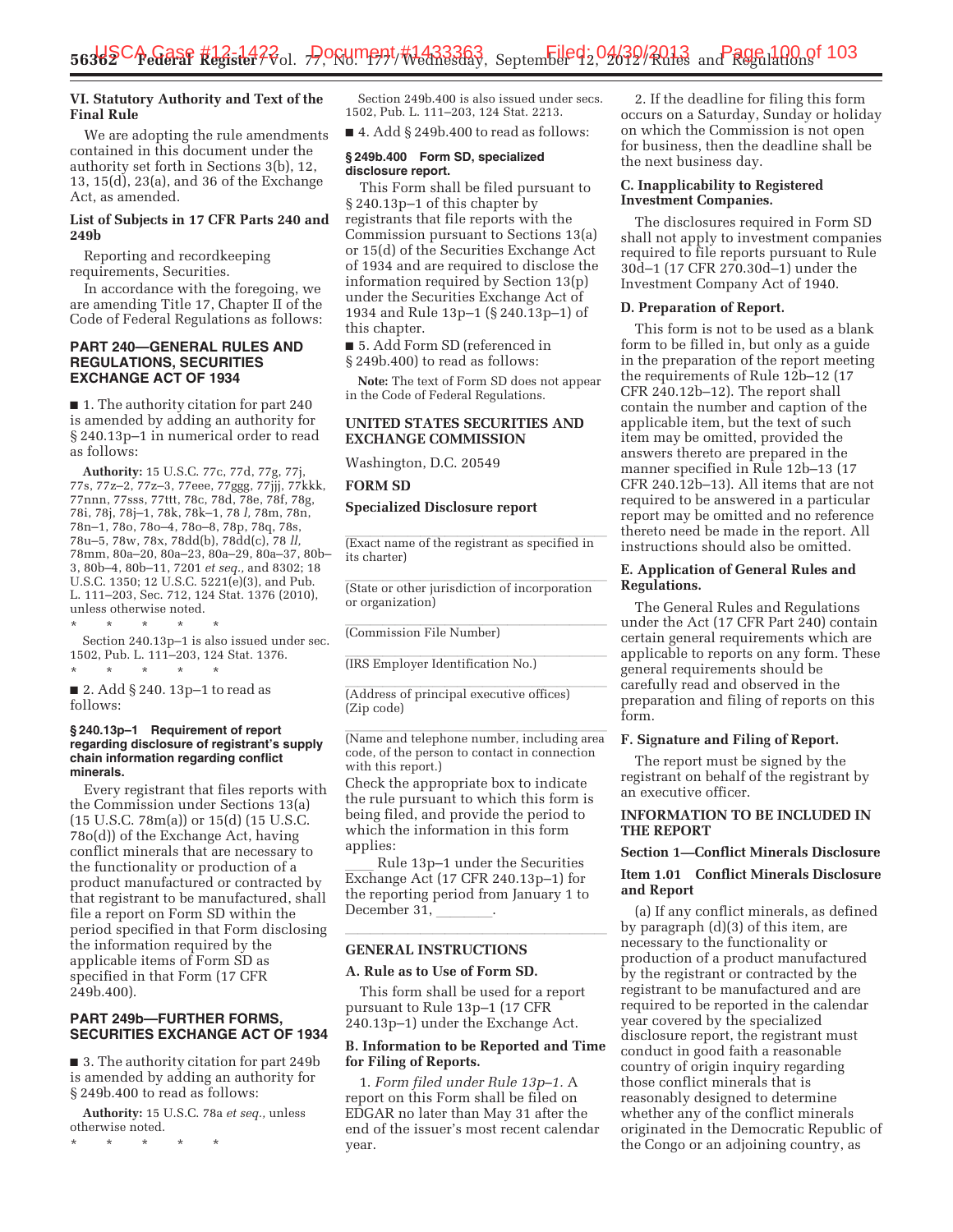## VI. Statutory Authority and Text of the Final Rule

We are adopting the rule amendments contained in this document under the authority set forth in Sections 3(b), 12, 13, 15(d), 23(a), and 36 of the Exchange Act, as amended.

### List of Subjects in 17 CFR Parts 240 and 249b

Reporting and recordkeeping requirements, Securities.

In accordance with the foregoing, we are amending Title 17, Chapter II of the Code of Federal Regulations as follows:

## PART 240—GENERAL RULES AND REGULATIONS, SECURITIES EXCHANGE ACT OF 1934

■ 1. The authority citation for part 240 is amended by adding an authority for § 240.13p–1 in numerical order to read as follows:

**Authority:** 15 U.S.C. 77c, 77d, 77g, 77j, 77s, 77z–2, 77z–3, 77eee, 77ggg, 77jjj, 77kkk, 77nnn, 77sss, 77ttt, 78c, 78d, 78e, 78f, 78g, 78i, 78j, 78j–1, 78k, 78k–1, 78 *l,* 78m, 78n, 78n–1, 78o, 78o–4, 78o–8, 78p, 78q, 78s, 78u–5, 78w, 78x, 78dd(b), 78dd(c), 78 *ll,* 78mm, 80a–20, 80a–23, 80a–29, 80a–37, 80b–3, 80b–4, 80b–11, 7201 *et seq.,* and 8302; 18 U.S.C. 1350; 12 U.S.C. 5221(e)(3), and Pub. L. 111–203, Sec. 712, 124 Stat. 1376 (2010), unless otherwise noted.

\* \* \* \* \*

Section 240.13p–1 is also issued under sec. 1502, Pub. L. 111–203, 124 Stat. 1376.

\* \* \* \* \*

■ 2. Add § 240. 13p–1 to read as follows:

**§ 240.13p–1 Requirement of report regarding disclosure of registrant's supply chain information regarding conflict minerals.**

Every registrant that files reports with the Commission under Sections 13(a) (15 U.S.C. 78m(a)) or 15(d) (15 U.S.C. 78o(d)) of the Exchange Act, having conflict minerals that are necessary to the functionality or production of a product manufactured or contracted by that registrant to be manufactured, shall file a report on Form SD within the period specified in that Form disclosing the information required by the applicable items of Form SD as specified in that Form (17 CFR 249b.400).

## PART 249b—FURTHER FORMS, SECURITIES EXCHANGE ACT OF 1934

■ 3. The authority citation for part 249b is amended by adding an authority for § 249b.400 to read as follows:

**Authority:** 15 U.S.C. 78a *et seq.,* unless otherwise noted.

\* \* \* \* \*

Section 249b.400 is also issued under secs. 1502, Pub. L. 111–203, 124 Stat. 2213.

■ 4. Add § 249b.400 to read as follows:

**§ 249b.400 Form SD, specialized disclosure report.**

This Form shall be filed pursuant to § 240.13p–1 of this chapter by registrants that file reports with the Commission pursuant to Sections 13(a) or 15(d) of the Securities Exchange Act of 1934 and are required to disclose the information required by Section 13(p) under the Securities Exchange Act of 1934 and Rule 13p–1 (§ 240.13p–1) of this chapter.

■ 5. Add Form SD (referenced in § 249b.400) to read as follows:

**Note:** The text of Form SD does not appear in the Code of Federal Regulations.

**UNITED STATES SECURITIES AND EXCHANGE COMMISSION**

Washington, D.C. 20549

**FORM SD**

**Specialized Disclosure report**

(Exact name of the registrant as specified in its charter)

(State or other jurisdiction of incorporation or organization)

(Commission File Number)

(IRS Employer Identification No.)

(Address of principal executive offices) (Zip code)

(Name and telephone number, including area code, of the person to contact in connection with this report.)

Check the appropriate box to indicate the rule pursuant to which this form is being filed, and provide the period to which the information in this form applies:

____ Rule 13p–1 under the Securities Exchange Act (17 CFR 240.13p–1) for the reporting period from January 1 to December 31, ________.

### GENERAL INSTRUCTIONS

**A. Rule as to Use of Form SD.**

This form shall be used for a report pursuant to Rule 13p–1 (17 CFR 240.13p–1) under the Exchange Act.

**B. Information to be Reported and Time for Filing of Reports.**

1. *Form filed under Rule 13p–1.* A report on this Form shall be filed on EDGAR no later than May 31 after the end of the issuer's most recent calendar year.

2. If the deadline for filing this form occurs on a Saturday, Sunday or holiday on which the Commission is not open for business, then the deadline shall be the next business day.

**C. Inapplicability to Registered Investment Companies.**

The disclosures required in Form SD shall not apply to investment companies required to file reports pursuant to Rule 30d–1 (17 CFR 270.30d–1) under the Investment Company Act of 1940.

**D. Preparation of Report.**

This form is not to be used as a blank form to be filled in, but only as a guide in the preparation of the report meeting the requirements of Rule 12b–12 (17 CFR 240.12b–12). The report shall contain the number and caption of the applicable item, but the text of such item may be omitted, provided the answers thereto are prepared in the manner specified in Rule 12b–13 (17 CFR 240.12b–13). All items that are not required to be answered in a particular report may be omitted and no reference thereto need be made in the report. All instructions should also be omitted.

**E. Application of General Rules and Regulations.**

The General Rules and Regulations under the Act (17 CFR Part 240) contain certain general requirements which are applicable to reports on any form. These general requirements should be carefully read and observed in the preparation and filing of reports on this form.

**F. Signature and Filing of Report.**

The report must be signed by the registrant on behalf of the registrant by an executive officer.

### INFORMATION TO BE INCLUDED IN THE REPORT

**Section 1—Conflict Minerals Disclosure**

**Item 1.01 Conflict Minerals Disclosure and Report**

(a) If any conflict minerals, as defined by paragraph (d)(3) of this item, are necessary to the functionality or production of a product manufactured by the registrant or contracted by the registrant to be manufactured and are required to be reported in the calendar year covered by the specialized disclosure report, the registrant must conduct in good faith a reasonable country of origin inquiry regarding those conflict minerals that is reasonably designed to determine whether any of the conflict minerals originated in the Democratic Republic of the Congo or an adjoining country, as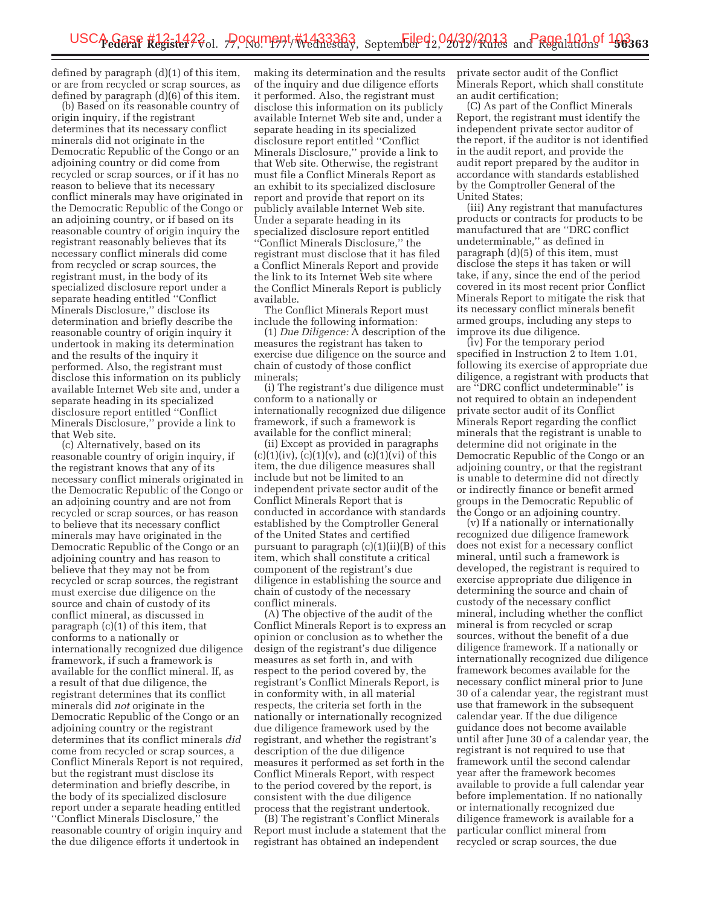defined by paragraph (d)(1) of this item, or are from recycled or scrap sources, as defined by paragraph (d)(6) of this item.

(b) Based on its reasonable country of origin inquiry, if the registrant determines that its necessary conflict minerals did not originate in the Democratic Republic of the Congo or an adjoining country or did come from recycled or scrap sources, or if it has no reason to believe that its necessary conflict minerals may have originated in the Democratic Republic of the Congo or an adjoining country, or if based on its reasonable country of origin inquiry the registrant reasonably believes that its necessary conflict minerals did come from recycled or scrap sources, the registrant must, in the body of its specialized disclosure report under a separate heading entitled "Conflict Minerals Disclosure," disclose its determination and briefly describe the reasonable country of origin inquiry it undertook in making its determination and the results of the inquiry it performed. Also, the registrant must disclose this information on its publicly available Internet Web site and, under a separate heading in its specialized disclosure report entitled "Conflict Minerals Disclosure," provide a link to that Web site.

(c) Alternatively, based on its reasonable country of origin inquiry, if the registrant knows that any of its necessary conflict minerals originated in the Democratic Republic of the Congo or an adjoining country and are not from recycled or scrap sources, or has reason to believe that its necessary conflict minerals may have originated in the Democratic Republic of the Congo or an adjoining country and has reason to believe that they may not be from recycled or scrap sources, the registrant must exercise due diligence on the source and chain of custody of its conflict mineral, as discussed in paragraph (c)(1) of this item, that conforms to a nationally or internationally recognized due diligence framework, if such a framework is available for the conflict mineral. If, as a result of that due diligence, the registrant determines that its conflict minerals did *not* originate in the Democratic Republic of the Congo or an adjoining country or the registrant determines that its conflict minerals *did* come from recycled or scrap sources, a Conflict Minerals Report is not required, but the registrant must disclose its determination and briefly describe, in the body of its specialized disclosure report under a separate heading entitled "Conflict Minerals Disclosure," the reasonable country of origin inquiry and the due diligence efforts it undertook in making its determination and the results of the inquiry and due diligence efforts it performed. Also, the registrant must disclose this information on its publicly available Internet Web site and, under a separate heading in its specialized disclosure report entitled "Conflict Minerals Disclosure," provide a link to that Web site. Otherwise, the registrant must file a Conflict Minerals Report as an exhibit to its specialized disclosure report and provide that report on its publicly available Internet Web site. Under a separate heading in its specialized disclosure report entitled "Conflict Minerals Disclosure," the registrant must disclose that it has filed a Conflict Minerals Report and provide the link to its Internet Web site where the Conflict Minerals Report is publicly available.

The Conflict Minerals Report must include the following information:

(1) *Due Diligence:* A description of the measures the registrant has taken to exercise due diligence on the source and chain of custody of those conflict minerals;

(i) The registrant's due diligence must conform to a nationally or internationally recognized due diligence framework, if such a framework is available for the conflict mineral;

(ii) Except as provided in paragraphs (c)(1)(iv), (c)(1)(v), and (c)(1)(vi) of this item, the due diligence measures shall include but not be limited to an independent private sector audit of the Conflict Minerals Report that is conducted in accordance with standards established by the Comptroller General of the United States and certified pursuant to paragraph (c)(1)(ii)(B) of this item, which shall constitute a critical component of the registrant's due diligence in establishing the source and chain of custody of the necessary conflict minerals.

(A) The objective of the audit of the Conflict Minerals Report is to express an opinion or conclusion as to whether the design of the registrant's due diligence measures as set forth in, and with respect to the period covered by, the registrant's Conflict Minerals Report, is in conformity with, in all material respects, the criteria set forth in the nationally or internationally recognized due diligence framework used by the registrant, and whether the registrant's description of the due diligence measures it performed as set forth in the Conflict Minerals Report, with respect to the period covered by the report, is consistent with the due diligence process that the registrant undertook.

(B) The registrant's Conflict Minerals Report must include a statement that the registrant has obtained an independent private sector audit of the Conflict Minerals Report, which shall constitute an audit certification;

(C) As part of the Conflict Minerals Report, the registrant must identify the independent private sector auditor of the report, if the auditor is not identified in the audit report, and provide the audit report prepared by the auditor in accordance with standards established by the Comptroller General of the United States;

(iii) Any registrant that manufactures products or contracts for products to be manufactured that are "DRC conflict undeterminable," as defined in paragraph (d)(5) of this item, must disclose the steps it has taken or will take, if any, since the end of the period covered in its most recent prior Conflict Minerals Report to mitigate the risk that its necessary conflict minerals benefit armed groups, including any steps to improve its due diligence.

(iv) For the temporary period specified in Instruction 2 to Item 1.01, following its exercise of appropriate due diligence, a registrant with products that are "DRC conflict undeterminable" is not required to obtain an independent private sector audit of its Conflict Minerals Report regarding the conflict minerals that the registrant is unable to determine did not originate in the Democratic Republic of the Congo or an adjoining country, or that the registrant is unable to determine did not directly or indirectly finance or benefit armed groups in the Democratic Republic of the Congo or an adjoining country.

(v) If a nationally or internationally recognized due diligence framework does not exist for a necessary conflict mineral, until such a framework is developed, the registrant is required to exercise appropriate due diligence in determining the source and chain of custody of the necessary conflict mineral, including whether the conflict mineral is from recycled or scrap sources, without the benefit of a due diligence framework. If a nationally or internationally recognized due diligence framework becomes available for the necessary conflict mineral prior to June 30 of a calendar year, the registrant must use that framework in the subsequent calendar year. If the due diligence guidance does not become available until after June 30 of a calendar year, the registrant is not required to use that framework until the second calendar year after the framework becomes available to provide a full calendar year before implementation. If no nationally or internationally recognized due diligence framework is available for a particular conflict mineral from recycled or scrap sources, the due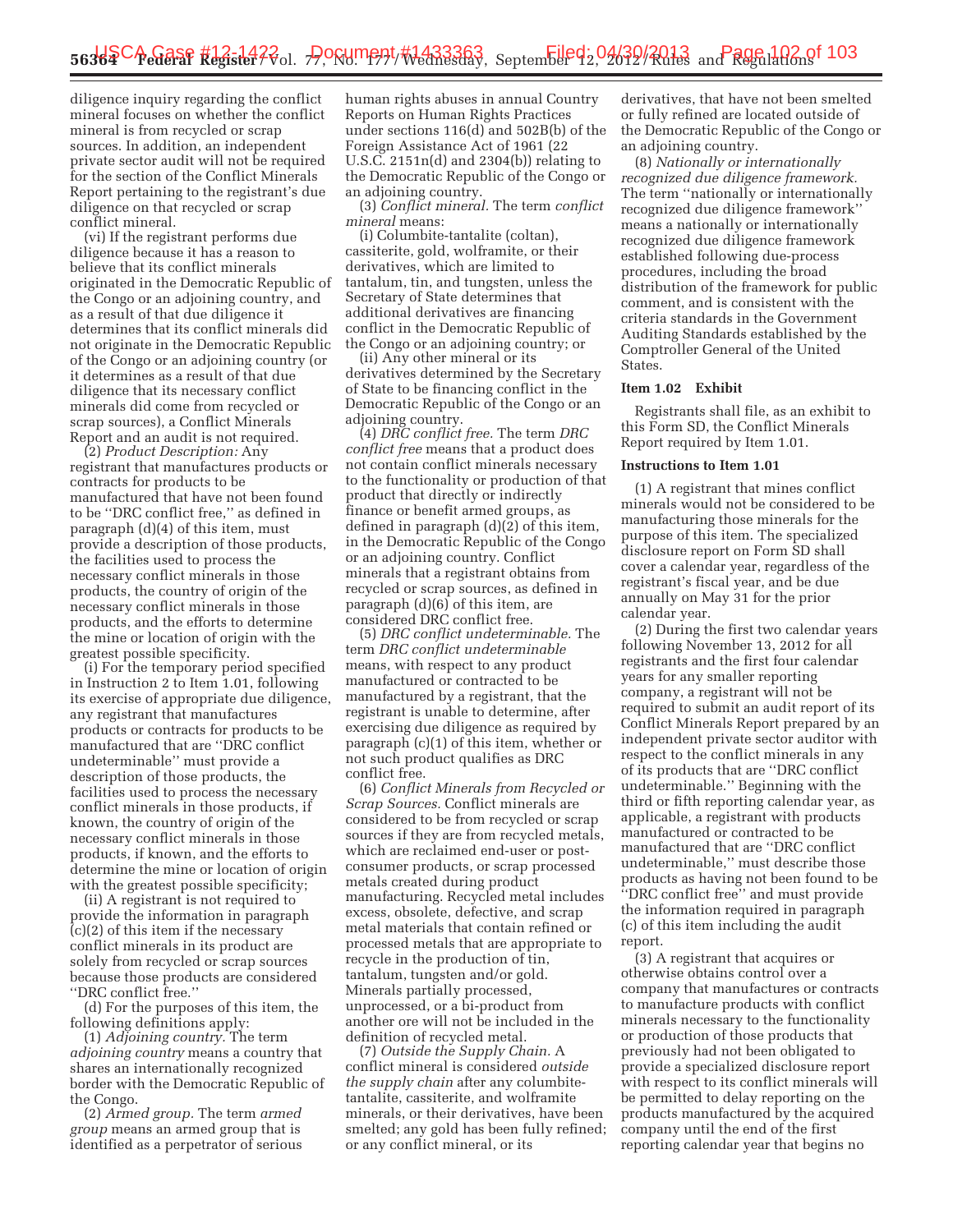diligence inquiry regarding the conflict mineral focuses on whether the conflict mineral is from recycled or scrap sources. In addition, an independent private sector audit will not be required for the section of the Conflict Minerals Report pertaining to the registrant's due diligence on that recycled or scrap conflict mineral.

(vi) If the registrant performs due diligence because it has a reason to believe that its conflict minerals originated in the Democratic Republic of the Congo or an adjoining country, and as a result of that due diligence it determines that its conflict minerals did not originate in the Democratic Republic of the Congo or an adjoining country (or it determines as a result of that due diligence that its necessary conflict minerals did come from recycled or scrap sources), a Conflict Minerals Report and an audit is not required.

(2) *Product Description:* Any registrant that manufactures products or contracts for products to be manufactured that have not been found to be ''DRC conflict free,'' as defined in paragraph (d)(4) of this item, must provide a description of those products, the facilities used to process the necessary conflict minerals in those products, the country of origin of the necessary conflict minerals in those products, and the efforts to determine the mine or location of origin with the greatest possible specificity.

(i) For the temporary period specified in Instruction 2 to Item 1.01, following its exercise of appropriate due diligence, any registrant that manufactures products or contracts for products to be manufactured that are ''DRC conflict undeterminable'' must provide a description of those products, the facilities used to process the necessary conflict minerals in those products, if known, the country of origin of the necessary conflict minerals in those products, if known, and the efforts to determine the mine or location of origin with the greatest possible specificity;

(ii) A registrant is not required to provide the information in paragraph (c)(2) of this item if the necessary conflict minerals in its product are solely from recycled or scrap sources because those products are considered ''DRC conflict free.''

(d) For the purposes of this item, the following definitions apply:

(1) *Adjoining country.* The term *adjoining country* means a country that shares an internationally recognized border with the Democratic Republic of the Congo.

(2) *Armed group.* The term *armed group* means an armed group that is identified as a perpetrator of serious human rights abuses in annual Country Reports on Human Rights Practices under sections 116(d) and 502B(b) of the Foreign Assistance Act of 1961 (22 U.S.C. 2151n(d) and 2304(b)) relating to the Democratic Republic of the Congo or an adjoining country.

(3) *Conflict mineral.* The term *conflict mineral* means:

(i) Columbite-tantalite (coltan), cassiterite, gold, wolframite, or their derivatives, which are limited to tantalum, tin, and tungsten, unless the Secretary of State determines that additional derivatives are financing conflict in the Democratic Republic of the Congo or an adjoining country; or

(ii) Any other mineral or its derivatives determined by the Secretary of State to be financing conflict in the Democratic Republic of the Congo or an adjoining country.

(4) *DRC conflict free.* The term *DRC conflict free* means that a product does not contain conflict minerals necessary to the functionality or production of that product that directly or indirectly finance or benefit armed groups, as defined in paragraph (d)(2) of this item, in the Democratic Republic of the Congo or an adjoining country. Conflict minerals that a registrant obtains from recycled or scrap sources, as defined in paragraph (d)(6) of this item, are considered DRC conflict free.

(5) *DRC conflict undeterminable.* The term *DRC conflict undeterminable* means, with respect to any product manufactured or contracted to be manufactured by a registrant, that the registrant is unable to determine, after exercising due diligence as required by paragraph (c)(1) of this item, whether or not such product qualifies as DRC conflict free.

(6) *Conflict Minerals from Recycled or Scrap Sources.* Conflict minerals are considered to be from recycled or scrap sources if they are from recycled metals, which are reclaimed end-user or post-consumer products, or scrap processed metals created during product manufacturing. Recycled metal includes excess, obsolete, defective, and scrap metal materials that contain refined or processed metals that are appropriate to recycle in the production of tin, tantalum, tungsten and/or gold. Minerals partially processed, unprocessed, or a bi-product from another ore will not be included in the definition of recycled metal.

(7) *Outside the Supply Chain.* A conflict mineral is considered *outside the supply chain* after any columbite-tantalite, cassiterite, and wolframite minerals, or their derivatives, have been smelted; any gold has been fully refined; or any conflict mineral, or its derivatives, that have not been smelted or fully refined are located outside of the Democratic Republic of the Congo or an adjoining country.

(8) *Nationally or internationally recognized due diligence framework.* The term ''nationally or internationally recognized due diligence framework'' means a nationally or internationally recognized due diligence framework established following due-process procedures, including the broad distribution of the framework for public comment, and is consistent with the criteria standards in the Government Auditing Standards established by the Comptroller General of the United States.

**Item 1.02 Exhibit**

Registrants shall file, as an exhibit to this Form SD, the Conflict Minerals Report required by Item 1.01.

**Instructions to Item 1.01**

(1) A registrant that mines conflict minerals would not be considered to be manufacturing those minerals for the purpose of this item. The specialized disclosure report on Form SD shall cover a calendar year, regardless of the registrant's fiscal year, and be due annually on May 31 for the prior calendar year.

(2) During the first two calendar years following November 13, 2012 for all registrants and the first four calendar years for any smaller reporting company, a registrant will not be required to submit an audit report of its Conflict Minerals Report prepared by an independent private sector auditor with respect to the conflict minerals in any of its products that are ''DRC conflict undeterminable.'' Beginning with the third or fifth reporting calendar year, as applicable, a registrant with products manufactured or contracted to be manufactured that are ''DRC conflict undeterminable,'' must describe those products as having not been found to be ''DRC conflict free'' and must provide the information required in paragraph (c) of this item including the audit report.

(3) A registrant that acquires or otherwise obtains control over a company that manufactures or contracts to manufacture products with conflict minerals necessary to the functionality or production of those products that previously had not been obligated to provide a specialized disclosure report with respect to its conflict minerals will be permitted to delay reporting on the products manufactured by the acquired company until the end of the first reporting calendar year that begins no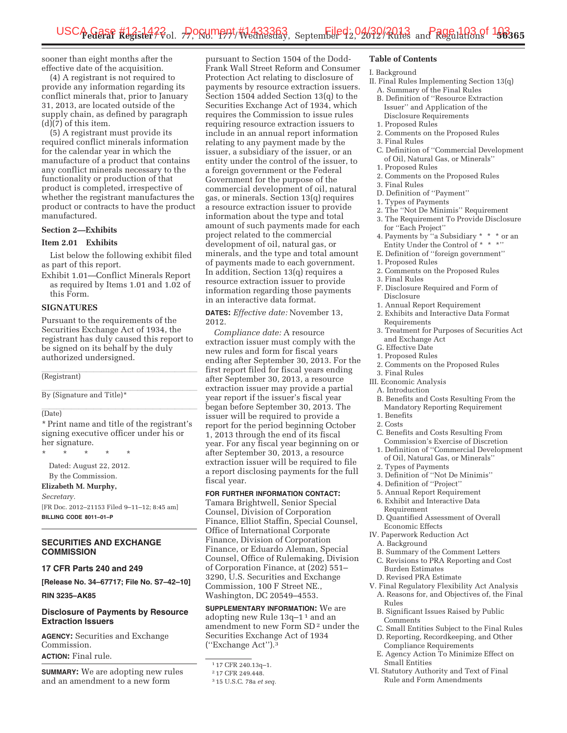sooner than eight months after the effective date of the acquisition.

(4) A registrant is not required to provide any information regarding its conflict minerals that, prior to January 31, 2013, are located outside of the supply chain, as defined by paragraph (d)(7) of this item.

(5) A registrant must provide its required conflict minerals information for the calendar year in which the manufacture of a product that contains any conflict minerals necessary to the functionality or production of that product is completed, irrespective of whether the registrant manufactures the product or contracts to have the product manufactured.

**Section 2—Exhibits**

**Item 2.01 Exhibits**

List below the following exhibit filed as part of this report.

Exhibit 1.01—Conflict Minerals Report as required by Items 1.01 and 1.02 of this Form.

**SIGNATURES**

Pursuant to the requirements of the Securities Exchange Act of 1934, the registrant has duly caused this report to be signed on its behalf by the duly authorized undersigned.

(Registrant)

By (Signature and Title)*

(Date)

* Print name and title of the registrant's signing executive officer under his or her signature.

\* \* \* \* \*

Dated: August 22, 2012.

By the Commission.

**Elizabeth M. Murphy,**

*Secretary.*

[FR Doc. 2012–21153 Filed 9–11–12; 8:45 am]

**BILLING CODE 8011–01–P**

## SECURITIES AND EXCHANGE COMMISSION

### 17 CFR Parts 240 and 249

**[Release No. 34–67717; File No. S7–42–10]**

**RIN 3235–AK85**

## Disclosure of Payments by Resource Extraction Issuers

**AGENCY:** Securities and Exchange Commission.

**ACTION:** Final rule.

**SUMMARY:** We are adopting new rules and an amendment to a new form pursuant to Section 1504 of the Dodd-Frank Wall Street Reform and Consumer Protection Act relating to disclosure of payments by resource extraction issuers. Section 1504 added Section 13(q) to the Securities Exchange Act of 1934, which requires the Commission to issue rules requiring resource extraction issuers to include in an annual report information relating to any payment made by the issuer, a subsidiary of the issuer, or an entity under the control of the issuer, to a foreign government or the Federal Government for the purpose of the commercial development of oil, natural gas, or minerals. Section 13(q) requires a resource extraction issuer to provide information about the type and total amount of such payments made for each project related to the commercial development of oil, natural gas, or minerals, and the type and total amount of payments made to each government. In addition, Section 13(q) requires a resource extraction issuer to provide information regarding those payments in an interactive data format.

**DATES:** *Effective date:* November 13, 2012.

*Compliance date:* A resource extraction issuer must comply with the new rules and form for fiscal years ending after September 30, 2013. For the first report filed for fiscal years ending after September 30, 2013, a resource extraction issuer may provide a partial year report if the issuer's fiscal year began before September 30, 2013. The issuer will be required to provide a report for the period beginning October 1, 2013 through the end of its fiscal year. For any fiscal year beginning on or after September 30, 2013, a resource extraction issuer will be required to file a report disclosing payments for the full fiscal year.

**FOR FURTHER INFORMATION CONTACT:** Tamara Brightwell, Senior Special Counsel, Division of Corporation Finance, Elliot Staffin, Special Counsel, Office of International Corporate Finance, Division of Corporation Finance, or Eduardo Aleman, Special Counsel, Office of Rulemaking, Division of Corporation Finance, at (202) 551–3290, U.S. Securities and Exchange Commission, 100 F Street NE., Washington, DC 20549–4553.

**SUPPLEMENTARY INFORMATION:** We are adopting new Rule 13q–1 [1] and an amendment to new Form SD [2] under the Securities Exchange Act of 1934 ("Exchange Act").[3]

[1] 17 CFR 240.13q–1.

[2] 17 CFR 249.448.

[3] 15 U.S.C. 78a *et seq.*

**Table of Contents**

I. Background
II. Final Rules Implementing Section 13(q)
  A. Summary of the Final Rules
  B. Definition of "Resource Extraction Issuer" and Application of the Disclosure Requirements
    1. Proposed Rules
    2. Comments on the Proposed Rules
    3. Final Rules
  C. Definition of "Commercial Development of Oil, Natural Gas, or Minerals"
    1. Proposed Rules
    2. Comments on the Proposed Rules
    3. Final Rules
  D. Definition of "Payment"
    1. Types of Payments
    2. The "Not De Minimis" Requirement
    3. The Requirement To Provide Disclosure for "Each Project"
    4. Payments by "a Subsidiary * * * or an Entity Under the Control of * * *"
  E. Definition of "foreign government"
    1. Proposed Rules
    2. Comments on the Proposed Rules
    3. Final Rules
  F. Disclosure Required and Form of Disclosure
    1. Annual Report Requirement
    2. Exhibits and Interactive Data Format Requirements
    3. Treatment for Purposes of Securities Act and Exchange Act
  G. Effective Date
    1. Proposed Rules
    2. Comments on the Proposed Rules
    3. Final Rules
III. Economic Analysis
  A. Introduction
  B. Benefits and Costs Resulting From the Mandatory Reporting Requirement
    1. Benefits
    2. Costs
  C. Benefits and Costs Resulting From Commission's Exercise of Discretion
    1. Definition of "Commercial Development of Oil, Natural Gas, or Minerals"
    2. Types of Payments
    3. Definition of "Not De Minimis"
    4. Definition of "Project"
    5. Annual Report Requirement
    6. Exhibit and Interactive Data Requirement
  D. Quantified Assessment of Overall Economic Effects
IV. Paperwork Reduction Act
  A. Background
  B. Summary of the Comment Letters
  C. Revisions to PRA Reporting and Cost Burden Estimates
  D. Revised PRA Estimate
V. Final Regulatory Flexibility Act Analysis
  A. Reasons for, and Objectives of, the Final Rules
  B. Significant Issues Raised by Public Comments
  C. Small Entities Subject to the Final Rules
  D. Reporting, Recordkeeping, and Other Compliance Requirements
  E. Agency Action To Minimize Effect on Small Entities
VI. Statutory Authority and Text of Final Rule and Form Amendments